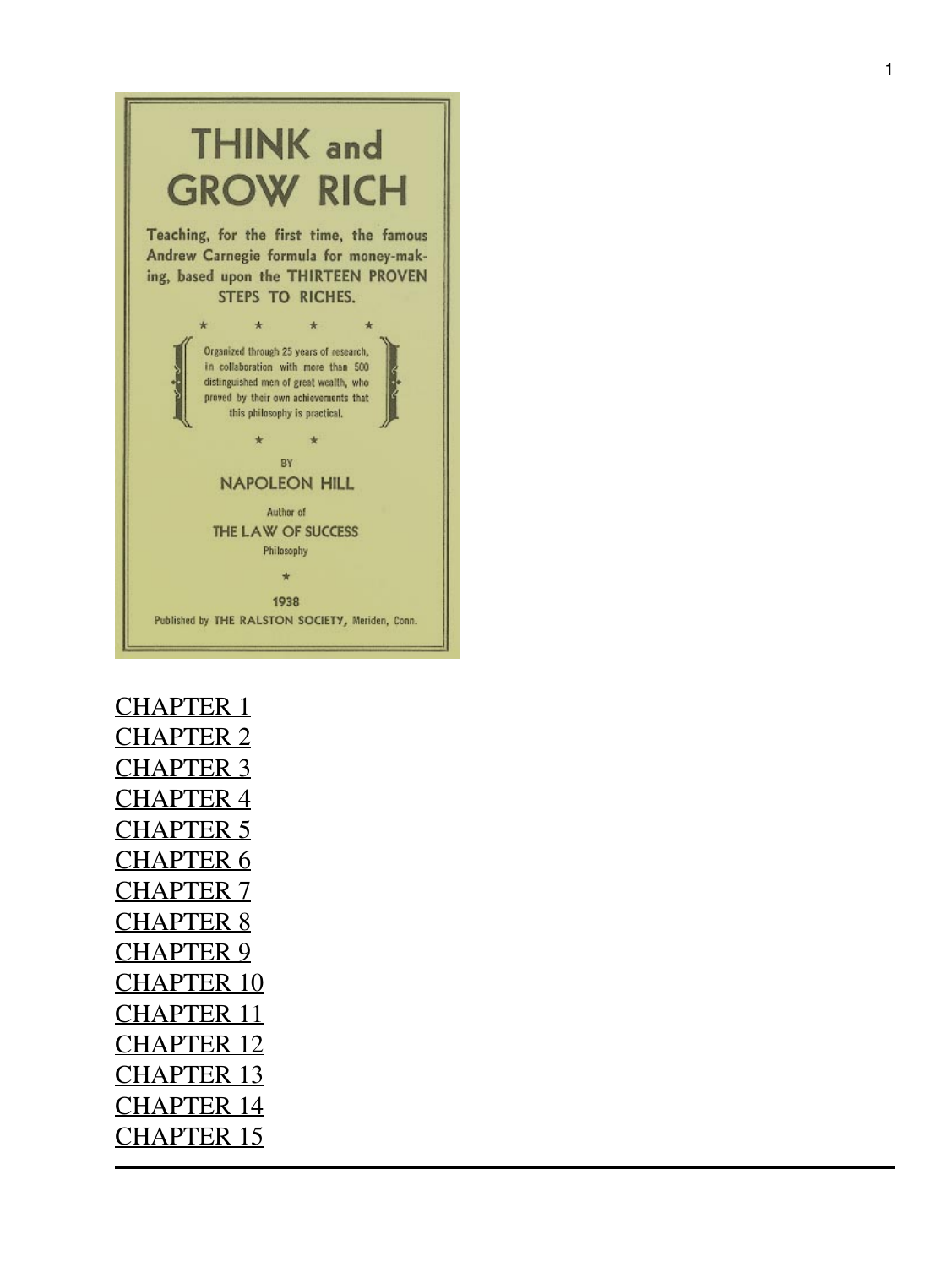# THINK and GROW RICH

Teaching, for the first time, the famous Andrew Carnegie formula for money-making, based upon the THIRTEEN PROVEN STEPS TO RICHES.

\* \* \* \*

Organized through 25 years of research, in collaboration with more than 500 distinguished men of great wealth, who proved by their own achievements that this philosophy is practical.

\* \*

BY

NAPOLEON HILL

Author of

THE LAW OF SUCCESS

Philosophy

\*

1938

Published by THE RALSTON SOCIETY, Meriden, Conn.

CHAPTER 1
CHAPTER 2
CHAPTER 3
CHAPTER 4
CHAPTER 5
CHAPTER 6
CHAPTER 7
CHAPTER 8
CHAPTER 9
CHAPTER 10
CHAPTER 11
CHAPTER 12
CHAPTER 13
CHAPTER 14
CHAPTER 15

---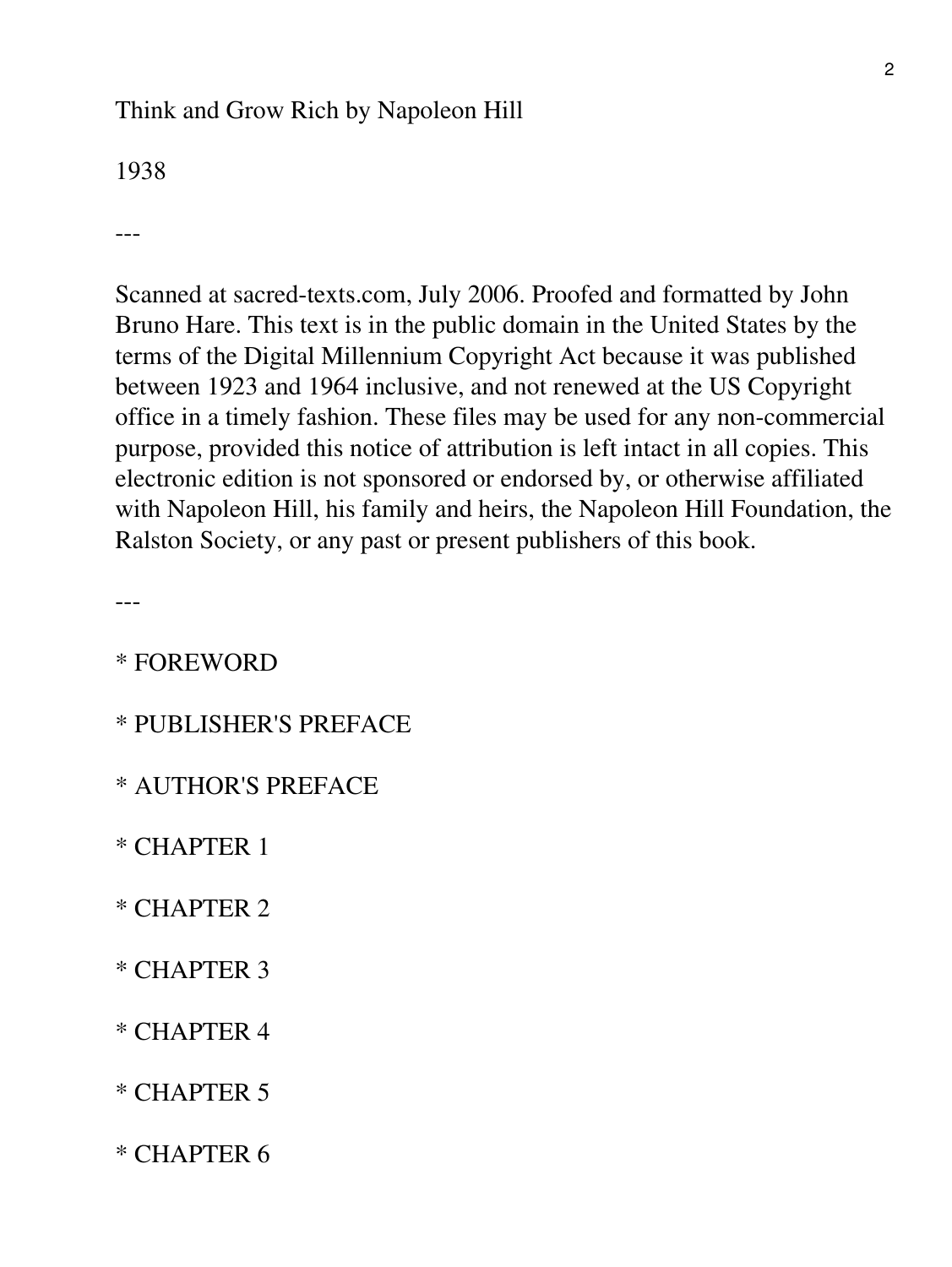Think and Grow Rich by Napoleon Hill

1938

---

Scanned at sacred-texts.com, July 2006. Proofed and formatted by John Bruno Hare. This text is in the public domain in the United States by the terms of the Digital Millennium Copyright Act because it was published between 1923 and 1964 inclusive, and not renewed at the US Copyright office in a timely fashion. These files may be used for any non-commercial purpose, provided this notice of attribution is left intact in all copies. This electronic edition is not sponsored or endorsed by, or otherwise affiliated with Napoleon Hill, his family and heirs, the Napoleon Hill Foundation, the Ralston Society, or any past or present publishers of this book.

---

* FOREWORD

* PUBLISHER'S PREFACE

* AUTHOR'S PREFACE

* CHAPTER 1

* CHAPTER 2

* CHAPTER 3

* CHAPTER 4

* CHAPTER 5

* CHAPTER 6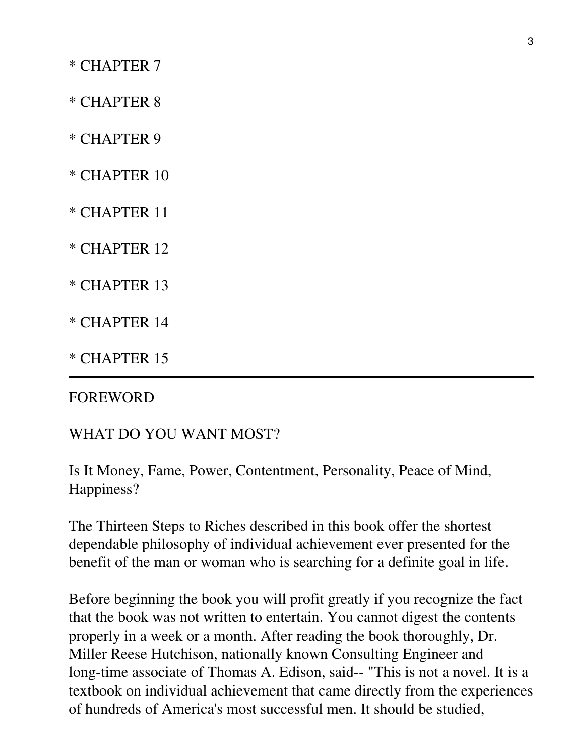* CHAPTER 7

* CHAPTER 8

* CHAPTER 9

* CHAPTER 10

* CHAPTER 11

* CHAPTER 12

* CHAPTER 13

* CHAPTER 14

* CHAPTER 15

---

FOREWORD

WHAT DO YOU WANT MOST?

Is It Money, Fame, Power, Contentment, Personality, Peace of Mind, Happiness?

The Thirteen Steps to Riches described in this book offer the shortest dependable philosophy of individual achievement ever presented for the benefit of the man or woman who is searching for a definite goal in life.

Before beginning the book you will profit greatly if you recognize the fact that the book was not written to entertain. You cannot digest the contents properly in a week or a month. After reading the book thoroughly, Dr. Miller Reese Hutchison, nationally known Consulting Engineer and long-time associate of Thomas A. Edison, said-- "This is not a novel. It is a textbook on individual achievement that came directly from the experiences of hundreds of America's most successful men. It should be studied,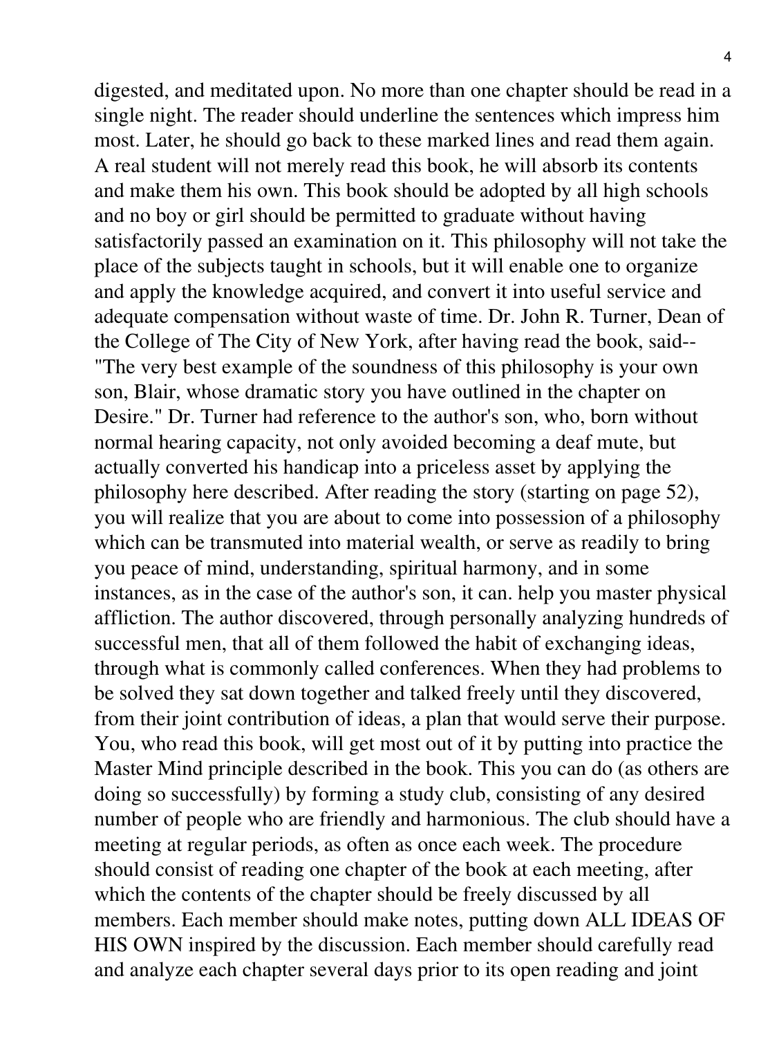digested, and meditated upon. No more than one chapter should be read in a single night. The reader should underline the sentences which impress him most. Later, he should go back to these marked lines and read them again. A real student will not merely read this book, he will absorb its contents and make them his own. This book should be adopted by all high schools and no boy or girl should be permitted to graduate without having satisfactorily passed an examination on it. This philosophy will not take the place of the subjects taught in schools, but it will enable one to organize and apply the knowledge acquired, and convert it into useful service and adequate compensation without waste of time. Dr. John R. Turner, Dean of the College of The City of New York, after having read the book, said-- "The very best example of the soundness of this philosophy is your own son, Blair, whose dramatic story you have outlined in the chapter on Desire." Dr. Turner had reference to the author's son, who, born without normal hearing capacity, not only avoided becoming a deaf mute, but actually converted his handicap into a priceless asset by applying the philosophy here described. After reading the story (starting on page 52), you will realize that you are about to come into possession of a philosophy which can be transmuted into material wealth, or serve as readily to bring you peace of mind, understanding, spiritual harmony, and in some instances, as in the case of the author's son, it can. help you master physical affliction. The author discovered, through personally analyzing hundreds of successful men, that all of them followed the habit of exchanging ideas, through what is commonly called conferences. When they had problems to be solved they sat down together and talked freely until they discovered, from their joint contribution of ideas, a plan that would serve their purpose. You, who read this book, will get most out of it by putting into practice the Master Mind principle described in the book. This you can do (as others are doing so successfully) by forming a study club, consisting of any desired number of people who are friendly and harmonious. The club should have a meeting at regular periods, as often as once each week. The procedure should consist of reading one chapter of the book at each meeting, after which the contents of the chapter should be freely discussed by all members. Each member should make notes, putting down ALL IDEAS OF HIS OWN inspired by the discussion. Each member should carefully read and analyze each chapter several days prior to its open reading and joint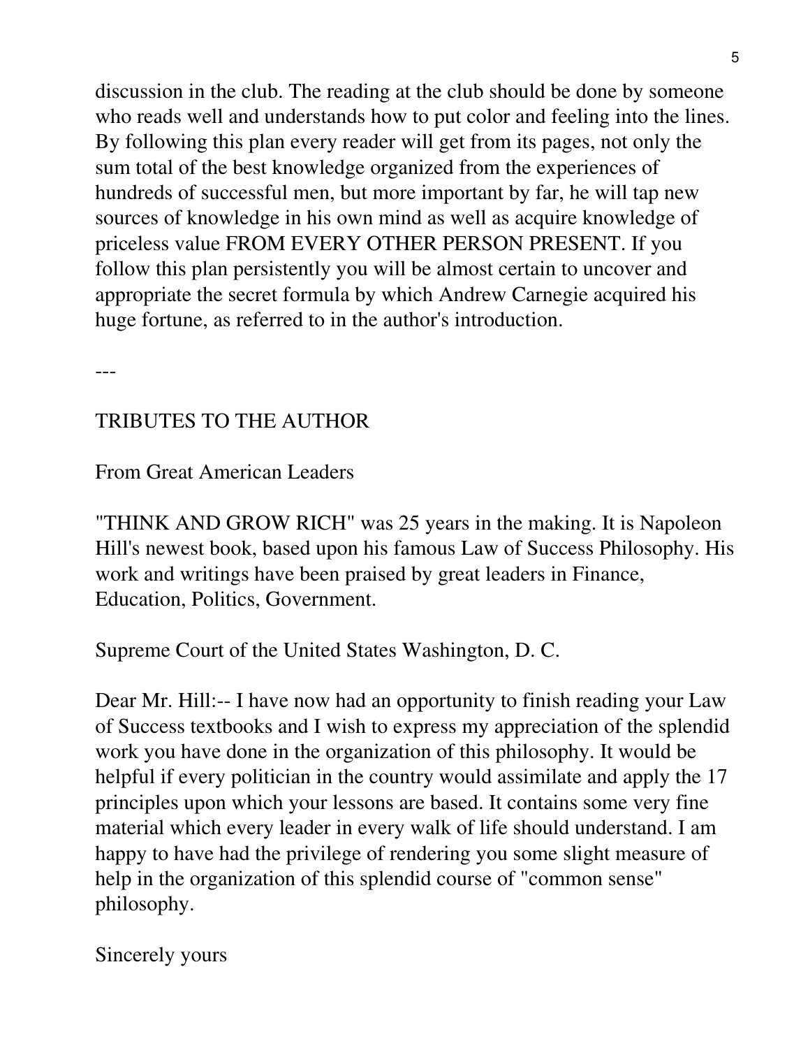discussion in the club. The reading at the club should be done by someone who reads well and understands how to put color and feeling into the lines. By following this plan every reader will get from its pages, not only the sum total of the best knowledge organized from the experiences of hundreds of successful men, but more important by far, he will tap new sources of knowledge in his own mind as well as acquire knowledge of priceless value FROM EVERY OTHER PERSON PRESENT. If you follow this plan persistently you will be almost certain to uncover and appropriate the secret formula by which Andrew Carnegie acquired his huge fortune, as referred to in the author's introduction.

---

TRIBUTES TO THE AUTHOR

From Great American Leaders

"THINK AND GROW RICH" was 25 years in the making. It is Napoleon Hill's newest book, based upon his famous Law of Success Philosophy. His work and writings have been praised by great leaders in Finance, Education, Politics, Government.

Supreme Court of the United States Washington, D. C.

Dear Mr. Hill:-- I have now had an opportunity to finish reading your Law of Success textbooks and I wish to express my appreciation of the splendid work you have done in the organization of this philosophy. It would be helpful if every politician in the country would assimilate and apply the 17 principles upon which your lessons are based. It contains some very fine material which every leader in every walk of life should understand. I am happy to have had the privilege of rendering you some slight measure of help in the organization of this splendid course of "common sense" philosophy.

Sincerely yours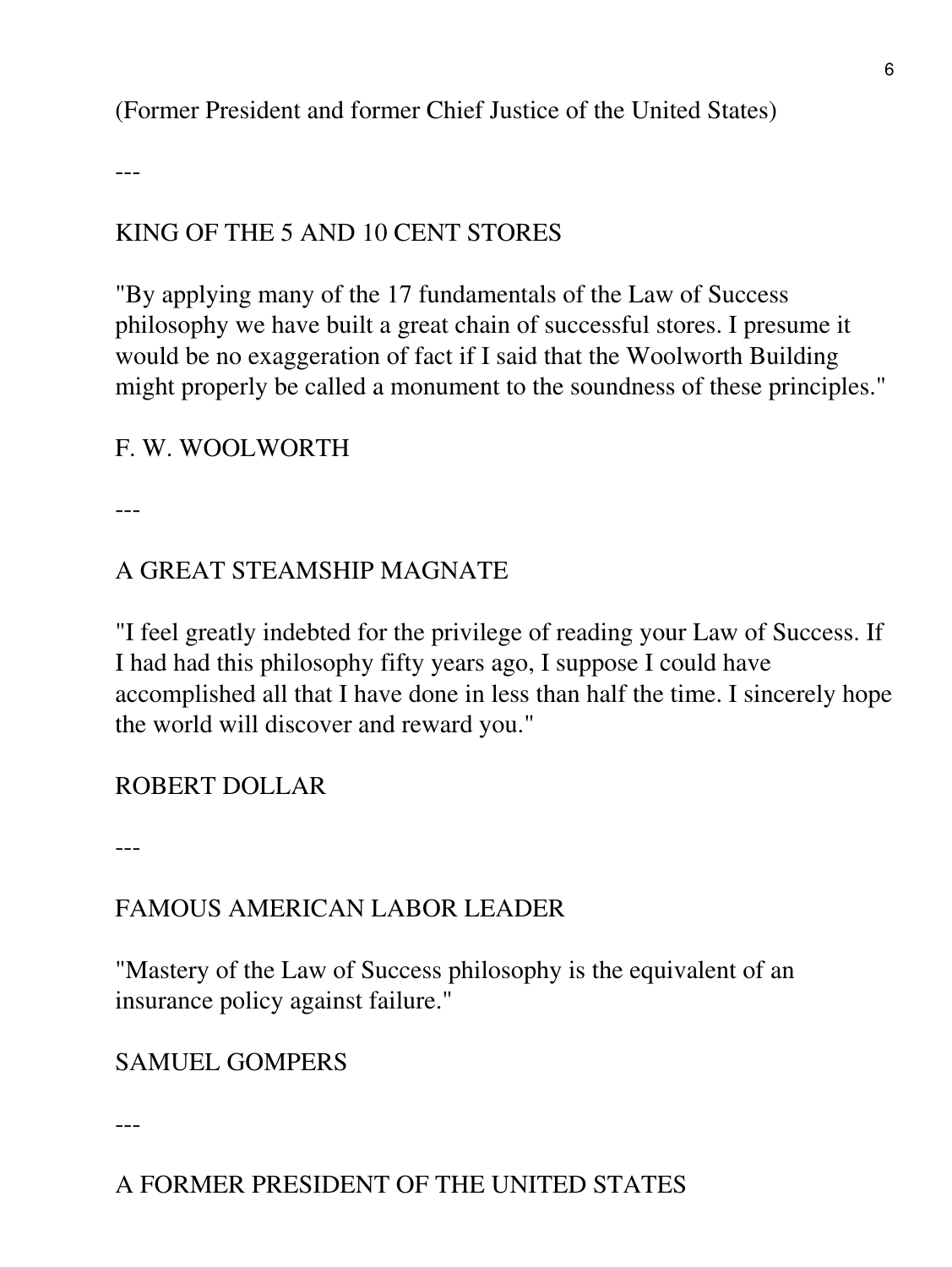(Former President and former Chief Justice of the United States)

---

KING OF THE 5 AND 10 CENT STORES

"By applying many of the 17 fundamentals of the Law of Success philosophy we have built a great chain of successful stores. I presume it would be no exaggeration of fact if I said that the Woolworth Building might properly be called a monument to the soundness of these principles."

F. W. WOOLWORTH

---

A GREAT STEAMSHIP MAGNATE

"I feel greatly indebted for the privilege of reading your Law of Success. If I had had this philosophy fifty years ago, I suppose I could have accomplished all that I have done in less than half the time. I sincerely hope the world will discover and reward you."

ROBERT DOLLAR

---

FAMOUS AMERICAN LABOR LEADER

"Mastery of the Law of Success philosophy is the equivalent of an insurance policy against failure."

SAMUEL GOMPERS

---

A FORMER PRESIDENT OF THE UNITED STATES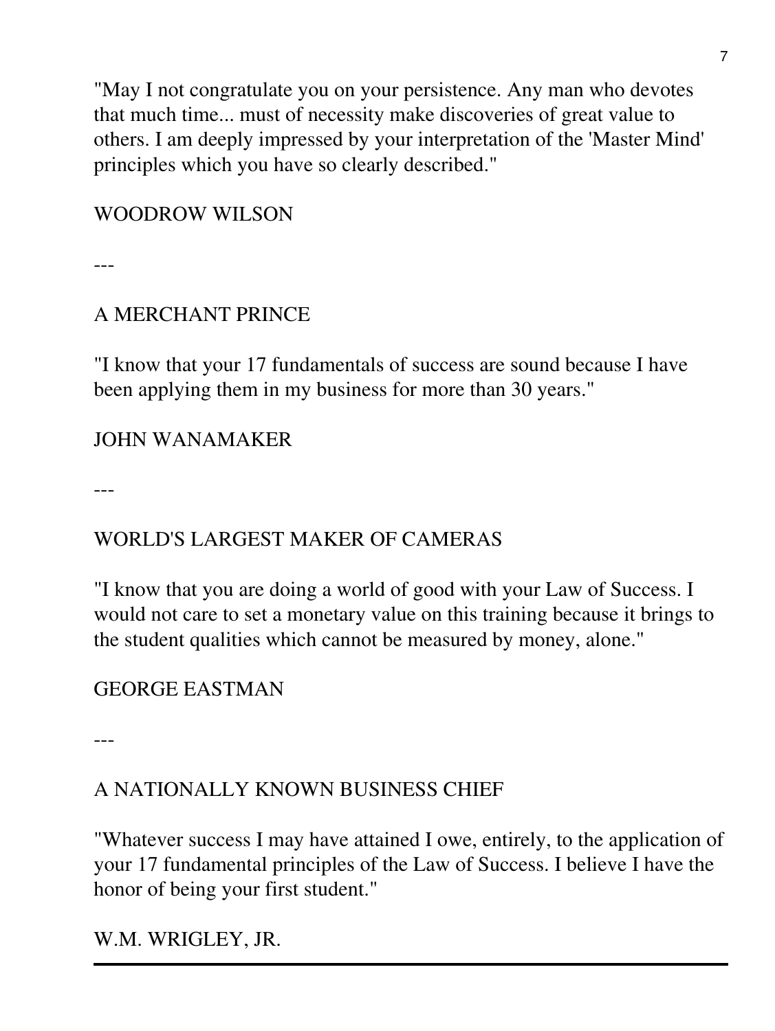"May I not congratulate you on your persistence. Any man who devotes that much time... must of necessity make discoveries of great value to others. I am deeply impressed by your interpretation of the 'Master Mind' principles which you have so clearly described."

WOODROW WILSON

---

A MERCHANT PRINCE

"I know that your 17 fundamentals of success are sound because I have been applying them in my business for more than 30 years."

JOHN WANAMAKER

---

WORLD'S LARGEST MAKER OF CAMERAS

"I know that you are doing a world of good with your Law of Success. I would not care to set a monetary value on this training because it brings to the student qualities which cannot be measured by money, alone."

GEORGE EASTMAN

---

A NATIONALLY KNOWN BUSINESS CHIEF

"Whatever success I may have attained I owe, entirely, to the application of your 17 fundamental principles of the Law of Success. I believe I have the honor of being your first student."

W.M. WRIGLEY, JR.

---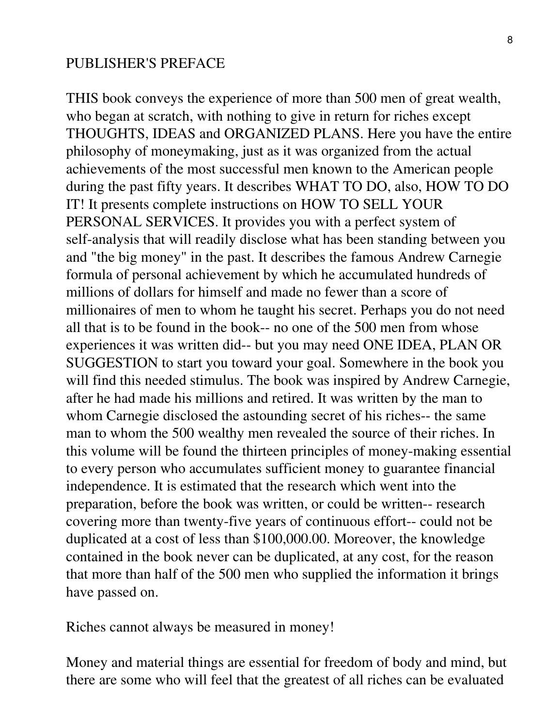## PUBLISHER'S PREFACE

THIS book conveys the experience of more than 500 men of great wealth, who began at scratch, with nothing to give in return for riches except THOUGHTS, IDEAS and ORGANIZED PLANS. Here you have the entire philosophy of moneymaking, just as it was organized from the actual achievements of the most successful men known to the American people during the past fifty years. It describes WHAT TO DO, also, HOW TO DO IT! It presents complete instructions on HOW TO SELL YOUR PERSONAL SERVICES. It provides you with a perfect system of self-analysis that will readily disclose what has been standing between you and "the big money" in the past. It describes the famous Andrew Carnegie formula of personal achievement by which he accumulated hundreds of millions of dollars for himself and made no fewer than a score of millionaires of men to whom he taught his secret. Perhaps you do not need all that is to be found in the book-- no one of the 500 men from whose experiences it was written did-- but you may need ONE IDEA, PLAN OR SUGGESTION to start you toward your goal. Somewhere in the book you will find this needed stimulus. The book was inspired by Andrew Carnegie, after he had made his millions and retired. It was written by the man to whom Carnegie disclosed the astounding secret of his riches-- the same man to whom the 500 wealthy men revealed the source of their riches. In this volume will be found the thirteen principles of money-making essential to every person who accumulates sufficient money to guarantee financial independence. It is estimated that the research which went into the preparation, before the book was written, or could be written-- research covering more than twenty-five years of continuous effort-- could not be duplicated at a cost of less than $100,000.00. Moreover, the knowledge contained in the book never can be duplicated, at any cost, for the reason that more than half of the 500 men who supplied the information it brings have passed on.

Riches cannot always be measured in money!

Money and material things are essential for freedom of body and mind, but there are some who will feel that the greatest of all riches can be evaluated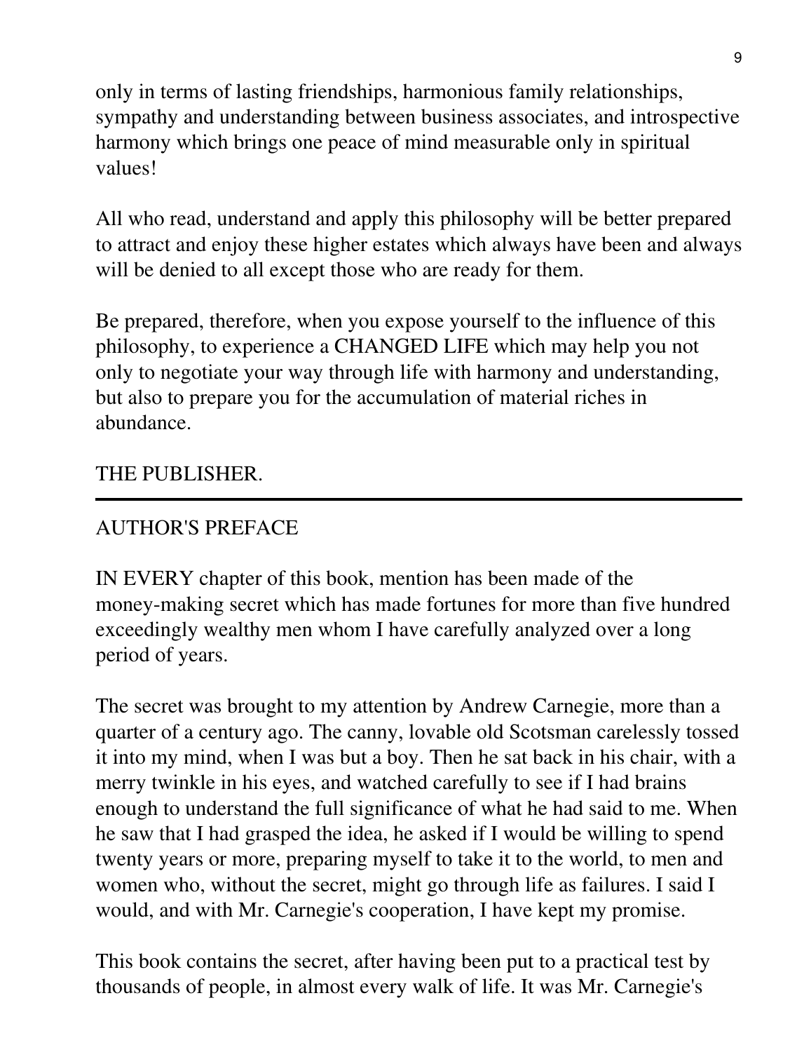only in terms of lasting friendships, harmonious family relationships, sympathy and understanding between business associates, and introspective harmony which brings one peace of mind measurable only in spiritual values!

All who read, understand and apply this philosophy will be better prepared to attract and enjoy these higher estates which always have been and always will be denied to all except those who are ready for them.

Be prepared, therefore, when you expose yourself to the influence of this philosophy, to experience a CHANGED LIFE which may help you not only to negotiate your way through life with harmony and understanding, but also to prepare you for the accumulation of material riches in abundance.

THE PUBLISHER.

---

## AUTHOR'S PREFACE

IN EVERY chapter of this book, mention has been made of the money-making secret which has made fortunes for more than five hundred exceedingly wealthy men whom I have carefully analyzed over a long period of years.

The secret was brought to my attention by Andrew Carnegie, more than a quarter of a century ago. The canny, lovable old Scotsman carelessly tossed it into my mind, when I was but a boy. Then he sat back in his chair, with a merry twinkle in his eyes, and watched carefully to see if I had brains enough to understand the full significance of what he had said to me. When he saw that I had grasped the idea, he asked if I would be willing to spend twenty years or more, preparing myself to take it to the world, to men and women who, without the secret, might go through life as failures. I said I would, and with Mr. Carnegie's cooperation, I have kept my promise.

This book contains the secret, after having been put to a practical test by thousands of people, in almost every walk of life. It was Mr. Carnegie's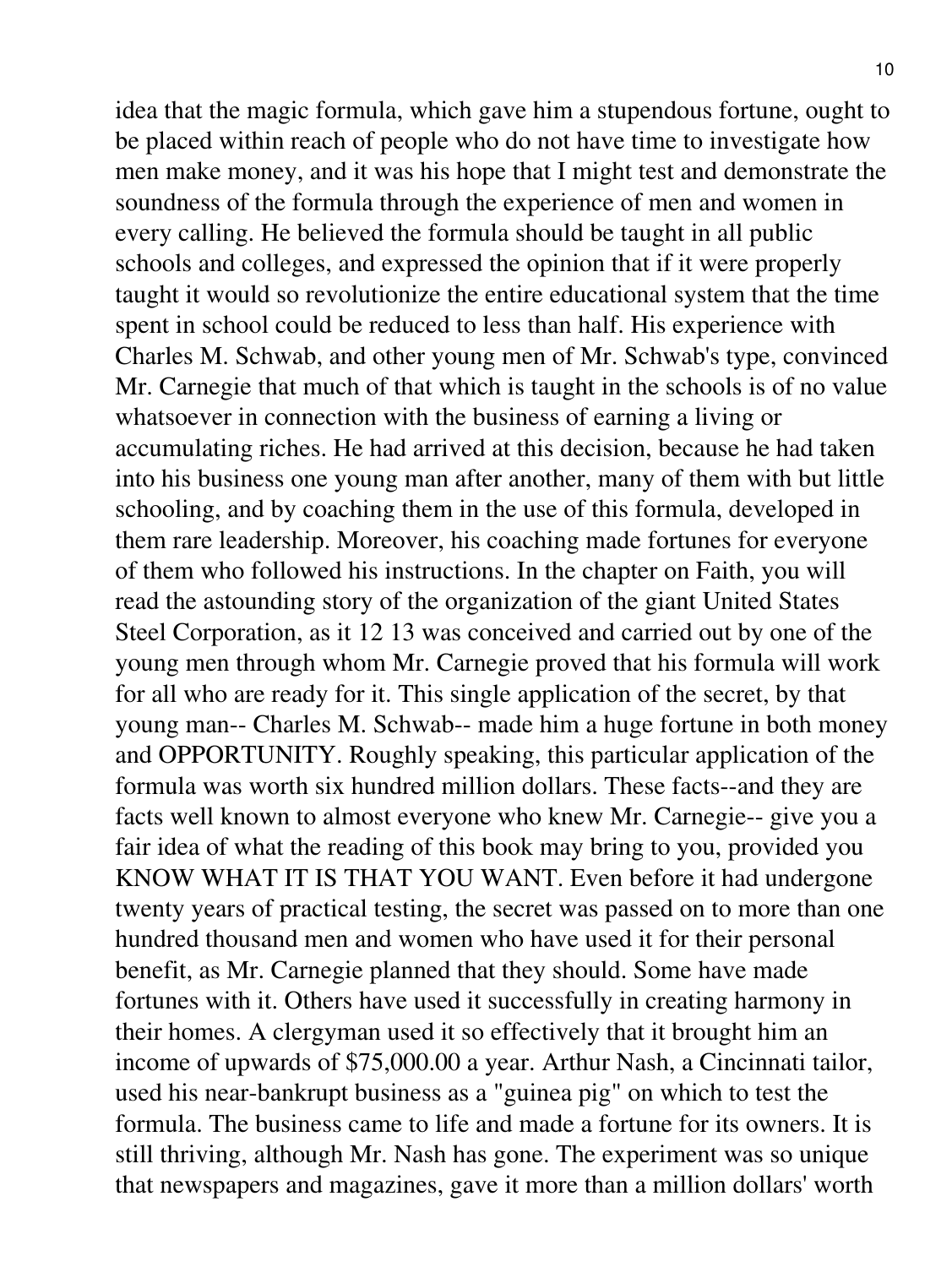idea that the magic formula, which gave him a stupendous fortune, ought to be placed within reach of people who do not have time to investigate how men make money, and it was his hope that I might test and demonstrate the soundness of the formula through the experience of men and women in every calling. He believed the formula should be taught in all public schools and colleges, and expressed the opinion that if it were properly taught it would so revolutionize the entire educational system that the time spent in school could be reduced to less than half. His experience with Charles M. Schwab, and other young men of Mr. Schwab's type, convinced Mr. Carnegie that much of that which is taught in the schools is of no value whatsoever in connection with the business of earning a living or accumulating riches. He had arrived at this decision, because he had taken into his business one young man after another, many of them with but little schooling, and by coaching them in the use of this formula, developed in them rare leadership. Moreover, his coaching made fortunes for everyone of them who followed his instructions. In the chapter on Faith, you will read the astounding story of the organization of the giant United States Steel Corporation, as it 12 13 was conceived and carried out by one of the young men through whom Mr. Carnegie proved that his formula will work for all who are ready for it. This single application of the secret, by that young man-- Charles M. Schwab-- made him a huge fortune in both money and OPPORTUNITY. Roughly speaking, this particular application of the formula was worth six hundred million dollars. These facts--and they are facts well known to almost everyone who knew Mr. Carnegie-- give you a fair idea of what the reading of this book may bring to you, provided you KNOW WHAT IT IS THAT YOU WANT. Even before it had undergone twenty years of practical testing, the secret was passed on to more than one hundred thousand men and women who have used it for their personal benefit, as Mr. Carnegie planned that they should. Some have made fortunes with it. Others have used it successfully in creating harmony in their homes. A clergyman used it so effectively that it brought him an income of upwards of $75,000.00 a year. Arthur Nash, a Cincinnati tailor, used his near-bankrupt business as a "guinea pig" on which to test the formula. The business came to life and made a fortune for its owners. It is still thriving, although Mr. Nash has gone. The experiment was so unique that newspapers and magazines, gave it more than a million dollars' worth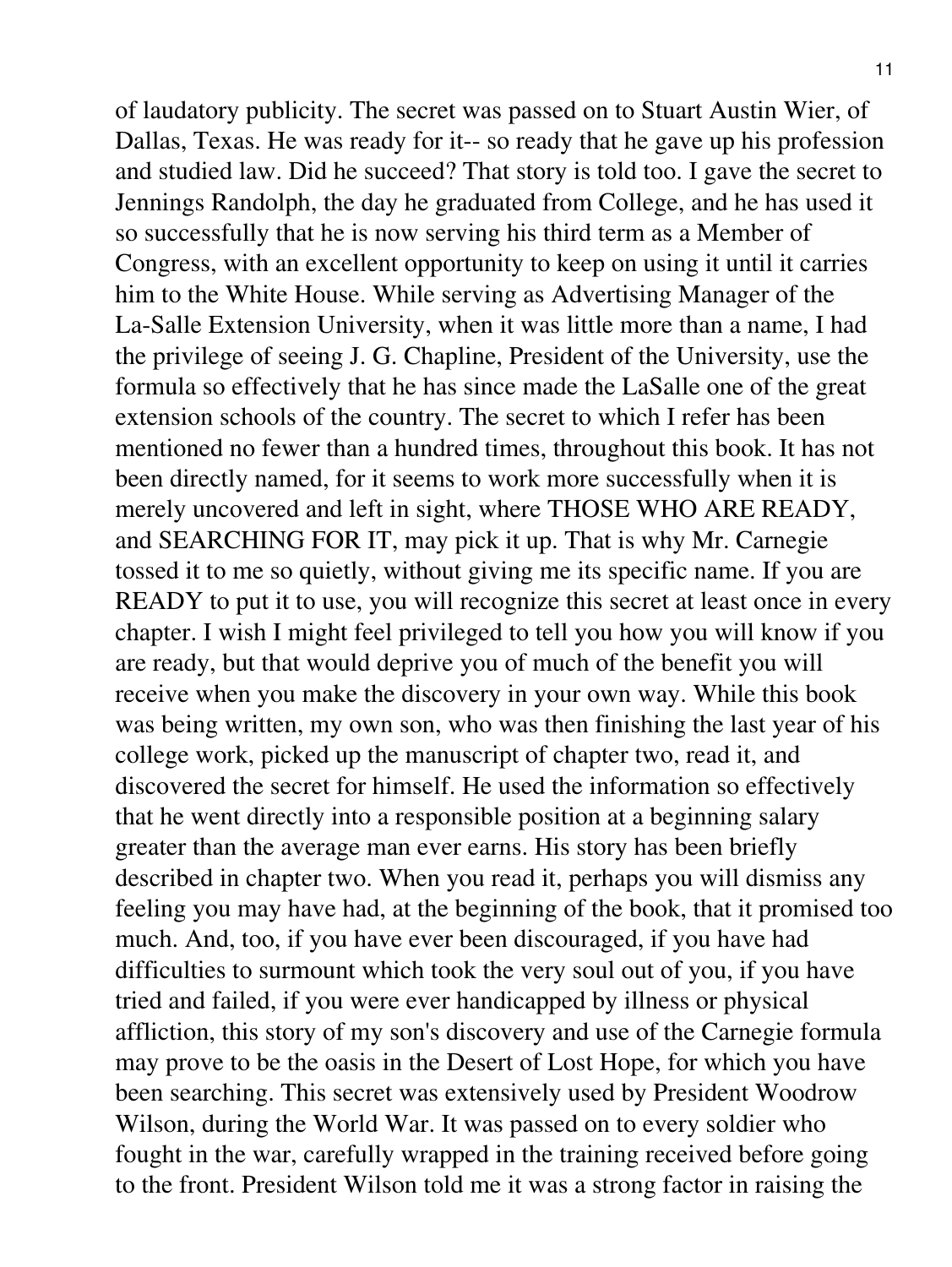of laudatory publicity. The secret was passed on to Stuart Austin Wier, of Dallas, Texas. He was ready for it-- so ready that he gave up his profession and studied law. Did he succeed? That story is told too. I gave the secret to Jennings Randolph, the day he graduated from College, and he has used it so successfully that he is now serving his third term as a Member of Congress, with an excellent opportunity to keep on using it until it carries him to the White House. While serving as Advertising Manager of the La-Salle Extension University, when it was little more than a name, I had the privilege of seeing J. G. Chapline, President of the University, use the formula so effectively that he has since made the LaSalle one of the great extension schools of the country. The secret to which I refer has been mentioned no fewer than a hundred times, throughout this book. It has not been directly named, for it seems to work more successfully when it is merely uncovered and left in sight, where THOSE WHO ARE READY, and SEARCHING FOR IT, may pick it up. That is why Mr. Carnegie tossed it to me so quietly, without giving me its specific name. If you are READY to put it to use, you will recognize this secret at least once in every chapter. I wish I might feel privileged to tell you how you will know if you are ready, but that would deprive you of much of the benefit you will receive when you make the discovery in your own way. While this book was being written, my own son, who was then finishing the last year of his college work, picked up the manuscript of chapter two, read it, and discovered the secret for himself. He used the information so effectively that he went directly into a responsible position at a beginning salary greater than the average man ever earns. His story has been briefly described in chapter two. When you read it, perhaps you will dismiss any feeling you may have had, at the beginning of the book, that it promised too much. And, too, if you have ever been discouraged, if you have had difficulties to surmount which took the very soul out of you, if you have tried and failed, if you were ever handicapped by illness or physical affliction, this story of my son's discovery and use of the Carnegie formula may prove to be the oasis in the Desert of Lost Hope, for which you have been searching. This secret was extensively used by President Woodrow Wilson, during the World War. It was passed on to every soldier who fought in the war, carefully wrapped in the training received before going to the front. President Wilson told me it was a strong factor in raising the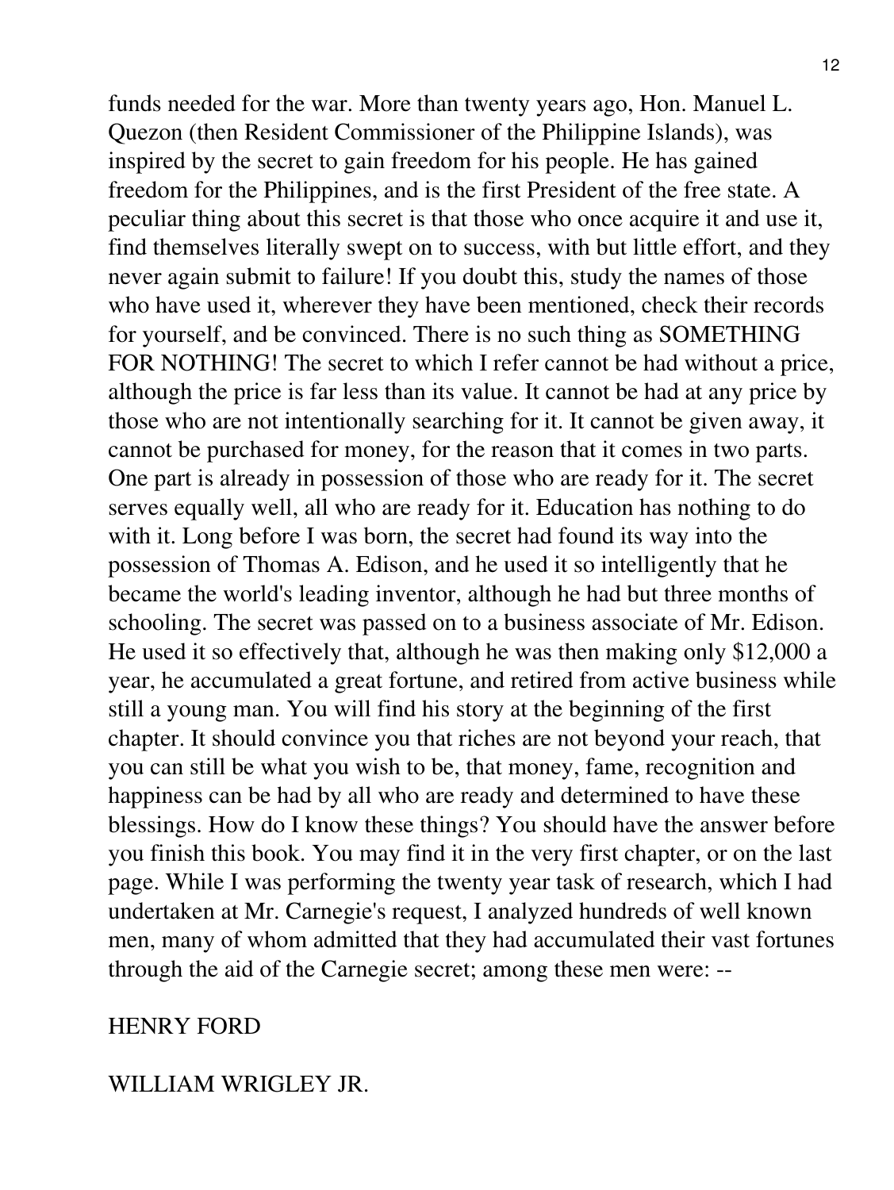funds needed for the war. More than twenty years ago, Hon. Manuel L. Quezon (then Resident Commissioner of the Philippine Islands), was inspired by the secret to gain freedom for his people. He has gained freedom for the Philippines, and is the first President of the free state. A peculiar thing about this secret is that those who once acquire it and use it, find themselves literally swept on to success, with but little effort, and they never again submit to failure! If you doubt this, study the names of those who have used it, wherever they have been mentioned, check their records for yourself, and be convinced. There is no such thing as SOMETHING FOR NOTHING! The secret to which I refer cannot be had without a price, although the price is far less than its value. It cannot be had at any price by those who are not intentionally searching for it. It cannot be given away, it cannot be purchased for money, for the reason that it comes in two parts. One part is already in possession of those who are ready for it. The secret serves equally well, all who are ready for it. Education has nothing to do with it. Long before I was born, the secret had found its way into the possession of Thomas A. Edison, and he used it so intelligently that he became the world's leading inventor, although he had but three months of schooling. The secret was passed on to a business associate of Mr. Edison. He used it so effectively that, although he was then making only $12,000 a year, he accumulated a great fortune, and retired from active business while still a young man. You will find his story at the beginning of the first chapter. It should convince you that riches are not beyond your reach, that you can still be what you wish to be, that money, fame, recognition and happiness can be had by all who are ready and determined to have these blessings. How do I know these things? You should have the answer before you finish this book. You may find it in the very first chapter, or on the last page. While I was performing the twenty year task of research, which I had undertaken at Mr. Carnegie's request, I analyzed hundreds of well known men, many of whom admitted that they had accumulated their vast fortunes through the aid of the Carnegie secret; among these men were: --

HENRY FORD

WILLIAM WRIGLEY JR.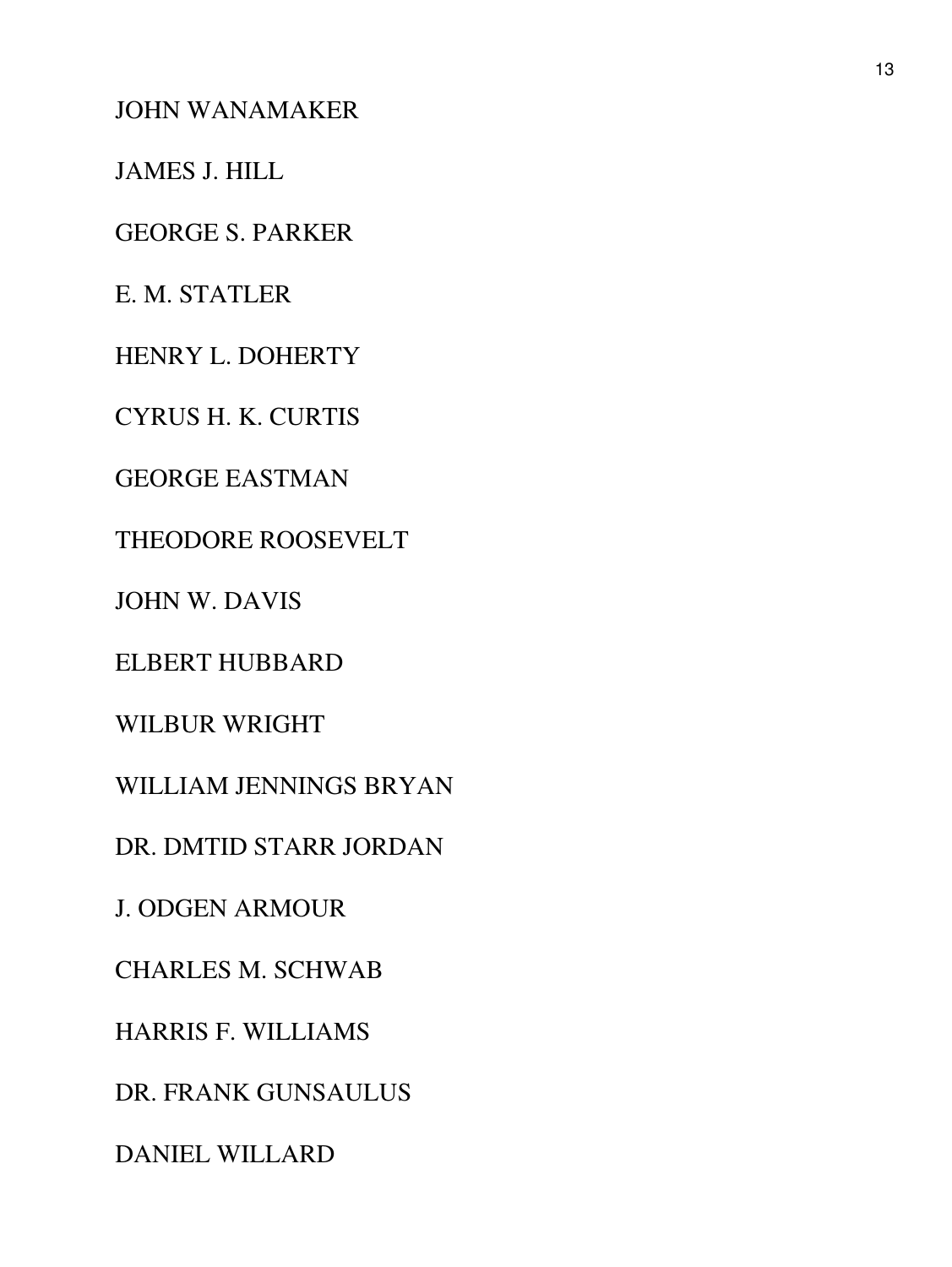JOHN WANAMAKER

JAMES J. HILL

GEORGE S. PARKER

E. M. STATLER

HENRY L. DOHERTY

CYRUS H. K. CURTIS

GEORGE EASTMAN

THEODORE ROOSEVELT

JOHN W. DAVIS

ELBERT HUBBARD

WILBUR WRIGHT

WILLIAM JENNINGS BRYAN

DR. DMTID STARR JORDAN

J. ODGEN ARMOUR

CHARLES M. SCHWAB

HARRIS F. WILLIAMS

DR. FRANK GUNSAULUS

DANIEL WILLARD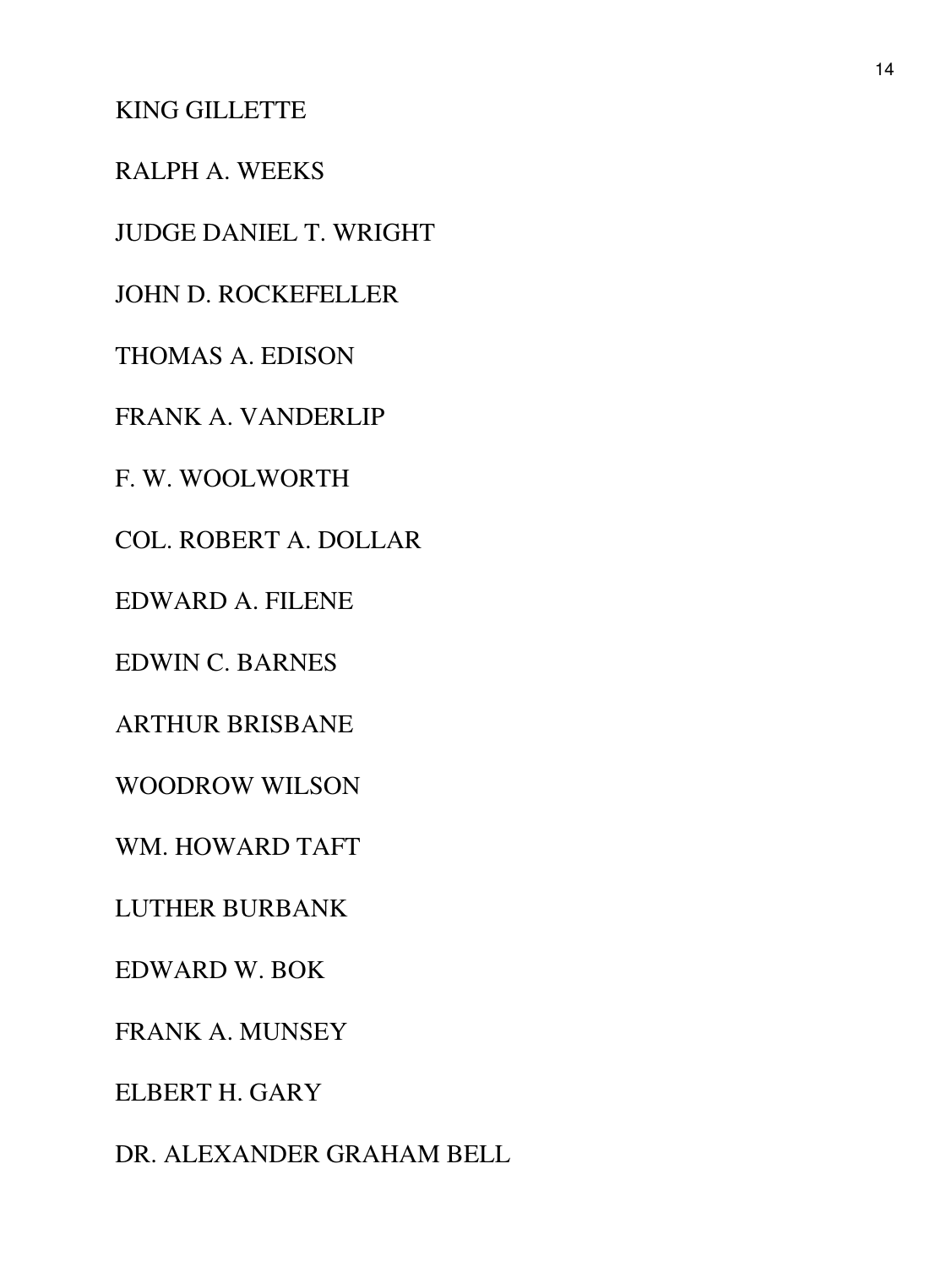KING GILLETTE

RALPH A. WEEKS

JUDGE DANIEL T. WRIGHT

JOHN D. ROCKEFELLER

THOMAS A. EDISON

FRANK A. VANDERLIP

F. W. WOOLWORTH

COL. ROBERT A. DOLLAR

EDWARD A. FILENE

EDWIN C. BARNES

ARTHUR BRISBANE

WOODROW WILSON

WM. HOWARD TAFT

LUTHER BURBANK

EDWARD W. BOK

FRANK A. MUNSEY

ELBERT H. GARY

DR. ALEXANDER GRAHAM BELL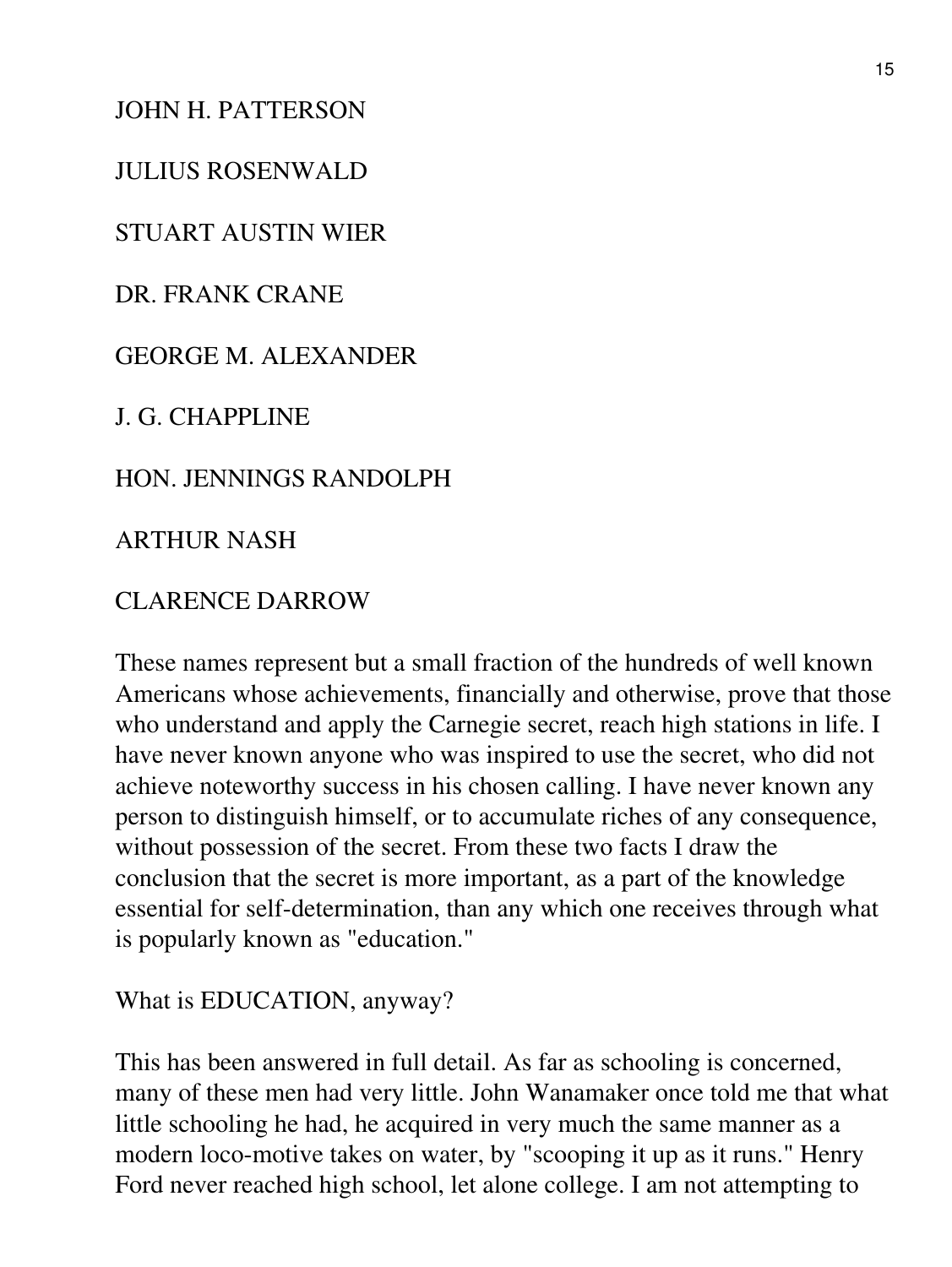JOHN H. PATTERSON

JULIUS ROSENWALD

STUART AUSTIN WIER

DR. FRANK CRANE

GEORGE M. ALEXANDER

J. G. CHAPPLINE

HON. JENNINGS RANDOLPH

ARTHUR NASH

CLARENCE DARROW

These names represent but a small fraction of the hundreds of well known Americans whose achievements, financially and otherwise, prove that those who understand and apply the Carnegie secret, reach high stations in life. I have never known anyone who was inspired to use the secret, who did not achieve noteworthy success in his chosen calling. I have never known any person to distinguish himself, or to accumulate riches of any consequence, without possession of the secret. From these two facts I draw the conclusion that the secret is more important, as a part of the knowledge essential for self-determination, than any which one receives through what is popularly known as "education."

What is EDUCATION, anyway?

This has been answered in full detail. As far as schooling is concerned, many of these men had very little. John Wanamaker once told me that what little schooling he had, he acquired in very much the same manner as a modern loco-motive takes on water, by "scooping it up as it runs." Henry Ford never reached high school, let alone college. I am not attempting to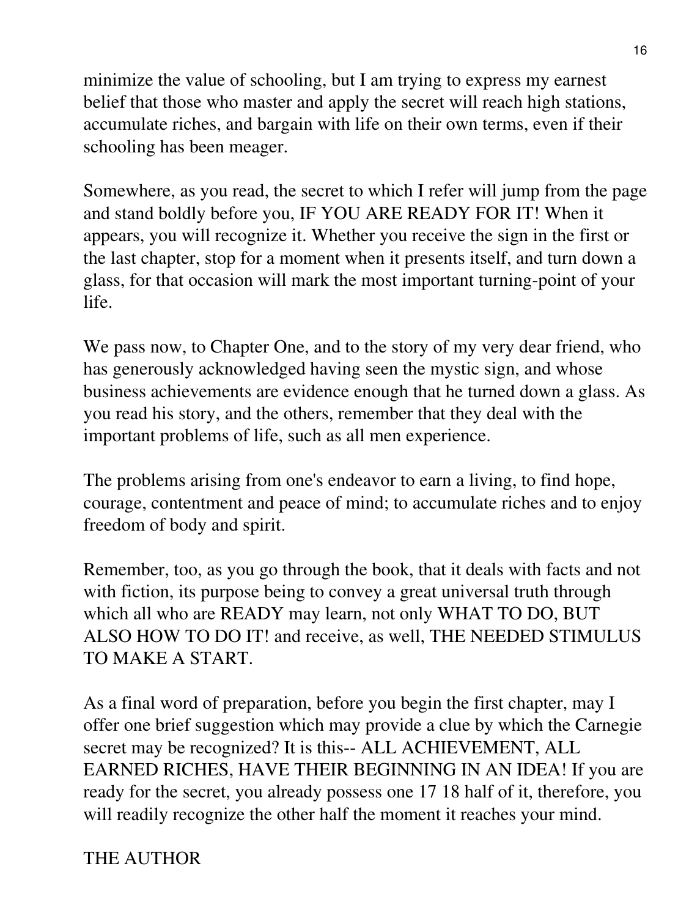minimize the value of schooling, but I am trying to express my earnest belief that those who master and apply the secret will reach high stations, accumulate riches, and bargain with life on their own terms, even if their schooling has been meager.

Somewhere, as you read, the secret to which I refer will jump from the page and stand boldly before you, IF YOU ARE READY FOR IT! When it appears, you will recognize it. Whether you receive the sign in the first or the last chapter, stop for a moment when it presents itself, and turn down a glass, for that occasion will mark the most important turning-point of your life.

We pass now, to Chapter One, and to the story of my very dear friend, who has generously acknowledged having seen the mystic sign, and whose business achievements are evidence enough that he turned down a glass. As you read his story, and the others, remember that they deal with the important problems of life, such as all men experience.

The problems arising from one's endeavor to earn a living, to find hope, courage, contentment and peace of mind; to accumulate riches and to enjoy freedom of body and spirit.

Remember, too, as you go through the book, that it deals with facts and not with fiction, its purpose being to convey a great universal truth through which all who are READY may learn, not only WHAT TO DO, BUT ALSO HOW TO DO IT! and receive, as well, THE NEEDED STIMULUS TO MAKE A START.

As a final word of preparation, before you begin the first chapter, may I offer one brief suggestion which may provide a clue by which the Carnegie secret may be recognized? It is this-- ALL ACHIEVEMENT, ALL EARNED RICHES, HAVE THEIR BEGINNING IN AN IDEA! If you are ready for the secret, you already possess one 17 18 half of it, therefore, you will readily recognize the other half the moment it reaches your mind.

THE AUTHOR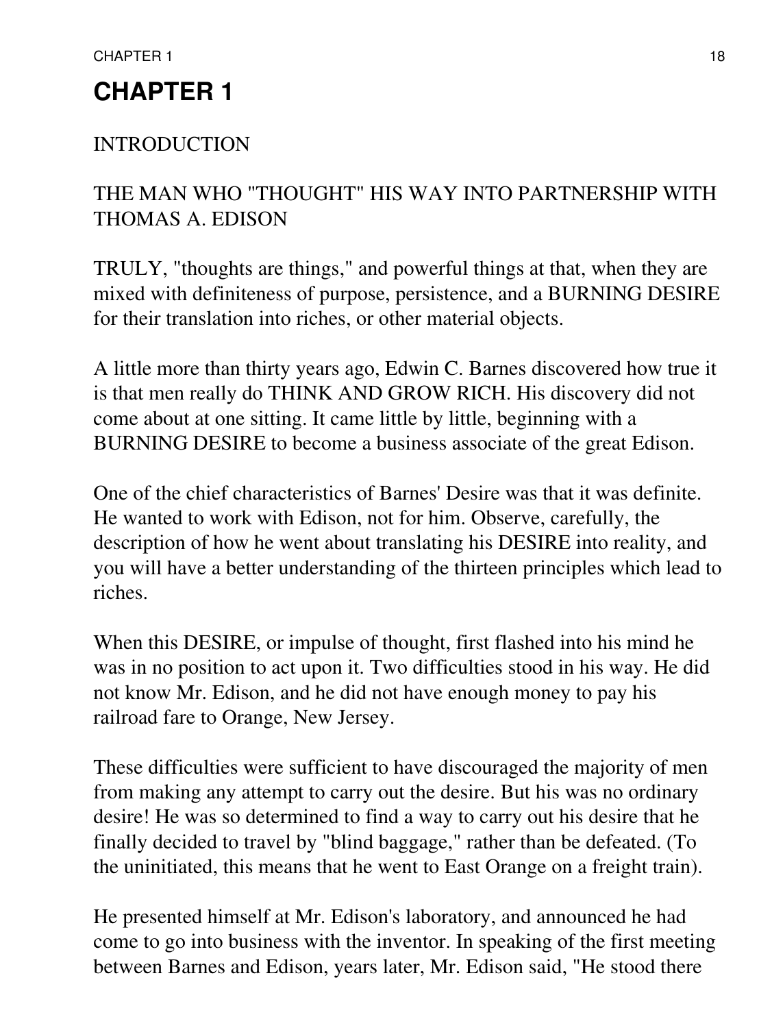# CHAPTER 1

INTRODUCTION

THE MAN WHO "THOUGHT" HIS WAY INTO PARTNERSHIP WITH THOMAS A. EDISON

TRULY, "thoughts are things," and powerful things at that, when they are mixed with definiteness of purpose, persistence, and a BURNING DESIRE for their translation into riches, or other material objects.

A little more than thirty years ago, Edwin C. Barnes discovered how true it is that men really do THINK AND GROW RICH. His discovery did not come about at one sitting. It came little by little, beginning with a BURNING DESIRE to become a business associate of the great Edison.

One of the chief characteristics of Barnes' Desire was that it was definite. He wanted to work with Edison, not for him. Observe, carefully, the description of how he went about translating his DESIRE into reality, and you will have a better understanding of the thirteen principles which lead to riches.

When this DESIRE, or impulse of thought, first flashed into his mind he was in no position to act upon it. Two difficulties stood in his way. He did not know Mr. Edison, and he did not have enough money to pay his railroad fare to Orange, New Jersey.

These difficulties were sufficient to have discouraged the majority of men from making any attempt to carry out the desire. But his was no ordinary desire! He was so determined to find a way to carry out his desire that he finally decided to travel by "blind baggage," rather than be defeated. (To the uninitiated, this means that he went to East Orange on a freight train).

He presented himself at Mr. Edison's laboratory, and announced he had come to go into business with the inventor. In speaking of the first meeting between Barnes and Edison, years later, Mr. Edison said, "He stood there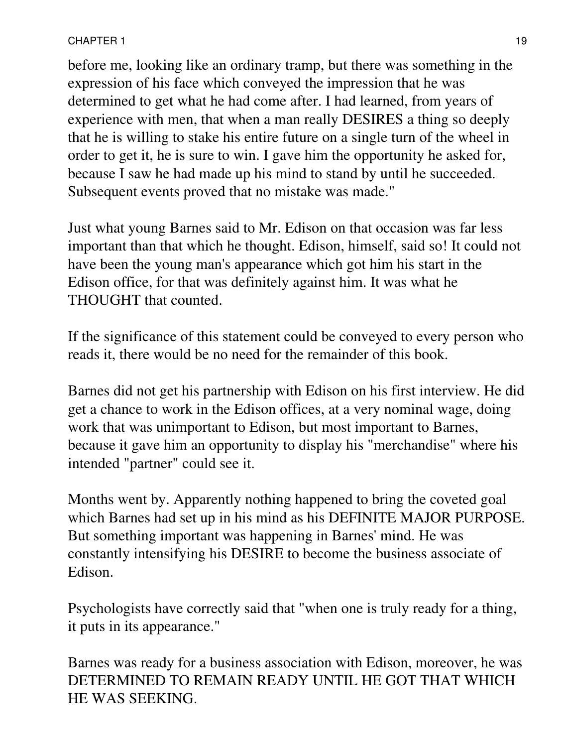before me, looking like an ordinary tramp, but there was something in the expression of his face which conveyed the impression that he was determined to get what he had come after. I had learned, from years of experience with men, that when a man really DESIRES a thing so deeply that he is willing to stake his entire future on a single turn of the wheel in order to get it, he is sure to win. I gave him the opportunity he asked for, because I saw he had made up his mind to stand by until he succeeded. Subsequent events proved that no mistake was made."

Just what young Barnes said to Mr. Edison on that occasion was far less important than that which he thought. Edison, himself, said so! It could not have been the young man's appearance which got him his start in the Edison office, for that was definitely against him. It was what he THOUGHT that counted.

If the significance of this statement could be conveyed to every person who reads it, there would be no need for the remainder of this book.

Barnes did not get his partnership with Edison on his first interview. He did get a chance to work in the Edison offices, at a very nominal wage, doing work that was unimportant to Edison, but most important to Barnes, because it gave him an opportunity to display his "merchandise" where his intended "partner" could see it.

Months went by. Apparently nothing happened to bring the coveted goal which Barnes had set up in his mind as his DEFINITE MAJOR PURPOSE. But something important was happening in Barnes' mind. He was constantly intensifying his DESIRE to become the business associate of Edison.

Psychologists have correctly said that "when one is truly ready for a thing, it puts in its appearance."

Barnes was ready for a business association with Edison, moreover, he was DETERMINED TO REMAIN READY UNTIL HE GOT THAT WHICH HE WAS SEEKING.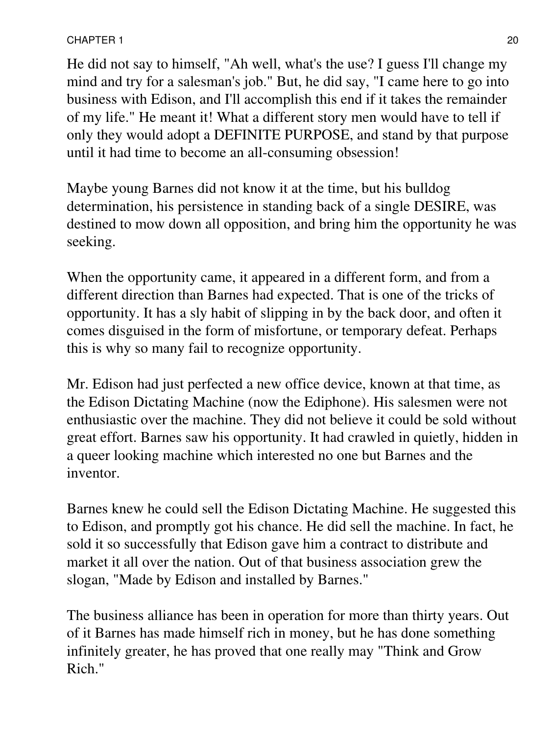He did not say to himself, "Ah well, what's the use? I guess I'll change my mind and try for a salesman's job." But, he did say, "I came here to go into business with Edison, and I'll accomplish this end if it takes the remainder of my life." He meant it! What a different story men would have to tell if only they would adopt a DEFINITE PURPOSE, and stand by that purpose until it had time to become an all-consuming obsession!

Maybe young Barnes did not know it at the time, but his bulldog determination, his persistence in standing back of a single DESIRE, was destined to mow down all opposition, and bring him the opportunity he was seeking.

When the opportunity came, it appeared in a different form, and from a different direction than Barnes had expected. That is one of the tricks of opportunity. It has a sly habit of slipping in by the back door, and often it comes disguised in the form of misfortune, or temporary defeat. Perhaps this is why so many fail to recognize opportunity.

Mr. Edison had just perfected a new office device, known at that time, as the Edison Dictating Machine (now the Ediphone). His salesmen were not enthusiastic over the machine. They did not believe it could be sold without great effort. Barnes saw his opportunity. It had crawled in quietly, hidden in a queer looking machine which interested no one but Barnes and the inventor.

Barnes knew he could sell the Edison Dictating Machine. He suggested this to Edison, and promptly got his chance. He did sell the machine. In fact, he sold it so successfully that Edison gave him a contract to distribute and market it all over the nation. Out of that business association grew the slogan, "Made by Edison and installed by Barnes."

The business alliance has been in operation for more than thirty years. Out of it Barnes has made himself rich in money, but he has done something infinitely greater, he has proved that one really may "Think and Grow Rich."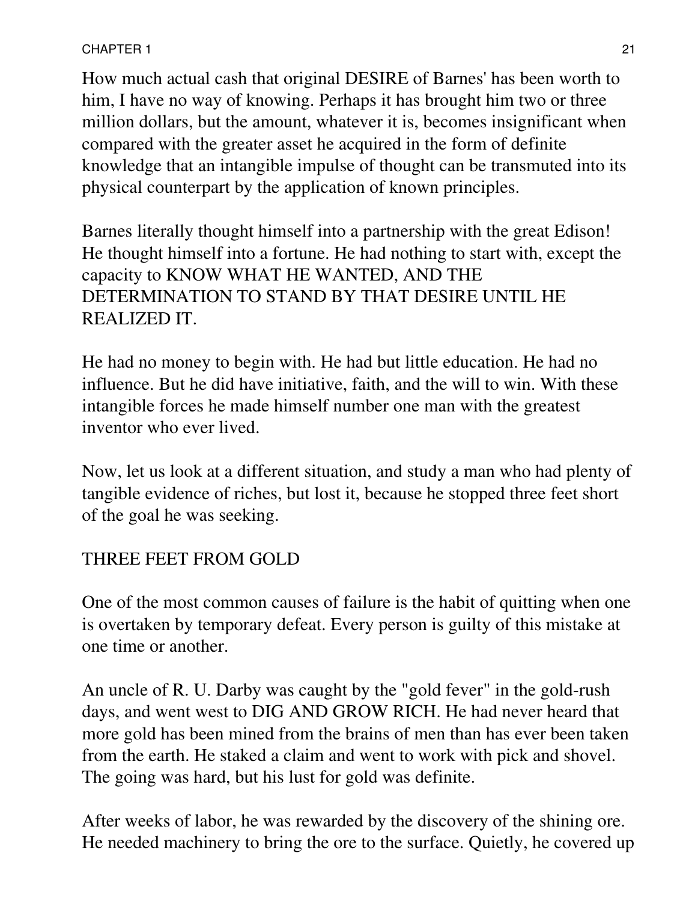How much actual cash that original DESIRE of Barnes' has been worth to him, I have no way of knowing. Perhaps it has brought him two or three million dollars, but the amount, whatever it is, becomes insignificant when compared with the greater asset he acquired in the form of definite knowledge that an intangible impulse of thought can be transmuted into its physical counterpart by the application of known principles.

Barnes literally thought himself into a partnership with the great Edison! He thought himself into a fortune. He had nothing to start with, except the capacity to KNOW WHAT HE WANTED, AND THE DETERMINATION TO STAND BY THAT DESIRE UNTIL HE REALIZED IT.

He had no money to begin with. He had but little education. He had no influence. But he did have initiative, faith, and the will to win. With these intangible forces he made himself number one man with the greatest inventor who ever lived.

Now, let us look at a different situation, and study a man who had plenty of tangible evidence of riches, but lost it, because he stopped three feet short of the goal he was seeking.

## THREE FEET FROM GOLD

One of the most common causes of failure is the habit of quitting when one is overtaken by temporary defeat. Every person is guilty of this mistake at one time or another.

An uncle of R. U. Darby was caught by the "gold fever" in the gold-rush days, and went west to DIG AND GROW RICH. He had never heard that more gold has been mined from the brains of men than has ever been taken from the earth. He staked a claim and went to work with pick and shovel. The going was hard, but his lust for gold was definite.

After weeks of labor, he was rewarded by the discovery of the shining ore. He needed machinery to bring the ore to the surface. Quietly, he covered up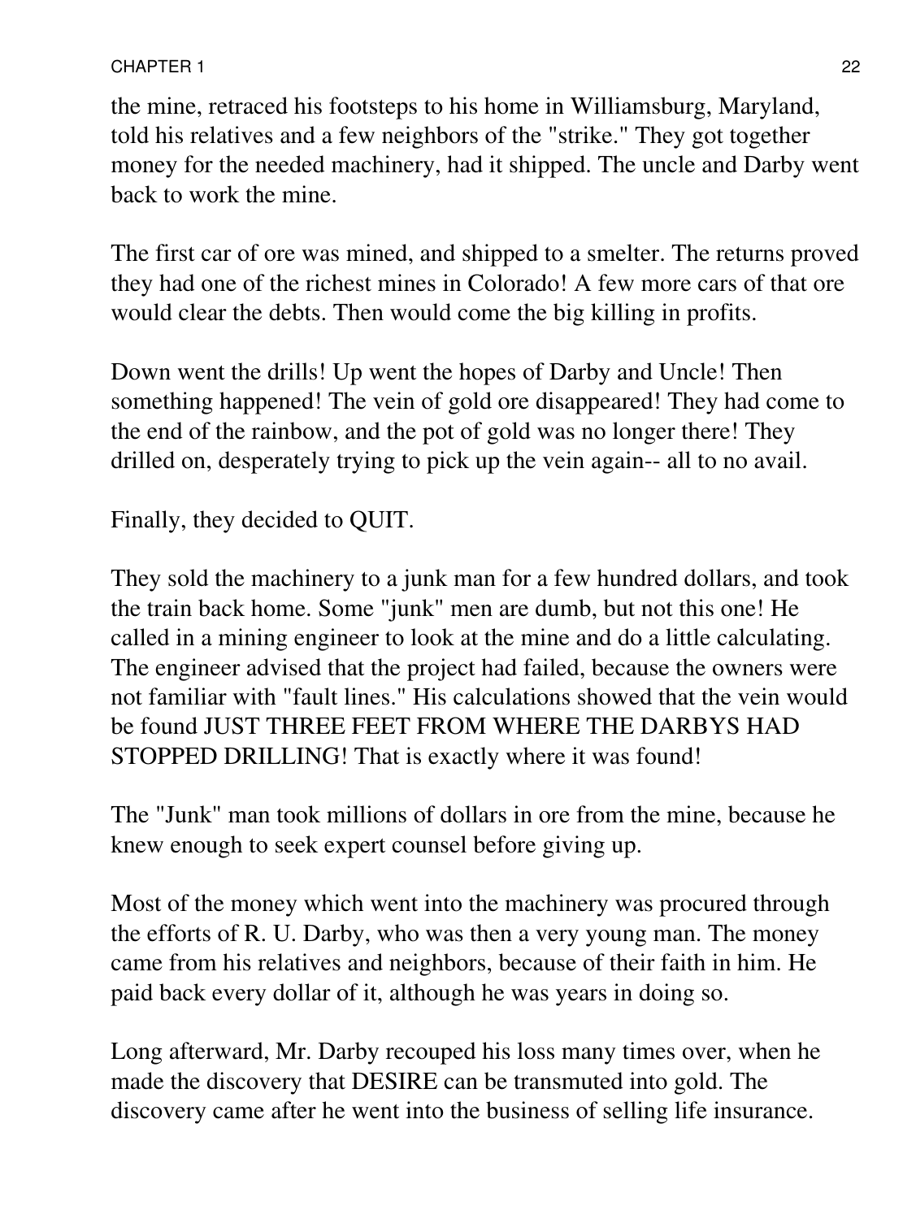the mine, retraced his footsteps to his home in Williamsburg, Maryland, told his relatives and a few neighbors of the "strike." They got together money for the needed machinery, had it shipped. The uncle and Darby went back to work the mine.

The first car of ore was mined, and shipped to a smelter. The returns proved they had one of the richest mines in Colorado! A few more cars of that ore would clear the debts. Then would come the big killing in profits.

Down went the drills! Up went the hopes of Darby and Uncle! Then something happened! The vein of gold ore disappeared! They had come to the end of the rainbow, and the pot of gold was no longer there! They drilled on, desperately trying to pick up the vein again-- all to no avail.

Finally, they decided to QUIT.

They sold the machinery to a junk man for a few hundred dollars, and took the train back home. Some "junk" men are dumb, but not this one! He called in a mining engineer to look at the mine and do a little calculating. The engineer advised that the project had failed, because the owners were not familiar with "fault lines." His calculations showed that the vein would be found JUST THREE FEET FROM WHERE THE DARBYS HAD STOPPED DRILLING! That is exactly where it was found!

The "Junk" man took millions of dollars in ore from the mine, because he knew enough to seek expert counsel before giving up.

Most of the money which went into the machinery was procured through the efforts of R. U. Darby, who was then a very young man. The money came from his relatives and neighbors, because of their faith in him. He paid back every dollar of it, although he was years in doing so.

Long afterward, Mr. Darby recouped his loss many times over, when he made the discovery that DESIRE can be transmuted into gold. The discovery came after he went into the business of selling life insurance.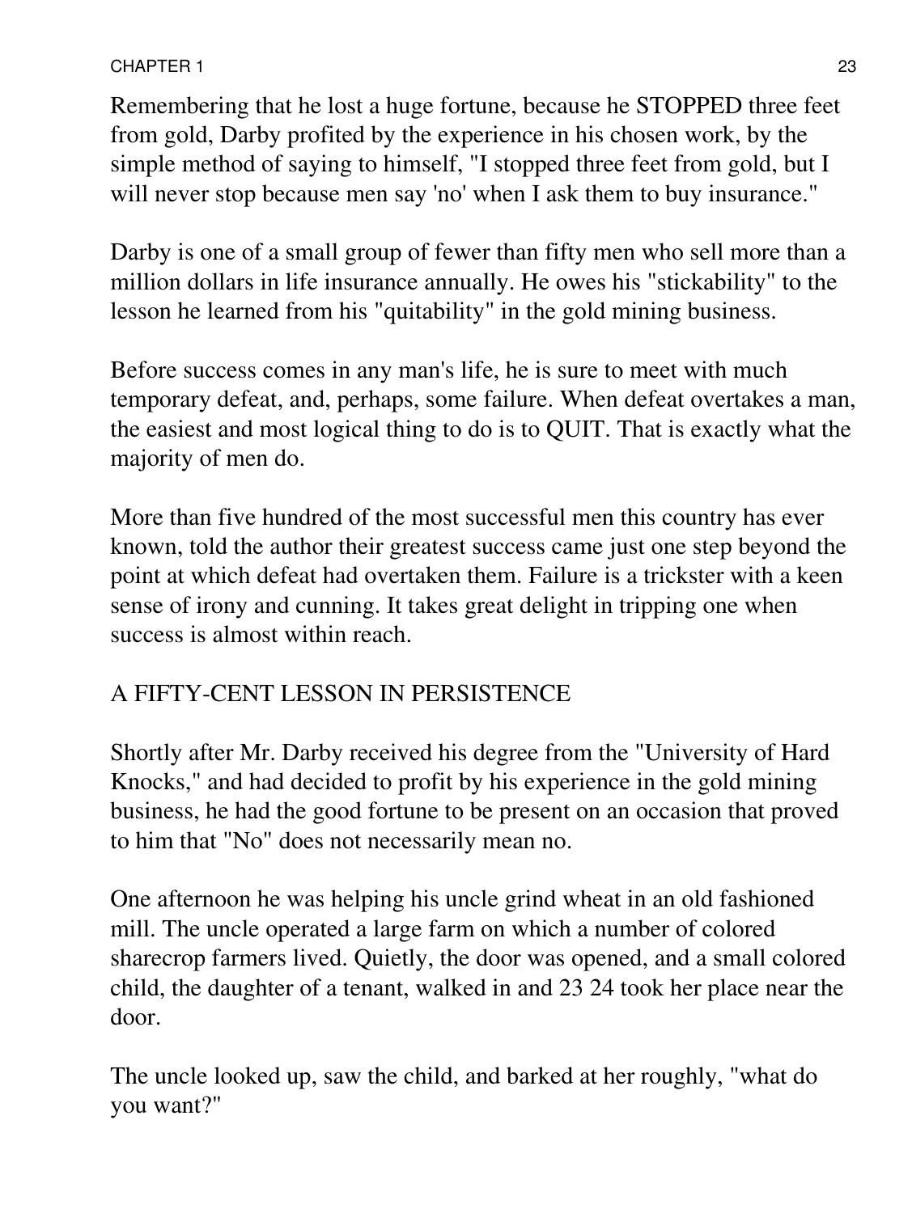Remembering that he lost a huge fortune, because he STOPPED three feet from gold, Darby profited by the experience in his chosen work, by the simple method of saying to himself, "I stopped three feet from gold, but I will never stop because men say 'no' when I ask them to buy insurance."

Darby is one of a small group of fewer than fifty men who sell more than a million dollars in life insurance annually. He owes his "stickability" to the lesson he learned from his "quitability" in the gold mining business.

Before success comes in any man's life, he is sure to meet with much temporary defeat, and, perhaps, some failure. When defeat overtakes a man, the easiest and most logical thing to do is to QUIT. That is exactly what the majority of men do.

More than five hundred of the most successful men this country has ever known, told the author their greatest success came just one step beyond the point at which defeat had overtaken them. Failure is a trickster with a keen sense of irony and cunning. It takes great delight in tripping one when success is almost within reach.

## A FIFTY-CENT LESSON IN PERSISTENCE

Shortly after Mr. Darby received his degree from the "University of Hard Knocks," and had decided to profit by his experience in the gold mining business, he had the good fortune to be present on an occasion that proved to him that "No" does not necessarily mean no.

One afternoon he was helping his uncle grind wheat in an old fashioned mill. The uncle operated a large farm on which a number of colored sharecrop farmers lived. Quietly, the door was opened, and a small colored child, the daughter of a tenant, walked in and 23 24 took her place near the door.

The uncle looked up, saw the child, and barked at her roughly, "what do you want?"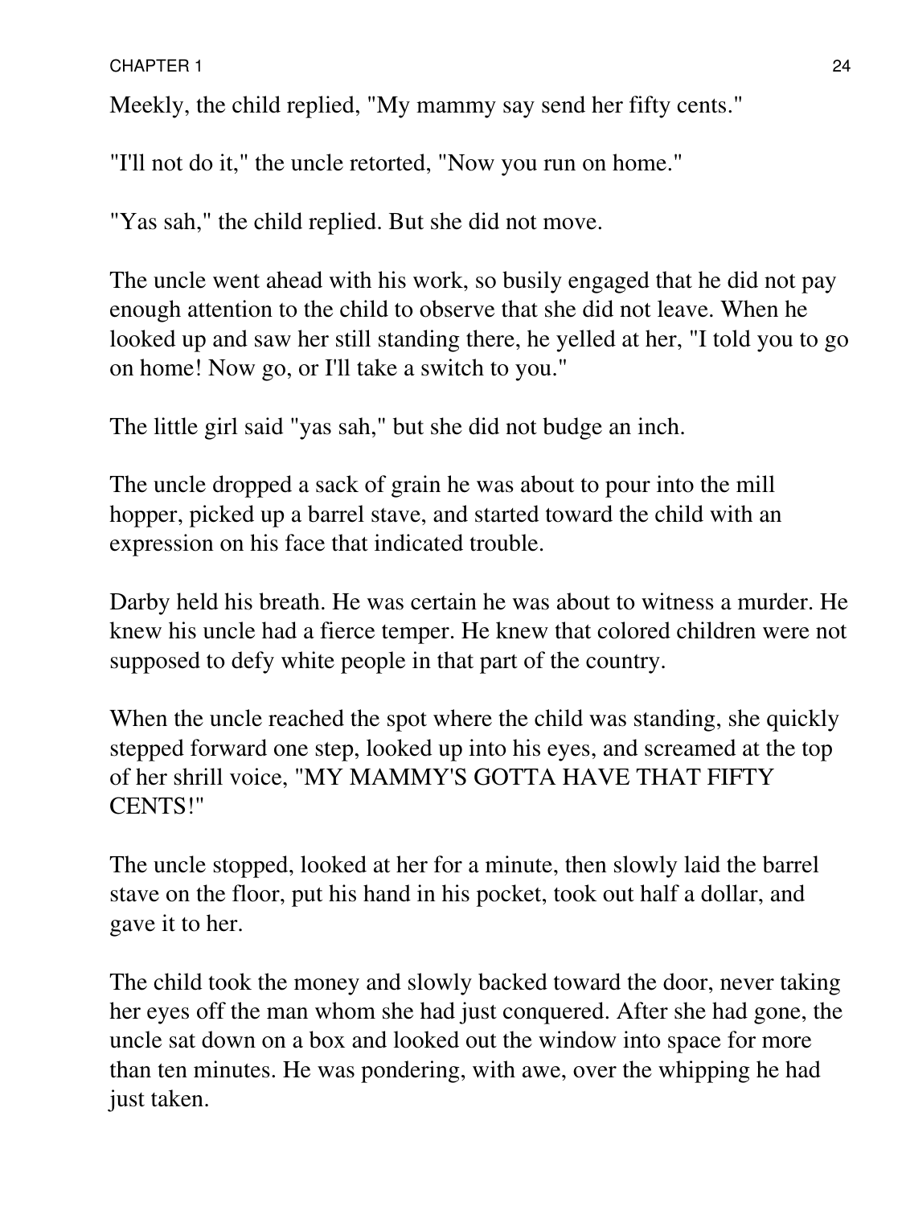Meekly, the child replied, "My mammy say send her fifty cents."

"I'll not do it," the uncle retorted, "Now you run on home."

"Yas sah," the child replied. But she did not move.

The uncle went ahead with his work, so busily engaged that he did not pay enough attention to the child to observe that she did not leave. When he looked up and saw her still standing there, he yelled at her, "I told you to go on home! Now go, or I'll take a switch to you."

The little girl said "yas sah," but she did not budge an inch.

The uncle dropped a sack of grain he was about to pour into the mill hopper, picked up a barrel stave, and started toward the child with an expression on his face that indicated trouble.

Darby held his breath. He was certain he was about to witness a murder. He knew his uncle had a fierce temper. He knew that colored children were not supposed to defy white people in that part of the country.

When the uncle reached the spot where the child was standing, she quickly stepped forward one step, looked up into his eyes, and screamed at the top of her shrill voice, "MY MAMMY'S GOTTA HAVE THAT FIFTY CENTS!"

The uncle stopped, looked at her for a minute, then slowly laid the barrel stave on the floor, put his hand in his pocket, took out half a dollar, and gave it to her.

The child took the money and slowly backed toward the door, never taking her eyes off the man whom she had just conquered. After she had gone, the uncle sat down on a box and looked out the window into space for more than ten minutes. He was pondering, with awe, over the whipping he had just taken.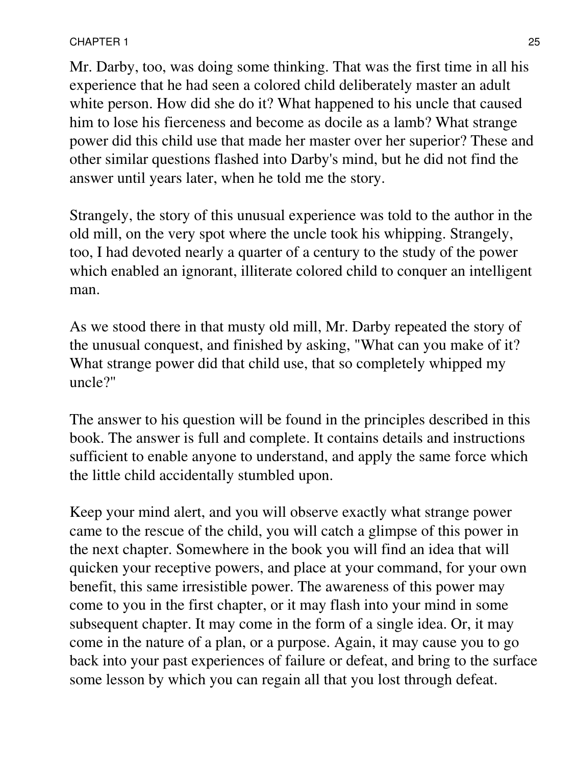Mr. Darby, too, was doing some thinking. That was the first time in all his experience that he had seen a colored child deliberately master an adult white person. How did she do it? What happened to his uncle that caused him to lose his fierceness and become as docile as a lamb? What strange power did this child use that made her master over her superior? These and other similar questions flashed into Darby's mind, but he did not find the answer until years later, when he told me the story.

Strangely, the story of this unusual experience was told to the author in the old mill, on the very spot where the uncle took his whipping. Strangely, too, I had devoted nearly a quarter of a century to the study of the power which enabled an ignorant, illiterate colored child to conquer an intelligent man.

As we stood there in that musty old mill, Mr. Darby repeated the story of the unusual conquest, and finished by asking, "What can you make of it? What strange power did that child use, that so completely whipped my uncle?"

The answer to his question will be found in the principles described in this book. The answer is full and complete. It contains details and instructions sufficient to enable anyone to understand, and apply the same force which the little child accidentally stumbled upon.

Keep your mind alert, and you will observe exactly what strange power came to the rescue of the child, you will catch a glimpse of this power in the next chapter. Somewhere in the book you will find an idea that will quicken your receptive powers, and place at your command, for your own benefit, this same irresistible power. The awareness of this power may come to you in the first chapter, or it may flash into your mind in some subsequent chapter. It may come in the form of a single idea. Or, it may come in the nature of a plan, or a purpose. Again, it may cause you to go back into your past experiences of failure or defeat, and bring to the surface some lesson by which you can regain all that you lost through defeat.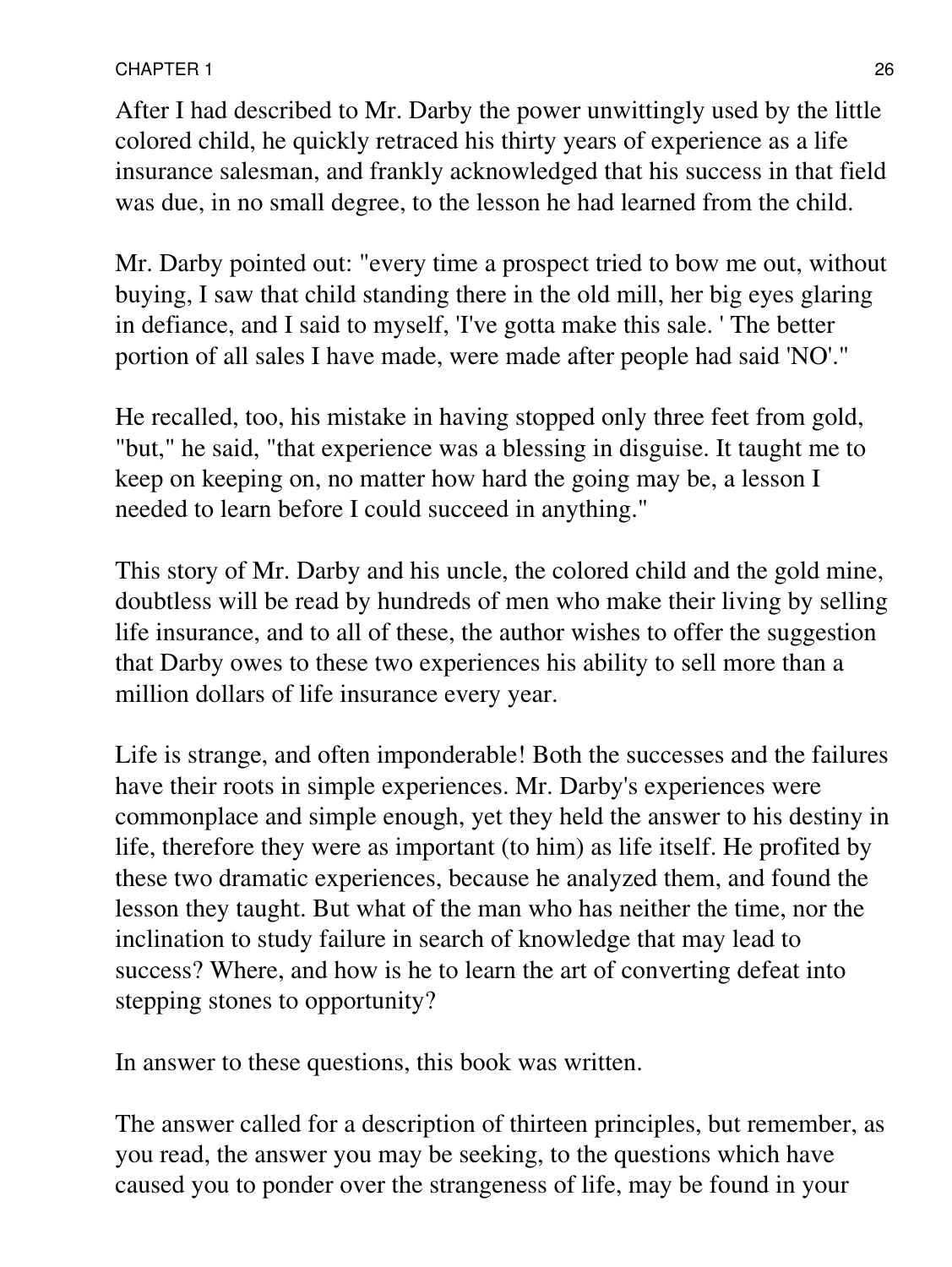After I had described to Mr. Darby the power unwittingly used by the little colored child, he quickly retraced his thirty years of experience as a life insurance salesman, and frankly acknowledged that his success in that field was due, in no small degree, to the lesson he had learned from the child.

Mr. Darby pointed out: "every time a prospect tried to bow me out, without buying, I saw that child standing there in the old mill, her big eyes glaring in defiance, and I said to myself, 'I've gotta make this sale. ' The better portion of all sales I have made, were made after people had said 'NO'."

He recalled, too, his mistake in having stopped only three feet from gold, "but," he said, "that experience was a blessing in disguise. It taught me to keep on keeping on, no matter how hard the going may be, a lesson I needed to learn before I could succeed in anything."

This story of Mr. Darby and his uncle, the colored child and the gold mine, doubtless will be read by hundreds of men who make their living by selling life insurance, and to all of these, the author wishes to offer the suggestion that Darby owes to these two experiences his ability to sell more than a million dollars of life insurance every year.

Life is strange, and often imponderable! Both the successes and the failures have their roots in simple experiences. Mr. Darby's experiences were commonplace and simple enough, yet they held the answer to his destiny in life, therefore they were as important (to him) as life itself. He profited by these two dramatic experiences, because he analyzed them, and found the lesson they taught. But what of the man who has neither the time, nor the inclination to study failure in search of knowledge that may lead to success? Where, and how is he to learn the art of converting defeat into stepping stones to opportunity?

In answer to these questions, this book was written.

The answer called for a description of thirteen principles, but remember, as you read, the answer you may be seeking, to the questions which have caused you to ponder over the strangeness of life, may be found in your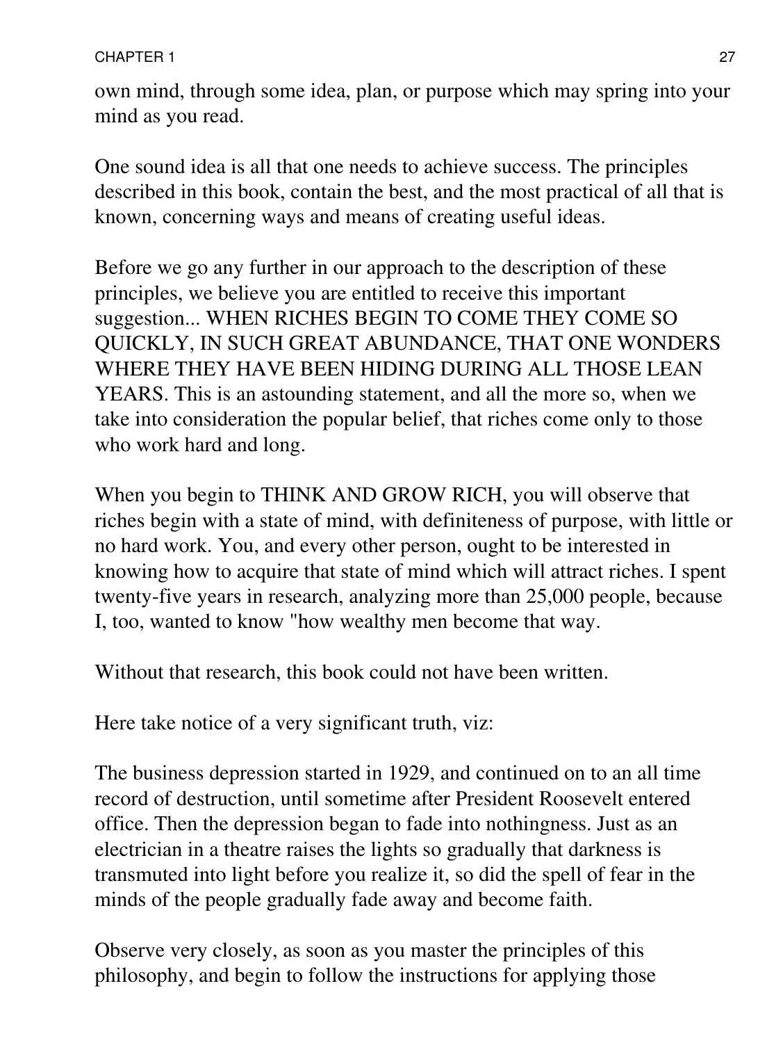own mind, through some idea, plan, or purpose which may spring into your mind as you read.

One sound idea is all that one needs to achieve success. The principles described in this book, contain the best, and the most practical of all that is known, concerning ways and means of creating useful ideas.

Before we go any further in our approach to the description of these principles, we believe you are entitled to receive this important suggestion... WHEN RICHES BEGIN TO COME THEY COME SO QUICKLY, IN SUCH GREAT ABUNDANCE, THAT ONE WONDERS WHERE THEY HAVE BEEN HIDING DURING ALL THOSE LEAN YEARS. This is an astounding statement, and all the more so, when we take into consideration the popular belief, that riches come only to those who work hard and long.

When you begin to THINK AND GROW RICH, you will observe that riches begin with a state of mind, with definiteness of purpose, with little or no hard work. You, and every other person, ought to be interested in knowing how to acquire that state of mind which will attract riches. I spent twenty-five years in research, analyzing more than 25,000 people, because I, too, wanted to know "how wealthy men become that way.

Without that research, this book could not have been written.

Here take notice of a very significant truth, viz:

The business depression started in 1929, and continued on to an all time record of destruction, until sometime after President Roosevelt entered office. Then the depression began to fade into nothingness. Just as an electrician in a theatre raises the lights so gradually that darkness is transmuted into light before you realize it, so did the spell of fear in the minds of the people gradually fade away and become faith.

Observe very closely, as soon as you master the principles of this philosophy, and begin to follow the instructions for applying those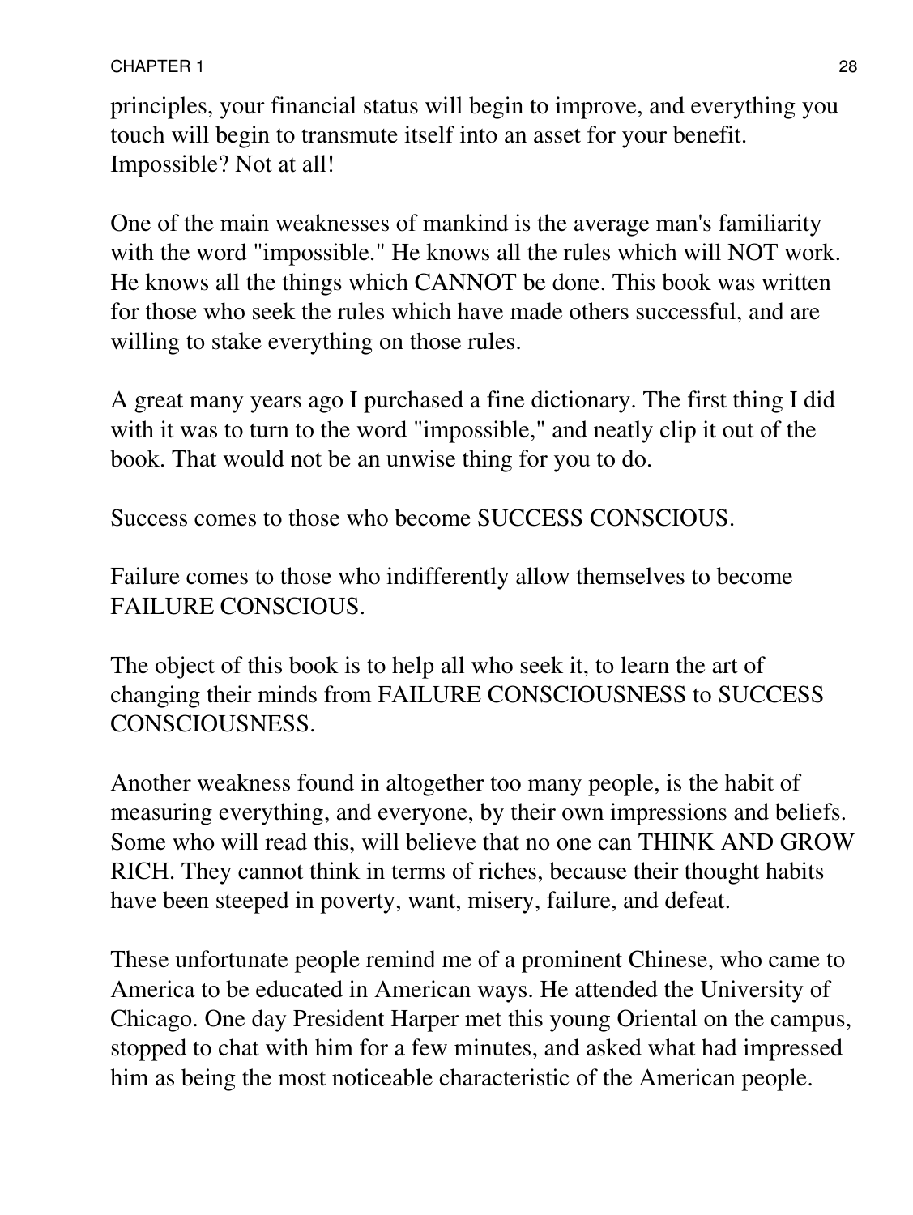principles, your financial status will begin to improve, and everything you touch will begin to transmute itself into an asset for your benefit. Impossible? Not at all!

One of the main weaknesses of mankind is the average man's familiarity with the word "impossible." He knows all the rules which will NOT work. He knows all the things which CANNOT be done. This book was written for those who seek the rules which have made others successful, and are willing to stake everything on those rules.

A great many years ago I purchased a fine dictionary. The first thing I did with it was to turn to the word "impossible," and neatly clip it out of the book. That would not be an unwise thing for you to do.

Success comes to those who become SUCCESS CONSCIOUS.

Failure comes to those who indifferently allow themselves to become FAILURE CONSCIOUS.

The object of this book is to help all who seek it, to learn the art of changing their minds from FAILURE CONSCIOUSNESS to SUCCESS CONSCIOUSNESS.

Another weakness found in altogether too many people, is the habit of measuring everything, and everyone, by their own impressions and beliefs. Some who will read this, will believe that no one can THINK AND GROW RICH. They cannot think in terms of riches, because their thought habits have been steeped in poverty, want, misery, failure, and defeat.

These unfortunate people remind me of a prominent Chinese, who came to America to be educated in American ways. He attended the University of Chicago. One day President Harper met this young Oriental on the campus, stopped to chat with him for a few minutes, and asked what had impressed him as being the most noticeable characteristic of the American people.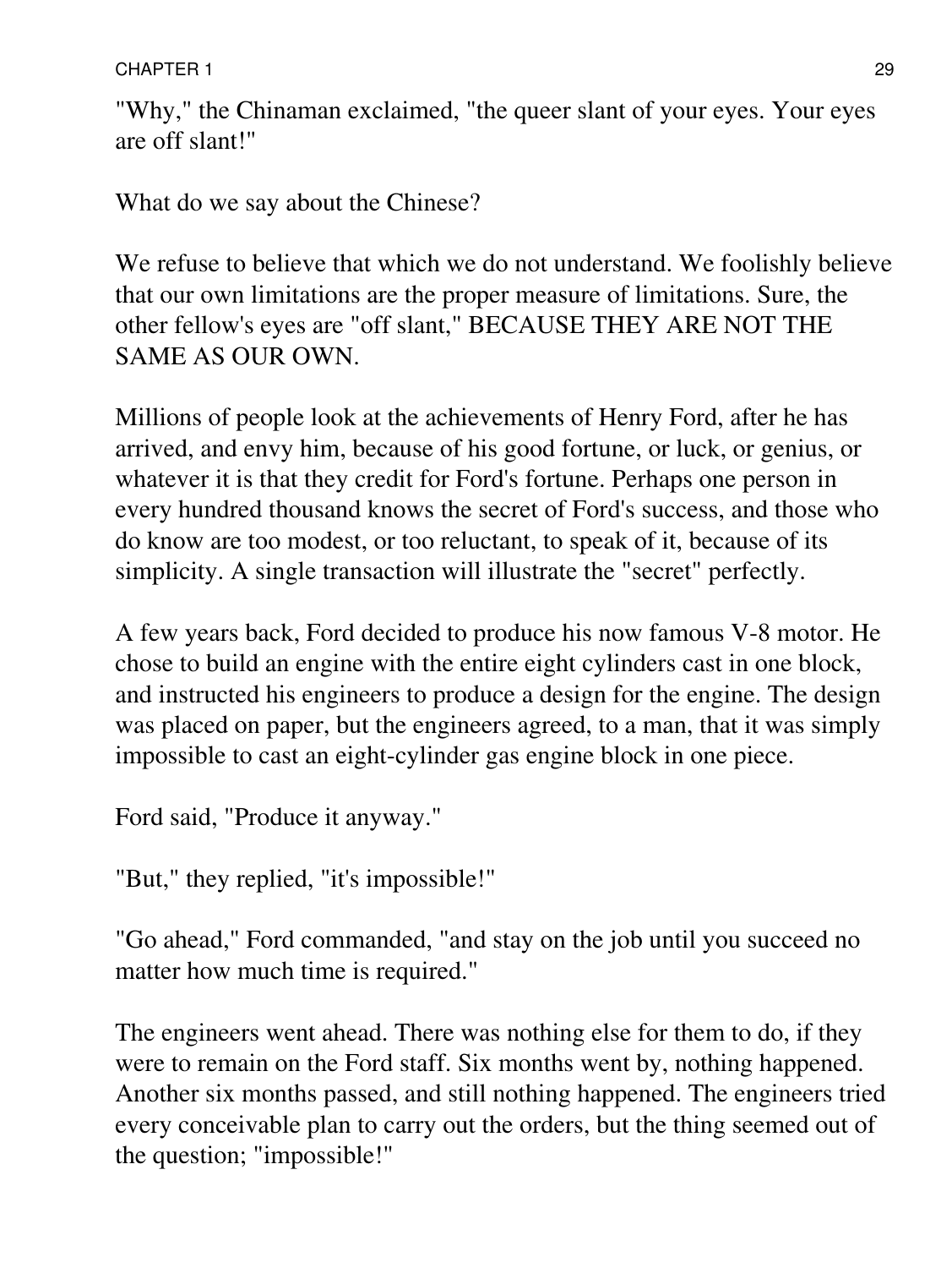"Why," the Chinaman exclaimed, "the queer slant of your eyes. Your eyes are off slant!"

What do we say about the Chinese?

We refuse to believe that which we do not understand. We foolishly believe that our own limitations are the proper measure of limitations. Sure, the other fellow's eyes are "off slant," BECAUSE THEY ARE NOT THE SAME AS OUR OWN.

Millions of people look at the achievements of Henry Ford, after he has arrived, and envy him, because of his good fortune, or luck, or genius, or whatever it is that they credit for Ford's fortune. Perhaps one person in every hundred thousand knows the secret of Ford's success, and those who do know are too modest, or too reluctant, to speak of it, because of its simplicity. A single transaction will illustrate the "secret" perfectly.

A few years back, Ford decided to produce his now famous V-8 motor. He chose to build an engine with the entire eight cylinders cast in one block, and instructed his engineers to produce a design for the engine. The design was placed on paper, but the engineers agreed, to a man, that it was simply impossible to cast an eight-cylinder gas engine block in one piece.

Ford said, "Produce it anyway."

"But," they replied, "it's impossible!"

"Go ahead," Ford commanded, "and stay on the job until you succeed no matter how much time is required."

The engineers went ahead. There was nothing else for them to do, if they were to remain on the Ford staff. Six months went by, nothing happened. Another six months passed, and still nothing happened. The engineers tried every conceivable plan to carry out the orders, but the thing seemed out of the question; "impossible!"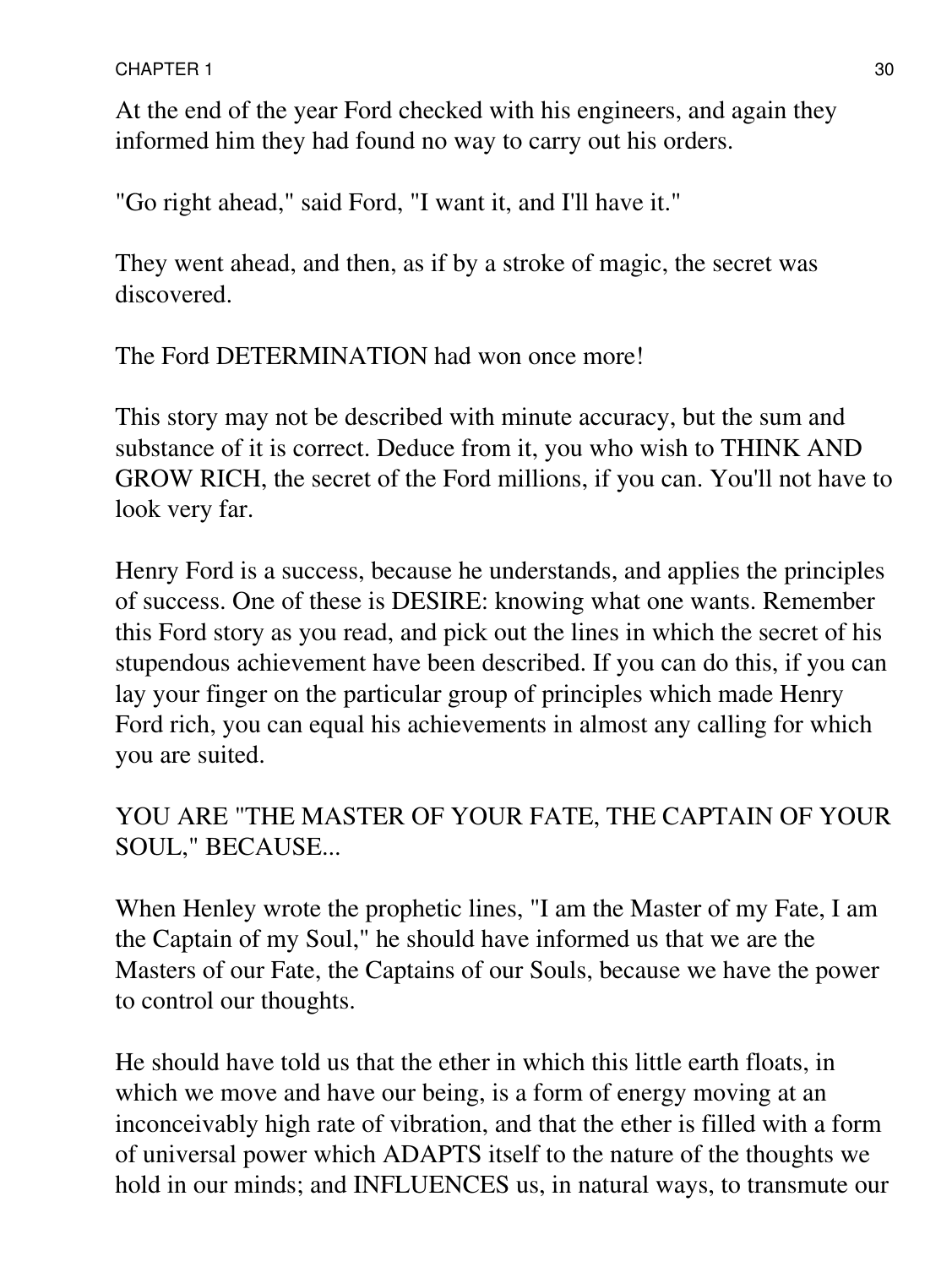At the end of the year Ford checked with his engineers, and again they informed him they had found no way to carry out his orders.

"Go right ahead," said Ford, "I want it, and I'll have it."

They went ahead, and then, as if by a stroke of magic, the secret was discovered.

The Ford DETERMINATION had won once more!

This story may not be described with minute accuracy, but the sum and substance of it is correct. Deduce from it, you who wish to THINK AND GROW RICH, the secret of the Ford millions, if you can. You'll not have to look very far.

Henry Ford is a success, because he understands, and applies the principles of success. One of these is DESIRE: knowing what one wants. Remember this Ford story as you read, and pick out the lines in which the secret of his stupendous achievement have been described. If you can do this, if you can lay your finger on the particular group of principles which made Henry Ford rich, you can equal his achievements in almost any calling for which you are suited.

YOU ARE "THE MASTER OF YOUR FATE, THE CAPTAIN OF YOUR SOUL," BECAUSE...

When Henley wrote the prophetic lines, "I am the Master of my Fate, I am the Captain of my Soul," he should have informed us that we are the Masters of our Fate, the Captains of our Souls, because we have the power to control our thoughts.

He should have told us that the ether in which this little earth floats, in which we move and have our being, is a form of energy moving at an inconceivably high rate of vibration, and that the ether is filled with a form of universal power which ADAPTS itself to the nature of the thoughts we hold in our minds; and INFLUENCES us, in natural ways, to transmute our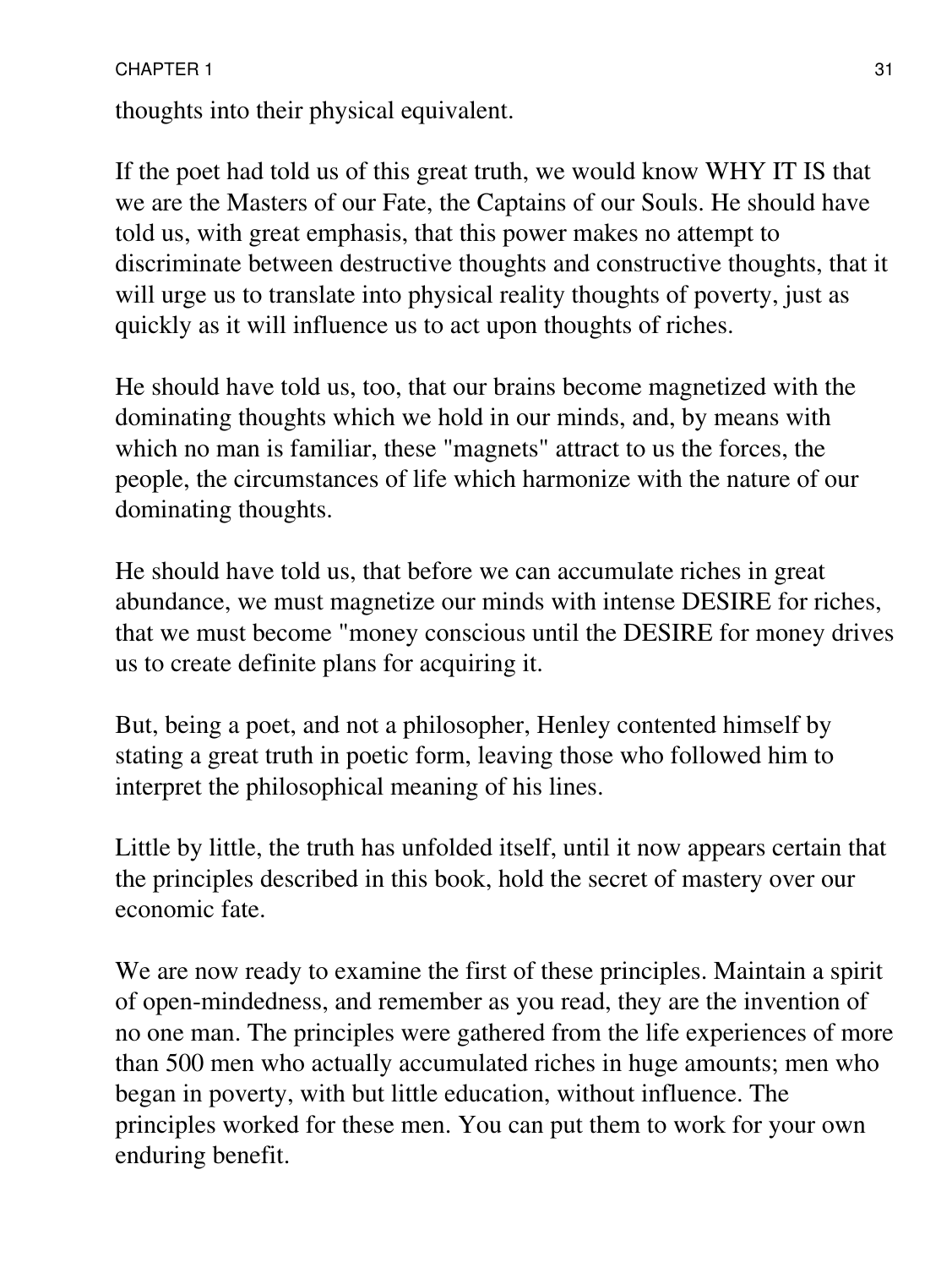thoughts into their physical equivalent.

If the poet had told us of this great truth, we would know WHY IT IS that we are the Masters of our Fate, the Captains of our Souls. He should have told us, with great emphasis, that this power makes no attempt to discriminate between destructive thoughts and constructive thoughts, that it will urge us to translate into physical reality thoughts of poverty, just as quickly as it will influence us to act upon thoughts of riches.

He should have told us, too, that our brains become magnetized with the dominating thoughts which we hold in our minds, and, by means with which no man is familiar, these "magnets" attract to us the forces, the people, the circumstances of life which harmonize with the nature of our dominating thoughts.

He should have told us, that before we can accumulate riches in great abundance, we must magnetize our minds with intense DESIRE for riches, that we must become "money conscious until the DESIRE for money drives us to create definite plans for acquiring it.

But, being a poet, and not a philosopher, Henley contented himself by stating a great truth in poetic form, leaving those who followed him to interpret the philosophical meaning of his lines.

Little by little, the truth has unfolded itself, until it now appears certain that the principles described in this book, hold the secret of mastery over our economic fate.

We are now ready to examine the first of these principles. Maintain a spirit of open-mindedness, and remember as you read, they are the invention of no one man. The principles were gathered from the life experiences of more than 500 men who actually accumulated riches in huge amounts; men who began in poverty, with but little education, without influence. The principles worked for these men. You can put them to work for your own enduring benefit.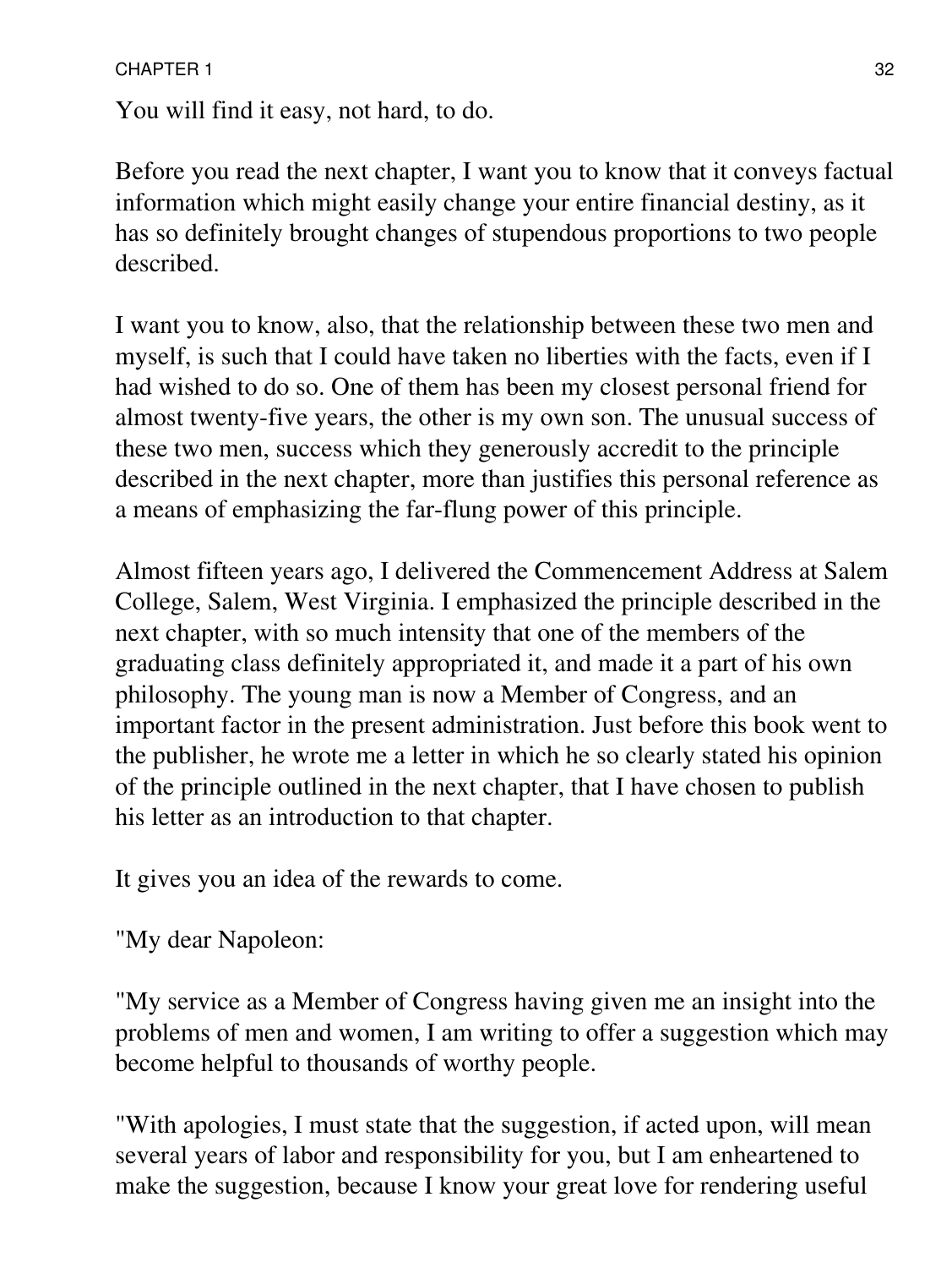You will find it easy, not hard, to do.

Before you read the next chapter, I want you to know that it conveys factual information which might easily change your entire financial destiny, as it has so definitely brought changes of stupendous proportions to two people described.

I want you to know, also, that the relationship between these two men and myself, is such that I could have taken no liberties with the facts, even if I had wished to do so. One of them has been my closest personal friend for almost twenty-five years, the other is my own son. The unusual success of these two men, success which they generously accredit to the principle described in the next chapter, more than justifies this personal reference as a means of emphasizing the far-flung power of this principle.

Almost fifteen years ago, I delivered the Commencement Address at Salem College, Salem, West Virginia. I emphasized the principle described in the next chapter, with so much intensity that one of the members of the graduating class definitely appropriated it, and made it a part of his own philosophy. The young man is now a Member of Congress, and an important factor in the present administration. Just before this book went to the publisher, he wrote me a letter in which he so clearly stated his opinion of the principle outlined in the next chapter, that I have chosen to publish his letter as an introduction to that chapter.

It gives you an idea of the rewards to come.

"My dear Napoleon:

"My service as a Member of Congress having given me an insight into the problems of men and women, I am writing to offer a suggestion which may become helpful to thousands of worthy people.

"With apologies, I must state that the suggestion, if acted upon, will mean several years of labor and responsibility for you, but I am enheartened to make the suggestion, because I know your great love for rendering useful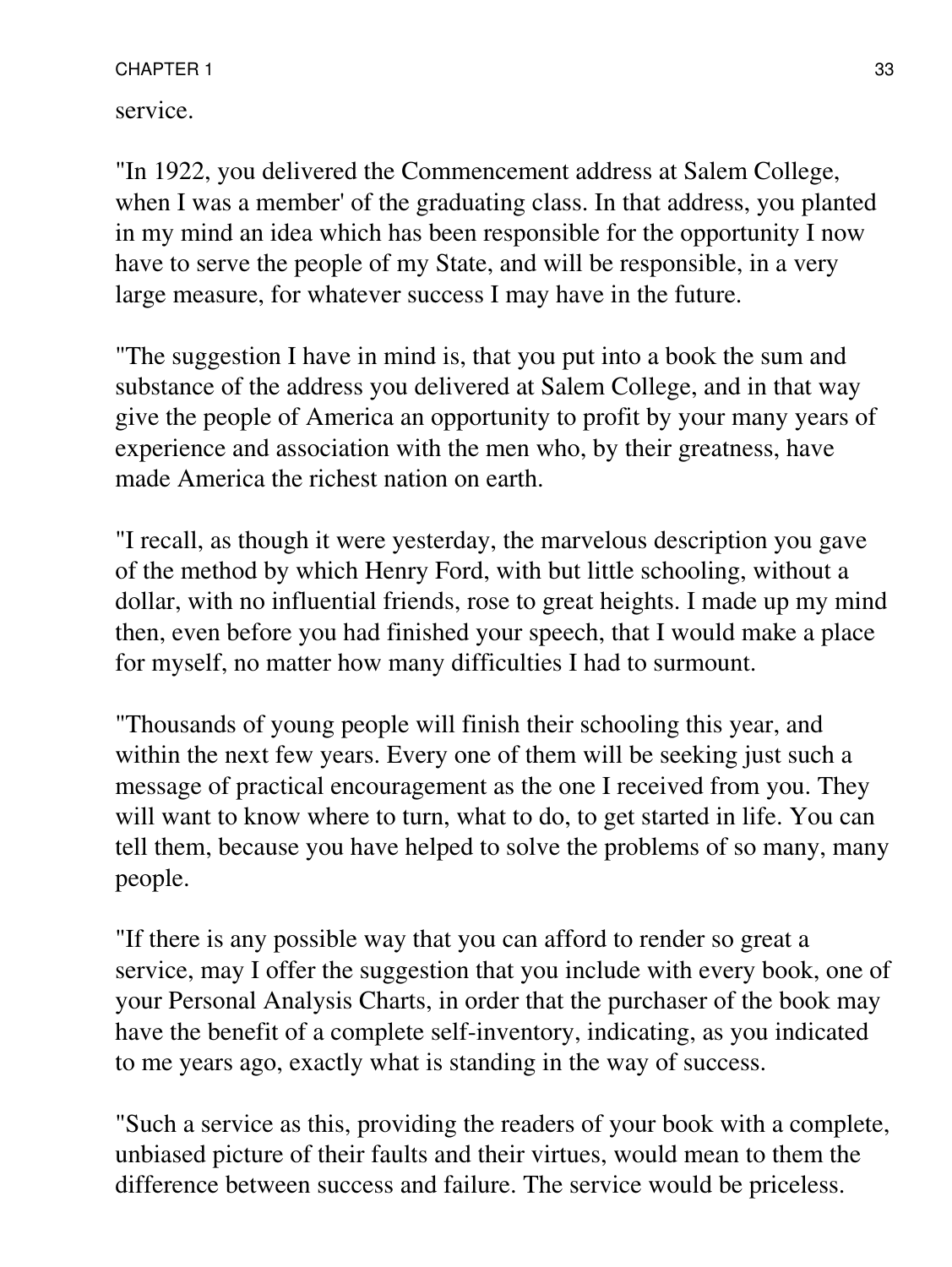service.

"In 1922, you delivered the Commencement address at Salem College, when I was a member' of the graduating class. In that address, you planted in my mind an idea which has been responsible for the opportunity I now have to serve the people of my State, and will be responsible, in a very large measure, for whatever success I may have in the future.

"The suggestion I have in mind is, that you put into a book the sum and substance of the address you delivered at Salem College, and in that way give the people of America an opportunity to profit by your many years of experience and association with the men who, by their greatness, have made America the richest nation on earth.

"I recall, as though it were yesterday, the marvelous description you gave of the method by which Henry Ford, with but little schooling, without a dollar, with no influential friends, rose to great heights. I made up my mind then, even before you had finished your speech, that I would make a place for myself, no matter how many difficulties I had to surmount.

"Thousands of young people will finish their schooling this year, and within the next few years. Every one of them will be seeking just such a message of practical encouragement as the one I received from you. They will want to know where to turn, what to do, to get started in life. You can tell them, because you have helped to solve the problems of so many, many people.

"If there is any possible way that you can afford to render so great a service, may I offer the suggestion that you include with every book, one of your Personal Analysis Charts, in order that the purchaser of the book may have the benefit of a complete self-inventory, indicating, as you indicated to me years ago, exactly what is standing in the way of success.

"Such a service as this, providing the readers of your book with a complete, unbiased picture of their faults and their virtues, would mean to them the difference between success and failure. The service would be priceless.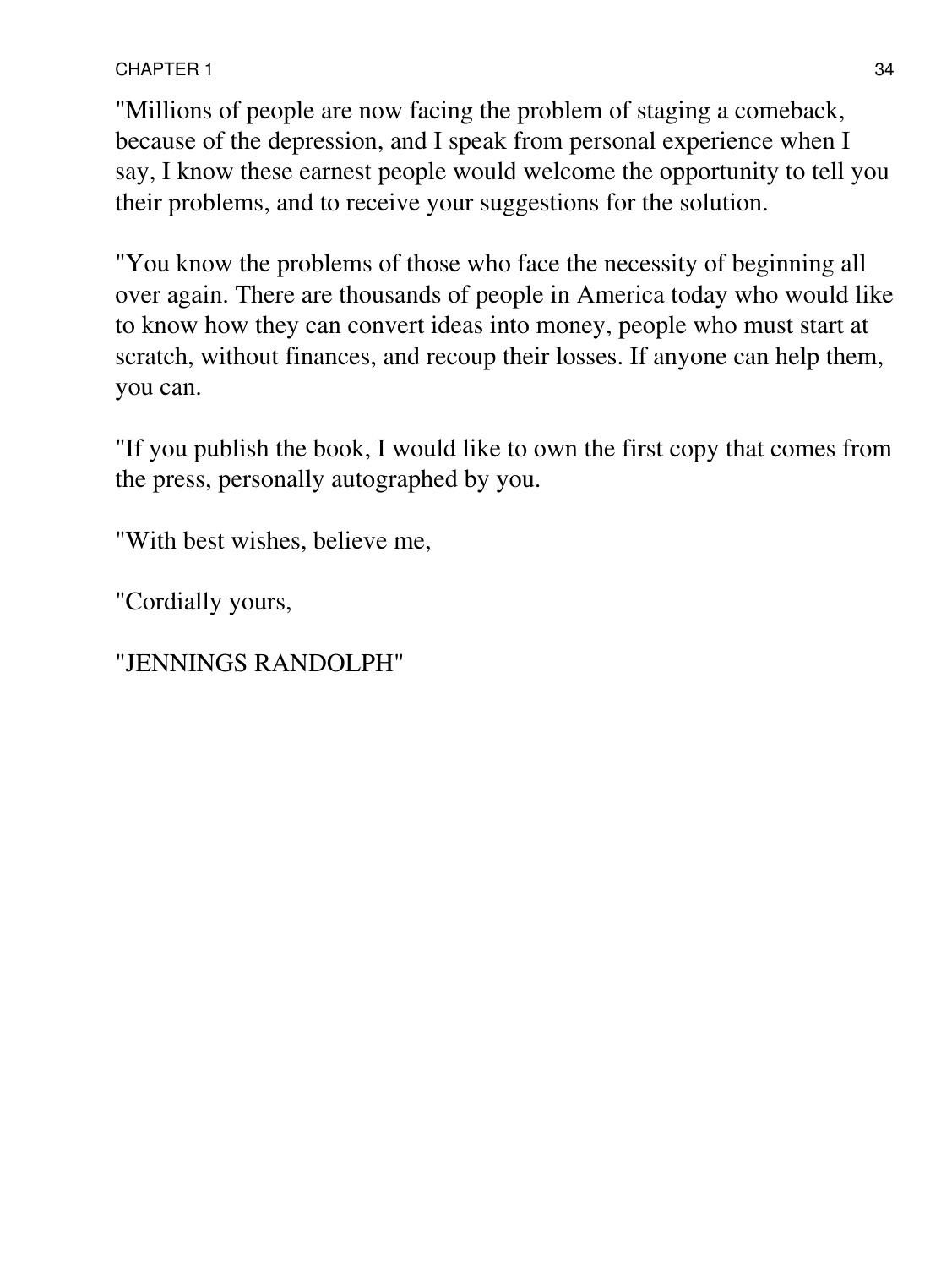"Millions of people are now facing the problem of staging a comeback, because of the depression, and I speak from personal experience when I say, I know these earnest people would welcome the opportunity to tell you their problems, and to receive your suggestions for the solution.

"You know the problems of those who face the necessity of beginning all over again. There are thousands of people in America today who would like to know how they can convert ideas into money, people who must start at scratch, without finances, and recoup their losses. If anyone can help them, you can.

"If you publish the book, I would like to own the first copy that comes from the press, personally autographed by you.

"With best wishes, believe me,

"Cordially yours,

"JENNINGS RANDOLPH"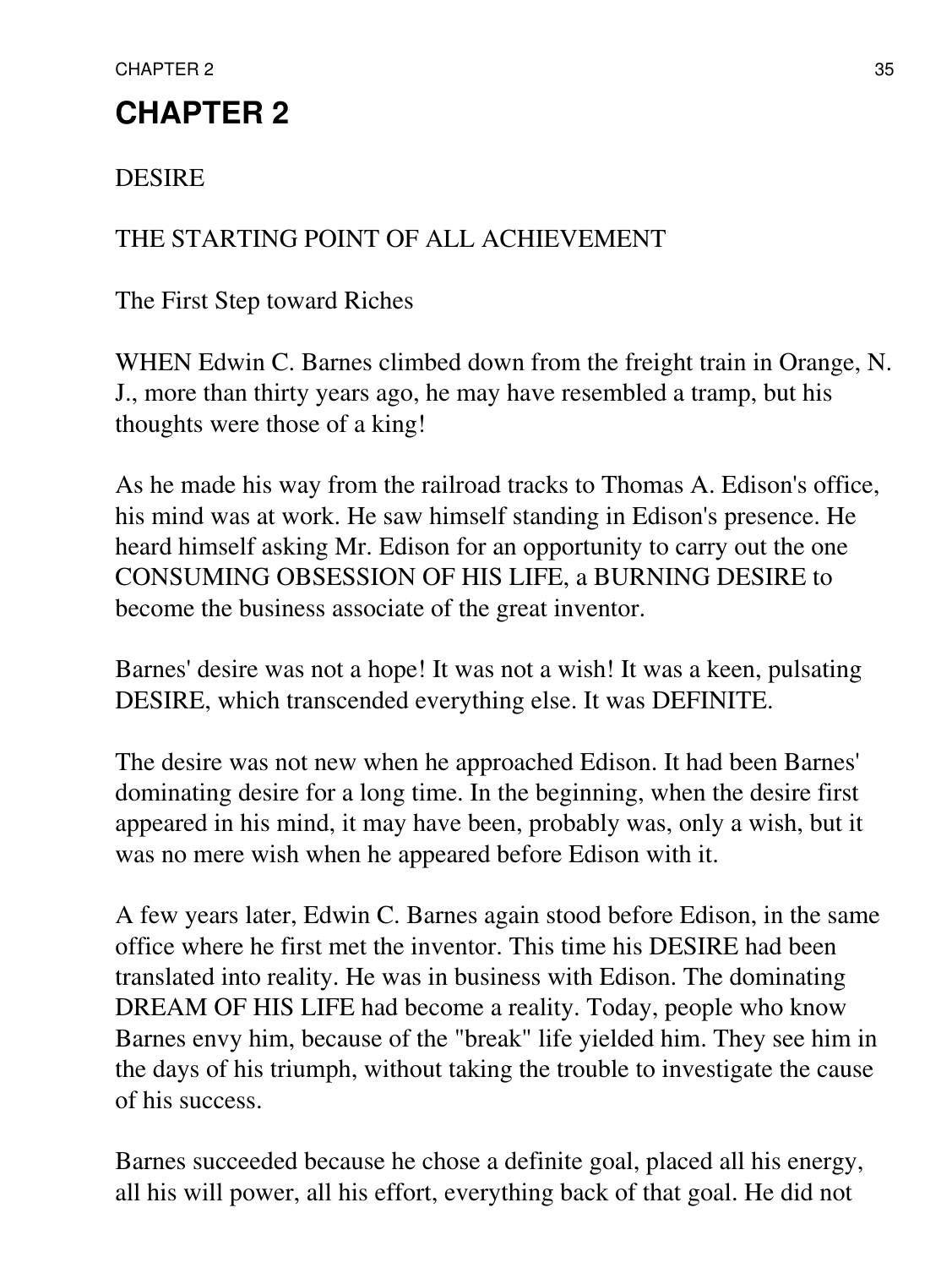# CHAPTER 2

DESIRE

THE STARTING POINT OF ALL ACHIEVEMENT

The First Step toward Riches

WHEN Edwin C. Barnes climbed down from the freight train in Orange, N. J., more than thirty years ago, he may have resembled a tramp, but his thoughts were those of a king!

As he made his way from the railroad tracks to Thomas A. Edison's office, his mind was at work. He saw himself standing in Edison's presence. He heard himself asking Mr. Edison for an opportunity to carry out the one CONSUMING OBSESSION OF HIS LIFE, a BURNING DESIRE to become the business associate of the great inventor.

Barnes' desire was not a hope! It was not a wish! It was a keen, pulsating DESIRE, which transcended everything else. It was DEFINITE.

The desire was not new when he approached Edison. It had been Barnes' dominating desire for a long time. In the beginning, when the desire first appeared in his mind, it may have been, probably was, only a wish, but it was no mere wish when he appeared before Edison with it.

A few years later, Edwin C. Barnes again stood before Edison, in the same office where he first met the inventor. This time his DESIRE had been translated into reality. He was in business with Edison. The dominating DREAM OF HIS LIFE had become a reality. Today, people who know Barnes envy him, because of the "break" life yielded him. They see him in the days of his triumph, without taking the trouble to investigate the cause of his success.

Barnes succeeded because he chose a definite goal, placed all his energy, all his will power, all his effort, everything back of that goal. He did not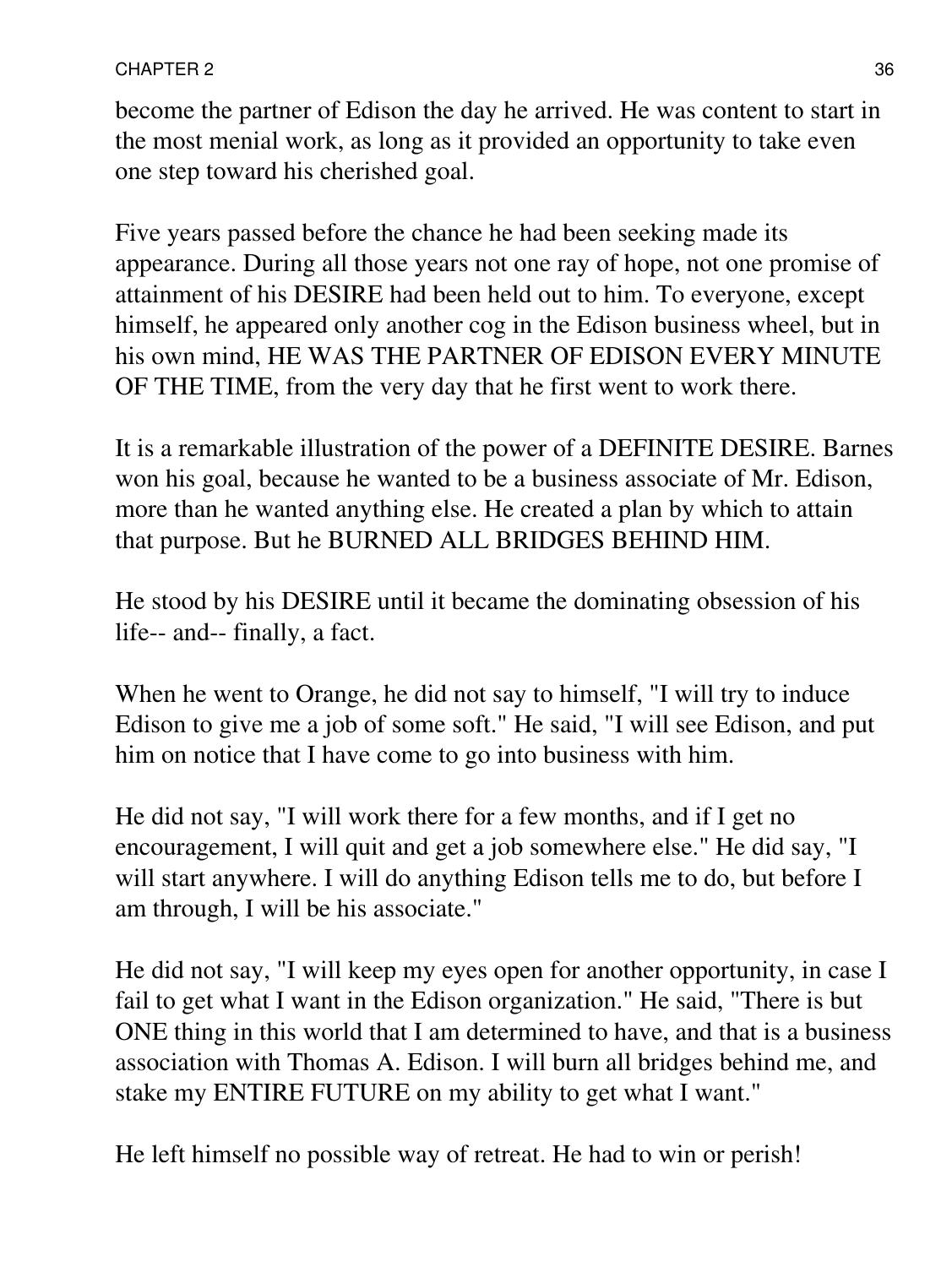become the partner of Edison the day he arrived. He was content to start in the most menial work, as long as it provided an opportunity to take even one step toward his cherished goal.

Five years passed before the chance he had been seeking made its appearance. During all those years not one ray of hope, not one promise of attainment of his DESIRE had been held out to him. To everyone, except himself, he appeared only another cog in the Edison business wheel, but in his own mind, HE WAS THE PARTNER OF EDISON EVERY MINUTE OF THE TIME, from the very day that he first went to work there.

It is a remarkable illustration of the power of a DEFINITE DESIRE. Barnes won his goal, because he wanted to be a business associate of Mr. Edison, more than he wanted anything else. He created a plan by which to attain that purpose. But he BURNED ALL BRIDGES BEHIND HIM.

He stood by his DESIRE until it became the dominating obsession of his life-- and-- finally, a fact.

When he went to Orange, he did not say to himself, "I will try to induce Edison to give me a job of some soft." He said, "I will see Edison, and put him on notice that I have come to go into business with him.

He did not say, "I will work there for a few months, and if I get no encouragement, I will quit and get a job somewhere else." He did say, "I will start anywhere. I will do anything Edison tells me to do, but before I am through, I will be his associate."

He did not say, "I will keep my eyes open for another opportunity, in case I fail to get what I want in the Edison organization." He said, "There is but ONE thing in this world that I am determined to have, and that is a business association with Thomas A. Edison. I will burn all bridges behind me, and stake my ENTIRE FUTURE on my ability to get what I want."

He left himself no possible way of retreat. He had to win or perish!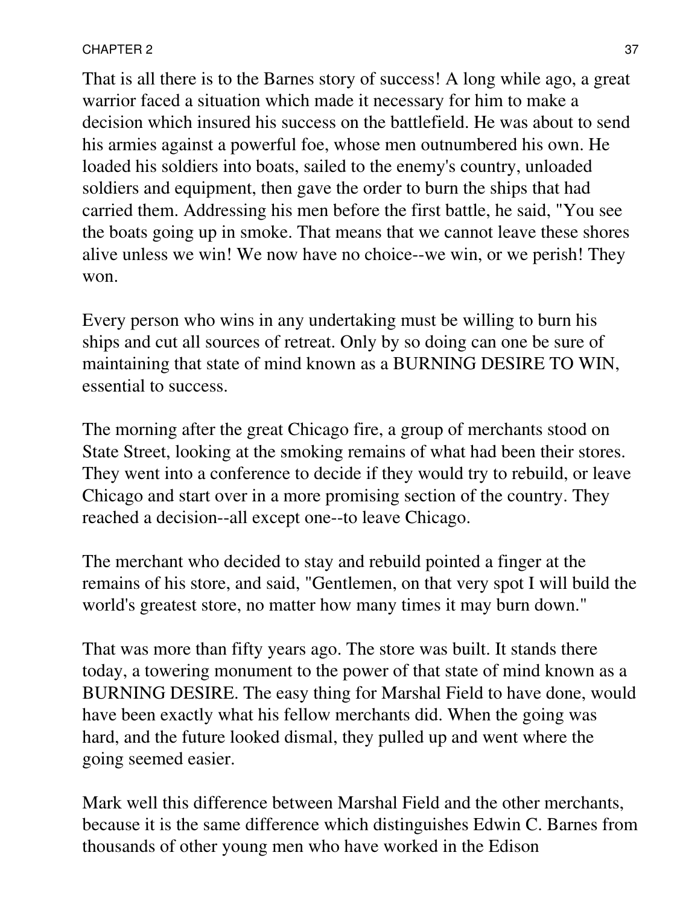That is all there is to the Barnes story of success! A long while ago, a great warrior faced a situation which made it necessary for him to make a decision which insured his success on the battlefield. He was about to send his armies against a powerful foe, whose men outnumbered his own. He loaded his soldiers into boats, sailed to the enemy's country, unloaded soldiers and equipment, then gave the order to burn the ships that had carried them. Addressing his men before the first battle, he said, "You see the boats going up in smoke. That means that we cannot leave these shores alive unless we win! We now have no choice--we win, or we perish! They won.

Every person who wins in any undertaking must be willing to burn his ships and cut all sources of retreat. Only by so doing can one be sure of maintaining that state of mind known as a BURNING DESIRE TO WIN, essential to success.

The morning after the great Chicago fire, a group of merchants stood on State Street, looking at the smoking remains of what had been their stores. They went into a conference to decide if they would try to rebuild, or leave Chicago and start over in a more promising section of the country. They reached a decision--all except one--to leave Chicago.

The merchant who decided to stay and rebuild pointed a finger at the remains of his store, and said, "Gentlemen, on that very spot I will build the world's greatest store, no matter how many times it may burn down."

That was more than fifty years ago. The store was built. It stands there today, a towering monument to the power of that state of mind known as a BURNING DESIRE. The easy thing for Marshal Field to have done, would have been exactly what his fellow merchants did. When the going was hard, and the future looked dismal, they pulled up and went where the going seemed easier.

Mark well this difference between Marshal Field and the other merchants, because it is the same difference which distinguishes Edwin C. Barnes from thousands of other young men who have worked in the Edison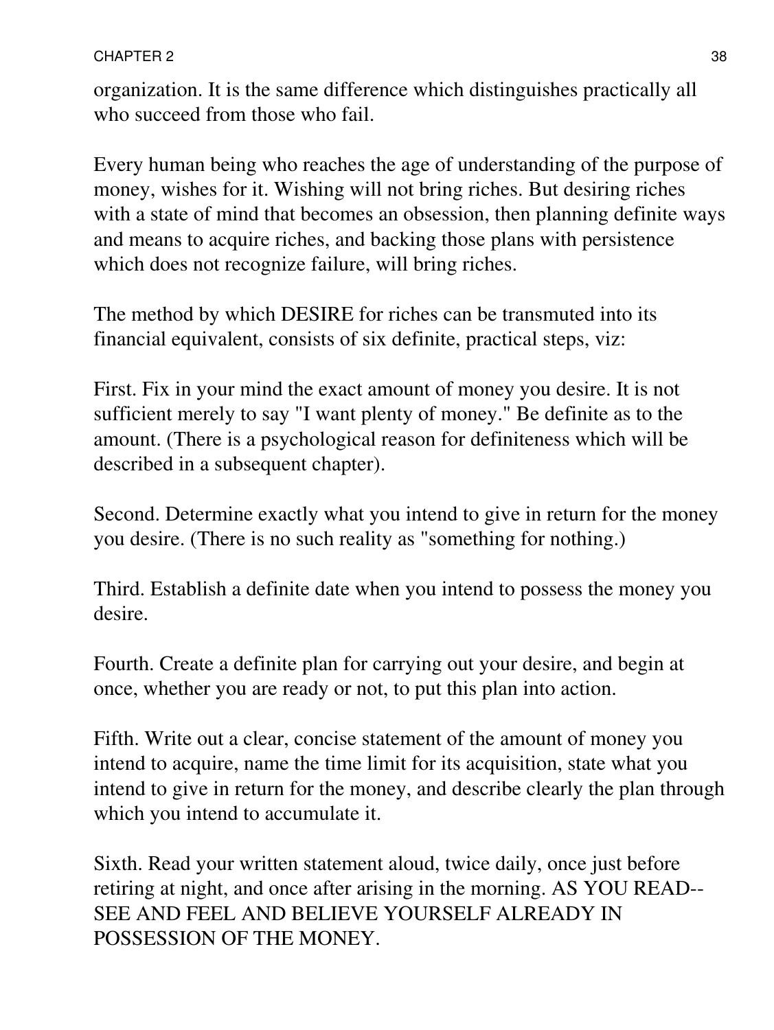organization. It is the same difference which distinguishes practically all who succeed from those who fail.

Every human being who reaches the age of understanding of the purpose of money, wishes for it. Wishing will not bring riches. But desiring riches with a state of mind that becomes an obsession, then planning definite ways and means to acquire riches, and backing those plans with persistence which does not recognize failure, will bring riches.

The method by which DESIRE for riches can be transmuted into its financial equivalent, consists of six definite, practical steps, viz:

First. Fix in your mind the exact amount of money you desire. It is not sufficient merely to say "I want plenty of money." Be definite as to the amount. (There is a psychological reason for definiteness which will be described in a subsequent chapter).

Second. Determine exactly what you intend to give in return for the money you desire. (There is no such reality as "something for nothing.)

Third. Establish a definite date when you intend to possess the money you desire.

Fourth. Create a definite plan for carrying out your desire, and begin at once, whether you are ready or not, to put this plan into action.

Fifth. Write out a clear, concise statement of the amount of money you intend to acquire, name the time limit for its acquisition, state what you intend to give in return for the money, and describe clearly the plan through which you intend to accumulate it.

Sixth. Read your written statement aloud, twice daily, once just before retiring at night, and once after arising in the morning. AS YOU READ--SEE AND FEEL AND BELIEVE YOURSELF ALREADY IN POSSESSION OF THE MONEY.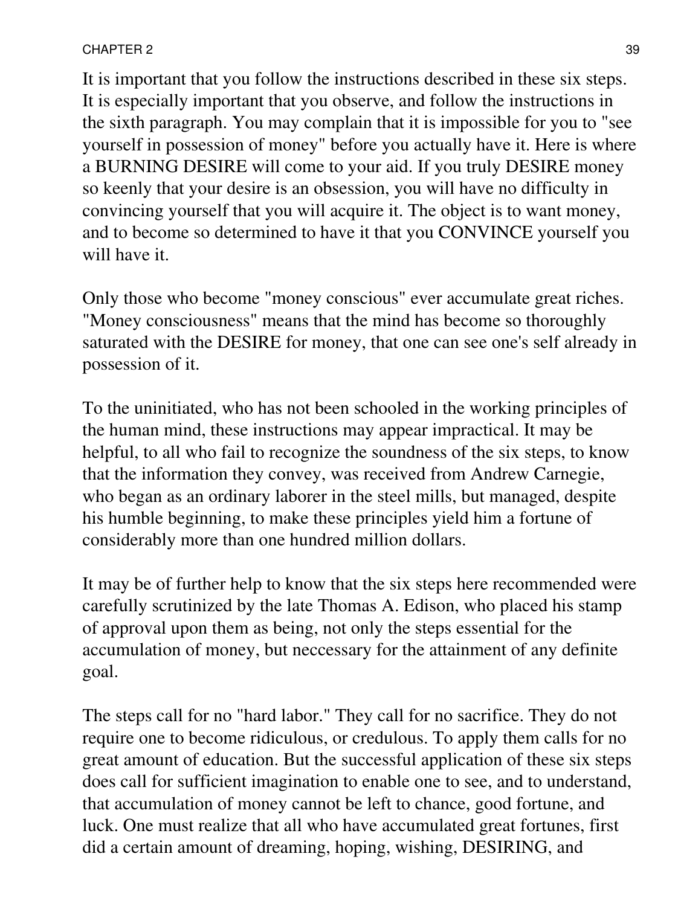It is important that you follow the instructions described in these six steps. It is especially important that you observe, and follow the instructions in the sixth paragraph. You may complain that it is impossible for you to "see yourself in possession of money" before you actually have it. Here is where a BURNING DESIRE will come to your aid. If you truly DESIRE money so keenly that your desire is an obsession, you will have no difficulty in convincing yourself that you will acquire it. The object is to want money, and to become so determined to have it that you CONVINCE yourself you will have it.

Only those who become "money conscious" ever accumulate great riches. "Money consciousness" means that the mind has become so thoroughly saturated with the DESIRE for money, that one can see one's self already in possession of it.

To the uninitiated, who has not been schooled in the working principles of the human mind, these instructions may appear impractical. It may be helpful, to all who fail to recognize the soundness of the six steps, to know that the information they convey, was received from Andrew Carnegie, who began as an ordinary laborer in the steel mills, but managed, despite his humble beginning, to make these principles yield him a fortune of considerably more than one hundred million dollars.

It may be of further help to know that the six steps here recommended were carefully scrutinized by the late Thomas A. Edison, who placed his stamp of approval upon them as being, not only the steps essential for the accumulation of money, but neccessary for the attainment of any definite goal.

The steps call for no "hard labor." They call for no sacrifice. They do not require one to become ridiculous, or credulous. To apply them calls for no great amount of education. But the successful application of these six steps does call for sufficient imagination to enable one to see, and to understand, that accumulation of money cannot be left to chance, good fortune, and luck. One must realize that all who have accumulated great fortunes, first did a certain amount of dreaming, hoping, wishing, DESIRING, and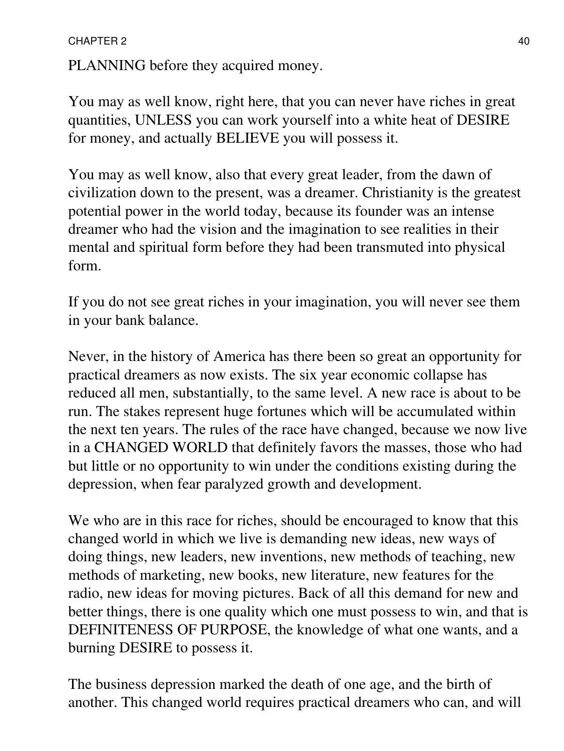PLANNING before they acquired money.

You may as well know, right here, that you can never have riches in great quantities, UNLESS you can work yourself into a white heat of DESIRE for money, and actually BELIEVE you will possess it.

You may as well know, also that every great leader, from the dawn of civilization down to the present, was a dreamer. Christianity is the greatest potential power in the world today, because its founder was an intense dreamer who had the vision and the imagination to see realities in their mental and spiritual form before they had been transmuted into physical form.

If you do not see great riches in your imagination, you will never see them in your bank balance.

Never, in the history of America has there been so great an opportunity for practical dreamers as now exists. The six year economic collapse has reduced all men, substantially, to the same level. A new race is about to be run. The stakes represent huge fortunes which will be accumulated within the next ten years. The rules of the race have changed, because we now live in a CHANGED WORLD that definitely favors the masses, those who had but little or no opportunity to win under the conditions existing during the depression, when fear paralyzed growth and development.

We who are in this race for riches, should be encouraged to know that this changed world in which we live is demanding new ideas, new ways of doing things, new leaders, new inventions, new methods of teaching, new methods of marketing, new books, new literature, new features for the radio, new ideas for moving pictures. Back of all this demand for new and better things, there is one quality which one must possess to win, and that is DEFINITENESS OF PURPOSE, the knowledge of what one wants, and a burning DESIRE to possess it.

The business depression marked the death of one age, and the birth of another. This changed world requires practical dreamers who can, and will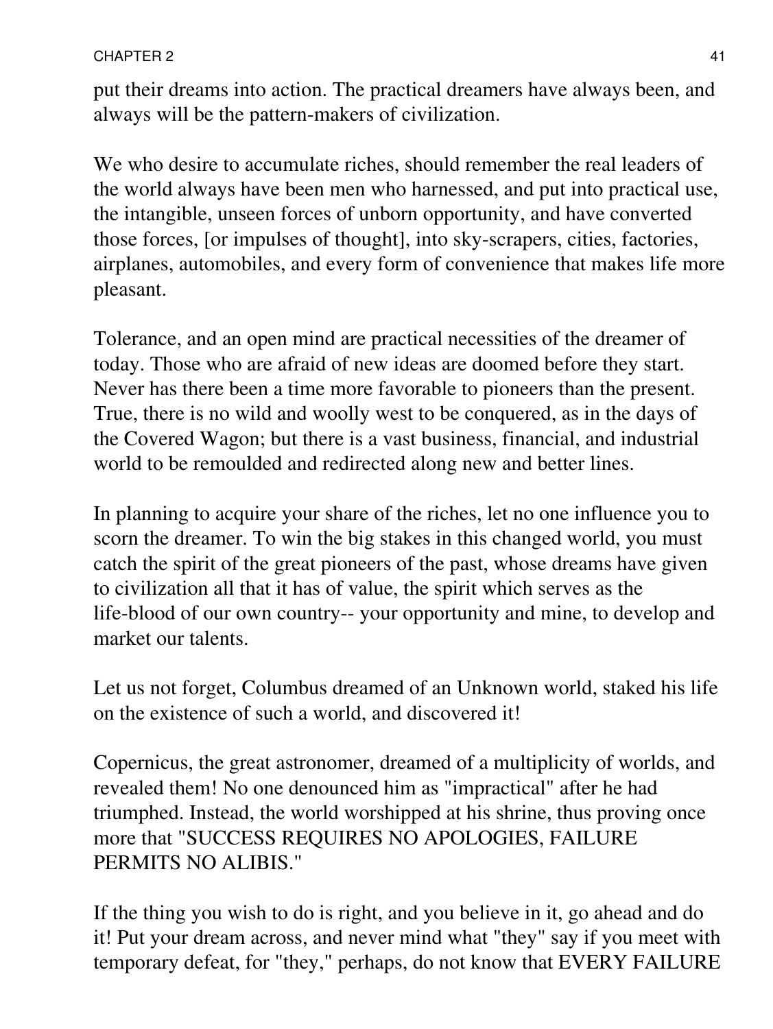put their dreams into action. The practical dreamers have always been, and always will be the pattern-makers of civilization.

We who desire to accumulate riches, should remember the real leaders of the world always have been men who harnessed, and put into practical use, the intangible, unseen forces of unborn opportunity, and have converted those forces, [or impulses of thought], into sky-scrapers, cities, factories, airplanes, automobiles, and every form of convenience that makes life more pleasant.

Tolerance, and an open mind are practical necessities of the dreamer of today. Those who are afraid of new ideas are doomed before they start. Never has there been a time more favorable to pioneers than the present. True, there is no wild and woolly west to be conquered, as in the days of the Covered Wagon; but there is a vast business, financial, and industrial world to be remoulded and redirected along new and better lines.

In planning to acquire your share of the riches, let no one influence you to scorn the dreamer. To win the big stakes in this changed world, you must catch the spirit of the great pioneers of the past, whose dreams have given to civilization all that it has of value, the spirit which serves as the life-blood of our own country-- your opportunity and mine, to develop and market our talents.

Let us not forget, Columbus dreamed of an Unknown world, staked his life on the existence of such a world, and discovered it!

Copernicus, the great astronomer, dreamed of a multiplicity of worlds, and revealed them! No one denounced him as "impractical" after he had triumphed. Instead, the world worshipped at his shrine, thus proving once more that "SUCCESS REQUIRES NO APOLOGIES, FAILURE PERMITS NO ALIBIS."

If the thing you wish to do is right, and you believe in it, go ahead and do it! Put your dream across, and never mind what "they" say if you meet with temporary defeat, for "they," perhaps, do not know that EVERY FAILURE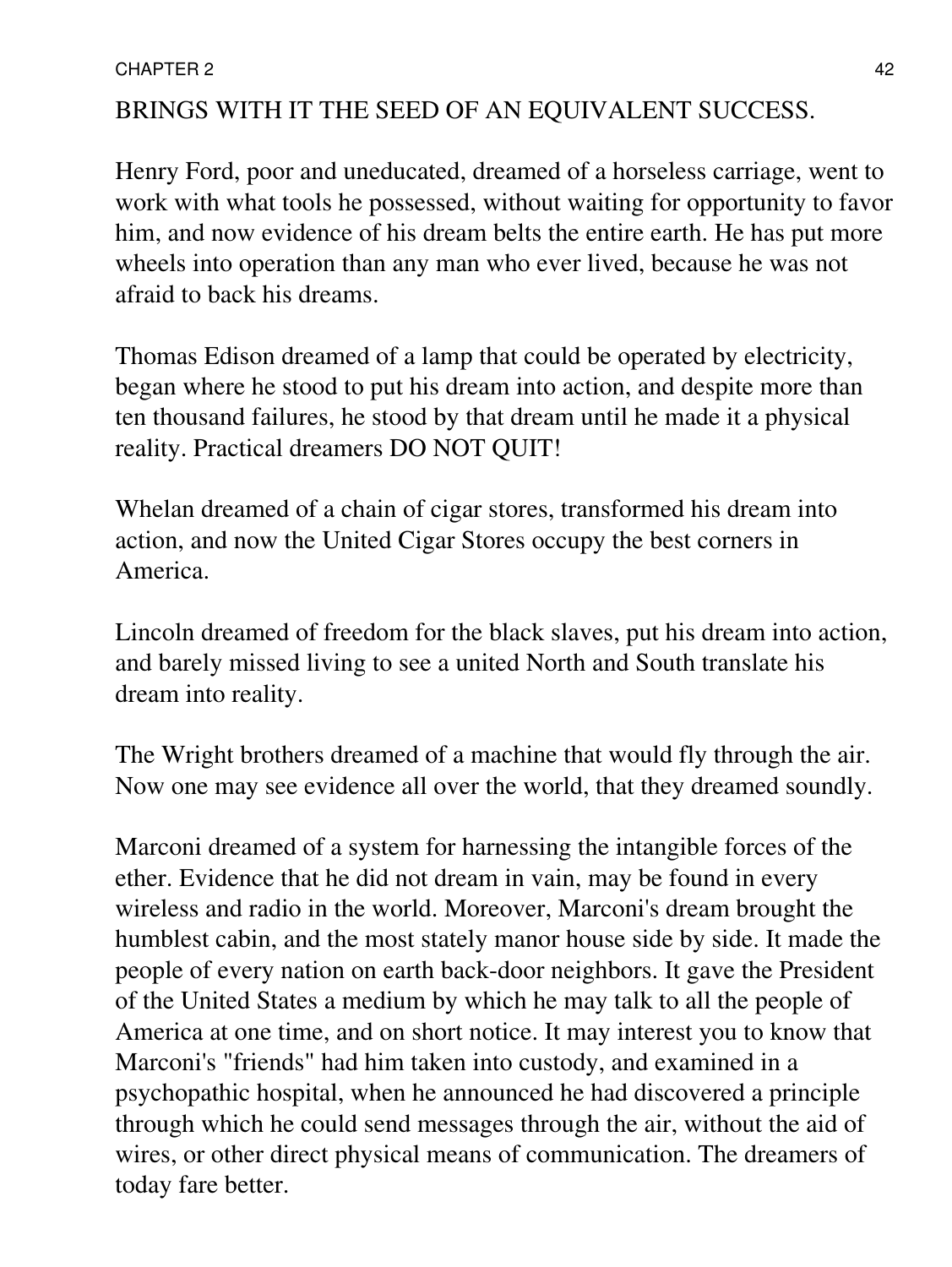BRINGS WITH IT THE SEED OF AN EQUIVALENT SUCCESS.

Henry Ford, poor and uneducated, dreamed of a horseless carriage, went to work with what tools he possessed, without waiting for opportunity to favor him, and now evidence of his dream belts the entire earth. He has put more wheels into operation than any man who ever lived, because he was not afraid to back his dreams.

Thomas Edison dreamed of a lamp that could be operated by electricity, began where he stood to put his dream into action, and despite more than ten thousand failures, he stood by that dream until he made it a physical reality. Practical dreamers DO NOT QUIT!

Whelan dreamed of a chain of cigar stores, transformed his dream into action, and now the United Cigar Stores occupy the best corners in America.

Lincoln dreamed of freedom for the black slaves, put his dream into action, and barely missed living to see a united North and South translate his dream into reality.

The Wright brothers dreamed of a machine that would fly through the air. Now one may see evidence all over the world, that they dreamed soundly.

Marconi dreamed of a system for harnessing the intangible forces of the ether. Evidence that he did not dream in vain, may be found in every wireless and radio in the world. Moreover, Marconi's dream brought the humblest cabin, and the most stately manor house side by side. It made the people of every nation on earth back-door neighbors. It gave the President of the United States a medium by which he may talk to all the people of America at one time, and on short notice. It may interest you to know that Marconi's "friends" had him taken into custody, and examined in a psychopathic hospital, when he announced he had discovered a principle through which he could send messages through the air, without the aid of wires, or other direct physical means of communication. The dreamers of today fare better.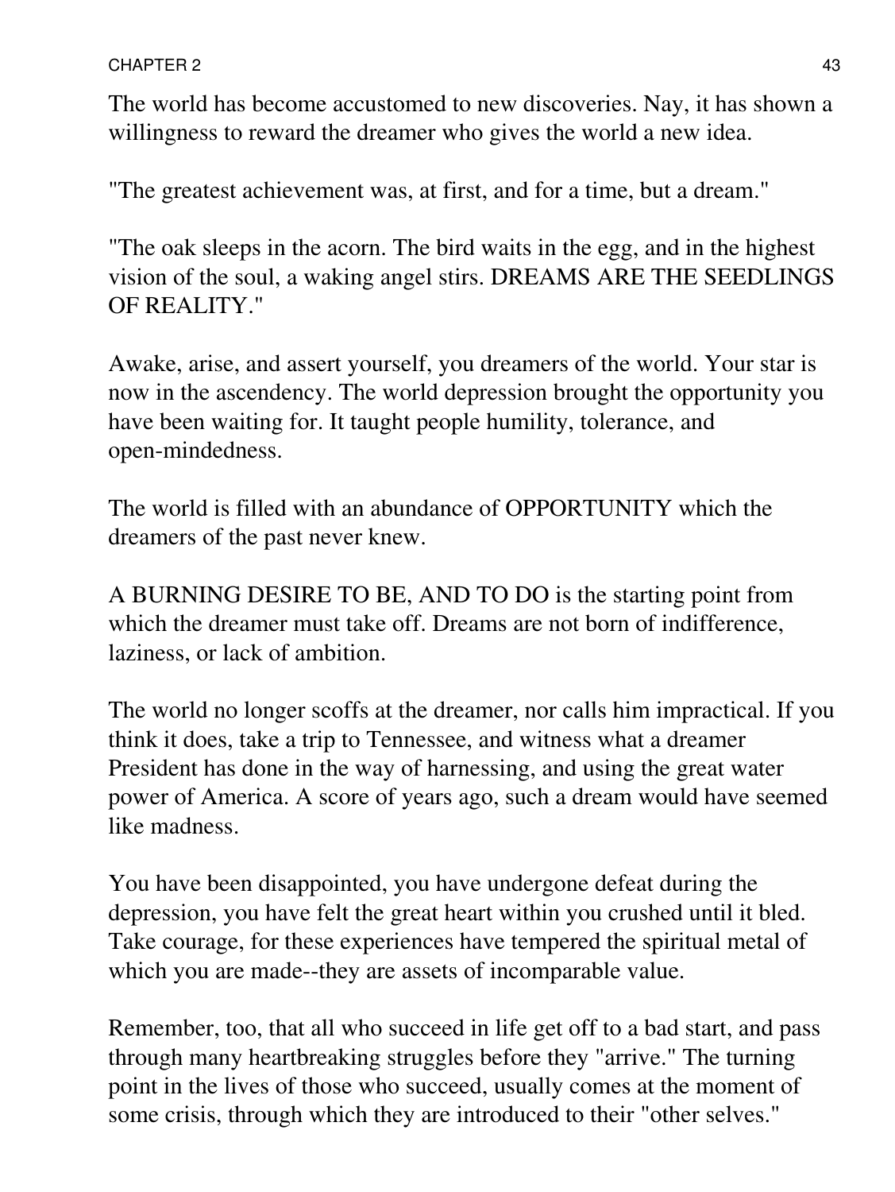The world has become accustomed to new discoveries. Nay, it has shown a willingness to reward the dreamer who gives the world a new idea.

"The greatest achievement was, at first, and for a time, but a dream."

"The oak sleeps in the acorn. The bird waits in the egg, and in the highest vision of the soul, a waking angel stirs. DREAMS ARE THE SEEDLINGS OF REALITY."

Awake, arise, and assert yourself, you dreamers of the world. Your star is now in the ascendency. The world depression brought the opportunity you have been waiting for. It taught people humility, tolerance, and open-mindedness.

The world is filled with an abundance of OPPORTUNITY which the dreamers of the past never knew.

A BURNING DESIRE TO BE, AND TO DO is the starting point from which the dreamer must take off. Dreams are not born of indifference, laziness, or lack of ambition.

The world no longer scoffs at the dreamer, nor calls him impractical. If you think it does, take a trip to Tennessee, and witness what a dreamer President has done in the way of harnessing, and using the great water power of America. A score of years ago, such a dream would have seemed like madness.

You have been disappointed, you have undergone defeat during the depression, you have felt the great heart within you crushed until it bled. Take courage, for these experiences have tempered the spiritual metal of which you are made--they are assets of incomparable value.

Remember, too, that all who succeed in life get off to a bad start, and pass through many heartbreaking struggles before they "arrive." The turning point in the lives of those who succeed, usually comes at the moment of some crisis, through which they are introduced to their "other selves."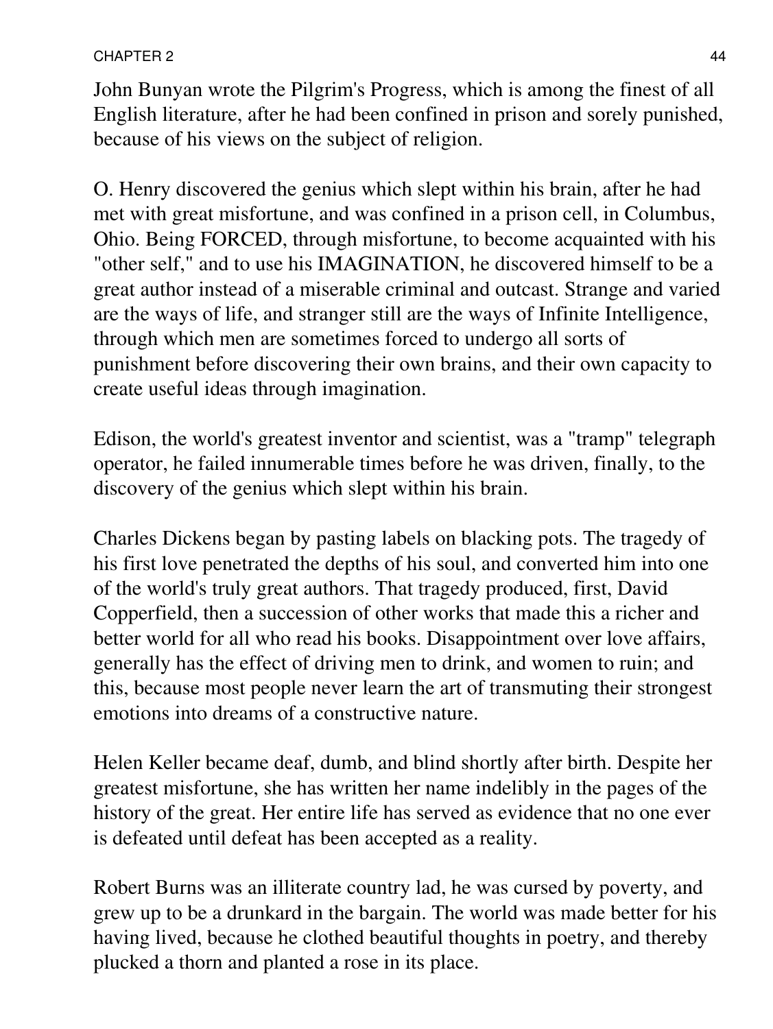John Bunyan wrote the Pilgrim's Progress, which is among the finest of all English literature, after he had been confined in prison and sorely punished, because of his views on the subject of religion.

O. Henry discovered the genius which slept within his brain, after he had met with great misfortune, and was confined in a prison cell, in Columbus, Ohio. Being FORCED, through misfortune, to become acquainted with his "other self," and to use his IMAGINATION, he discovered himself to be a great author instead of a miserable criminal and outcast. Strange and varied are the ways of life, and stranger still are the ways of Infinite Intelligence, through which men are sometimes forced to undergo all sorts of punishment before discovering their own brains, and their own capacity to create useful ideas through imagination.

Edison, the world's greatest inventor and scientist, was a "tramp" telegraph operator, he failed innumerable times before he was driven, finally, to the discovery of the genius which slept within his brain.

Charles Dickens began by pasting labels on blacking pots. The tragedy of his first love penetrated the depths of his soul, and converted him into one of the world's truly great authors. That tragedy produced, first, David Copperfield, then a succession of other works that made this a richer and better world for all who read his books. Disappointment over love affairs, generally has the effect of driving men to drink, and women to ruin; and this, because most people never learn the art of transmuting their strongest emotions into dreams of a constructive nature.

Helen Keller became deaf, dumb, and blind shortly after birth. Despite her greatest misfortune, she has written her name indelibly in the pages of the history of the great. Her entire life has served as evidence that no one ever is defeated until defeat has been accepted as a reality.

Robert Burns was an illiterate country lad, he was cursed by poverty, and grew up to be a drunkard in the bargain. The world was made better for his having lived, because he clothed beautiful thoughts in poetry, and thereby plucked a thorn and planted a rose in its place.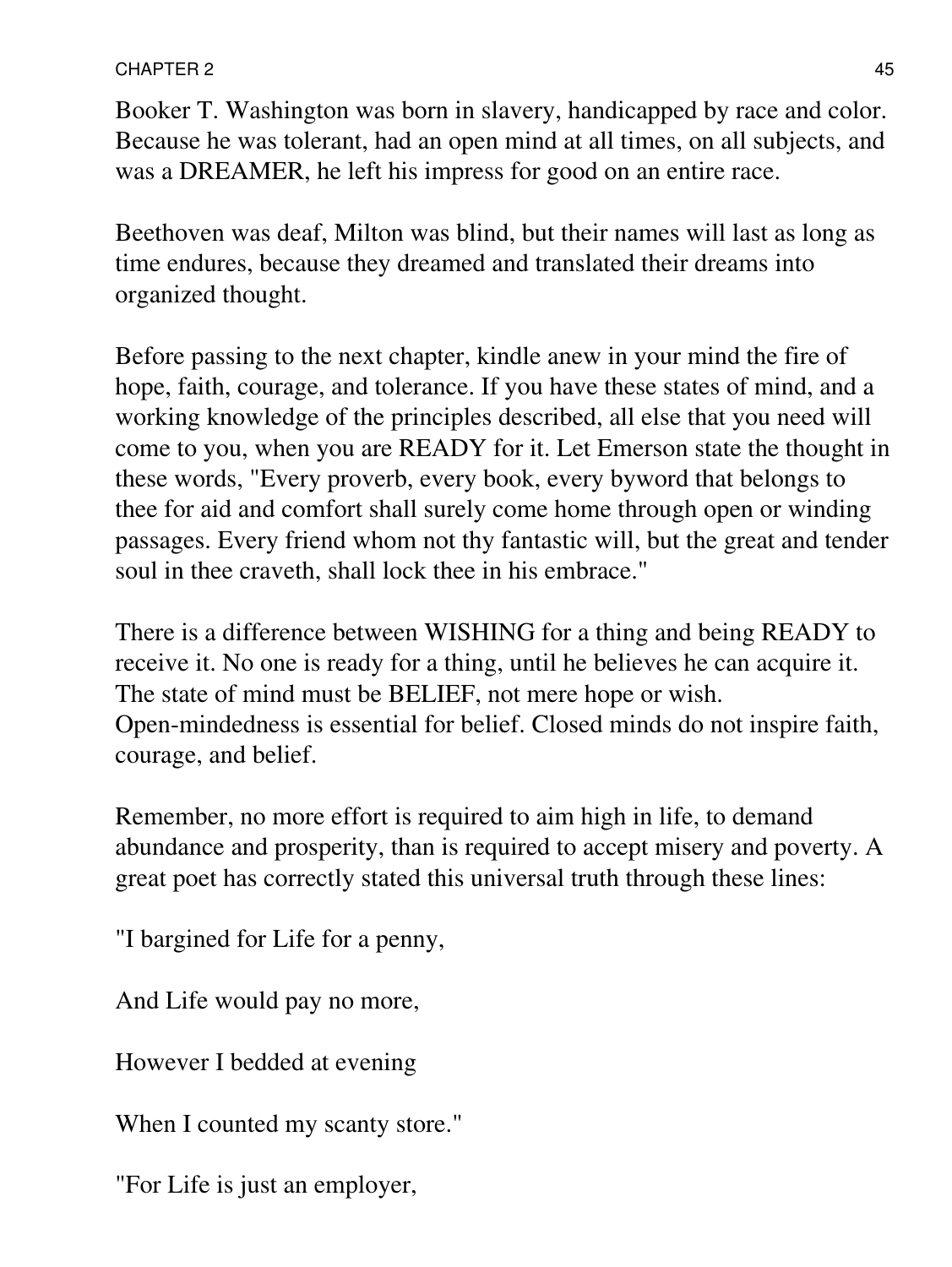Booker T. Washington was born in slavery, handicapped by race and color. Because he was tolerant, had an open mind at all times, on all subjects, and was a DREAMER, he left his impress for good on an entire race.

Beethoven was deaf, Milton was blind, but their names will last as long as time endures, because they dreamed and translated their dreams into organized thought.

Before passing to the next chapter, kindle anew in your mind the fire of hope, faith, courage, and tolerance. If you have these states of mind, and a working knowledge of the principles described, all else that you need will come to you, when you are READY for it. Let Emerson state the thought in these words, "Every proverb, every book, every byword that belongs to thee for aid and comfort shall surely come home through open or winding passages. Every friend whom not thy fantastic will, but the great and tender soul in thee craveth, shall lock thee in his embrace."

There is a difference between WISHING for a thing and being READY to receive it. No one is ready for a thing, until he believes he can acquire it. The state of mind must be BELIEF, not mere hope or wish. Open-mindedness is essential for belief. Closed minds do not inspire faith, courage, and belief.

Remember, no more effort is required to aim high in life, to demand abundance and prosperity, than is required to accept misery and poverty. A great poet has correctly stated this universal truth through these lines:

"I bargined for Life for a penny,

And Life would pay no more,

However I bedded at evening

When I counted my scanty store."

"For Life is just an employer,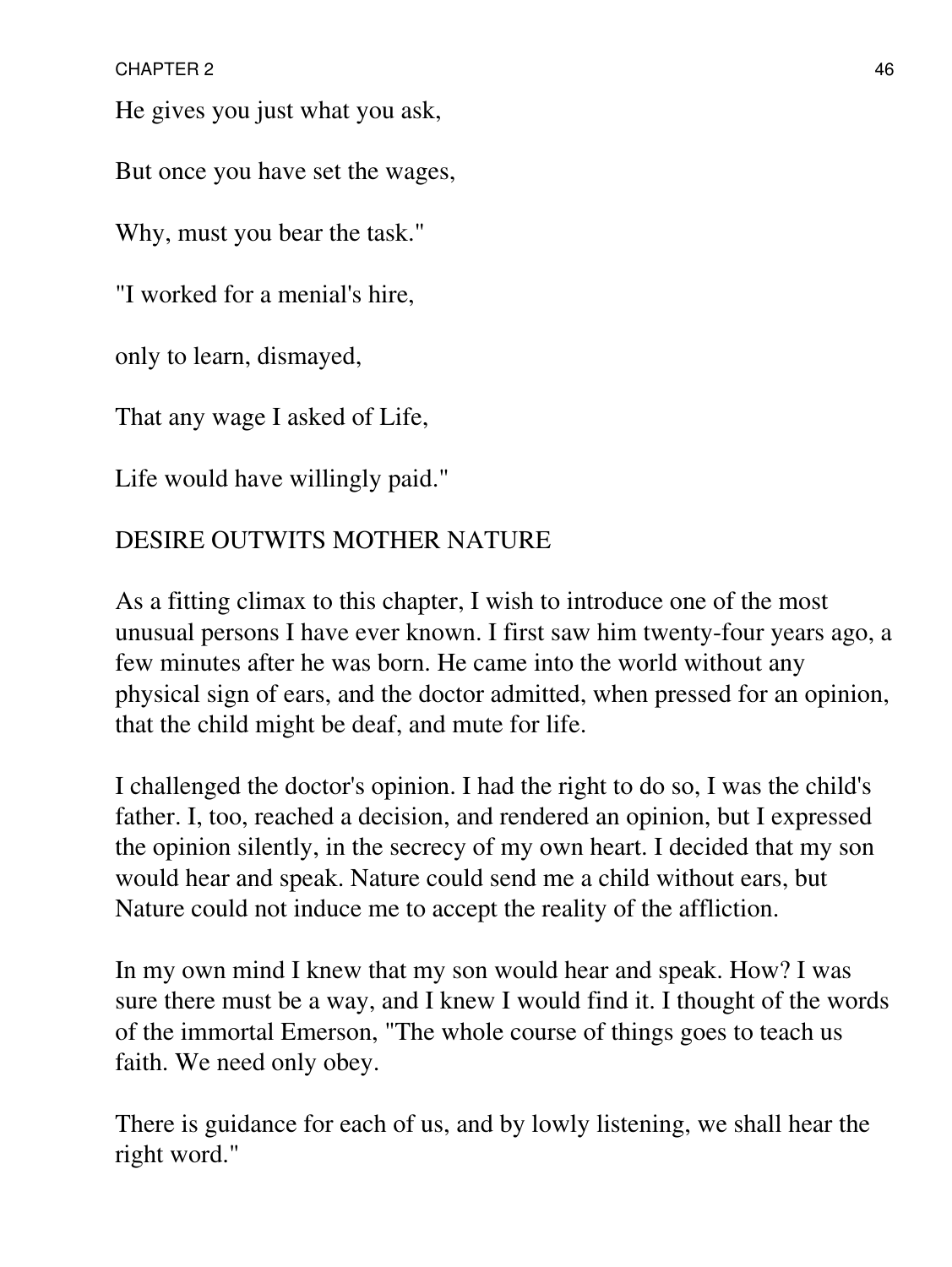He gives you just what you ask,

But once you have set the wages,

Why, must you bear the task."

"I worked for a menial's hire,

only to learn, dismayed,

That any wage I asked of Life,

Life would have willingly paid."

## DESIRE OUTWITS MOTHER NATURE

As a fitting climax to this chapter, I wish to introduce one of the most unusual persons I have ever known. I first saw him twenty-four years ago, a few minutes after he was born. He came into the world without any physical sign of ears, and the doctor admitted, when pressed for an opinion, that the child might be deaf, and mute for life.

I challenged the doctor's opinion. I had the right to do so, I was the child's father. I, too, reached a decision, and rendered an opinion, but I expressed the opinion silently, in the secrecy of my own heart. I decided that my son would hear and speak. Nature could send me a child without ears, but Nature could not induce me to accept the reality of the affliction.

In my own mind I knew that my son would hear and speak. How? I was sure there must be a way, and I knew I would find it. I thought of the words of the immortal Emerson, "The whole course of things goes to teach us faith. We need only obey.

There is guidance for each of us, and by lowly listening, we shall hear the right word."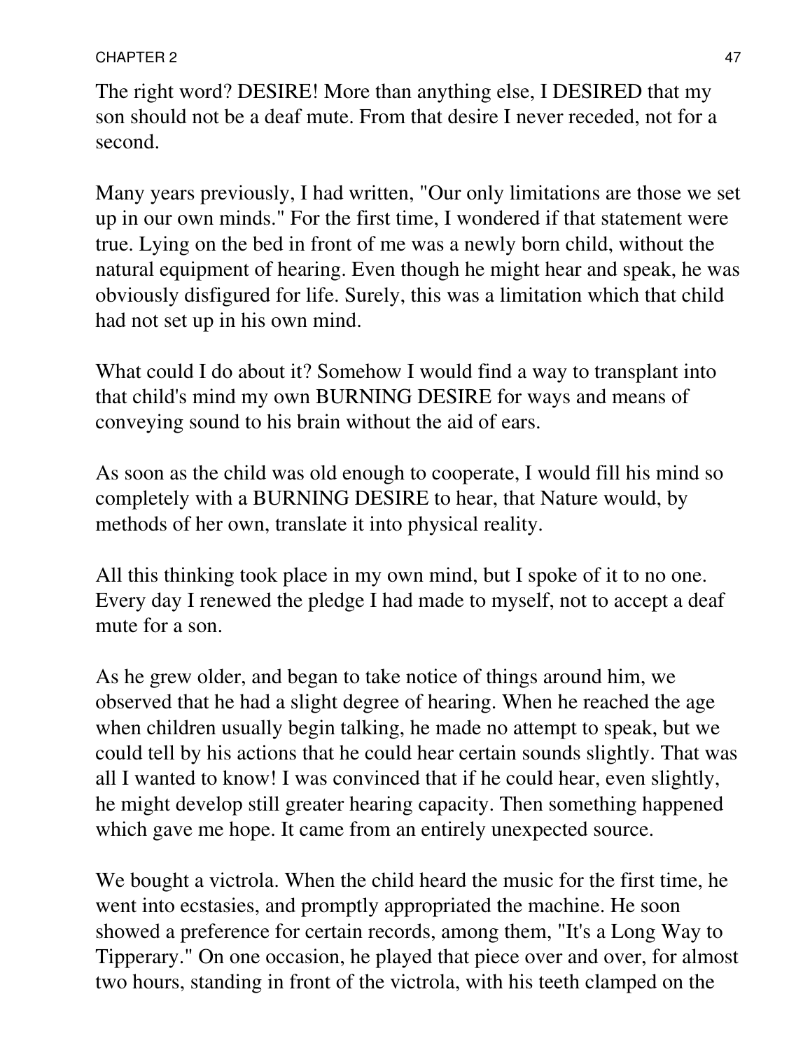The right word? DESIRE! More than anything else, I DESIRED that my son should not be a deaf mute. From that desire I never receded, not for a second.

Many years previously, I had written, "Our only limitations are those we set up in our own minds." For the first time, I wondered if that statement were true. Lying on the bed in front of me was a newly born child, without the natural equipment of hearing. Even though he might hear and speak, he was obviously disfigured for life. Surely, this was a limitation which that child had not set up in his own mind.

What could I do about it? Somehow I would find a way to transplant into that child's mind my own BURNING DESIRE for ways and means of conveying sound to his brain without the aid of ears.

As soon as the child was old enough to cooperate, I would fill his mind so completely with a BURNING DESIRE to hear, that Nature would, by methods of her own, translate it into physical reality.

All this thinking took place in my own mind, but I spoke of it to no one. Every day I renewed the pledge I had made to myself, not to accept a deaf mute for a son.

As he grew older, and began to take notice of things around him, we observed that he had a slight degree of hearing. When he reached the age when children usually begin talking, he made no attempt to speak, but we could tell by his actions that he could hear certain sounds slightly. That was all I wanted to know! I was convinced that if he could hear, even slightly, he might develop still greater hearing capacity. Then something happened which gave me hope. It came from an entirely unexpected source.

We bought a victrola. When the child heard the music for the first time, he went into ecstasies, and promptly appropriated the machine. He soon showed a preference for certain records, among them, "It's a Long Way to Tipperary." On one occasion, he played that piece over and over, for almost two hours, standing in front of the victrola, with his teeth clamped on the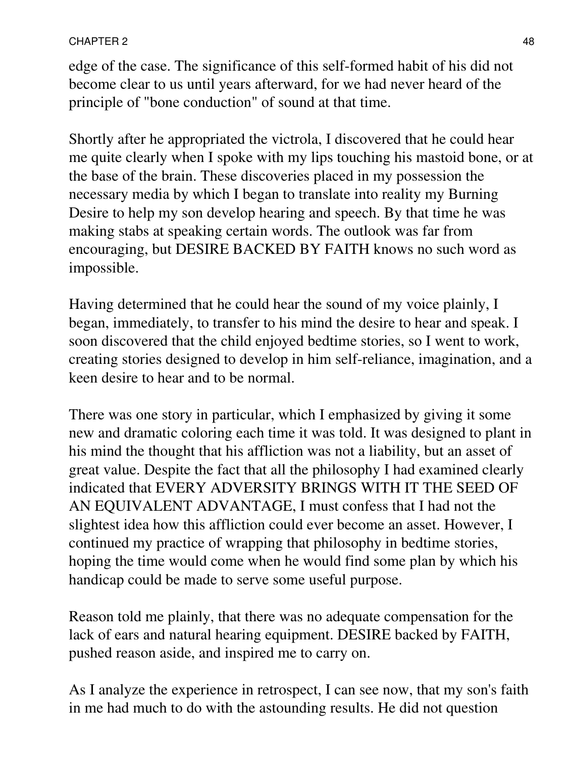edge of the case. The significance of this self-formed habit of his did not become clear to us until years afterward, for we had never heard of the principle of "bone conduction" of sound at that time.

Shortly after he appropriated the victrola, I discovered that he could hear me quite clearly when I spoke with my lips touching his mastoid bone, or at the base of the brain. These discoveries placed in my possession the necessary media by which I began to translate into reality my Burning Desire to help my son develop hearing and speech. By that time he was making stabs at speaking certain words. The outlook was far from encouraging, but DESIRE BACKED BY FAITH knows no such word as impossible.

Having determined that he could hear the sound of my voice plainly, I began, immediately, to transfer to his mind the desire to hear and speak. I soon discovered that the child enjoyed bedtime stories, so I went to work, creating stories designed to develop in him self-reliance, imagination, and a keen desire to hear and to be normal.

There was one story in particular, which I emphasized by giving it some new and dramatic coloring each time it was told. It was designed to plant in his mind the thought that his affliction was not a liability, but an asset of great value. Despite the fact that all the philosophy I had examined clearly indicated that EVERY ADVERSITY BRINGS WITH IT THE SEED OF AN EQUIVALENT ADVANTAGE, I must confess that I had not the slightest idea how this affliction could ever become an asset. However, I continued my practice of wrapping that philosophy in bedtime stories, hoping the time would come when he would find some plan by which his handicap could be made to serve some useful purpose.

Reason told me plainly, that there was no adequate compensation for the lack of ears and natural hearing equipment. DESIRE backed by FAITH, pushed reason aside, and inspired me to carry on.

As I analyze the experience in retrospect, I can see now, that my son's faith in me had much to do with the astounding results. He did not question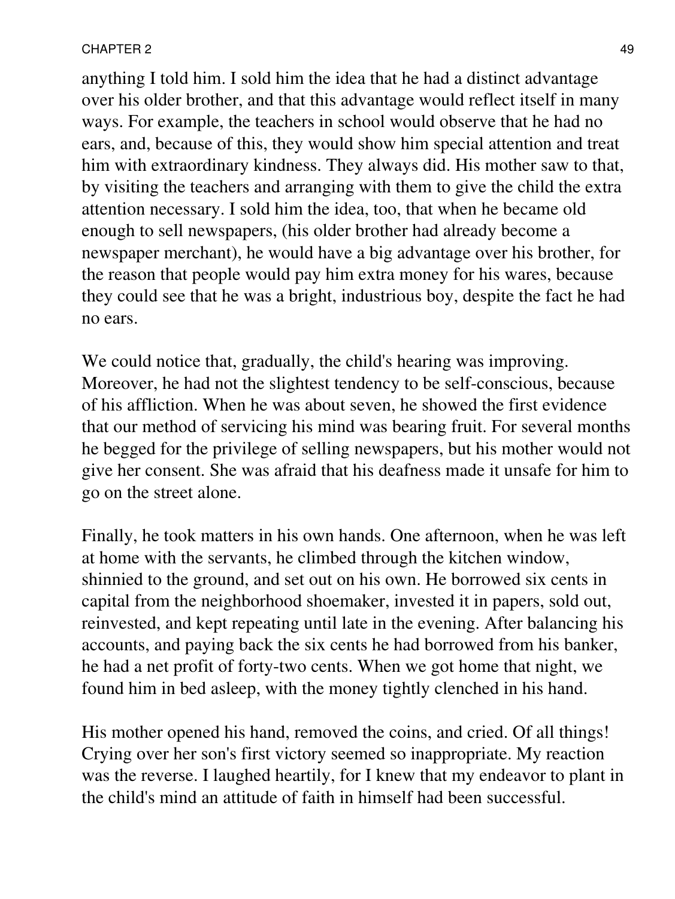anything I told him. I sold him the idea that he had a distinct advantage over his older brother, and that this advantage would reflect itself in many ways. For example, the teachers in school would observe that he had no ears, and, because of this, they would show him special attention and treat him with extraordinary kindness. They always did. His mother saw to that, by visiting the teachers and arranging with them to give the child the extra attention necessary. I sold him the idea, too, that when he became old enough to sell newspapers, (his older brother had already become a newspaper merchant), he would have a big advantage over his brother, for the reason that people would pay him extra money for his wares, because they could see that he was a bright, industrious boy, despite the fact he had no ears.

We could notice that, gradually, the child's hearing was improving. Moreover, he had not the slightest tendency to be self-conscious, because of his affliction. When he was about seven, he showed the first evidence that our method of servicing his mind was bearing fruit. For several months he begged for the privilege of selling newspapers, but his mother would not give her consent. She was afraid that his deafness made it unsafe for him to go on the street alone.

Finally, he took matters in his own hands. One afternoon, when he was left at home with the servants, he climbed through the kitchen window, shinnied to the ground, and set out on his own. He borrowed six cents in capital from the neighborhood shoemaker, invested it in papers, sold out, reinvested, and kept repeating until late in the evening. After balancing his accounts, and paying back the six cents he had borrowed from his banker, he had a net profit of forty-two cents. When we got home that night, we found him in bed asleep, with the money tightly clenched in his hand.

His mother opened his hand, removed the coins, and cried. Of all things! Crying over her son's first victory seemed so inappropriate. My reaction was the reverse. I laughed heartily, for I knew that my endeavor to plant in the child's mind an attitude of faith in himself had been successful.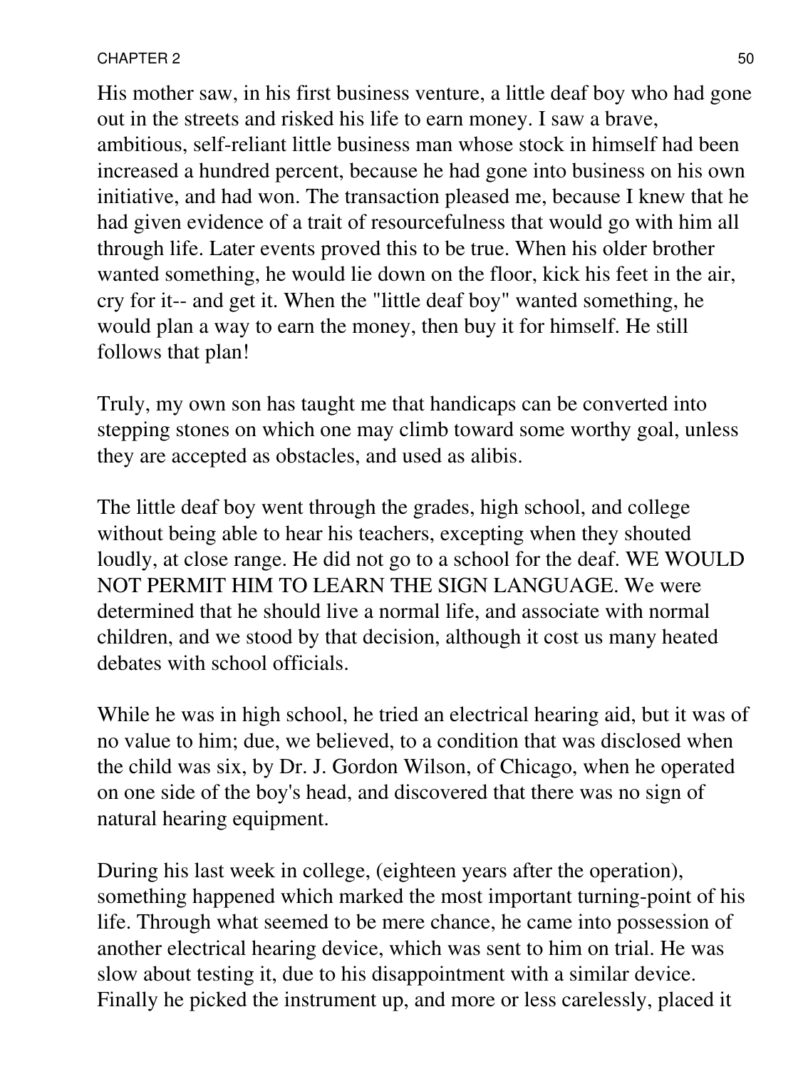His mother saw, in his first business venture, a little deaf boy who had gone out in the streets and risked his life to earn money. I saw a brave, ambitious, self-reliant little business man whose stock in himself had been increased a hundred percent, because he had gone into business on his own initiative, and had won. The transaction pleased me, because I knew that he had given evidence of a trait of resourcefulness that would go with him all through life. Later events proved this to be true. When his older brother wanted something, he would lie down on the floor, kick his feet in the air, cry for it-- and get it. When the "little deaf boy" wanted something, he would plan a way to earn the money, then buy it for himself. He still follows that plan!

Truly, my own son has taught me that handicaps can be converted into stepping stones on which one may climb toward some worthy goal, unless they are accepted as obstacles, and used as alibis.

The little deaf boy went through the grades, high school, and college without being able to hear his teachers, excepting when they shouted loudly, at close range. He did not go to a school for the deaf. WE WOULD NOT PERMIT HIM TO LEARN THE SIGN LANGUAGE. We were determined that he should live a normal life, and associate with normal children, and we stood by that decision, although it cost us many heated debates with school officials.

While he was in high school, he tried an electrical hearing aid, but it was of no value to him; due, we believed, to a condition that was disclosed when the child was six, by Dr. J. Gordon Wilson, of Chicago, when he operated on one side of the boy's head, and discovered that there was no sign of natural hearing equipment.

During his last week in college, (eighteen years after the operation), something happened which marked the most important turning-point of his life. Through what seemed to be mere chance, he came into possession of another electrical hearing device, which was sent to him on trial. He was slow about testing it, due to his disappointment with a similar device. Finally he picked the instrument up, and more or less carelessly, placed it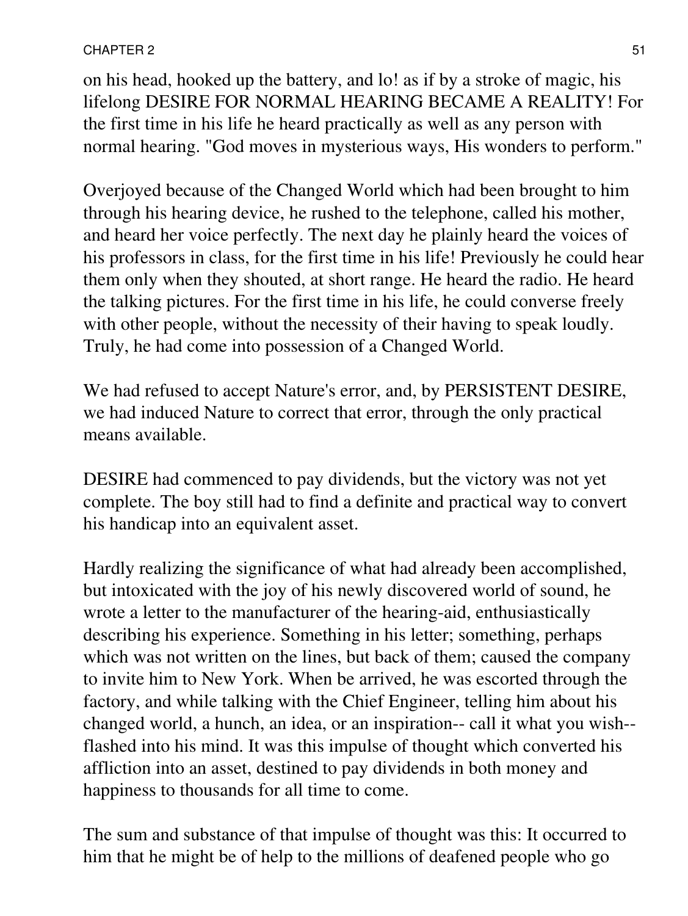on his head, hooked up the battery, and lo! as if by a stroke of magic, his lifelong DESIRE FOR NORMAL HEARING BECAME A REALITY! For the first time in his life he heard practically as well as any person with normal hearing. "God moves in mysterious ways, His wonders to perform."

Overjoyed because of the Changed World which had been brought to him through his hearing device, he rushed to the telephone, called his mother, and heard her voice perfectly. The next day he plainly heard the voices of his professors in class, for the first time in his life! Previously he could hear them only when they shouted, at short range. He heard the radio. He heard the talking pictures. For the first time in his life, he could converse freely with other people, without the necessity of their having to speak loudly. Truly, he had come into possession of a Changed World.

We had refused to accept Nature's error, and, by PERSISTENT DESIRE, we had induced Nature to correct that error, through the only practical means available.

DESIRE had commenced to pay dividends, but the victory was not yet complete. The boy still had to find a definite and practical way to convert his handicap into an equivalent asset.

Hardly realizing the significance of what had already been accomplished, but intoxicated with the joy of his newly discovered world of sound, he wrote a letter to the manufacturer of the hearing-aid, enthusiastically describing his experience. Something in his letter; something, perhaps which was not written on the lines, but back of them; caused the company to invite him to New York. When be arrived, he was escorted through the factory, and while talking with the Chief Engineer, telling him about his changed world, a hunch, an idea, or an inspiration-- call it what you wish-- flashed into his mind. It was this impulse of thought which converted his affliction into an asset, destined to pay dividends in both money and happiness to thousands for all time to come.

The sum and substance of that impulse of thought was this: It occurred to him that he might be of help to the millions of deafened people who go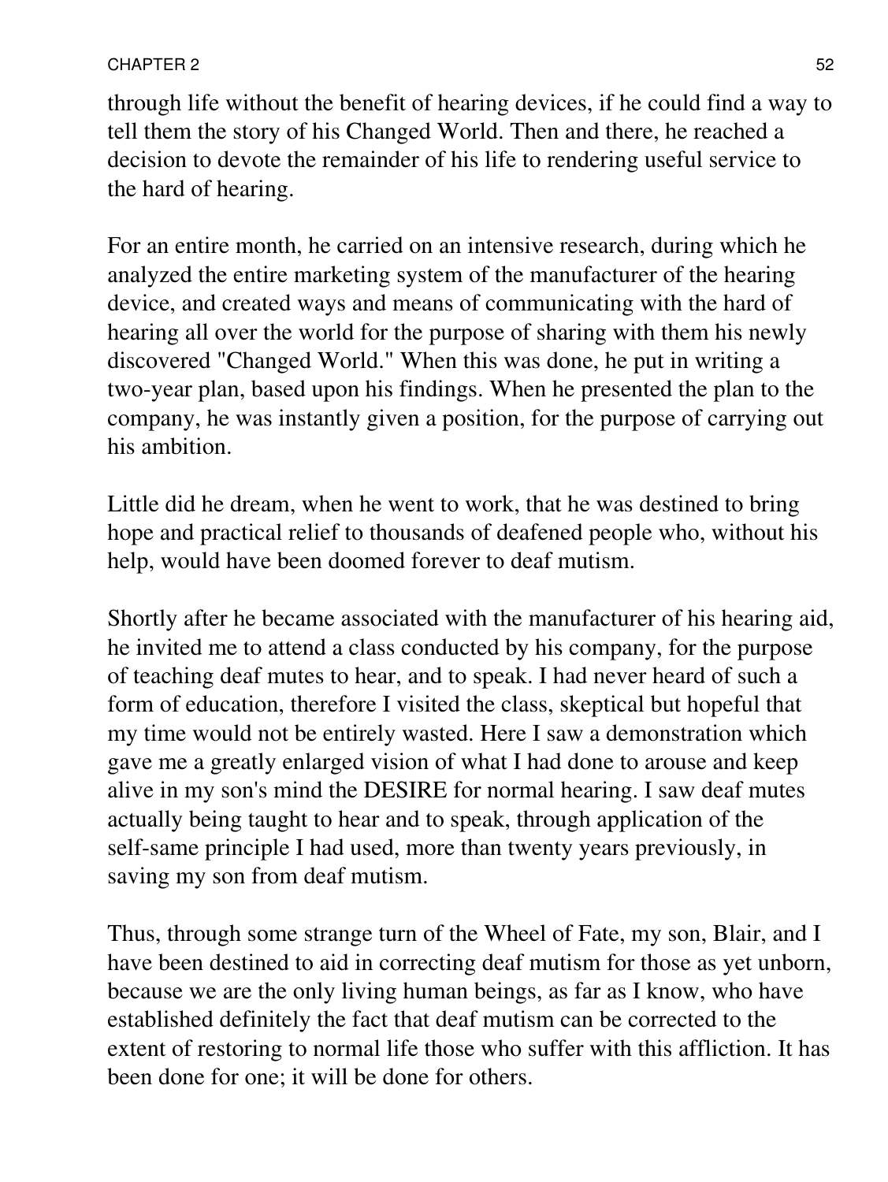through life without the benefit of hearing devices, if he could find a way to tell them the story of his Changed World. Then and there, he reached a decision to devote the remainder of his life to rendering useful service to the hard of hearing.

For an entire month, he carried on an intensive research, during which he analyzed the entire marketing system of the manufacturer of the hearing device, and created ways and means of communicating with the hard of hearing all over the world for the purpose of sharing with them his newly discovered "Changed World." When this was done, he put in writing a two-year plan, based upon his findings. When he presented the plan to the company, he was instantly given a position, for the purpose of carrying out his ambition.

Little did he dream, when he went to work, that he was destined to bring hope and practical relief to thousands of deafened people who, without his help, would have been doomed forever to deaf mutism.

Shortly after he became associated with the manufacturer of his hearing aid, he invited me to attend a class conducted by his company, for the purpose of teaching deaf mutes to hear, and to speak. I had never heard of such a form of education, therefore I visited the class, skeptical but hopeful that my time would not be entirely wasted. Here I saw a demonstration which gave me a greatly enlarged vision of what I had done to arouse and keep alive in my son's mind the DESIRE for normal hearing. I saw deaf mutes actually being taught to hear and to speak, through application of the self-same principle I had used, more than twenty years previously, in saving my son from deaf mutism.

Thus, through some strange turn of the Wheel of Fate, my son, Blair, and I have been destined to aid in correcting deaf mutism for those as yet unborn, because we are the only living human beings, as far as I know, who have established definitely the fact that deaf mutism can be corrected to the extent of restoring to normal life those who suffer with this affliction. It has been done for one; it will be done for others.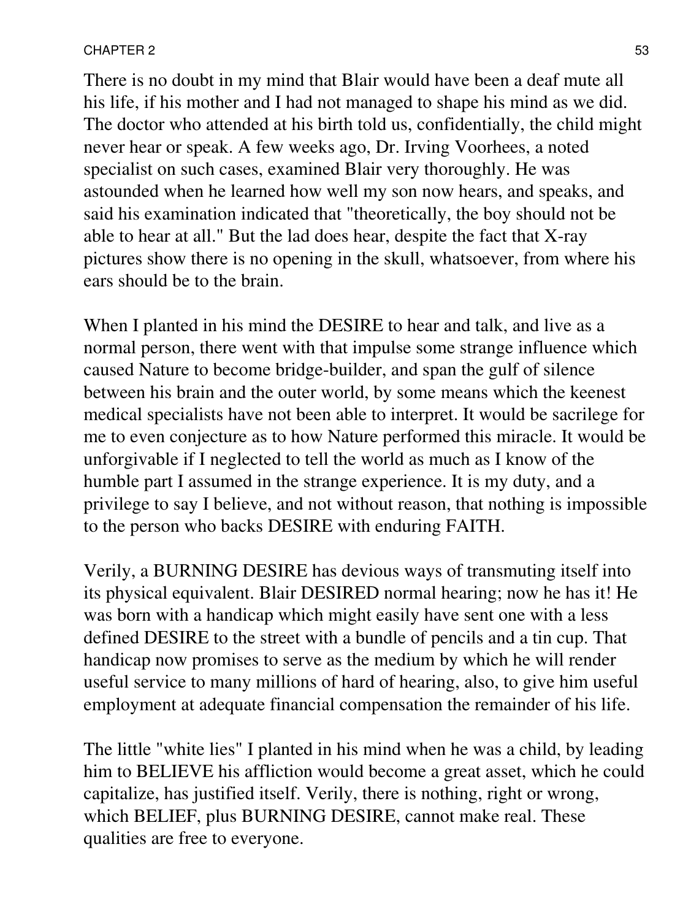There is no doubt in my mind that Blair would have been a deaf mute all his life, if his mother and I had not managed to shape his mind as we did. The doctor who attended at his birth told us, confidentially, the child might never hear or speak. A few weeks ago, Dr. Irving Voorhees, a noted specialist on such cases, examined Blair very thoroughly. He was astounded when he learned how well my son now hears, and speaks, and said his examination indicated that "theoretically, the boy should not be able to hear at all." But the lad does hear, despite the fact that X-ray pictures show there is no opening in the skull, whatsoever, from where his ears should be to the brain.

When I planted in his mind the DESIRE to hear and talk, and live as a normal person, there went with that impulse some strange influence which caused Nature to become bridge-builder, and span the gulf of silence between his brain and the outer world, by some means which the keenest medical specialists have not been able to interpret. It would be sacrilege for me to even conjecture as to how Nature performed this miracle. It would be unforgivable if I neglected to tell the world as much as I know of the humble part I assumed in the strange experience. It is my duty, and a privilege to say I believe, and not without reason, that nothing is impossible to the person who backs DESIRE with enduring FAITH.

Verily, a BURNING DESIRE has devious ways of transmuting itself into its physical equivalent. Blair DESIRED normal hearing; now he has it! He was born with a handicap which might easily have sent one with a less defined DESIRE to the street with a bundle of pencils and a tin cup. That handicap now promises to serve as the medium by which he will render useful service to many millions of hard of hearing, also, to give him useful employment at adequate financial compensation the remainder of his life.

The little "white lies" I planted in his mind when he was a child, by leading him to BELIEVE his affliction would become a great asset, which he could capitalize, has justified itself. Verily, there is nothing, right or wrong, which BELIEF, plus BURNING DESIRE, cannot make real. These qualities are free to everyone.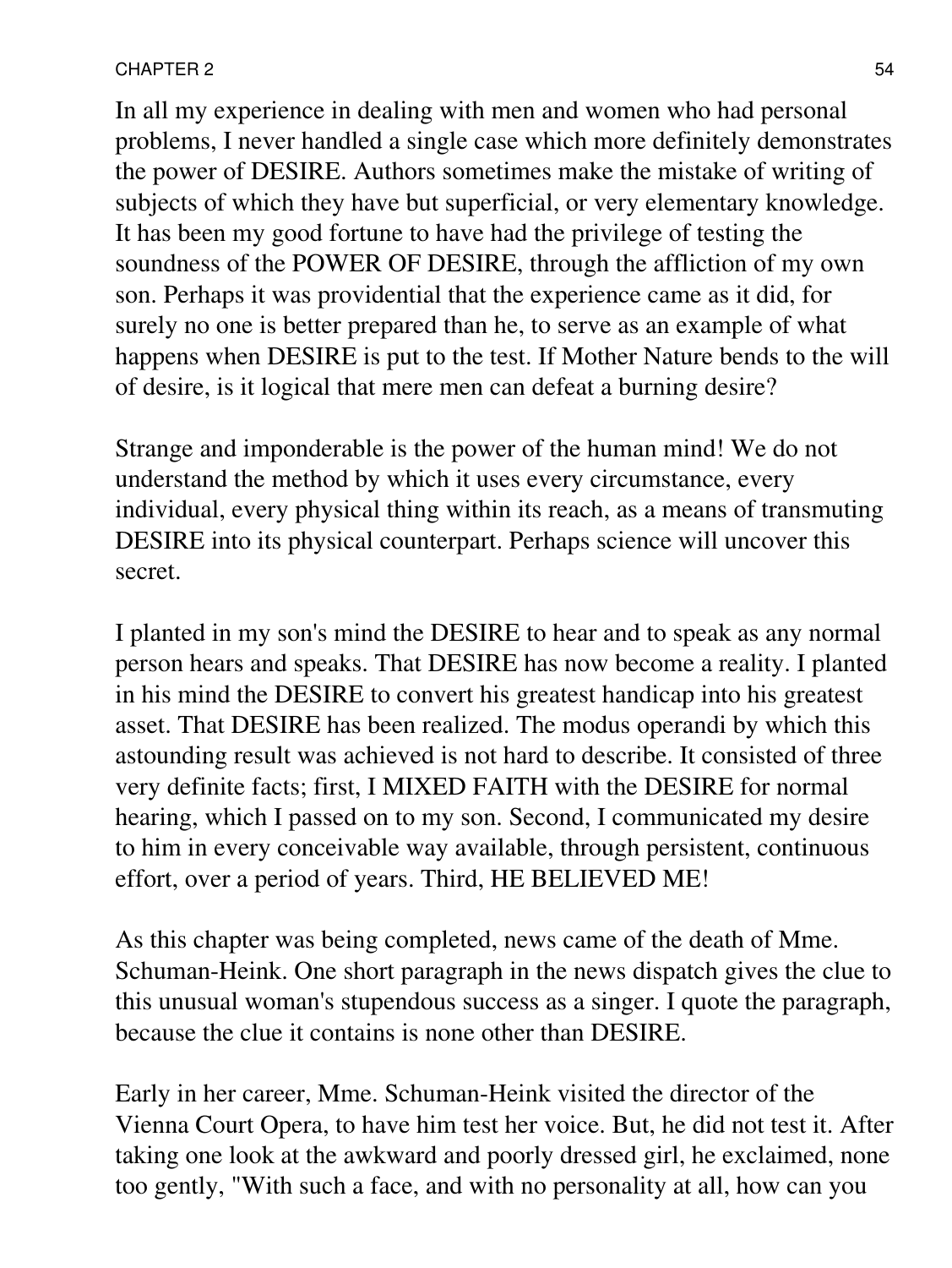In all my experience in dealing with men and women who had personal problems, I never handled a single case which more definitely demonstrates the power of DESIRE. Authors sometimes make the mistake of writing of subjects of which they have but superficial, or very elementary knowledge. It has been my good fortune to have had the privilege of testing the soundness of the POWER OF DESIRE, through the affliction of my own son. Perhaps it was providential that the experience came as it did, for surely no one is better prepared than he, to serve as an example of what happens when DESIRE is put to the test. If Mother Nature bends to the will of desire, is it logical that mere men can defeat a burning desire?

Strange and imponderable is the power of the human mind! We do not understand the method by which it uses every circumstance, every individual, every physical thing within its reach, as a means of transmuting DESIRE into its physical counterpart. Perhaps science will uncover this secret.

I planted in my son's mind the DESIRE to hear and to speak as any normal person hears and speaks. That DESIRE has now become a reality. I planted in his mind the DESIRE to convert his greatest handicap into his greatest asset. That DESIRE has been realized. The modus operandi by which this astounding result was achieved is not hard to describe. It consisted of three very definite facts; first, I MIXED FAITH with the DESIRE for normal hearing, which I passed on to my son. Second, I communicated my desire to him in every conceivable way available, through persistent, continuous effort, over a period of years. Third, HE BELIEVED ME!

As this chapter was being completed, news came of the death of Mme. Schuman-Heink. One short paragraph in the news dispatch gives the clue to this unusual woman's stupendous success as a singer. I quote the paragraph, because the clue it contains is none other than DESIRE.

Early in her career, Mme. Schuman-Heink visited the director of the Vienna Court Opera, to have him test her voice. But, he did not test it. After taking one look at the awkward and poorly dressed girl, he exclaimed, none too gently, "With such a face, and with no personality at all, how can you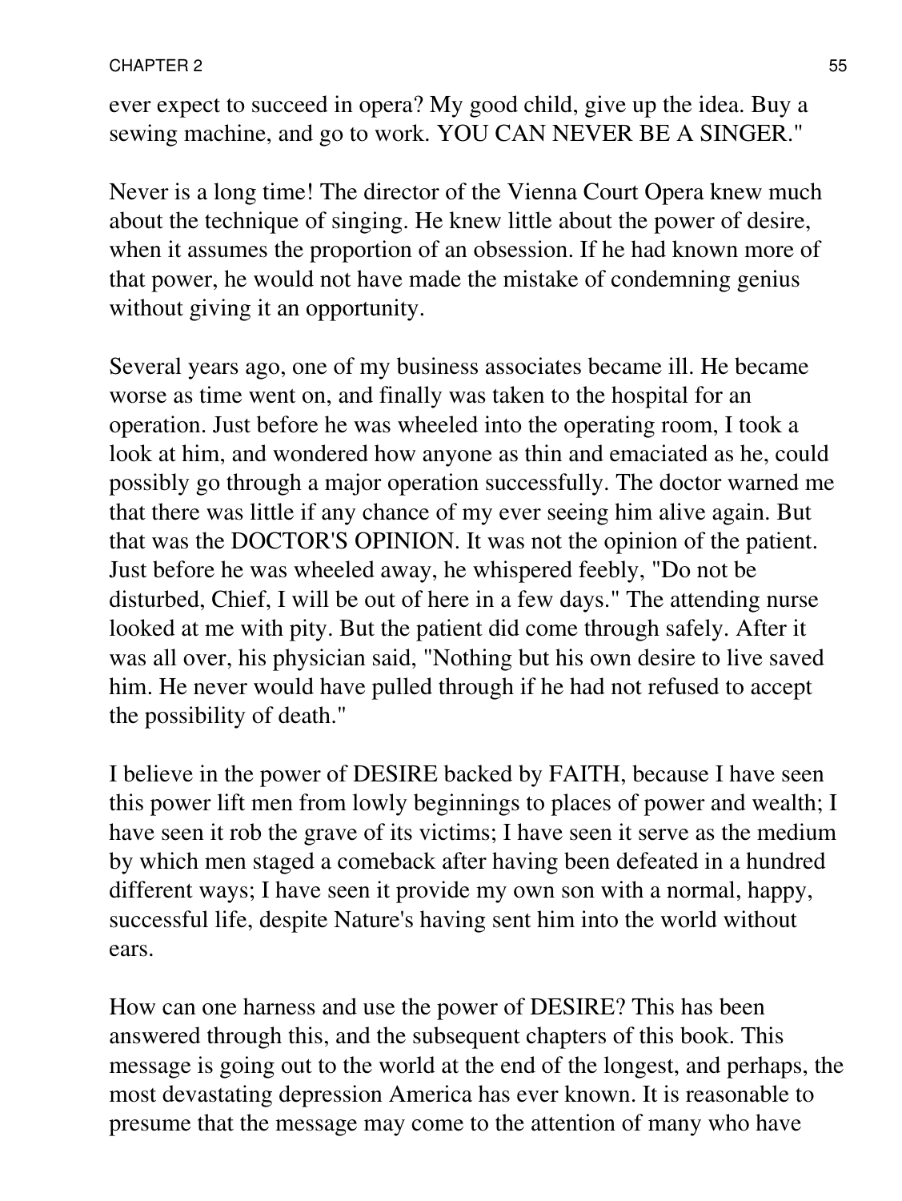ever expect to succeed in opera? My good child, give up the idea. Buy a sewing machine, and go to work. YOU CAN NEVER BE A SINGER."

Never is a long time! The director of the Vienna Court Opera knew much about the technique of singing. He knew little about the power of desire, when it assumes the proportion of an obsession. If he had known more of that power, he would not have made the mistake of condemning genius without giving it an opportunity.

Several years ago, one of my business associates became ill. He became worse as time went on, and finally was taken to the hospital for an operation. Just before he was wheeled into the operating room, I took a look at him, and wondered how anyone as thin and emaciated as he, could possibly go through a major operation successfully. The doctor warned me that there was little if any chance of my ever seeing him alive again. But that was the DOCTOR'S OPINION. It was not the opinion of the patient. Just before he was wheeled away, he whispered feebly, "Do not be disturbed, Chief, I will be out of here in a few days." The attending nurse looked at me with pity. But the patient did come through safely. After it was all over, his physician said, "Nothing but his own desire to live saved him. He never would have pulled through if he had not refused to accept the possibility of death."

I believe in the power of DESIRE backed by FAITH, because I have seen this power lift men from lowly beginnings to places of power and wealth; I have seen it rob the grave of its victims; I have seen it serve as the medium by which men staged a comeback after having been defeated in a hundred different ways; I have seen it provide my own son with a normal, happy, successful life, despite Nature's having sent him into the world without ears.

How can one harness and use the power of DESIRE? This has been answered through this, and the subsequent chapters of this book. This message is going out to the world at the end of the longest, and perhaps, the most devastating depression America has ever known. It is reasonable to presume that the message may come to the attention of many who have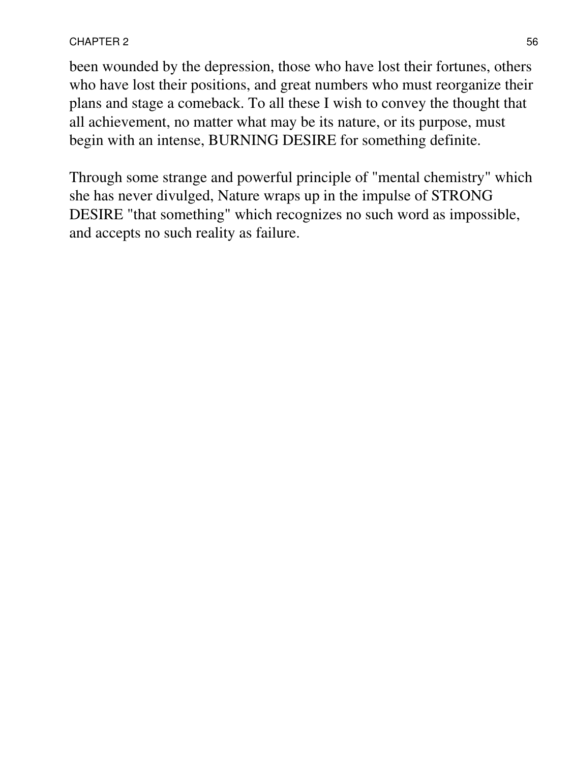been wounded by the depression, those who have lost their fortunes, others who have lost their positions, and great numbers who must reorganize their plans and stage a comeback. To all these I wish to convey the thought that all achievement, no matter what may be its nature, or its purpose, must begin with an intense, BURNING DESIRE for something definite.

Through some strange and powerful principle of "mental chemistry" which she has never divulged, Nature wraps up in the impulse of STRONG DESIRE "that something" which recognizes no such word as impossible, and accepts no such reality as failure.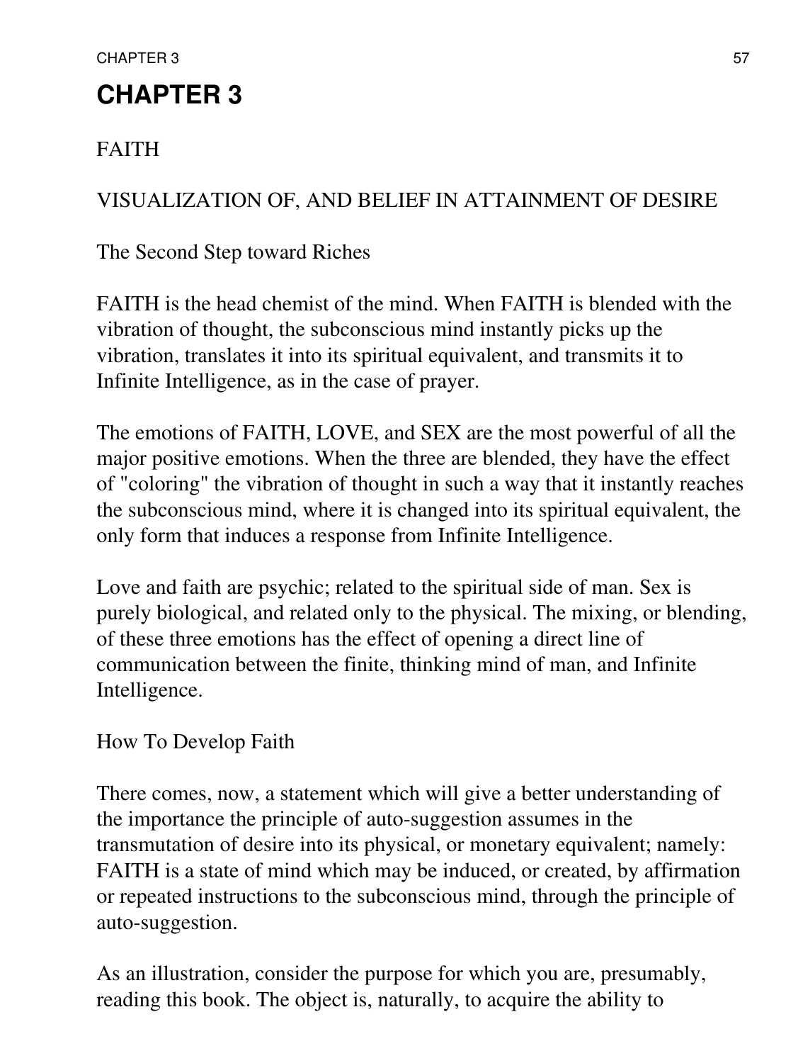# CHAPTER 3

FAITH

VISUALIZATION OF, AND BELIEF IN ATTAINMENT OF DESIRE

The Second Step toward Riches

FAITH is the head chemist of the mind. When FAITH is blended with the vibration of thought, the subconscious mind instantly picks up the vibration, translates it into its spiritual equivalent, and transmits it to Infinite Intelligence, as in the case of prayer.

The emotions of FAITH, LOVE, and SEX are the most powerful of all the major positive emotions. When the three are blended, they have the effect of "coloring" the vibration of thought in such a way that it instantly reaches the subconscious mind, where it is changed into its spiritual equivalent, the only form that induces a response from Infinite Intelligence.

Love and faith are psychic; related to the spiritual side of man. Sex is purely biological, and related only to the physical. The mixing, or blending, of these three emotions has the effect of opening a direct line of communication between the finite, thinking mind of man, and Infinite Intelligence.

How To Develop Faith

There comes, now, a statement which will give a better understanding of the importance the principle of auto-suggestion assumes in the transmutation of desire into its physical, or monetary equivalent; namely: FAITH is a state of mind which may be induced, or created, by affirmation or repeated instructions to the subconscious mind, through the principle of auto-suggestion.

As an illustration, consider the purpose for which you are, presumably, reading this book. The object is, naturally, to acquire the ability to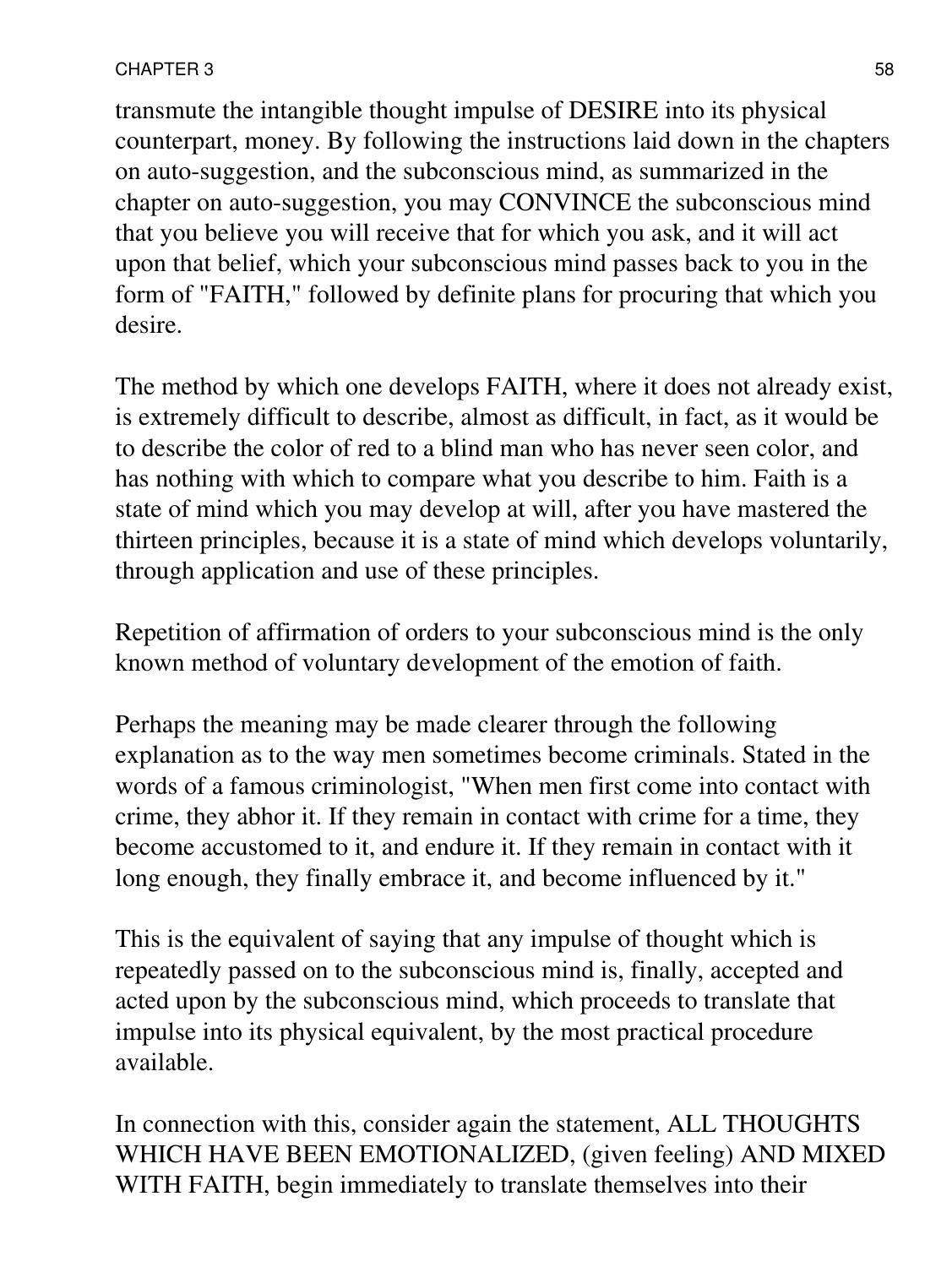transmute the intangible thought impulse of DESIRE into its physical counterpart, money. By following the instructions laid down in the chapters on auto-suggestion, and the subconscious mind, as summarized in the chapter on auto-suggestion, you may CONVINCE the subconscious mind that you believe you will receive that for which you ask, and it will act upon that belief, which your subconscious mind passes back to you in the form of "FAITH," followed by definite plans for procuring that which you desire.

The method by which one develops FAITH, where it does not already exist, is extremely difficult to describe, almost as difficult, in fact, as it would be to describe the color of red to a blind man who has never seen color, and has nothing with which to compare what you describe to him. Faith is a state of mind which you may develop at will, after you have mastered the thirteen principles, because it is a state of mind which develops voluntarily, through application and use of these principles.

Repetition of affirmation of orders to your subconscious mind is the only known method of voluntary development of the emotion of faith.

Perhaps the meaning may be made clearer through the following explanation as to the way men sometimes become criminals. Stated in the words of a famous criminologist, "When men first come into contact with crime, they abhor it. If they remain in contact with crime for a time, they become accustomed to it, and endure it. If they remain in contact with it long enough, they finally embrace it, and become influenced by it."

This is the equivalent of saying that any impulse of thought which is repeatedly passed on to the subconscious mind is, finally, accepted and acted upon by the subconscious mind, which proceeds to translate that impulse into its physical equivalent, by the most practical procedure available.

In connection with this, consider again the statement, ALL THOUGHTS WHICH HAVE BEEN EMOTIONALIZED, (given feeling) AND MIXED WITH FAITH, begin immediately to translate themselves into their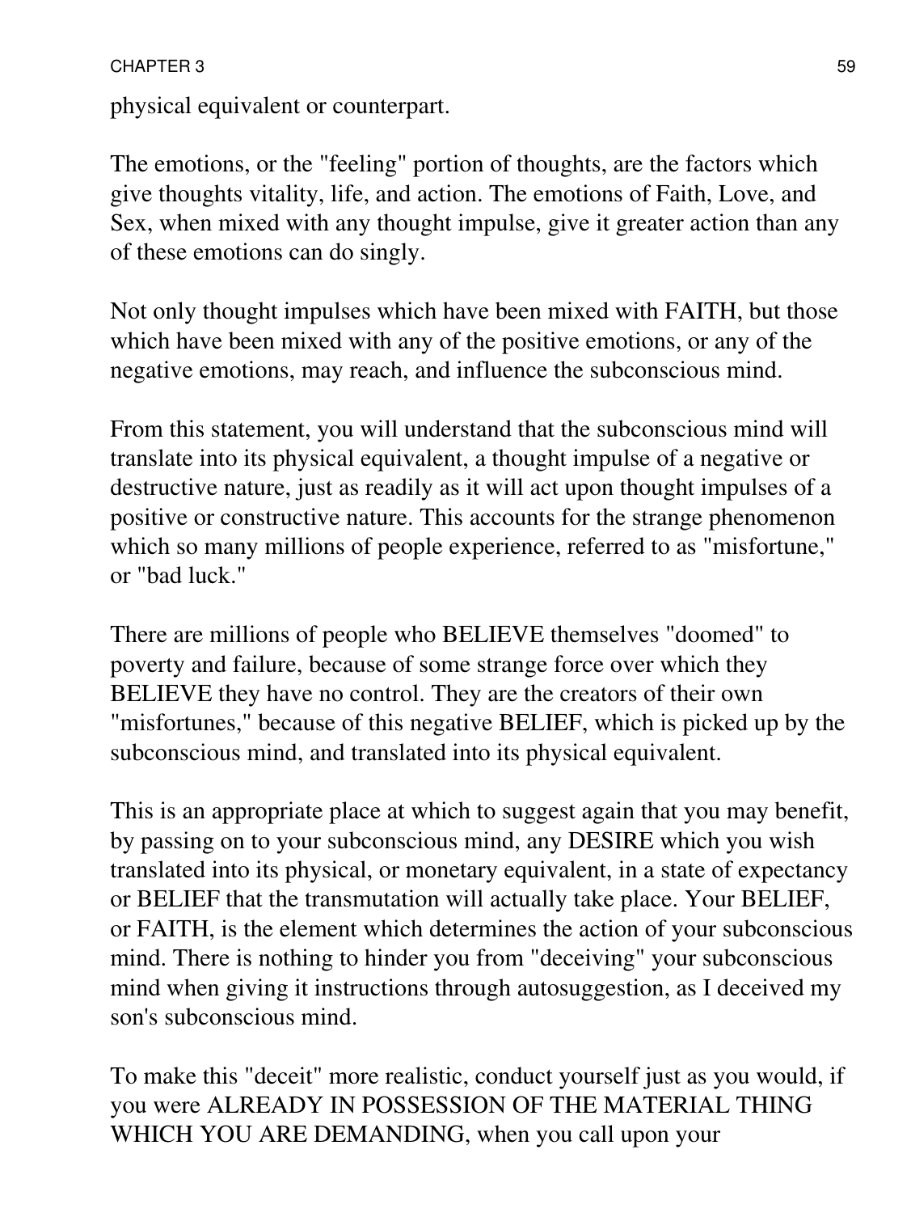physical equivalent or counterpart.

The emotions, or the "feeling" portion of thoughts, are the factors which give thoughts vitality, life, and action. The emotions of Faith, Love, and Sex, when mixed with any thought impulse, give it greater action than any of these emotions can do singly.

Not only thought impulses which have been mixed with FAITH, but those which have been mixed with any of the positive emotions, or any of the negative emotions, may reach, and influence the subconscious mind.

From this statement, you will understand that the subconscious mind will translate into its physical equivalent, a thought impulse of a negative or destructive nature, just as readily as it will act upon thought impulses of a positive or constructive nature. This accounts for the strange phenomenon which so many millions of people experience, referred to as "misfortune," or "bad luck."

There are millions of people who BELIEVE themselves "doomed" to poverty and failure, because of some strange force over which they BELIEVE they have no control. They are the creators of their own "misfortunes," because of this negative BELIEF, which is picked up by the subconscious mind, and translated into its physical equivalent.

This is an appropriate place at which to suggest again that you may benefit, by passing on to your subconscious mind, any DESIRE which you wish translated into its physical, or monetary equivalent, in a state of expectancy or BELIEF that the transmutation will actually take place. Your BELIEF, or FAITH, is the element which determines the action of your subconscious mind. There is nothing to hinder you from "deceiving" your subconscious mind when giving it instructions through autosuggestion, as I deceived my son's subconscious mind.

To make this "deceit" more realistic, conduct yourself just as you would, if you were ALREADY IN POSSESSION OF THE MATERIAL THING WHICH YOU ARE DEMANDING, when you call upon your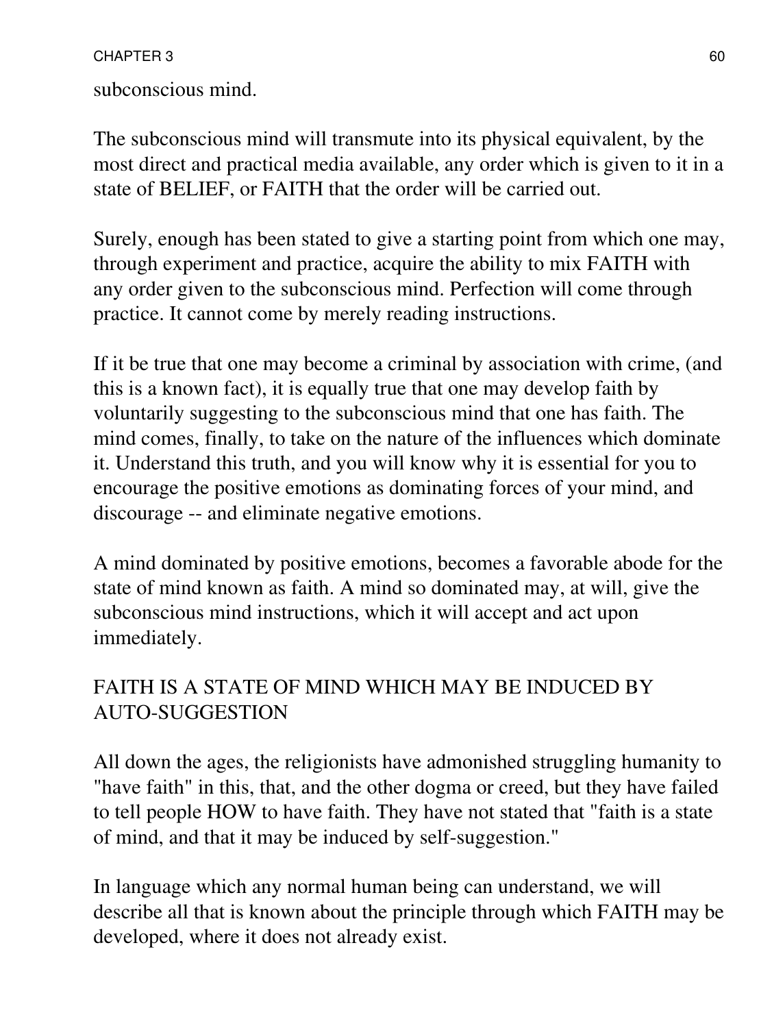subconscious mind.

The subconscious mind will transmute into its physical equivalent, by the most direct and practical media available, any order which is given to it in a state of BELIEF, or FAITH that the order will be carried out.

Surely, enough has been stated to give a starting point from which one may, through experiment and practice, acquire the ability to mix FAITH with any order given to the subconscious mind. Perfection will come through practice. It cannot come by merely reading instructions.

If it be true that one may become a criminal by association with crime, (and this is a known fact), it is equally true that one may develop faith by voluntarily suggesting to the subconscious mind that one has faith. The mind comes, finally, to take on the nature of the influences which dominate it. Understand this truth, and you will know why it is essential for you to encourage the positive emotions as dominating forces of your mind, and discourage -- and eliminate negative emotions.

A mind dominated by positive emotions, becomes a favorable abode for the state of mind known as faith. A mind so dominated may, at will, give the subconscious mind instructions, which it will accept and act upon immediately.

## FAITH IS A STATE OF MIND WHICH MAY BE INDUCED BY AUTO-SUGGESTION

All down the ages, the religionists have admonished struggling humanity to "have faith" in this, that, and the other dogma or creed, but they have failed to tell people HOW to have faith. They have not stated that "faith is a state of mind, and that it may be induced by self-suggestion."

In language which any normal human being can understand, we will describe all that is known about the principle through which FAITH may be developed, where it does not already exist.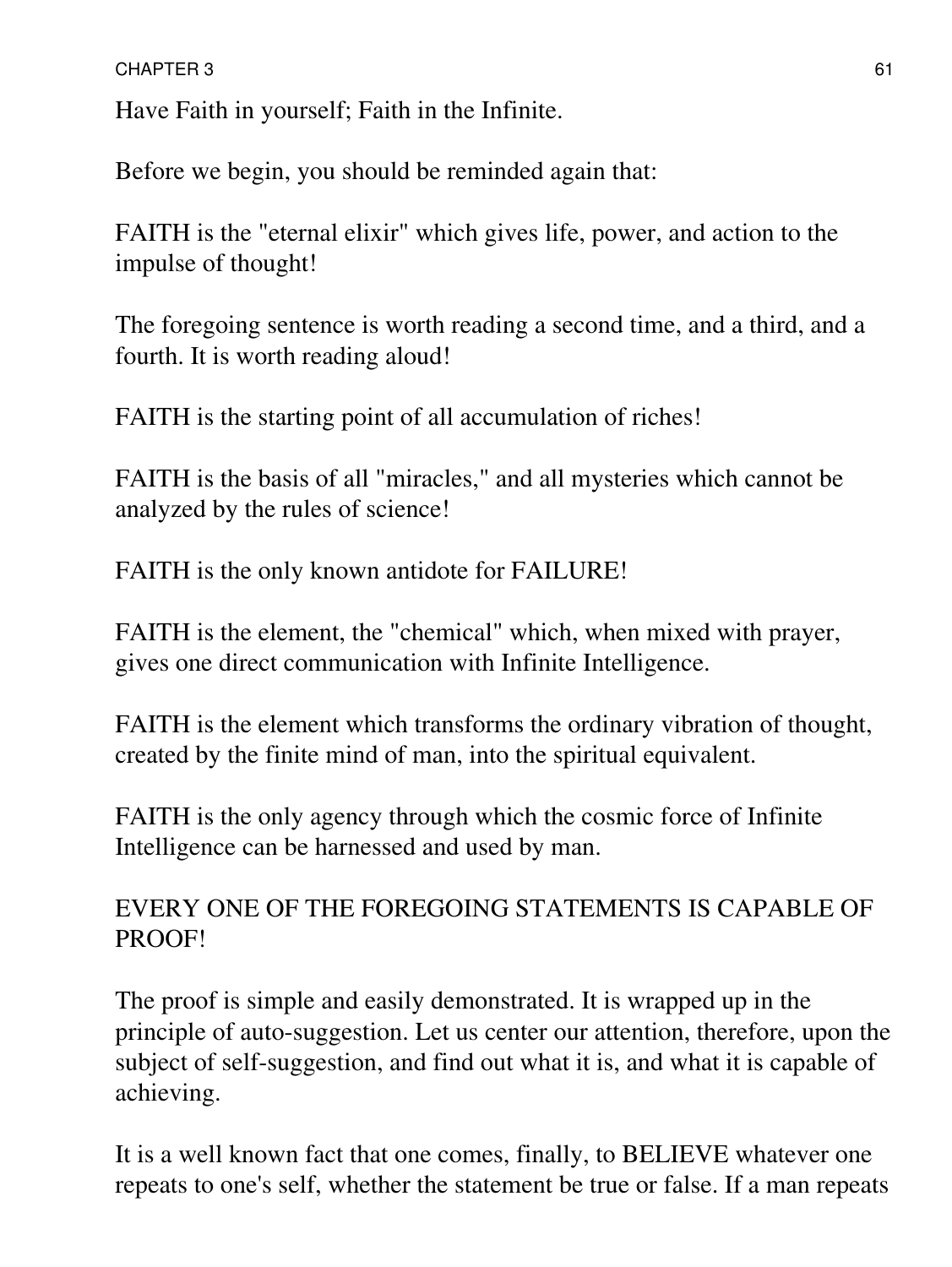Have Faith in yourself; Faith in the Infinite.

Before we begin, you should be reminded again that:

FAITH is the "eternal elixir" which gives life, power, and action to the impulse of thought!

The foregoing sentence is worth reading a second time, and a third, and a fourth. It is worth reading aloud!

FAITH is the starting point of all accumulation of riches!

FAITH is the basis of all "miracles," and all mysteries which cannot be analyzed by the rules of science!

FAITH is the only known antidote for FAILURE!

FAITH is the element, the "chemical" which, when mixed with prayer, gives one direct communication with Infinite Intelligence.

FAITH is the element which transforms the ordinary vibration of thought, created by the finite mind of man, into the spiritual equivalent.

FAITH is the only agency through which the cosmic force of Infinite Intelligence can be harnessed and used by man.

EVERY ONE OF THE FOREGOING STATEMENTS IS CAPABLE OF PROOF!

The proof is simple and easily demonstrated. It is wrapped up in the principle of auto-suggestion. Let us center our attention, therefore, upon the subject of self-suggestion, and find out what it is, and what it is capable of achieving.

It is a well known fact that one comes, finally, to BELIEVE whatever one repeats to one's self, whether the statement be true or false. If a man repeats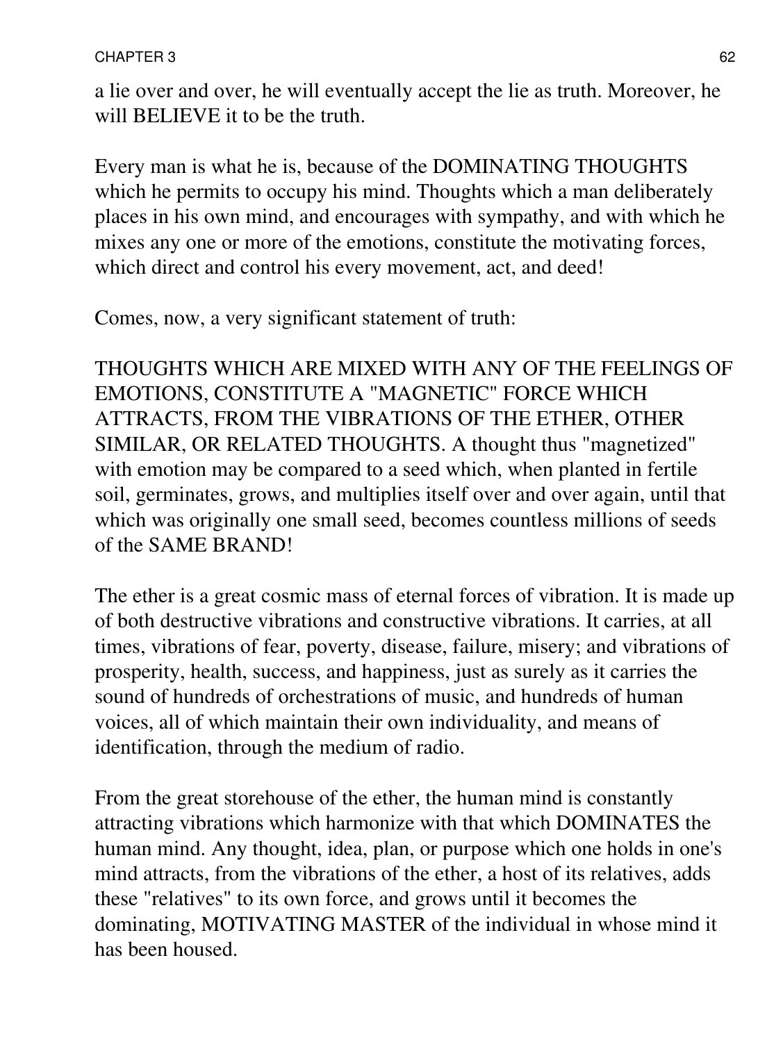a lie over and over, he will eventually accept the lie as truth. Moreover, he will BELIEVE it to be the truth.

Every man is what he is, because of the DOMINATING THOUGHTS which he permits to occupy his mind. Thoughts which a man deliberately places in his own mind, and encourages with sympathy, and with which he mixes any one or more of the emotions, constitute the motivating forces, which direct and control his every movement, act, and deed!

Comes, now, a very significant statement of truth:

THOUGHTS WHICH ARE MIXED WITH ANY OF THE FEELINGS OF EMOTIONS, CONSTITUTE A "MAGNETIC" FORCE WHICH ATTRACTS, FROM THE VIBRATIONS OF THE ETHER, OTHER SIMILAR, OR RELATED THOUGHTS. A thought thus "magnetized" with emotion may be compared to a seed which, when planted in fertile soil, germinates, grows, and multiplies itself over and over again, until that which was originally one small seed, becomes countless millions of seeds of the SAME BRAND!

The ether is a great cosmic mass of eternal forces of vibration. It is made up of both destructive vibrations and constructive vibrations. It carries, at all times, vibrations of fear, poverty, disease, failure, misery; and vibrations of prosperity, health, success, and happiness, just as surely as it carries the sound of hundreds of orchestrations of music, and hundreds of human voices, all of which maintain their own individuality, and means of identification, through the medium of radio.

From the great storehouse of the ether, the human mind is constantly attracting vibrations which harmonize with that which DOMINATES the human mind. Any thought, idea, plan, or purpose which one holds in one's mind attracts, from the vibrations of the ether, a host of its relatives, adds these "relatives" to its own force, and grows until it becomes the dominating, MOTIVATING MASTER of the individual in whose mind it has been housed.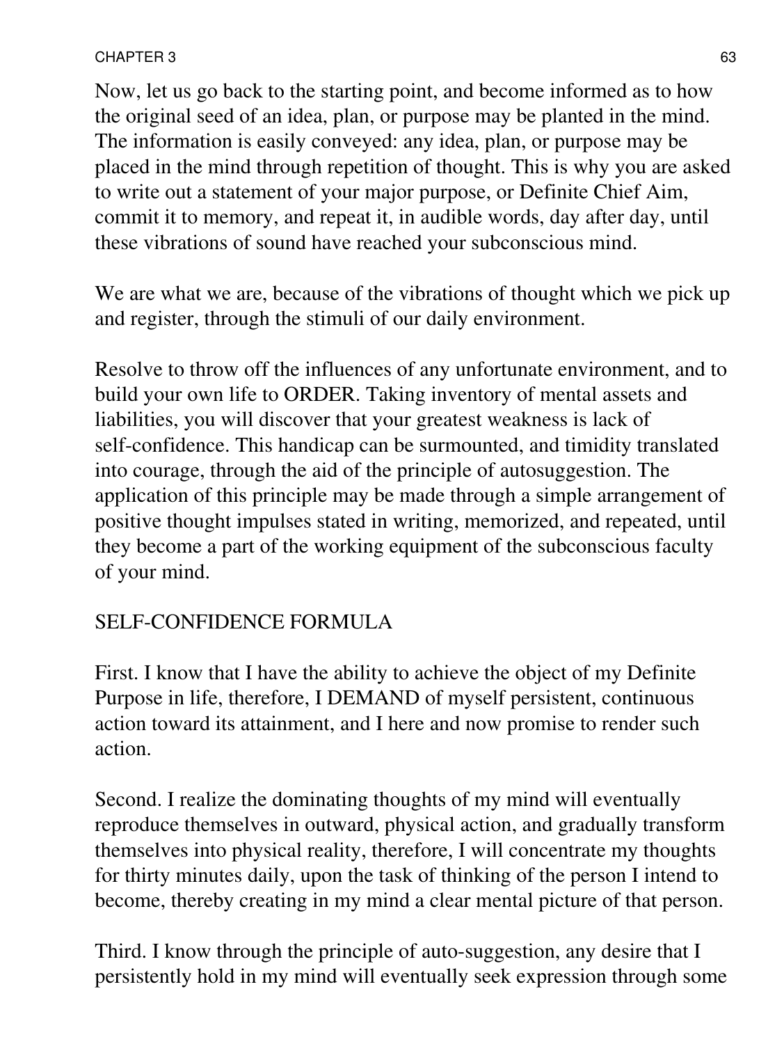Now, let us go back to the starting point, and become informed as to how the original seed of an idea, plan, or purpose may be planted in the mind. The information is easily conveyed: any idea, plan, or purpose may be placed in the mind through repetition of thought. This is why you are asked to write out a statement of your major purpose, or Definite Chief Aim, commit it to memory, and repeat it, in audible words, day after day, until these vibrations of sound have reached your subconscious mind.

We are what we are, because of the vibrations of thought which we pick up and register, through the stimuli of our daily environment.

Resolve to throw off the influences of any unfortunate environment, and to build your own life to ORDER. Taking inventory of mental assets and liabilities, you will discover that your greatest weakness is lack of self-confidence. This handicap can be surmounted, and timidity translated into courage, through the aid of the principle of autosuggestion. The application of this principle may be made through a simple arrangement of positive thought impulses stated in writing, memorized, and repeated, until they become a part of the working equipment of the subconscious faculty of your mind.

## SELF-CONFIDENCE FORMULA

First. I know that I have the ability to achieve the object of my Definite Purpose in life, therefore, I DEMAND of myself persistent, continuous action toward its attainment, and I here and now promise to render such action.

Second. I realize the dominating thoughts of my mind will eventually reproduce themselves in outward, physical action, and gradually transform themselves into physical reality, therefore, I will concentrate my thoughts for thirty minutes daily, upon the task of thinking of the person I intend to become, thereby creating in my mind a clear mental picture of that person.

Third. I know through the principle of auto-suggestion, any desire that I persistently hold in my mind will eventually seek expression through some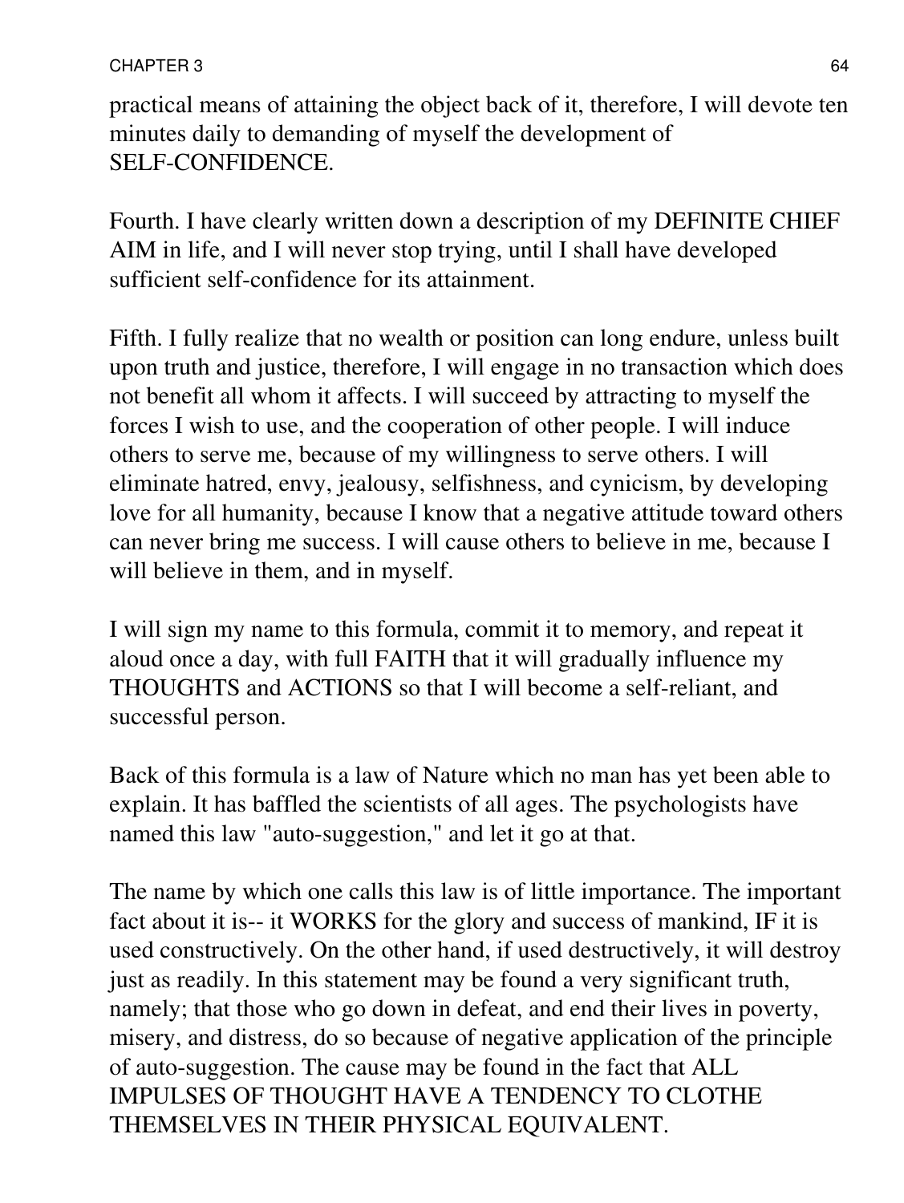practical means of attaining the object back of it, therefore, I will devote ten minutes daily to demanding of myself the development of SELF-CONFIDENCE.

Fourth. I have clearly written down a description of my DEFINITE CHIEF AIM in life, and I will never stop trying, until I shall have developed sufficient self-confidence for its attainment.

Fifth. I fully realize that no wealth or position can long endure, unless built upon truth and justice, therefore, I will engage in no transaction which does not benefit all whom it affects. I will succeed by attracting to myself the forces I wish to use, and the cooperation of other people. I will induce others to serve me, because of my willingness to serve others. I will eliminate hatred, envy, jealousy, selfishness, and cynicism, by developing love for all humanity, because I know that a negative attitude toward others can never bring me success. I will cause others to believe in me, because I will believe in them, and in myself.

I will sign my name to this formula, commit it to memory, and repeat it aloud once a day, with full FAITH that it will gradually influence my THOUGHTS and ACTIONS so that I will become a self-reliant, and successful person.

Back of this formula is a law of Nature which no man has yet been able to explain. It has baffled the scientists of all ages. The psychologists have named this law "auto-suggestion," and let it go at that.

The name by which one calls this law is of little importance. The important fact about it is-- it WORKS for the glory and success of mankind, IF it is used constructively. On the other hand, if used destructively, it will destroy just as readily. In this statement may be found a very significant truth, namely; that those who go down in defeat, and end their lives in poverty, misery, and distress, do so because of negative application of the principle of auto-suggestion. The cause may be found in the fact that ALL IMPULSES OF THOUGHT HAVE A TENDENCY TO CLOTHE THEMSELVES IN THEIR PHYSICAL EQUIVALENT.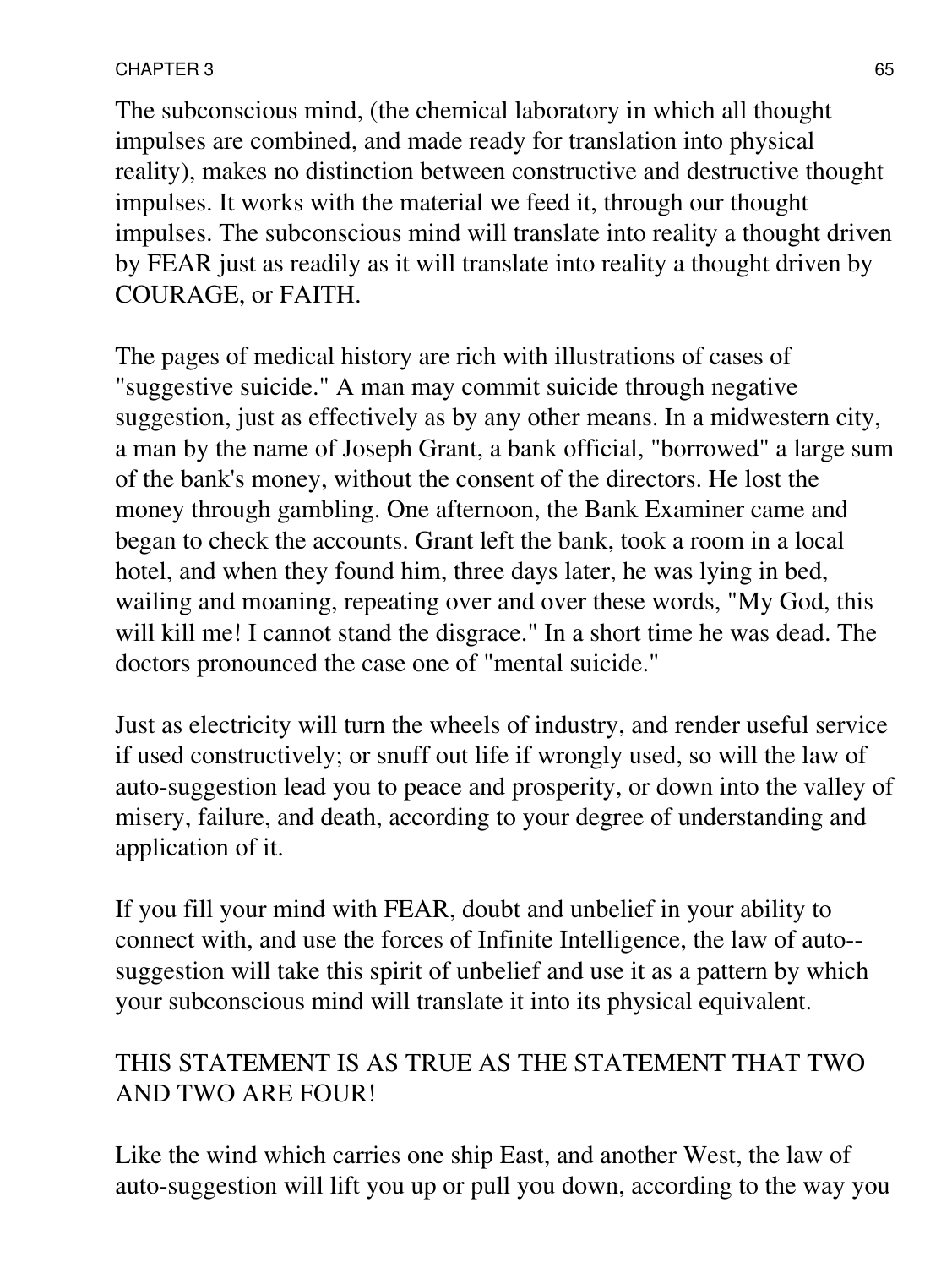The subconscious mind, (the chemical laboratory in which all thought impulses are combined, and made ready for translation into physical reality), makes no distinction between constructive and destructive thought impulses. It works with the material we feed it, through our thought impulses. The subconscious mind will translate into reality a thought driven by FEAR just as readily as it will translate into reality a thought driven by COURAGE, or FAITH.

The pages of medical history are rich with illustrations of cases of "suggestive suicide." A man may commit suicide through negative suggestion, just as effectively as by any other means. In a midwestern city, a man by the name of Joseph Grant, a bank official, "borrowed" a large sum of the bank's money, without the consent of the directors. He lost the money through gambling. One afternoon, the Bank Examiner came and began to check the accounts. Grant left the bank, took a room in a local hotel, and when they found him, three days later, he was lying in bed, wailing and moaning, repeating over and over these words, "My God, this will kill me! I cannot stand the disgrace." In a short time he was dead. The doctors pronounced the case one of "mental suicide."

Just as electricity will turn the wheels of industry, and render useful service if used constructively; or snuff out life if wrongly used, so will the law of auto-suggestion lead you to peace and prosperity, or down into the valley of misery, failure, and death, according to your degree of understanding and application of it.

If you fill your mind with FEAR, doubt and unbelief in your ability to connect with, and use the forces of Infinite Intelligence, the law of auto--suggestion will take this spirit of unbelief and use it as a pattern by which your subconscious mind will translate it into its physical equivalent.

THIS STATEMENT IS AS TRUE AS THE STATEMENT THAT TWO AND TWO ARE FOUR!

Like the wind which carries one ship East, and another West, the law of auto-suggestion will lift you up or pull you down, according to the way you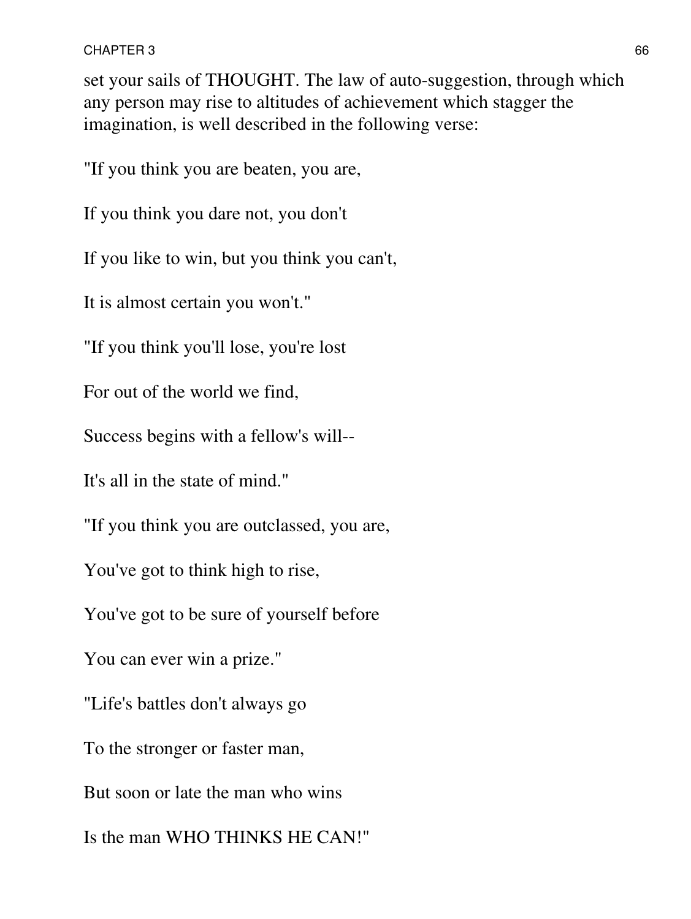set your sails of THOUGHT. The law of auto-suggestion, through which any person may rise to altitudes of achievement which stagger the imagination, is well described in the following verse:

"If you think you are beaten, you are,

If you think you dare not, you don't

If you like to win, but you think you can't,

It is almost certain you won't."

"If you think you'll lose, you're lost

For out of the world we find,

Success begins with a fellow's will--

It's all in the state of mind."

"If you think you are outclassed, you are,

You've got to think high to rise,

You've got to be sure of yourself before

You can ever win a prize."

"Life's battles don't always go

To the stronger or faster man,

But soon or late the man who wins

Is the man WHO THINKS HE CAN!"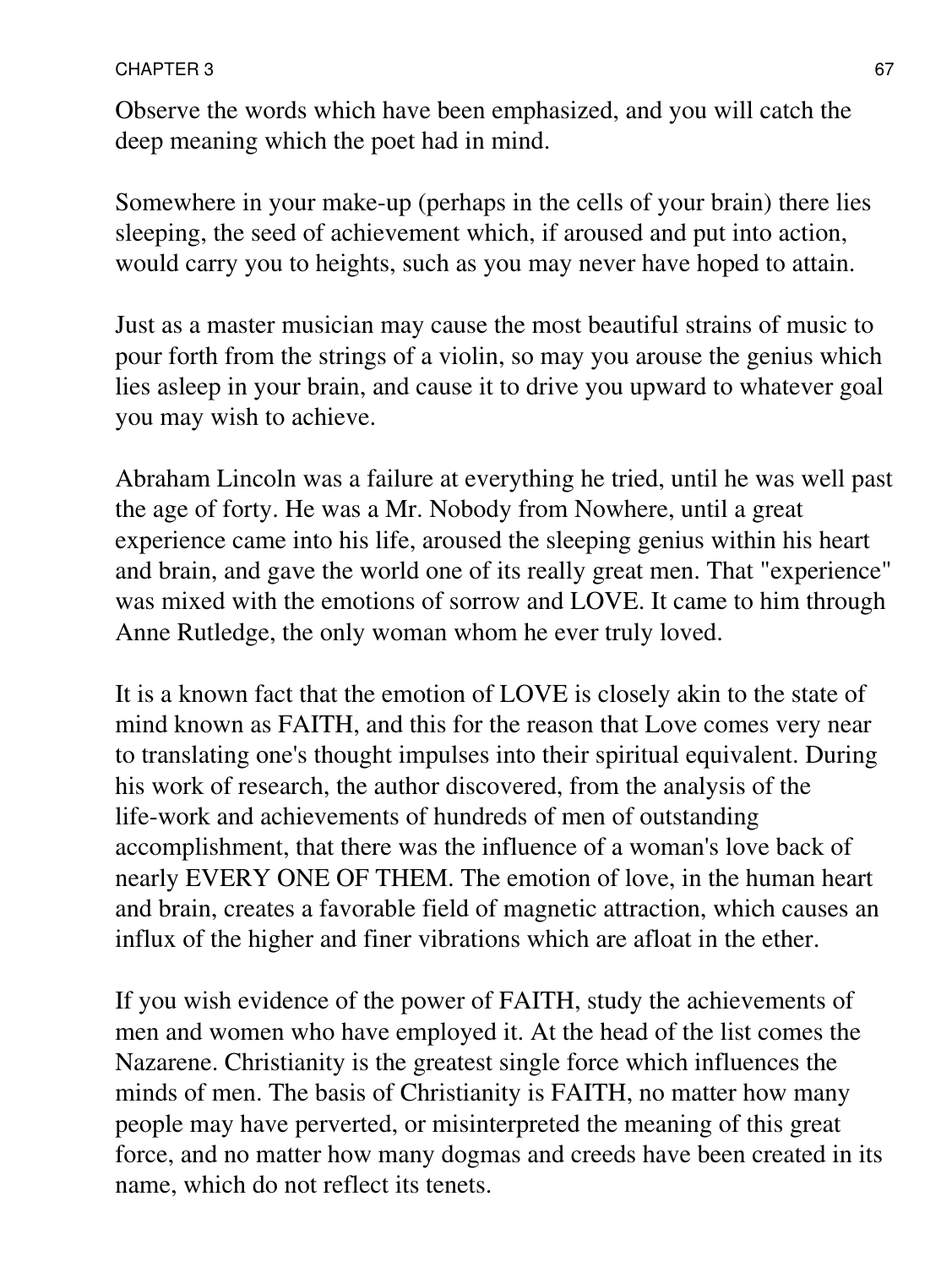Observe the words which have been emphasized, and you will catch the deep meaning which the poet had in mind.

Somewhere in your make-up (perhaps in the cells of your brain) there lies sleeping, the seed of achievement which, if aroused and put into action, would carry you to heights, such as you may never have hoped to attain.

Just as a master musician may cause the most beautiful strains of music to pour forth from the strings of a violin, so may you arouse the genius which lies asleep in your brain, and cause it to drive you upward to whatever goal you may wish to achieve.

Abraham Lincoln was a failure at everything he tried, until he was well past the age of forty. He was a Mr. Nobody from Nowhere, until a great experience came into his life, aroused the sleeping genius within his heart and brain, and gave the world one of its really great men. That "experience" was mixed with the emotions of sorrow and LOVE. It came to him through Anne Rutledge, the only woman whom he ever truly loved.

It is a known fact that the emotion of LOVE is closely akin to the state of mind known as FAITH, and this for the reason that Love comes very near to translating one's thought impulses into their spiritual equivalent. During his work of research, the author discovered, from the analysis of the life-work and achievements of hundreds of men of outstanding accomplishment, that there was the influence of a woman's love back of nearly EVERY ONE OF THEM. The emotion of love, in the human heart and brain, creates a favorable field of magnetic attraction, which causes an influx of the higher and finer vibrations which are afloat in the ether.

If you wish evidence of the power of FAITH, study the achievements of men and women who have employed it. At the head of the list comes the Nazarene. Christianity is the greatest single force which influences the minds of men. The basis of Christianity is FAITH, no matter how many people may have perverted, or misinterpreted the meaning of this great force, and no matter how many dogmas and creeds have been created in its name, which do not reflect its tenets.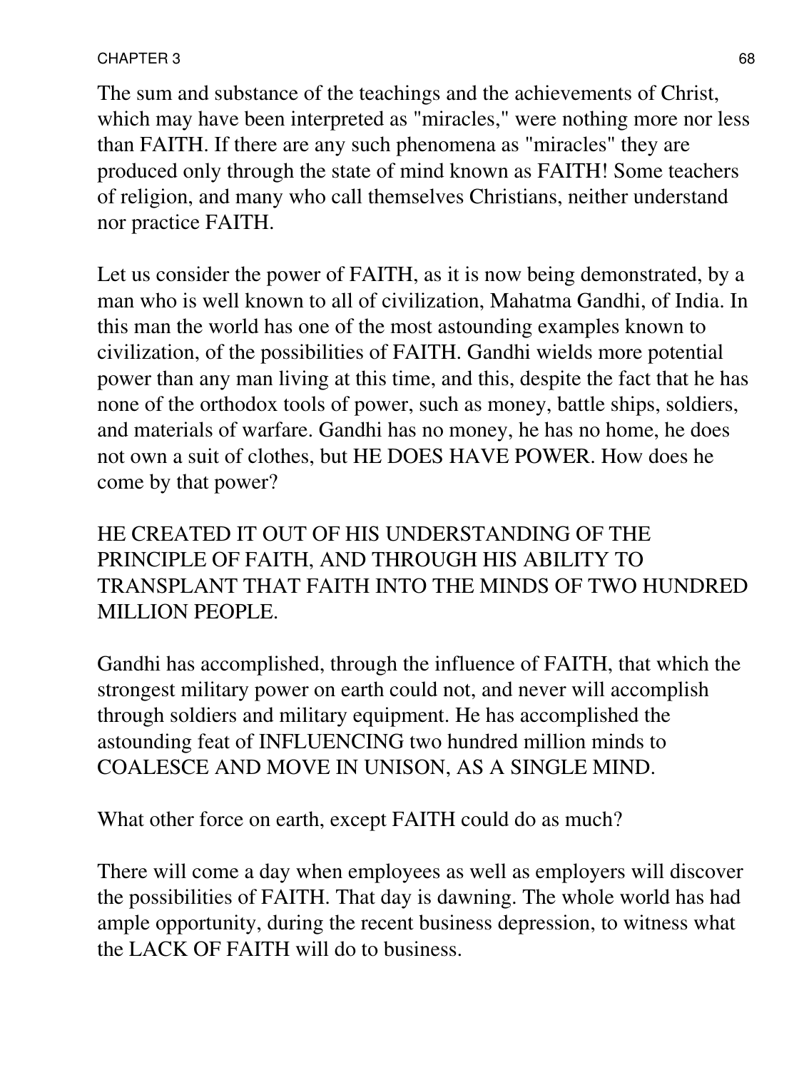The sum and substance of the teachings and the achievements of Christ, which may have been interpreted as "miracles," were nothing more nor less than FAITH. If there are any such phenomena as "miracles" they are produced only through the state of mind known as FAITH! Some teachers of religion, and many who call themselves Christians, neither understand nor practice FAITH.

Let us consider the power of FAITH, as it is now being demonstrated, by a man who is well known to all of civilization, Mahatma Gandhi, of India. In this man the world has one of the most astounding examples known to civilization, of the possibilities of FAITH. Gandhi wields more potential power than any man living at this time, and this, despite the fact that he has none of the orthodox tools of power, such as money, battle ships, soldiers, and materials of warfare. Gandhi has no money, he has no home, he does not own a suit of clothes, but HE DOES HAVE POWER. How does he come by that power?

HE CREATED IT OUT OF HIS UNDERSTANDING OF THE PRINCIPLE OF FAITH, AND THROUGH HIS ABILITY TO TRANSPLANT THAT FAITH INTO THE MINDS OF TWO HUNDRED MILLION PEOPLE.

Gandhi has accomplished, through the influence of FAITH, that which the strongest military power on earth could not, and never will accomplish through soldiers and military equipment. He has accomplished the astounding feat of INFLUENCING two hundred million minds to COALESCE AND MOVE IN UNISON, AS A SINGLE MIND.

What other force on earth, except FAITH could do as much?

There will come a day when employees as well as employers will discover the possibilities of FAITH. That day is dawning. The whole world has had ample opportunity, during the recent business depression, to witness what the LACK OF FAITH will do to business.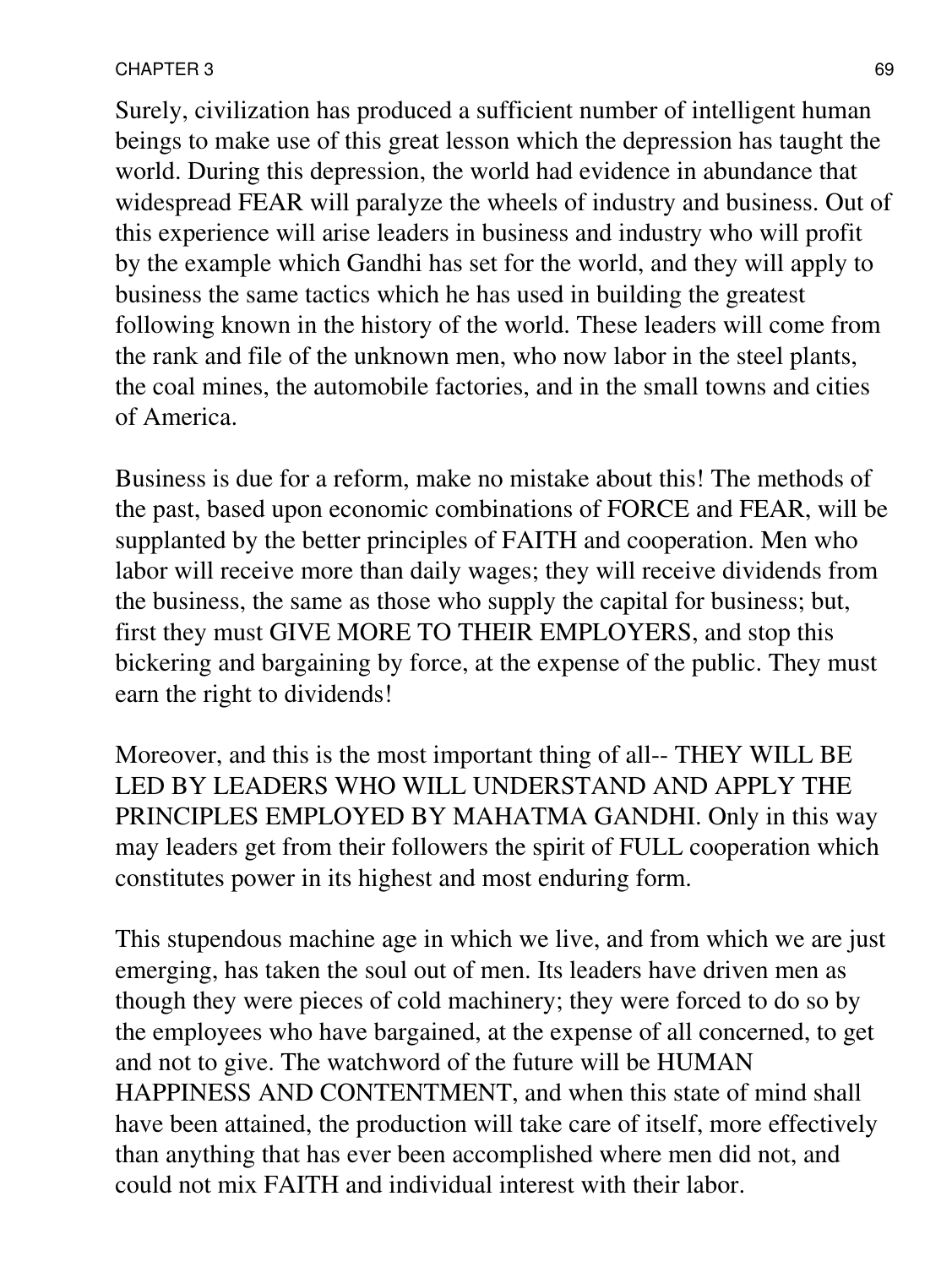Surely, civilization has produced a sufficient number of intelligent human beings to make use of this great lesson which the depression has taught the world. During this depression, the world had evidence in abundance that widespread FEAR will paralyze the wheels of industry and business. Out of this experience will arise leaders in business and industry who will profit by the example which Gandhi has set for the world, and they will apply to business the same tactics which he has used in building the greatest following known in the history of the world. These leaders will come from the rank and file of the unknown men, who now labor in the steel plants, the coal mines, the automobile factories, and in the small towns and cities of America.

Business is due for a reform, make no mistake about this! The methods of the past, based upon economic combinations of FORCE and FEAR, will be supplanted by the better principles of FAITH and cooperation. Men who labor will receive more than daily wages; they will receive dividends from the business, the same as those who supply the capital for business; but, first they must GIVE MORE TO THEIR EMPLOYERS, and stop this bickering and bargaining by force, at the expense of the public. They must earn the right to dividends!

Moreover, and this is the most important thing of all-- THEY WILL BE LED BY LEADERS WHO WILL UNDERSTAND AND APPLY THE PRINCIPLES EMPLOYED BY MAHATMA GANDHI. Only in this way may leaders get from their followers the spirit of FULL cooperation which constitutes power in its highest and most enduring form.

This stupendous machine age in which we live, and from which we are just emerging, has taken the soul out of men. Its leaders have driven men as though they were pieces of cold machinery; they were forced to do so by the employees who have bargained, at the expense of all concerned, to get and not to give. The watchword of the future will be HUMAN HAPPINESS AND CONTENTMENT, and when this state of mind shall have been attained, the production will take care of itself, more effectively than anything that has ever been accomplished where men did not, and could not mix FAITH and individual interest with their labor.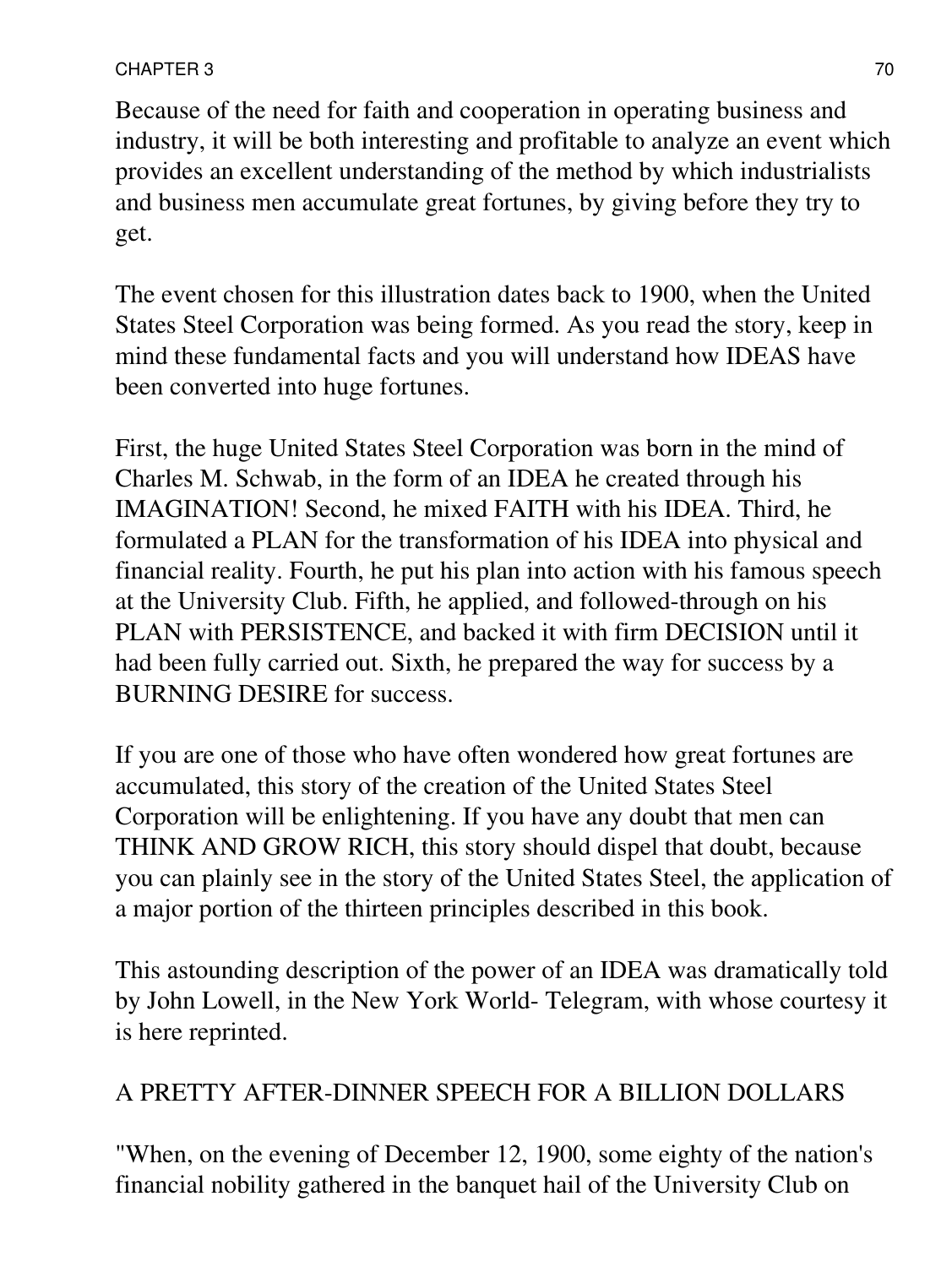Because of the need for faith and cooperation in operating business and industry, it will be both interesting and profitable to analyze an event which provides an excellent understanding of the method by which industrialists and business men accumulate great fortunes, by giving before they try to get.

The event chosen for this illustration dates back to 1900, when the United States Steel Corporation was being formed. As you read the story, keep in mind these fundamental facts and you will understand how IDEAS have been converted into huge fortunes.

First, the huge United States Steel Corporation was born in the mind of Charles M. Schwab, in the form of an IDEA he created through his IMAGINATION! Second, he mixed FAITH with his IDEA. Third, he formulated a PLAN for the transformation of his IDEA into physical and financial reality. Fourth, he put his plan into action with his famous speech at the University Club. Fifth, he applied, and followed-through on his PLAN with PERSISTENCE, and backed it with firm DECISION until it had been fully carried out. Sixth, he prepared the way for success by a BURNING DESIRE for success.

If you are one of those who have often wondered how great fortunes are accumulated, this story of the creation of the United States Steel Corporation will be enlightening. If you have any doubt that men can THINK AND GROW RICH, this story should dispel that doubt, because you can plainly see in the story of the United States Steel, the application of a major portion of the thirteen principles described in this book.

This astounding description of the power of an IDEA was dramatically told by John Lowell, in the New York World- Telegram, with whose courtesy it is here reprinted.

## A PRETTY AFTER-DINNER SPEECH FOR A BILLION DOLLARS

"When, on the evening of December 12, 1900, some eighty of the nation's financial nobility gathered in the banquet hail of the University Club on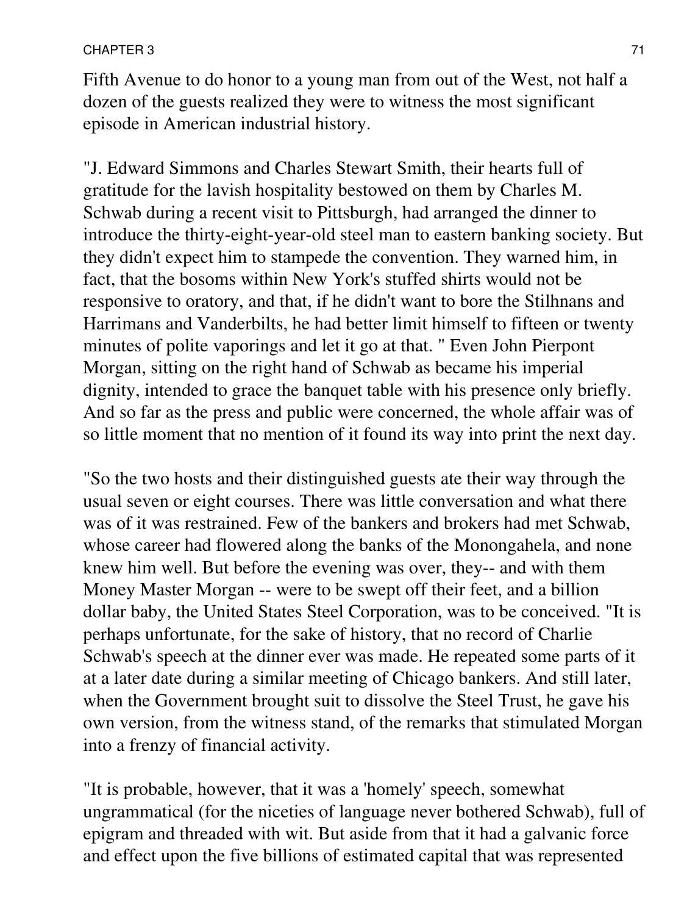Fifth Avenue to do honor to a young man from out of the West, not half a dozen of the guests realized they were to witness the most significant episode in American industrial history.

"J. Edward Simmons and Charles Stewart Smith, their hearts full of gratitude for the lavish hospitality bestowed on them by Charles M. Schwab during a recent visit to Pittsburgh, had arranged the dinner to introduce the thirty-eight-year-old steel man to eastern banking society. But they didn't expect him to stampede the convention. They warned him, in fact, that the bosoms within New York's stuffed shirts would not be responsive to oratory, and that, if he didn't want to bore the Stilhnans and Harrimans and Vanderbilts, he had better limit himself to fifteen or twenty minutes of polite vaporings and let it go at that. " Even John Pierpont Morgan, sitting on the right hand of Schwab as became his imperial dignity, intended to grace the banquet table with his presence only briefly. And so far as the press and public were concerned, the whole affair was of so little moment that no mention of it found its way into print the next day.

"So the two hosts and their distinguished guests ate their way through the usual seven or eight courses. There was little conversation and what there was of it was restrained. Few of the bankers and brokers had met Schwab, whose career had flowered along the banks of the Monongahela, and none knew him well. But before the evening was over, they-- and with them Money Master Morgan -- were to be swept off their feet, and a billion dollar baby, the United States Steel Corporation, was to be conceived. "It is perhaps unfortunate, for the sake of history, that no record of Charlie Schwab's speech at the dinner ever was made. He repeated some parts of it at a later date during a similar meeting of Chicago bankers. And still later, when the Government brought suit to dissolve the Steel Trust, he gave his own version, from the witness stand, of the remarks that stimulated Morgan into a frenzy of financial activity.

"It is probable, however, that it was a 'homely' speech, somewhat ungrammatical (for the niceties of language never bothered Schwab), full of epigram and threaded with wit. But aside from that it had a galvanic force and effect upon the five billions of estimated capital that was represented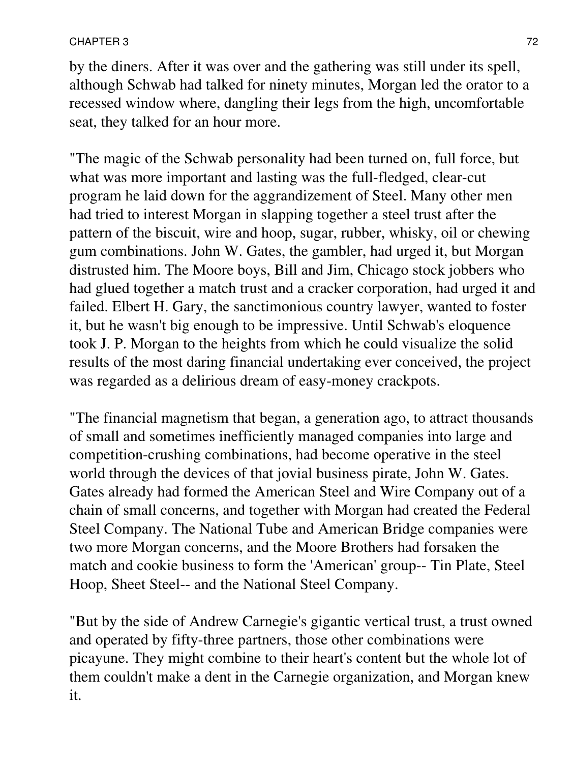by the diners. After it was over and the gathering was still under its spell, although Schwab had talked for ninety minutes, Morgan led the orator to a recessed window where, dangling their legs from the high, uncomfortable seat, they talked for an hour more.

"The magic of the Schwab personality had been turned on, full force, but what was more important and lasting was the full-fledged, clear-cut program he laid down for the aggrandizement of Steel. Many other men had tried to interest Morgan in slapping together a steel trust after the pattern of the biscuit, wire and hoop, sugar, rubber, whisky, oil or chewing gum combinations. John W. Gates, the gambler, had urged it, but Morgan distrusted him. The Moore boys, Bill and Jim, Chicago stock jobbers who had glued together a match trust and a cracker corporation, had urged it and failed. Elbert H. Gary, the sanctimonious country lawyer, wanted to foster it, but he wasn't big enough to be impressive. Until Schwab's eloquence took J. P. Morgan to the heights from which he could visualize the solid results of the most daring financial undertaking ever conceived, the project was regarded as a delirious dream of easy-money crackpots.

"The financial magnetism that began, a generation ago, to attract thousands of small and sometimes inefficiently managed companies into large and competition-crushing combinations, had become operative in the steel world through the devices of that jovial business pirate, John W. Gates. Gates already had formed the American Steel and Wire Company out of a chain of small concerns, and together with Morgan had created the Federal Steel Company. The National Tube and American Bridge companies were two more Morgan concerns, and the Moore Brothers had forsaken the match and cookie business to form the 'American' group-- Tin Plate, Steel Hoop, Sheet Steel-- and the National Steel Company.

"But by the side of Andrew Carnegie's gigantic vertical trust, a trust owned and operated by fifty-three partners, those other combinations were picayune. They might combine to their heart's content but the whole lot of them couldn't make a dent in the Carnegie organization, and Morgan knew it.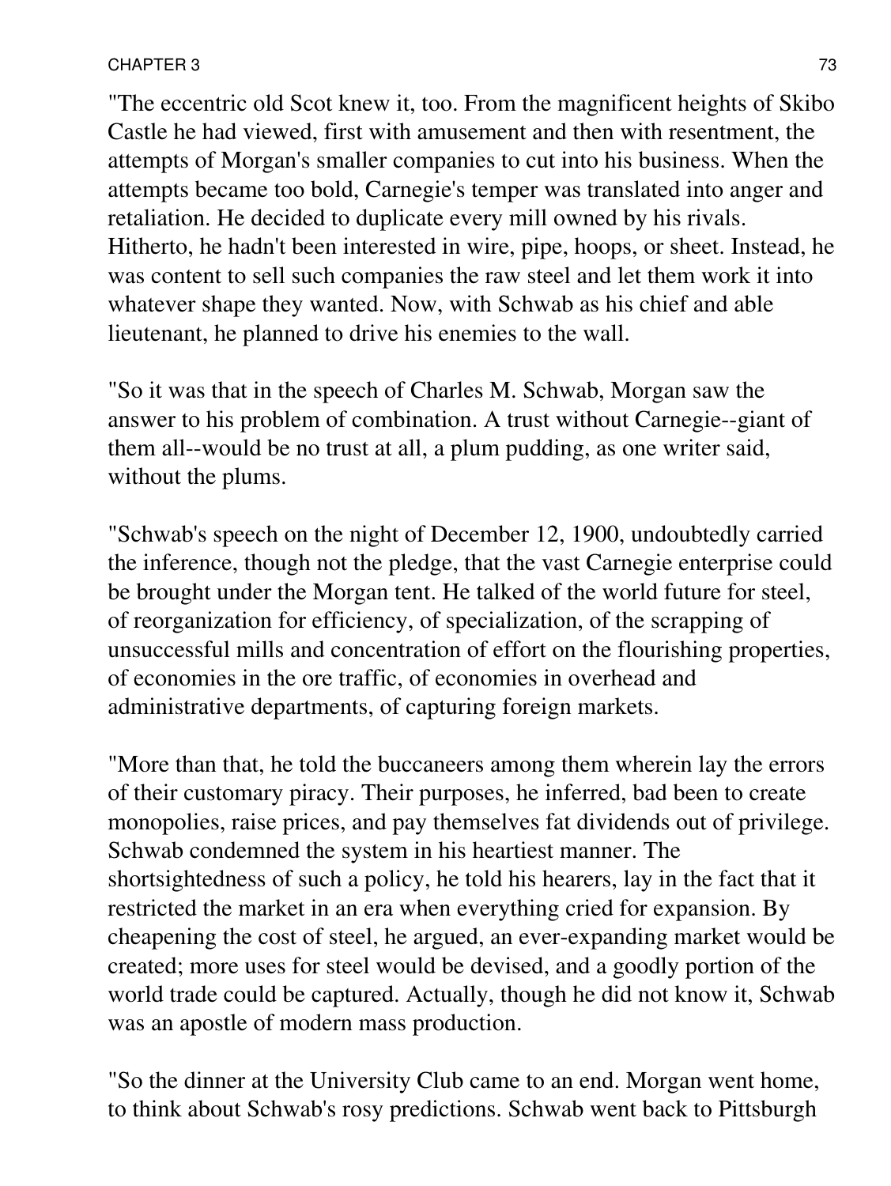"The eccentric old Scot knew it, too. From the magnificent heights of Skibo Castle he had viewed, first with amusement and then with resentment, the attempts of Morgan's smaller companies to cut into his business. When the attempts became too bold, Carnegie's temper was translated into anger and retaliation. He decided to duplicate every mill owned by his rivals. Hitherto, he hadn't been interested in wire, pipe, hoops, or sheet. Instead, he was content to sell such companies the raw steel and let them work it into whatever shape they wanted. Now, with Schwab as his chief and able lieutenant, he planned to drive his enemies to the wall.

"So it was that in the speech of Charles M. Schwab, Morgan saw the answer to his problem of combination. A trust without Carnegie--giant of them all--would be no trust at all, a plum pudding, as one writer said, without the plums.

"Schwab's speech on the night of December 12, 1900, undoubtedly carried the inference, though not the pledge, that the vast Carnegie enterprise could be brought under the Morgan tent. He talked of the world future for steel, of reorganization for efficiency, of specialization, of the scrapping of unsuccessful mills and concentration of effort on the flourishing properties, of economies in the ore traffic, of economies in overhead and administrative departments, of capturing foreign markets.

"More than that, he told the buccaneers among them wherein lay the errors of their customary piracy. Their purposes, he inferred, bad been to create monopolies, raise prices, and pay themselves fat dividends out of privilege. Schwab condemned the system in his heartiest manner. The shortsightedness of such a policy, he told his hearers, lay in the fact that it restricted the market in an era when everything cried for expansion. By cheapening the cost of steel, he argued, an ever-expanding market would be created; more uses for steel would be devised, and a goodly portion of the world trade could be captured. Actually, though he did not know it, Schwab was an apostle of modern mass production.

"So the dinner at the University Club came to an end. Morgan went home, to think about Schwab's rosy predictions. Schwab went back to Pittsburgh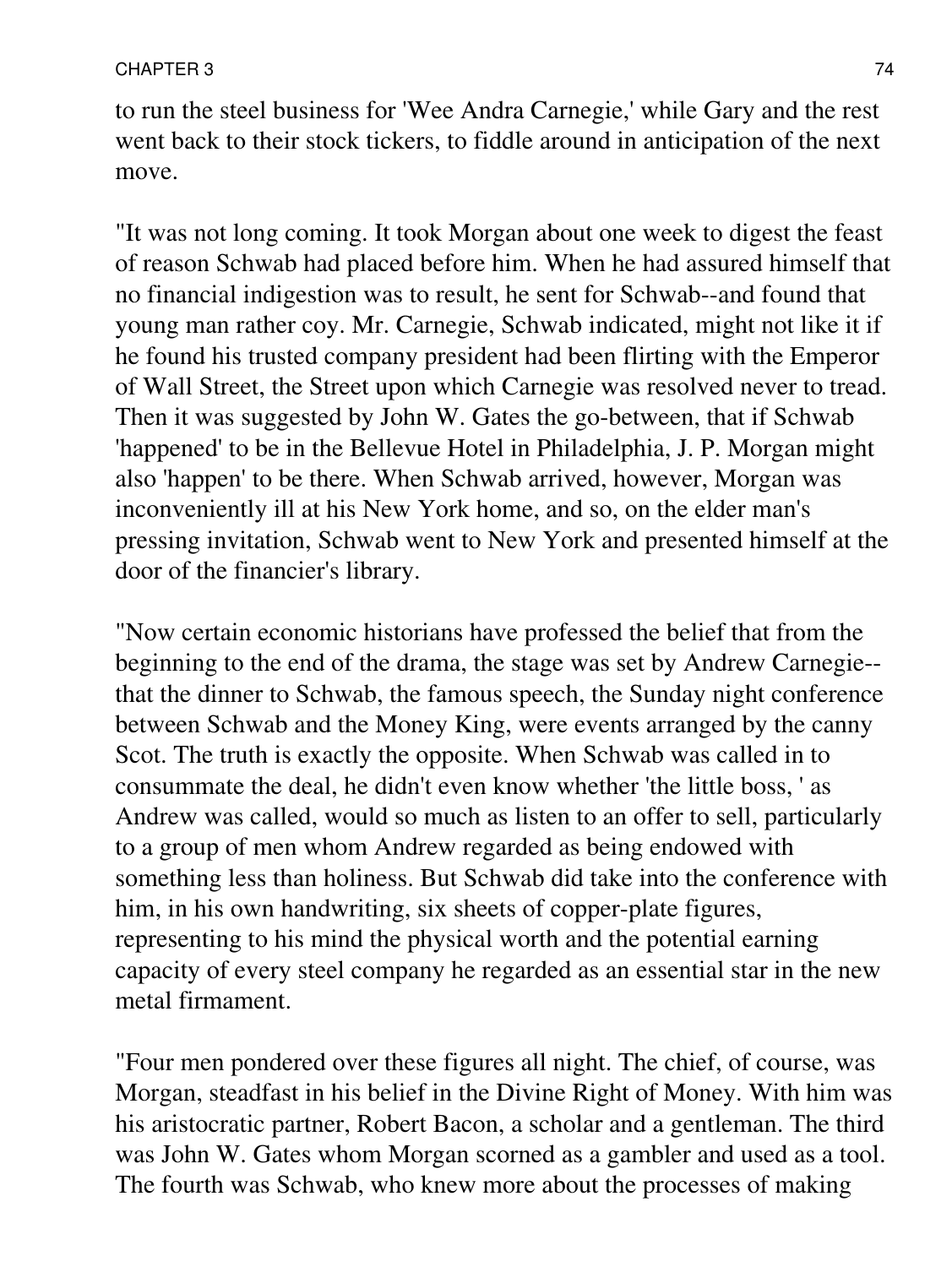to run the steel business for 'Wee Andra Carnegie,' while Gary and the rest went back to their stock tickers, to fiddle around in anticipation of the next move.

"It was not long coming. It took Morgan about one week to digest the feast of reason Schwab had placed before him. When he had assured himself that no financial indigestion was to result, he sent for Schwab--and found that young man rather coy. Mr. Carnegie, Schwab indicated, might not like it if he found his trusted company president had been flirting with the Emperor of Wall Street, the Street upon which Carnegie was resolved never to tread. Then it was suggested by John W. Gates the go-between, that if Schwab 'happened' to be in the Bellevue Hotel in Philadelphia, J. P. Morgan might also 'happen' to be there. When Schwab arrived, however, Morgan was inconveniently ill at his New York home, and so, on the elder man's pressing invitation, Schwab went to New York and presented himself at the door of the financier's library.

"Now certain economic historians have professed the belief that from the beginning to the end of the drama, the stage was set by Andrew Carnegie--that the dinner to Schwab, the famous speech, the Sunday night conference between Schwab and the Money King, were events arranged by the canny Scot. The truth is exactly the opposite. When Schwab was called in to consummate the deal, he didn't even know whether 'the little boss, ' as Andrew was called, would so much as listen to an offer to sell, particularly to a group of men whom Andrew regarded as being endowed with something less than holiness. But Schwab did take into the conference with him, in his own handwriting, six sheets of copper-plate figures, representing to his mind the physical worth and the potential earning capacity of every steel company he regarded as an essential star in the new metal firmament.

"Four men pondered over these figures all night. The chief, of course, was Morgan, steadfast in his belief in the Divine Right of Money. With him was his aristocratic partner, Robert Bacon, a scholar and a gentleman. The third was John W. Gates whom Morgan scorned as a gambler and used as a tool. The fourth was Schwab, who knew more about the processes of making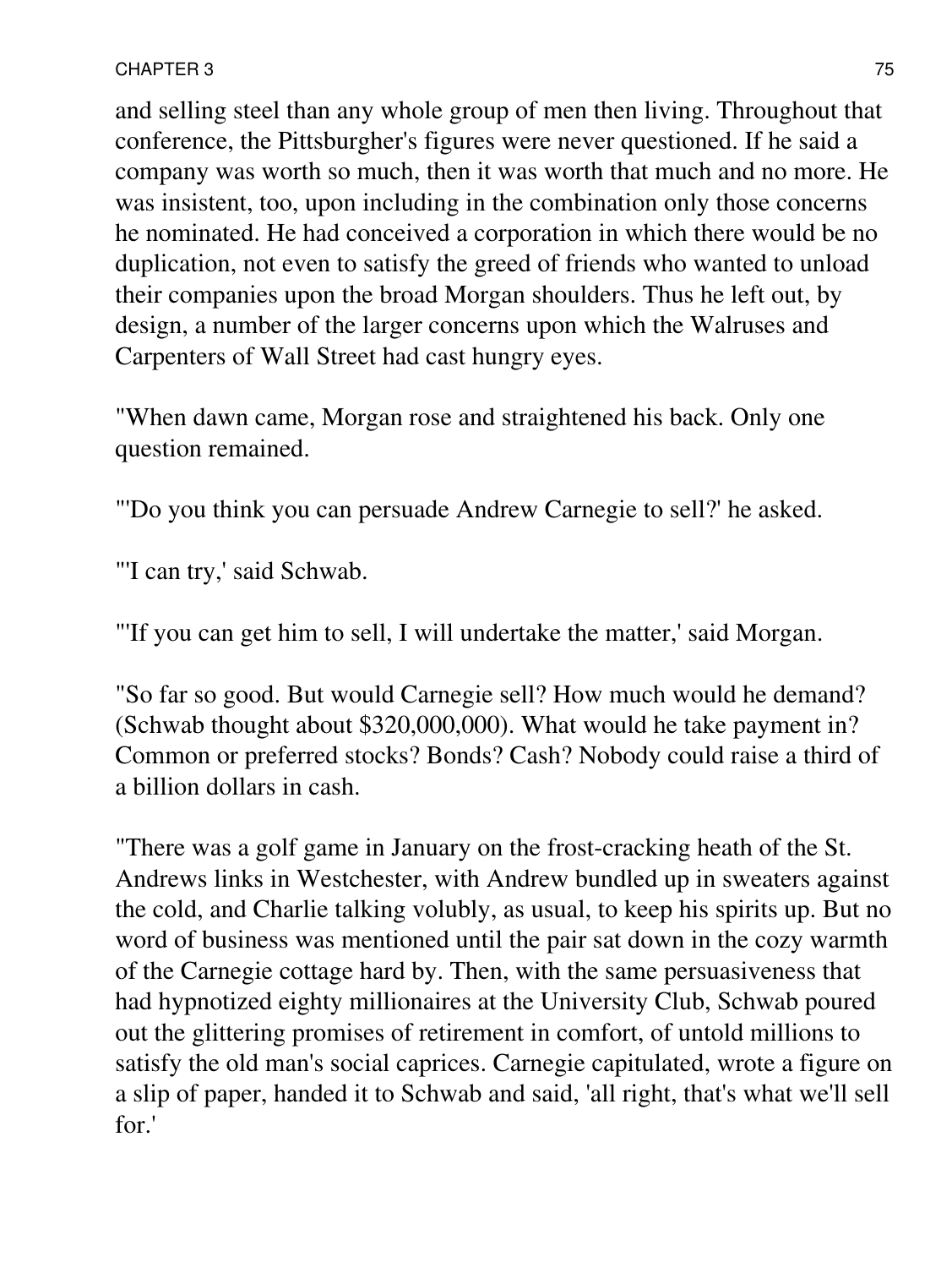and selling steel than any whole group of men then living. Throughout that conference, the Pittsburgher's figures were never questioned. If he said a company was worth so much, then it was worth that much and no more. He was insistent, too, upon including in the combination only those concerns he nominated. He had conceived a corporation in which there would be no duplication, not even to satisfy the greed of friends who wanted to unload their companies upon the broad Morgan shoulders. Thus he left out, by design, a number of the larger concerns upon which the Walruses and Carpenters of Wall Street had cast hungry eyes.

"When dawn came, Morgan rose and straightened his back. Only one question remained.

"'Do you think you can persuade Andrew Carnegie to sell?' he asked.

"'I can try,' said Schwab.

"'If you can get him to sell, I will undertake the matter,' said Morgan.

"So far so good. But would Carnegie sell? How much would he demand? (Schwab thought about $320,000,000). What would he take payment in? Common or preferred stocks? Bonds? Cash? Nobody could raise a third of a billion dollars in cash.

"There was a golf game in January on the frost-cracking heath of the St. Andrews links in Westchester, with Andrew bundled up in sweaters against the cold, and Charlie talking volubly, as usual, to keep his spirits up. But no word of business was mentioned until the pair sat down in the cozy warmth of the Carnegie cottage hard by. Then, with the same persuasiveness that had hypnotized eighty millionaires at the University Club, Schwab poured out the glittering promises of retirement in comfort, of untold millions to satisfy the old man's social caprices. Carnegie capitulated, wrote a figure on a slip of paper, handed it to Schwab and said, 'all right, that's what we'll sell for.'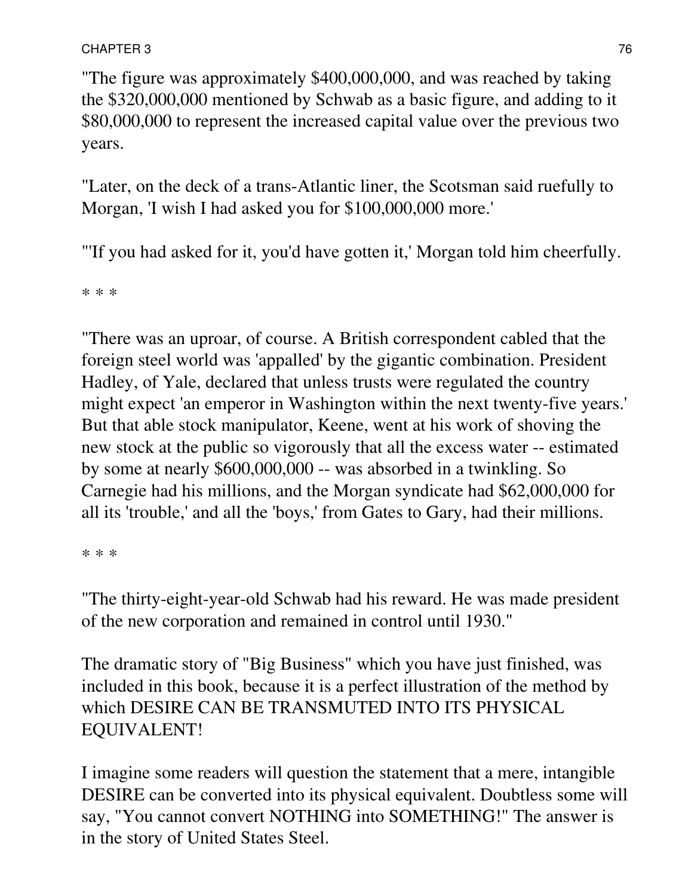"The figure was approximately $400,000,000, and was reached by taking the $320,000,000 mentioned by Schwab as a basic figure, and adding to it $80,000,000 to represent the increased capital value over the previous two years.

"Later, on the deck of a trans-Atlantic liner, the Scotsman said ruefully to Morgan, 'I wish I had asked you for $100,000,000 more.'

"'If you had asked for it, you'd have gotten it,' Morgan told him cheerfully.

* * *

"There was an uproar, of course. A British correspondent cabled that the foreign steel world was 'appalled' by the gigantic combination. President Hadley, of Yale, declared that unless trusts were regulated the country might expect 'an emperor in Washington within the next twenty-five years.' But that able stock manipulator, Keene, went at his work of shoving the new stock at the public so vigorously that all the excess water -- estimated by some at nearly $600,000,000 -- was absorbed in a twinkling. So Carnegie had his millions, and the Morgan syndicate had $62,000,000 for all its 'trouble,' and all the 'boys,' from Gates to Gary, had their millions.

* * *

"The thirty-eight-year-old Schwab had his reward. He was made president of the new corporation and remained in control until 1930."

The dramatic story of "Big Business" which you have just finished, was included in this book, because it is a perfect illustration of the method by which DESIRE CAN BE TRANSMUTED INTO ITS PHYSICAL EQUIVALENT!

I imagine some readers will question the statement that a mere, intangible DESIRE can be converted into its physical equivalent. Doubtless some will say, "You cannot convert NOTHING into SOMETHING!" The answer is in the story of United States Steel.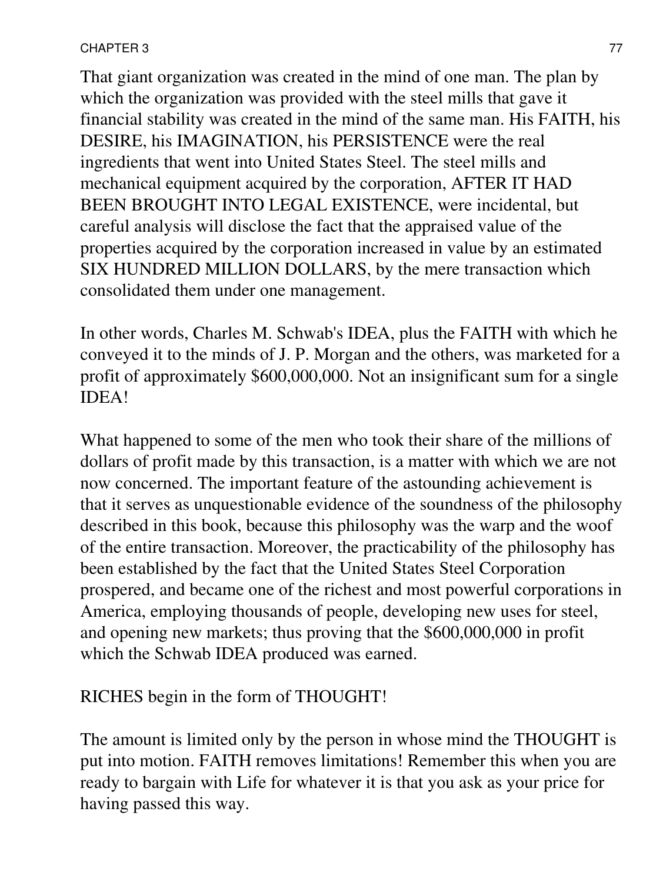That giant organization was created in the mind of one man. The plan by which the organization was provided with the steel mills that gave it financial stability was created in the mind of the same man. His FAITH, his DESIRE, his IMAGINATION, his PERSISTENCE were the real ingredients that went into United States Steel. The steel mills and mechanical equipment acquired by the corporation, AFTER IT HAD BEEN BROUGHT INTO LEGAL EXISTENCE, were incidental, but careful analysis will disclose the fact that the appraised value of the properties acquired by the corporation increased in value by an estimated SIX HUNDRED MILLION DOLLARS, by the mere transaction which consolidated them under one management.

In other words, Charles M. Schwab's IDEA, plus the FAITH with which he conveyed it to the minds of J. P. Morgan and the others, was marketed for a profit of approximately $600,000,000. Not an insignificant sum for a single IDEA!

What happened to some of the men who took their share of the millions of dollars of profit made by this transaction, is a matter with which we are not now concerned. The important feature of the astounding achievement is that it serves as unquestionable evidence of the soundness of the philosophy described in this book, because this philosophy was the warp and the woof of the entire transaction. Moreover, the practicability of the philosophy has been established by the fact that the United States Steel Corporation prospered, and became one of the richest and most powerful corporations in America, employing thousands of people, developing new uses for steel, and opening new markets; thus proving that the $600,000,000 in profit which the Schwab IDEA produced was earned.

RICHES begin in the form of THOUGHT!

The amount is limited only by the person in whose mind the THOUGHT is put into motion. FAITH removes limitations! Remember this when you are ready to bargain with Life for whatever it is that you ask as your price for having passed this way.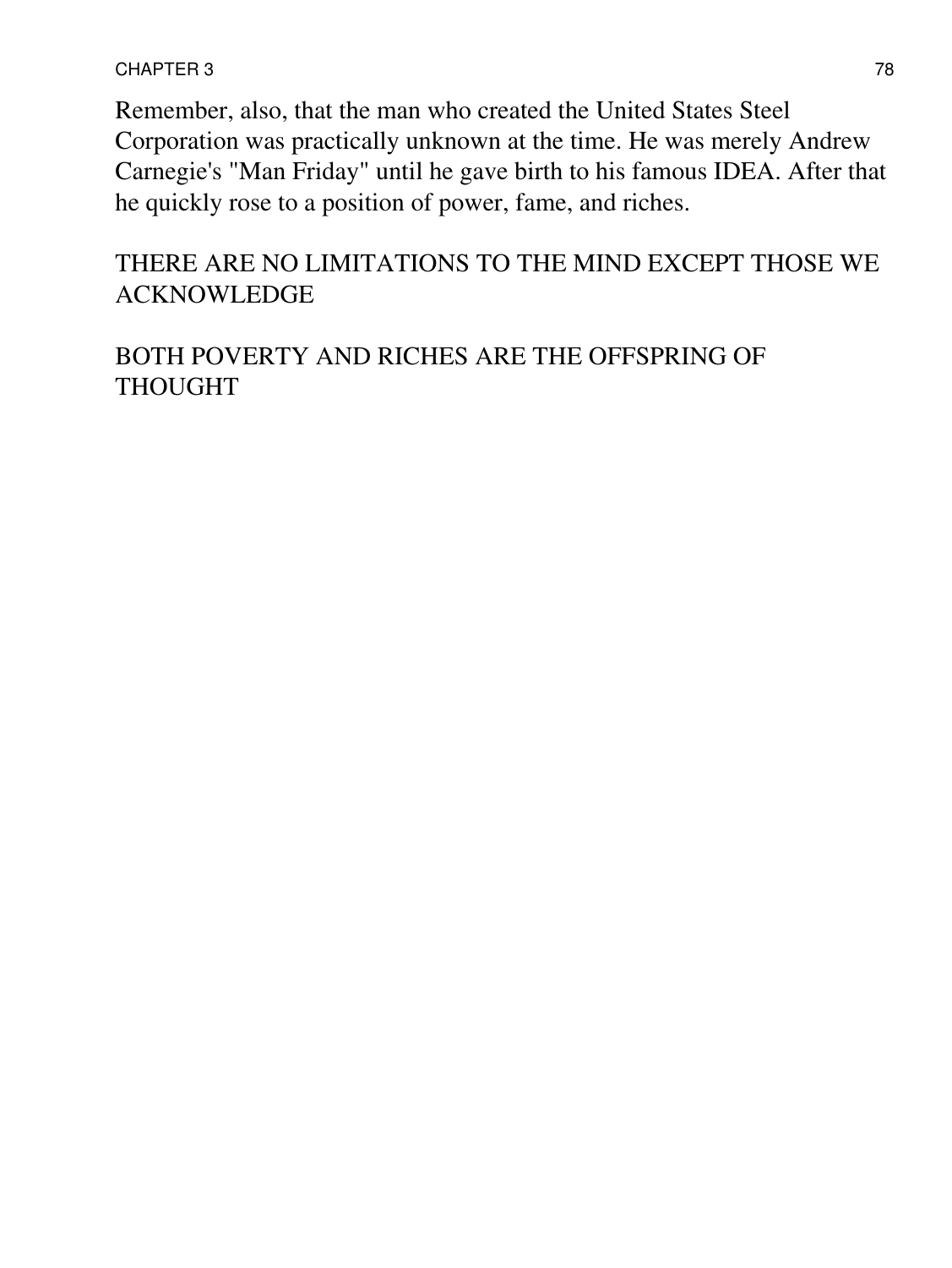Remember, also, that the man who created the United States Steel Corporation was practically unknown at the time. He was merely Andrew Carnegie's "Man Friday" until he gave birth to his famous IDEA. After that he quickly rose to a position of power, fame, and riches.

THERE ARE NO LIMITATIONS TO THE MIND EXCEPT THOSE WE ACKNOWLEDGE

BOTH POVERTY AND RICHES ARE THE OFFSPRING OF THOUGHT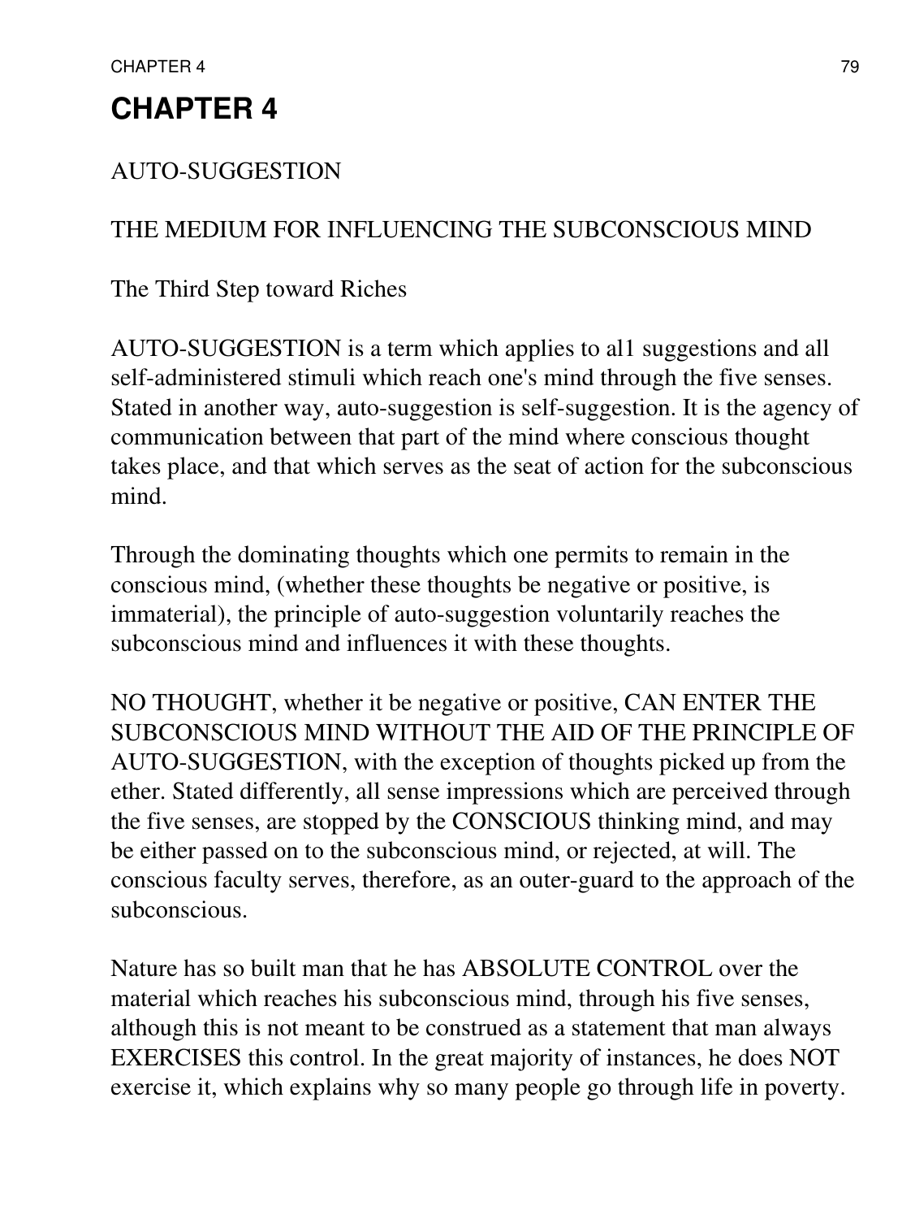# CHAPTER 4

AUTO-SUGGESTION

THE MEDIUM FOR INFLUENCING THE SUBCONSCIOUS MIND

The Third Step toward Riches

AUTO-SUGGESTION is a term which applies to al1 suggestions and all self-administered stimuli which reach one's mind through the five senses. Stated in another way, auto-suggestion is self-suggestion. It is the agency of communication between that part of the mind where conscious thought takes place, and that which serves as the seat of action for the subconscious mind.

Through the dominating thoughts which one permits to remain in the conscious mind, (whether these thoughts be negative or positive, is immaterial), the principle of auto-suggestion voluntarily reaches the subconscious mind and influences it with these thoughts.

NO THOUGHT, whether it be negative or positive, CAN ENTER THE SUBCONSCIOUS MIND WITHOUT THE AID OF THE PRINCIPLE OF AUTO-SUGGESTION, with the exception of thoughts picked up from the ether. Stated differently, all sense impressions which are perceived through the five senses, are stopped by the CONSCIOUS thinking mind, and may be either passed on to the subconscious mind, or rejected, at will. The conscious faculty serves, therefore, as an outer-guard to the approach of the subconscious.

Nature has so built man that he has ABSOLUTE CONTROL over the material which reaches his subconscious mind, through his five senses, although this is not meant to be construed as a statement that man always EXERCISES this control. In the great majority of instances, he does NOT exercise it, which explains why so many people go through life in poverty.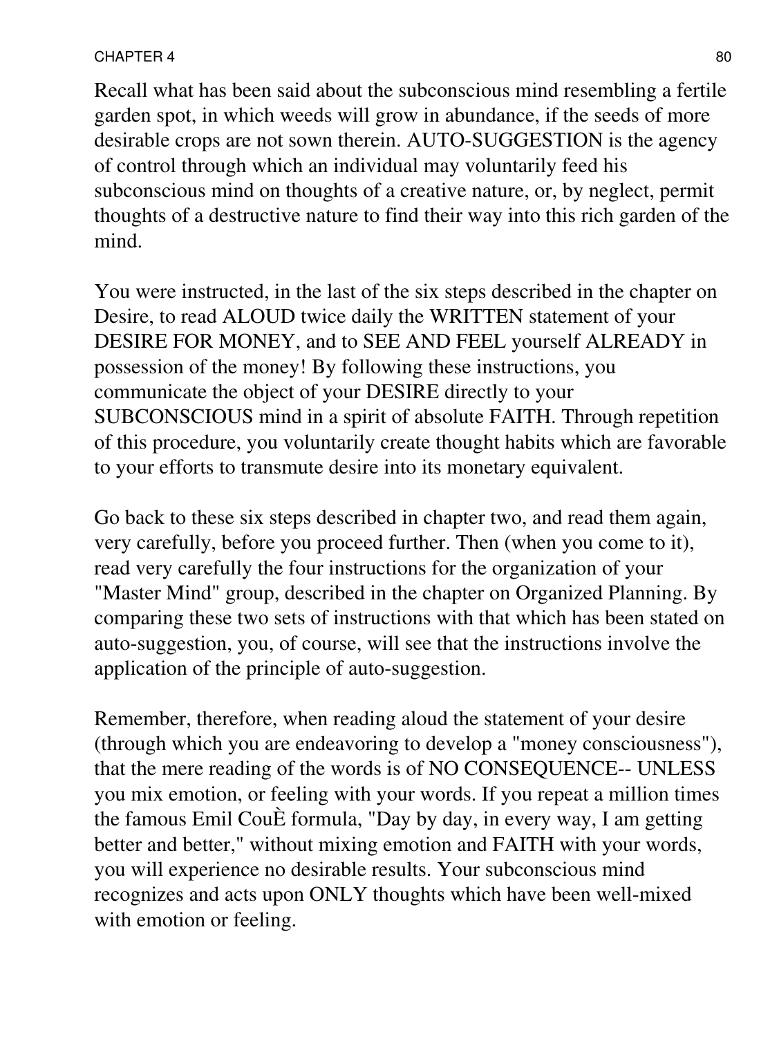Recall what has been said about the subconscious mind resembling a fertile garden spot, in which weeds will grow in abundance, if the seeds of more desirable crops are not sown therein. AUTO-SUGGESTION is the agency of control through which an individual may voluntarily feed his subconscious mind on thoughts of a creative nature, or, by neglect, permit thoughts of a destructive nature to find their way into this rich garden of the mind.

You were instructed, in the last of the six steps described in the chapter on Desire, to read ALOUD twice daily the WRITTEN statement of your DESIRE FOR MONEY, and to SEE AND FEEL yourself ALREADY in possession of the money! By following these instructions, you communicate the object of your DESIRE directly to your SUBCONSCIOUS mind in a spirit of absolute FAITH. Through repetition of this procedure, you voluntarily create thought habits which are favorable to your efforts to transmute desire into its monetary equivalent.

Go back to these six steps described in chapter two, and read them again, very carefully, before you proceed further. Then (when you come to it), read very carefully the four instructions for the organization of your "Master Mind" group, described in the chapter on Organized Planning. By comparing these two sets of instructions with that which has been stated on auto-suggestion, you, of course, will see that the instructions involve the application of the principle of auto-suggestion.

Remember, therefore, when reading aloud the statement of your desire (through which you are endeavoring to develop a "money consciousness"), that the mere reading of the words is of NO CONSEQUENCE-- UNLESS you mix emotion, or feeling with your words. If you repeat a million times the famous Emil CouÈ formula, "Day by day, in every way, I am getting better and better," without mixing emotion and FAITH with your words, you will experience no desirable results. Your subconscious mind recognizes and acts upon ONLY thoughts which have been well-mixed with emotion or feeling.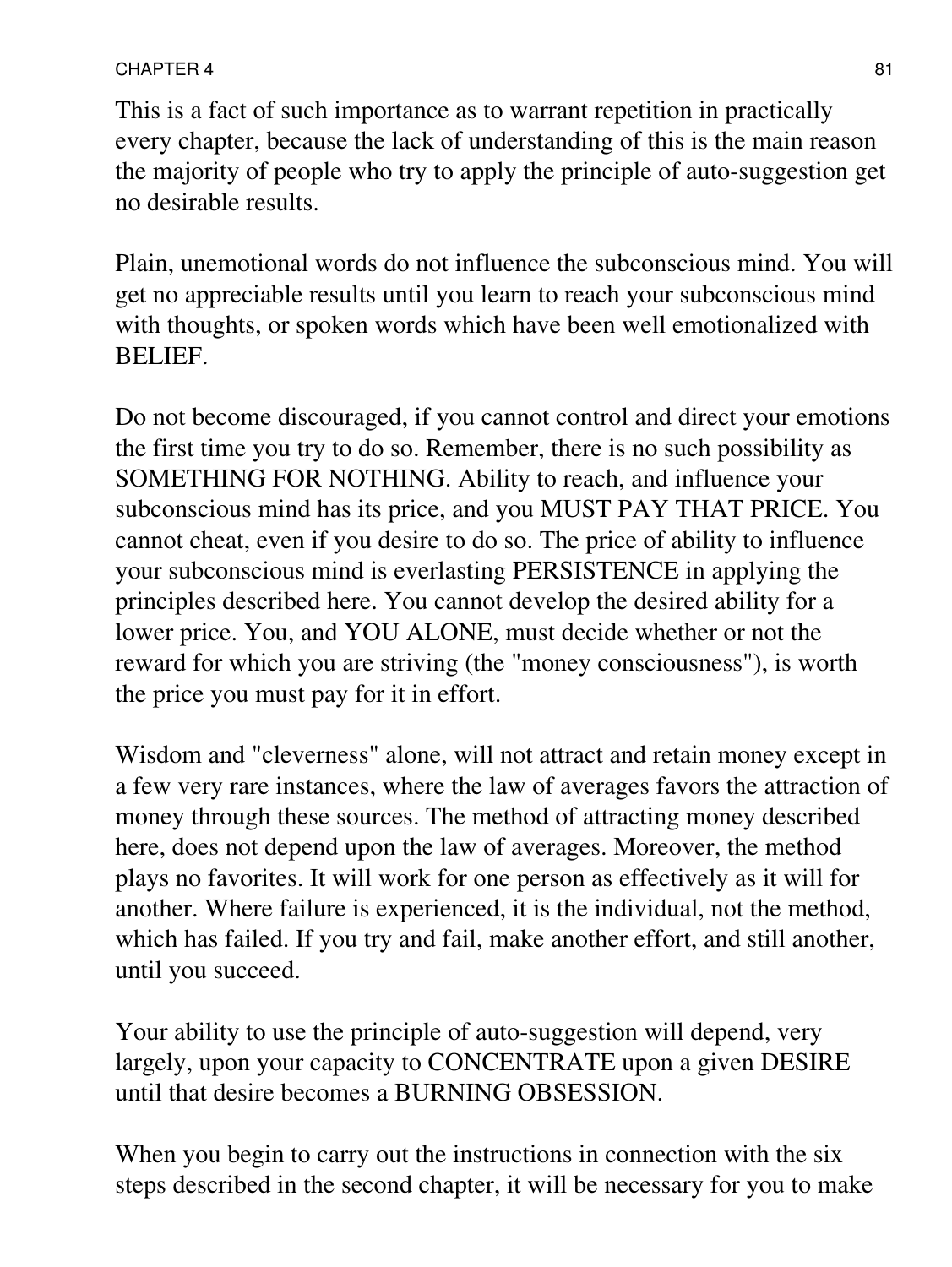This is a fact of such importance as to warrant repetition in practically every chapter, because the lack of understanding of this is the main reason the majority of people who try to apply the principle of auto-suggestion get no desirable results.

Plain, unemotional words do not influence the subconscious mind. You will get no appreciable results until you learn to reach your subconscious mind with thoughts, or spoken words which have been well emotionalized with BELIEF.

Do not become discouraged, if you cannot control and direct your emotions the first time you try to do so. Remember, there is no such possibility as SOMETHING FOR NOTHING. Ability to reach, and influence your subconscious mind has its price, and you MUST PAY THAT PRICE. You cannot cheat, even if you desire to do so. The price of ability to influence your subconscious mind is everlasting PERSISTENCE in applying the principles described here. You cannot develop the desired ability for a lower price. You, and YOU ALONE, must decide whether or not the reward for which you are striving (the "money consciousness"), is worth the price you must pay for it in effort.

Wisdom and "cleverness" alone, will not attract and retain money except in a few very rare instances, where the law of averages favors the attraction of money through these sources. The method of attracting money described here, does not depend upon the law of averages. Moreover, the method plays no favorites. It will work for one person as effectively as it will for another. Where failure is experienced, it is the individual, not the method, which has failed. If you try and fail, make another effort, and still another, until you succeed.

Your ability to use the principle of auto-suggestion will depend, very largely, upon your capacity to CONCENTRATE upon a given DESIRE until that desire becomes a BURNING OBSESSION.

When you begin to carry out the instructions in connection with the six steps described in the second chapter, it will be necessary for you to make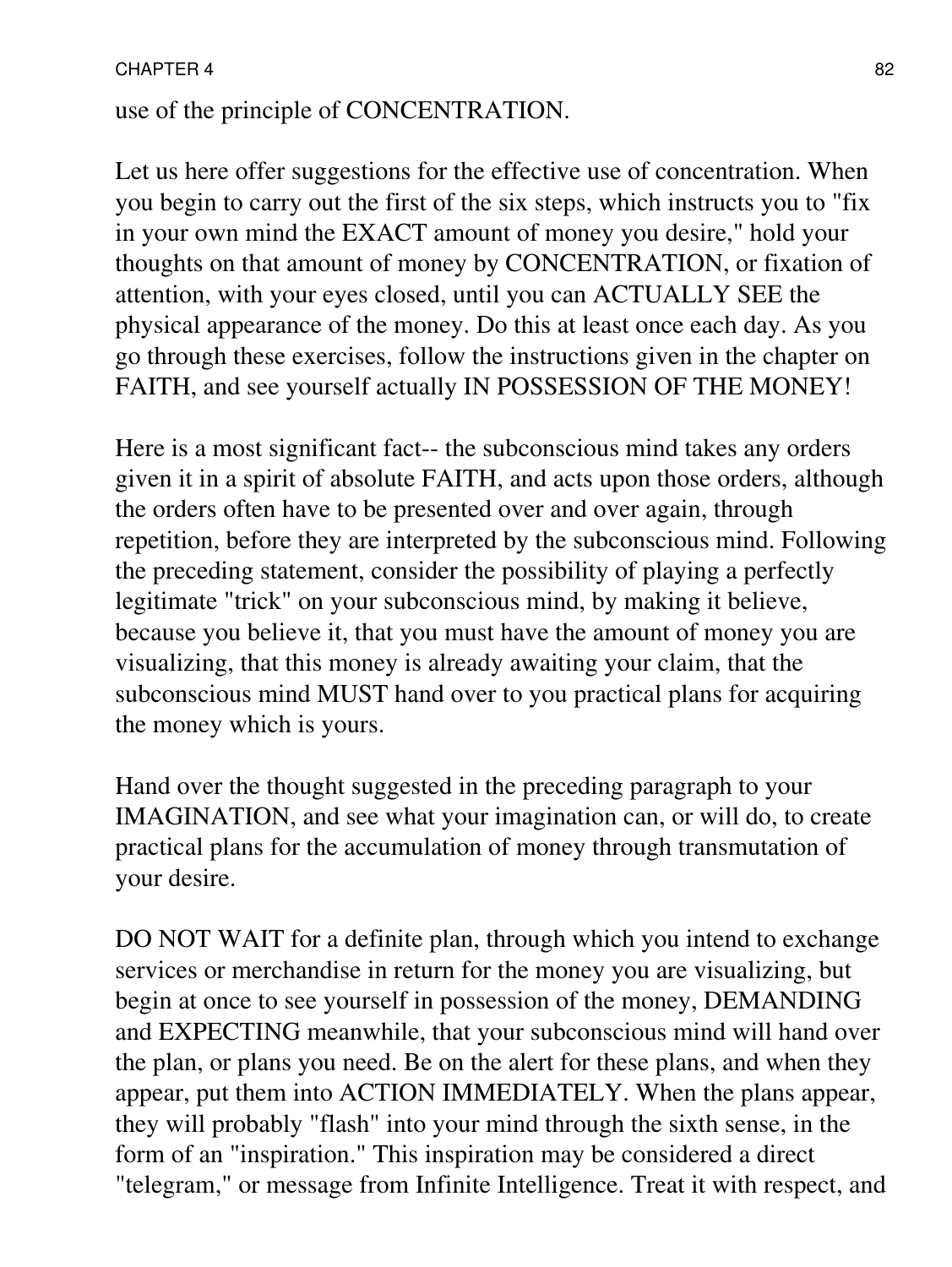use of the principle of CONCENTRATION.

Let us here offer suggestions for the effective use of concentration. When you begin to carry out the first of the six steps, which instructs you to "fix in your own mind the EXACT amount of money you desire," hold your thoughts on that amount of money by CONCENTRATION, or fixation of attention, with your eyes closed, until you can ACTUALLY SEE the physical appearance of the money. Do this at least once each day. As you go through these exercises, follow the instructions given in the chapter on FAITH, and see yourself actually IN POSSESSION OF THE MONEY!

Here is a most significant fact-- the subconscious mind takes any orders given it in a spirit of absolute FAITH, and acts upon those orders, although the orders often have to be presented over and over again, through repetition, before they are interpreted by the subconscious mind. Following the preceding statement, consider the possibility of playing a perfectly legitimate "trick" on your subconscious mind, by making it believe, because you believe it, that you must have the amount of money you are visualizing, that this money is already awaiting your claim, that the subconscious mind MUST hand over to you practical plans for acquiring the money which is yours.

Hand over the thought suggested in the preceding paragraph to your IMAGINATION, and see what your imagination can, or will do, to create practical plans for the accumulation of money through transmutation of your desire.

DO NOT WAIT for a definite plan, through which you intend to exchange services or merchandise in return for the money you are visualizing, but begin at once to see yourself in possession of the money, DEMANDING and EXPECTING meanwhile, that your subconscious mind will hand over the plan, or plans you need. Be on the alert for these plans, and when they appear, put them into ACTION IMMEDIATELY. When the plans appear, they will probably "flash" into your mind through the sixth sense, in the form of an "inspiration." This inspiration may be considered a direct "telegram," or message from Infinite Intelligence. Treat it with respect, and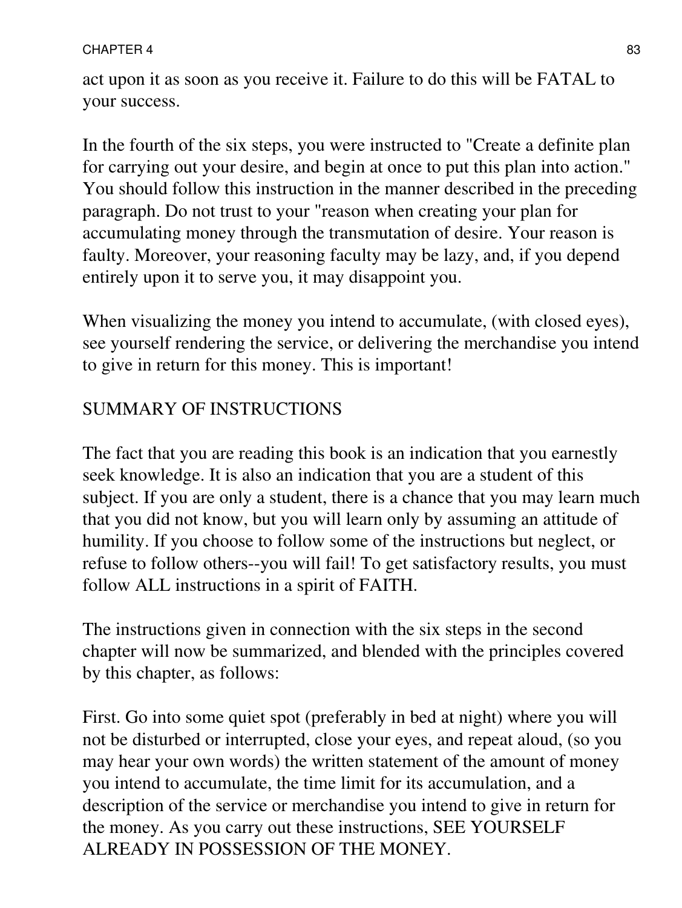act upon it as soon as you receive it. Failure to do this will be FATAL to your success.

In the fourth of the six steps, you were instructed to "Create a definite plan for carrying out your desire, and begin at once to put this plan into action." You should follow this instruction in the manner described in the preceding paragraph. Do not trust to your "reason when creating your plan for accumulating money through the transmutation of desire. Your reason is faulty. Moreover, your reasoning faculty may be lazy, and, if you depend entirely upon it to serve you, it may disappoint you.

When visualizing the money you intend to accumulate, (with closed eyes), see yourself rendering the service, or delivering the merchandise you intend to give in return for this money. This is important!

## SUMMARY OF INSTRUCTIONS

The fact that you are reading this book is an indication that you earnestly seek knowledge. It is also an indication that you are a student of this subject. If you are only a student, there is a chance that you may learn much that you did not know, but you will learn only by assuming an attitude of humility. If you choose to follow some of the instructions but neglect, or refuse to follow others--you will fail! To get satisfactory results, you must follow ALL instructions in a spirit of FAITH.

The instructions given in connection with the six steps in the second chapter will now be summarized, and blended with the principles covered by this chapter, as follows:

First. Go into some quiet spot (preferably in bed at night) where you will not be disturbed or interrupted, close your eyes, and repeat aloud, (so you may hear your own words) the written statement of the amount of money you intend to accumulate, the time limit for its accumulation, and a description of the service or merchandise you intend to give in return for the money. As you carry out these instructions, SEE YOURSELF ALREADY IN POSSESSION OF THE MONEY.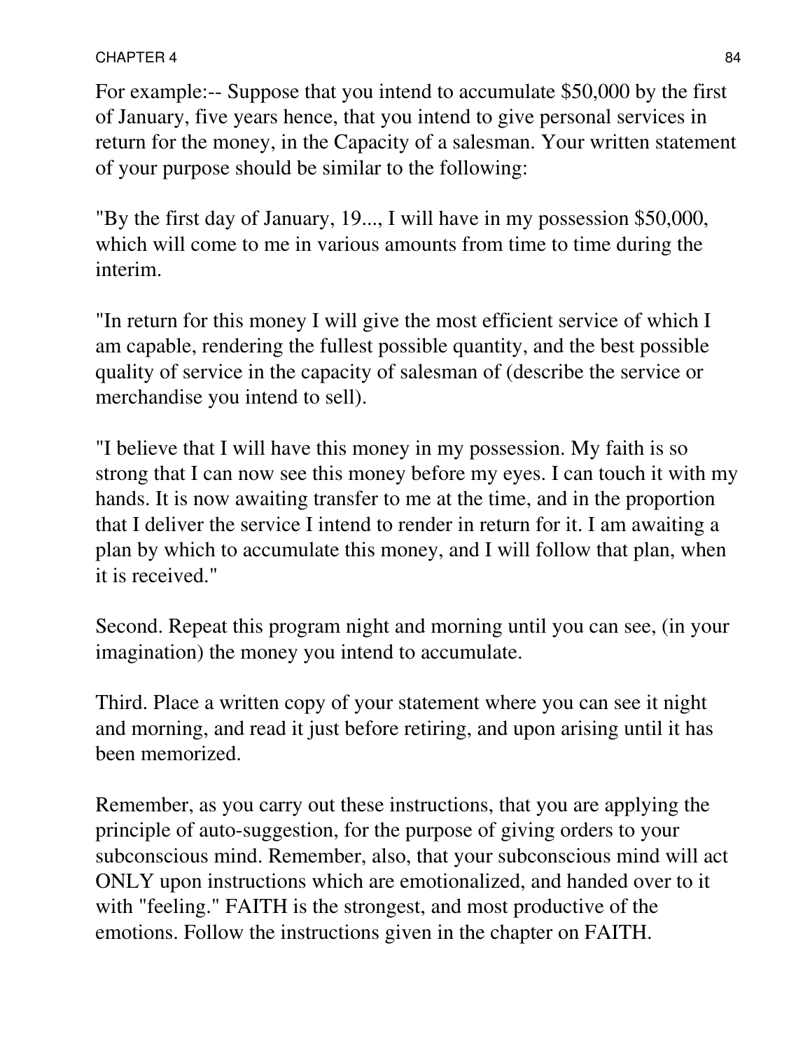For example:-- Suppose that you intend to accumulate $50,000 by the first of January, five years hence, that you intend to give personal services in return for the money, in the Capacity of a salesman. Your written statement of your purpose should be similar to the following:

"By the first day of January, 19..., I will have in my possession $50,000, which will come to me in various amounts from time to time during the interim.

"In return for this money I will give the most efficient service of which I am capable, rendering the fullest possible quantity, and the best possible quality of service in the capacity of salesman of (describe the service or merchandise you intend to sell).

"I believe that I will have this money in my possession. My faith is so strong that I can now see this money before my eyes. I can touch it with my hands. It is now awaiting transfer to me at the time, and in the proportion that I deliver the service I intend to render in return for it. I am awaiting a plan by which to accumulate this money, and I will follow that plan, when it is received."

Second. Repeat this program night and morning until you can see, (in your imagination) the money you intend to accumulate.

Third. Place a written copy of your statement where you can see it night and morning, and read it just before retiring, and upon arising until it has been memorized.

Remember, as you carry out these instructions, that you are applying the principle of auto-suggestion, for the purpose of giving orders to your subconscious mind. Remember, also, that your subconscious mind will act ONLY upon instructions which are emotionalized, and handed over to it with "feeling." FAITH is the strongest, and most productive of the emotions. Follow the instructions given in the chapter on FAITH.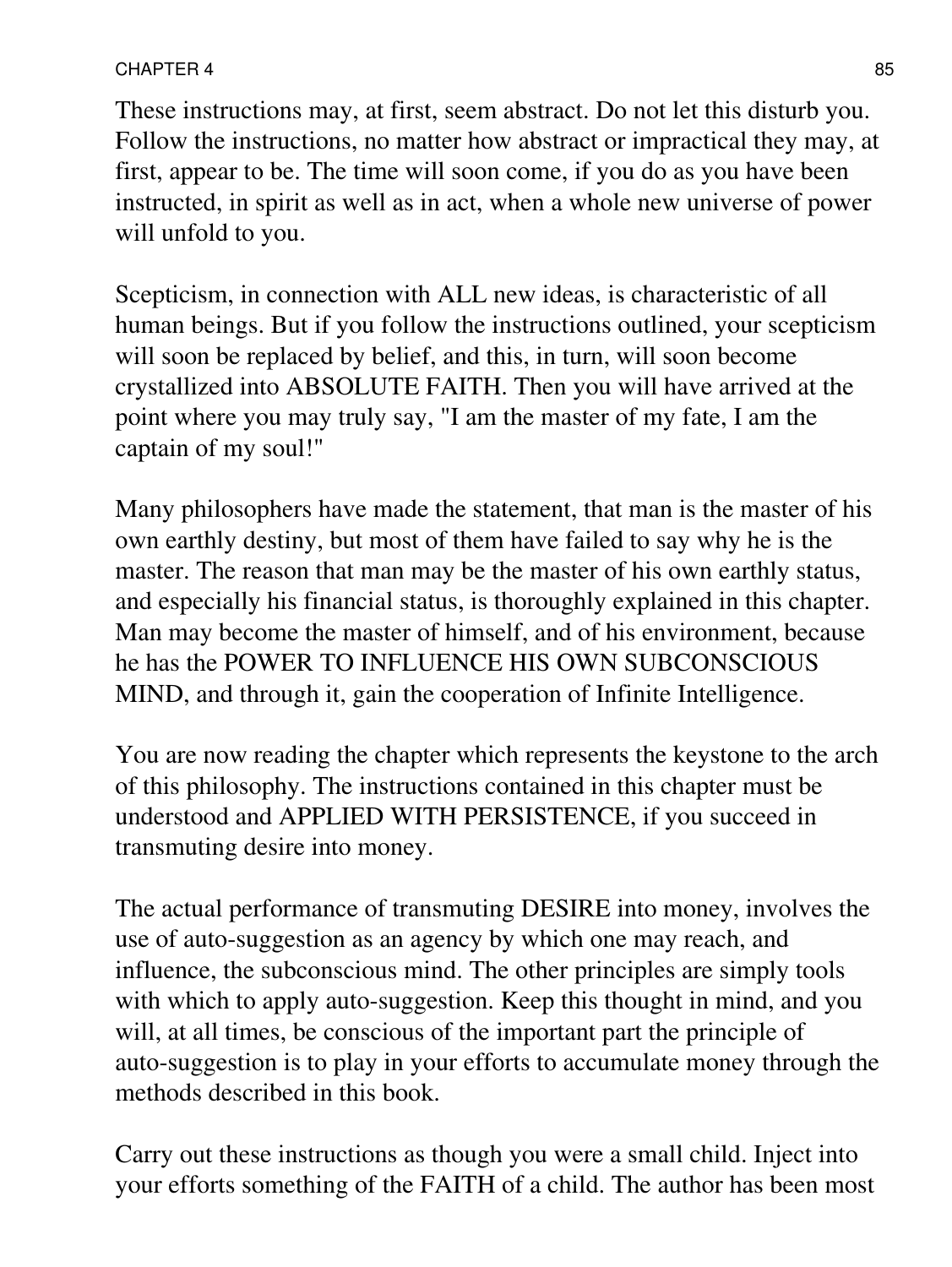These instructions may, at first, seem abstract. Do not let this disturb you. Follow the instructions, no matter how abstract or impractical they may, at first, appear to be. The time will soon come, if you do as you have been instructed, in spirit as well as in act, when a whole new universe of power will unfold to you.

Scepticism, in connection with ALL new ideas, is characteristic of all human beings. But if you follow the instructions outlined, your scepticism will soon be replaced by belief, and this, in turn, will soon become crystallized into ABSOLUTE FAITH. Then you will have arrived at the point where you may truly say, "I am the master of my fate, I am the captain of my soul!"

Many philosophers have made the statement, that man is the master of his own earthly destiny, but most of them have failed to say why he is the master. The reason that man may be the master of his own earthly status, and especially his financial status, is thoroughly explained in this chapter. Man may become the master of himself, and of his environment, because he has the POWER TO INFLUENCE HIS OWN SUBCONSCIOUS MIND, and through it, gain the cooperation of Infinite Intelligence.

You are now reading the chapter which represents the keystone to the arch of this philosophy. The instructions contained in this chapter must be understood and APPLIED WITH PERSISTENCE, if you succeed in transmuting desire into money.

The actual performance of transmuting DESIRE into money, involves the use of auto-suggestion as an agency by which one may reach, and influence, the subconscious mind. The other principles are simply tools with which to apply auto-suggestion. Keep this thought in mind, and you will, at all times, be conscious of the important part the principle of auto-suggestion is to play in your efforts to accumulate money through the methods described in this book.

Carry out these instructions as though you were a small child. Inject into your efforts something of the FAITH of a child. The author has been most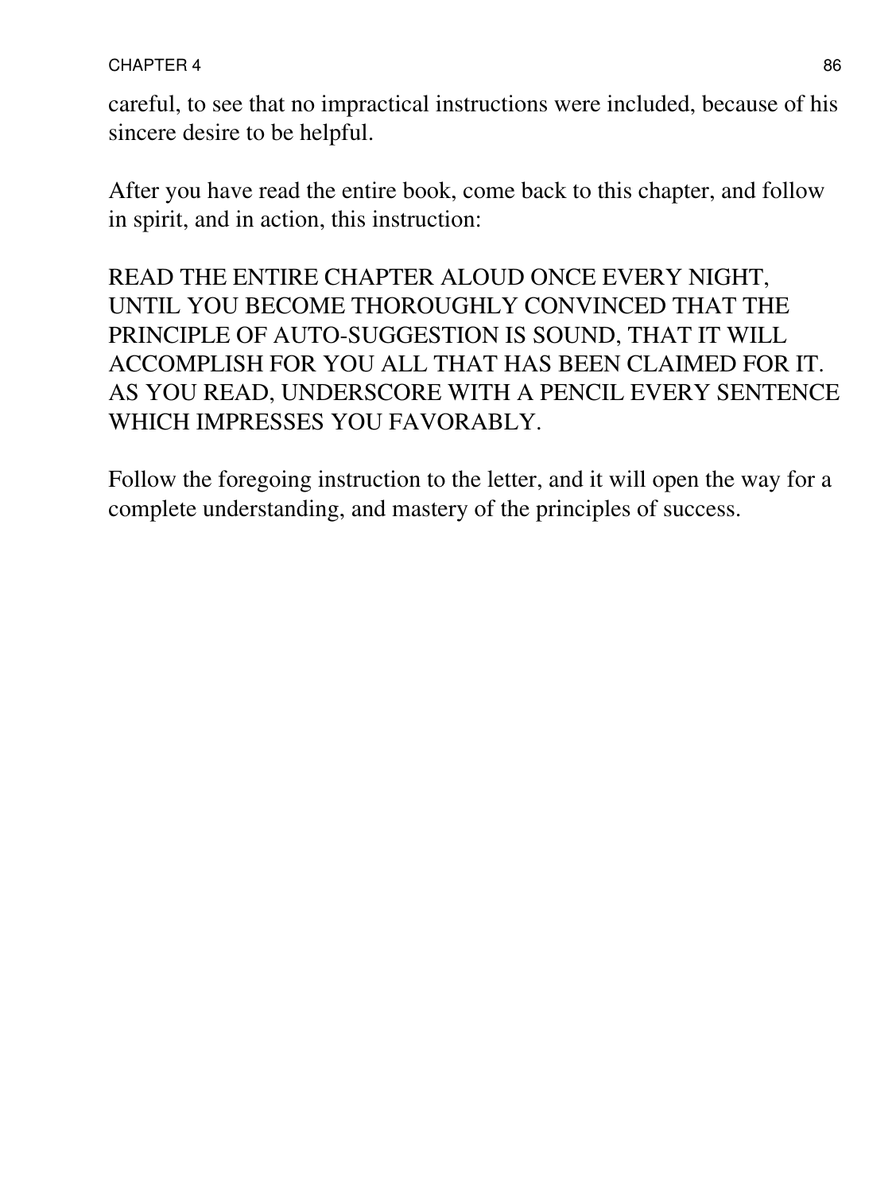careful, to see that no impractical instructions were included, because of his sincere desire to be helpful.

After you have read the entire book, come back to this chapter, and follow in spirit, and in action, this instruction:

READ THE ENTIRE CHAPTER ALOUD ONCE EVERY NIGHT, UNTIL YOU BECOME THOROUGHLY CONVINCED THAT THE PRINCIPLE OF AUTO-SUGGESTION IS SOUND, THAT IT WILL ACCOMPLISH FOR YOU ALL THAT HAS BEEN CLAIMED FOR IT. AS YOU READ, UNDERSCORE WITH A PENCIL EVERY SENTENCE WHICH IMPRESSES YOU FAVORABLY.

Follow the foregoing instruction to the letter, and it will open the way for a complete understanding, and mastery of the principles of success.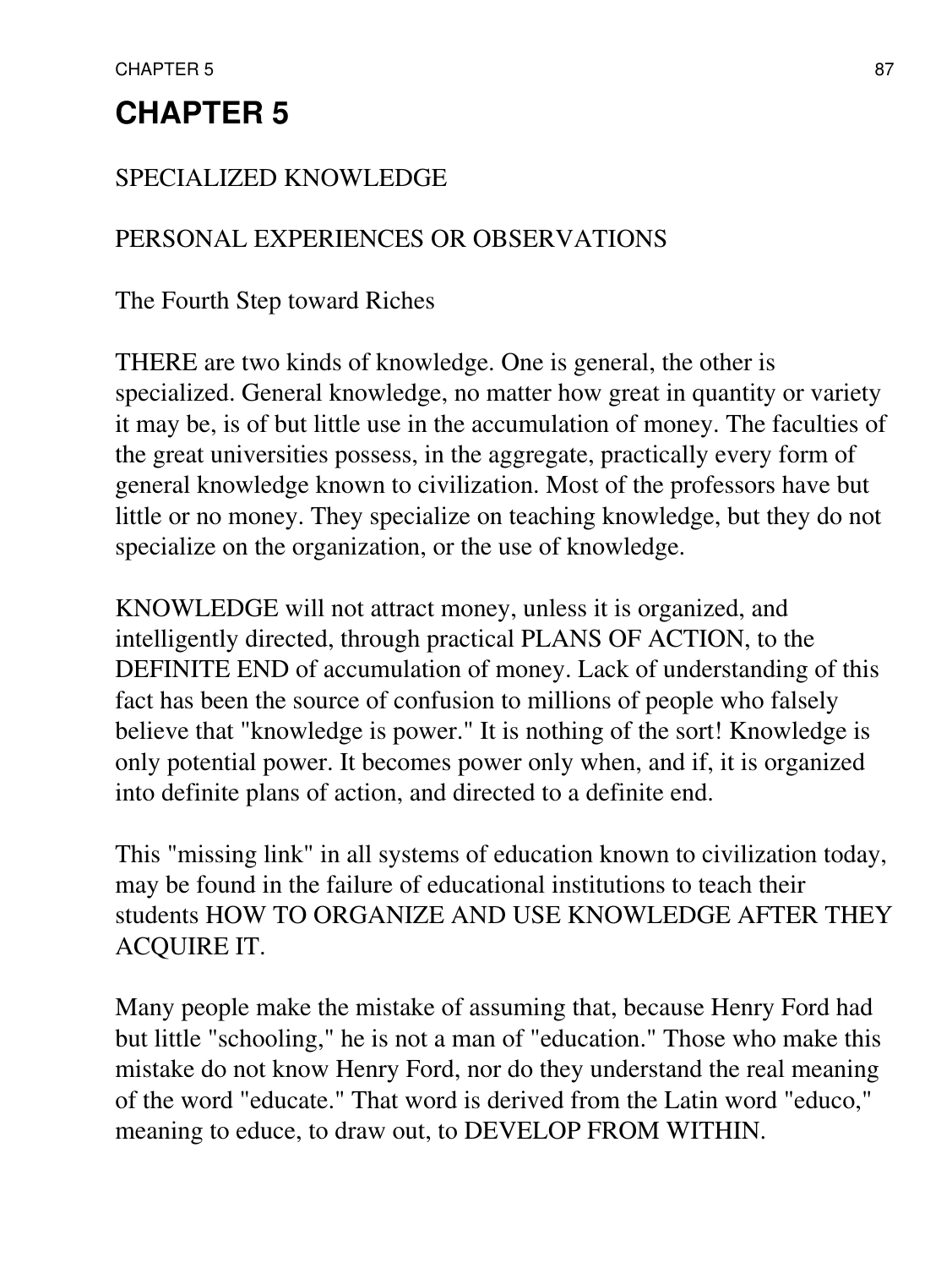# CHAPTER 5

SPECIALIZED KNOWLEDGE

PERSONAL EXPERIENCES OR OBSERVATIONS

The Fourth Step toward Riches

THERE are two kinds of knowledge. One is general, the other is specialized. General knowledge, no matter how great in quantity or variety it may be, is of but little use in the accumulation of money. The faculties of the great universities possess, in the aggregate, practically every form of general knowledge known to civilization. Most of the professors have but little or no money. They specialize on teaching knowledge, but they do not specialize on the organization, or the use of knowledge.

KNOWLEDGE will not attract money, unless it is organized, and intelligently directed, through practical PLANS OF ACTION, to the DEFINITE END of accumulation of money. Lack of understanding of this fact has been the source of confusion to millions of people who falsely believe that "knowledge is power." It is nothing of the sort! Knowledge is only potential power. It becomes power only when, and if, it is organized into definite plans of action, and directed to a definite end.

This "missing link" in all systems of education known to civilization today, may be found in the failure of educational institutions to teach their students HOW TO ORGANIZE AND USE KNOWLEDGE AFTER THEY ACQUIRE IT.

Many people make the mistake of assuming that, because Henry Ford had but little "schooling," he is not a man of "education." Those who make this mistake do not know Henry Ford, nor do they understand the real meaning of the word "educate." That word is derived from the Latin word "educo," meaning to educe, to draw out, to DEVELOP FROM WITHIN.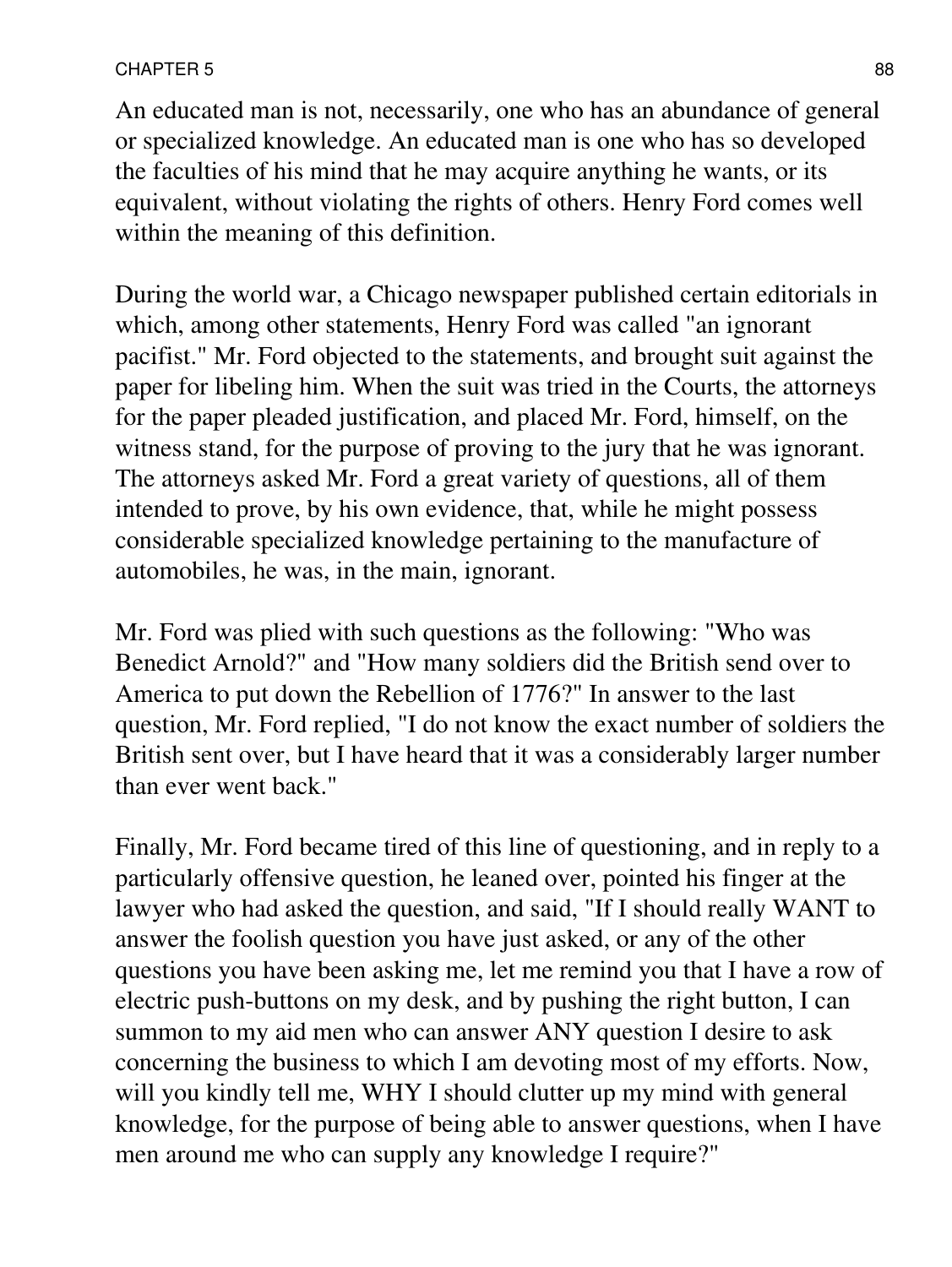An educated man is not, necessarily, one who has an abundance of general or specialized knowledge. An educated man is one who has so developed the faculties of his mind that he may acquire anything he wants, or its equivalent, without violating the rights of others. Henry Ford comes well within the meaning of this definition.

During the world war, a Chicago newspaper published certain editorials in which, among other statements, Henry Ford was called "an ignorant pacifist." Mr. Ford objected to the statements, and brought suit against the paper for libeling him. When the suit was tried in the Courts, the attorneys for the paper pleaded justification, and placed Mr. Ford, himself, on the witness stand, for the purpose of proving to the jury that he was ignorant. The attorneys asked Mr. Ford a great variety of questions, all of them intended to prove, by his own evidence, that, while he might possess considerable specialized knowledge pertaining to the manufacture of automobiles, he was, in the main, ignorant.

Mr. Ford was plied with such questions as the following: "Who was Benedict Arnold?" and "How many soldiers did the British send over to America to put down the Rebellion of 1776?" In answer to the last question, Mr. Ford replied, "I do not know the exact number of soldiers the British sent over, but I have heard that it was a considerably larger number than ever went back."

Finally, Mr. Ford became tired of this line of questioning, and in reply to a particularly offensive question, he leaned over, pointed his finger at the lawyer who had asked the question, and said, "If I should really WANT to answer the foolish question you have just asked, or any of the other questions you have been asking me, let me remind you that I have a row of electric push-buttons on my desk, and by pushing the right button, I can summon to my aid men who can answer ANY question I desire to ask concerning the business to which I am devoting most of my efforts. Now, will you kindly tell me, WHY I should clutter up my mind with general knowledge, for the purpose of being able to answer questions, when I have men around me who can supply any knowledge I require?"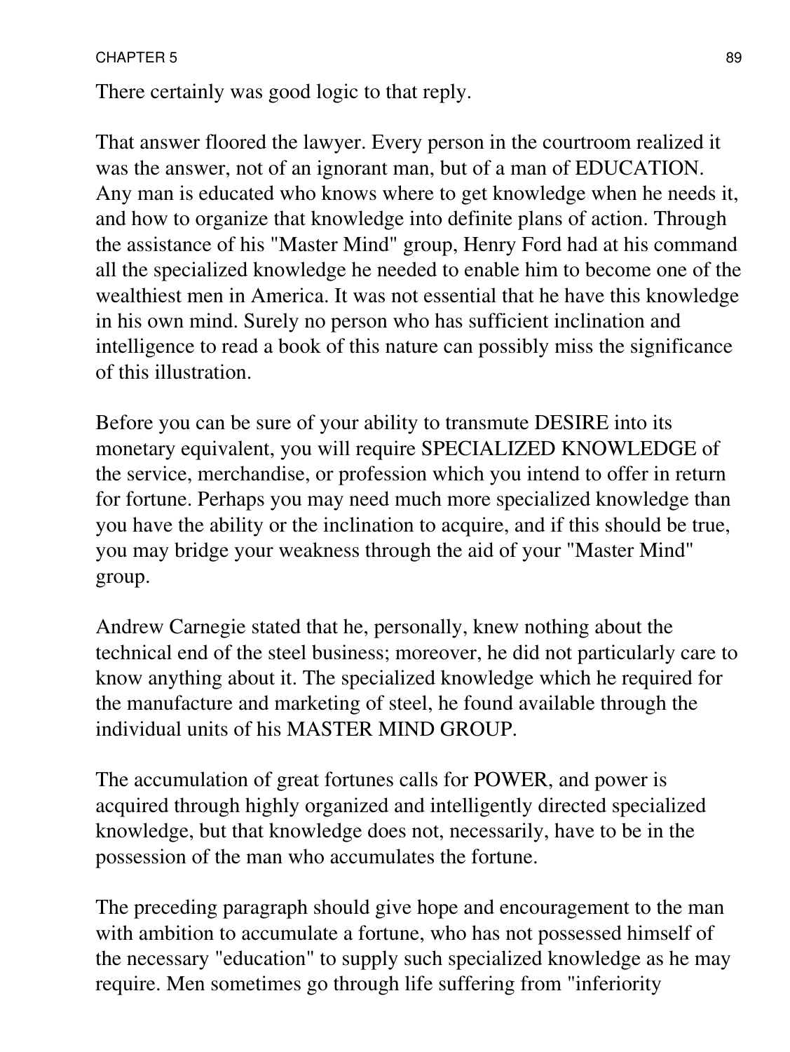There certainly was good logic to that reply.

That answer floored the lawyer. Every person in the courtroom realized it was the answer, not of an ignorant man, but of a man of EDUCATION. Any man is educated who knows where to get knowledge when he needs it, and how to organize that knowledge into definite plans of action. Through the assistance of his "Master Mind" group, Henry Ford had at his command all the specialized knowledge he needed to enable him to become one of the wealthiest men in America. It was not essential that he have this knowledge in his own mind. Surely no person who has sufficient inclination and intelligence to read a book of this nature can possibly miss the significance of this illustration.

Before you can be sure of your ability to transmute DESIRE into its monetary equivalent, you will require SPECIALIZED KNOWLEDGE of the service, merchandise, or profession which you intend to offer in return for fortune. Perhaps you may need much more specialized knowledge than you have the ability or the inclination to acquire, and if this should be true, you may bridge your weakness through the aid of your "Master Mind" group.

Andrew Carnegie stated that he, personally, knew nothing about the technical end of the steel business; moreover, he did not particularly care to know anything about it. The specialized knowledge which he required for the manufacture and marketing of steel, he found available through the individual units of his MASTER MIND GROUP.

The accumulation of great fortunes calls for POWER, and power is acquired through highly organized and intelligently directed specialized knowledge, but that knowledge does not, necessarily, have to be in the possession of the man who accumulates the fortune.

The preceding paragraph should give hope and encouragement to the man with ambition to accumulate a fortune, who has not possessed himself of the necessary "education" to supply such specialized knowledge as he may require. Men sometimes go through life suffering from "inferiority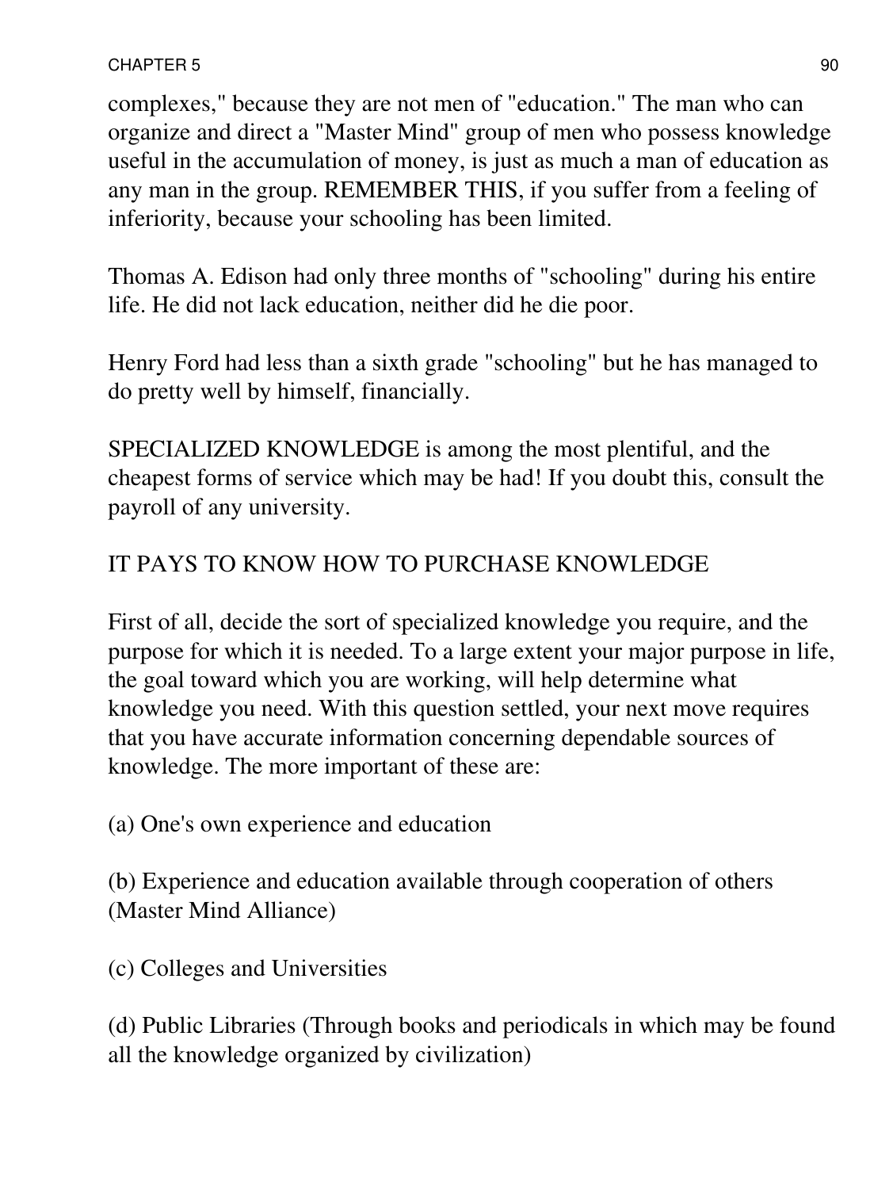complexes," because they are not men of "education." The man who can organize and direct a "Master Mind" group of men who possess knowledge useful in the accumulation of money, is just as much a man of education as any man in the group. REMEMBER THIS, if you suffer from a feeling of inferiority, because your schooling has been limited.

Thomas A. Edison had only three months of "schooling" during his entire life. He did not lack education, neither did he die poor.

Henry Ford had less than a sixth grade "schooling" but he has managed to do pretty well by himself, financially.

SPECIALIZED KNOWLEDGE is among the most plentiful, and the cheapest forms of service which may be had! If you doubt this, consult the payroll of any university.

## IT PAYS TO KNOW HOW TO PURCHASE KNOWLEDGE

First of all, decide the sort of specialized knowledge you require, and the purpose for which it is needed. To a large extent your major purpose in life, the goal toward which you are working, will help determine what knowledge you need. With this question settled, your next move requires that you have accurate information concerning dependable sources of knowledge. The more important of these are:

(a) One's own experience and education

(b) Experience and education available through cooperation of others (Master Mind Alliance)

(c) Colleges and Universities

(d) Public Libraries (Through books and periodicals in which may be found all the knowledge organized by civilization)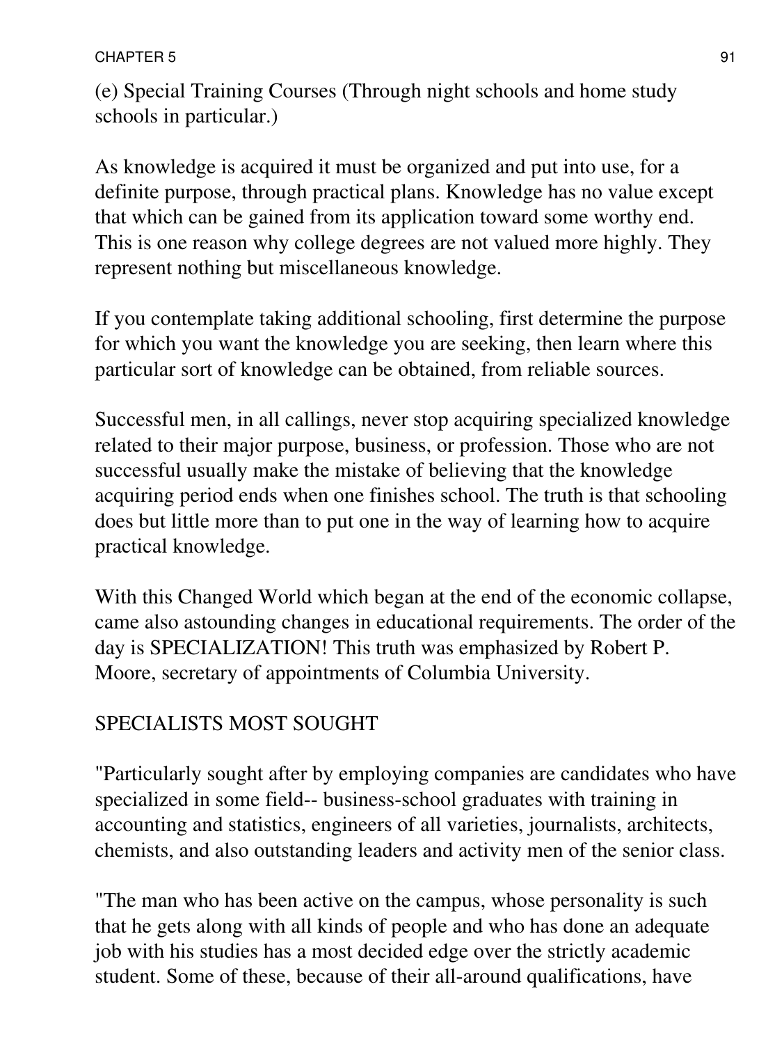(e) Special Training Courses (Through night schools and home study schools in particular.)

As knowledge is acquired it must be organized and put into use, for a definite purpose, through practical plans. Knowledge has no value except that which can be gained from its application toward some worthy end. This is one reason why college degrees are not valued more highly. They represent nothing but miscellaneous knowledge.

If you contemplate taking additional schooling, first determine the purpose for which you want the knowledge you are seeking, then learn where this particular sort of knowledge can be obtained, from reliable sources.

Successful men, in all callings, never stop acquiring specialized knowledge related to their major purpose, business, or profession. Those who are not successful usually make the mistake of believing that the knowledge acquiring period ends when one finishes school. The truth is that schooling does but little more than to put one in the way of learning how to acquire practical knowledge.

With this Changed World which began at the end of the economic collapse, came also astounding changes in educational requirements. The order of the day is SPECIALIZATION! This truth was emphasized by Robert P. Moore, secretary of appointments of Columbia University.

## SPECIALISTS MOST SOUGHT

"Particularly sought after by employing companies are candidates who have specialized in some field-- business-school graduates with training in accounting and statistics, engineers of all varieties, journalists, architects, chemists, and also outstanding leaders and activity men of the senior class.

"The man who has been active on the campus, whose personality is such that he gets along with all kinds of people and who has done an adequate job with his studies has a most decided edge over the strictly academic student. Some of these, because of their all-around qualifications, have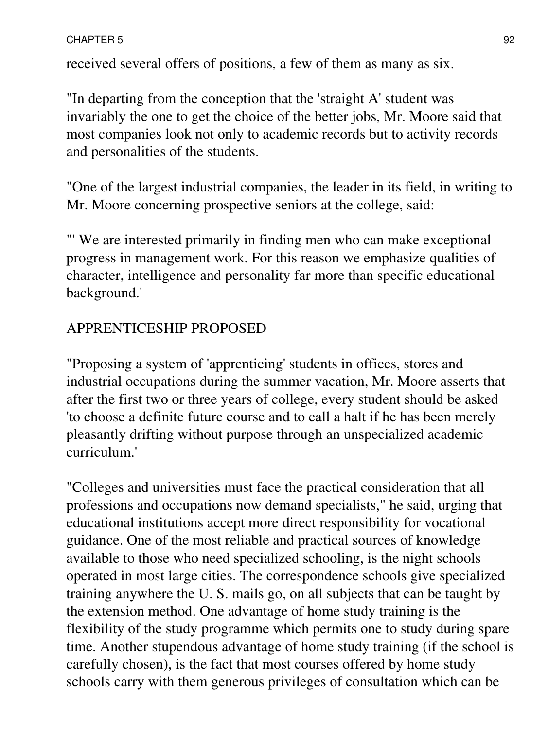received several offers of positions, a few of them as many as six.

"In departing from the conception that the 'straight A' student was invariably the one to get the choice of the better jobs, Mr. Moore said that most companies look not only to academic records but to activity records and personalities of the students.

"One of the largest industrial companies, the leader in its field, in writing to Mr. Moore concerning prospective seniors at the college, said:

"' We are interested primarily in finding men who can make exceptional progress in management work. For this reason we emphasize qualities of character, intelligence and personality far more than specific educational background.'

## APPRENTICESHIP PROPOSED

"Proposing a system of 'apprenticing' students in offices, stores and industrial occupations during the summer vacation, Mr. Moore asserts that after the first two or three years of college, every student should be asked 'to choose a definite future course and to call a halt if he has been merely pleasantly drifting without purpose through an unspecialized academic curriculum.'

"Colleges and universities must face the practical consideration that all professions and occupations now demand specialists," he said, urging that educational institutions accept more direct responsibility for vocational guidance. One of the most reliable and practical sources of knowledge available to those who need specialized schooling, is the night schools operated in most large cities. The correspondence schools give specialized training anywhere the U. S. mails go, on all subjects that can be taught by the extension method. One advantage of home study training is the flexibility of the study programme which permits one to study during spare time. Another stupendous advantage of home study training (if the school is carefully chosen), is the fact that most courses offered by home study schools carry with them generous privileges of consultation which can be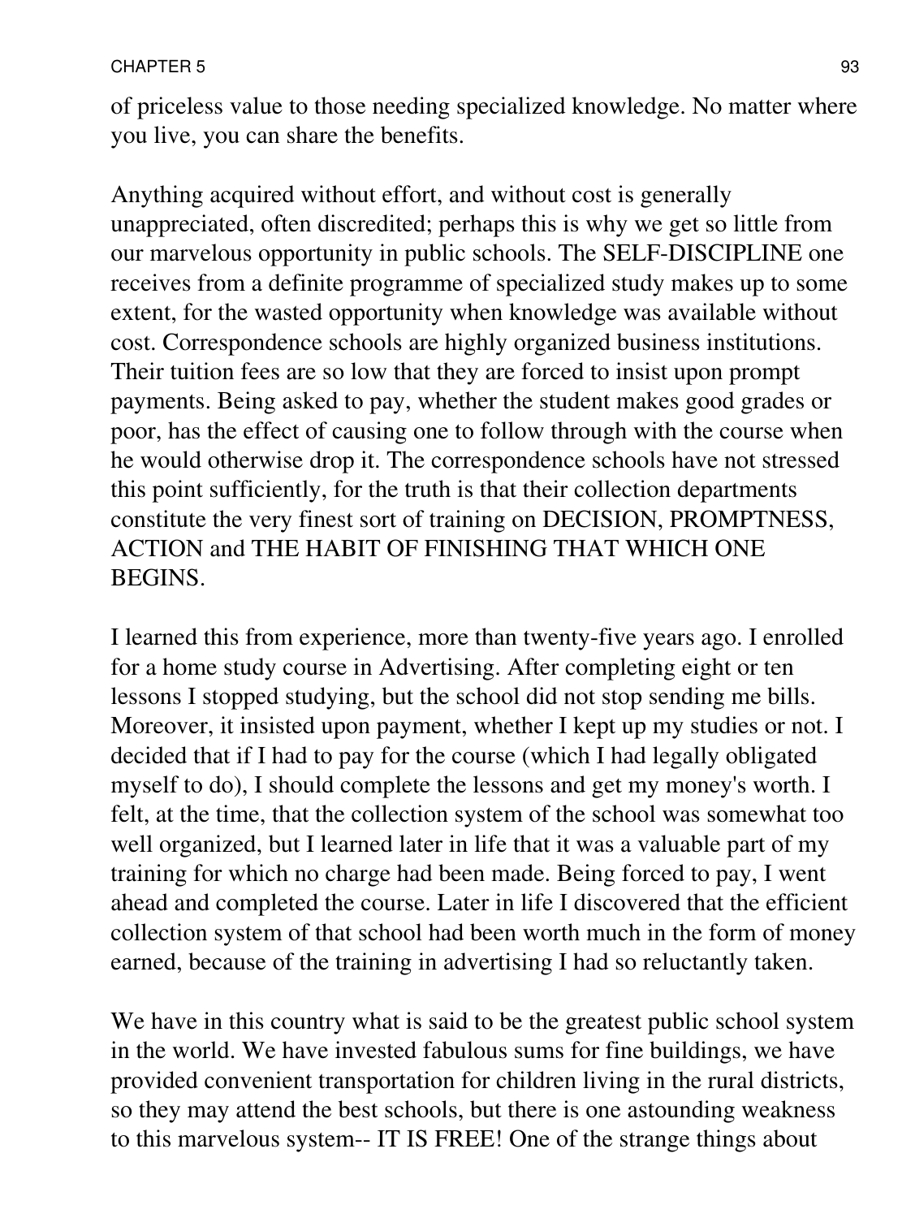of priceless value to those needing specialized knowledge. No matter where you live, you can share the benefits.

Anything acquired without effort, and without cost is generally unappreciated, often discredited; perhaps this is why we get so little from our marvelous opportunity in public schools. The SELF-DISCIPLINE one receives from a definite programme of specialized study makes up to some extent, for the wasted opportunity when knowledge was available without cost. Correspondence schools are highly organized business institutions. Their tuition fees are so low that they are forced to insist upon prompt payments. Being asked to pay, whether the student makes good grades or poor, has the effect of causing one to follow through with the course when he would otherwise drop it. The correspondence schools have not stressed this point sufficiently, for the truth is that their collection departments constitute the very finest sort of training on DECISION, PROMPTNESS, ACTION and THE HABIT OF FINISHING THAT WHICH ONE BEGINS.

I learned this from experience, more than twenty-five years ago. I enrolled for a home study course in Advertising. After completing eight or ten lessons I stopped studying, but the school did not stop sending me bills. Moreover, it insisted upon payment, whether I kept up my studies or not. I decided that if I had to pay for the course (which I had legally obligated myself to do), I should complete the lessons and get my money's worth. I felt, at the time, that the collection system of the school was somewhat too well organized, but I learned later in life that it was a valuable part of my training for which no charge had been made. Being forced to pay, I went ahead and completed the course. Later in life I discovered that the efficient collection system of that school had been worth much in the form of money earned, because of the training in advertising I had so reluctantly taken.

We have in this country what is said to be the greatest public school system in the world. We have invested fabulous sums for fine buildings, we have provided convenient transportation for children living in the rural districts, so they may attend the best schools, but there is one astounding weakness to this marvelous system-- IT IS FREE! One of the strange things about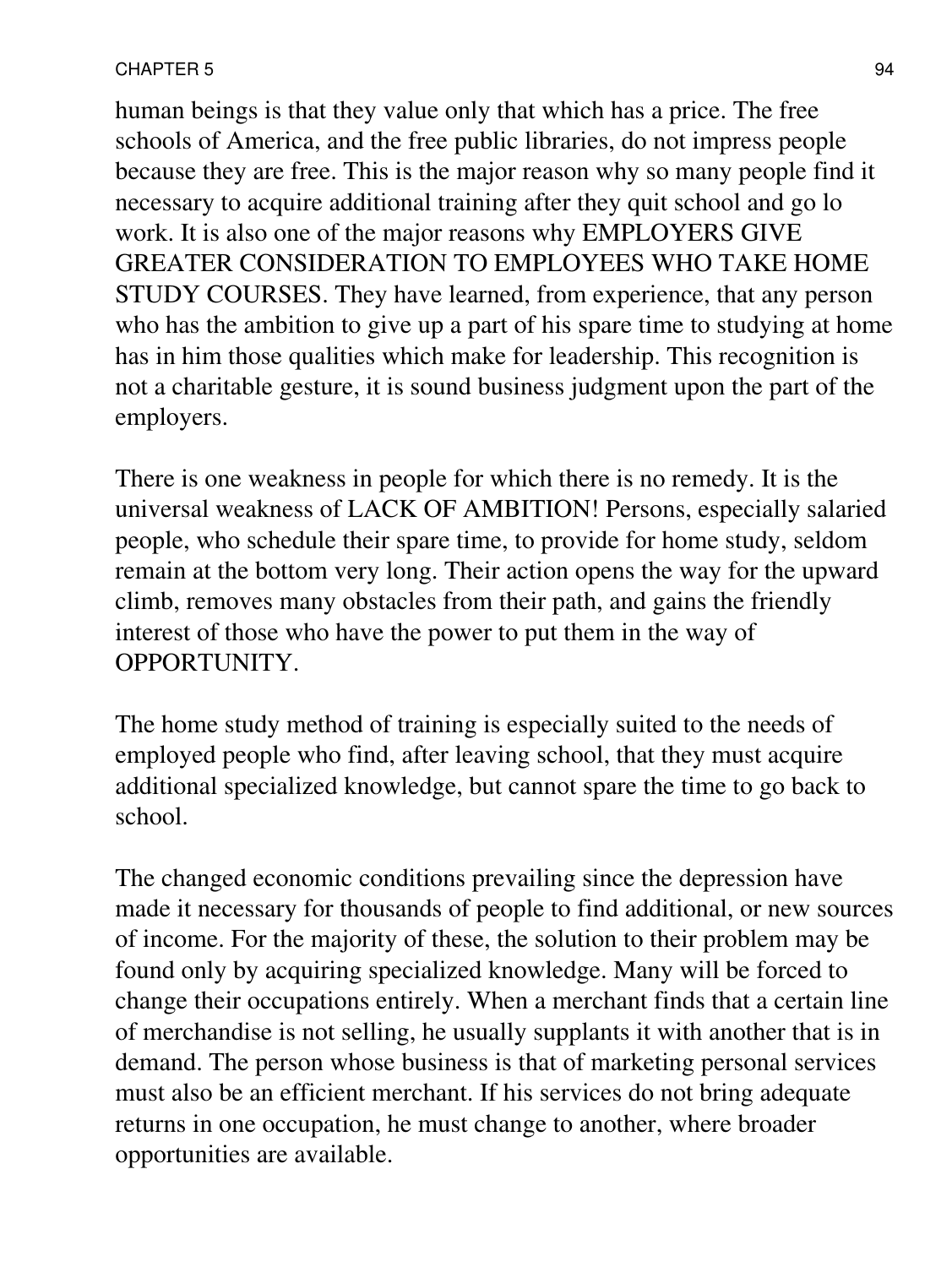human beings is that they value only that which has a price. The free schools of America, and the free public libraries, do not impress people because they are free. This is the major reason why so many people find it necessary to acquire additional training after they quit school and go lo work. It is also one of the major reasons why EMPLOYERS GIVE GREATER CONSIDERATION TO EMPLOYEES WHO TAKE HOME STUDY COURSES. They have learned, from experience, that any person who has the ambition to give up a part of his spare time to studying at home has in him those qualities which make for leadership. This recognition is not a charitable gesture, it is sound business judgment upon the part of the employers.

There is one weakness in people for which there is no remedy. It is the universal weakness of LACK OF AMBITION! Persons, especially salaried people, who schedule their spare time, to provide for home study, seldom remain at the bottom very long. Their action opens the way for the upward climb, removes many obstacles from their path, and gains the friendly interest of those who have the power to put them in the way of OPPORTUNITY.

The home study method of training is especially suited to the needs of employed people who find, after leaving school, that they must acquire additional specialized knowledge, but cannot spare the time to go back to school.

The changed economic conditions prevailing since the depression have made it necessary for thousands of people to find additional, or new sources of income. For the majority of these, the solution to their problem may be found only by acquiring specialized knowledge. Many will be forced to change their occupations entirely. When a merchant finds that a certain line of merchandise is not selling, he usually supplants it with another that is in demand. The person whose business is that of marketing personal services must also be an efficient merchant. If his services do not bring adequate returns in one occupation, he must change to another, where broader opportunities are available.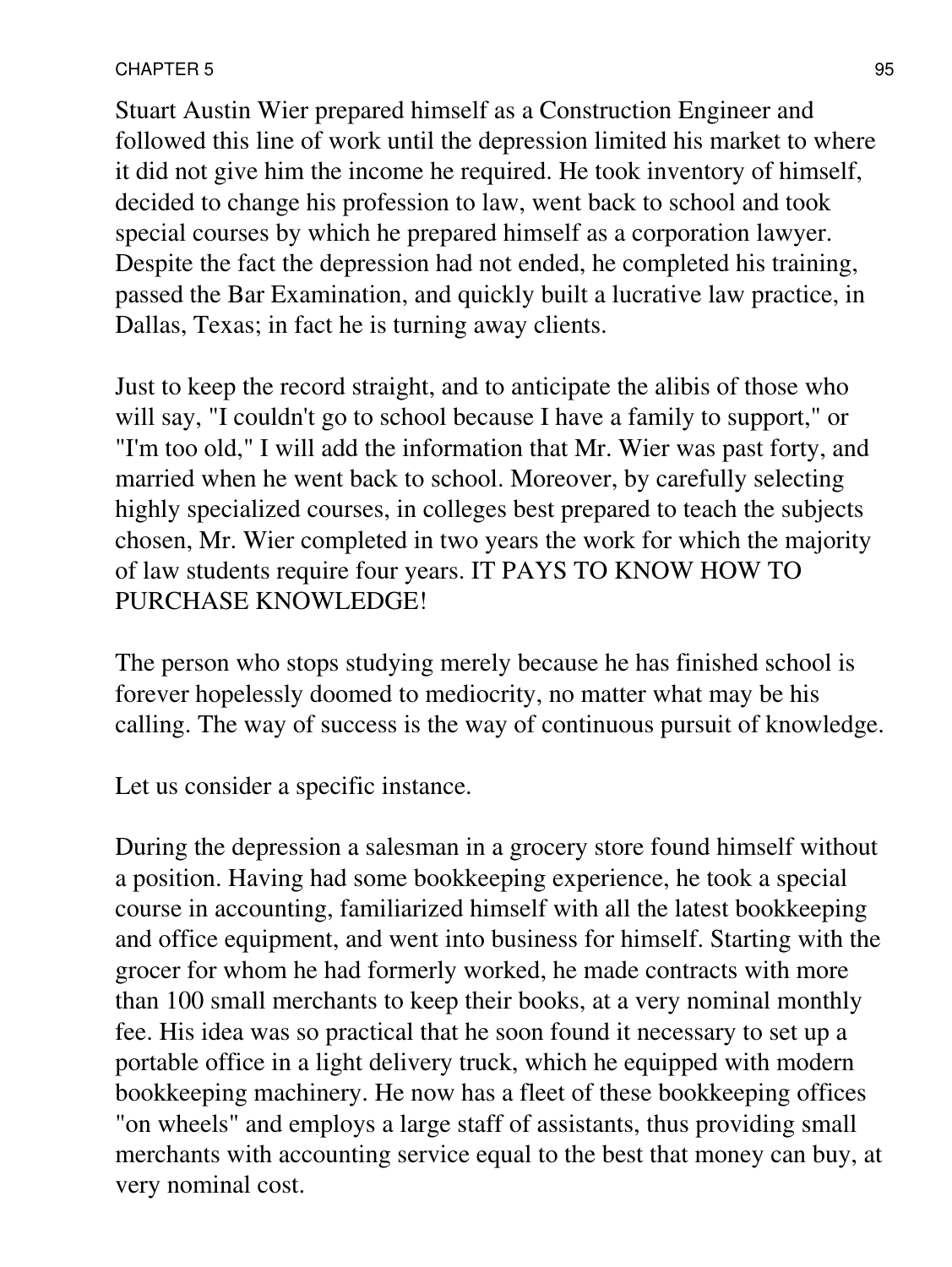Stuart Austin Wier prepared himself as a Construction Engineer and followed this line of work until the depression limited his market to where it did not give him the income he required. He took inventory of himself, decided to change his profession to law, went back to school and took special courses by which he prepared himself as a corporation lawyer. Despite the fact the depression had not ended, he completed his training, passed the Bar Examination, and quickly built a lucrative law practice, in Dallas, Texas; in fact he is turning away clients.

Just to keep the record straight, and to anticipate the alibis of those who will say, "I couldn't go to school because I have a family to support," or "I'm too old," I will add the information that Mr. Wier was past forty, and married when he went back to school. Moreover, by carefully selecting highly specialized courses, in colleges best prepared to teach the subjects chosen, Mr. Wier completed in two years the work for which the majority of law students require four years. IT PAYS TO KNOW HOW TO PURCHASE KNOWLEDGE!

The person who stops studying merely because he has finished school is forever hopelessly doomed to mediocrity, no matter what may be his calling. The way of success is the way of continuous pursuit of knowledge.

Let us consider a specific instance.

During the depression a salesman in a grocery store found himself without a position. Having had some bookkeeping experience, he took a special course in accounting, familiarized himself with all the latest bookkeeping and office equipment, and went into business for himself. Starting with the grocer for whom he had formerly worked, he made contracts with more than 100 small merchants to keep their books, at a very nominal monthly fee. His idea was so practical that he soon found it necessary to set up a portable office in a light delivery truck, which he equipped with modern bookkeeping machinery. He now has a fleet of these bookkeeping offices "on wheels" and employs a large staff of assistants, thus providing small merchants with accounting service equal to the best that money can buy, at very nominal cost.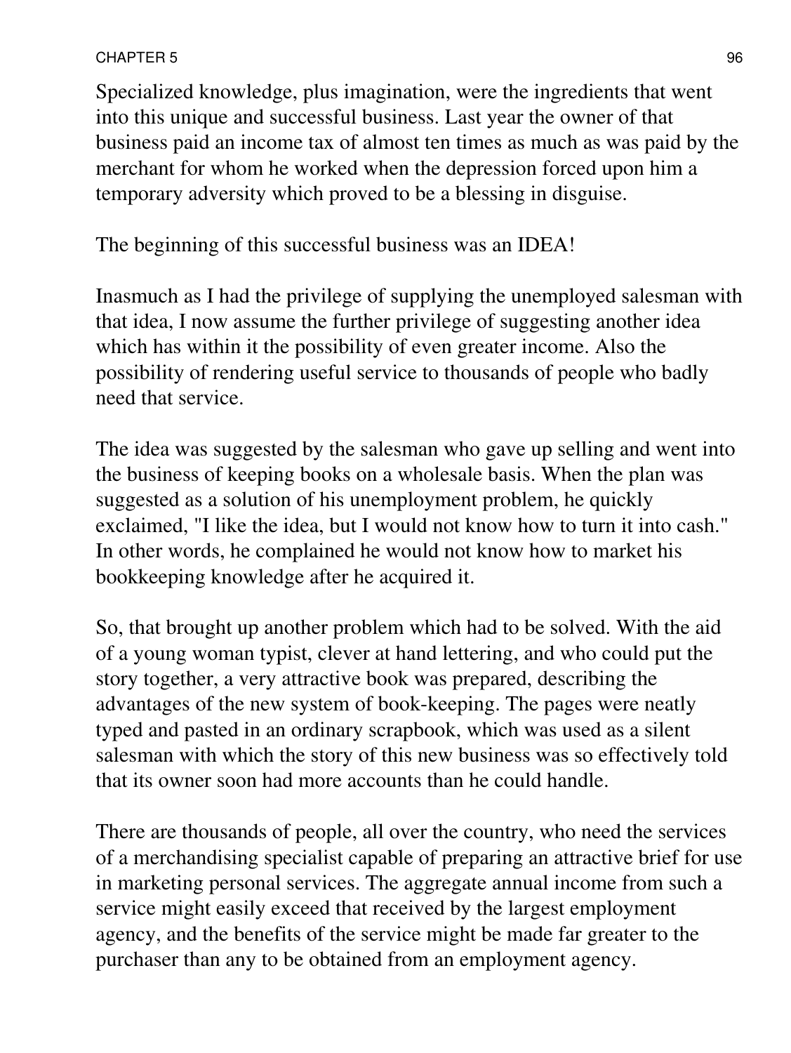Specialized knowledge, plus imagination, were the ingredients that went into this unique and successful business. Last year the owner of that business paid an income tax of almost ten times as much as was paid by the merchant for whom he worked when the depression forced upon him a temporary adversity which proved to be a blessing in disguise.

The beginning of this successful business was an IDEA!

Inasmuch as I had the privilege of supplying the unemployed salesman with that idea, I now assume the further privilege of suggesting another idea which has within it the possibility of even greater income. Also the possibility of rendering useful service to thousands of people who badly need that service.

The idea was suggested by the salesman who gave up selling and went into the business of keeping books on a wholesale basis. When the plan was suggested as a solution of his unemployment problem, he quickly exclaimed, "I like the idea, but I would not know how to turn it into cash." In other words, he complained he would not know how to market his bookkeeping knowledge after he acquired it.

So, that brought up another problem which had to be solved. With the aid of a young woman typist, clever at hand lettering, and who could put the story together, a very attractive book was prepared, describing the advantages of the new system of book-keeping. The pages were neatly typed and pasted in an ordinary scrapbook, which was used as a silent salesman with which the story of this new business was so effectively told that its owner soon had more accounts than he could handle.

There are thousands of people, all over the country, who need the services of a merchandising specialist capable of preparing an attractive brief for use in marketing personal services. The aggregate annual income from such a service might easily exceed that received by the largest employment agency, and the benefits of the service might be made far greater to the purchaser than any to be obtained from an employment agency.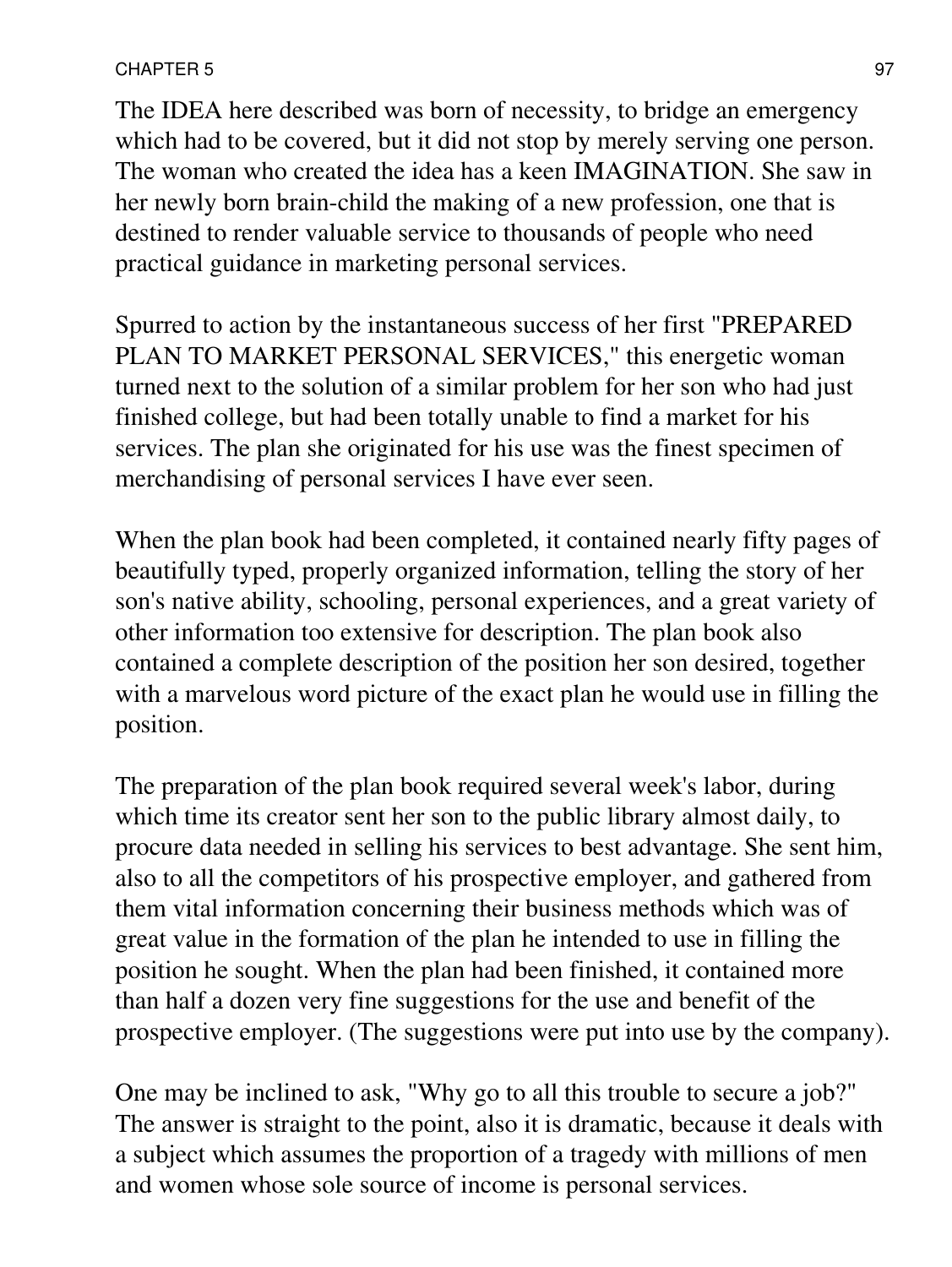The IDEA here described was born of necessity, to bridge an emergency which had to be covered, but it did not stop by merely serving one person. The woman who created the idea has a keen IMAGINATION. She saw in her newly born brain-child the making of a new profession, one that is destined to render valuable service to thousands of people who need practical guidance in marketing personal services.

Spurred to action by the instantaneous success of her first "PREPARED PLAN TO MARKET PERSONAL SERVICES," this energetic woman turned next to the solution of a similar problem for her son who had just finished college, but had been totally unable to find a market for his services. The plan she originated for his use was the finest specimen of merchandising of personal services I have ever seen.

When the plan book had been completed, it contained nearly fifty pages of beautifully typed, properly organized information, telling the story of her son's native ability, schooling, personal experiences, and a great variety of other information too extensive for description. The plan book also contained a complete description of the position her son desired, together with a marvelous word picture of the exact plan he would use in filling the position.

The preparation of the plan book required several week's labor, during which time its creator sent her son to the public library almost daily, to procure data needed in selling his services to best advantage. She sent him, also to all the competitors of his prospective employer, and gathered from them vital information concerning their business methods which was of great value in the formation of the plan he intended to use in filling the position he sought. When the plan had been finished, it contained more than half a dozen very fine suggestions for the use and benefit of the prospective employer. (The suggestions were put into use by the company).

One may be inclined to ask, "Why go to all this trouble to secure a job?" The answer is straight to the point, also it is dramatic, because it deals with a subject which assumes the proportion of a tragedy with millions of men and women whose sole source of income is personal services.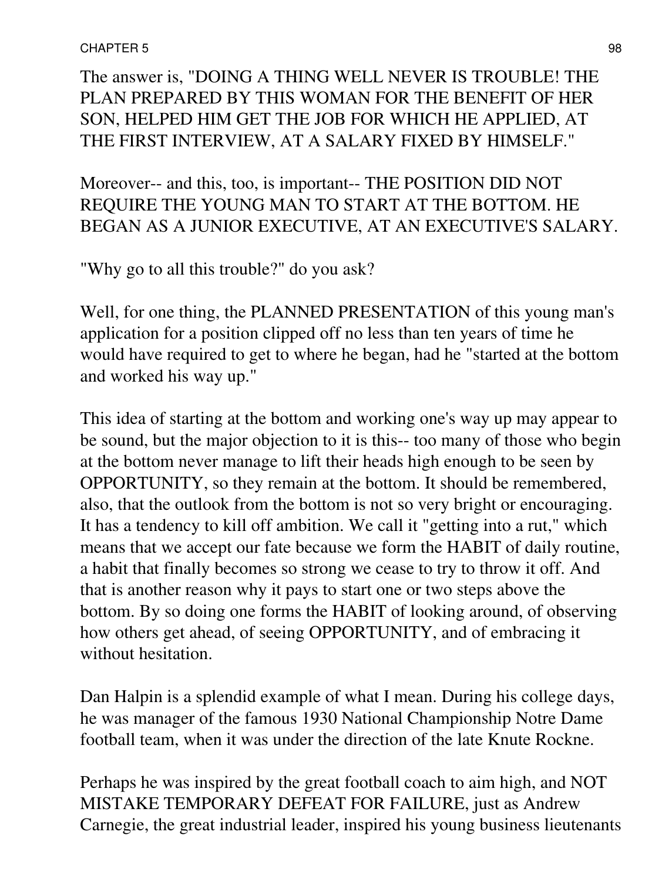The answer is, "DOING A THING WELL NEVER IS TROUBLE! THE PLAN PREPARED BY THIS WOMAN FOR THE BENEFIT OF HER SON, HELPED HIM GET THE JOB FOR WHICH HE APPLIED, AT THE FIRST INTERVIEW, AT A SALARY FIXED BY HIMSELF."

Moreover-- and this, too, is important-- THE POSITION DID NOT REQUIRE THE YOUNG MAN TO START AT THE BOTTOM. HE BEGAN AS A JUNIOR EXECUTIVE, AT AN EXECUTIVE'S SALARY.

"Why go to all this trouble?" do you ask?

Well, for one thing, the PLANNED PRESENTATION of this young man's application for a position clipped off no less than ten years of time he would have required to get to where he began, had he "started at the bottom and worked his way up."

This idea of starting at the bottom and working one's way up may appear to be sound, but the major objection to it is this-- too many of those who begin at the bottom never manage to lift their heads high enough to be seen by OPPORTUNITY, so they remain at the bottom. It should be remembered, also, that the outlook from the bottom is not so very bright or encouraging. It has a tendency to kill off ambition. We call it "getting into a rut," which means that we accept our fate because we form the HABIT of daily routine, a habit that finally becomes so strong we cease to try to throw it off. And that is another reason why it pays to start one or two steps above the bottom. By so doing one forms the HABIT of looking around, of observing how others get ahead, of seeing OPPORTUNITY, and of embracing it without hesitation.

Dan Halpin is a splendid example of what I mean. During his college days, he was manager of the famous 1930 National Championship Notre Dame football team, when it was under the direction of the late Knute Rockne.

Perhaps he was inspired by the great football coach to aim high, and NOT MISTAKE TEMPORARY DEFEAT FOR FAILURE, just as Andrew Carnegie, the great industrial leader, inspired his young business lieutenants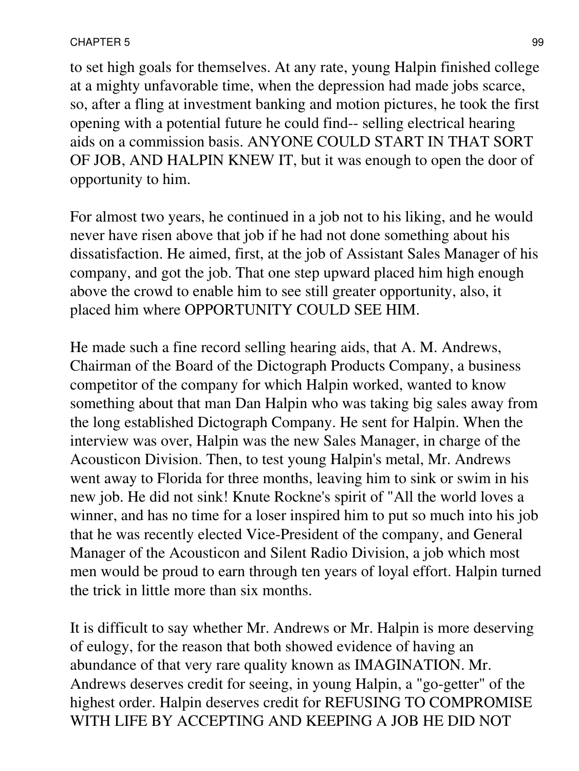to set high goals for themselves. At any rate, young Halpin finished college at a mighty unfavorable time, when the depression had made jobs scarce, so, after a fling at investment banking and motion pictures, he took the first opening with a potential future he could find-- selling electrical hearing aids on a commission basis. ANYONE COULD START IN THAT SORT OF JOB, AND HALPIN KNEW IT, but it was enough to open the door of opportunity to him.

For almost two years, he continued in a job not to his liking, and he would never have risen above that job if he had not done something about his dissatisfaction. He aimed, first, at the job of Assistant Sales Manager of his company, and got the job. That one step upward placed him high enough above the crowd to enable him to see still greater opportunity, also, it placed him where OPPORTUNITY COULD SEE HIM.

He made such a fine record selling hearing aids, that A. M. Andrews, Chairman of the Board of the Dictograph Products Company, a business competitor of the company for which Halpin worked, wanted to know something about that man Dan Halpin who was taking big sales away from the long established Dictograph Company. He sent for Halpin. When the interview was over, Halpin was the new Sales Manager, in charge of the Acousticon Division. Then, to test young Halpin's metal, Mr. Andrews went away to Florida for three months, leaving him to sink or swim in his new job. He did not sink! Knute Rockne's spirit of "All the world loves a winner, and has no time for a loser inspired him to put so much into his job that he was recently elected Vice-President of the company, and General Manager of the Acousticon and Silent Radio Division, a job which most men would be proud to earn through ten years of loyal effort. Halpin turned the trick in little more than six months.

It is difficult to say whether Mr. Andrews or Mr. Halpin is more deserving of eulogy, for the reason that both showed evidence of having an abundance of that very rare quality known as IMAGINATION. Mr. Andrews deserves credit for seeing, in young Halpin, a "go-getter" of the highest order. Halpin deserves credit for REFUSING TO COMPROMISE WITH LIFE BY ACCEPTING AND KEEPING A JOB HE DID NOT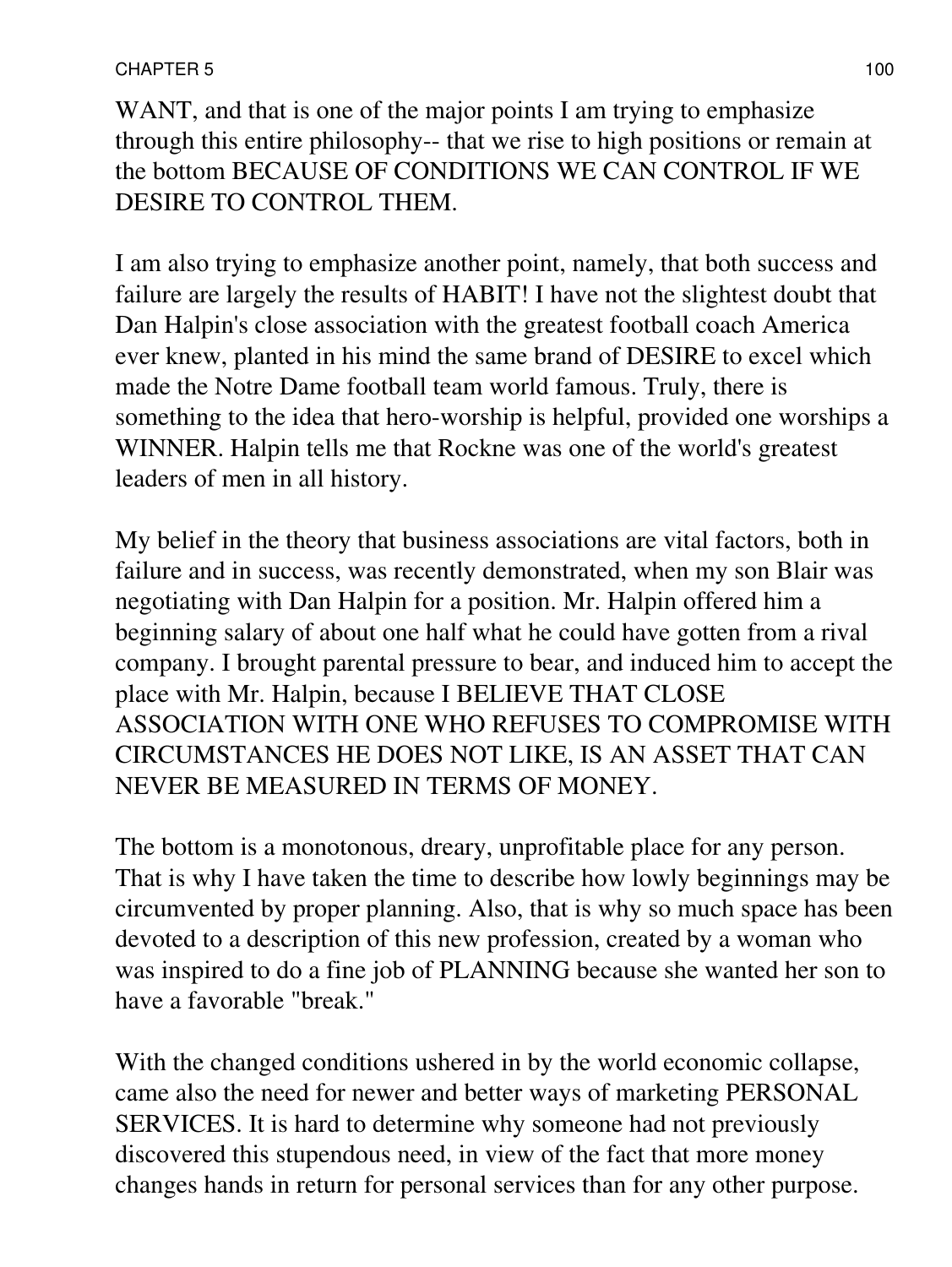WANT, and that is one of the major points I am trying to emphasize through this entire philosophy-- that we rise to high positions or remain at the bottom BECAUSE OF CONDITIONS WE CAN CONTROL IF WE DESIRE TO CONTROL THEM.

I am also trying to emphasize another point, namely, that both success and failure are largely the results of HABIT! I have not the slightest doubt that Dan Halpin's close association with the greatest football coach America ever knew, planted in his mind the same brand of DESIRE to excel which made the Notre Dame football team world famous. Truly, there is something to the idea that hero-worship is helpful, provided one worships a WINNER. Halpin tells me that Rockne was one of the world's greatest leaders of men in all history.

My belief in the theory that business associations are vital factors, both in failure and in success, was recently demonstrated, when my son Blair was negotiating with Dan Halpin for a position. Mr. Halpin offered him a beginning salary of about one half what he could have gotten from a rival company. I brought parental pressure to bear, and induced him to accept the place with Mr. Halpin, because I BELIEVE THAT CLOSE ASSOCIATION WITH ONE WHO REFUSES TO COMPROMISE WITH CIRCUMSTANCES HE DOES NOT LIKE, IS AN ASSET THAT CAN NEVER BE MEASURED IN TERMS OF MONEY.

The bottom is a monotonous, dreary, unprofitable place for any person. That is why I have taken the time to describe how lowly beginnings may be circumvented by proper planning. Also, that is why so much space has been devoted to a description of this new profession, created by a woman who was inspired to do a fine job of PLANNING because she wanted her son to have a favorable "break."

With the changed conditions ushered in by the world economic collapse, came also the need for newer and better ways of marketing PERSONAL SERVICES. It is hard to determine why someone had not previously discovered this stupendous need, in view of the fact that more money changes hands in return for personal services than for any other purpose.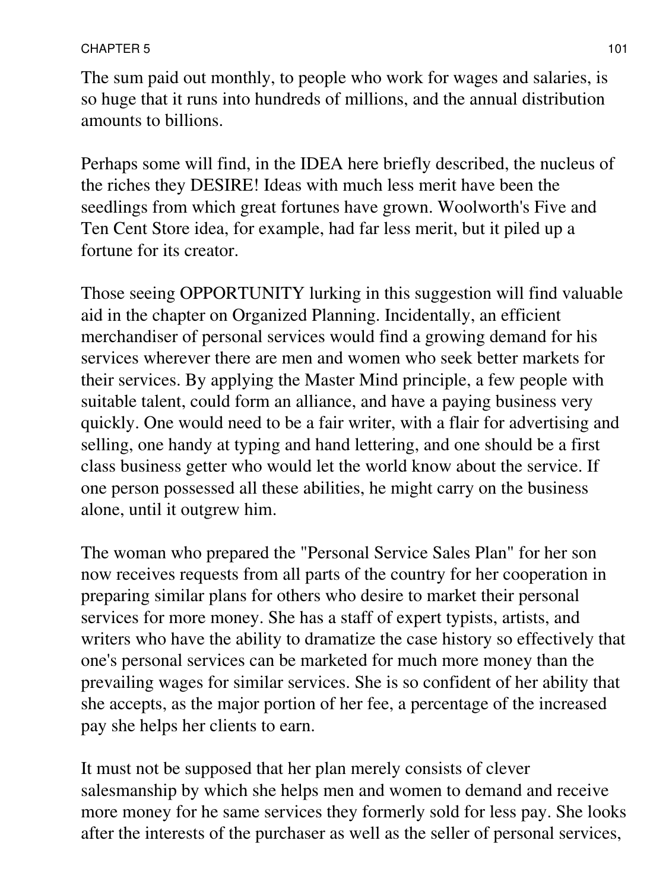The sum paid out monthly, to people who work for wages and salaries, is so huge that it runs into hundreds of millions, and the annual distribution amounts to billions.

Perhaps some will find, in the IDEA here briefly described, the nucleus of the riches they DESIRE! Ideas with much less merit have been the seedlings from which great fortunes have grown. Woolworth's Five and Ten Cent Store idea, for example, had far less merit, but it piled up a fortune for its creator.

Those seeing OPPORTUNITY lurking in this suggestion will find valuable aid in the chapter on Organized Planning. Incidentally, an efficient merchandiser of personal services would find a growing demand for his services wherever there are men and women who seek better markets for their services. By applying the Master Mind principle, a few people with suitable talent, could form an alliance, and have a paying business very quickly. One would need to be a fair writer, with a flair for advertising and selling, one handy at typing and hand lettering, and one should be a first class business getter who would let the world know about the service. If one person possessed all these abilities, he might carry on the business alone, until it outgrew him.

The woman who prepared the "Personal Service Sales Plan" for her son now receives requests from all parts of the country for her cooperation in preparing similar plans for others who desire to market their personal services for more money. She has a staff of expert typists, artists, and writers who have the ability to dramatize the case history so effectively that one's personal services can be marketed for much more money than the prevailing wages for similar services. She is so confident of her ability that she accepts, as the major portion of her fee, a percentage of the increased pay she helps her clients to earn.

It must not be supposed that her plan merely consists of clever salesmanship by which she helps men and women to demand and receive more money for he same services they formerly sold for less pay. She looks after the interests of the purchaser as well as the seller of personal services,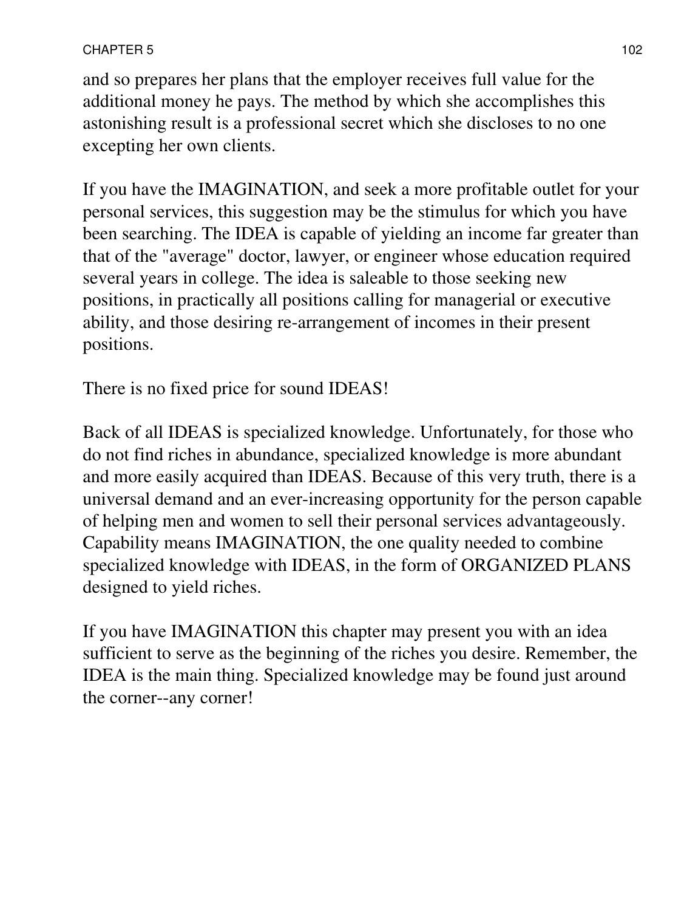and so prepares her plans that the employer receives full value for the additional money he pays. The method by which she accomplishes this astonishing result is a professional secret which she discloses to no one excepting her own clients.

If you have the IMAGINATION, and seek a more profitable outlet for your personal services, this suggestion may be the stimulus for which you have been searching. The IDEA is capable of yielding an income far greater than that of the "average" doctor, lawyer, or engineer whose education required several years in college. The idea is saleable to those seeking new positions, in practically all positions calling for managerial or executive ability, and those desiring re-arrangement of incomes in their present positions.

There is no fixed price for sound IDEAS!

Back of all IDEAS is specialized knowledge. Unfortunately, for those who do not find riches in abundance, specialized knowledge is more abundant and more easily acquired than IDEAS. Because of this very truth, there is a universal demand and an ever-increasing opportunity for the person capable of helping men and women to sell their personal services advantageously. Capability means IMAGINATION, the one quality needed to combine specialized knowledge with IDEAS, in the form of ORGANIZED PLANS designed to yield riches.

If you have IMAGINATION this chapter may present you with an idea sufficient to serve as the beginning of the riches you desire. Remember, the IDEA is the main thing. Specialized knowledge may be found just around the corner--any corner!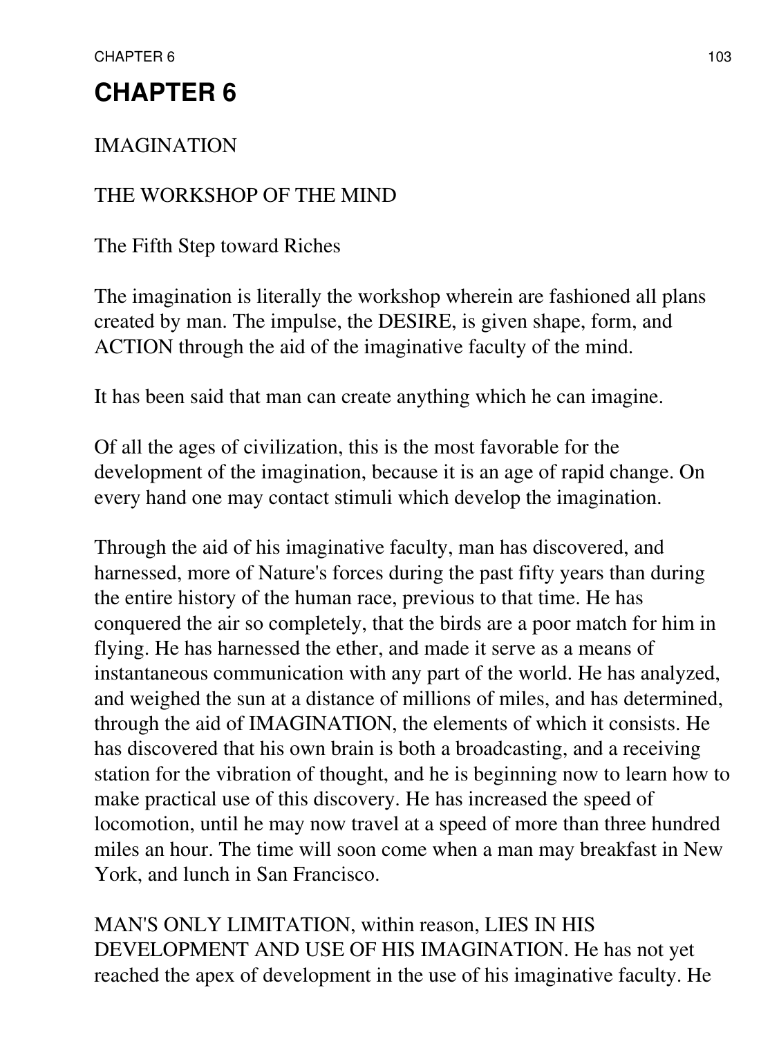# CHAPTER 6

IMAGINATION

THE WORKSHOP OF THE MIND

The Fifth Step toward Riches

The imagination is literally the workshop wherein are fashioned all plans created by man. The impulse, the DESIRE, is given shape, form, and ACTION through the aid of the imaginative faculty of the mind.

It has been said that man can create anything which he can imagine.

Of all the ages of civilization, this is the most favorable for the development of the imagination, because it is an age of rapid change. On every hand one may contact stimuli which develop the imagination.

Through the aid of his imaginative faculty, man has discovered, and harnessed, more of Nature's forces during the past fifty years than during the entire history of the human race, previous to that time. He has conquered the air so completely, that the birds are a poor match for him in flying. He has harnessed the ether, and made it serve as a means of instantaneous communication with any part of the world. He has analyzed, and weighed the sun at a distance of millions of miles, and has determined, through the aid of IMAGINATION, the elements of which it consists. He has discovered that his own brain is both a broadcasting, and a receiving station for the vibration of thought, and he is beginning now to learn how to make practical use of this discovery. He has increased the speed of locomotion, until he may now travel at a speed of more than three hundred miles an hour. The time will soon come when a man may breakfast in New York, and lunch in San Francisco.

MAN'S ONLY LIMITATION, within reason, LIES IN HIS DEVELOPMENT AND USE OF HIS IMAGINATION. He has not yet reached the apex of development in the use of his imaginative faculty. He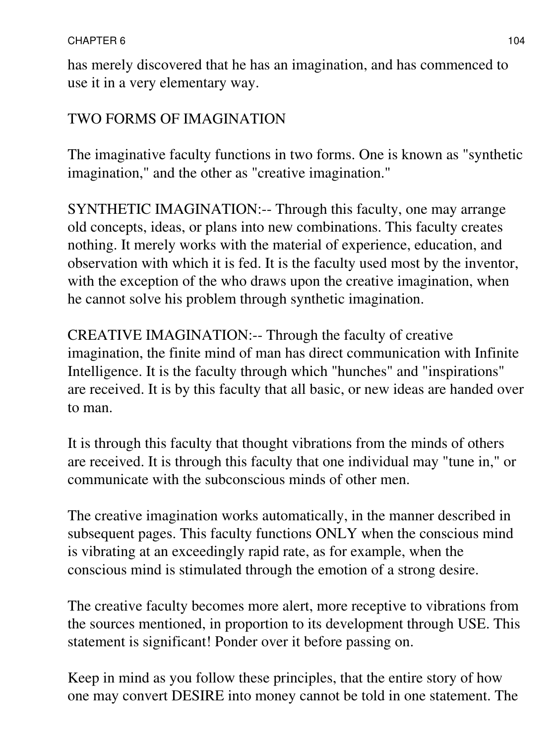has merely discovered that he has an imagination, and has commenced to use it in a very elementary way.

## TWO FORMS OF IMAGINATION

The imaginative faculty functions in two forms. One is known as "synthetic imagination," and the other as "creative imagination."

SYNTHETIC IMAGINATION:-- Through this faculty, one may arrange old concepts, ideas, or plans into new combinations. This faculty creates nothing. It merely works with the material of experience, education, and observation with which it is fed. It is the faculty used most by the inventor, with the exception of the who draws upon the creative imagination, when he cannot solve his problem through synthetic imagination.

CREATIVE IMAGINATION:-- Through the faculty of creative imagination, the finite mind of man has direct communication with Infinite Intelligence. It is the faculty through which "hunches" and "inspirations" are received. It is by this faculty that all basic, or new ideas are handed over to man.

It is through this faculty that thought vibrations from the minds of others are received. It is through this faculty that one individual may "tune in," or communicate with the subconscious minds of other men.

The creative imagination works automatically, in the manner described in subsequent pages. This faculty functions ONLY when the conscious mind is vibrating at an exceedingly rapid rate, as for example, when the conscious mind is stimulated through the emotion of a strong desire.

The creative faculty becomes more alert, more receptive to vibrations from the sources mentioned, in proportion to its development through USE. This statement is significant! Ponder over it before passing on.

Keep in mind as you follow these principles, that the entire story of how one may convert DESIRE into money cannot be told in one statement. The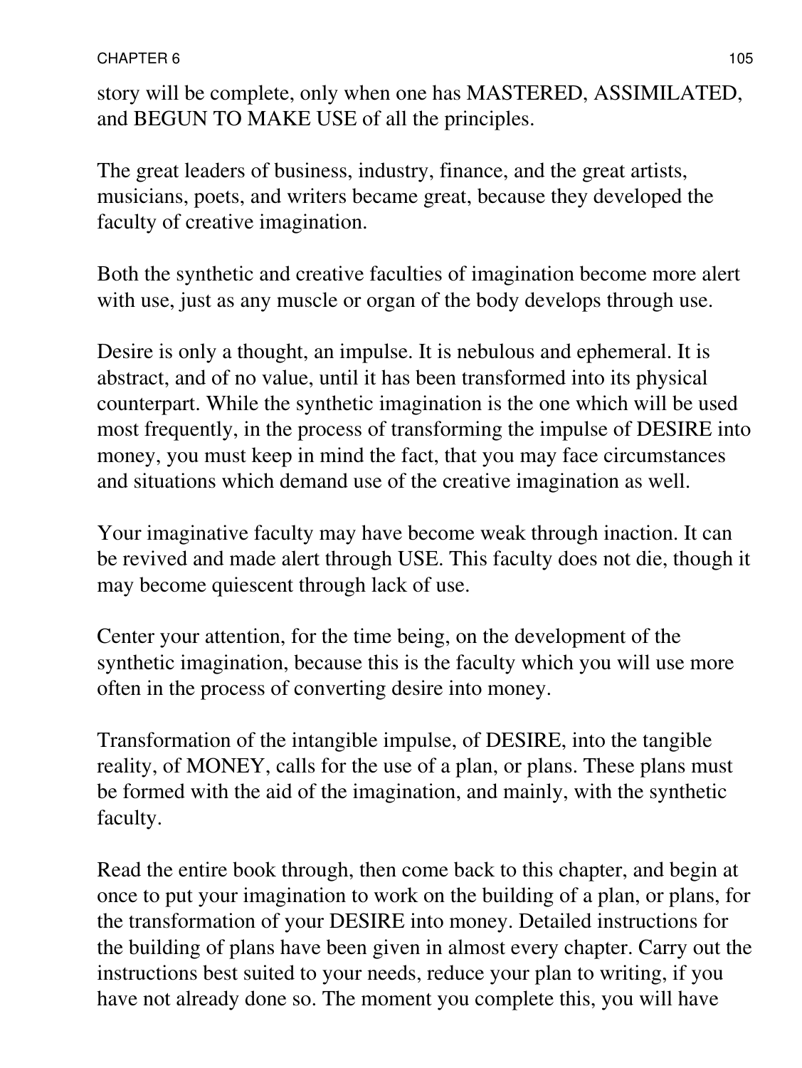story will be complete, only when one has MASTERED, ASSIMILATED, and BEGUN TO MAKE USE of all the principles.

The great leaders of business, industry, finance, and the great artists, musicians, poets, and writers became great, because they developed the faculty of creative imagination.

Both the synthetic and creative faculties of imagination become more alert with use, just as any muscle or organ of the body develops through use.

Desire is only a thought, an impulse. It is nebulous and ephemeral. It is abstract, and of no value, until it has been transformed into its physical counterpart. While the synthetic imagination is the one which will be used most frequently, in the process of transforming the impulse of DESIRE into money, you must keep in mind the fact, that you may face circumstances and situations which demand use of the creative imagination as well.

Your imaginative faculty may have become weak through inaction. It can be revived and made alert through USE. This faculty does not die, though it may become quiescent through lack of use.

Center your attention, for the time being, on the development of the synthetic imagination, because this is the faculty which you will use more often in the process of converting desire into money.

Transformation of the intangible impulse, of DESIRE, into the tangible reality, of MONEY, calls for the use of a plan, or plans. These plans must be formed with the aid of the imagination, and mainly, with the synthetic faculty.

Read the entire book through, then come back to this chapter, and begin at once to put your imagination to work on the building of a plan, or plans, for the transformation of your DESIRE into money. Detailed instructions for the building of plans have been given in almost every chapter. Carry out the instructions best suited to your needs, reduce your plan to writing, if you have not already done so. The moment you complete this, you will have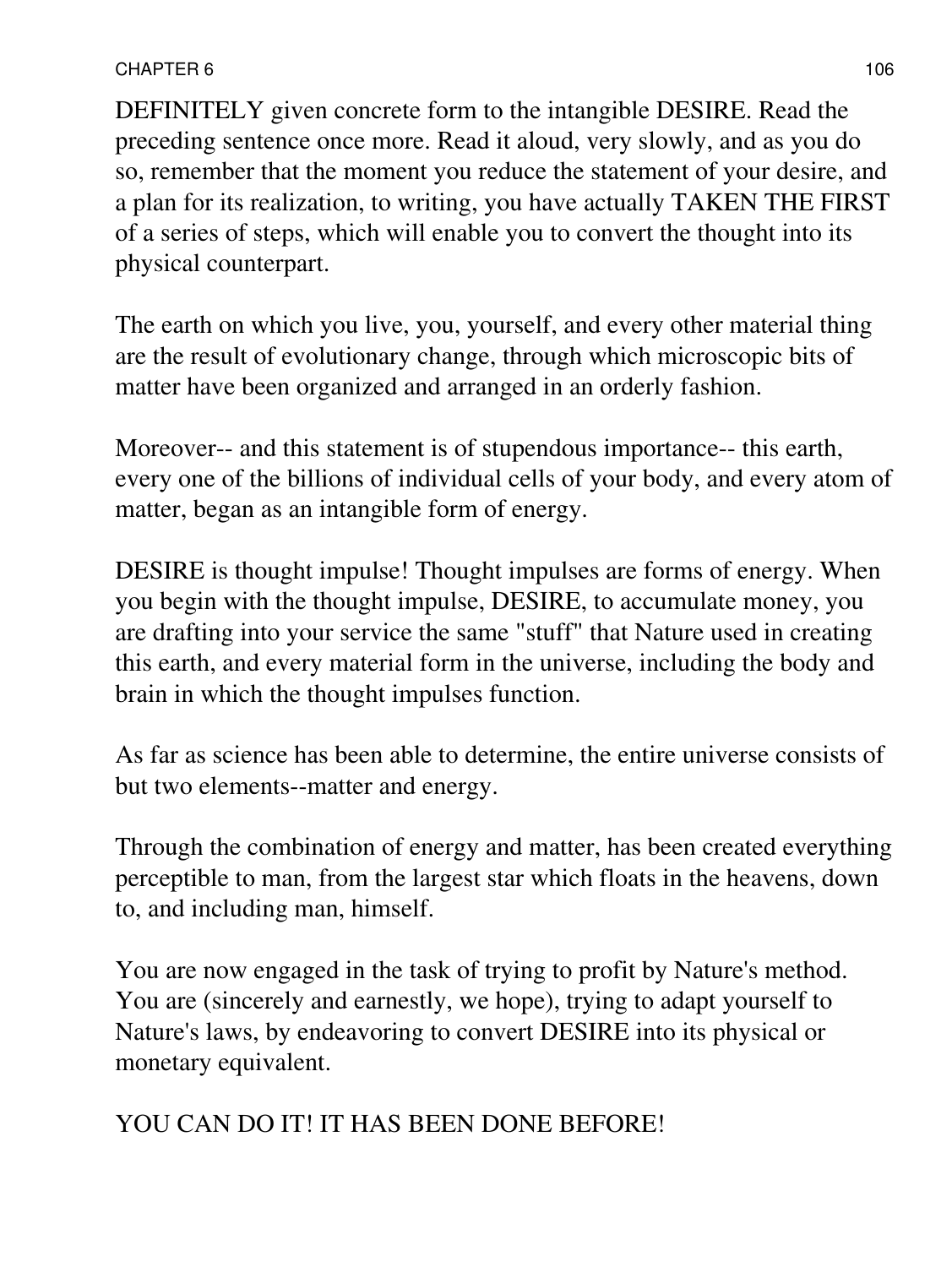DEFINITELY given concrete form to the intangible DESIRE. Read the preceding sentence once more. Read it aloud, very slowly, and as you do so, remember that the moment you reduce the statement of your desire, and a plan for its realization, to writing, you have actually TAKEN THE FIRST of a series of steps, which will enable you to convert the thought into its physical counterpart.

The earth on which you live, you, yourself, and every other material thing are the result of evolutionary change, through which microscopic bits of matter have been organized and arranged in an orderly fashion.

Moreover-- and this statement is of stupendous importance-- this earth, every one of the billions of individual cells of your body, and every atom of matter, began as an intangible form of energy.

DESIRE is thought impulse! Thought impulses are forms of energy. When you begin with the thought impulse, DESIRE, to accumulate money, you are drafting into your service the same "stuff" that Nature used in creating this earth, and every material form in the universe, including the body and brain in which the thought impulses function.

As far as science has been able to determine, the entire universe consists of but two elements--matter and energy.

Through the combination of energy and matter, has been created everything perceptible to man, from the largest star which floats in the heavens, down to, and including man, himself.

You are now engaged in the task of trying to profit by Nature's method. You are (sincerely and earnestly, we hope), trying to adapt yourself to Nature's laws, by endeavoring to convert DESIRE into its physical or monetary equivalent.

YOU CAN DO IT! IT HAS BEEN DONE BEFORE!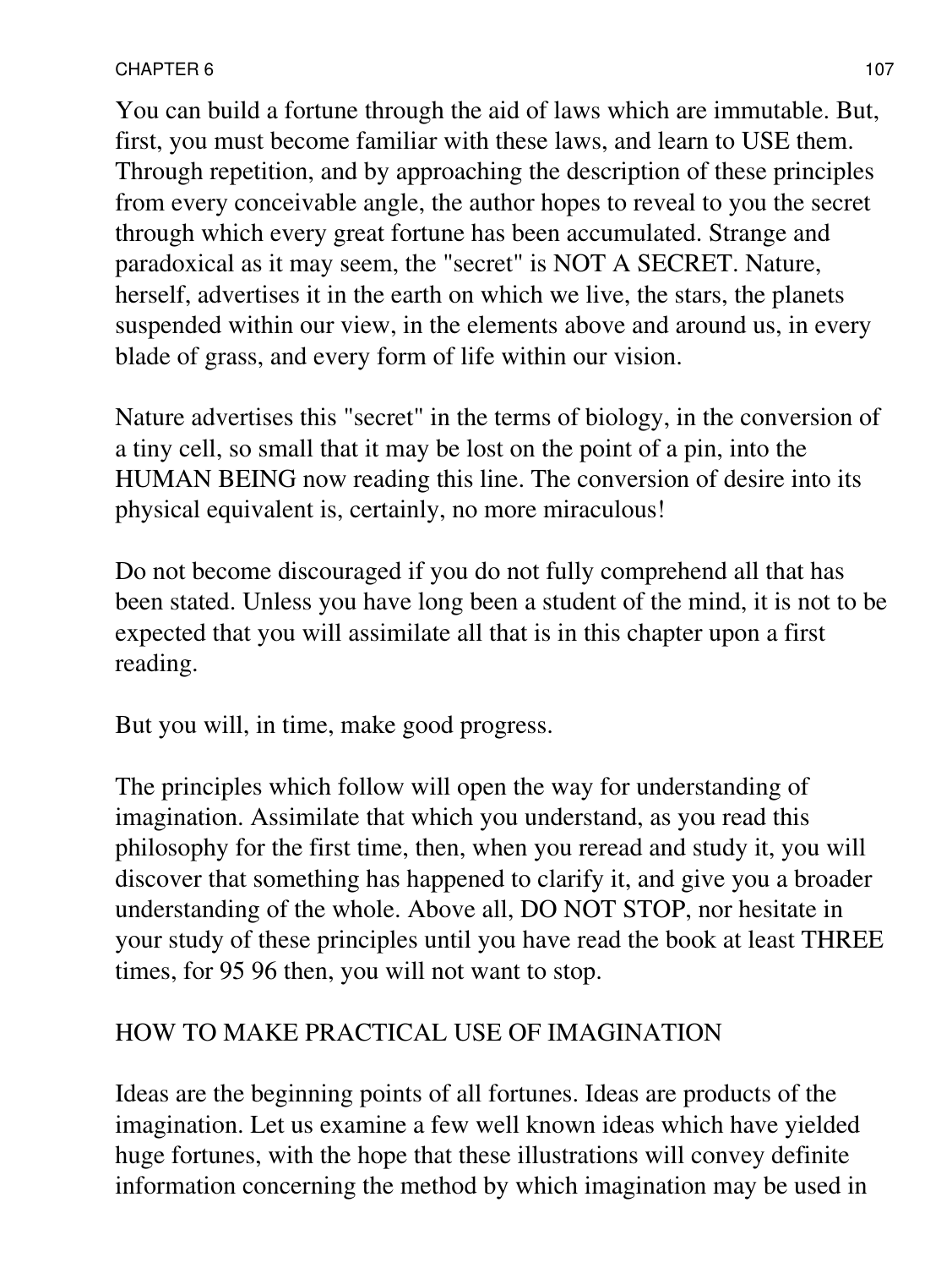You can build a fortune through the aid of laws which are immutable. But, first, you must become familiar with these laws, and learn to USE them. Through repetition, and by approaching the description of these principles from every conceivable angle, the author hopes to reveal to you the secret through which every great fortune has been accumulated. Strange and paradoxical as it may seem, the "secret" is NOT A SECRET. Nature, herself, advertises it in the earth on which we live, the stars, the planets suspended within our view, in the elements above and around us, in every blade of grass, and every form of life within our vision.

Nature advertises this "secret" in the terms of biology, in the conversion of a tiny cell, so small that it may be lost on the point of a pin, into the HUMAN BEING now reading this line. The conversion of desire into its physical equivalent is, certainly, no more miraculous!

Do not become discouraged if you do not fully comprehend all that has been stated. Unless you have long been a student of the mind, it is not to be expected that you will assimilate all that is in this chapter upon a first reading.

But you will, in time, make good progress.

The principles which follow will open the way for understanding of imagination. Assimilate that which you understand, as you read this philosophy for the first time, then, when you reread and study it, you will discover that something has happened to clarify it, and give you a broader understanding of the whole. Above all, DO NOT STOP, nor hesitate in your study of these principles until you have read the book at least THREE times, for 95 96 then, you will not want to stop.

## HOW TO MAKE PRACTICAL USE OF IMAGINATION

Ideas are the beginning points of all fortunes. Ideas are products of the imagination. Let us examine a few well known ideas which have yielded huge fortunes, with the hope that these illustrations will convey definite information concerning the method by which imagination may be used in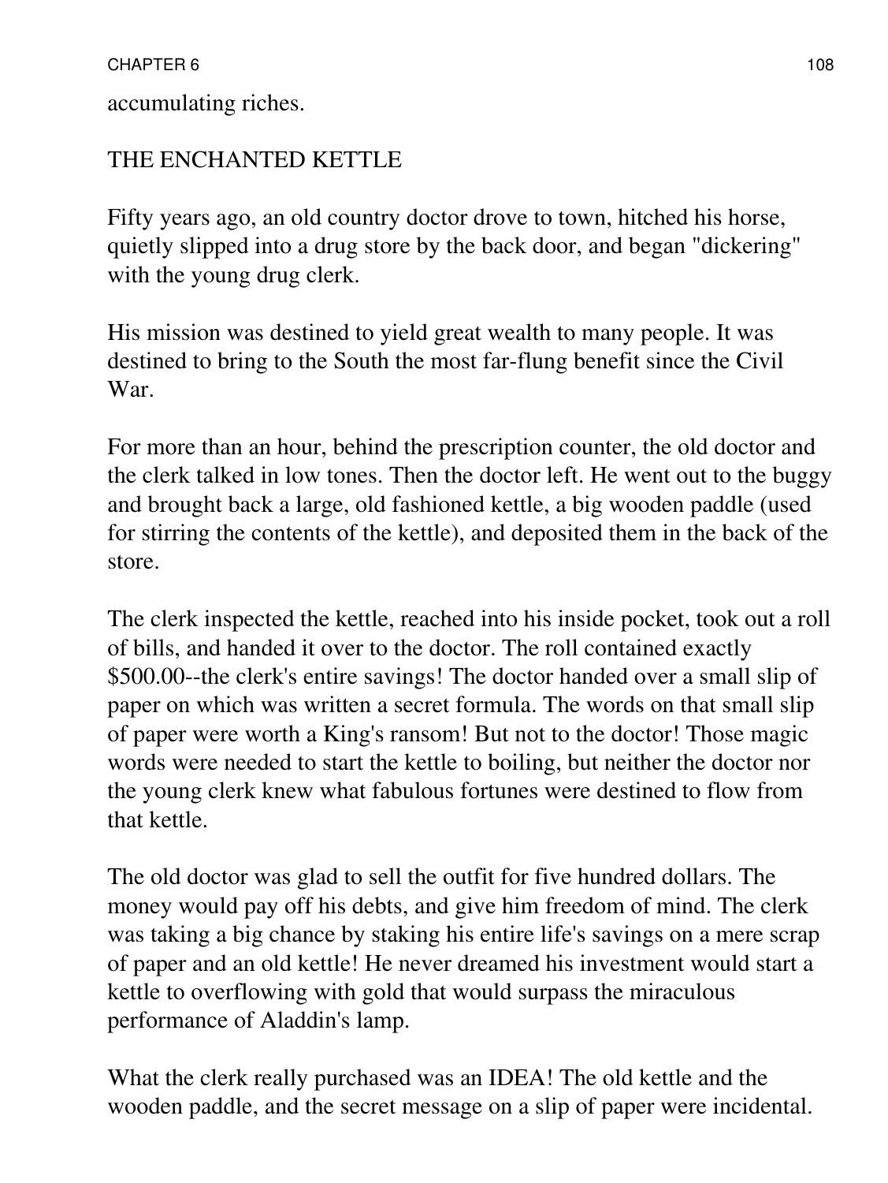accumulating riches.

## THE ENCHANTED KETTLE

Fifty years ago, an old country doctor drove to town, hitched his horse, quietly slipped into a drug store by the back door, and began "dickering" with the young drug clerk.

His mission was destined to yield great wealth to many people. It was destined to bring to the South the most far-flung benefit since the Civil War.

For more than an hour, behind the prescription counter, the old doctor and the clerk talked in low tones. Then the doctor left. He went out to the buggy and brought back a large, old fashioned kettle, a big wooden paddle (used for stirring the contents of the kettle), and deposited them in the back of the store.

The clerk inspected the kettle, reached into his inside pocket, took out a roll of bills, and handed it over to the doctor. The roll contained exactly $500.00--the clerk's entire savings! The doctor handed over a small slip of paper on which was written a secret formula. The words on that small slip of paper were worth a King's ransom! But not to the doctor! Those magic words were needed to start the kettle to boiling, but neither the doctor nor the young clerk knew what fabulous fortunes were destined to flow from that kettle.

The old doctor was glad to sell the outfit for five hundred dollars. The money would pay off his debts, and give him freedom of mind. The clerk was taking a big chance by staking his entire life's savings on a mere scrap of paper and an old kettle! He never dreamed his investment would start a kettle to overflowing with gold that would surpass the miraculous performance of Aladdin's lamp.

What the clerk really purchased was an IDEA! The old kettle and the wooden paddle, and the secret message on a slip of paper were incidental.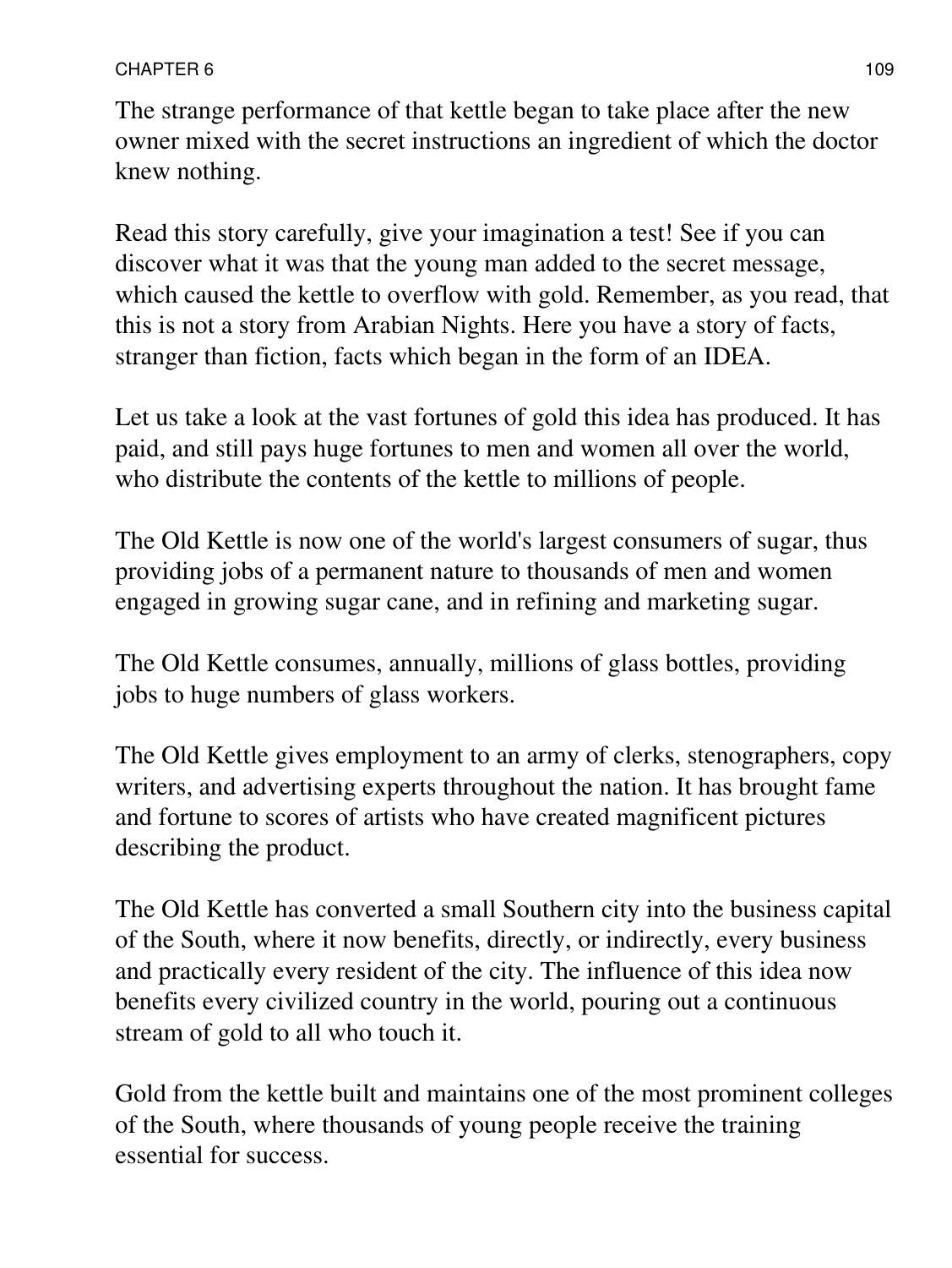The strange performance of that kettle began to take place after the new owner mixed with the secret instructions an ingredient of which the doctor knew nothing.

Read this story carefully, give your imagination a test! See if you can discover what it was that the young man added to the secret message, which caused the kettle to overflow with gold. Remember, as you read, that this is not a story from Arabian Nights. Here you have a story of facts, stranger than fiction, facts which began in the form of an IDEA.

Let us take a look at the vast fortunes of gold this idea has produced. It has paid, and still pays huge fortunes to men and women all over the world, who distribute the contents of the kettle to millions of people.

The Old Kettle is now one of the world's largest consumers of sugar, thus providing jobs of a permanent nature to thousands of men and women engaged in growing sugar cane, and in refining and marketing sugar.

The Old Kettle consumes, annually, millions of glass bottles, providing jobs to huge numbers of glass workers.

The Old Kettle gives employment to an army of clerks, stenographers, copy writers, and advertising experts throughout the nation. It has brought fame and fortune to scores of artists who have created magnificent pictures describing the product.

The Old Kettle has converted a small Southern city into the business capital of the South, where it now benefits, directly, or indirectly, every business and practically every resident of the city. The influence of this idea now benefits every civilized country in the world, pouring out a continuous stream of gold to all who touch it.

Gold from the kettle built and maintains one of the most prominent colleges of the South, where thousands of young people receive the training essential for success.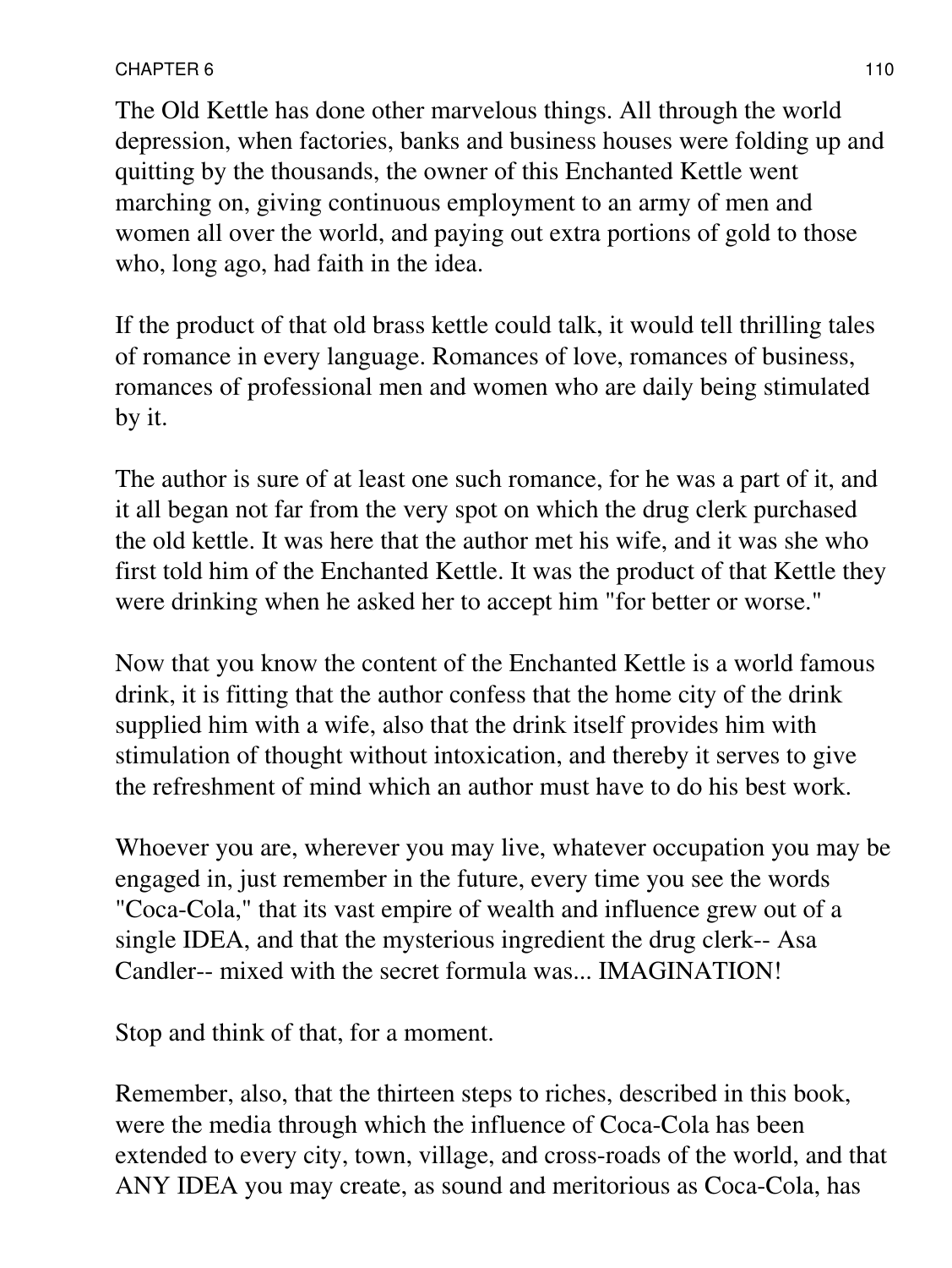The Old Kettle has done other marvelous things. All through the world depression, when factories, banks and business houses were folding up and quitting by the thousands, the owner of this Enchanted Kettle went marching on, giving continuous employment to an army of men and women all over the world, and paying out extra portions of gold to those who, long ago, had faith in the idea.

If the product of that old brass kettle could talk, it would tell thrilling tales of romance in every language. Romances of love, romances of business, romances of professional men and women who are daily being stimulated by it.

The author is sure of at least one such romance, for he was a part of it, and it all began not far from the very spot on which the drug clerk purchased the old kettle. It was here that the author met his wife, and it was she who first told him of the Enchanted Kettle. It was the product of that Kettle they were drinking when he asked her to accept him "for better or worse."

Now that you know the content of the Enchanted Kettle is a world famous drink, it is fitting that the author confess that the home city of the drink supplied him with a wife, also that the drink itself provides him with stimulation of thought without intoxication, and thereby it serves to give the refreshment of mind which an author must have to do his best work.

Whoever you are, wherever you may live, whatever occupation you may be engaged in, just remember in the future, every time you see the words "Coca-Cola," that its vast empire of wealth and influence grew out of a single IDEA, and that the mysterious ingredient the drug clerk-- Asa Candler-- mixed with the secret formula was... IMAGINATION!

Stop and think of that, for a moment.

Remember, also, that the thirteen steps to riches, described in this book, were the media through which the influence of Coca-Cola has been extended to every city, town, village, and cross-roads of the world, and that ANY IDEA you may create, as sound and meritorious as Coca-Cola, has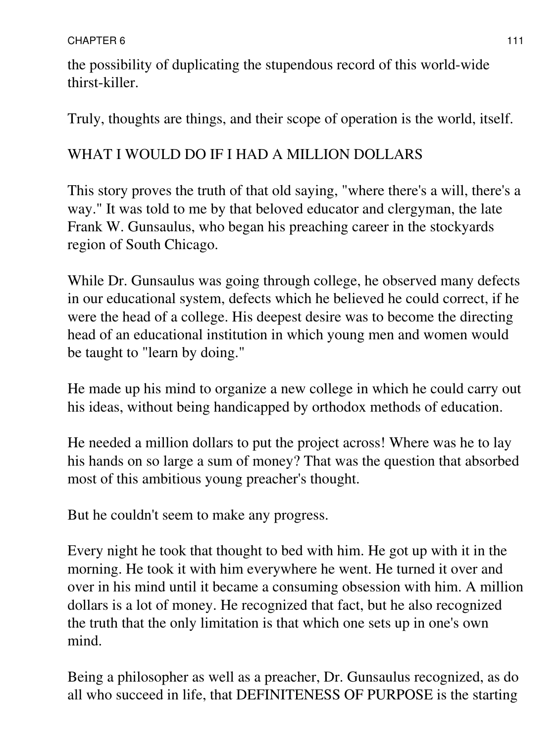the possibility of duplicating the stupendous record of this world-wide thirst-killer.

Truly, thoughts are things, and their scope of operation is the world, itself.

## WHAT I WOULD DO IF I HAD A MILLION DOLLARS

This story proves the truth of that old saying, "where there's a will, there's a way." It was told to me by that beloved educator and clergyman, the late Frank W. Gunsaulus, who began his preaching career in the stockyards region of South Chicago.

While Dr. Gunsaulus was going through college, he observed many defects in our educational system, defects which he believed he could correct, if he were the head of a college. His deepest desire was to become the directing head of an educational institution in which young men and women would be taught to "learn by doing."

He made up his mind to organize a new college in which he could carry out his ideas, without being handicapped by orthodox methods of education.

He needed a million dollars to put the project across! Where was he to lay his hands on so large a sum of money? That was the question that absorbed most of this ambitious young preacher's thought.

But he couldn't seem to make any progress.

Every night he took that thought to bed with him. He got up with it in the morning. He took it with him everywhere he went. He turned it over and over in his mind until it became a consuming obsession with him. A million dollars is a lot of money. He recognized that fact, but he also recognized the truth that the only limitation is that which one sets up in one's own mind.

Being a philosopher as well as a preacher, Dr. Gunsaulus recognized, as do all who succeed in life, that DEFINITENESS OF PURPOSE is the starting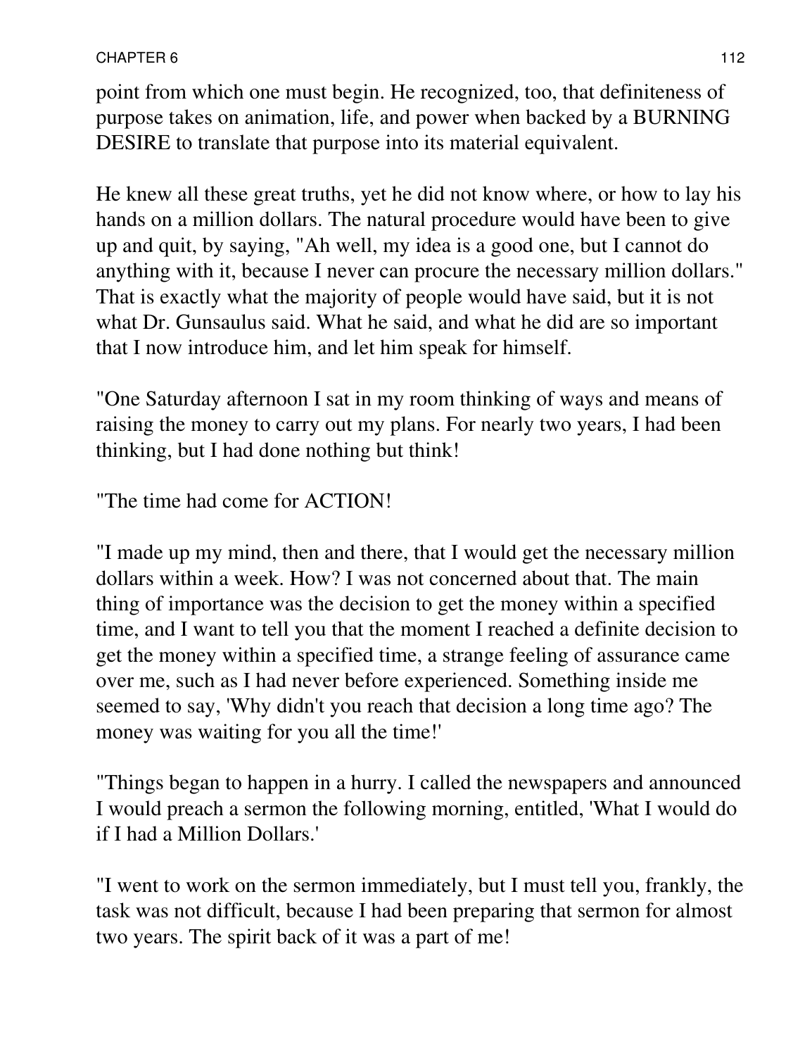point from which one must begin. He recognized, too, that definiteness of purpose takes on animation, life, and power when backed by a BURNING DESIRE to translate that purpose into its material equivalent.

He knew all these great truths, yet he did not know where, or how to lay his hands on a million dollars. The natural procedure would have been to give up and quit, by saying, "Ah well, my idea is a good one, but I cannot do anything with it, because I never can procure the necessary million dollars." That is exactly what the majority of people would have said, but it is not what Dr. Gunsaulus said. What he said, and what he did are so important that I now introduce him, and let him speak for himself.

"One Saturday afternoon I sat in my room thinking of ways and means of raising the money to carry out my plans. For nearly two years, I had been thinking, but I had done nothing but think!

"The time had come for ACTION!

"I made up my mind, then and there, that I would get the necessary million dollars within a week. How? I was not concerned about that. The main thing of importance was the decision to get the money within a specified time, and I want to tell you that the moment I reached a definite decision to get the money within a specified time, a strange feeling of assurance came over me, such as I had never before experienced. Something inside me seemed to say, 'Why didn't you reach that decision a long time ago? The money was waiting for you all the time!'

"Things began to happen in a hurry. I called the newspapers and announced I would preach a sermon the following morning, entitled, 'What I would do if I had a Million Dollars.'

"I went to work on the sermon immediately, but I must tell you, frankly, the task was not difficult, because I had been preparing that sermon for almost two years. The spirit back of it was a part of me!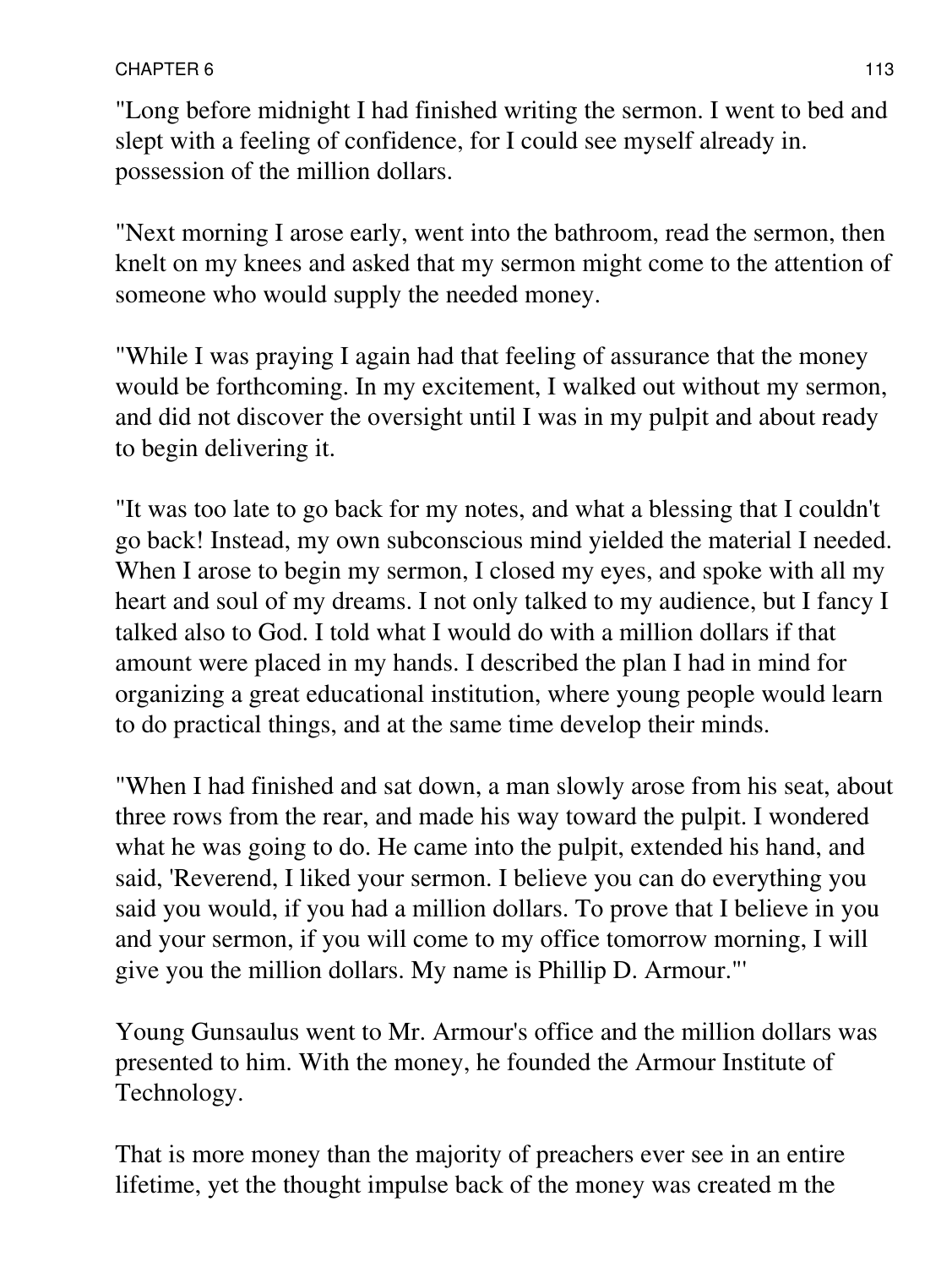"Long before midnight I had finished writing the sermon. I went to bed and slept with a feeling of confidence, for I could see myself already in. possession of the million dollars.

"Next morning I arose early, went into the bathroom, read the sermon, then knelt on my knees and asked that my sermon might come to the attention of someone who would supply the needed money.

"While I was praying I again had that feeling of assurance that the money would be forthcoming. In my excitement, I walked out without my sermon, and did not discover the oversight until I was in my pulpit and about ready to begin delivering it.

"It was too late to go back for my notes, and what a blessing that I couldn't go back! Instead, my own subconscious mind yielded the material I needed. When I arose to begin my sermon, I closed my eyes, and spoke with all my heart and soul of my dreams. I not only talked to my audience, but I fancy I talked also to God. I told what I would do with a million dollars if that amount were placed in my hands. I described the plan I had in mind for organizing a great educational institution, where young people would learn to do practical things, and at the same time develop their minds.

"When I had finished and sat down, a man slowly arose from his seat, about three rows from the rear, and made his way toward the pulpit. I wondered what he was going to do. He came into the pulpit, extended his hand, and said, 'Reverend, I liked your sermon. I believe you can do everything you said you would, if you had a million dollars. To prove that I believe in you and your sermon, if you will come to my office tomorrow morning, I will give you the million dollars. My name is Phillip D. Armour.'"

Young Gunsaulus went to Mr. Armour's office and the million dollars was presented to him. With the money, he founded the Armour Institute of Technology.

That is more money than the majority of preachers ever see in an entire lifetime, yet the thought impulse back of the money was created m the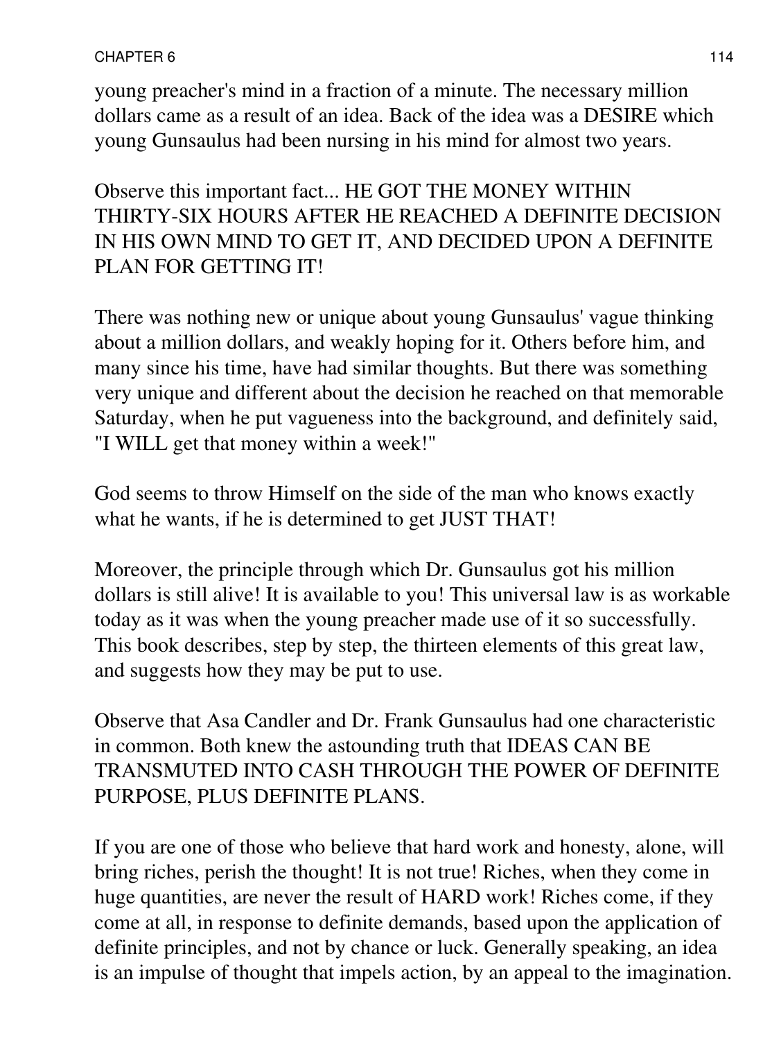young preacher's mind in a fraction of a minute. The necessary million dollars came as a result of an idea. Back of the idea was a DESIRE which young Gunsaulus had been nursing in his mind for almost two years.

Observe this important fact... HE GOT THE MONEY WITHIN THIRTY-SIX HOURS AFTER HE REACHED A DEFINITE DECISION IN HIS OWN MIND TO GET IT, AND DECIDED UPON A DEFINITE PLAN FOR GETTING IT!

There was nothing new or unique about young Gunsaulus' vague thinking about a million dollars, and weakly hoping for it. Others before him, and many since his time, have had similar thoughts. But there was something very unique and different about the decision he reached on that memorable Saturday, when he put vagueness into the background, and definitely said, "I WILL get that money within a week!"

God seems to throw Himself on the side of the man who knows exactly what he wants, if he is determined to get JUST THAT!

Moreover, the principle through which Dr. Gunsaulus got his million dollars is still alive! It is available to you! This universal law is as workable today as it was when the young preacher made use of it so successfully. This book describes, step by step, the thirteen elements of this great law, and suggests how they may be put to use.

Observe that Asa Candler and Dr. Frank Gunsaulus had one characteristic in common. Both knew the astounding truth that IDEAS CAN BE TRANSMUTED INTO CASH THROUGH THE POWER OF DEFINITE PURPOSE, PLUS DEFINITE PLANS.

If you are one of those who believe that hard work and honesty, alone, will bring riches, perish the thought! It is not true! Riches, when they come in huge quantities, are never the result of HARD work! Riches come, if they come at all, in response to definite demands, based upon the application of definite principles, and not by chance or luck. Generally speaking, an idea is an impulse of thought that impels action, by an appeal to the imagination.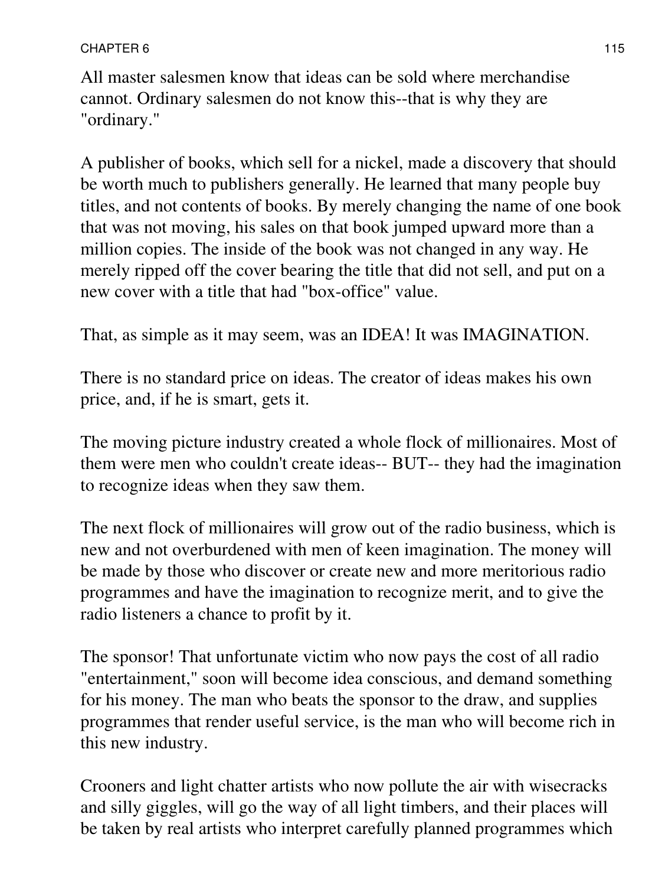All master salesmen know that ideas can be sold where merchandise cannot. Ordinary salesmen do not know this--that is why they are "ordinary."

A publisher of books, which sell for a nickel, made a discovery that should be worth much to publishers generally. He learned that many people buy titles, and not contents of books. By merely changing the name of one book that was not moving, his sales on that book jumped upward more than a million copies. The inside of the book was not changed in any way. He merely ripped off the cover bearing the title that did not sell, and put on a new cover with a title that had "box-office" value.

That, as simple as it may seem, was an IDEA! It was IMAGINATION.

There is no standard price on ideas. The creator of ideas makes his own price, and, if he is smart, gets it.

The moving picture industry created a whole flock of millionaires. Most of them were men who couldn't create ideas-- BUT-- they had the imagination to recognize ideas when they saw them.

The next flock of millionaires will grow out of the radio business, which is new and not overburdened with men of keen imagination. The money will be made by those who discover or create new and more meritorious radio programmes and have the imagination to recognize merit, and to give the radio listeners a chance to profit by it.

The sponsor! That unfortunate victim who now pays the cost of all radio "entertainment," soon will become idea conscious, and demand something for his money. The man who beats the sponsor to the draw, and supplies programmes that render useful service, is the man who will become rich in this new industry.

Crooners and light chatter artists who now pollute the air with wisecracks and silly giggles, will go the way of all light timbers, and their places will be taken by real artists who interpret carefully planned programmes which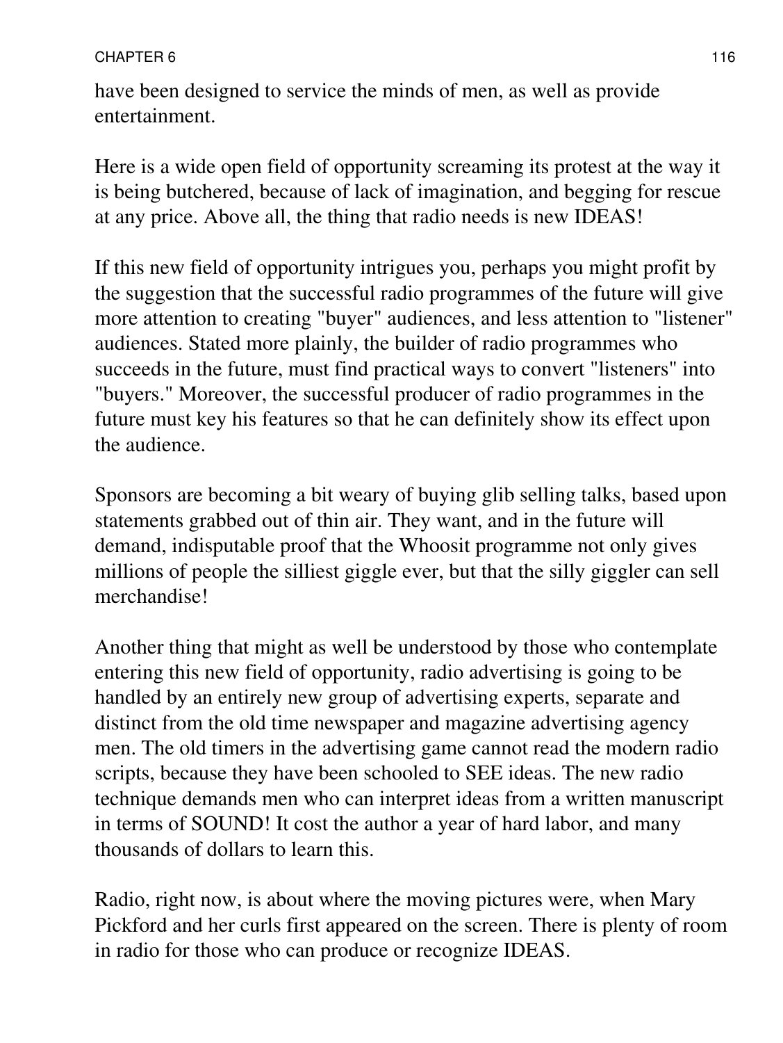have been designed to service the minds of men, as well as provide entertainment.

Here is a wide open field of opportunity screaming its protest at the way it is being butchered, because of lack of imagination, and begging for rescue at any price. Above all, the thing that radio needs is new IDEAS!

If this new field of opportunity intrigues you, perhaps you might profit by the suggestion that the successful radio programmes of the future will give more attention to creating "buyer" audiences, and less attention to "listener" audiences. Stated more plainly, the builder of radio programmes who succeeds in the future, must find practical ways to convert "listeners" into "buyers." Moreover, the successful producer of radio programmes in the future must key his features so that he can definitely show its effect upon the audience.

Sponsors are becoming a bit weary of buying glib selling talks, based upon statements grabbed out of thin air. They want, and in the future will demand, indisputable proof that the Whoosit programme not only gives millions of people the silliest giggle ever, but that the silly giggler can sell merchandise!

Another thing that might as well be understood by those who contemplate entering this new field of opportunity, radio advertising is going to be handled by an entirely new group of advertising experts, separate and distinct from the old time newspaper and magazine advertising agency men. The old timers in the advertising game cannot read the modern radio scripts, because they have been schooled to SEE ideas. The new radio technique demands men who can interpret ideas from a written manuscript in terms of SOUND! It cost the author a year of hard labor, and many thousands of dollars to learn this.

Radio, right now, is about where the moving pictures were, when Mary Pickford and her curls first appeared on the screen. There is plenty of room in radio for those who can produce or recognize IDEAS.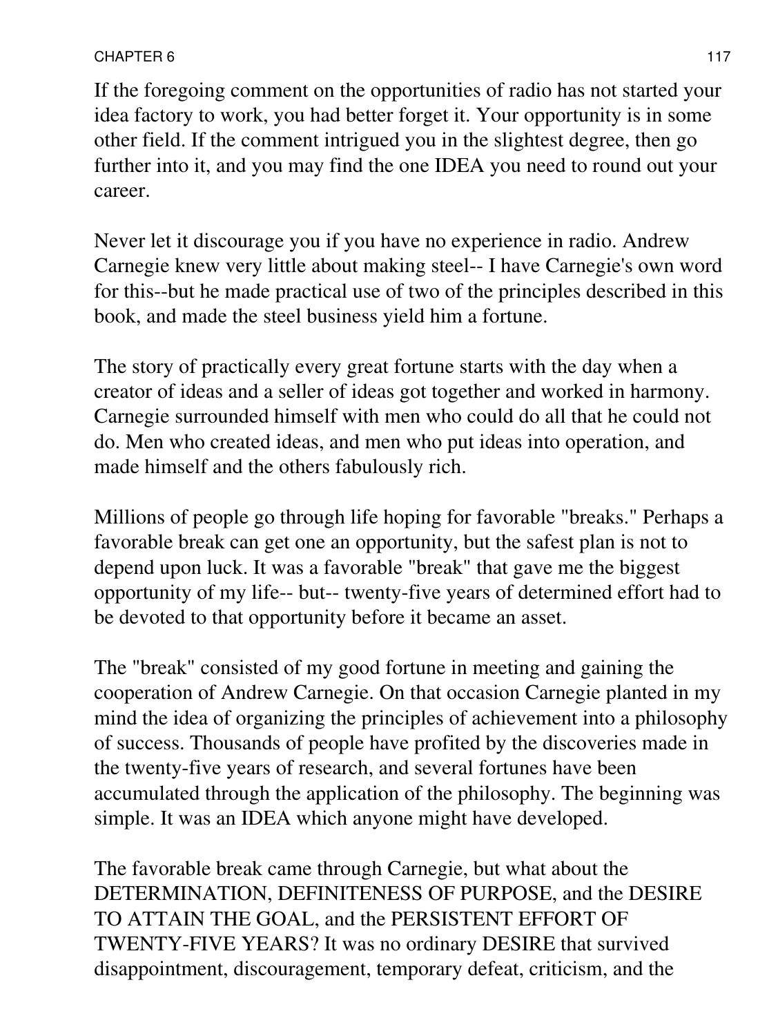If the foregoing comment on the opportunities of radio has not started your idea factory to work, you had better forget it. Your opportunity is in some other field. If the comment intrigued you in the slightest degree, then go further into it, and you may find the one IDEA you need to round out your career.

Never let it discourage you if you have no experience in radio. Andrew Carnegie knew very little about making steel-- I have Carnegie's own word for this--but he made practical use of two of the principles described in this book, and made the steel business yield him a fortune.

The story of practically every great fortune starts with the day when a creator of ideas and a seller of ideas got together and worked in harmony. Carnegie surrounded himself with men who could do all that he could not do. Men who created ideas, and men who put ideas into operation, and made himself and the others fabulously rich.

Millions of people go through life hoping for favorable "breaks." Perhaps a favorable break can get one an opportunity, but the safest plan is not to depend upon luck. It was a favorable "break" that gave me the biggest opportunity of my life-- but-- twenty-five years of determined effort had to be devoted to that opportunity before it became an asset.

The "break" consisted of my good fortune in meeting and gaining the cooperation of Andrew Carnegie. On that occasion Carnegie planted in my mind the idea of organizing the principles of achievement into a philosophy of success. Thousands of people have profited by the discoveries made in the twenty-five years of research, and several fortunes have been accumulated through the application of the philosophy. The beginning was simple. It was an IDEA which anyone might have developed.

The favorable break came through Carnegie, but what about the DETERMINATION, DEFINITENESS OF PURPOSE, and the DESIRE TO ATTAIN THE GOAL, and the PERSISTENT EFFORT OF TWENTY-FIVE YEARS? It was no ordinary DESIRE that survived disappointment, discouragement, temporary defeat, criticism, and the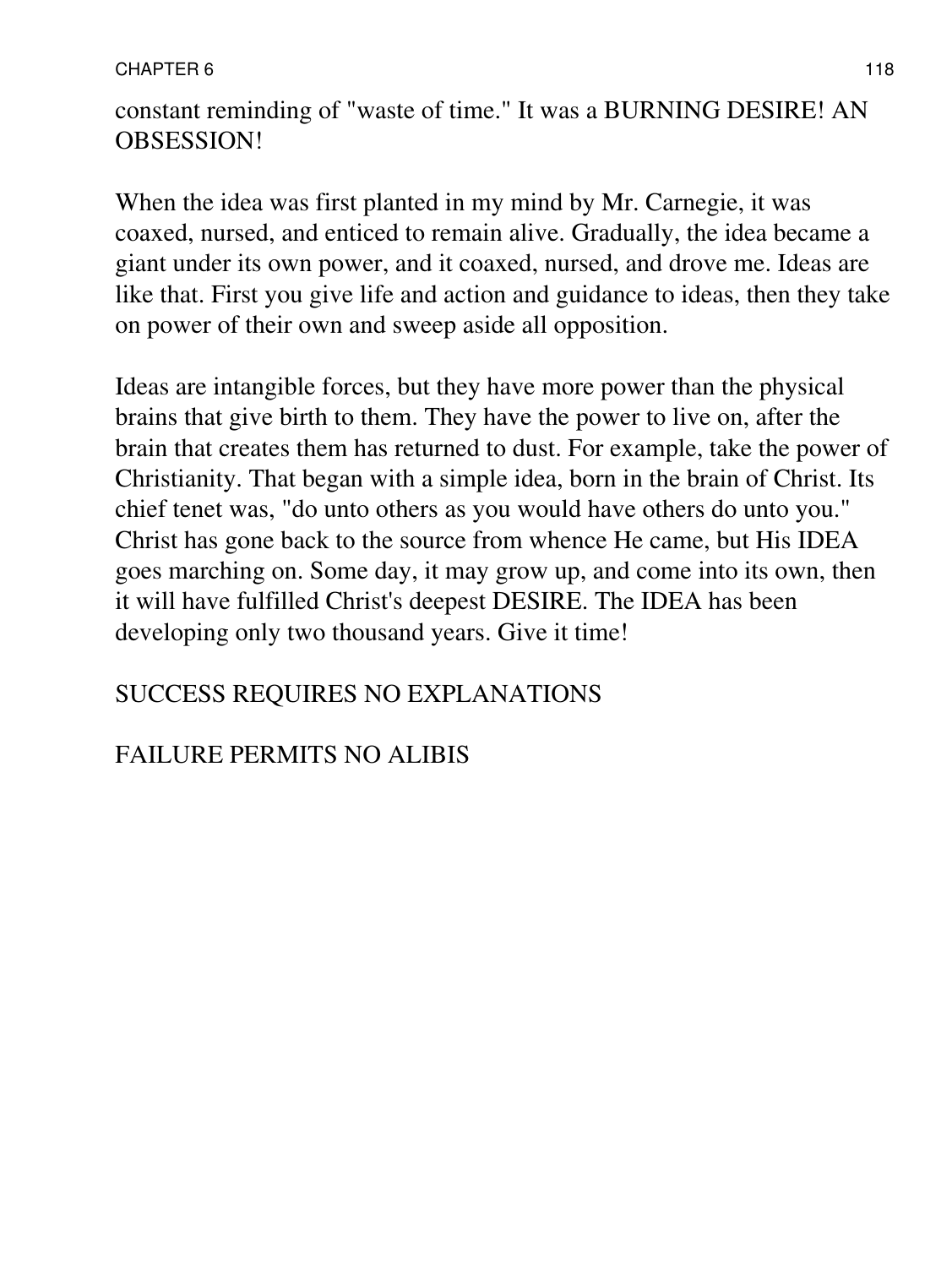constant reminding of "waste of time." It was a BURNING DESIRE! AN OBSESSION!

When the idea was first planted in my mind by Mr. Carnegie, it was coaxed, nursed, and enticed to remain alive. Gradually, the idea became a giant under its own power, and it coaxed, nursed, and drove me. Ideas are like that. First you give life and action and guidance to ideas, then they take on power of their own and sweep aside all opposition.

Ideas are intangible forces, but they have more power than the physical brains that give birth to them. They have the power to live on, after the brain that creates them has returned to dust. For example, take the power of Christianity. That began with a simple idea, born in the brain of Christ. Its chief tenet was, "do unto others as you would have others do unto you." Christ has gone back to the source from whence He came, but His IDEA goes marching on. Some day, it may grow up, and come into its own, then it will have fulfilled Christ's deepest DESIRE. The IDEA has been developing only two thousand years. Give it time!

SUCCESS REQUIRES NO EXPLANATIONS

FAILURE PERMITS NO ALIBIS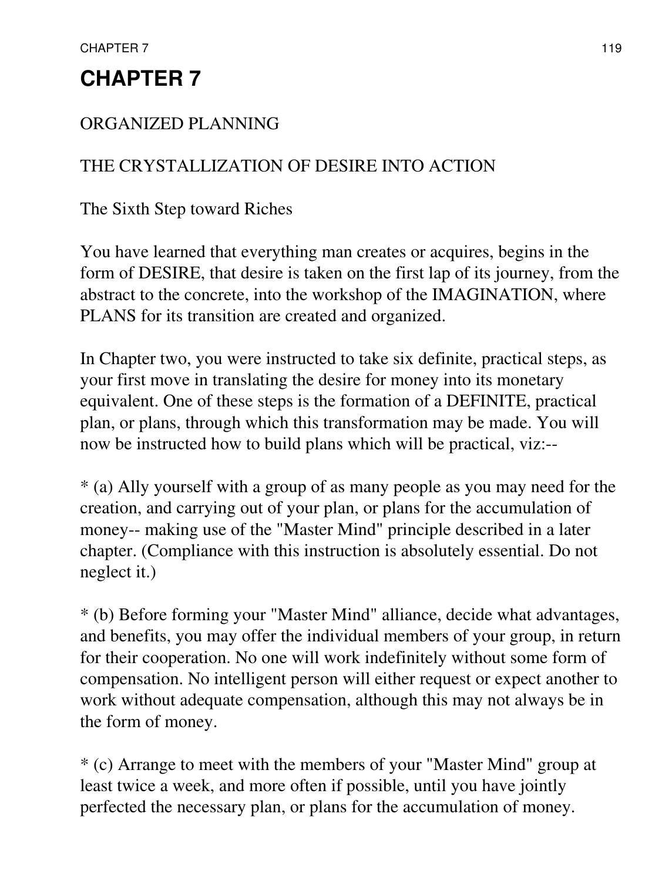# CHAPTER 7

ORGANIZED PLANNING

THE CRYSTALLIZATION OF DESIRE INTO ACTION

The Sixth Step toward Riches

You have learned that everything man creates or acquires, begins in the form of DESIRE, that desire is taken on the first lap of its journey, from the abstract to the concrete, into the workshop of the IMAGINATION, where PLANS for its transition are created and organized.

In Chapter two, you were instructed to take six definite, practical steps, as your first move in translating the desire for money into its monetary equivalent. One of these steps is the formation of a DEFINITE, practical plan, or plans, through which this transformation may be made. You will now be instructed how to build plans which will be practical, viz:--

* (a) Ally yourself with a group of as many people as you may need for the creation, and carrying out of your plan, or plans for the accumulation of money-- making use of the "Master Mind" principle described in a later chapter. (Compliance with this instruction is absolutely essential. Do not neglect it.)

* (b) Before forming your "Master Mind" alliance, decide what advantages, and benefits, you may offer the individual members of your group, in return for their cooperation. No one will work indefinitely without some form of compensation. No intelligent person will either request or expect another to work without adequate compensation, although this may not always be in the form of money.

* (c) Arrange to meet with the members of your "Master Mind" group at least twice a week, and more often if possible, until you have jointly perfected the necessary plan, or plans for the accumulation of money.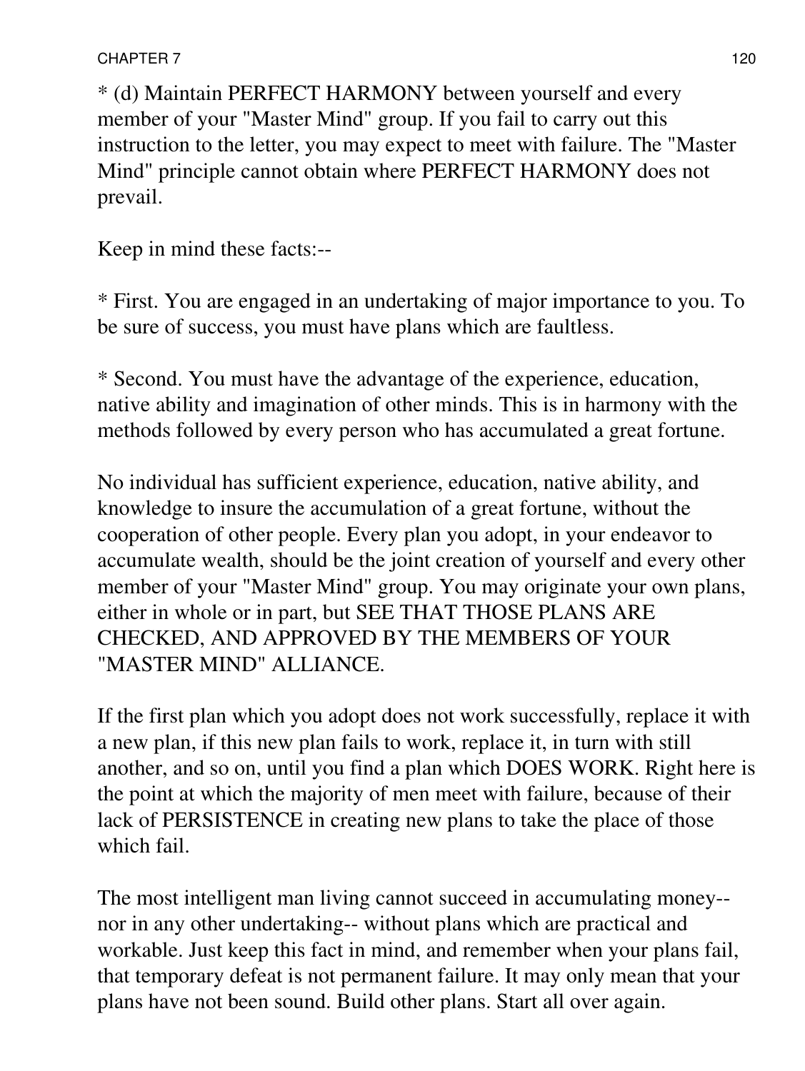* (d) Maintain PERFECT HARMONY between yourself and every member of your "Master Mind" group. If you fail to carry out this instruction to the letter, you may expect to meet with failure. The "Master Mind" principle cannot obtain where PERFECT HARMONY does not prevail.

Keep in mind these facts:--

* First. You are engaged in an undertaking of major importance to you. To be sure of success, you must have plans which are faultless.

* Second. You must have the advantage of the experience, education, native ability and imagination of other minds. This is in harmony with the methods followed by every person who has accumulated a great fortune.

No individual has sufficient experience, education, native ability, and knowledge to insure the accumulation of a great fortune, without the cooperation of other people. Every plan you adopt, in your endeavor to accumulate wealth, should be the joint creation of yourself and every other member of your "Master Mind" group. You may originate your own plans, either in whole or in part, but SEE THAT THOSE PLANS ARE CHECKED, AND APPROVED BY THE MEMBERS OF YOUR "MASTER MIND" ALLIANCE.

If the first plan which you adopt does not work successfully, replace it with a new plan, if this new plan fails to work, replace it, in turn with still another, and so on, until you find a plan which DOES WORK. Right here is the point at which the majority of men meet with failure, because of their lack of PERSISTENCE in creating new plans to take the place of those which fail.

The most intelligent man living cannot succeed in accumulating money-- nor in any other undertaking-- without plans which are practical and workable. Just keep this fact in mind, and remember when your plans fail, that temporary defeat is not permanent failure. It may only mean that your plans have not been sound. Build other plans. Start all over again.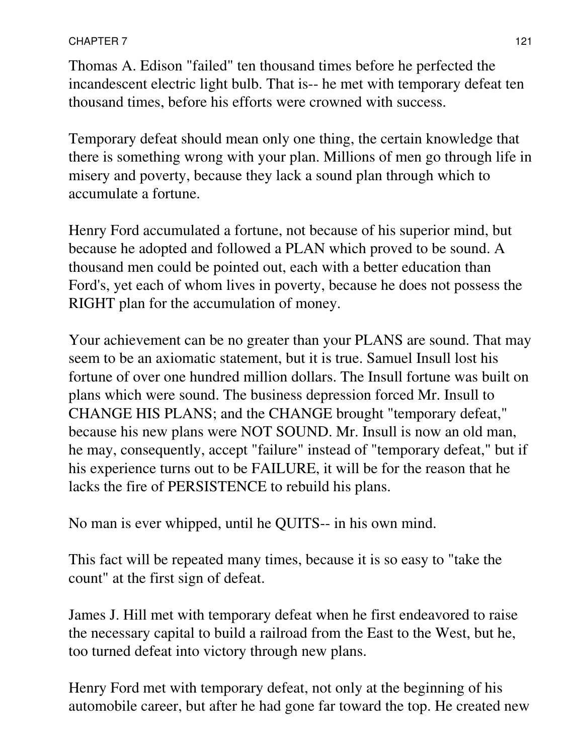Thomas A. Edison "failed" ten thousand times before he perfected the incandescent electric light bulb. That is-- he met with temporary defeat ten thousand times, before his efforts were crowned with success.

Temporary defeat should mean only one thing, the certain knowledge that there is something wrong with your plan. Millions of men go through life in misery and poverty, because they lack a sound plan through which to accumulate a fortune.

Henry Ford accumulated a fortune, not because of his superior mind, but because he adopted and followed a PLAN which proved to be sound. A thousand men could be pointed out, each with a better education than Ford's, yet each of whom lives in poverty, because he does not possess the RIGHT plan for the accumulation of money.

Your achievement can be no greater than your PLANS are sound. That may seem to be an axiomatic statement, but it is true. Samuel Insull lost his fortune of over one hundred million dollars. The Insull fortune was built on plans which were sound. The business depression forced Mr. Insull to CHANGE HIS PLANS; and the CHANGE brought "temporary defeat," because his new plans were NOT SOUND. Mr. Insull is now an old man, he may, consequently, accept "failure" instead of "temporary defeat," but if his experience turns out to be FAILURE, it will be for the reason that he lacks the fire of PERSISTENCE to rebuild his plans.

No man is ever whipped, until he QUITS-- in his own mind.

This fact will be repeated many times, because it is so easy to "take the count" at the first sign of defeat.

James J. Hill met with temporary defeat when he first endeavored to raise the necessary capital to build a railroad from the East to the West, but he, too turned defeat into victory through new plans.

Henry Ford met with temporary defeat, not only at the beginning of his automobile career, but after he had gone far toward the top. He created new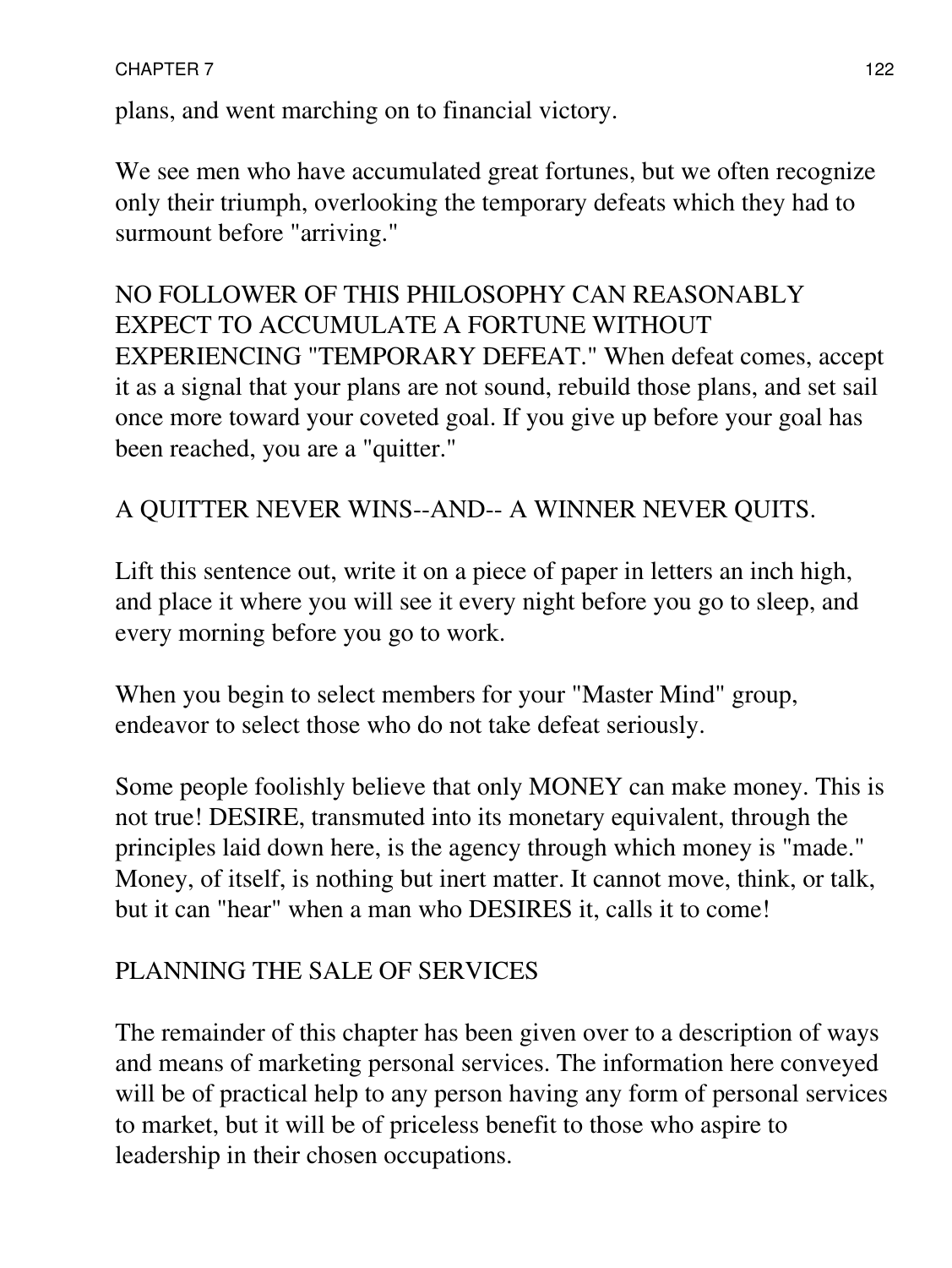plans, and went marching on to financial victory.

We see men who have accumulated great fortunes, but we often recognize only their triumph, overlooking the temporary defeats which they had to surmount before "arriving."

NO FOLLOWER OF THIS PHILOSOPHY CAN REASONABLY EXPECT TO ACCUMULATE A FORTUNE WITHOUT EXPERIENCING "TEMPORARY DEFEAT." When defeat comes, accept it as a signal that your plans are not sound, rebuild those plans, and set sail once more toward your coveted goal. If you give up before your goal has been reached, you are a "quitter."

A QUITTER NEVER WINS--AND-- A WINNER NEVER QUITS.

Lift this sentence out, write it on a piece of paper in letters an inch high, and place it where you will see it every night before you go to sleep, and every morning before you go to work.

When you begin to select members for your "Master Mind" group, endeavor to select those who do not take defeat seriously.

Some people foolishly believe that only MONEY can make money. This is not true! DESIRE, transmuted into its monetary equivalent, through the principles laid down here, is the agency through which money is "made." Money, of itself, is nothing but inert matter. It cannot move, think, or talk, but it can "hear" when a man who DESIRES it, calls it to come!

## PLANNING THE SALE OF SERVICES

The remainder of this chapter has been given over to a description of ways and means of marketing personal services. The information here conveyed will be of practical help to any person having any form of personal services to market, but it will be of priceless benefit to those who aspire to leadership in their chosen occupations.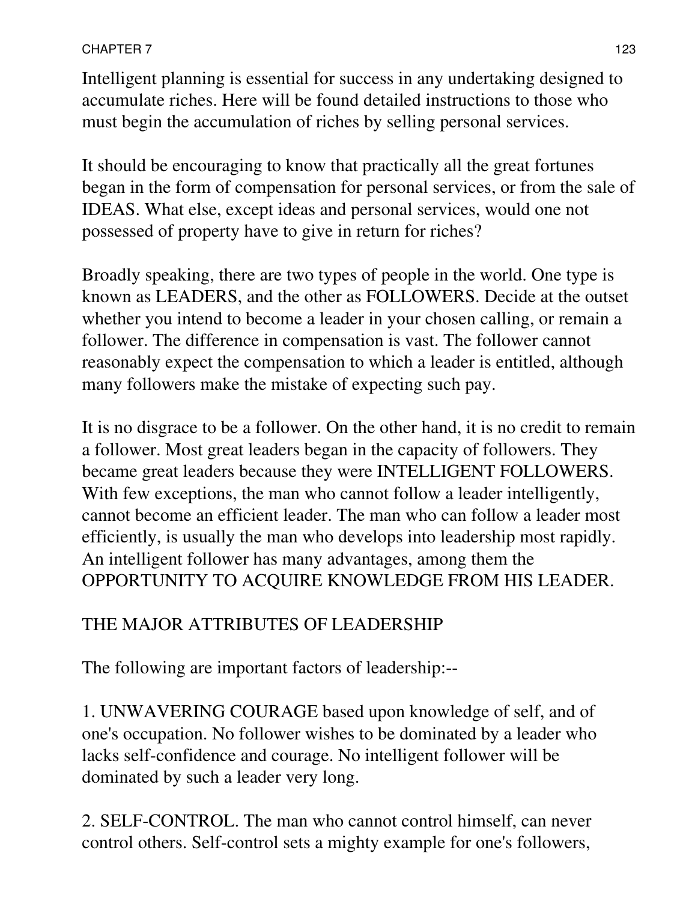Intelligent planning is essential for success in any undertaking designed to accumulate riches. Here will be found detailed instructions to those who must begin the accumulation of riches by selling personal services.

It should be encouraging to know that practically all the great fortunes began in the form of compensation for personal services, or from the sale of IDEAS. What else, except ideas and personal services, would one not possessed of property have to give in return for riches?

Broadly speaking, there are two types of people in the world. One type is known as LEADERS, and the other as FOLLOWERS. Decide at the outset whether you intend to become a leader in your chosen calling, or remain a follower. The difference in compensation is vast. The follower cannot reasonably expect the compensation to which a leader is entitled, although many followers make the mistake of expecting such pay.

It is no disgrace to be a follower. On the other hand, it is no credit to remain a follower. Most great leaders began in the capacity of followers. They became great leaders because they were INTELLIGENT FOLLOWERS. With few exceptions, the man who cannot follow a leader intelligently, cannot become an efficient leader. The man who can follow a leader most efficiently, is usually the man who develops into leadership most rapidly. An intelligent follower has many advantages, among them the OPPORTUNITY TO ACQUIRE KNOWLEDGE FROM HIS LEADER.

## THE MAJOR ATTRIBUTES OF LEADERSHIP

The following are important factors of leadership:--

1. UNWAVERING COURAGE based upon knowledge of self, and of one's occupation. No follower wishes to be dominated by a leader who lacks self-confidence and courage. No intelligent follower will be dominated by such a leader very long.

2. SELF-CONTROL. The man who cannot control himself, can never control others. Self-control sets a mighty example for one's followers,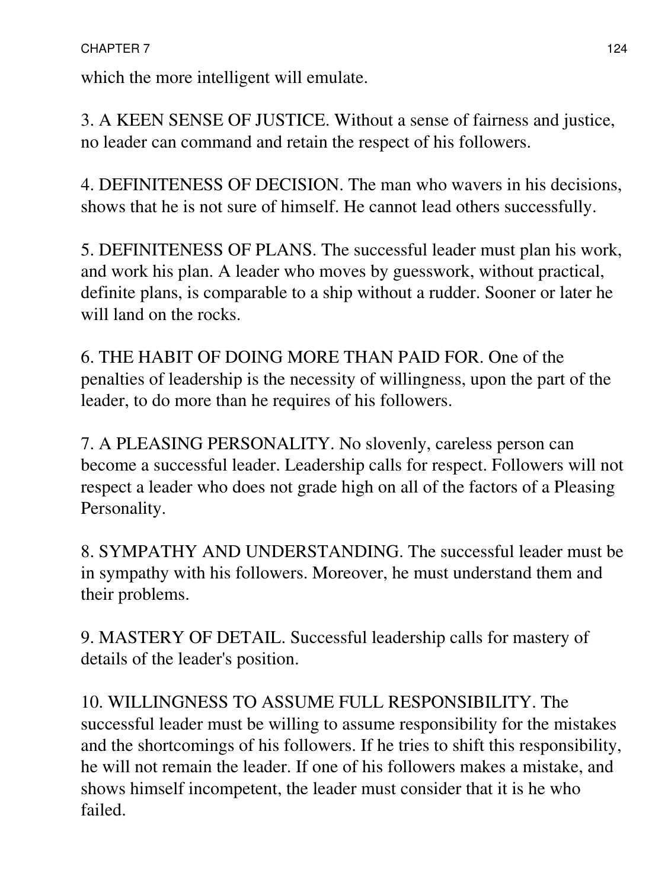which the more intelligent will emulate.

3. A KEEN SENSE OF JUSTICE. Without a sense of fairness and justice, no leader can command and retain the respect of his followers.

4. DEFINITENESS OF DECISION. The man who wavers in his decisions, shows that he is not sure of himself. He cannot lead others successfully.

5. DEFINITENESS OF PLANS. The successful leader must plan his work, and work his plan. A leader who moves by guesswork, without practical, definite plans, is comparable to a ship without a rudder. Sooner or later he will land on the rocks.

6. THE HABIT OF DOING MORE THAN PAID FOR. One of the penalties of leadership is the necessity of willingness, upon the part of the leader, to do more than he requires of his followers.

7. A PLEASING PERSONALITY. No slovenly, careless person can become a successful leader. Leadership calls for respect. Followers will not respect a leader who does not grade high on all of the factors of a Pleasing Personality.

8. SYMPATHY AND UNDERSTANDING. The successful leader must be in sympathy with his followers. Moreover, he must understand them and their problems.

9. MASTERY OF DETAIL. Successful leadership calls for mastery of details of the leader's position.

10. WILLINGNESS TO ASSUME FULL RESPONSIBILITY. The successful leader must be willing to assume responsibility for the mistakes and the shortcomings of his followers. If he tries to shift this responsibility, he will not remain the leader. If one of his followers makes a mistake, and shows himself incompetent, the leader must consider that it is he who failed.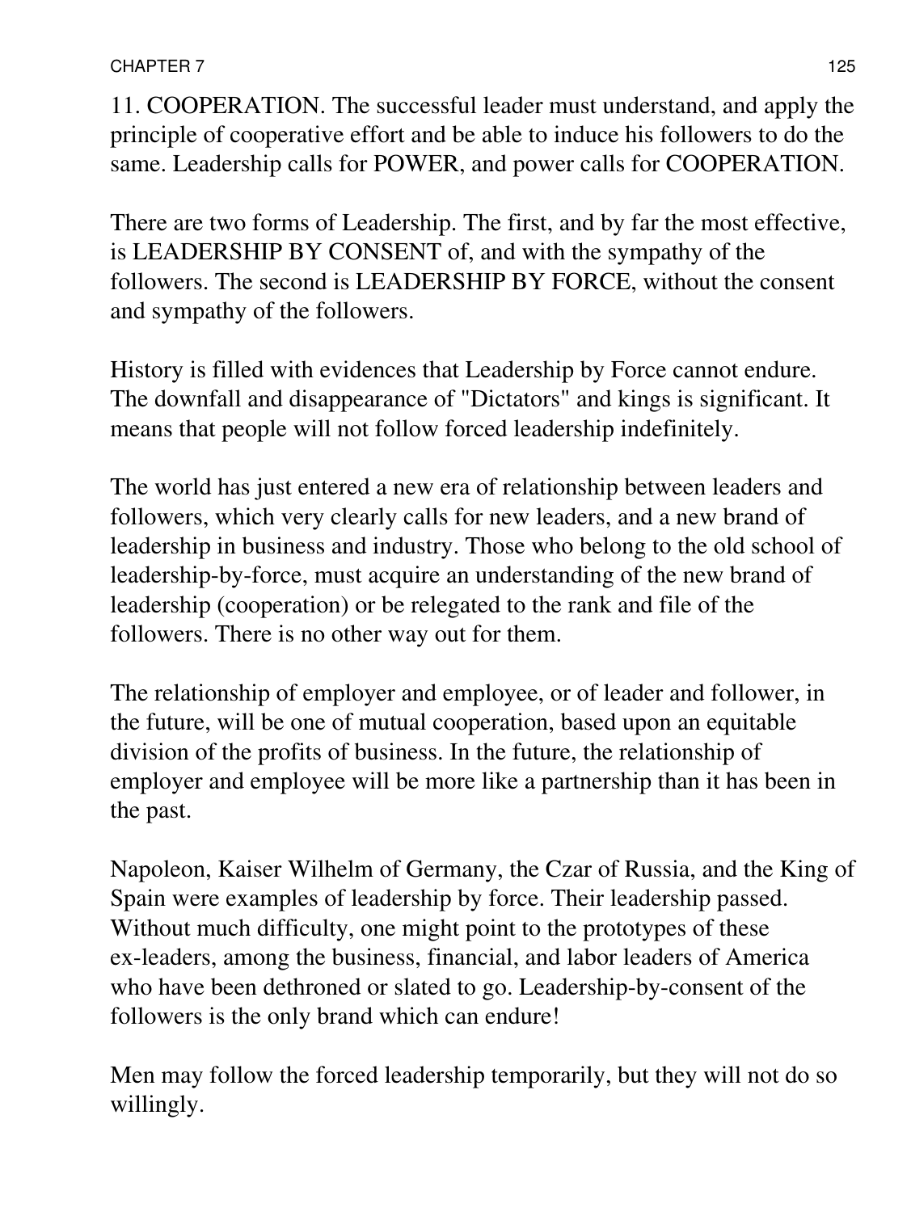11. COOPERATION. The successful leader must understand, and apply the principle of cooperative effort and be able to induce his followers to do the same. Leadership calls for POWER, and power calls for COOPERATION.

There are two forms of Leadership. The first, and by far the most effective, is LEADERSHIP BY CONSENT of, and with the sympathy of the followers. The second is LEADERSHIP BY FORCE, without the consent and sympathy of the followers.

History is filled with evidences that Leadership by Force cannot endure. The downfall and disappearance of "Dictators" and kings is significant. It means that people will not follow forced leadership indefinitely.

The world has just entered a new era of relationship between leaders and followers, which very clearly calls for new leaders, and a new brand of leadership in business and industry. Those who belong to the old school of leadership-by-force, must acquire an understanding of the new brand of leadership (cooperation) or be relegated to the rank and file of the followers. There is no other way out for them.

The relationship of employer and employee, or of leader and follower, in the future, will be one of mutual cooperation, based upon an equitable division of the profits of business. In the future, the relationship of employer and employee will be more like a partnership than it has been in the past.

Napoleon, Kaiser Wilhelm of Germany, the Czar of Russia, and the King of Spain were examples of leadership by force. Their leadership passed. Without much difficulty, one might point to the prototypes of these ex-leaders, among the business, financial, and labor leaders of America who have been dethroned or slated to go. Leadership-by-consent of the followers is the only brand which can endure!

Men may follow the forced leadership temporarily, but they will not do so willingly.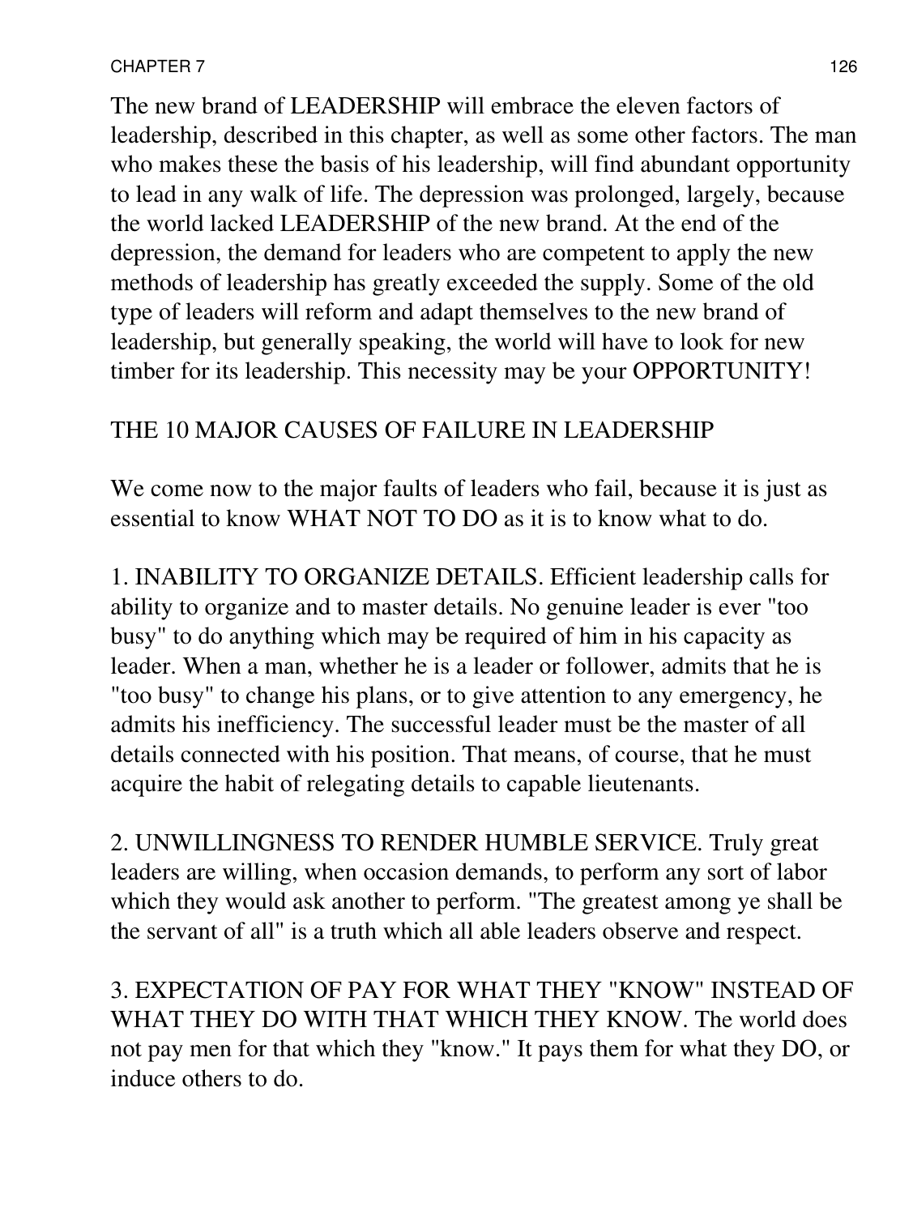The new brand of LEADERSHIP will embrace the eleven factors of leadership, described in this chapter, as well as some other factors. The man who makes these the basis of his leadership, will find abundant opportunity to lead in any walk of life. The depression was prolonged, largely, because the world lacked LEADERSHIP of the new brand. At the end of the depression, the demand for leaders who are competent to apply the new methods of leadership has greatly exceeded the supply. Some of the old type of leaders will reform and adapt themselves to the new brand of leadership, but generally speaking, the world will have to look for new timber for its leadership. This necessity may be your OPPORTUNITY!

## THE 10 MAJOR CAUSES OF FAILURE IN LEADERSHIP

We come now to the major faults of leaders who fail, because it is just as essential to know WHAT NOT TO DO as it is to know what to do.

1. INABILITY TO ORGANIZE DETAILS. Efficient leadership calls for ability to organize and to master details. No genuine leader is ever "too busy" to do anything which may be required of him in his capacity as leader. When a man, whether he is a leader or follower, admits that he is "too busy" to change his plans, or to give attention to any emergency, he admits his inefficiency. The successful leader must be the master of all details connected with his position. That means, of course, that he must acquire the habit of relegating details to capable lieutenants.

2. UNWILLINGNESS TO RENDER HUMBLE SERVICE. Truly great leaders are willing, when occasion demands, to perform any sort of labor which they would ask another to perform. "The greatest among ye shall be the servant of all" is a truth which all able leaders observe and respect.

3. EXPECTATION OF PAY FOR WHAT THEY "KNOW" INSTEAD OF WHAT THEY DO WITH THAT WHICH THEY KNOW. The world does not pay men for that which they "know." It pays them for what they DO, or induce others to do.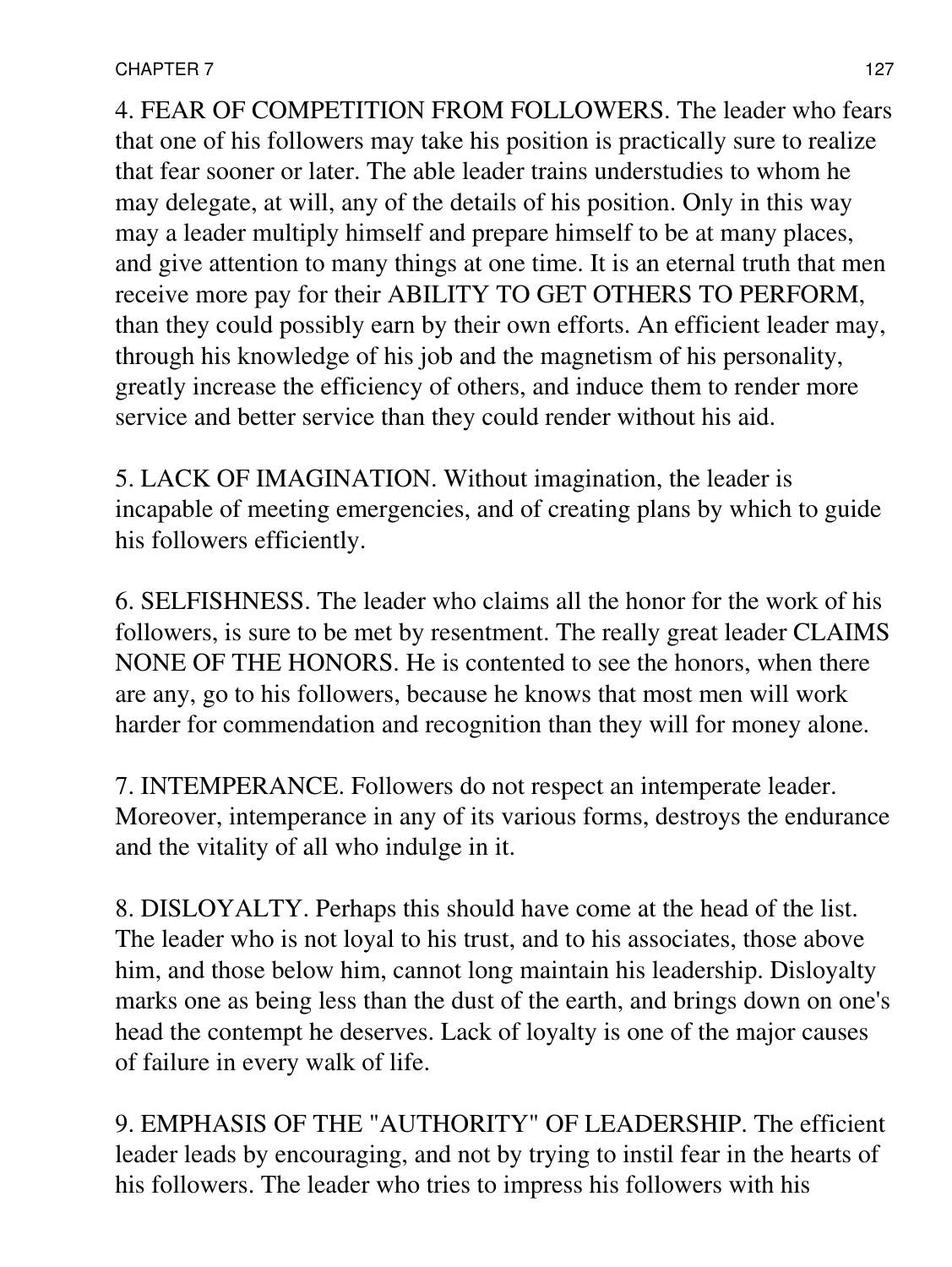4. FEAR OF COMPETITION FROM FOLLOWERS. The leader who fears that one of his followers may take his position is practically sure to realize that fear sooner or later. The able leader trains understudies to whom he may delegate, at will, any of the details of his position. Only in this way may a leader multiply himself and prepare himself to be at many places, and give attention to many things at one time. It is an eternal truth that men receive more pay for their ABILITY TO GET OTHERS TO PERFORM, than they could possibly earn by their own efforts. An efficient leader may, through his knowledge of his job and the magnetism of his personality, greatly increase the efficiency of others, and induce them to render more service and better service than they could render without his aid.

5. LACK OF IMAGINATION. Without imagination, the leader is incapable of meeting emergencies, and of creating plans by which to guide his followers efficiently.

6. SELFISHNESS. The leader who claims all the honor for the work of his followers, is sure to be met by resentment. The really great leader CLAIMS NONE OF THE HONORS. He is contented to see the honors, when there are any, go to his followers, because he knows that most men will work harder for commendation and recognition than they will for money alone.

7. INTEMPERANCE. Followers do not respect an intemperate leader. Moreover, intemperance in any of its various forms, destroys the endurance and the vitality of all who indulge in it.

8. DISLOYALTY. Perhaps this should have come at the head of the list. The leader who is not loyal to his trust, and to his associates, those above him, and those below him, cannot long maintain his leadership. Disloyalty marks one as being less than the dust of the earth, and brings down on one's head the contempt he deserves. Lack of loyalty is one of the major causes of failure in every walk of life.

9. EMPHASIS OF THE "AUTHORITY" OF LEADERSHIP. The efficient leader leads by encouraging, and not by trying to instil fear in the hearts of his followers. The leader who tries to impress his followers with his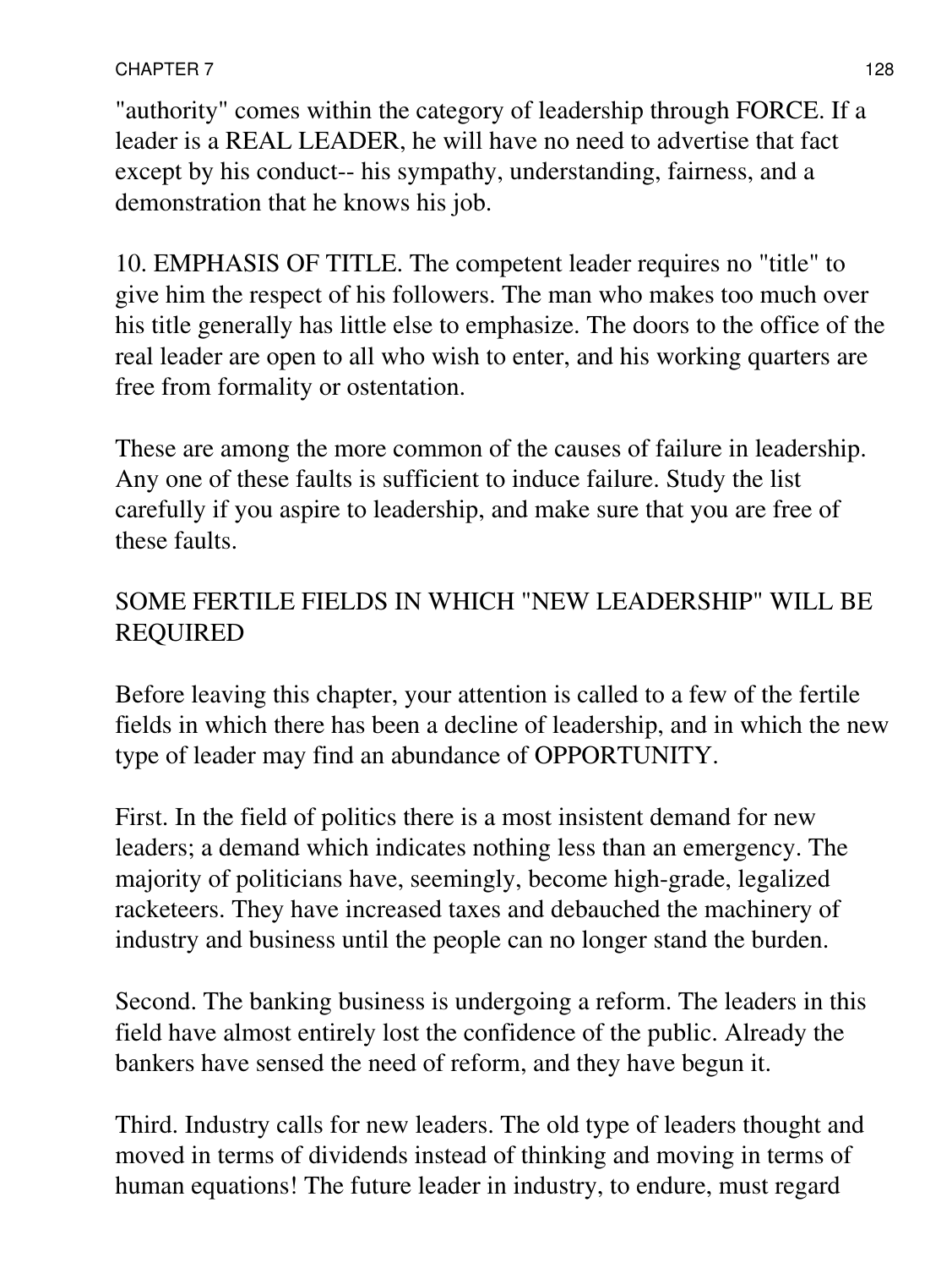"authority" comes within the category of leadership through FORCE. If a leader is a REAL LEADER, he will have no need to advertise that fact except by his conduct-- his sympathy, understanding, fairness, and a demonstration that he knows his job.

10. EMPHASIS OF TITLE. The competent leader requires no "title" to give him the respect of his followers. The man who makes too much over his title generally has little else to emphasize. The doors to the office of the real leader are open to all who wish to enter, and his working quarters are free from formality or ostentation.

These are among the more common of the causes of failure in leadership. Any one of these faults is sufficient to induce failure. Study the list carefully if you aspire to leadership, and make sure that you are free of these faults.

## SOME FERTILE FIELDS IN WHICH "NEW LEADERSHIP" WILL BE REQUIRED

Before leaving this chapter, your attention is called to a few of the fertile fields in which there has been a decline of leadership, and in which the new type of leader may find an abundance of OPPORTUNITY.

First. In the field of politics there is a most insistent demand for new leaders; a demand which indicates nothing less than an emergency. The majority of politicians have, seemingly, become high-grade, legalized racketeers. They have increased taxes and debauched the machinery of industry and business until the people can no longer stand the burden.

Second. The banking business is undergoing a reform. The leaders in this field have almost entirely lost the confidence of the public. Already the bankers have sensed the need of reform, and they have begun it.

Third. Industry calls for new leaders. The old type of leaders thought and moved in terms of dividends instead of thinking and moving in terms of human equations! The future leader in industry, to endure, must regard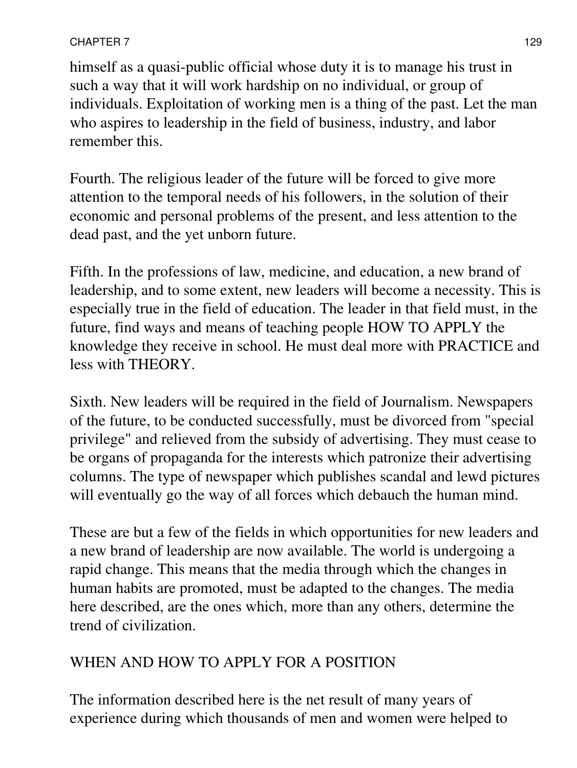himself as a quasi-public official whose duty it is to manage his trust in such a way that it will work hardship on no individual, or group of individuals. Exploitation of working men is a thing of the past. Let the man who aspires to leadership in the field of business, industry, and labor remember this.

Fourth. The religious leader of the future will be forced to give more attention to the temporal needs of his followers, in the solution of their economic and personal problems of the present, and less attention to the dead past, and the yet unborn future.

Fifth. In the professions of law, medicine, and education, a new brand of leadership, and to some extent, new leaders will become a necessity. This is especially true in the field of education. The leader in that field must, in the future, find ways and means of teaching people HOW TO APPLY the knowledge they receive in school. He must deal more with PRACTICE and less with THEORY.

Sixth. New leaders will be required in the field of Journalism. Newspapers of the future, to be conducted successfully, must be divorced from "special privilege" and relieved from the subsidy of advertising. They must cease to be organs of propaganda for the interests which patronize their advertising columns. The type of newspaper which publishes scandal and lewd pictures will eventually go the way of all forces which debauch the human mind.

These are but a few of the fields in which opportunities for new leaders and a new brand of leadership are now available. The world is undergoing a rapid change. This means that the media through which the changes in human habits are promoted, must be adapted to the changes. The media here described, are the ones which, more than any others, determine the trend of civilization.

## WHEN AND HOW TO APPLY FOR A POSITION

The information described here is the net result of many years of experience during which thousands of men and women were helped to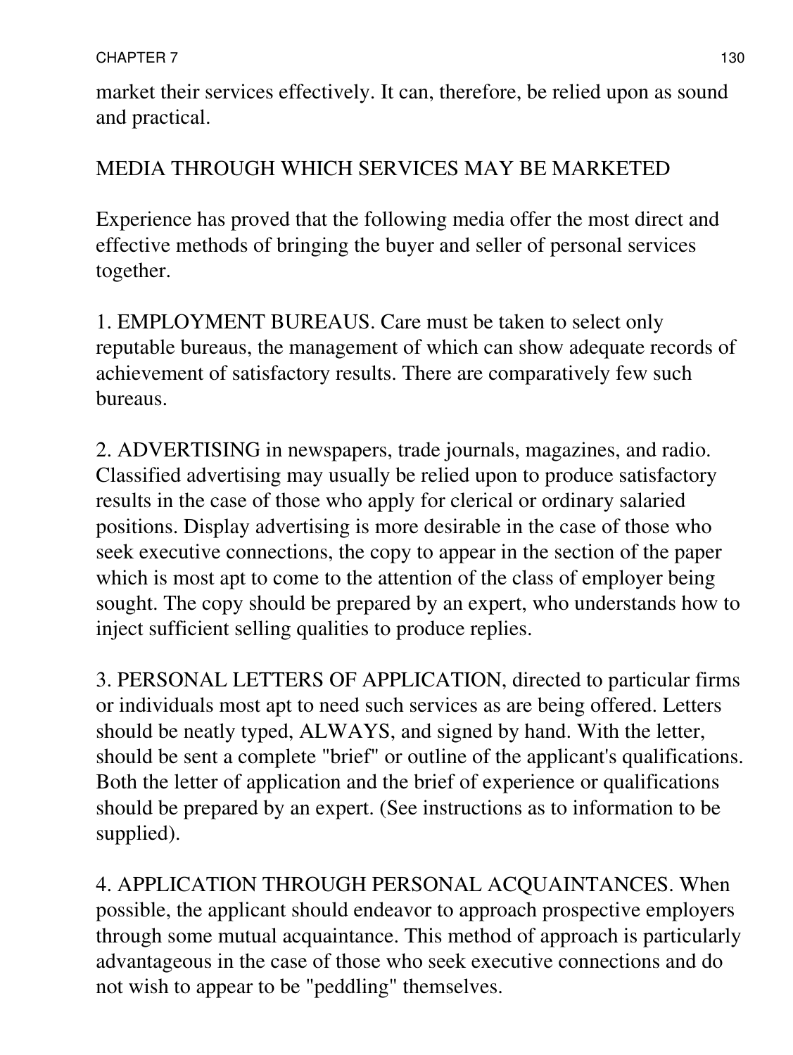market their services effectively. It can, therefore, be relied upon as sound and practical.

## MEDIA THROUGH WHICH SERVICES MAY BE MARKETED

Experience has proved that the following media offer the most direct and effective methods of bringing the buyer and seller of personal services together.

1. EMPLOYMENT BUREAUS. Care must be taken to select only reputable bureaus, the management of which can show adequate records of achievement of satisfactory results. There are comparatively few such bureaus.

2. ADVERTISING in newspapers, trade journals, magazines, and radio. Classified advertising may usually be relied upon to produce satisfactory results in the case of those who apply for clerical or ordinary salaried positions. Display advertising is more desirable in the case of those who seek executive connections, the copy to appear in the section of the paper which is most apt to come to the attention of the class of employer being sought. The copy should be prepared by an expert, who understands how to inject sufficient selling qualities to produce replies.

3. PERSONAL LETTERS OF APPLICATION, directed to particular firms or individuals most apt to need such services as are being offered. Letters should be neatly typed, ALWAYS, and signed by hand. With the letter, should be sent a complete "brief" or outline of the applicant's qualifications. Both the letter of application and the brief of experience or qualifications should be prepared by an expert. (See instructions as to information to be supplied).

4. APPLICATION THROUGH PERSONAL ACQUAINTANCES. When possible, the applicant should endeavor to approach prospective employers through some mutual acquaintance. This method of approach is particularly advantageous in the case of those who seek executive connections and do not wish to appear to be "peddling" themselves.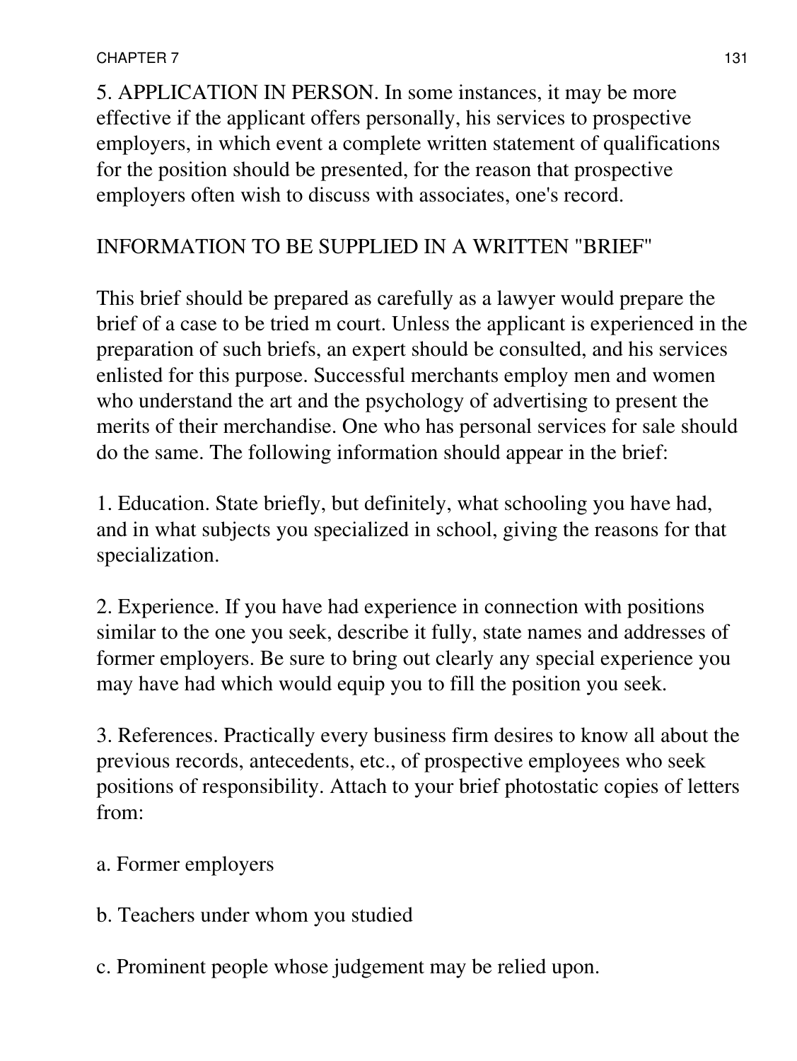5. APPLICATION IN PERSON. In some instances, it may be more effective if the applicant offers personally, his services to prospective employers, in which event a complete written statement of qualifications for the position should be presented, for the reason that prospective employers often wish to discuss with associates, one's record.

## INFORMATION TO BE SUPPLIED IN A WRITTEN "BRIEF"

This brief should be prepared as carefully as a lawyer would prepare the brief of a case to be tried m court. Unless the applicant is experienced in the preparation of such briefs, an expert should be consulted, and his services enlisted for this purpose. Successful merchants employ men and women who understand the art and the psychology of advertising to present the merits of their merchandise. One who has personal services for sale should do the same. The following information should appear in the brief:

1. Education. State briefly, but definitely, what schooling you have had, and in what subjects you specialized in school, giving the reasons for that specialization.

2. Experience. If you have had experience in connection with positions similar to the one you seek, describe it fully, state names and addresses of former employers. Be sure to bring out clearly any special experience you may have had which would equip you to fill the position you seek.

3. References. Practically every business firm desires to know all about the previous records, antecedents, etc., of prospective employees who seek positions of responsibility. Attach to your brief photostatic copies of letters from:

a. Former employers

b. Teachers under whom you studied

c. Prominent people whose judgement may be relied upon.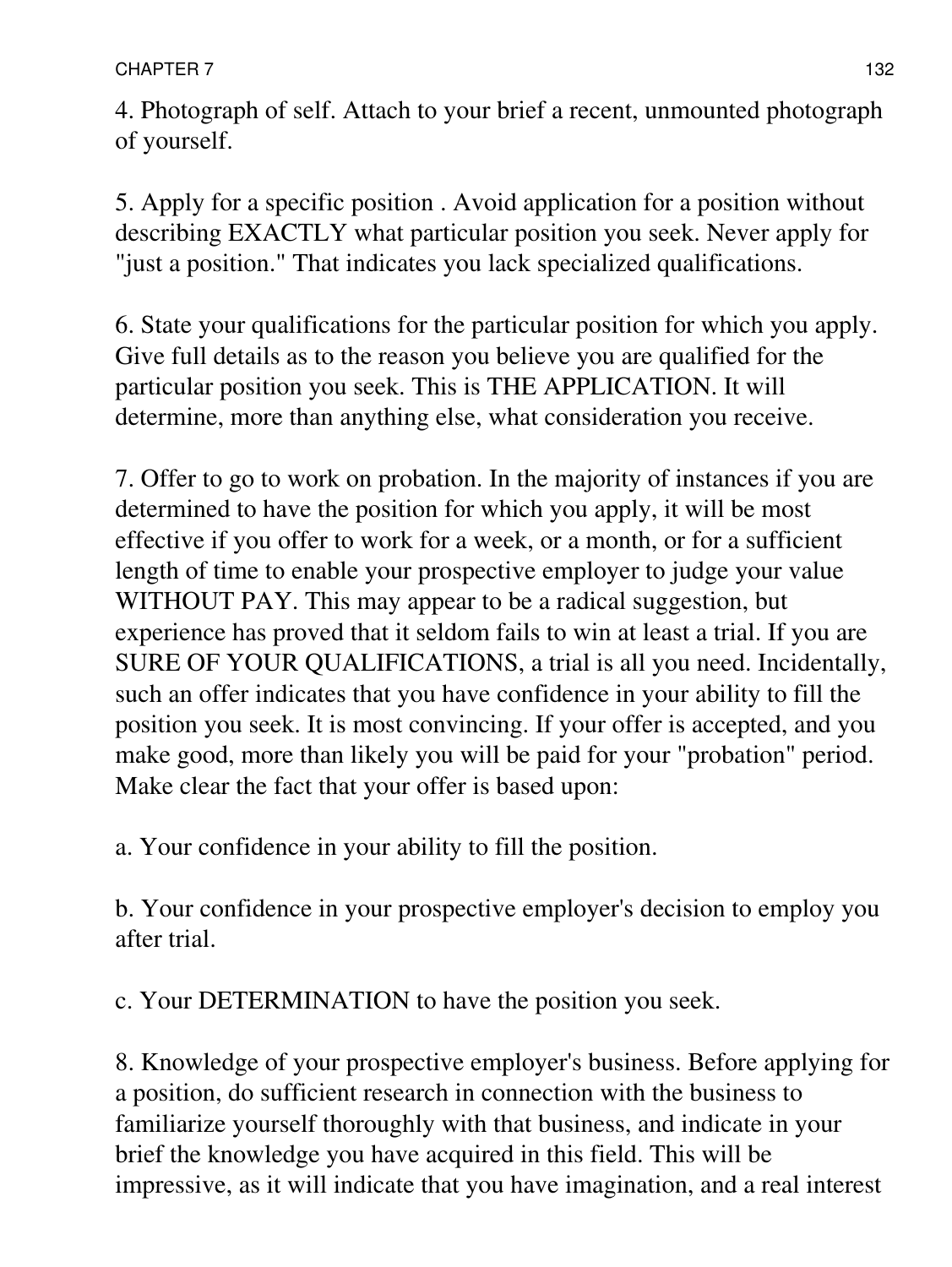4. Photograph of self. Attach to your brief a recent, unmounted photograph of yourself.

5. Apply for a specific position . Avoid application for a position without describing EXACTLY what particular position you seek. Never apply for "just a position." That indicates you lack specialized qualifications.

6. State your qualifications for the particular position for which you apply. Give full details as to the reason you believe you are qualified for the particular position you seek. This is THE APPLICATION. It will determine, more than anything else, what consideration you receive.

7. Offer to go to work on probation. In the majority of instances if you are determined to have the position for which you apply, it will be most effective if you offer to work for a week, or a month, or for a sufficient length of time to enable your prospective employer to judge your value WITHOUT PAY. This may appear to be a radical suggestion, but experience has proved that it seldom fails to win at least a trial. If you are SURE OF YOUR QUALIFICATIONS, a trial is all you need. Incidentally, such an offer indicates that you have confidence in your ability to fill the position you seek. It is most convincing. If your offer is accepted, and you make good, more than likely you will be paid for your "probation" period. Make clear the fact that your offer is based upon:

a. Your confidence in your ability to fill the position.

b. Your confidence in your prospective employer's decision to employ you after trial.

c. Your DETERMINATION to have the position you seek.

8. Knowledge of your prospective employer's business. Before applying for a position, do sufficient research in connection with the business to familiarize yourself thoroughly with that business, and indicate in your brief the knowledge you have acquired in this field. This will be impressive, as it will indicate that you have imagination, and a real interest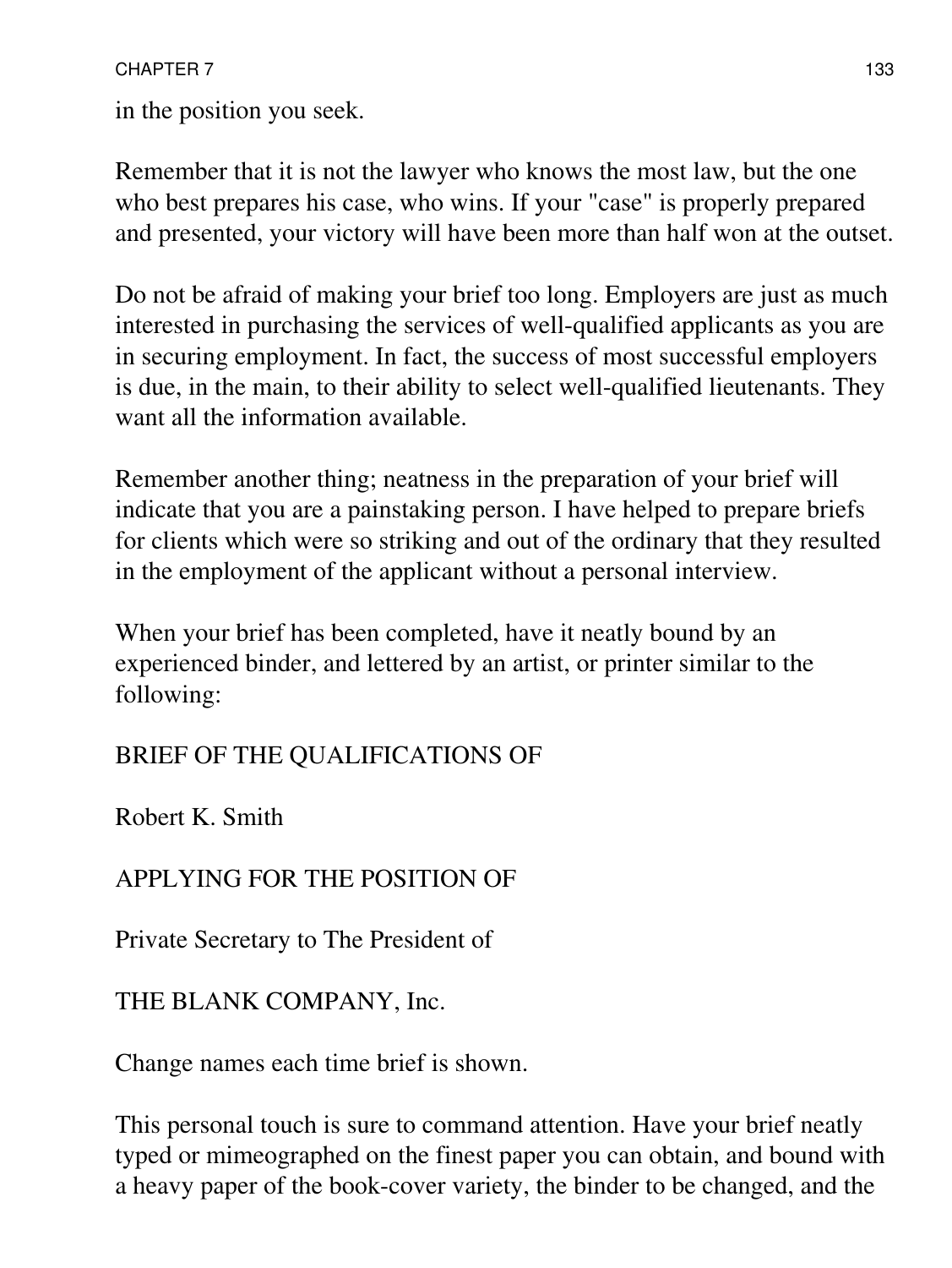in the position you seek.

Remember that it is not the lawyer who knows the most law, but the one who best prepares his case, who wins. If your "case" is properly prepared and presented, your victory will have been more than half won at the outset.

Do not be afraid of making your brief too long. Employers are just as much interested in purchasing the services of well-qualified applicants as you are in securing employment. In fact, the success of most successful employers is due, in the main, to their ability to select well-qualified lieutenants. They want all the information available.

Remember another thing; neatness in the preparation of your brief will indicate that you are a painstaking person. I have helped to prepare briefs for clients which were so striking and out of the ordinary that they resulted in the employment of the applicant without a personal interview.

When your brief has been completed, have it neatly bound by an experienced binder, and lettered by an artist, or printer similar to the following:

BRIEF OF THE QUALIFICATIONS OF

Robert K. Smith

APPLYING FOR THE POSITION OF

Private Secretary to The President of

THE BLANK COMPANY, Inc.

Change names each time brief is shown.

This personal touch is sure to command attention. Have your brief neatly typed or mimeographed on the finest paper you can obtain, and bound with a heavy paper of the book-cover variety, the binder to be changed, and the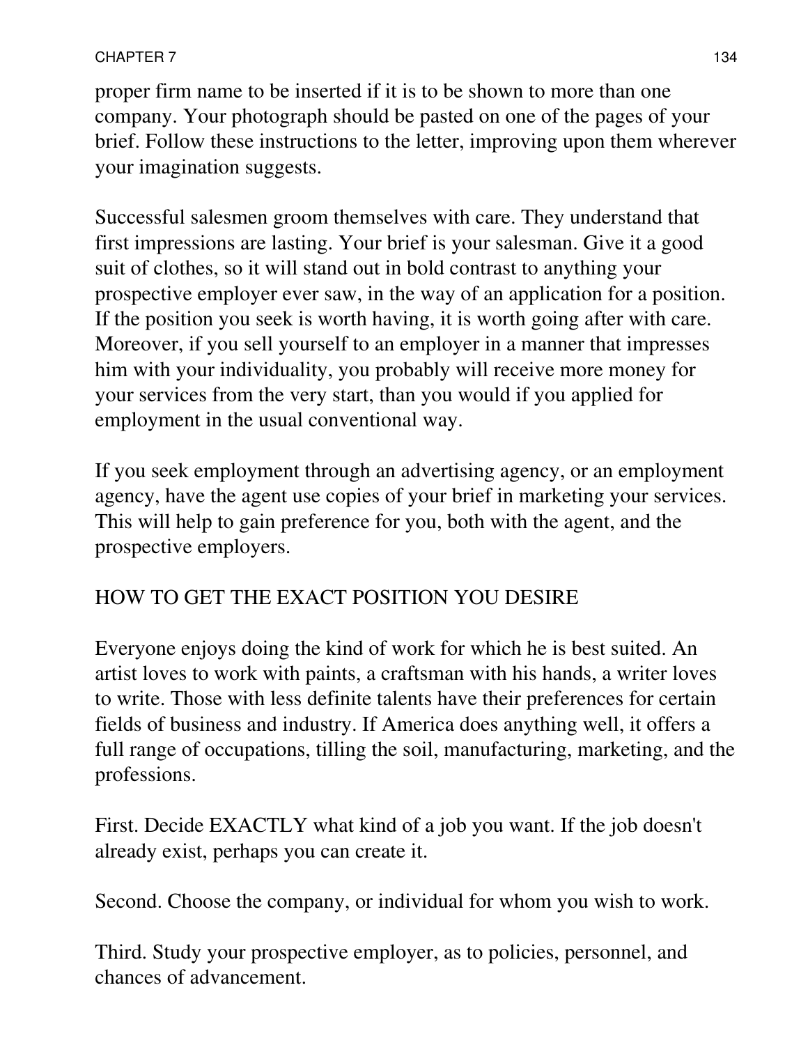proper firm name to be inserted if it is to be shown to more than one company. Your photograph should be pasted on one of the pages of your brief. Follow these instructions to the letter, improving upon them wherever your imagination suggests.

Successful salesmen groom themselves with care. They understand that first impressions are lasting. Your brief is your salesman. Give it a good suit of clothes, so it will stand out in bold contrast to anything your prospective employer ever saw, in the way of an application for a position. If the position you seek is worth having, it is worth going after with care. Moreover, if you sell yourself to an employer in a manner that impresses him with your individuality, you probably will receive more money for your services from the very start, than you would if you applied for employment in the usual conventional way.

If you seek employment through an advertising agency, or an employment agency, have the agent use copies of your brief in marketing your services. This will help to gain preference for you, both with the agent, and the prospective employers.

## HOW TO GET THE EXACT POSITION YOU DESIRE

Everyone enjoys doing the kind of work for which he is best suited. An artist loves to work with paints, a craftsman with his hands, a writer loves to write. Those with less definite talents have their preferences for certain fields of business and industry. If America does anything well, it offers a full range of occupations, tilling the soil, manufacturing, marketing, and the professions.

First. Decide EXACTLY what kind of a job you want. If the job doesn't already exist, perhaps you can create it.

Second. Choose the company, or individual for whom you wish to work.

Third. Study your prospective employer, as to policies, personnel, and chances of advancement.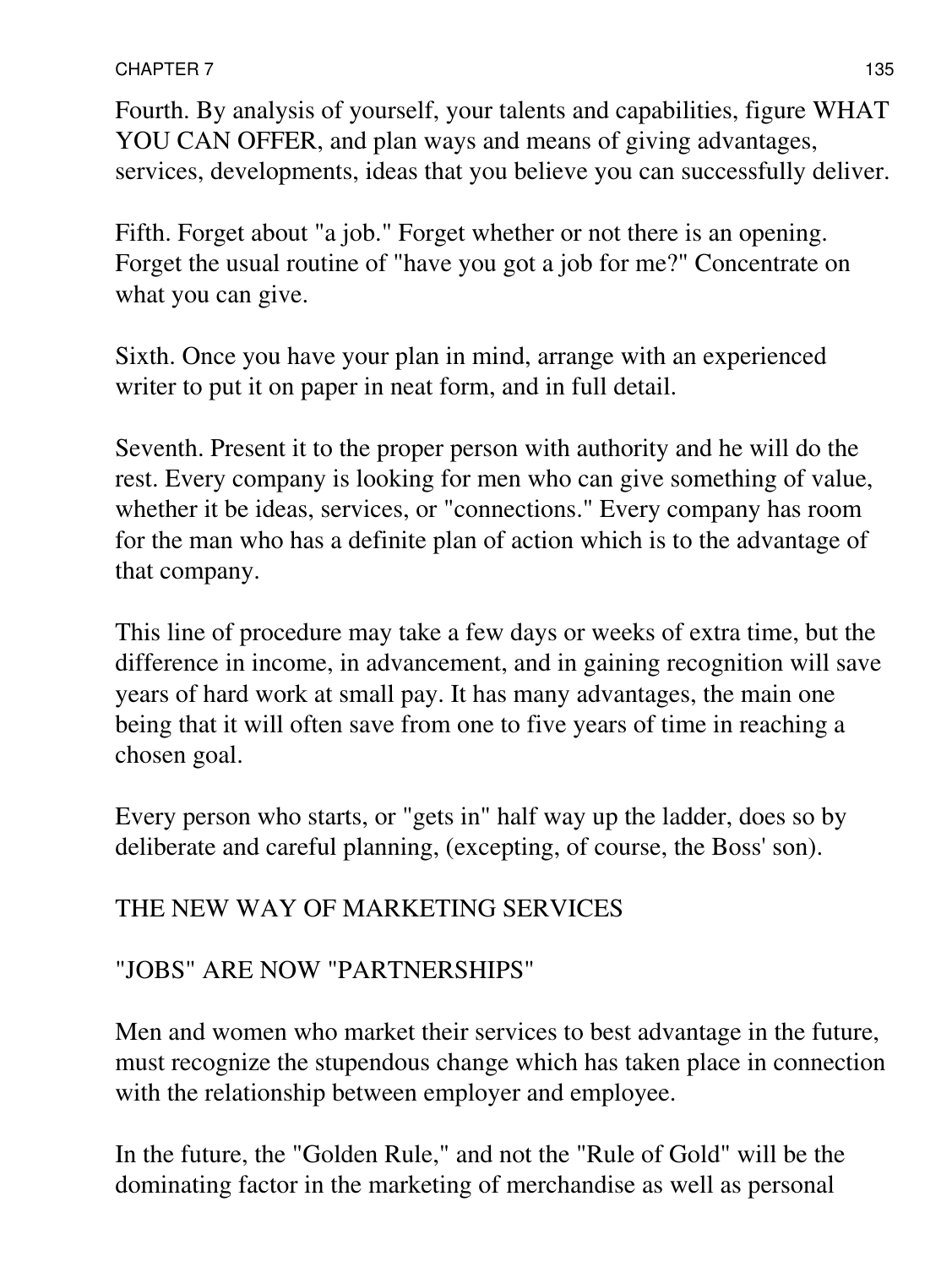Fourth. By analysis of yourself, your talents and capabilities, figure WHAT YOU CAN OFFER, and plan ways and means of giving advantages, services, developments, ideas that you believe you can successfully deliver.

Fifth. Forget about "a job." Forget whether or not there is an opening. Forget the usual routine of "have you got a job for me?" Concentrate on what you can give.

Sixth. Once you have your plan in mind, arrange with an experienced writer to put it on paper in neat form, and in full detail.

Seventh. Present it to the proper person with authority and he will do the rest. Every company is looking for men who can give something of value, whether it be ideas, services, or "connections." Every company has room for the man who has a definite plan of action which is to the advantage of that company.

This line of procedure may take a few days or weeks of extra time, but the difference in income, in advancement, and in gaining recognition will save years of hard work at small pay. It has many advantages, the main one being that it will often save from one to five years of time in reaching a chosen goal.

Every person who starts, or "gets in" half way up the ladder, does so by deliberate and careful planning, (excepting, of course, the Boss' son).

## THE NEW WAY OF MARKETING SERVICES

## "JOBS" ARE NOW "PARTNERSHIPS"

Men and women who market their services to best advantage in the future, must recognize the stupendous change which has taken place in connection with the relationship between employer and employee.

In the future, the "Golden Rule," and not the "Rule of Gold" will be the dominating factor in the marketing of merchandise as well as personal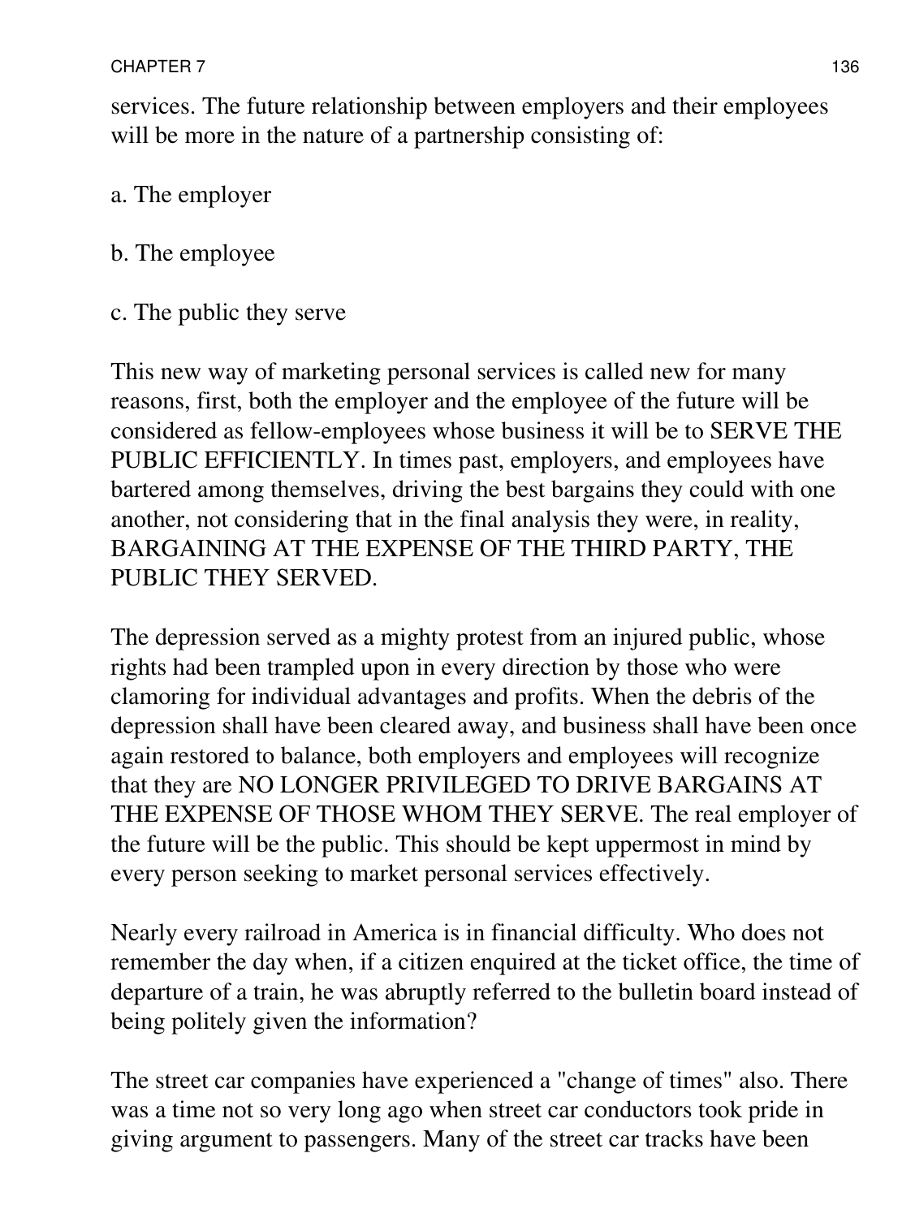services. The future relationship between employers and their employees will be more in the nature of a partnership consisting of:

a. The employer

b. The employee

c. The public they serve

This new way of marketing personal services is called new for many reasons, first, both the employer and the employee of the future will be considered as fellow-employees whose business it will be to SERVE THE PUBLIC EFFICIENTLY. In times past, employers, and employees have bartered among themselves, driving the best bargains they could with one another, not considering that in the final analysis they were, in reality, BARGAINING AT THE EXPENSE OF THE THIRD PARTY, THE PUBLIC THEY SERVED.

The depression served as a mighty protest from an injured public, whose rights had been trampled upon in every direction by those who were clamoring for individual advantages and profits. When the debris of the depression shall have been cleared away, and business shall have been once again restored to balance, both employers and employees will recognize that they are NO LONGER PRIVILEGED TO DRIVE BARGAINS AT THE EXPENSE OF THOSE WHOM THEY SERVE. The real employer of the future will be the public. This should be kept uppermost in mind by every person seeking to market personal services effectively.

Nearly every railroad in America is in financial difficulty. Who does not remember the day when, if a citizen enquired at the ticket office, the time of departure of a train, he was abruptly referred to the bulletin board instead of being politely given the information?

The street car companies have experienced a "change of times" also. There was a time not so very long ago when street car conductors took pride in giving argument to passengers. Many of the street car tracks have been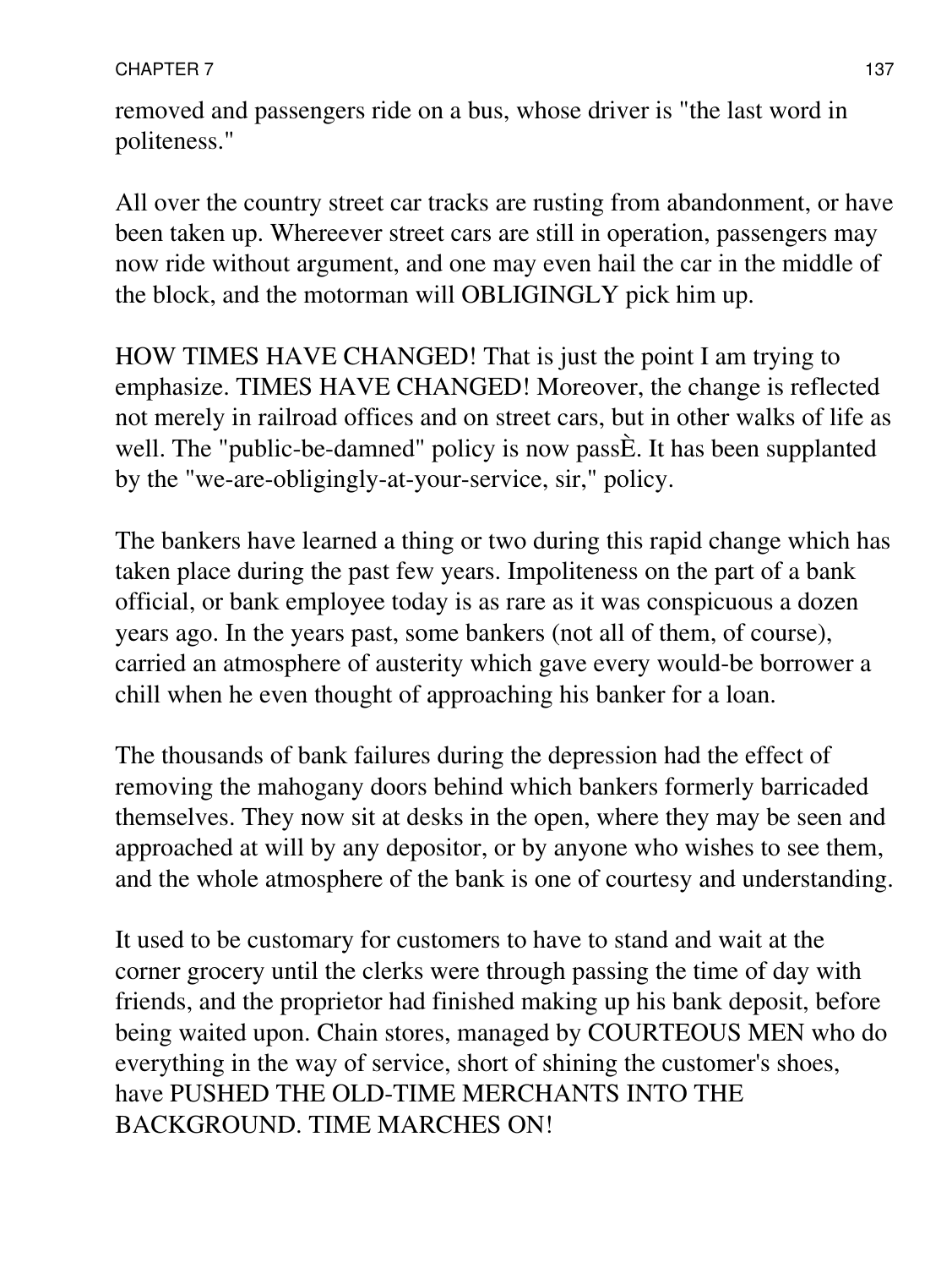removed and passengers ride on a bus, whose driver is "the last word in politeness."

All over the country street car tracks are rusting from abandonment, or have been taken up. Whereever street cars are still in operation, passengers may now ride without argument, and one may even hail the car in the middle of the block, and the motorman will OBLIGINGLY pick him up.

HOW TIMES HAVE CHANGED! That is just the point I am trying to emphasize. TIMES HAVE CHANGED! Moreover, the change is reflected not merely in railroad offices and on street cars, but in other walks of life as well. The "public-be-damned" policy is now passÈ. It has been supplanted by the "we-are-obligingly-at-your-service, sir," policy.

The bankers have learned a thing or two during this rapid change which has taken place during the past few years. Impoliteness on the part of a bank official, or bank employee today is as rare as it was conspicuous a dozen years ago. In the years past, some bankers (not all of them, of course), carried an atmosphere of austerity which gave every would-be borrower a chill when he even thought of approaching his banker for a loan.

The thousands of bank failures during the depression had the effect of removing the mahogany doors behind which bankers formerly barricaded themselves. They now sit at desks in the open, where they may be seen and approached at will by any depositor, or by anyone who wishes to see them, and the whole atmosphere of the bank is one of courtesy and understanding.

It used to be customary for customers to have to stand and wait at the corner grocery until the clerks were through passing the time of day with friends, and the proprietor had finished making up his bank deposit, before being waited upon. Chain stores, managed by COURTEOUS MEN who do everything in the way of service, short of shining the customer's shoes, have PUSHED THE OLD-TIME MERCHANTS INTO THE BACKGROUND. TIME MARCHES ON!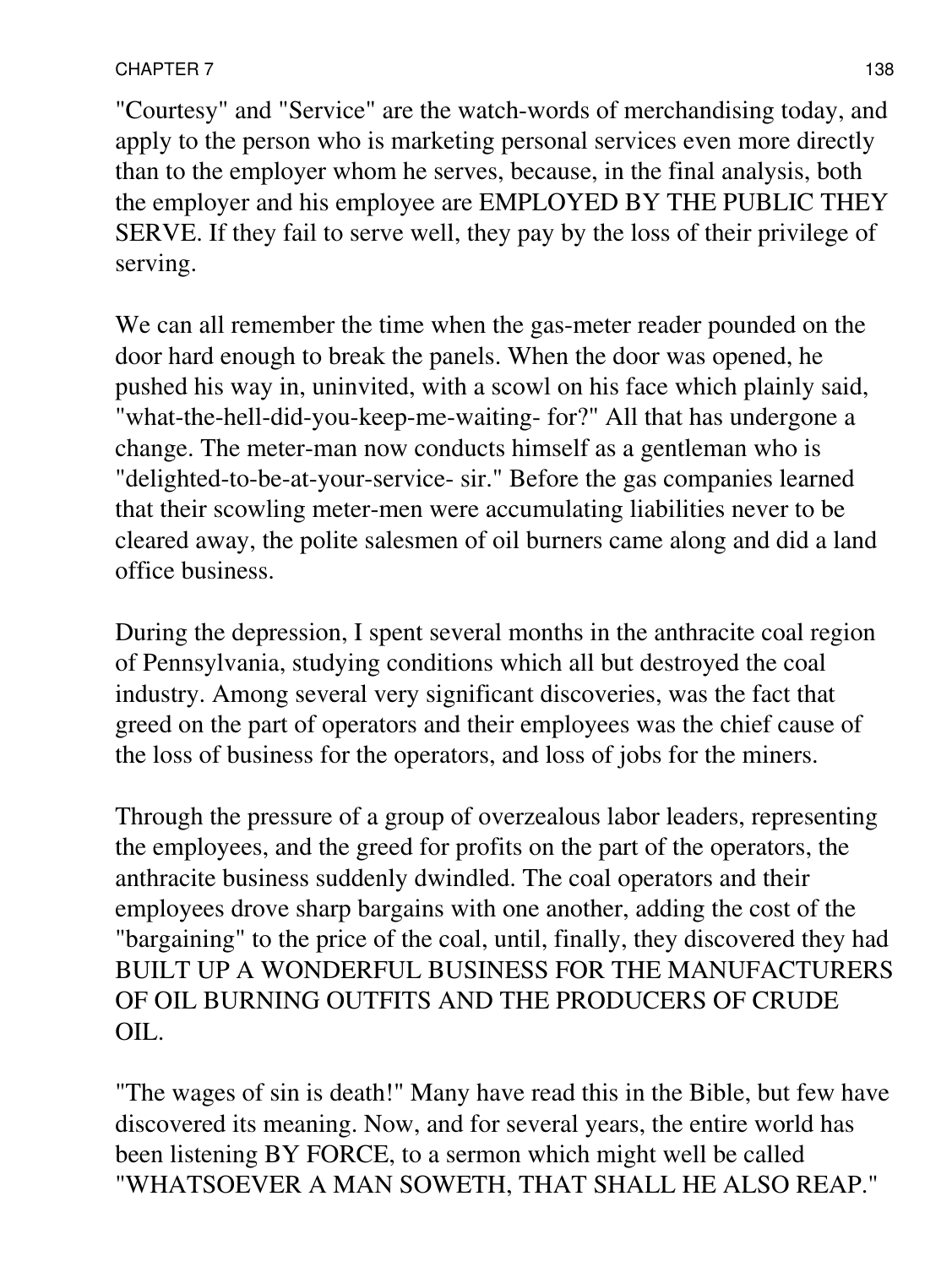"Courtesy" and "Service" are the watch-words of merchandising today, and apply to the person who is marketing personal services even more directly than to the employer whom he serves, because, in the final analysis, both the employer and his employee are EMPLOYED BY THE PUBLIC THEY SERVE. If they fail to serve well, they pay by the loss of their privilege of serving.

We can all remember the time when the gas-meter reader pounded on the door hard enough to break the panels. When the door was opened, he pushed his way in, uninvited, with a scowl on his face which plainly said, "what-the-hell-did-you-keep-me-waiting- for?" All that has undergone a change. The meter-man now conducts himself as a gentleman who is "delighted-to-be-at-your-service- sir." Before the gas companies learned that their scowling meter-men were accumulating liabilities never to be cleared away, the polite salesmen of oil burners came along and did a land office business.

During the depression, I spent several months in the anthracite coal region of Pennsylvania, studying conditions which all but destroyed the coal industry. Among several very significant discoveries, was the fact that greed on the part of operators and their employees was the chief cause of the loss of business for the operators, and loss of jobs for the miners.

Through the pressure of a group of overzealous labor leaders, representing the employees, and the greed for profits on the part of the operators, the anthracite business suddenly dwindled. The coal operators and their employees drove sharp bargains with one another, adding the cost of the "bargaining" to the price of the coal, until, finally, they discovered they had BUILT UP A WONDERFUL BUSINESS FOR THE MANUFACTURERS OF OIL BURNING OUTFITS AND THE PRODUCERS OF CRUDE OIL.

"The wages of sin is death!" Many have read this in the Bible, but few have discovered its meaning. Now, and for several years, the entire world has been listening BY FORCE, to a sermon which might well be called "WHATSOEVER A MAN SOWETH, THAT SHALL HE ALSO REAP."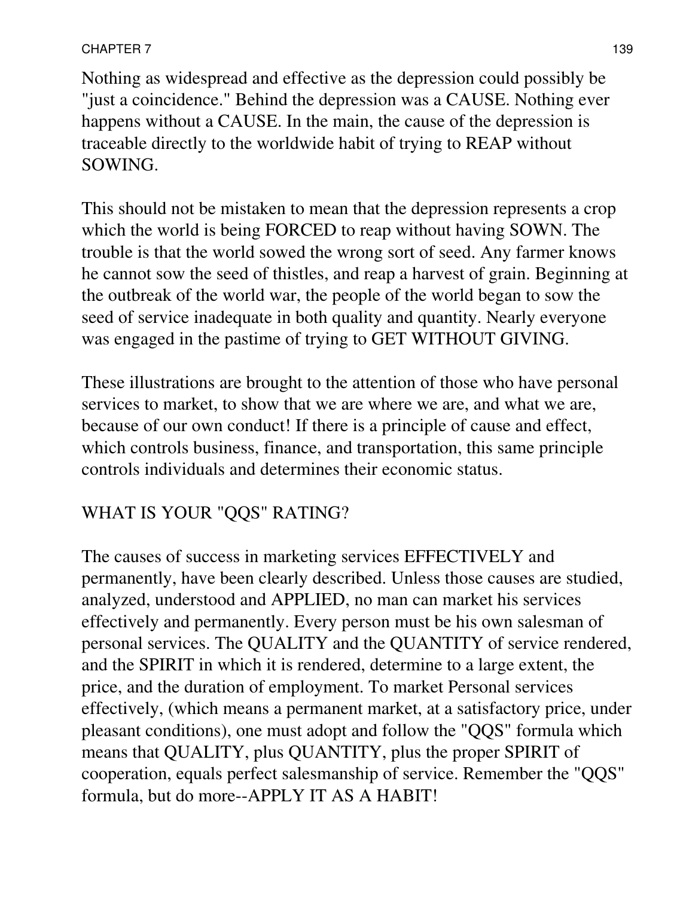Nothing as widespread and effective as the depression could possibly be "just a coincidence." Behind the depression was a CAUSE. Nothing ever happens without a CAUSE. In the main, the cause of the depression is traceable directly to the worldwide habit of trying to REAP without SOWING.

This should not be mistaken to mean that the depression represents a crop which the world is being FORCED to reap without having SOWN. The trouble is that the world sowed the wrong sort of seed. Any farmer knows he cannot sow the seed of thistles, and reap a harvest of grain. Beginning at the outbreak of the world war, the people of the world began to sow the seed of service inadequate in both quality and quantity. Nearly everyone was engaged in the pastime of trying to GET WITHOUT GIVING.

These illustrations are brought to the attention of those who have personal services to market, to show that we are where we are, and what we are, because of our own conduct! If there is a principle of cause and effect, which controls business, finance, and transportation, this same principle controls individuals and determines their economic status.

## WHAT IS YOUR "QQS" RATING?

The causes of success in marketing services EFFECTIVELY and permanently, have been clearly described. Unless those causes are studied, analyzed, understood and APPLIED, no man can market his services effectively and permanently. Every person must be his own salesman of personal services. The QUALITY and the QUANTITY of service rendered, and the SPIRIT in which it is rendered, determine to a large extent, the price, and the duration of employment. To market Personal services effectively, (which means a permanent market, at a satisfactory price, under pleasant conditions), one must adopt and follow the "QQS" formula which means that QUALITY, plus QUANTITY, plus the proper SPIRIT of cooperation, equals perfect salesmanship of service. Remember the "QQS" formula, but do more--APPLY IT AS A HABIT!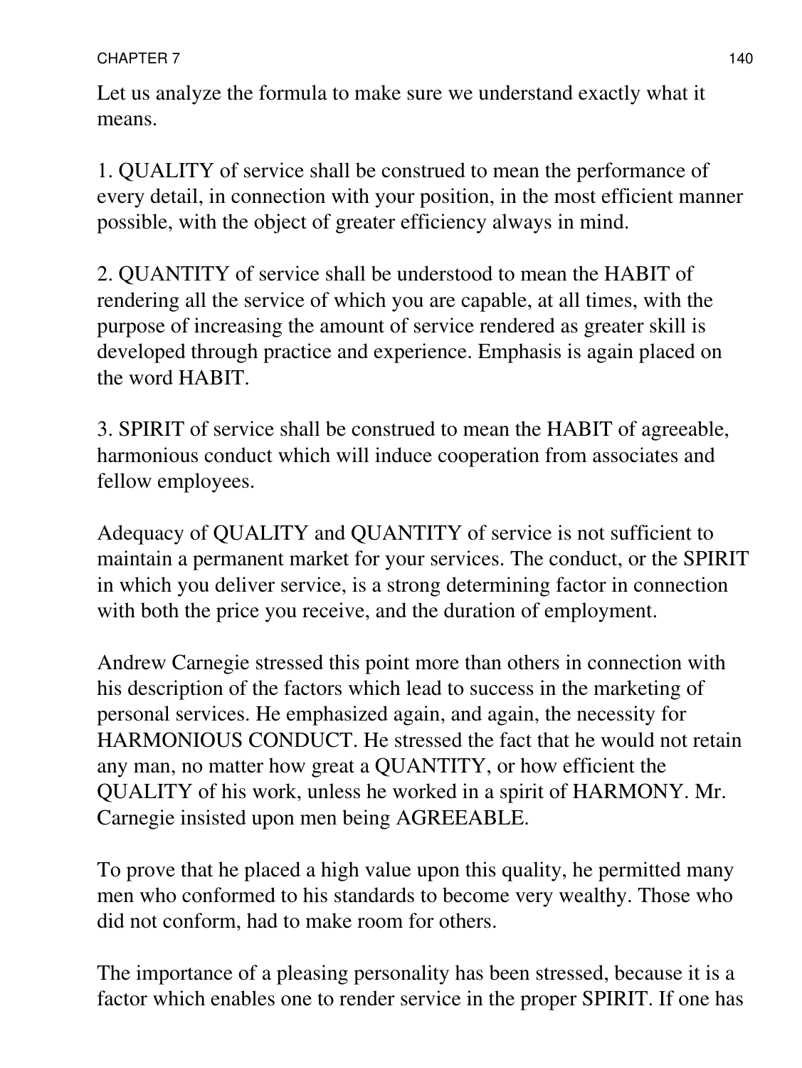Let us analyze the formula to make sure we understand exactly what it means.

1. QUALITY of service shall be construed to mean the performance of every detail, in connection with your position, in the most efficient manner possible, with the object of greater efficiency always in mind.

2. QUANTITY of service shall be understood to mean the HABIT of rendering all the service of which you are capable, at all times, with the purpose of increasing the amount of service rendered as greater skill is developed through practice and experience. Emphasis is again placed on the word HABIT.

3. SPIRIT of service shall be construed to mean the HABIT of agreeable, harmonious conduct which will induce cooperation from associates and fellow employees.

Adequacy of QUALITY and QUANTITY of service is not sufficient to maintain a permanent market for your services. The conduct, or the SPIRIT in which you deliver service, is a strong determining factor in connection with both the price you receive, and the duration of employment.

Andrew Carnegie stressed this point more than others in connection with his description of the factors which lead to success in the marketing of personal services. He emphasized again, and again, the necessity for HARMONIOUS CONDUCT. He stressed the fact that he would not retain any man, no matter how great a QUANTITY, or how efficient the QUALITY of his work, unless he worked in a spirit of HARMONY. Mr. Carnegie insisted upon men being AGREEABLE.

To prove that he placed a high value upon this quality, he permitted many men who conformed to his standards to become very wealthy. Those who did not conform, had to make room for others.

The importance of a pleasing personality has been stressed, because it is a factor which enables one to render service in the proper SPIRIT. If one has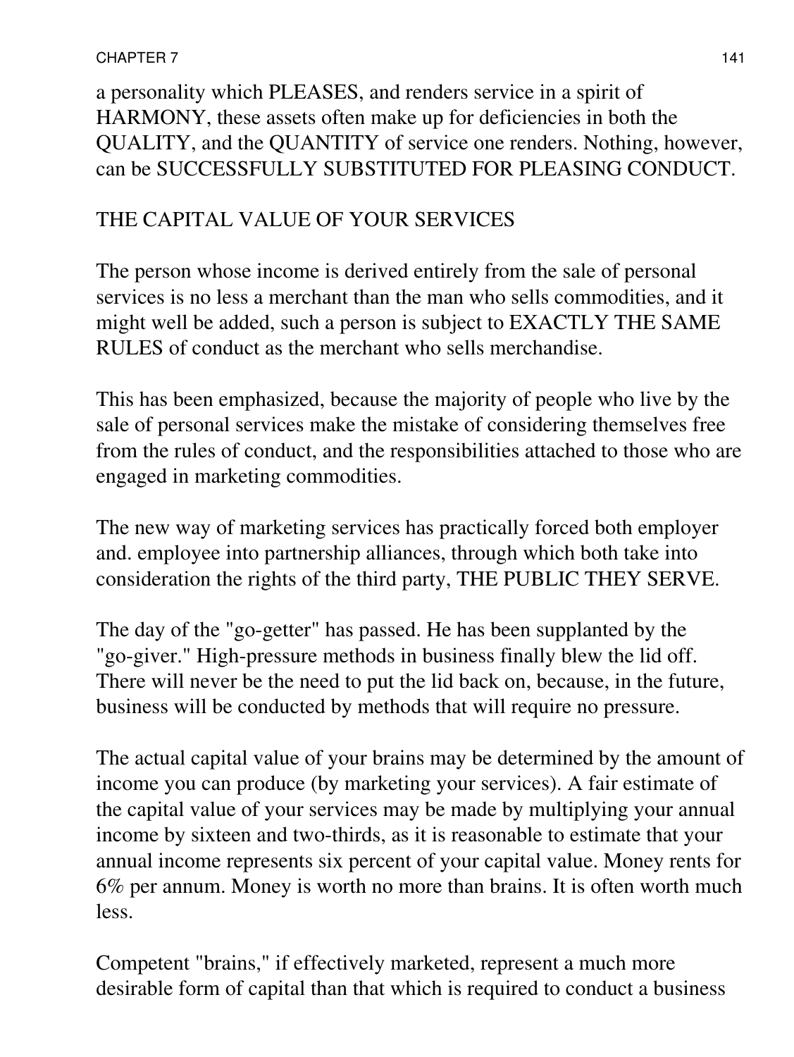a personality which PLEASES, and renders service in a spirit of HARMONY, these assets often make up for deficiencies in both the QUALITY, and the QUANTITY of service one renders. Nothing, however, can be SUCCESSFULLY SUBSTITUTED FOR PLEASING CONDUCT.

## THE CAPITAL VALUE OF YOUR SERVICES

The person whose income is derived entirely from the sale of personal services is no less a merchant than the man who sells commodities, and it might well be added, such a person is subject to EXACTLY THE SAME RULES of conduct as the merchant who sells merchandise.

This has been emphasized, because the majority of people who live by the sale of personal services make the mistake of considering themselves free from the rules of conduct, and the responsibilities attached to those who are engaged in marketing commodities.

The new way of marketing services has practically forced both employer and. employee into partnership alliances, through which both take into consideration the rights of the third party, THE PUBLIC THEY SERVE.

The day of the "go-getter" has passed. He has been supplanted by the "go-giver." High-pressure methods in business finally blew the lid off. There will never be the need to put the lid back on, because, in the future, business will be conducted by methods that will require no pressure.

The actual capital value of your brains may be determined by the amount of income you can produce (by marketing your services). A fair estimate of the capital value of your services may be made by multiplying your annual income by sixteen and two-thirds, as it is reasonable to estimate that your annual income represents six percent of your capital value. Money rents for 6% per annum. Money is worth no more than brains. It is often worth much less.

Competent "brains," if effectively marketed, represent a much more desirable form of capital than that which is required to conduct a business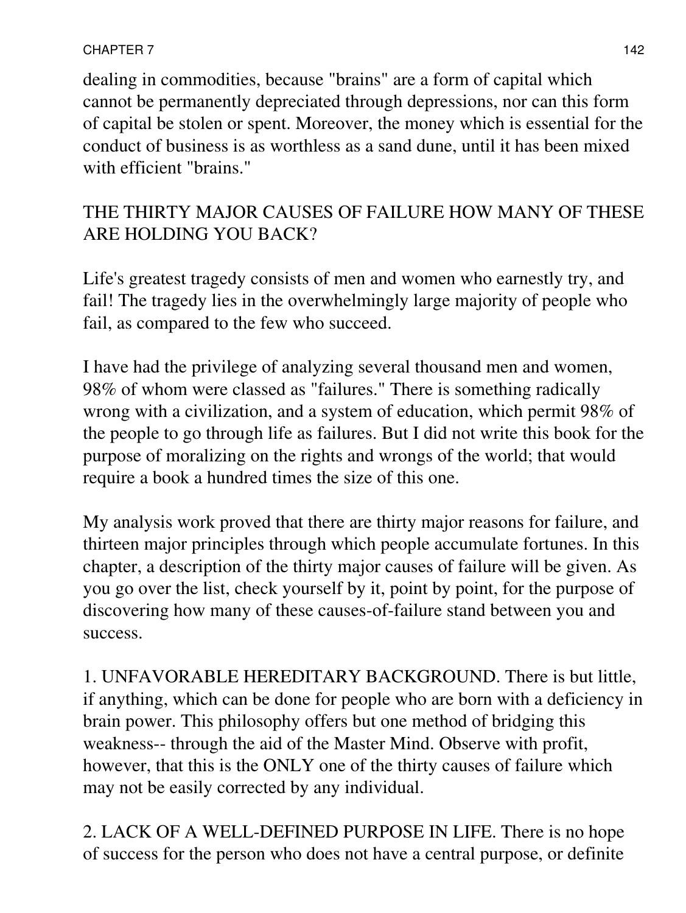dealing in commodities, because "brains" are a form of capital which cannot be permanently depreciated through depressions, nor can this form of capital be stolen or spent. Moreover, the money which is essential for the conduct of business is as worthless as a sand dune, until it has been mixed with efficient "brains."

## THE THIRTY MAJOR CAUSES OF FAILURE HOW MANY OF THESE ARE HOLDING YOU BACK?

Life's greatest tragedy consists of men and women who earnestly try, and fail! The tragedy lies in the overwhelmingly large majority of people who fail, as compared to the few who succeed.

I have had the privilege of analyzing several thousand men and women, 98% of whom were classed as "failures." There is something radically wrong with a civilization, and a system of education, which permit 98% of the people to go through life as failures. But I did not write this book for the purpose of moralizing on the rights and wrongs of the world; that would require a book a hundred times the size of this one.

My analysis work proved that there are thirty major reasons for failure, and thirteen major principles through which people accumulate fortunes. In this chapter, a description of the thirty major causes of failure will be given. As you go over the list, check yourself by it, point by point, for the purpose of discovering how many of these causes-of-failure stand between you and success.

1. UNFAVORABLE HEREDITARY BACKGROUND. There is but little, if anything, which can be done for people who are born with a deficiency in brain power. This philosophy offers but one method of bridging this weakness-- through the aid of the Master Mind. Observe with profit, however, that this is the ONLY one of the thirty causes of failure which may not be easily corrected by any individual.

2. LACK OF A WELL-DEFINED PURPOSE IN LIFE. There is no hope of success for the person who does not have a central purpose, or definite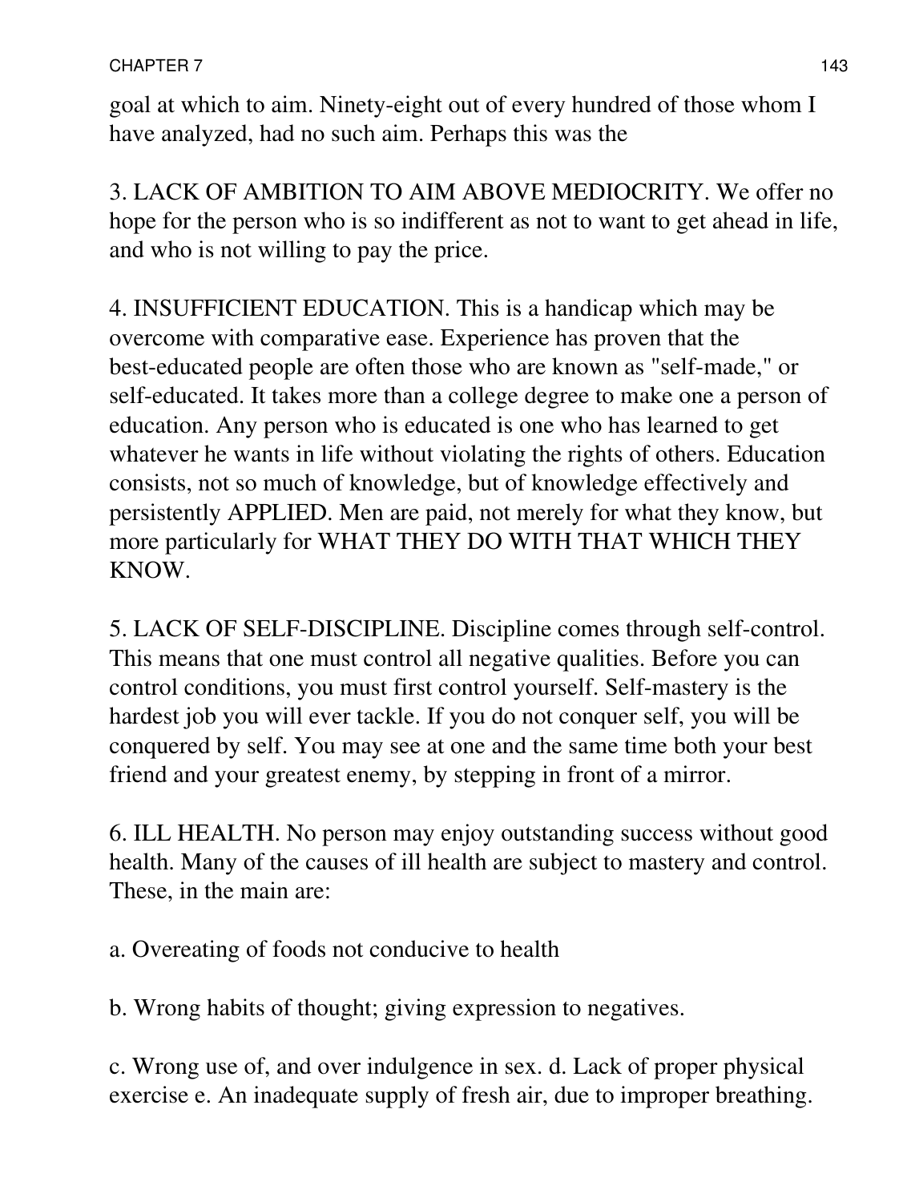goal at which to aim. Ninety-eight out of every hundred of those whom I have analyzed, had no such aim. Perhaps this was the

3. LACK OF AMBITION TO AIM ABOVE MEDIOCRITY. We offer no hope for the person who is so indifferent as not to want to get ahead in life, and who is not willing to pay the price.

4. INSUFFICIENT EDUCATION. This is a handicap which may be overcome with comparative ease. Experience has proven that the best-educated people are often those who are known as "self-made," or self-educated. It takes more than a college degree to make one a person of education. Any person who is educated is one who has learned to get whatever he wants in life without violating the rights of others. Education consists, not so much of knowledge, but of knowledge effectively and persistently APPLIED. Men are paid, not merely for what they know, but more particularly for WHAT THEY DO WITH THAT WHICH THEY KNOW.

5. LACK OF SELF-DISCIPLINE. Discipline comes through self-control. This means that one must control all negative qualities. Before you can control conditions, you must first control yourself. Self-mastery is the hardest job you will ever tackle. If you do not conquer self, you will be conquered by self. You may see at one and the same time both your best friend and your greatest enemy, by stepping in front of a mirror.

6. ILL HEALTH. No person may enjoy outstanding success without good health. Many of the causes of ill health are subject to mastery and control. These, in the main are:

a. Overeating of foods not conducive to health

b. Wrong habits of thought; giving expression to negatives.

c. Wrong use of, and over indulgence in sex. d. Lack of proper physical exercise e. An inadequate supply of fresh air, due to improper breathing.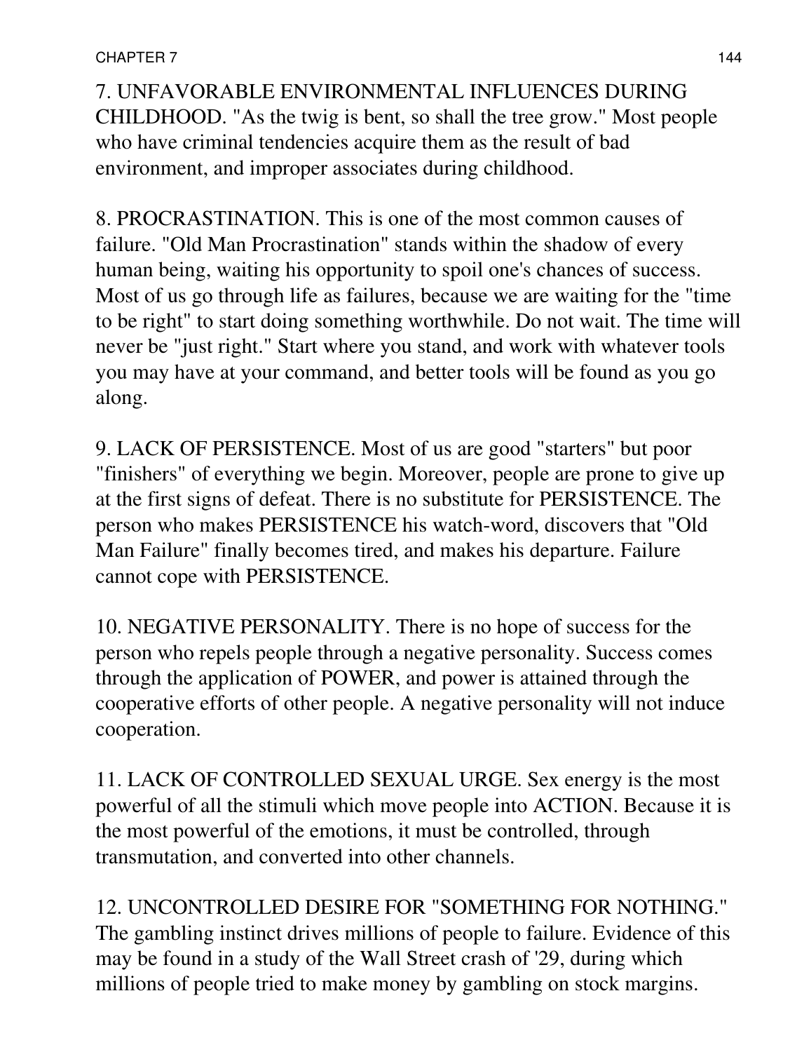7. UNFAVORABLE ENVIRONMENTAL INFLUENCES DURING CHILDHOOD. "As the twig is bent, so shall the tree grow." Most people who have criminal tendencies acquire them as the result of bad environment, and improper associates during childhood.

8. PROCRASTINATION. This is one of the most common causes of failure. "Old Man Procrastination" stands within the shadow of every human being, waiting his opportunity to spoil one's chances of success. Most of us go through life as failures, because we are waiting for the "time to be right" to start doing something worthwhile. Do not wait. The time will never be "just right." Start where you stand, and work with whatever tools you may have at your command, and better tools will be found as you go along.

9. LACK OF PERSISTENCE. Most of us are good "starters" but poor "finishers" of everything we begin. Moreover, people are prone to give up at the first signs of defeat. There is no substitute for PERSISTENCE. The person who makes PERSISTENCE his watch-word, discovers that "Old Man Failure" finally becomes tired, and makes his departure. Failure cannot cope with PERSISTENCE.

10. NEGATIVE PERSONALITY. There is no hope of success for the person who repels people through a negative personality. Success comes through the application of POWER, and power is attained through the cooperative efforts of other people. A negative personality will not induce cooperation.

11. LACK OF CONTROLLED SEXUAL URGE. Sex energy is the most powerful of all the stimuli which move people into ACTION. Because it is the most powerful of the emotions, it must be controlled, through transmutation, and converted into other channels.

12. UNCONTROLLED DESIRE FOR "SOMETHING FOR NOTHING." The gambling instinct drives millions of people to failure. Evidence of this may be found in a study of the Wall Street crash of '29, during which millions of people tried to make money by gambling on stock margins.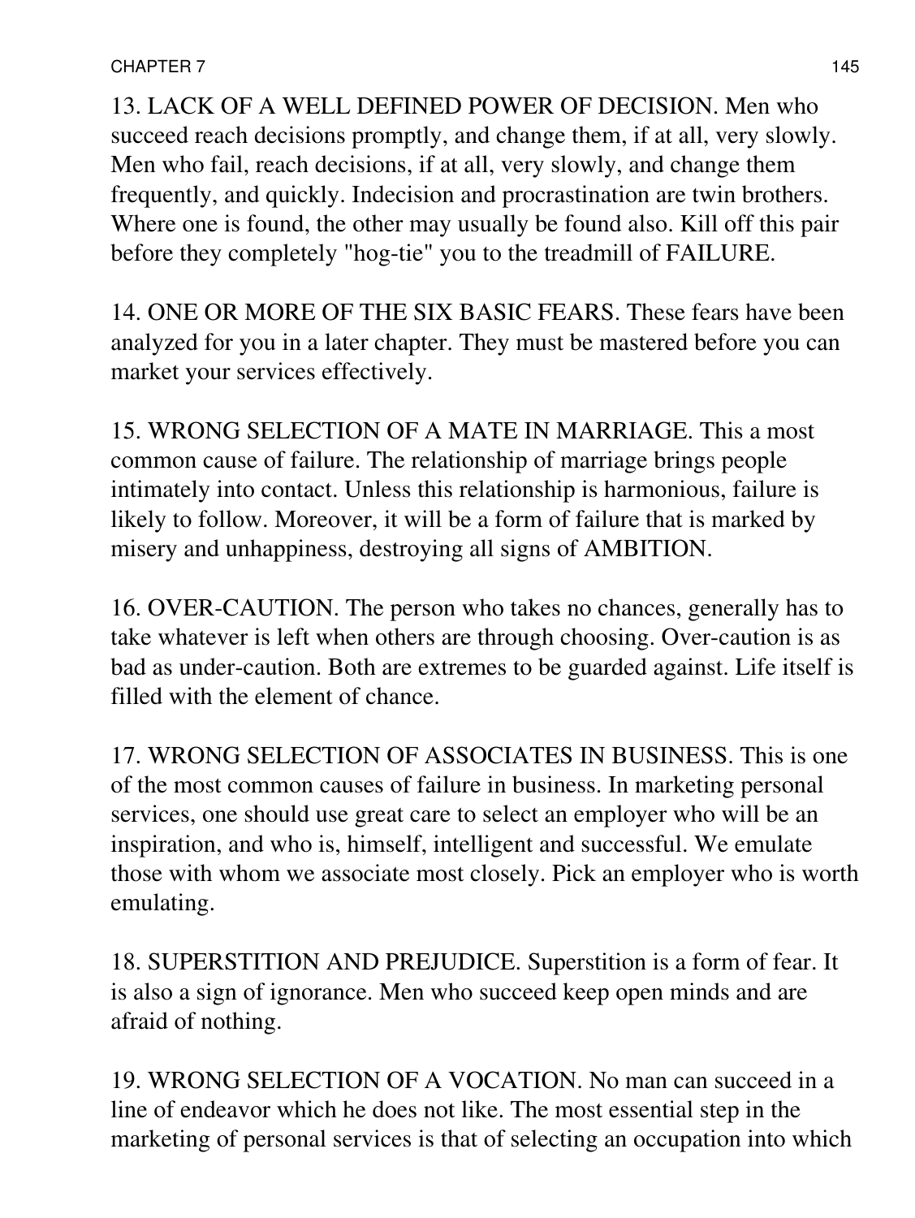13. LACK OF A WELL DEFINED POWER OF DECISION. Men who succeed reach decisions promptly, and change them, if at all, very slowly. Men who fail, reach decisions, if at all, very slowly, and change them frequently, and quickly. Indecision and procrastination are twin brothers. Where one is found, the other may usually be found also. Kill off this pair before they completely "hog-tie" you to the treadmill of FAILURE.

14. ONE OR MORE OF THE SIX BASIC FEARS. These fears have been analyzed for you in a later chapter. They must be mastered before you can market your services effectively.

15. WRONG SELECTION OF A MATE IN MARRIAGE. This a most common cause of failure. The relationship of marriage brings people intimately into contact. Unless this relationship is harmonious, failure is likely to follow. Moreover, it will be a form of failure that is marked by misery and unhappiness, destroying all signs of AMBITION.

16. OVER-CAUTION. The person who takes no chances, generally has to take whatever is left when others are through choosing. Over-caution is as bad as under-caution. Both are extremes to be guarded against. Life itself is filled with the element of chance.

17. WRONG SELECTION OF ASSOCIATES IN BUSINESS. This is one of the most common causes of failure in business. In marketing personal services, one should use great care to select an employer who will be an inspiration, and who is, himself, intelligent and successful. We emulate those with whom we associate most closely. Pick an employer who is worth emulating.

18. SUPERSTITION AND PREJUDICE. Superstition is a form of fear. It is also a sign of ignorance. Men who succeed keep open minds and are afraid of nothing.

19. WRONG SELECTION OF A VOCATION. No man can succeed in a line of endeavor which he does not like. The most essential step in the marketing of personal services is that of selecting an occupation into which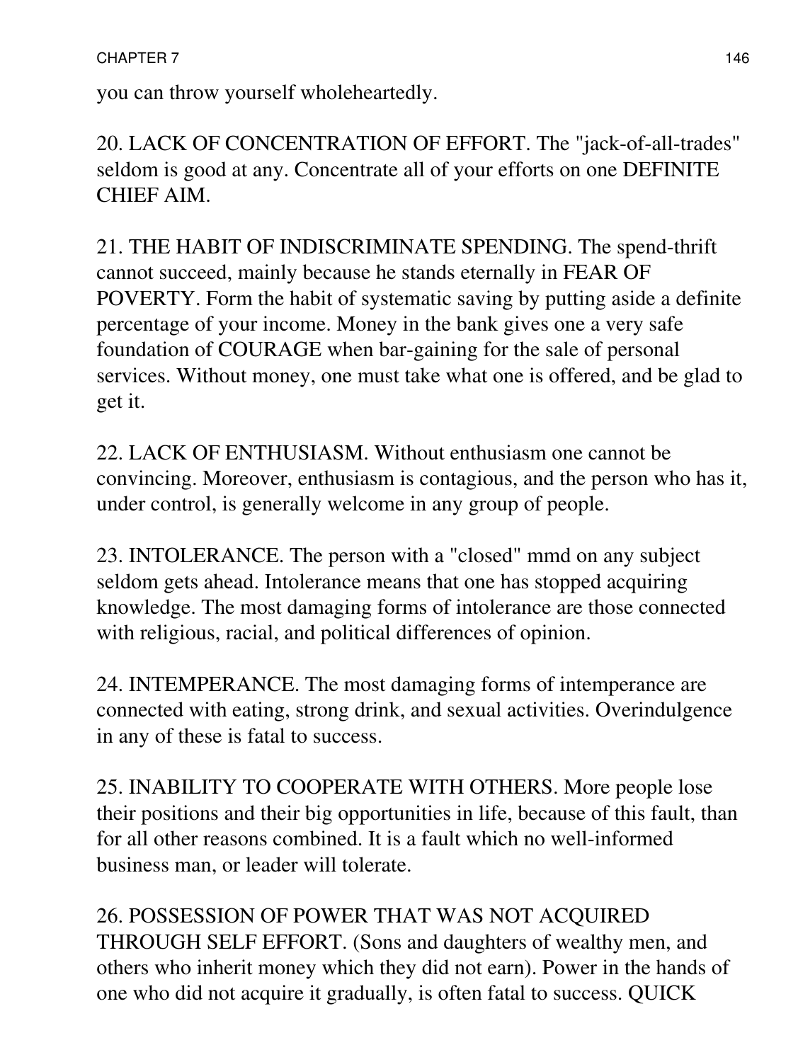you can throw yourself wholeheartedly.

20. LACK OF CONCENTRATION OF EFFORT. The "jack-of-all-trades" seldom is good at any. Concentrate all of your efforts on one DEFINITE CHIEF AIM.

21. THE HABIT OF INDISCRIMINATE SPENDING. The spend-thrift cannot succeed, mainly because he stands eternally in FEAR OF POVERTY. Form the habit of systematic saving by putting aside a definite percentage of your income. Money in the bank gives one a very safe foundation of COURAGE when bar-gaining for the sale of personal services. Without money, one must take what one is offered, and be glad to get it.

22. LACK OF ENTHUSIASM. Without enthusiasm one cannot be convincing. Moreover, enthusiasm is contagious, and the person who has it, under control, is generally welcome in any group of people.

23. INTOLERANCE. The person with a "closed" mmd on any subject seldom gets ahead. Intolerance means that one has stopped acquiring knowledge. The most damaging forms of intolerance are those connected with religious, racial, and political differences of opinion.

24. INTEMPERANCE. The most damaging forms of intemperance are connected with eating, strong drink, and sexual activities. Overindulgence in any of these is fatal to success.

25. INABILITY TO COOPERATE WITH OTHERS. More people lose their positions and their big opportunities in life, because of this fault, than for all other reasons combined. It is a fault which no well-informed business man, or leader will tolerate.

26. POSSESSION OF POWER THAT WAS NOT ACQUIRED THROUGH SELF EFFORT. (Sons and daughters of wealthy men, and others who inherit money which they did not earn). Power in the hands of one who did not acquire it gradually, is often fatal to success. QUICK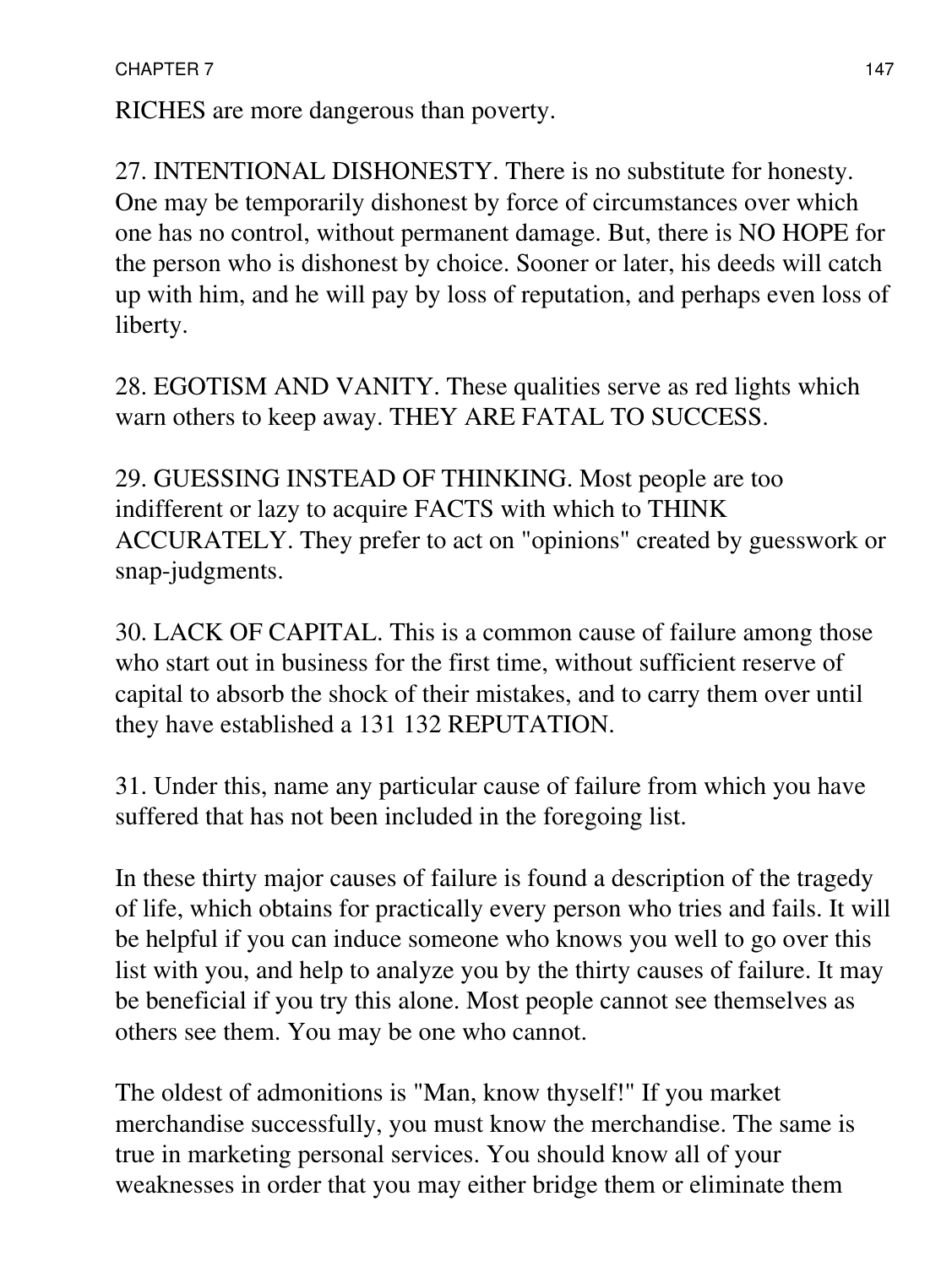RICHES are more dangerous than poverty.

27. INTENTIONAL DISHONESTY. There is no substitute for honesty. One may be temporarily dishonest by force of circumstances over which one has no control, without permanent damage. But, there is NO HOPE for the person who is dishonest by choice. Sooner or later, his deeds will catch up with him, and he will pay by loss of reputation, and perhaps even loss of liberty.

28. EGOTISM AND VANITY. These qualities serve as red lights which warn others to keep away. THEY ARE FATAL TO SUCCESS.

29. GUESSING INSTEAD OF THINKING. Most people are too indifferent or lazy to acquire FACTS with which to THINK ACCURATELY. They prefer to act on "opinions" created by guesswork or snap-judgments.

30. LACK OF CAPITAL. This is a common cause of failure among those who start out in business for the first time, without sufficient reserve of capital to absorb the shock of their mistakes, and to carry them over until they have established a 131 132 REPUTATION.

31. Under this, name any particular cause of failure from which you have suffered that has not been included in the foregoing list.

In these thirty major causes of failure is found a description of the tragedy of life, which obtains for practically every person who tries and fails. It will be helpful if you can induce someone who knows you well to go over this list with you, and help to analyze you by the thirty causes of failure. It may be beneficial if you try this alone. Most people cannot see themselves as others see them. You may be one who cannot.

The oldest of admonitions is "Man, know thyself!" If you market merchandise successfully, you must know the merchandise. The same is true in marketing personal services. You should know all of your weaknesses in order that you may either bridge them or eliminate them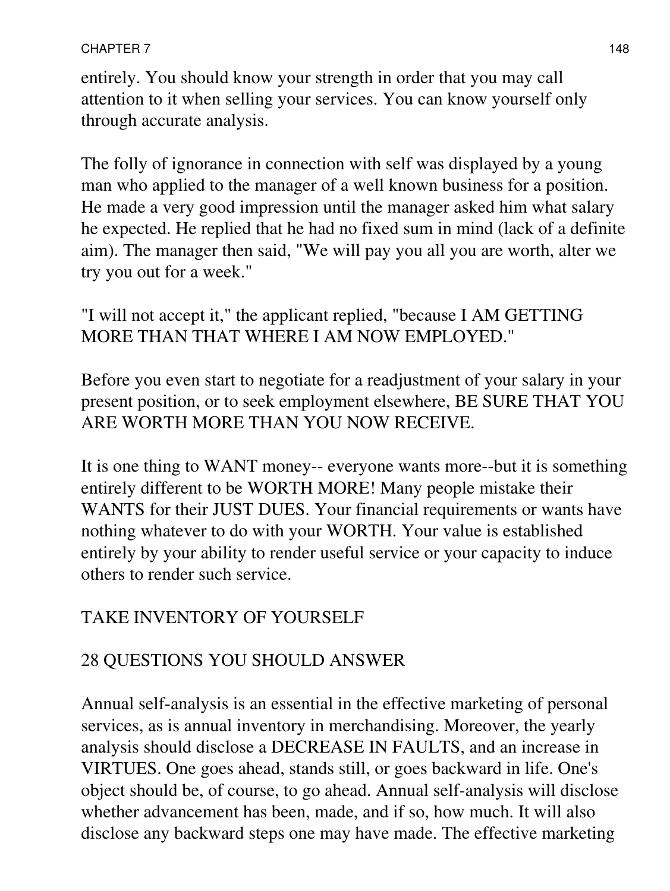entirely. You should know your strength in order that you may call attention to it when selling your services. You can know yourself only through accurate analysis.

The folly of ignorance in connection with self was displayed by a young man who applied to the manager of a well known business for a position. He made a very good impression until the manager asked him what salary he expected. He replied that he had no fixed sum in mind (lack of a definite aim). The manager then said, "We will pay you all you are worth, alter we try you out for a week."

"I will not accept it," the applicant replied, "because I AM GETTING MORE THAN THAT WHERE I AM NOW EMPLOYED."

Before you even start to negotiate for a readjustment of your salary in your present position, or to seek employment elsewhere, BE SURE THAT YOU ARE WORTH MORE THAN YOU NOW RECEIVE.

It is one thing to WANT money-- everyone wants more--but it is something entirely different to be WORTH MORE! Many people mistake their WANTS for their JUST DUES. Your financial requirements or wants have nothing whatever to do with your WORTH. Your value is established entirely by your ability to render useful service or your capacity to induce others to render such service.

## TAKE INVENTORY OF YOURSELF

## 28 QUESTIONS YOU SHOULD ANSWER

Annual self-analysis is an essential in the effective marketing of personal services, as is annual inventory in merchandising. Moreover, the yearly analysis should disclose a DECREASE IN FAULTS, and an increase in VIRTUES. One goes ahead, stands still, or goes backward in life. One's object should be, of course, to go ahead. Annual self-analysis will disclose whether advancement has been, made, and if so, how much. It will also disclose any backward steps one may have made. The effective marketing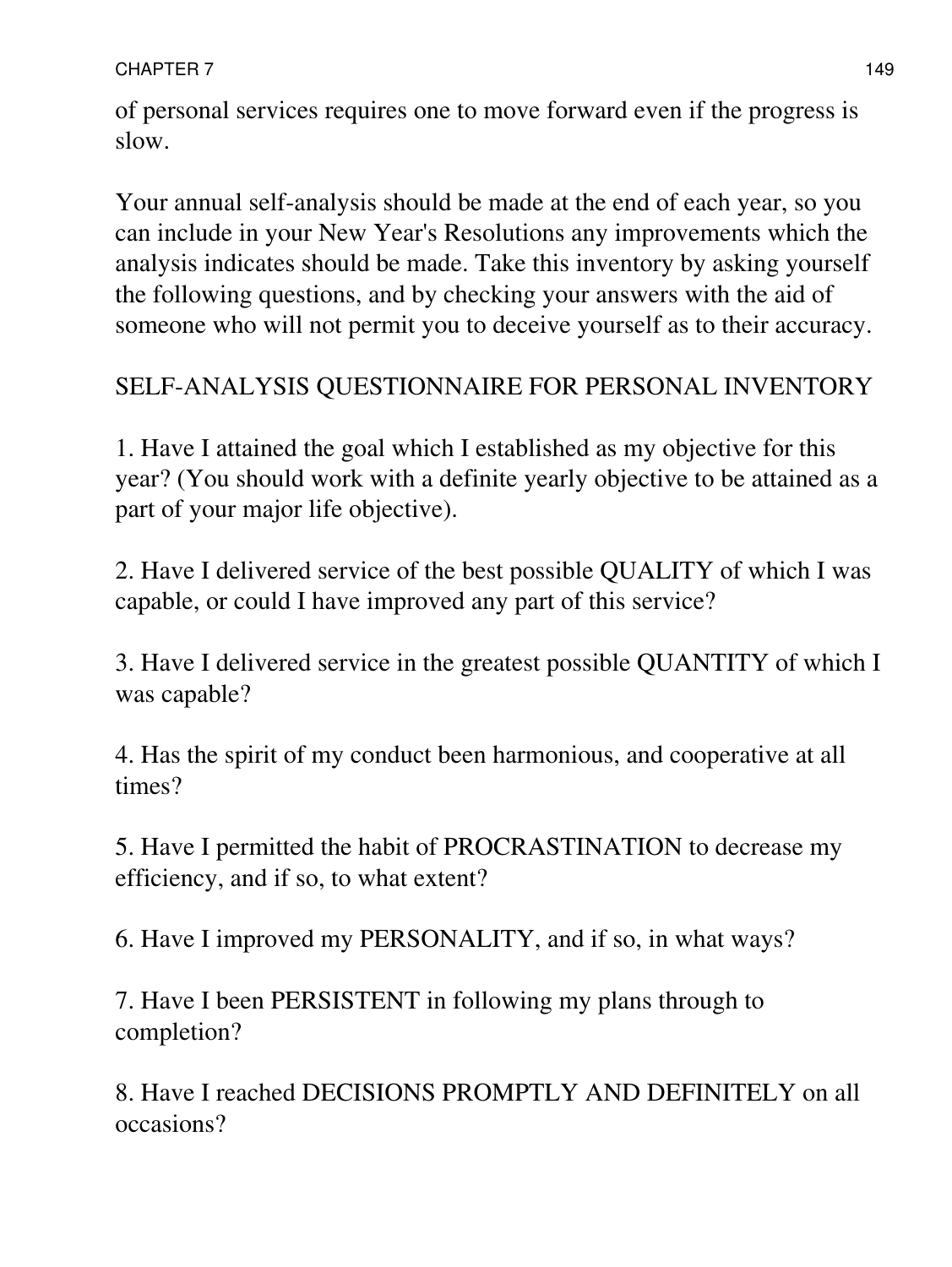of personal services requires one to move forward even if the progress is slow.

Your annual self-analysis should be made at the end of each year, so you can include in your New Year's Resolutions any improvements which the analysis indicates should be made. Take this inventory by asking yourself the following questions, and by checking your answers with the aid of someone who will not permit you to deceive yourself as to their accuracy.

## SELF-ANALYSIS QUESTIONNAIRE FOR PERSONAL INVENTORY

1. Have I attained the goal which I established as my objective for this year? (You should work with a definite yearly objective to be attained as a part of your major life objective).

2. Have I delivered service of the best possible QUALITY of which I was capable, or could I have improved any part of this service?

3. Have I delivered service in the greatest possible QUANTITY of which I was capable?

4. Has the spirit of my conduct been harmonious, and cooperative at all times?

5. Have I permitted the habit of PROCRASTINATION to decrease my efficiency, and if so, to what extent?

6. Have I improved my PERSONALITY, and if so, in what ways?

7. Have I been PERSISTENT in following my plans through to completion?

8. Have I reached DECISIONS PROMPTLY AND DEFINITELY on all occasions?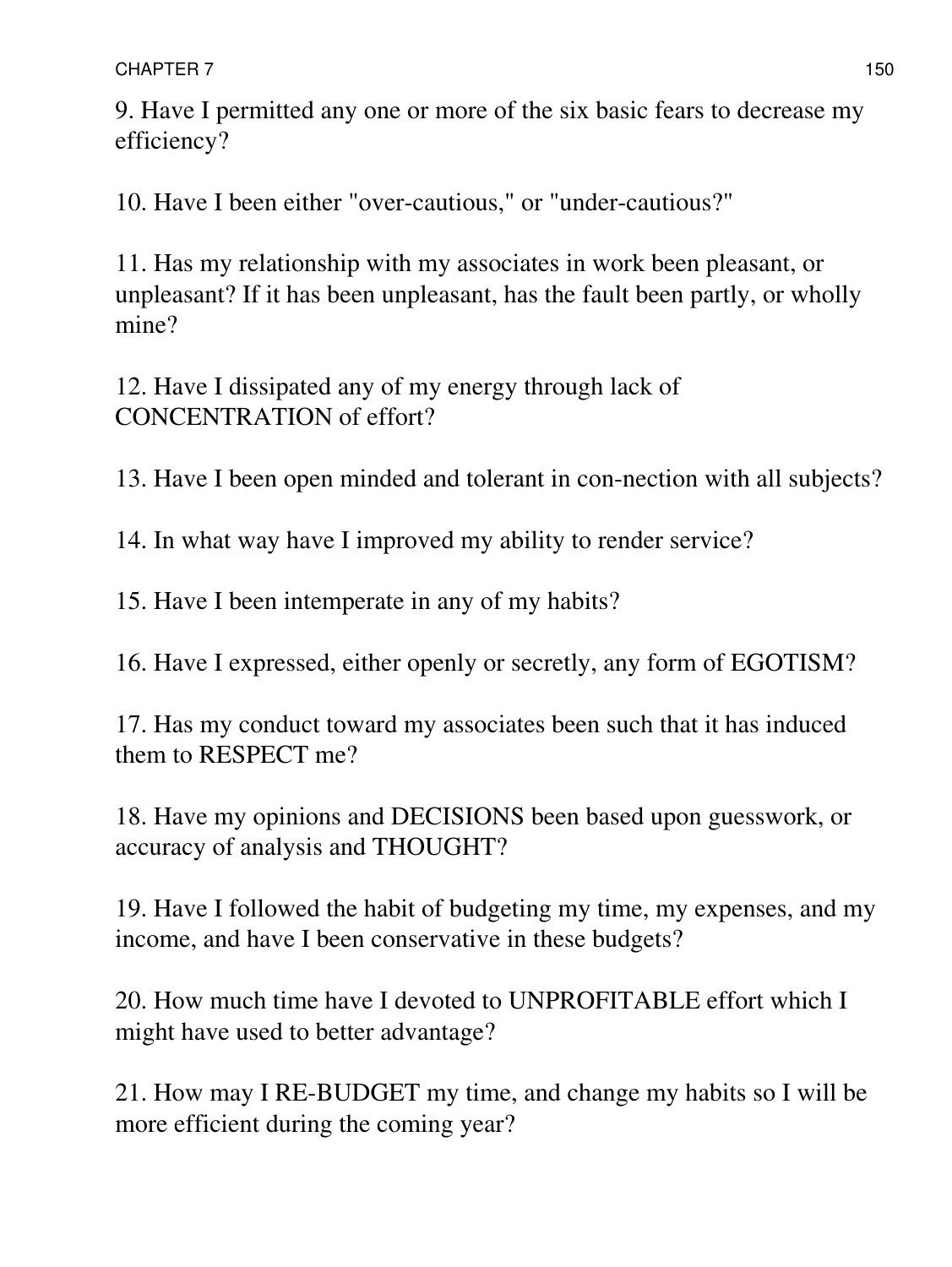9. Have I permitted any one or more of the six basic fears to decrease my efficiency?

10. Have I been either "over-cautious," or "under-cautious?"

11. Has my relationship with my associates in work been pleasant, or unpleasant? If it has been unpleasant, has the fault been partly, or wholly mine?

12. Have I dissipated any of my energy through lack of CONCENTRATION of effort?

13. Have I been open minded and tolerant in con-nection with all subjects?

14. In what way have I improved my ability to render service?

15. Have I been intemperate in any of my habits?

16. Have I expressed, either openly or secretly, any form of EGOTISM?

17. Has my conduct toward my associates been such that it has induced them to RESPECT me?

18. Have my opinions and DECISIONS been based upon guesswork, or accuracy of analysis and THOUGHT?

19. Have I followed the habit of budgeting my time, my expenses, and my income, and have I been conservative in these budgets?

20. How much time have I devoted to UNPROFITABLE effort which I might have used to better advantage?

21. How may I RE-BUDGET my time, and change my habits so I will be more efficient during the coming year?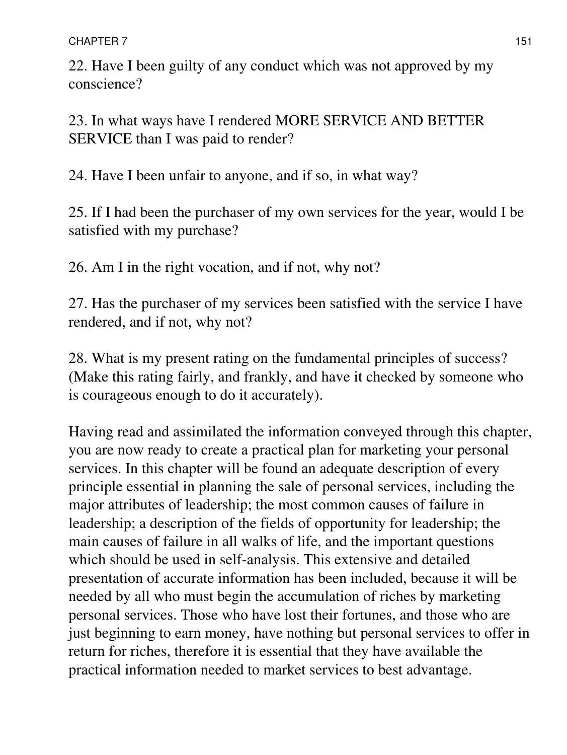22. Have I been guilty of any conduct which was not approved by my conscience?

23. In what ways have I rendered MORE SERVICE AND BETTER SERVICE than I was paid to render?

24. Have I been unfair to anyone, and if so, in what way?

25. If I had been the purchaser of my own services for the year, would I be satisfied with my purchase?

26. Am I in the right vocation, and if not, why not?

27. Has the purchaser of my services been satisfied with the service I have rendered, and if not, why not?

28. What is my present rating on the fundamental principles of success? (Make this rating fairly, and frankly, and have it checked by someone who is courageous enough to do it accurately).

Having read and assimilated the information conveyed through this chapter, you are now ready to create a practical plan for marketing your personal services. In this chapter will be found an adequate description of every principle essential in planning the sale of personal services, including the major attributes of leadership; the most common causes of failure in leadership; a description of the fields of opportunity for leadership; the main causes of failure in all walks of life, and the important questions which should be used in self-analysis. This extensive and detailed presentation of accurate information has been included, because it will be needed by all who must begin the accumulation of riches by marketing personal services. Those who have lost their fortunes, and those who are just beginning to earn money, have nothing but personal services to offer in return for riches, therefore it is essential that they have available the practical information needed to market services to best advantage.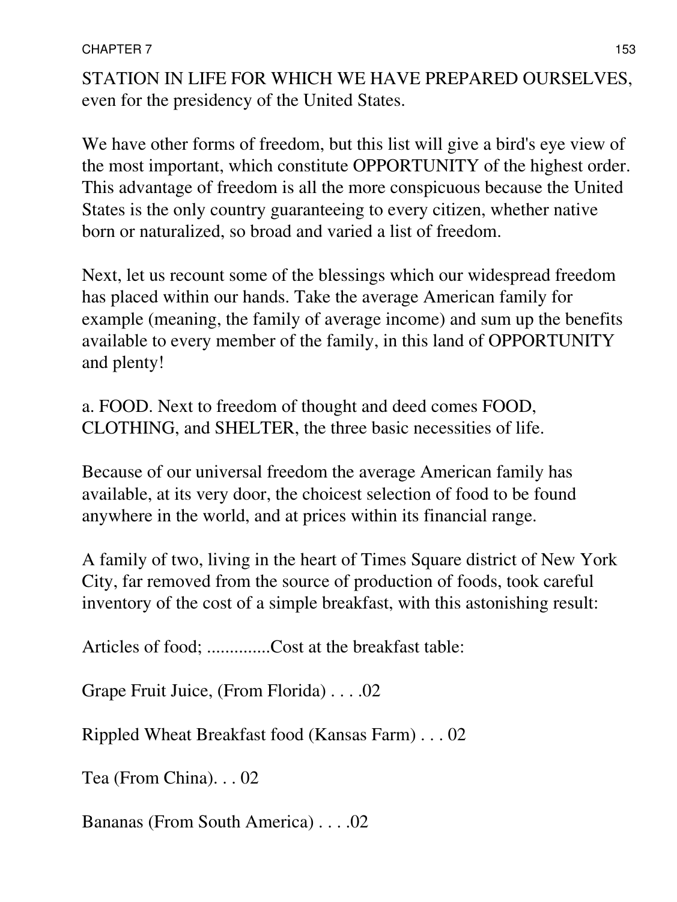STATION IN LIFE FOR WHICH WE HAVE PREPARED OURSELVES, even for the presidency of the United States.

We have other forms of freedom, but this list will give a bird's eye view of the most important, which constitute OPPORTUNITY of the highest order. This advantage of freedom is all the more conspicuous because the United States is the only country guaranteeing to every citizen, whether native born or naturalized, so broad and varied a list of freedom.

Next, let us recount some of the blessings which our widespread freedom has placed within our hands. Take the average American family for example (meaning, the family of average income) and sum up the benefits available to every member of the family, in this land of OPPORTUNITY and plenty!

a. FOOD. Next to freedom of thought and deed comes FOOD, CLOTHING, and SHELTER, the three basic necessities of life.

Because of our universal freedom the average American family has available, at its very door, the choicest selection of food to be found anywhere in the world, and at prices within its financial range.

A family of two, living in the heart of Times Square district of New York City, far removed from the source of production of foods, took careful inventory of the cost of a simple breakfast, with this astonishing result:

Articles of food; ..............Cost at the breakfast table:

Grape Fruit Juice, (From Florida) . . . .02

Rippled Wheat Breakfast food (Kansas Farm) . . . 02

Tea (From China). . . 02

Bananas (From South America) . . . .02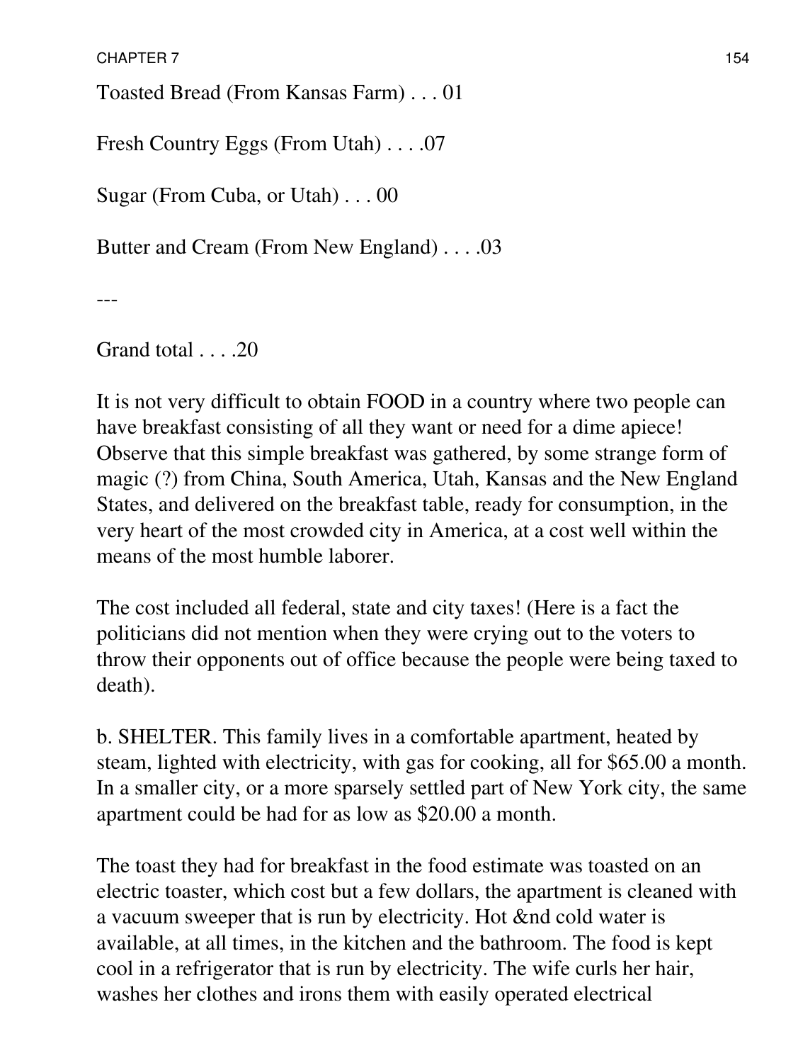Toasted Bread (From Kansas Farm) . . . 01

Fresh Country Eggs (From Utah) . . . .07

Sugar (From Cuba, or Utah) . . . 00

Butter and Cream (From New England) . . . .03

---

Grand total . . . .20

It is not very difficult to obtain FOOD in a country where two people can have breakfast consisting of all they want or need for a dime apiece! Observe that this simple breakfast was gathered, by some strange form of magic (?) from China, South America, Utah, Kansas and the New England States, and delivered on the breakfast table, ready for consumption, in the very heart of the most crowded city in America, at a cost well within the means of the most humble laborer.

The cost included all federal, state and city taxes! (Here is a fact the politicians did not mention when they were crying out to the voters to throw their opponents out of office because the people were being taxed to death).

b. SHELTER. This family lives in a comfortable apartment, heated by steam, lighted with electricity, with gas for cooking, all for $65.00 a month. In a smaller city, or a more sparsely settled part of New York city, the same apartment could be had for as low as $20.00 a month.

The toast they had for breakfast in the food estimate was toasted on an electric toaster, which cost but a few dollars, the apartment is cleaned with a vacuum sweeper that is run by electricity. Hot &nd cold water is available, at all times, in the kitchen and the bathroom. The food is kept cool in a refrigerator that is run by electricity. The wife curls her hair, washes her clothes and irons them with easily operated electrical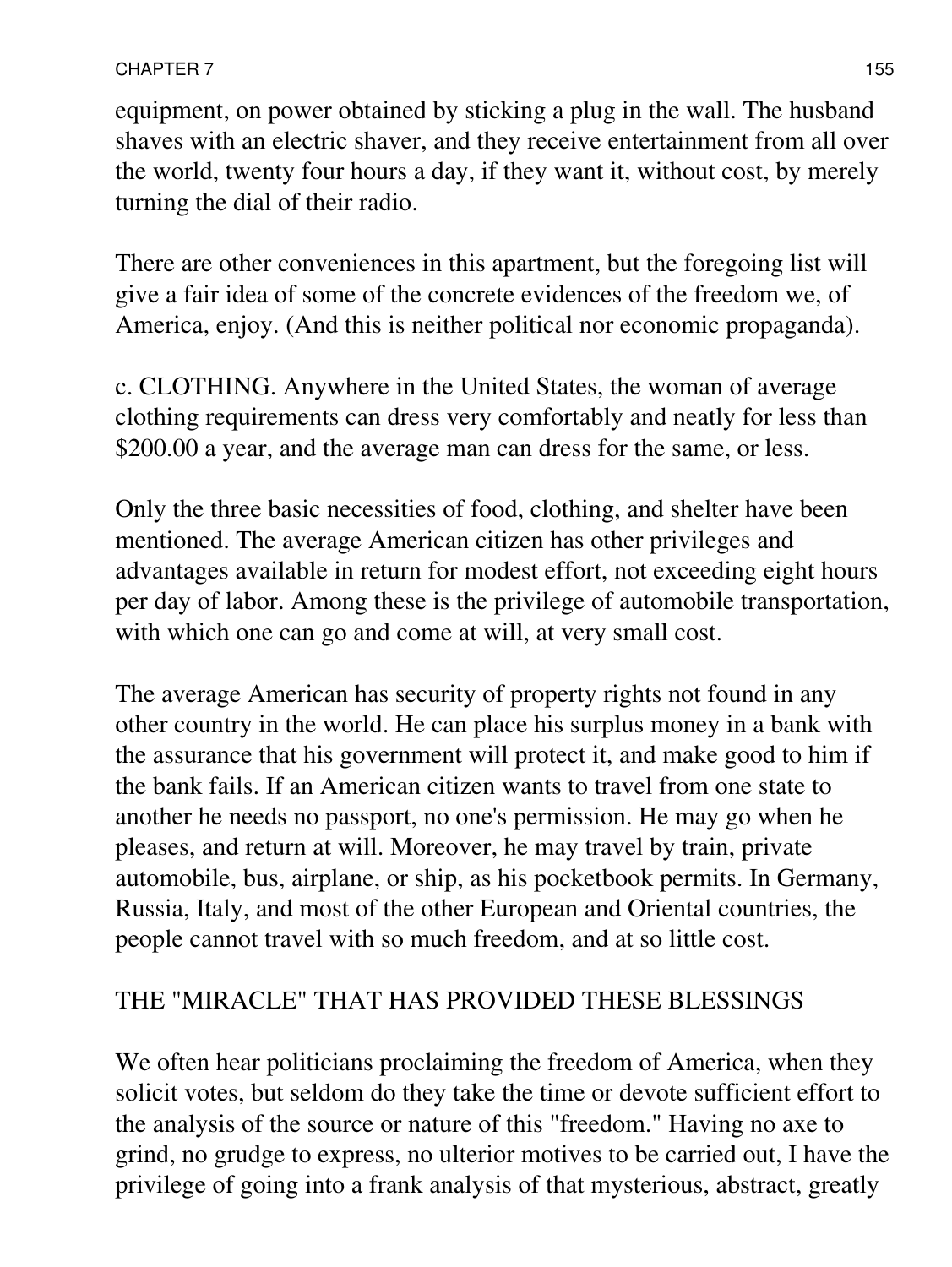equipment, on power obtained by sticking a plug in the wall. The husband shaves with an electric shaver, and they receive entertainment from all over the world, twenty four hours a day, if they want it, without cost, by merely turning the dial of their radio.

There are other conveniences in this apartment, but the foregoing list will give a fair idea of some of the concrete evidences of the freedom we, of America, enjoy. (And this is neither political nor economic propaganda).

c. CLOTHING. Anywhere in the United States, the woman of average clothing requirements can dress very comfortably and neatly for less than $200.00 a year, and the average man can dress for the same, or less.

Only the three basic necessities of food, clothing, and shelter have been mentioned. The average American citizen has other privileges and advantages available in return for modest effort, not exceeding eight hours per day of labor. Among these is the privilege of automobile transportation, with which one can go and come at will, at very small cost.

The average American has security of property rights not found in any other country in the world. He can place his surplus money in a bank with the assurance that his government will protect it, and make good to him if the bank fails. If an American citizen wants to travel from one state to another he needs no passport, no one's permission. He may go when he pleases, and return at will. Moreover, he may travel by train, private automobile, bus, airplane, or ship, as his pocketbook permits. In Germany, Russia, Italy, and most of the other European and Oriental countries, the people cannot travel with so much freedom, and at so little cost.

## THE "MIRACLE" THAT HAS PROVIDED THESE BLESSINGS

We often hear politicians proclaiming the freedom of America, when they solicit votes, but seldom do they take the time or devote sufficient effort to the analysis of the source or nature of this "freedom." Having no axe to grind, no grudge to express, no ulterior motives to be carried out, I have the privilege of going into a frank analysis of that mysterious, abstract, greatly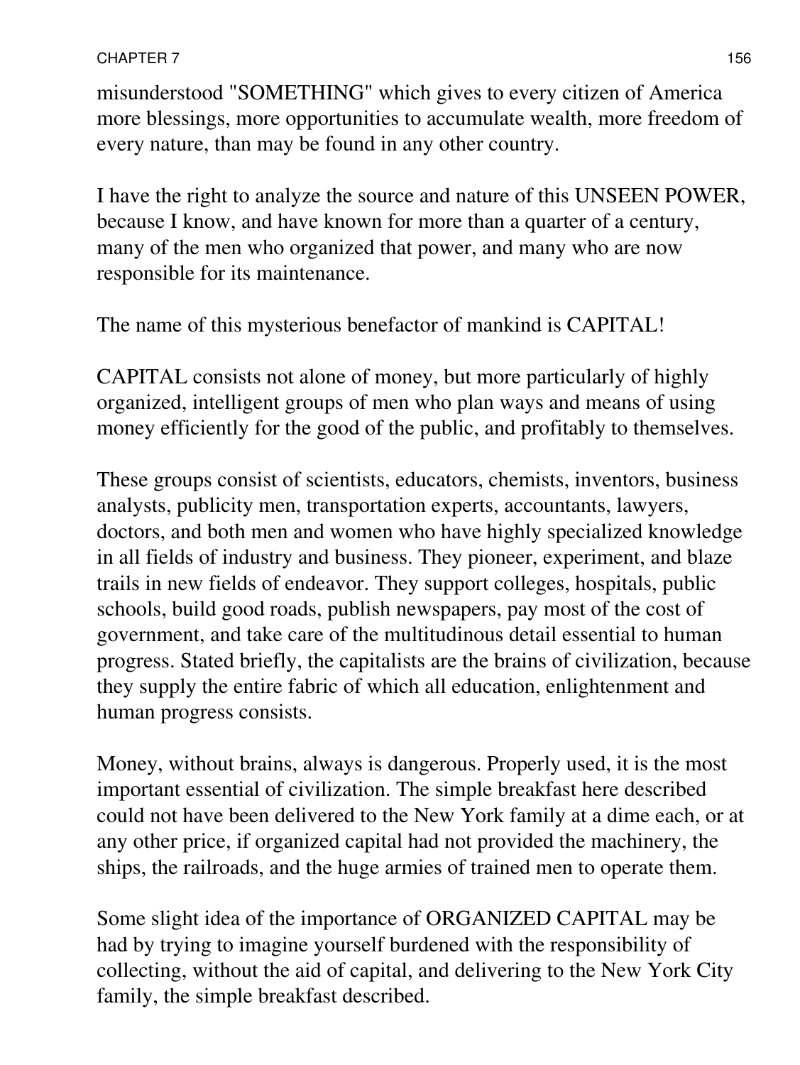misunderstood "SOMETHING" which gives to every citizen of America more blessings, more opportunities to accumulate wealth, more freedom of every nature, than may be found in any other country.

I have the right to analyze the source and nature of this UNSEEN POWER, because I know, and have known for more than a quarter of a century, many of the men who organized that power, and many who are now responsible for its maintenance.

The name of this mysterious benefactor of mankind is CAPITAL!

CAPITAL consists not alone of money, but more particularly of highly organized, intelligent groups of men who plan ways and means of using money efficiently for the good of the public, and profitably to themselves.

These groups consist of scientists, educators, chemists, inventors, business analysts, publicity men, transportation experts, accountants, lawyers, doctors, and both men and women who have highly specialized knowledge in all fields of industry and business. They pioneer, experiment, and blaze trails in new fields of endeavor. They support colleges, hospitals, public schools, build good roads, publish newspapers, pay most of the cost of government, and take care of the multitudinous detail essential to human progress. Stated briefly, the capitalists are the brains of civilization, because they supply the entire fabric of which all education, enlightenment and human progress consists.

Money, without brains, always is dangerous. Properly used, it is the most important essential of civilization. The simple breakfast here described could not have been delivered to the New York family at a dime each, or at any other price, if organized capital had not provided the machinery, the ships, the railroads, and the huge armies of trained men to operate them.

Some slight idea of the importance of ORGANIZED CAPITAL may be had by trying to imagine yourself burdened with the responsibility of collecting, without the aid of capital, and delivering to the New York City family, the simple breakfast described.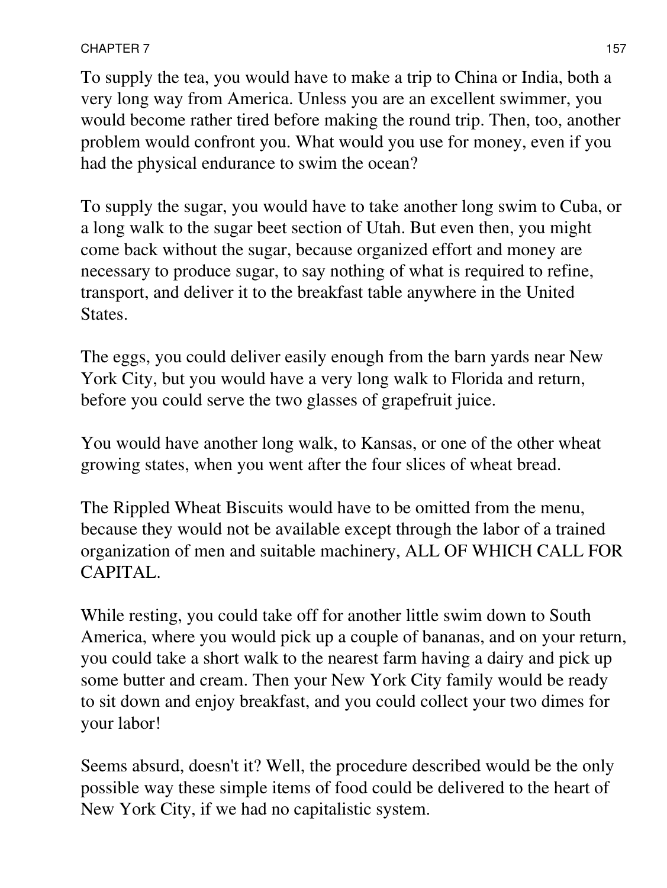To supply the tea, you would have to make a trip to China or India, both a very long way from America. Unless you are an excellent swimmer, you would become rather tired before making the round trip. Then, too, another problem would confront you. What would you use for money, even if you had the physical endurance to swim the ocean?

To supply the sugar, you would have to take another long swim to Cuba, or a long walk to the sugar beet section of Utah. But even then, you might come back without the sugar, because organized effort and money are necessary to produce sugar, to say nothing of what is required to refine, transport, and deliver it to the breakfast table anywhere in the United States.

The eggs, you could deliver easily enough from the barn yards near New York City, but you would have a very long walk to Florida and return, before you could serve the two glasses of grapefruit juice.

You would have another long walk, to Kansas, or one of the other wheat growing states, when you went after the four slices of wheat bread.

The Rippled Wheat Biscuits would have to be omitted from the menu, because they would not be available except through the labor of a trained organization of men and suitable machinery, ALL OF WHICH CALL FOR CAPITAL.

While resting, you could take off for another little swim down to South America, where you would pick up a couple of bananas, and on your return, you could take a short walk to the nearest farm having a dairy and pick up some butter and cream. Then your New York City family would be ready to sit down and enjoy breakfast, and you could collect your two dimes for your labor!

Seems absurd, doesn't it? Well, the procedure described would be the only possible way these simple items of food could be delivered to the heart of New York City, if we had no capitalistic system.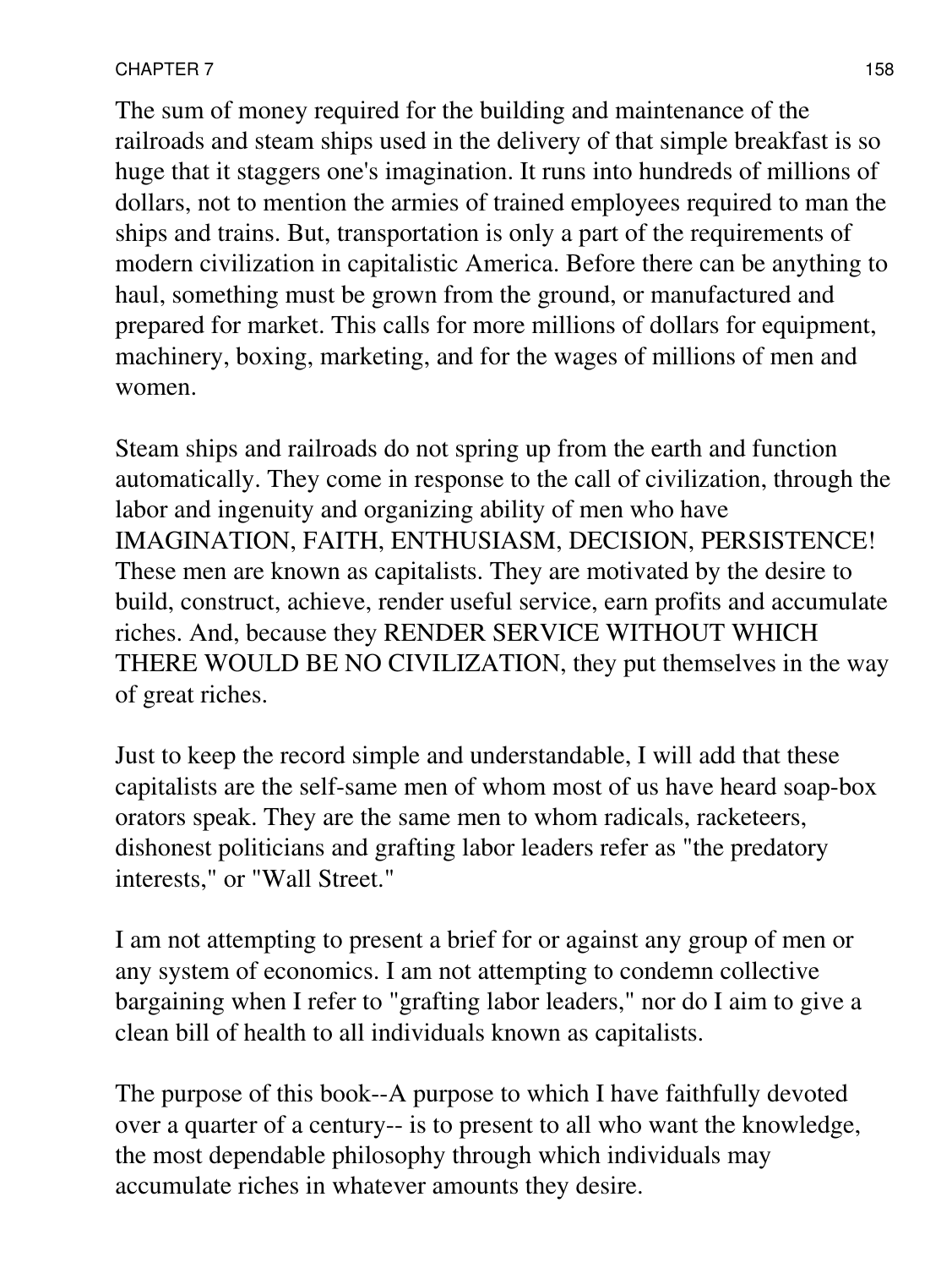The sum of money required for the building and maintenance of the railroads and steam ships used in the delivery of that simple breakfast is so huge that it staggers one's imagination. It runs into hundreds of millions of dollars, not to mention the armies of trained employees required to man the ships and trains. But, transportation is only a part of the requirements of modern civilization in capitalistic America. Before there can be anything to haul, something must be grown from the ground, or manufactured and prepared for market. This calls for more millions of dollars for equipment, machinery, boxing, marketing, and for the wages of millions of men and women.

Steam ships and railroads do not spring up from the earth and function automatically. They come in response to the call of civilization, through the labor and ingenuity and organizing ability of men who have IMAGINATION, FAITH, ENTHUSIASM, DECISION, PERSISTENCE! These men are known as capitalists. They are motivated by the desire to build, construct, achieve, render useful service, earn profits and accumulate riches. And, because they RENDER SERVICE WITHOUT WHICH THERE WOULD BE NO CIVILIZATION, they put themselves in the way of great riches.

Just to keep the record simple and understandable, I will add that these capitalists are the self-same men of whom most of us have heard soap-box orators speak. They are the same men to whom radicals, racketeers, dishonest politicians and grafting labor leaders refer as "the predatory interests," or "Wall Street."

I am not attempting to present a brief for or against any group of men or any system of economics. I am not attempting to condemn collective bargaining when I refer to "grafting labor leaders," nor do I aim to give a clean bill of health to all individuals known as capitalists.

The purpose of this book--A purpose to which I have faithfully devoted over a quarter of a century-- is to present to all who want the knowledge, the most dependable philosophy through which individuals may accumulate riches in whatever amounts they desire.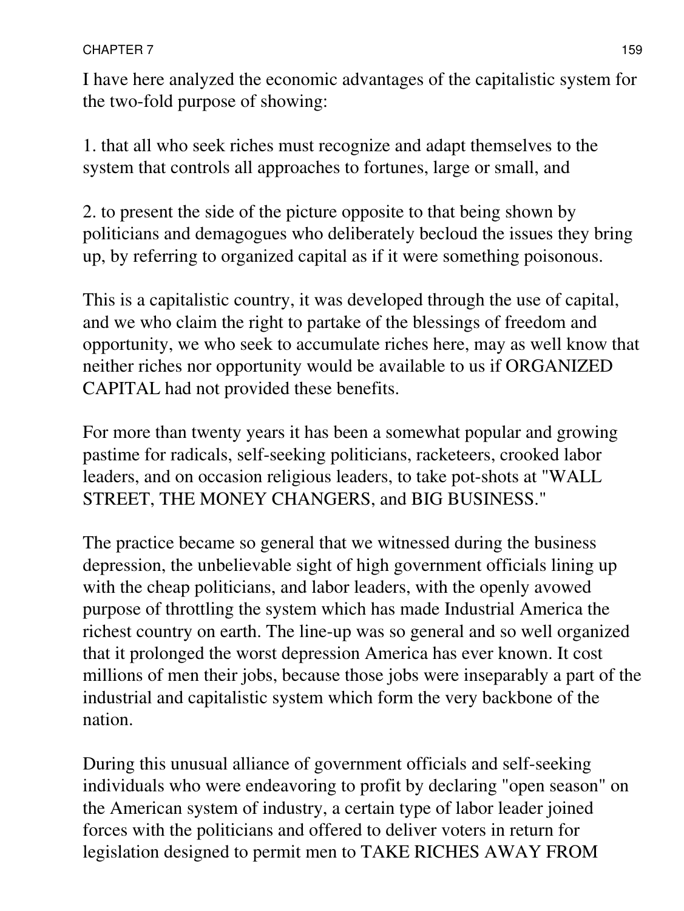I have here analyzed the economic advantages of the capitalistic system for the two-fold purpose of showing:

1. that all who seek riches must recognize and adapt themselves to the system that controls all approaches to fortunes, large or small, and

2. to present the side of the picture opposite to that being shown by politicians and demagogues who deliberately becloud the issues they bring up, by referring to organized capital as if it were something poisonous.

This is a capitalistic country, it was developed through the use of capital, and we who claim the right to partake of the blessings of freedom and opportunity, we who seek to accumulate riches here, may as well know that neither riches nor opportunity would be available to us if ORGANIZED CAPITAL had not provided these benefits.

For more than twenty years it has been a somewhat popular and growing pastime for radicals, self-seeking politicians, racketeers, crooked labor leaders, and on occasion religious leaders, to take pot-shots at "WALL STREET, THE MONEY CHANGERS, and BIG BUSINESS."

The practice became so general that we witnessed during the business depression, the unbelievable sight of high government officials lining up with the cheap politicians, and labor leaders, with the openly avowed purpose of throttling the system which has made Industrial America the richest country on earth. The line-up was so general and so well organized that it prolonged the worst depression America has ever known. It cost millions of men their jobs, because those jobs were inseparably a part of the industrial and capitalistic system which form the very backbone of the nation.

During this unusual alliance of government officials and self-seeking individuals who were endeavoring to profit by declaring "open season" on the American system of industry, a certain type of labor leader joined forces with the politicians and offered to deliver voters in return for legislation designed to permit men to TAKE RICHES AWAY FROM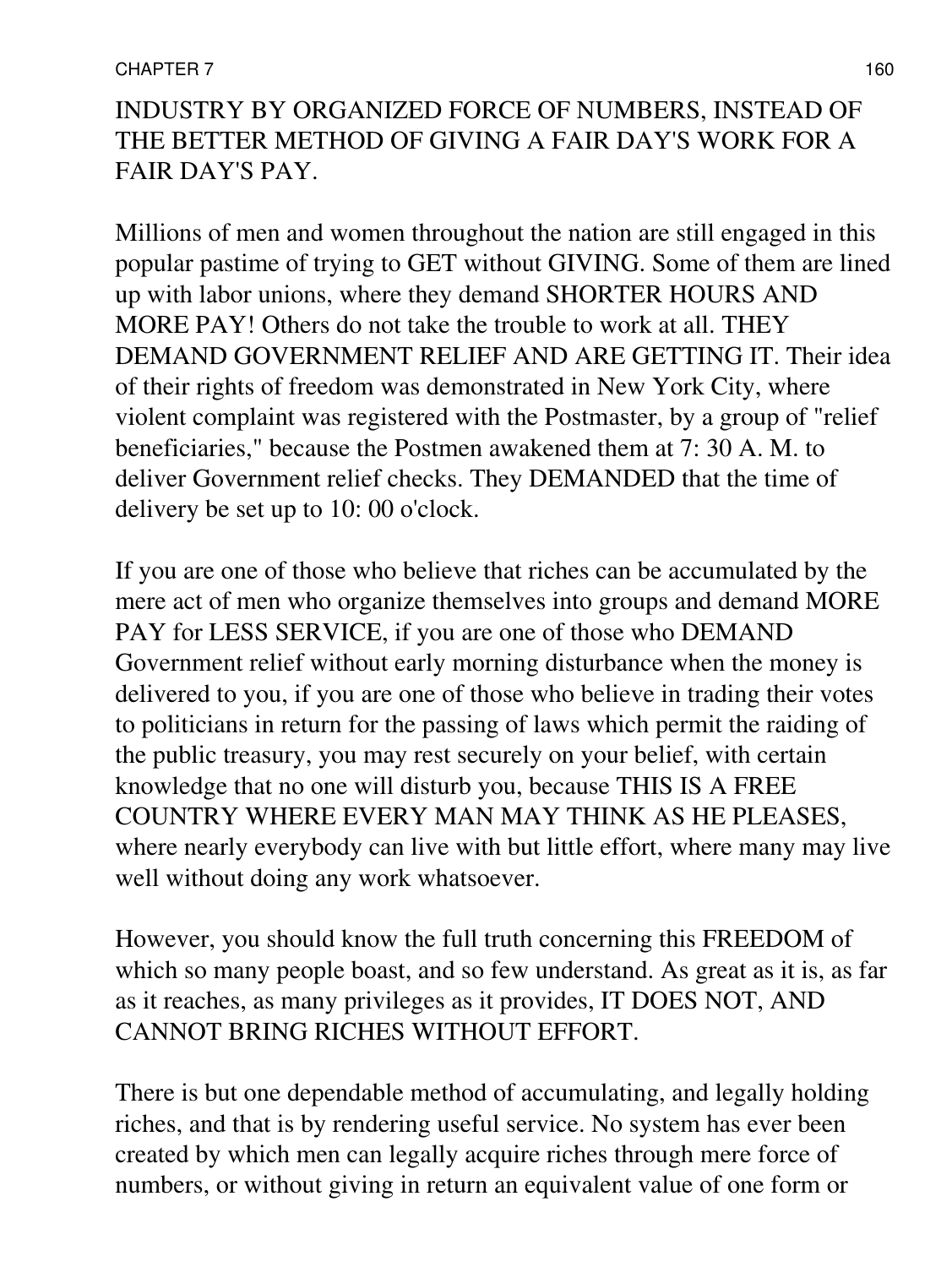INDUSTRY BY ORGANIZED FORCE OF NUMBERS, INSTEAD OF THE BETTER METHOD OF GIVING A FAIR DAY'S WORK FOR A FAIR DAY'S PAY.

Millions of men and women throughout the nation are still engaged in this popular pastime of trying to GET without GIVING. Some of them are lined up with labor unions, where they demand SHORTER HOURS AND MORE PAY! Others do not take the trouble to work at all. THEY DEMAND GOVERNMENT RELIEF AND ARE GETTING IT. Their idea of their rights of freedom was demonstrated in New York City, where violent complaint was registered with the Postmaster, by a group of "relief beneficiaries," because the Postmen awakened them at 7: 30 A. M. to deliver Government relief checks. They DEMANDED that the time of delivery be set up to 10: 00 o'clock.

If you are one of those who believe that riches can be accumulated by the mere act of men who organize themselves into groups and demand MORE PAY for LESS SERVICE, if you are one of those who DEMAND Government relief without early morning disturbance when the money is delivered to you, if you are one of those who believe in trading their votes to politicians in return for the passing of laws which permit the raiding of the public treasury, you may rest securely on your belief, with certain knowledge that no one will disturb you, because THIS IS A FREE COUNTRY WHERE EVERY MAN MAY THINK AS HE PLEASES, where nearly everybody can live with but little effort, where many may live well without doing any work whatsoever.

However, you should know the full truth concerning this FREEDOM of which so many people boast, and so few understand. As great as it is, as far as it reaches, as many privileges as it provides, IT DOES NOT, AND CANNOT BRING RICHES WITHOUT EFFORT.

There is but one dependable method of accumulating, and legally holding riches, and that is by rendering useful service. No system has ever been created by which men can legally acquire riches through mere force of numbers, or without giving in return an equivalent value of one form or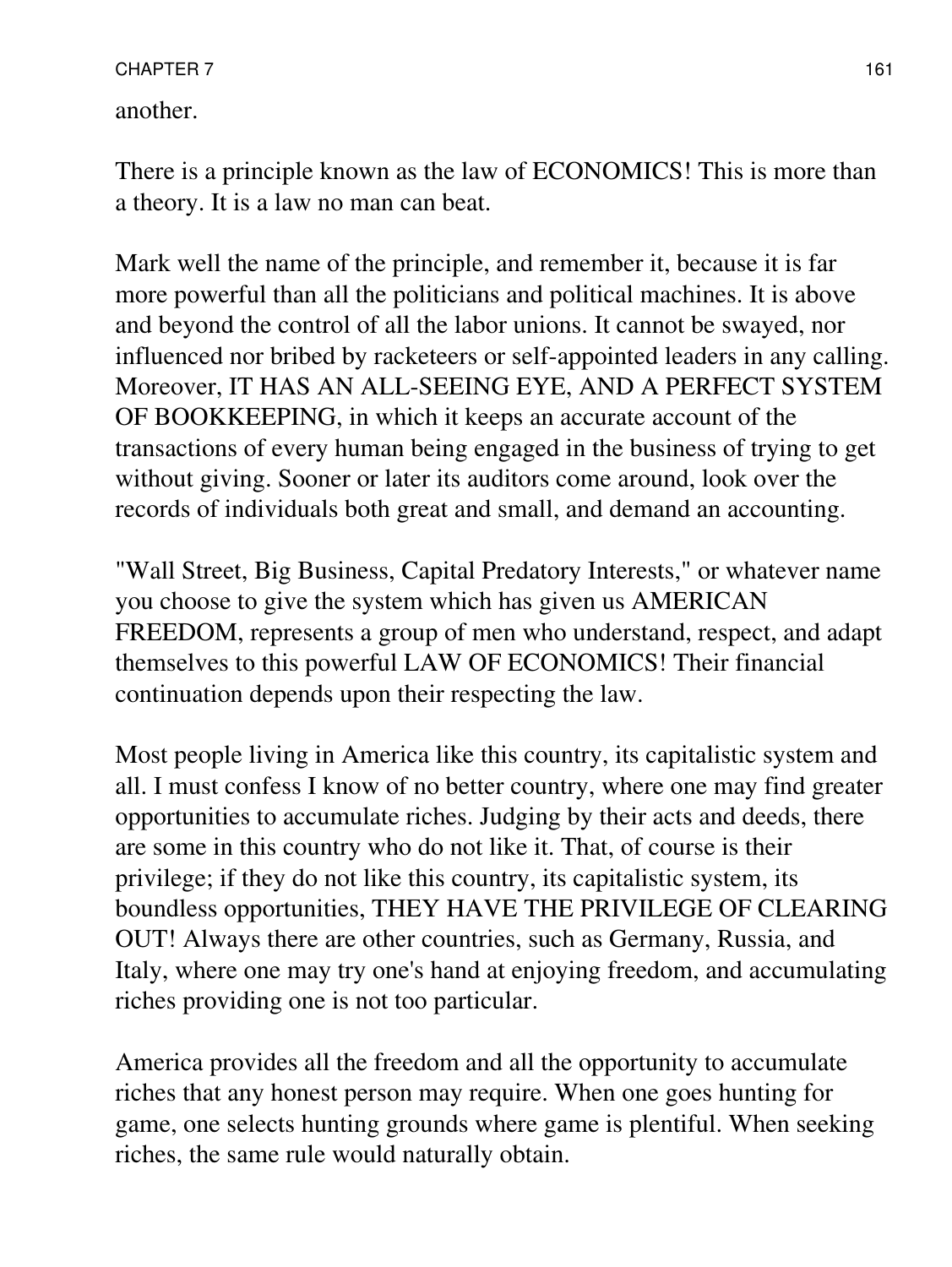another.

There is a principle known as the law of ECONOMICS! This is more than a theory. It is a law no man can beat.

Mark well the name of the principle, and remember it, because it is far more powerful than all the politicians and political machines. It is above and beyond the control of all the labor unions. It cannot be swayed, nor influenced nor bribed by racketeers or self-appointed leaders in any calling. Moreover, IT HAS AN ALL-SEEING EYE, AND A PERFECT SYSTEM OF BOOKKEEPING, in which it keeps an accurate account of the transactions of every human being engaged in the business of trying to get without giving. Sooner or later its auditors come around, look over the records of individuals both great and small, and demand an accounting.

"Wall Street, Big Business, Capital Predatory Interests," or whatever name you choose to give the system which has given us AMERICAN FREEDOM, represents a group of men who understand, respect, and adapt themselves to this powerful LAW OF ECONOMICS! Their financial continuation depends upon their respecting the law.

Most people living in America like this country, its capitalistic system and all. I must confess I know of no better country, where one may find greater opportunities to accumulate riches. Judging by their acts and deeds, there are some in this country who do not like it. That, of course is their privilege; if they do not like this country, its capitalistic system, its boundless opportunities, THEY HAVE THE PRIVILEGE OF CLEARING OUT! Always there are other countries, such as Germany, Russia, and Italy, where one may try one's hand at enjoying freedom, and accumulating riches providing one is not too particular.

America provides all the freedom and all the opportunity to accumulate riches that any honest person may require. When one goes hunting for game, one selects hunting grounds where game is plentiful. When seeking riches, the same rule would naturally obtain.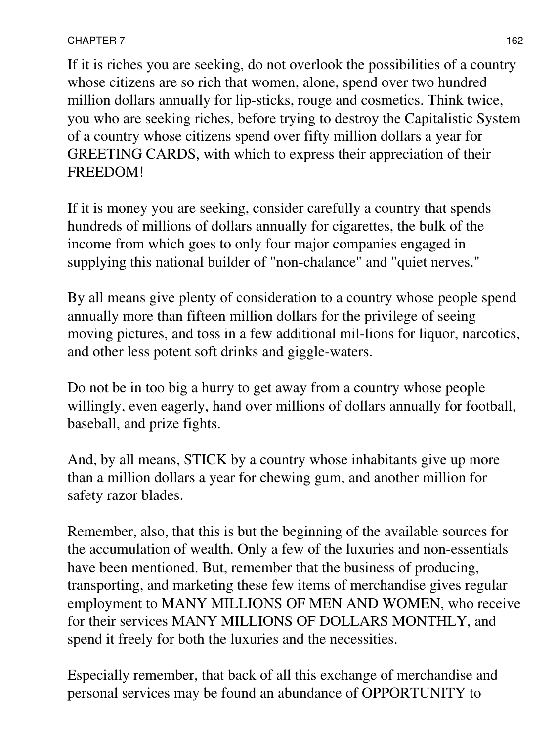If it is riches you are seeking, do not overlook the possibilities of a country whose citizens are so rich that women, alone, spend over two hundred million dollars annually for lip-sticks, rouge and cosmetics. Think twice, you who are seeking riches, before trying to destroy the Capitalistic System of a country whose citizens spend over fifty million dollars a year for GREETING CARDS, with which to express their appreciation of their FREEDOM!

If it is money you are seeking, consider carefully a country that spends hundreds of millions of dollars annually for cigarettes, the bulk of the income from which goes to only four major companies engaged in supplying this national builder of "non-chalance" and "quiet nerves."

By all means give plenty of consideration to a country whose people spend annually more than fifteen million dollars for the privilege of seeing moving pictures, and toss in a few additional mil-lions for liquor, narcotics, and other less potent soft drinks and giggle-waters.

Do not be in too big a hurry to get away from a country whose people willingly, even eagerly, hand over millions of dollars annually for football, baseball, and prize fights.

And, by all means, STICK by a country whose inhabitants give up more than a million dollars a year for chewing gum, and another million for safety razor blades.

Remember, also, that this is but the beginning of the available sources for the accumulation of wealth. Only a few of the luxuries and non-essentials have been mentioned. But, remember that the business of producing, transporting, and marketing these few items of merchandise gives regular employment to MANY MILLIONS OF MEN AND WOMEN, who receive for their services MANY MILLIONS OF DOLLARS MONTHLY, and spend it freely for both the luxuries and the necessities.

Especially remember, that back of all this exchange of merchandise and personal services may be found an abundance of OPPORTUNITY to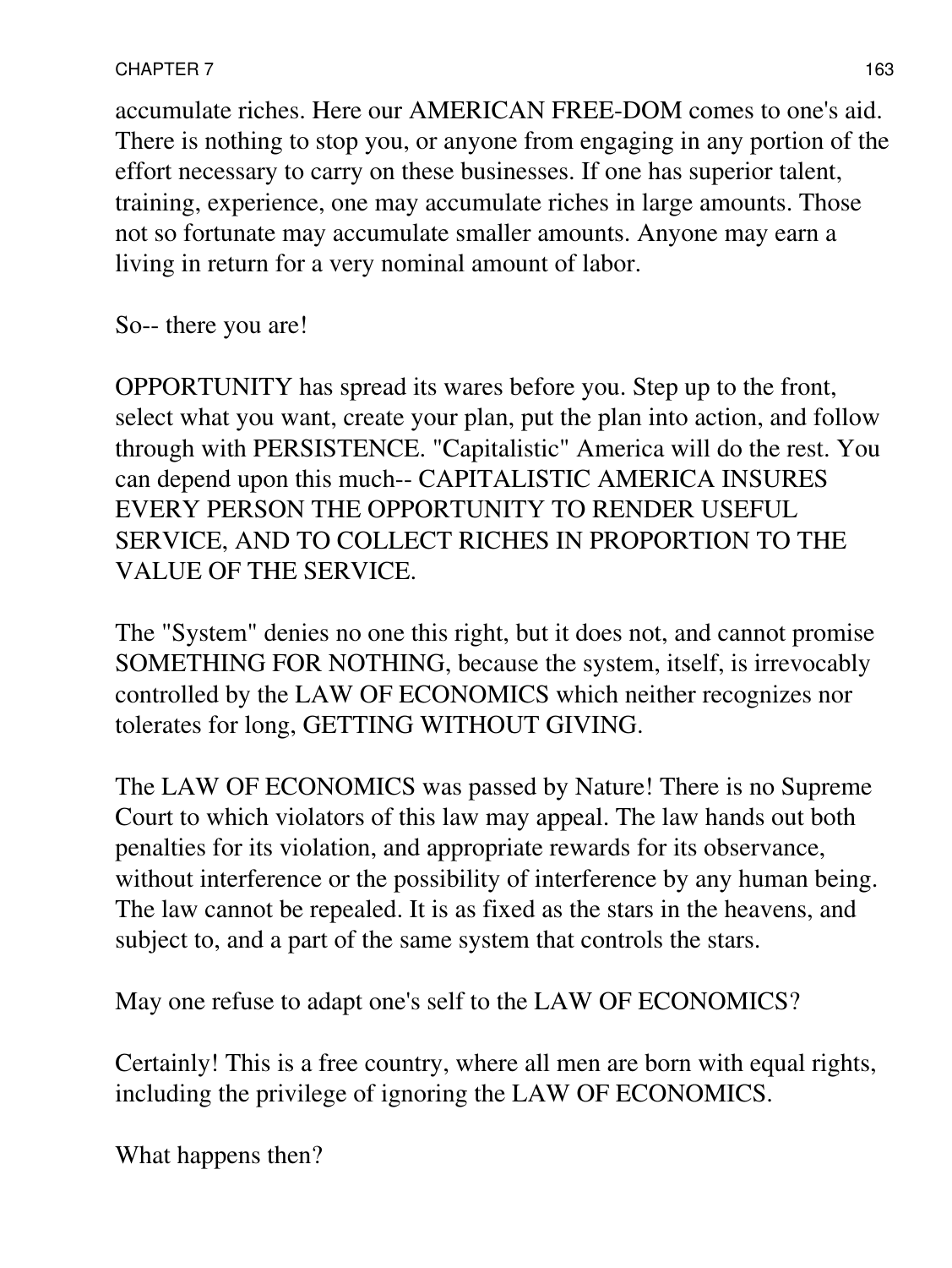accumulate riches. Here our AMERICAN FREE-DOM comes to one's aid. There is nothing to stop you, or anyone from engaging in any portion of the effort necessary to carry on these businesses. If one has superior talent, training, experience, one may accumulate riches in large amounts. Those not so fortunate may accumulate smaller amounts. Anyone may earn a living in return for a very nominal amount of labor.

So-- there you are!

OPPORTUNITY has spread its wares before you. Step up to the front, select what you want, create your plan, put the plan into action, and follow through with PERSISTENCE. "Capitalistic" America will do the rest. You can depend upon this much-- CAPITALISTIC AMERICA INSURES EVERY PERSON THE OPPORTUNITY TO RENDER USEFUL SERVICE, AND TO COLLECT RICHES IN PROPORTION TO THE VALUE OF THE SERVICE.

The "System" denies no one this right, but it does not, and cannot promise SOMETHING FOR NOTHING, because the system, itself, is irrevocably controlled by the LAW OF ECONOMICS which neither recognizes nor tolerates for long, GETTING WITHOUT GIVING.

The LAW OF ECONOMICS was passed by Nature! There is no Supreme Court to which violators of this law may appeal. The law hands out both penalties for its violation, and appropriate rewards for its observance, without interference or the possibility of interference by any human being. The law cannot be repealed. It is as fixed as the stars in the heavens, and subject to, and a part of the same system that controls the stars.

May one refuse to adapt one's self to the LAW OF ECONOMICS?

Certainly! This is a free country, where all men are born with equal rights, including the privilege of ignoring the LAW OF ECONOMICS.

What happens then?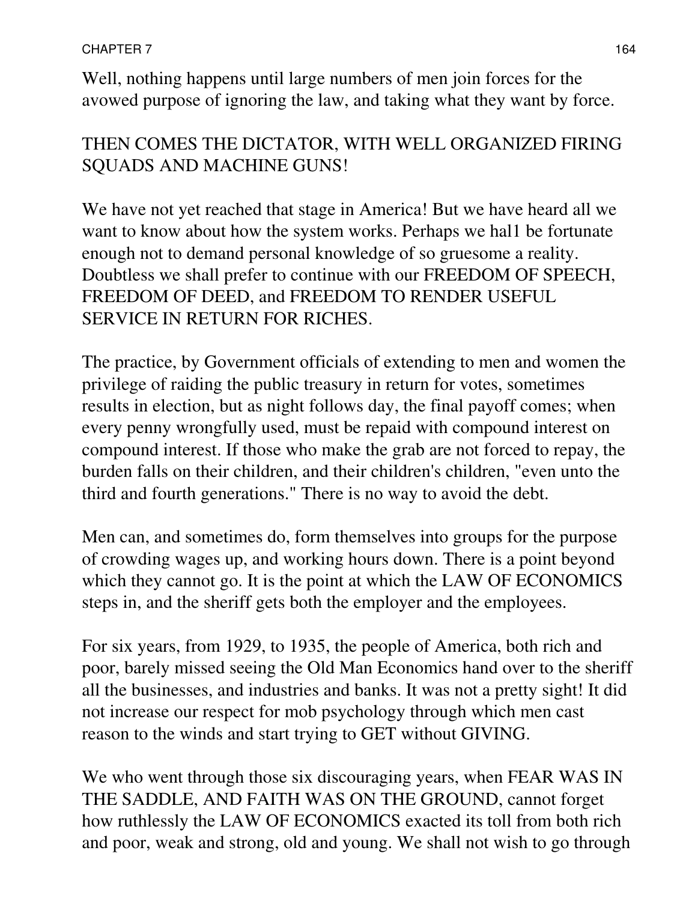Well, nothing happens until large numbers of men join forces for the avowed purpose of ignoring the law, and taking what they want by force.

THEN COMES THE DICTATOR, WITH WELL ORGANIZED FIRING SQUADS AND MACHINE GUNS!

We have not yet reached that stage in America! But we have heard all we want to know about how the system works. Perhaps we hal1 be fortunate enough not to demand personal knowledge of so gruesome a reality. Doubtless we shall prefer to continue with our FREEDOM OF SPEECH, FREEDOM OF DEED, and FREEDOM TO RENDER USEFUL SERVICE IN RETURN FOR RICHES.

The practice, by Government officials of extending to men and women the privilege of raiding the public treasury in return for votes, sometimes results in election, but as night follows day, the final payoff comes; when every penny wrongfully used, must be repaid with compound interest on compound interest. If those who make the grab are not forced to repay, the burden falls on their children, and their children's children, "even unto the third and fourth generations." There is no way to avoid the debt.

Men can, and sometimes do, form themselves into groups for the purpose of crowding wages up, and working hours down. There is a point beyond which they cannot go. It is the point at which the LAW OF ECONOMICS steps in, and the sheriff gets both the employer and the employees.

For six years, from 1929, to 1935, the people of America, both rich and poor, barely missed seeing the Old Man Economics hand over to the sheriff all the businesses, and industries and banks. It was not a pretty sight! It did not increase our respect for mob psychology through which men cast reason to the winds and start trying to GET without GIVING.

We who went through those six discouraging years, when FEAR WAS IN THE SADDLE, AND FAITH WAS ON THE GROUND, cannot forget how ruthlessly the LAW OF ECONOMICS exacted its toll from both rich and poor, weak and strong, old and young. We shall not wish to go through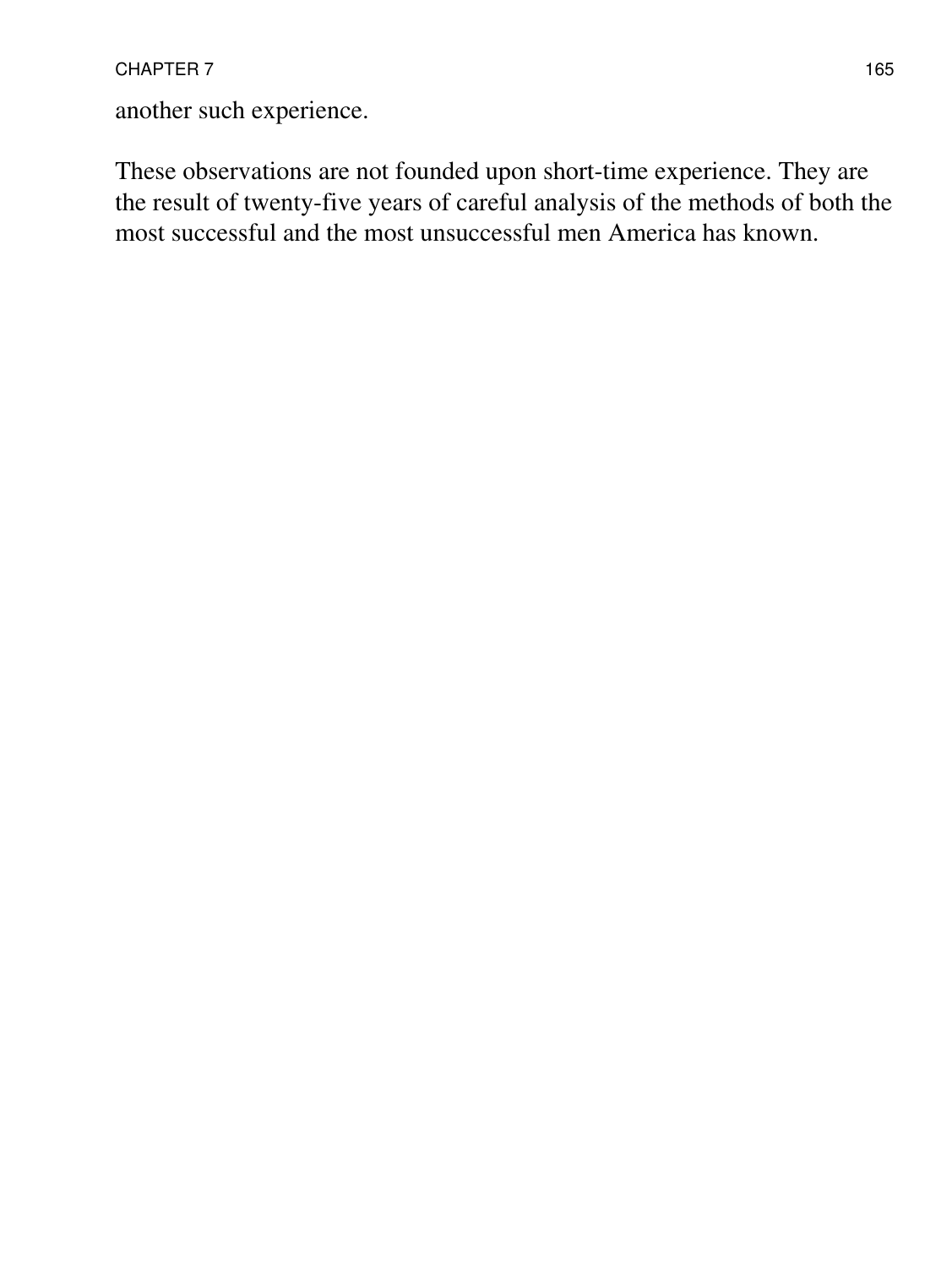another such experience.

These observations are not founded upon short-time experience. They are the result of twenty-five years of careful analysis of the methods of both the most successful and the most unsuccessful men America has known.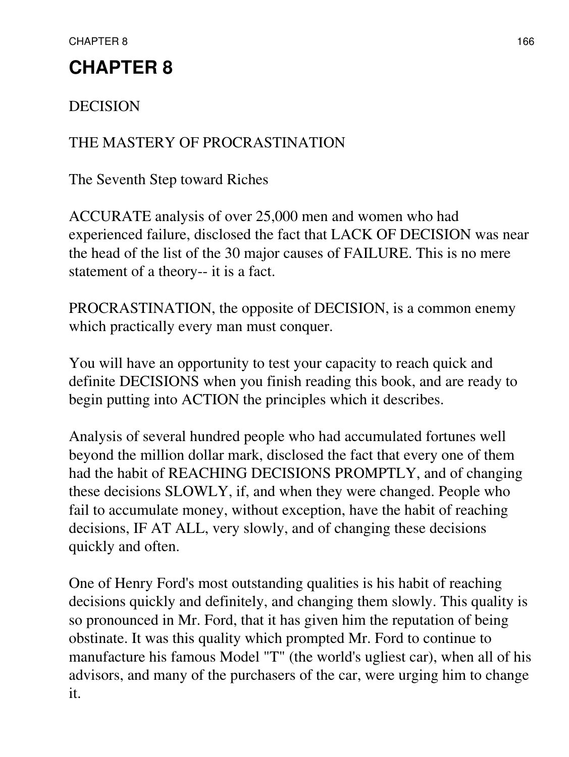# CHAPTER 8

DECISION

THE MASTERY OF PROCRASTINATION

The Seventh Step toward Riches

ACCURATE analysis of over 25,000 men and women who had experienced failure, disclosed the fact that LACK OF DECISION was near the head of the list of the 30 major causes of FAILURE. This is no mere statement of a theory-- it is a fact.

PROCRASTINATION, the opposite of DECISION, is a common enemy which practically every man must conquer.

You will have an opportunity to test your capacity to reach quick and definite DECISIONS when you finish reading this book, and are ready to begin putting into ACTION the principles which it describes.

Analysis of several hundred people who had accumulated fortunes well beyond the million dollar mark, disclosed the fact that every one of them had the habit of REACHING DECISIONS PROMPTLY, and of changing these decisions SLOWLY, if, and when they were changed. People who fail to accumulate money, without exception, have the habit of reaching decisions, IF AT ALL, very slowly, and of changing these decisions quickly and often.

One of Henry Ford's most outstanding qualities is his habit of reaching decisions quickly and definitely, and changing them slowly. This quality is so pronounced in Mr. Ford, that it has given him the reputation of being obstinate. It was this quality which prompted Mr. Ford to continue to manufacture his famous Model "T" (the world's ugliest car), when all of his advisors, and many of the purchasers of the car, were urging him to change it.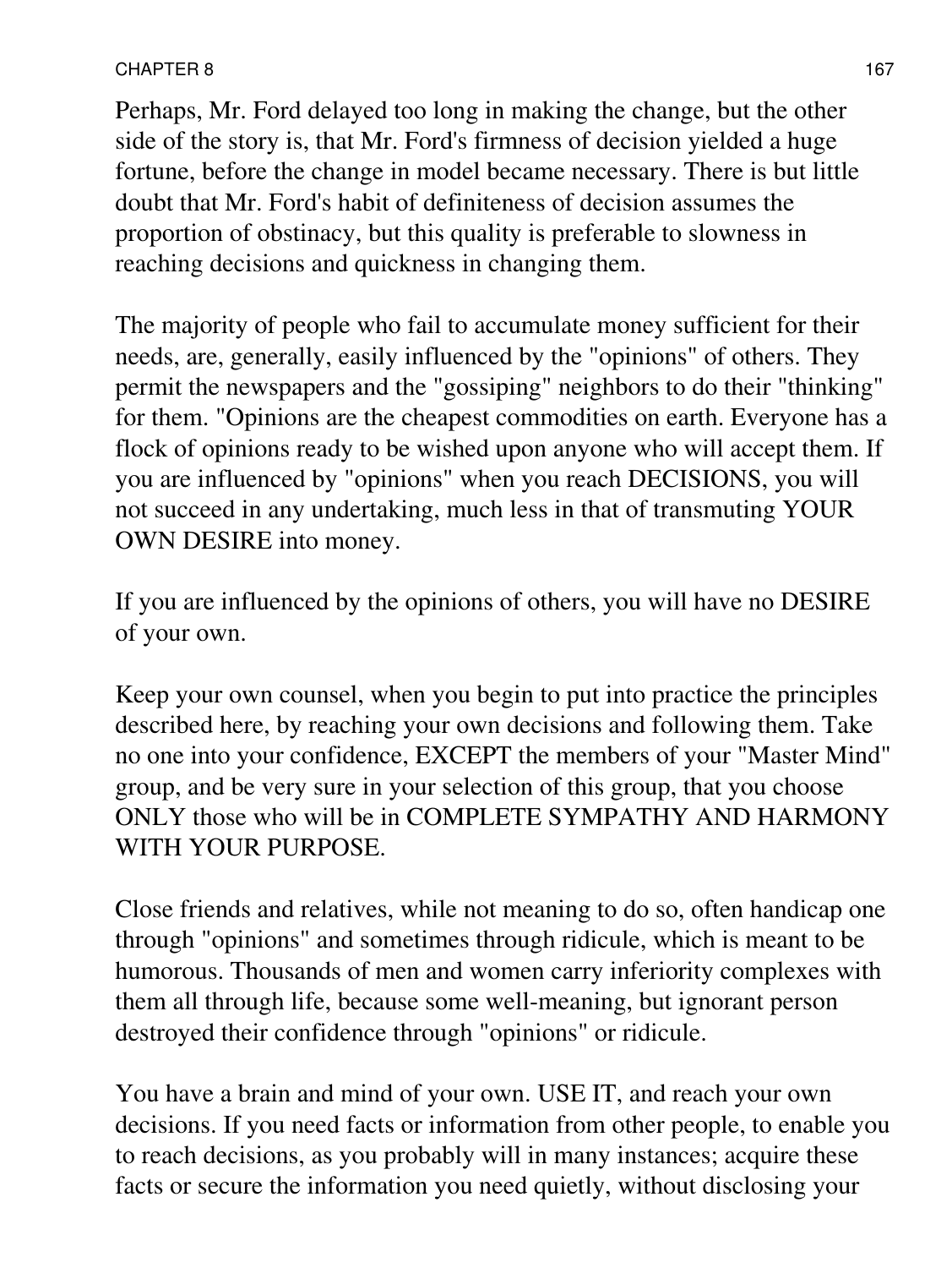Perhaps, Mr. Ford delayed too long in making the change, but the other side of the story is, that Mr. Ford's firmness of decision yielded a huge fortune, before the change in model became necessary. There is but little doubt that Mr. Ford's habit of definiteness of decision assumes the proportion of obstinacy, but this quality is preferable to slowness in reaching decisions and quickness in changing them.

The majority of people who fail to accumulate money sufficient for their needs, are, generally, easily influenced by the "opinions" of others. They permit the newspapers and the "gossiping" neighbors to do their "thinking" for them. "Opinions are the cheapest commodities on earth. Everyone has a flock of opinions ready to be wished upon anyone who will accept them. If you are influenced by "opinions" when you reach DECISIONS, you will not succeed in any undertaking, much less in that of transmuting YOUR OWN DESIRE into money.

If you are influenced by the opinions of others, you will have no DESIRE of your own.

Keep your own counsel, when you begin to put into practice the principles described here, by reaching your own decisions and following them. Take no one into your confidence, EXCEPT the members of your "Master Mind" group, and be very sure in your selection of this group, that you choose ONLY those who will be in COMPLETE SYMPATHY AND HARMONY WITH YOUR PURPOSE.

Close friends and relatives, while not meaning to do so, often handicap one through "opinions" and sometimes through ridicule, which is meant to be humorous. Thousands of men and women carry inferiority complexes with them all through life, because some well-meaning, but ignorant person destroyed their confidence through "opinions" or ridicule.

You have a brain and mind of your own. USE IT, and reach your own decisions. If you need facts or information from other people, to enable you to reach decisions, as you probably will in many instances; acquire these facts or secure the information you need quietly, without disclosing your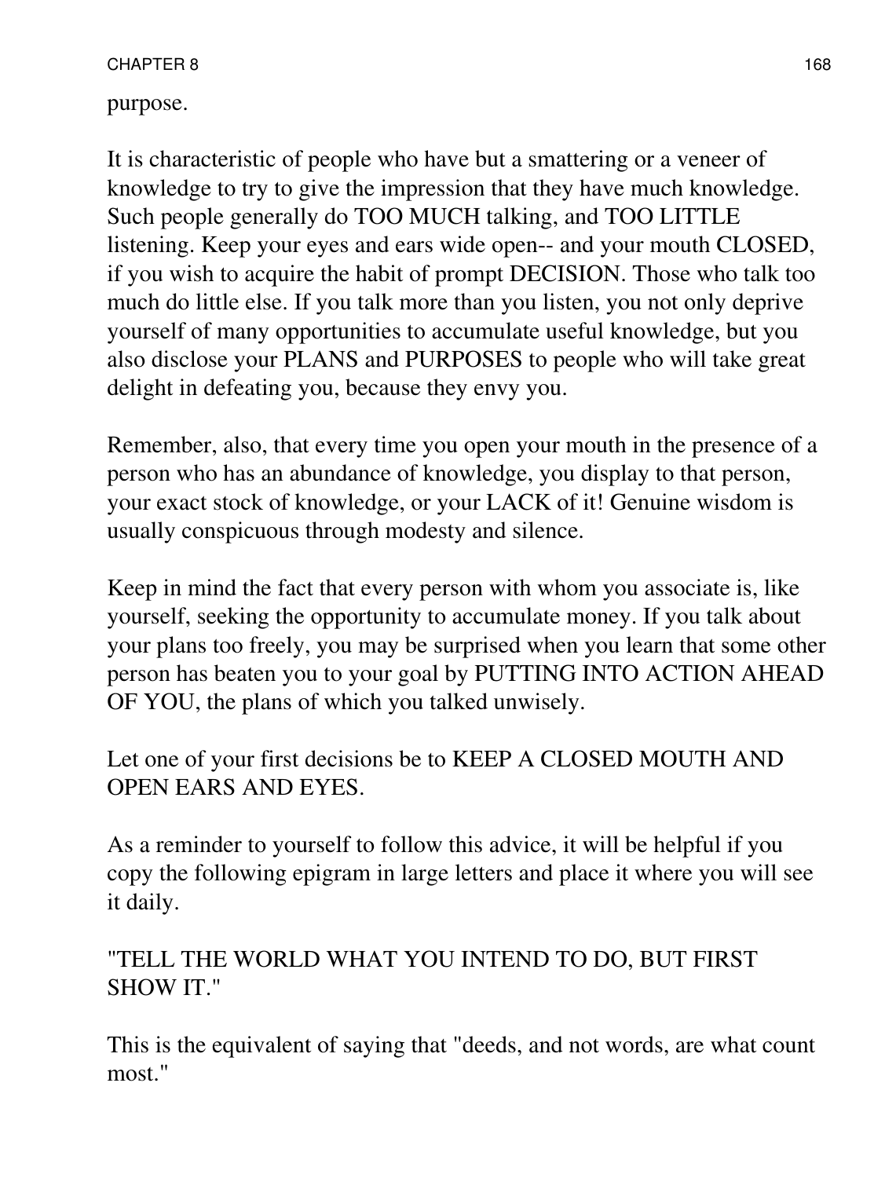purpose.

It is characteristic of people who have but a smattering or a veneer of knowledge to try to give the impression that they have much knowledge. Such people generally do TOO MUCH talking, and TOO LITTLE listening. Keep your eyes and ears wide open-- and your mouth CLOSED, if you wish to acquire the habit of prompt DECISION. Those who talk too much do little else. If you talk more than you listen, you not only deprive yourself of many opportunities to accumulate useful knowledge, but you also disclose your PLANS and PURPOSES to people who will take great delight in defeating you, because they envy you.

Remember, also, that every time you open your mouth in the presence of a person who has an abundance of knowledge, you display to that person, your exact stock of knowledge, or your LACK of it! Genuine wisdom is usually conspicuous through modesty and silence.

Keep in mind the fact that every person with whom you associate is, like yourself, seeking the opportunity to accumulate money. If you talk about your plans too freely, you may be surprised when you learn that some other person has beaten you to your goal by PUTTING INTO ACTION AHEAD OF YOU, the plans of which you talked unwisely.

Let one of your first decisions be to KEEP A CLOSED MOUTH AND OPEN EARS AND EYES.

As a reminder to yourself to follow this advice, it will be helpful if you copy the following epigram in large letters and place it where you will see it daily.

"TELL THE WORLD WHAT YOU INTEND TO DO, BUT FIRST SHOW IT."

This is the equivalent of saying that "deeds, and not words, are what count most."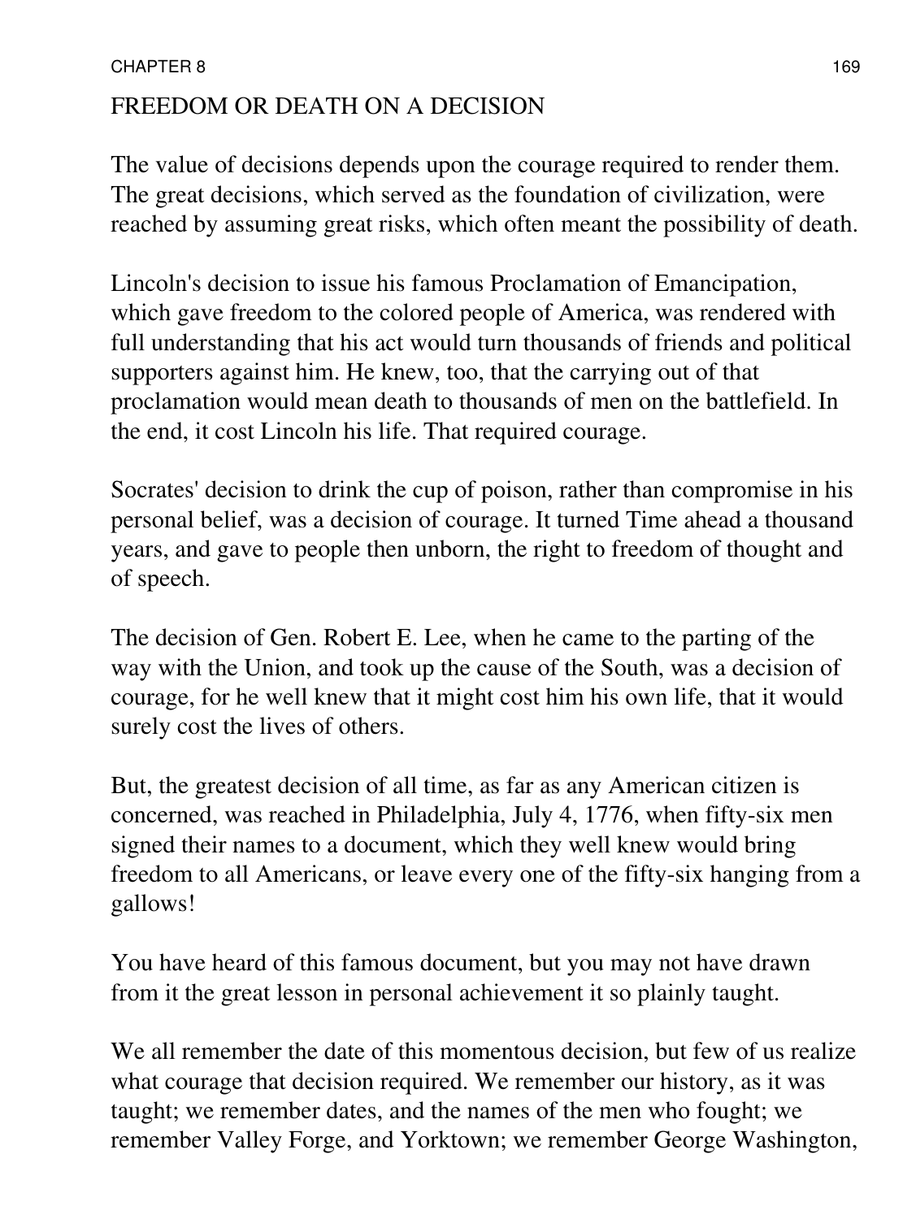## FREEDOM OR DEATH ON A DECISION

The value of decisions depends upon the courage required to render them. The great decisions, which served as the foundation of civilization, were reached by assuming great risks, which often meant the possibility of death.

Lincoln's decision to issue his famous Proclamation of Emancipation, which gave freedom to the colored people of America, was rendered with full understanding that his act would turn thousands of friends and political supporters against him. He knew, too, that the carrying out of that proclamation would mean death to thousands of men on the battlefield. In the end, it cost Lincoln his life. That required courage.

Socrates' decision to drink the cup of poison, rather than compromise in his personal belief, was a decision of courage. It turned Time ahead a thousand years, and gave to people then unborn, the right to freedom of thought and of speech.

The decision of Gen. Robert E. Lee, when he came to the parting of the way with the Union, and took up the cause of the South, was a decision of courage, for he well knew that it might cost him his own life, that it would surely cost the lives of others.

But, the greatest decision of all time, as far as any American citizen is concerned, was reached in Philadelphia, July 4, 1776, when fifty-six men signed their names to a document, which they well knew would bring freedom to all Americans, or leave every one of the fifty-six hanging from a gallows!

You have heard of this famous document, but you may not have drawn from it the great lesson in personal achievement it so plainly taught.

We all remember the date of this momentous decision, but few of us realize what courage that decision required. We remember our history, as it was taught; we remember dates, and the names of the men who fought; we remember Valley Forge, and Yorktown; we remember George Washington,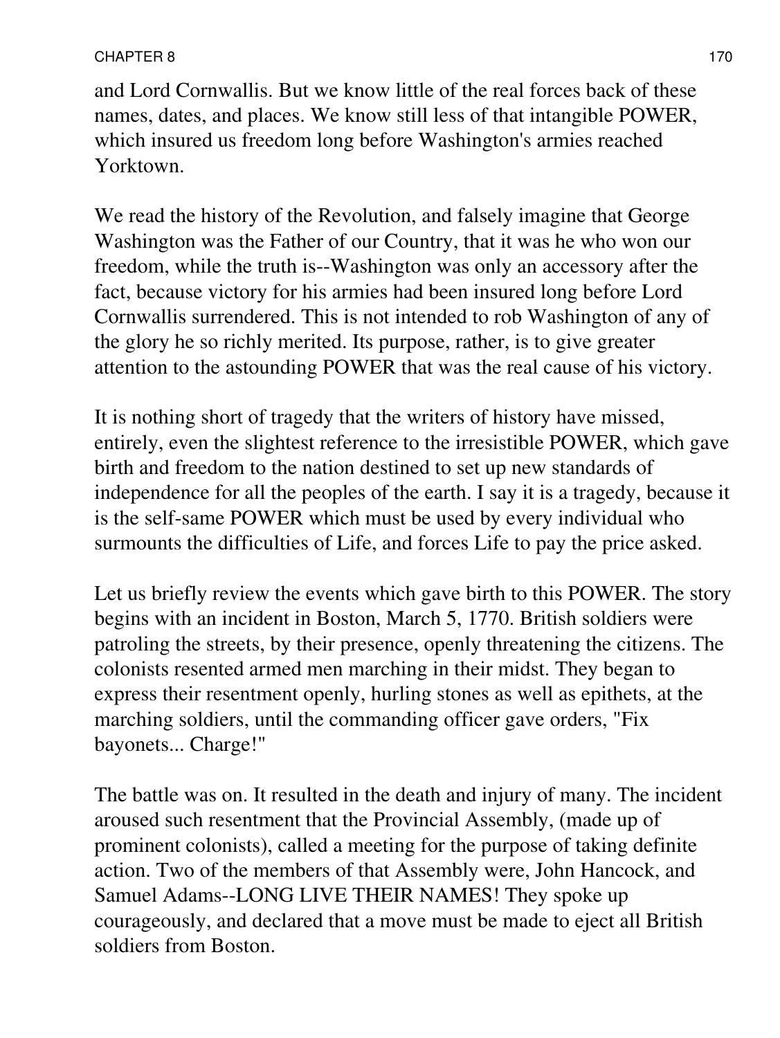and Lord Cornwallis. But we know little of the real forces back of these names, dates, and places. We know still less of that intangible POWER, which insured us freedom long before Washington's armies reached Yorktown.

We read the history of the Revolution, and falsely imagine that George Washington was the Father of our Country, that it was he who won our freedom, while the truth is--Washington was only an accessory after the fact, because victory for his armies had been insured long before Lord Cornwallis surrendered. This is not intended to rob Washington of any of the glory he so richly merited. Its purpose, rather, is to give greater attention to the astounding POWER that was the real cause of his victory.

It is nothing short of tragedy that the writers of history have missed, entirely, even the slightest reference to the irresistible POWER, which gave birth and freedom to the nation destined to set up new standards of independence for all the peoples of the earth. I say it is a tragedy, because it is the self-same POWER which must be used by every individual who surmounts the difficulties of Life, and forces Life to pay the price asked.

Let us briefly review the events which gave birth to this POWER. The story begins with an incident in Boston, March 5, 1770. British soldiers were patroling the streets, by their presence, openly threatening the citizens. The colonists resented armed men marching in their midst. They began to express their resentment openly, hurling stones as well as epithets, at the marching soldiers, until the commanding officer gave orders, "Fix bayonets... Charge!"

The battle was on. It resulted in the death and injury of many. The incident aroused such resentment that the Provincial Assembly, (made up of prominent colonists), called a meeting for the purpose of taking definite action. Two of the members of that Assembly were, John Hancock, and Samuel Adams--LONG LIVE THEIR NAMES! They spoke up courageously, and declared that a move must be made to eject all British soldiers from Boston.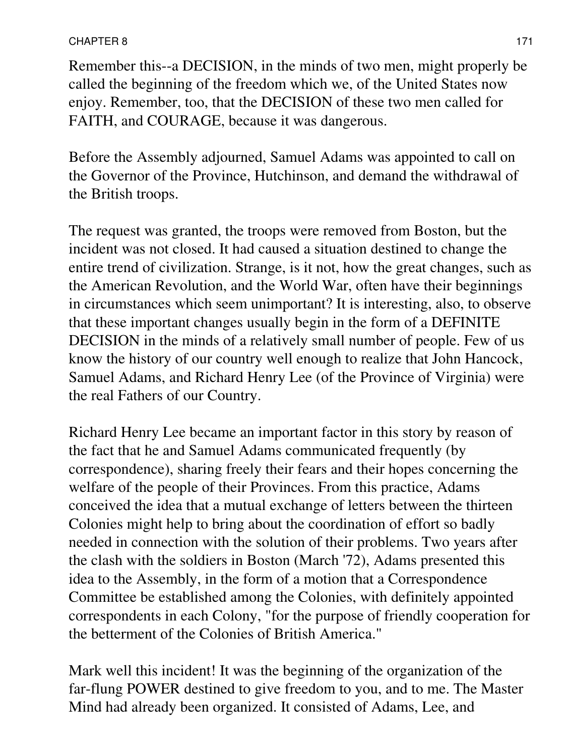Remember this--a DECISION, in the minds of two men, might properly be called the beginning of the freedom which we, of the United States now enjoy. Remember, too, that the DECISION of these two men called for FAITH, and COURAGE, because it was dangerous.

Before the Assembly adjourned, Samuel Adams was appointed to call on the Governor of the Province, Hutchinson, and demand the withdrawal of the British troops.

The request was granted, the troops were removed from Boston, but the incident was not closed. It had caused a situation destined to change the entire trend of civilization. Strange, is it not, how the great changes, such as the American Revolution, and the World War, often have their beginnings in circumstances which seem unimportant? It is interesting, also, to observe that these important changes usually begin in the form of a DEFINITE DECISION in the minds of a relatively small number of people. Few of us know the history of our country well enough to realize that John Hancock, Samuel Adams, and Richard Henry Lee (of the Province of Virginia) were the real Fathers of our Country.

Richard Henry Lee became an important factor in this story by reason of the fact that he and Samuel Adams communicated frequently (by correspondence), sharing freely their fears and their hopes concerning the welfare of the people of their Provinces. From this practice, Adams conceived the idea that a mutual exchange of letters between the thirteen Colonies might help to bring about the coordination of effort so badly needed in connection with the solution of their problems. Two years after the clash with the soldiers in Boston (March '72), Adams presented this idea to the Assembly, in the form of a motion that a Correspondence Committee be established among the Colonies, with definitely appointed correspondents in each Colony, "for the purpose of friendly cooperation for the betterment of the Colonies of British America."

Mark well this incident! It was the beginning of the organization of the far-flung POWER destined to give freedom to you, and to me. The Master Mind had already been organized. It consisted of Adams, Lee, and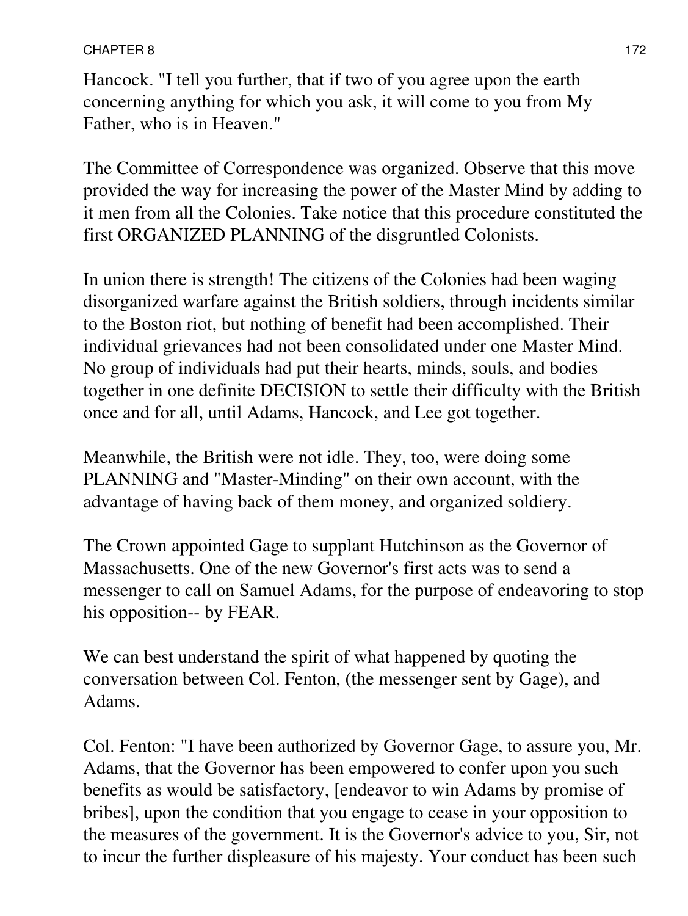Hancock. "I tell you further, that if two of you agree upon the earth concerning anything for which you ask, it will come to you from My Father, who is in Heaven."

The Committee of Correspondence was organized. Observe that this move provided the way for increasing the power of the Master Mind by adding to it men from all the Colonies. Take notice that this procedure constituted the first ORGANIZED PLANNING of the disgruntled Colonists.

In union there is strength! The citizens of the Colonies had been waging disorganized warfare against the British soldiers, through incidents similar to the Boston riot, but nothing of benefit had been accomplished. Their individual grievances had not been consolidated under one Master Mind. No group of individuals had put their hearts, minds, souls, and bodies together in one definite DECISION to settle their difficulty with the British once and for all, until Adams, Hancock, and Lee got together.

Meanwhile, the British were not idle. They, too, were doing some PLANNING and "Master-Minding" on their own account, with the advantage of having back of them money, and organized soldiery.

The Crown appointed Gage to supplant Hutchinson as the Governor of Massachusetts. One of the new Governor's first acts was to send a messenger to call on Samuel Adams, for the purpose of endeavoring to stop his opposition-- by FEAR.

We can best understand the spirit of what happened by quoting the conversation between Col. Fenton, (the messenger sent by Gage), and Adams.

Col. Fenton: "I have been authorized by Governor Gage, to assure you, Mr. Adams, that the Governor has been empowered to confer upon you such benefits as would be satisfactory, [endeavor to win Adams by promise of bribes], upon the condition that you engage to cease in your opposition to the measures of the government. It is the Governor's advice to you, Sir, not to incur the further displeasure of his majesty. Your conduct has been such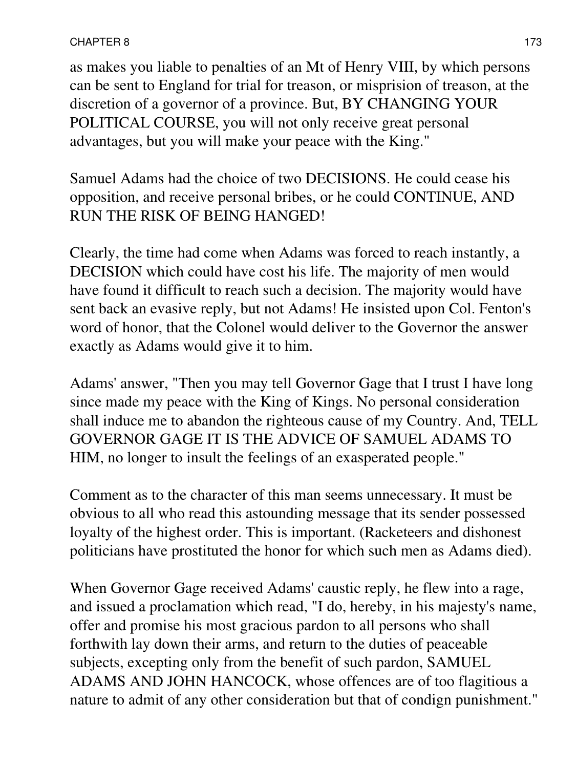as makes you liable to penalties of an Mt of Henry VIII, by which persons can be sent to England for trial for treason, or misprision of treason, at the discretion of a governor of a province. But, BY CHANGING YOUR POLITICAL COURSE, you will not only receive great personal advantages, but you will make your peace with the King."

Samuel Adams had the choice of two DECISIONS. He could cease his opposition, and receive personal bribes, or he could CONTINUE, AND RUN THE RISK OF BEING HANGED!

Clearly, the time had come when Adams was forced to reach instantly, a DECISION which could have cost his life. The majority of men would have found it difficult to reach such a decision. The majority would have sent back an evasive reply, but not Adams! He insisted upon Col. Fenton's word of honor, that the Colonel would deliver to the Governor the answer exactly as Adams would give it to him.

Adams' answer, "Then you may tell Governor Gage that I trust I have long since made my peace with the King of Kings. No personal consideration shall induce me to abandon the righteous cause of my Country. And, TELL GOVERNOR GAGE IT IS THE ADVICE OF SAMUEL ADAMS TO HIM, no longer to insult the feelings of an exasperated people."

Comment as to the character of this man seems unnecessary. It must be obvious to all who read this astounding message that its sender possessed loyalty of the highest order. This is important. (Racketeers and dishonest politicians have prostituted the honor for which such men as Adams died).

When Governor Gage received Adams' caustic reply, he flew into a rage, and issued a proclamation which read, "I do, hereby, in his majesty's name, offer and promise his most gracious pardon to all persons who shall forthwith lay down their arms, and return to the duties of peaceable subjects, excepting only from the benefit of such pardon, SAMUEL ADAMS AND JOHN HANCOCK, whose offences are of too flagitious a nature to admit of any other consideration but that of condign punishment."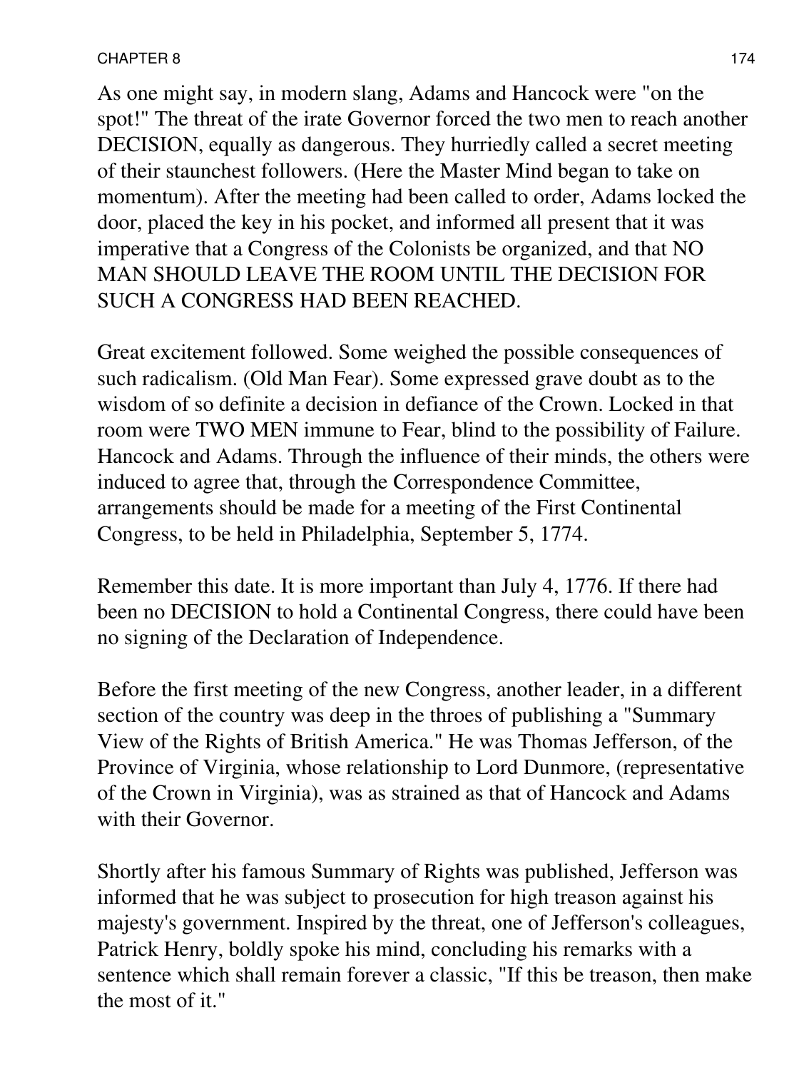As one might say, in modern slang, Adams and Hancock were "on the spot!" The threat of the irate Governor forced the two men to reach another DECISION, equally as dangerous. They hurriedly called a secret meeting of their staunchest followers. (Here the Master Mind began to take on momentum). After the meeting had been called to order, Adams locked the door, placed the key in his pocket, and informed all present that it was imperative that a Congress of the Colonists be organized, and that NO MAN SHOULD LEAVE THE ROOM UNTIL THE DECISION FOR SUCH A CONGRESS HAD BEEN REACHED.

Great excitement followed. Some weighed the possible consequences of such radicalism. (Old Man Fear). Some expressed grave doubt as to the wisdom of so definite a decision in defiance of the Crown. Locked in that room were TWO MEN immune to Fear, blind to the possibility of Failure. Hancock and Adams. Through the influence of their minds, the others were induced to agree that, through the Correspondence Committee, arrangements should be made for a meeting of the First Continental Congress, to be held in Philadelphia, September 5, 1774.

Remember this date. It is more important than July 4, 1776. If there had been no DECISION to hold a Continental Congress, there could have been no signing of the Declaration of Independence.

Before the first meeting of the new Congress, another leader, in a different section of the country was deep in the throes of publishing a "Summary View of the Rights of British America." He was Thomas Jefferson, of the Province of Virginia, whose relationship to Lord Dunmore, (representative of the Crown in Virginia), was as strained as that of Hancock and Adams with their Governor.

Shortly after his famous Summary of Rights was published, Jefferson was informed that he was subject to prosecution for high treason against his majesty's government. Inspired by the threat, one of Jefferson's colleagues, Patrick Henry, boldly spoke his mind, concluding his remarks with a sentence which shall remain forever a classic, "If this be treason, then make the most of it."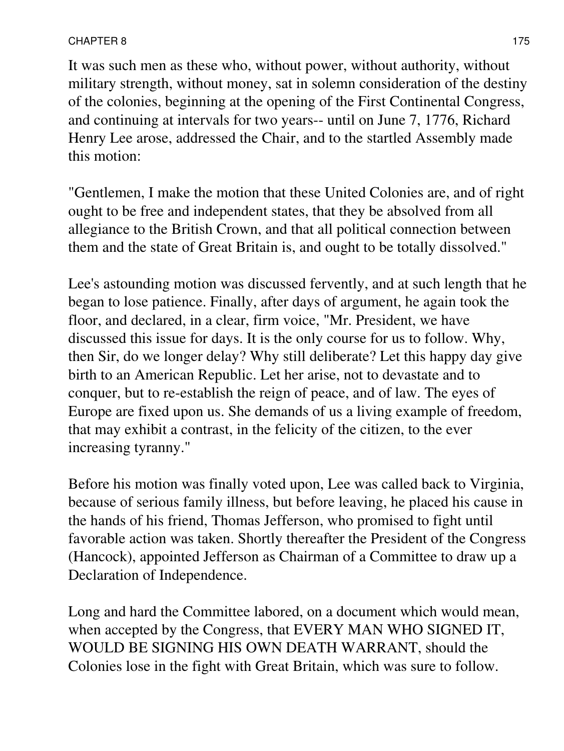It was such men as these who, without power, without authority, without military strength, without money, sat in solemn consideration of the destiny of the colonies, beginning at the opening of the First Continental Congress, and continuing at intervals for two years-- until on June 7, 1776, Richard Henry Lee arose, addressed the Chair, and to the startled Assembly made this motion:

"Gentlemen, I make the motion that these United Colonies are, and of right ought to be free and independent states, that they be absolved from all allegiance to the British Crown, and that all political connection between them and the state of Great Britain is, and ought to be totally dissolved."

Lee's astounding motion was discussed fervently, and at such length that he began to lose patience. Finally, after days of argument, he again took the floor, and declared, in a clear, firm voice, "Mr. President, we have discussed this issue for days. It is the only course for us to follow. Why, then Sir, do we longer delay? Why still deliberate? Let this happy day give birth to an American Republic. Let her arise, not to devastate and to conquer, but to re-establish the reign of peace, and of law. The eyes of Europe are fixed upon us. She demands of us a living example of freedom, that may exhibit a contrast, in the felicity of the citizen, to the ever increasing tyranny."

Before his motion was finally voted upon, Lee was called back to Virginia, because of serious family illness, but before leaving, he placed his cause in the hands of his friend, Thomas Jefferson, who promised to fight until favorable action was taken. Shortly thereafter the President of the Congress (Hancock), appointed Jefferson as Chairman of a Committee to draw up a Declaration of Independence.

Long and hard the Committee labored, on a document which would mean, when accepted by the Congress, that EVERY MAN WHO SIGNED IT, WOULD BE SIGNING HIS OWN DEATH WARRANT, should the Colonies lose in the fight with Great Britain, which was sure to follow.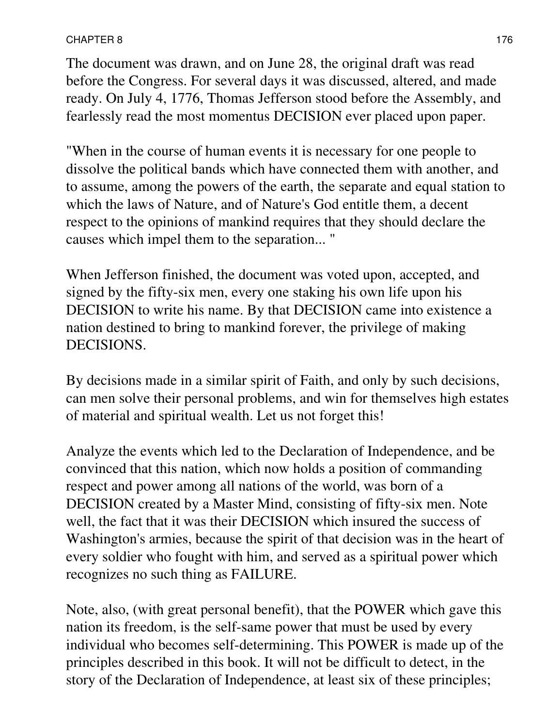The document was drawn, and on June 28, the original draft was read before the Congress. For several days it was discussed, altered, and made ready. On July 4, 1776, Thomas Jefferson stood before the Assembly, and fearlessly read the most momentus DECISION ever placed upon paper.

"When in the course of human events it is necessary for one people to dissolve the political bands which have connected them with another, and to assume, among the powers of the earth, the separate and equal station to which the laws of Nature, and of Nature's God entitle them, a decent respect to the opinions of mankind requires that they should declare the causes which impel them to the separation... "

When Jefferson finished, the document was voted upon, accepted, and signed by the fifty-six men, every one staking his own life upon his DECISION to write his name. By that DECISION came into existence a nation destined to bring to mankind forever, the privilege of making DECISIONS.

By decisions made in a similar spirit of Faith, and only by such decisions, can men solve their personal problems, and win for themselves high estates of material and spiritual wealth. Let us not forget this!

Analyze the events which led to the Declaration of Independence, and be convinced that this nation, which now holds a position of commanding respect and power among all nations of the world, was born of a DECISION created by a Master Mind, consisting of fifty-six men. Note well, the fact that it was their DECISION which insured the success of Washington's armies, because the spirit of that decision was in the heart of every soldier who fought with him, and served as a spiritual power which recognizes no such thing as FAILURE.

Note, also, (with great personal benefit), that the POWER which gave this nation its freedom, is the self-same power that must be used by every individual who becomes self-determining. This POWER is made up of the principles described in this book. It will not be difficult to detect, in the story of the Declaration of Independence, at least six of these principles;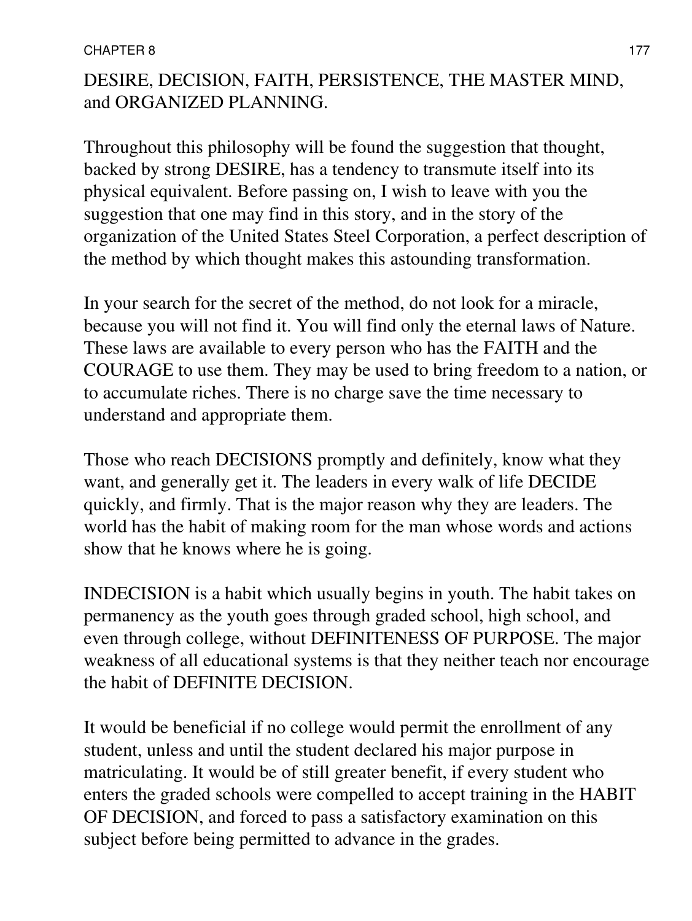DESIRE, DECISION, FAITH, PERSISTENCE, THE MASTER MIND, and ORGANIZED PLANNING.

Throughout this philosophy will be found the suggestion that thought, backed by strong DESIRE, has a tendency to transmute itself into its physical equivalent. Before passing on, I wish to leave with you the suggestion that one may find in this story, and in the story of the organization of the United States Steel Corporation, a perfect description of the method by which thought makes this astounding transformation.

In your search for the secret of the method, do not look for a miracle, because you will not find it. You will find only the eternal laws of Nature. These laws are available to every person who has the FAITH and the COURAGE to use them. They may be used to bring freedom to a nation, or to accumulate riches. There is no charge save the time necessary to understand and appropriate them.

Those who reach DECISIONS promptly and definitely, know what they want, and generally get it. The leaders in every walk of life DECIDE quickly, and firmly. That is the major reason why they are leaders. The world has the habit of making room for the man whose words and actions show that he knows where he is going.

INDECISION is a habit which usually begins in youth. The habit takes on permanency as the youth goes through graded school, high school, and even through college, without DEFINITENESS OF PURPOSE. The major weakness of all educational systems is that they neither teach nor encourage the habit of DEFINITE DECISION.

It would be beneficial if no college would permit the enrollment of any student, unless and until the student declared his major purpose in matriculating. It would be of still greater benefit, if every student who enters the graded schools were compelled to accept training in the HABIT OF DECISION, and forced to pass a satisfactory examination on this subject before being permitted to advance in the grades.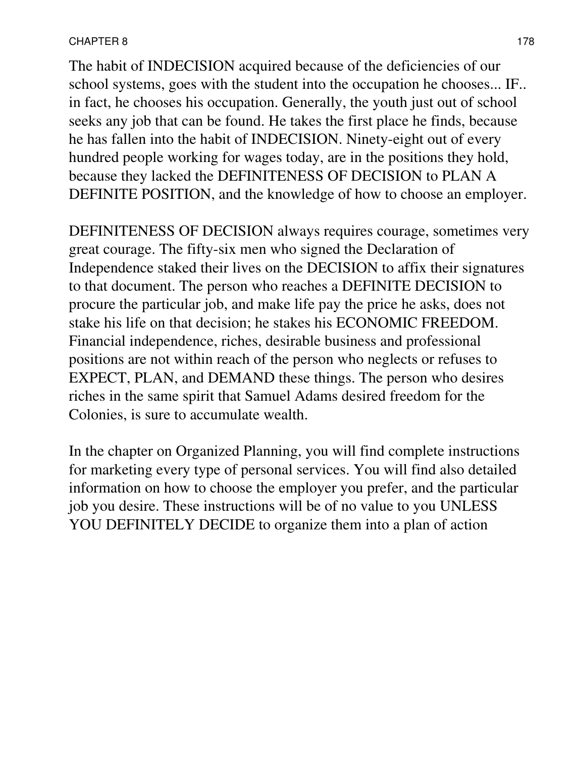The habit of INDECISION acquired because of the deficiencies of our school systems, goes with the student into the occupation he chooses... IF.. in fact, he chooses his occupation. Generally, the youth just out of school seeks any job that can be found. He takes the first place he finds, because he has fallen into the habit of INDECISION. Ninety-eight out of every hundred people working for wages today, are in the positions they hold, because they lacked the DEFINITENESS OF DECISION to PLAN A DEFINITE POSITION, and the knowledge of how to choose an employer.

DEFINITENESS OF DECISION always requires courage, sometimes very great courage. The fifty-six men who signed the Declaration of Independence staked their lives on the DECISION to affix their signatures to that document. The person who reaches a DEFINITE DECISION to procure the particular job, and make life pay the price he asks, does not stake his life on that decision; he stakes his ECONOMIC FREEDOM. Financial independence, riches, desirable business and professional positions are not within reach of the person who neglects or refuses to EXPECT, PLAN, and DEMAND these things. The person who desires riches in the same spirit that Samuel Adams desired freedom for the Colonies, is sure to accumulate wealth.

In the chapter on Organized Planning, you will find complete instructions for marketing every type of personal services. You will find also detailed information on how to choose the employer you prefer, and the particular job you desire. These instructions will be of no value to you UNLESS YOU DEFINITELY DECIDE to organize them into a plan of action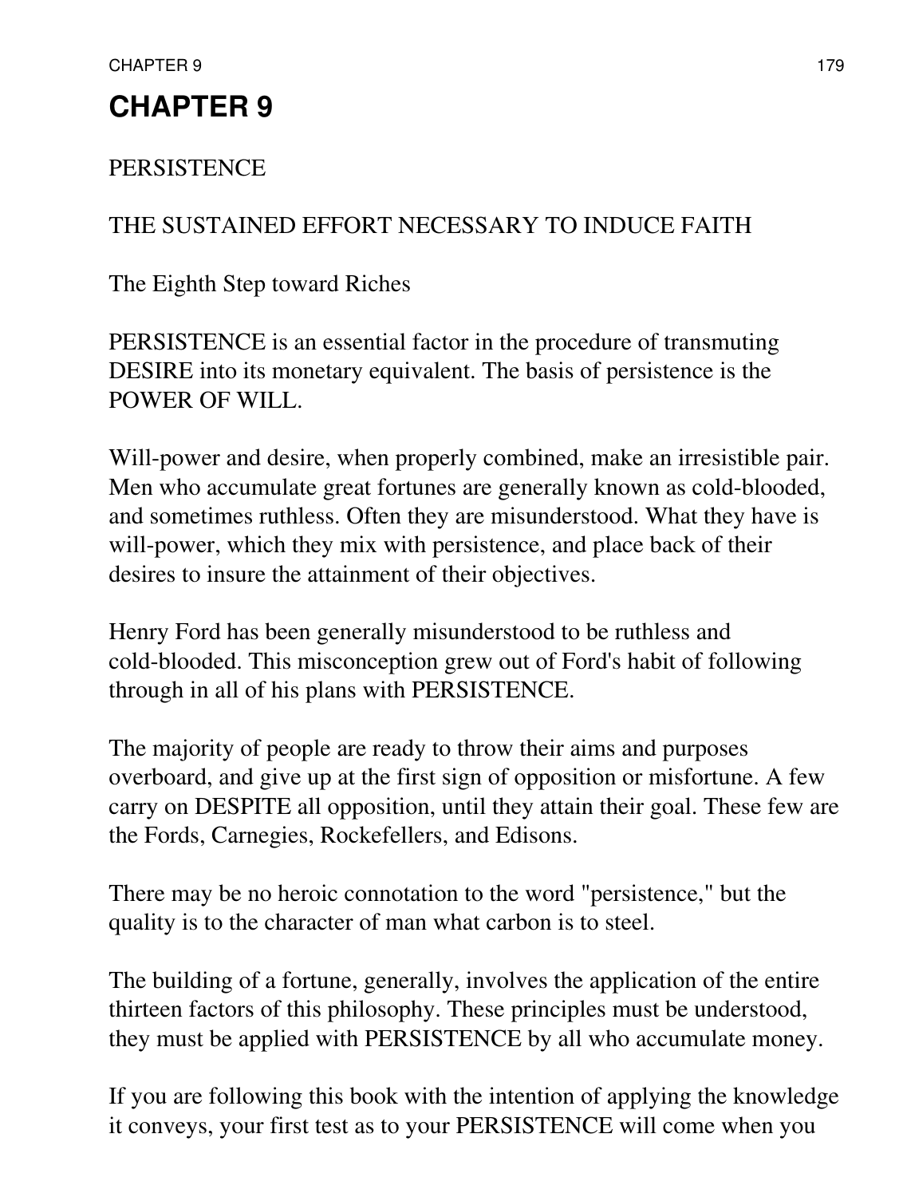# CHAPTER 9

PERSISTENCE

THE SUSTAINED EFFORT NECESSARY TO INDUCE FAITH

The Eighth Step toward Riches

PERSISTENCE is an essential factor in the procedure of transmuting DESIRE into its monetary equivalent. The basis of persistence is the POWER OF WILL.

Will-power and desire, when properly combined, make an irresistible pair. Men who accumulate great fortunes are generally known as cold-blooded, and sometimes ruthless. Often they are misunderstood. What they have is will-power, which they mix with persistence, and place back of their desires to insure the attainment of their objectives.

Henry Ford has been generally misunderstood to be ruthless and cold-blooded. This misconception grew out of Ford's habit of following through in all of his plans with PERSISTENCE.

The majority of people are ready to throw their aims and purposes overboard, and give up at the first sign of opposition or misfortune. A few carry on DESPITE all opposition, until they attain their goal. These few are the Fords, Carnegies, Rockefellers, and Edisons.

There may be no heroic connotation to the word "persistence," but the quality is to the character of man what carbon is to steel.

The building of a fortune, generally, involves the application of the entire thirteen factors of this philosophy. These principles must be understood, they must be applied with PERSISTENCE by all who accumulate money.

If you are following this book with the intention of applying the knowledge it conveys, your first test as to your PERSISTENCE will come when you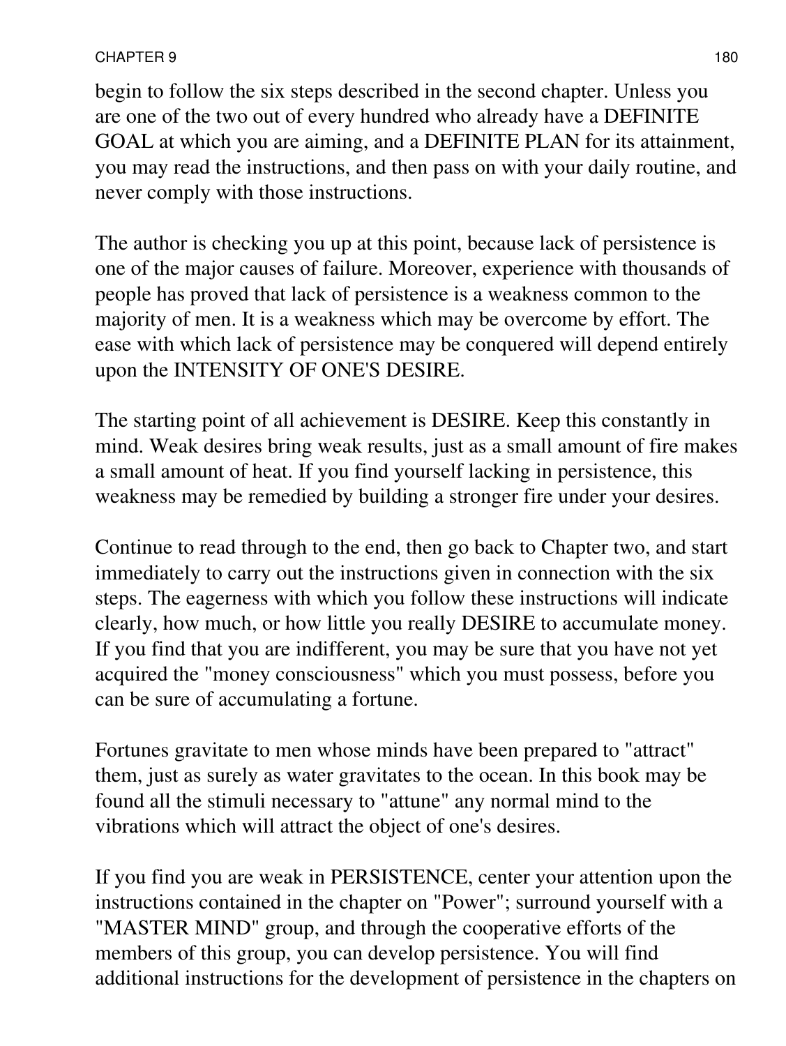begin to follow the six steps described in the second chapter. Unless you are one of the two out of every hundred who already have a DEFINITE GOAL at which you are aiming, and a DEFINITE PLAN for its attainment, you may read the instructions, and then pass on with your daily routine, and never comply with those instructions.

The author is checking you up at this point, because lack of persistence is one of the major causes of failure. Moreover, experience with thousands of people has proved that lack of persistence is a weakness common to the majority of men. It is a weakness which may be overcome by effort. The ease with which lack of persistence may be conquered will depend entirely upon the INTENSITY OF ONE'S DESIRE.

The starting point of all achievement is DESIRE. Keep this constantly in mind. Weak desires bring weak results, just as a small amount of fire makes a small amount of heat. If you find yourself lacking in persistence, this weakness may be remedied by building a stronger fire under your desires.

Continue to read through to the end, then go back to Chapter two, and start immediately to carry out the instructions given in connection with the six steps. The eagerness with which you follow these instructions will indicate clearly, how much, or how little you really DESIRE to accumulate money. If you find that you are indifferent, you may be sure that you have not yet acquired the "money consciousness" which you must possess, before you can be sure of accumulating a fortune.

Fortunes gravitate to men whose minds have been prepared to "attract" them, just as surely as water gravitates to the ocean. In this book may be found all the stimuli necessary to "attune" any normal mind to the vibrations which will attract the object of one's desires.

If you find you are weak in PERSISTENCE, center your attention upon the instructions contained in the chapter on "Power"; surround yourself with a "MASTER MIND" group, and through the cooperative efforts of the members of this group, you can develop persistence. You will find additional instructions for the development of persistence in the chapters on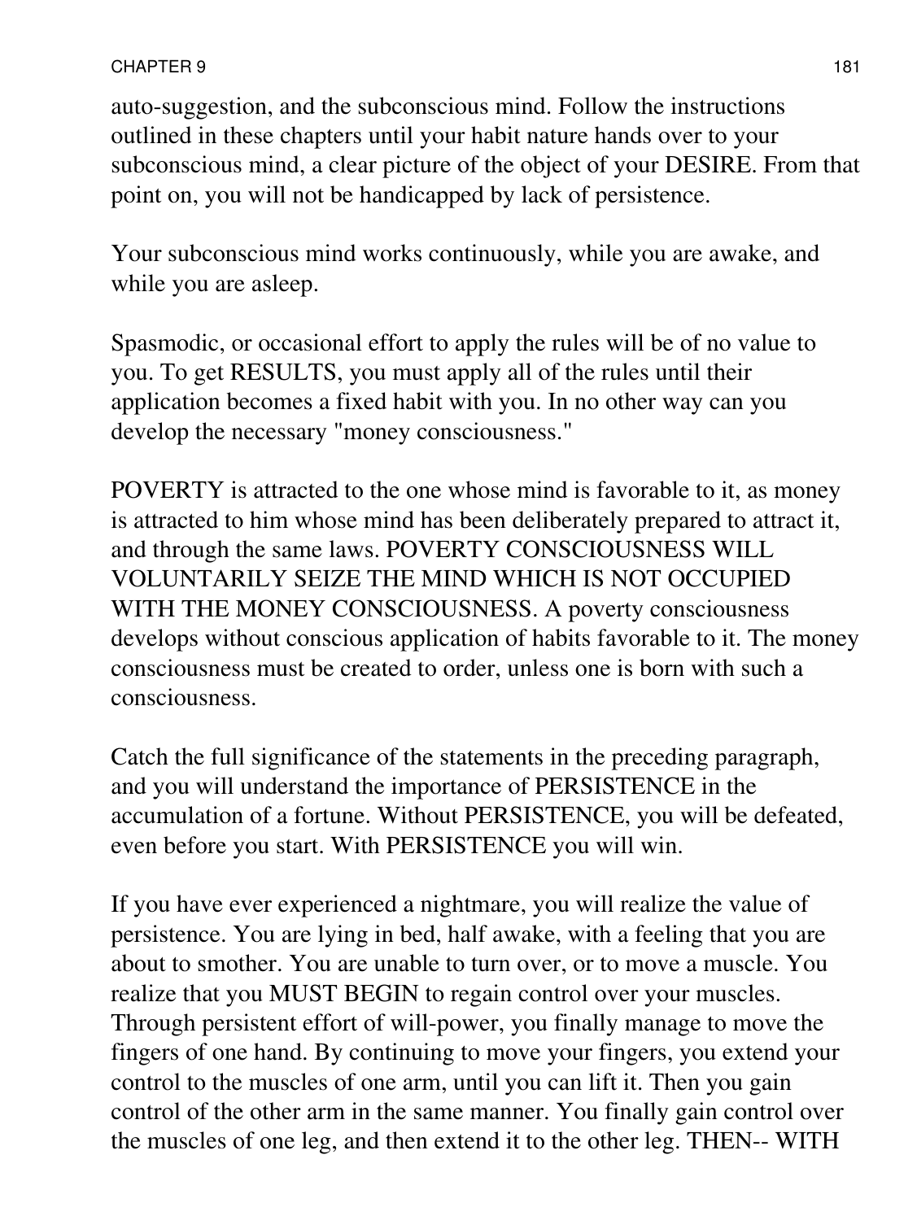auto-suggestion, and the subconscious mind. Follow the instructions outlined in these chapters until your habit nature hands over to your subconscious mind, a clear picture of the object of your DESIRE. From that point on, you will not be handicapped by lack of persistence.

Your subconscious mind works continuously, while you are awake, and while you are asleep.

Spasmodic, or occasional effort to apply the rules will be of no value to you. To get RESULTS, you must apply all of the rules until their application becomes a fixed habit with you. In no other way can you develop the necessary "money consciousness."

POVERTY is attracted to the one whose mind is favorable to it, as money is attracted to him whose mind has been deliberately prepared to attract it, and through the same laws. POVERTY CONSCIOUSNESS WILL VOLUNTARILY SEIZE THE MIND WHICH IS NOT OCCUPIED WITH THE MONEY CONSCIOUSNESS. A poverty consciousness develops without conscious application of habits favorable to it. The money consciousness must be created to order, unless one is born with such a consciousness.

Catch the full significance of the statements in the preceding paragraph, and you will understand the importance of PERSISTENCE in the accumulation of a fortune. Without PERSISTENCE, you will be defeated, even before you start. With PERSISTENCE you will win.

If you have ever experienced a nightmare, you will realize the value of persistence. You are lying in bed, half awake, with a feeling that you are about to smother. You are unable to turn over, or to move a muscle. You realize that you MUST BEGIN to regain control over your muscles. Through persistent effort of will-power, you finally manage to move the fingers of one hand. By continuing to move your fingers, you extend your control to the muscles of one arm, until you can lift it. Then you gain control of the other arm in the same manner. You finally gain control over the muscles of one leg, and then extend it to the other leg. THEN-- WITH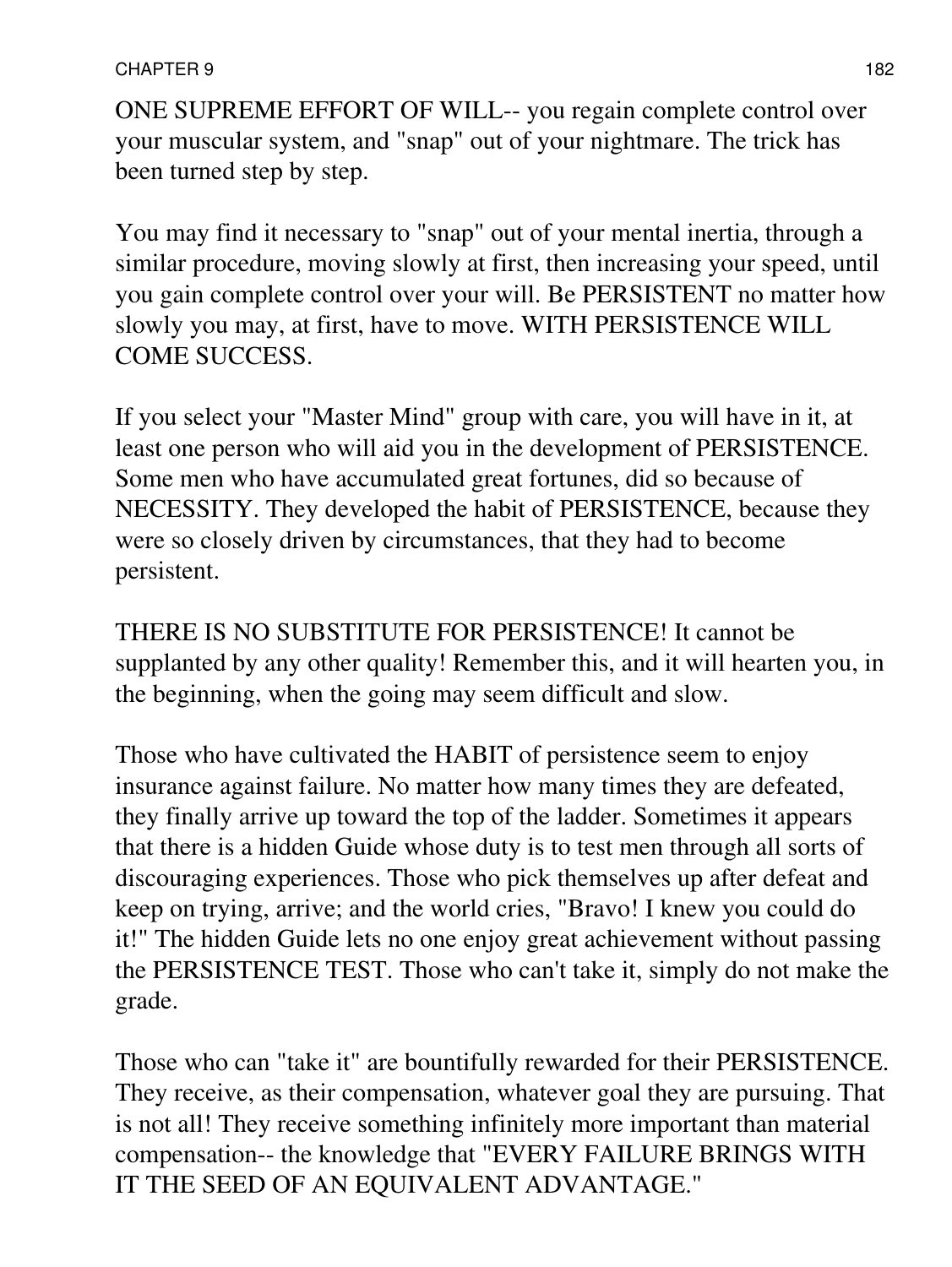ONE SUPREME EFFORT OF WILL-- you regain complete control over your muscular system, and "snap" out of your nightmare. The trick has been turned step by step.

You may find it necessary to "snap" out of your mental inertia, through a similar procedure, moving slowly at first, then increasing your speed, until you gain complete control over your will. Be PERSISTENT no matter how slowly you may, at first, have to move. WITH PERSISTENCE WILL COME SUCCESS.

If you select your "Master Mind" group with care, you will have in it, at least one person who will aid you in the development of PERSISTENCE. Some men who have accumulated great fortunes, did so because of NECESSITY. They developed the habit of PERSISTENCE, because they were so closely driven by circumstances, that they had to become persistent.

THERE IS NO SUBSTITUTE FOR PERSISTENCE! It cannot be supplanted by any other quality! Remember this, and it will hearten you, in the beginning, when the going may seem difficult and slow.

Those who have cultivated the HABIT of persistence seem to enjoy insurance against failure. No matter how many times they are defeated, they finally arrive up toward the top of the ladder. Sometimes it appears that there is a hidden Guide whose duty is to test men through all sorts of discouraging experiences. Those who pick themselves up after defeat and keep on trying, arrive; and the world cries, "Bravo! I knew you could do it!" The hidden Guide lets no one enjoy great achievement without passing the PERSISTENCE TEST. Those who can't take it, simply do not make the grade.

Those who can "take it" are bountifully rewarded for their PERSISTENCE. They receive, as their compensation, whatever goal they are pursuing. That is not all! They receive something infinitely more important than material compensation-- the knowledge that "EVERY FAILURE BRINGS WITH IT THE SEED OF AN EQUIVALENT ADVANTAGE."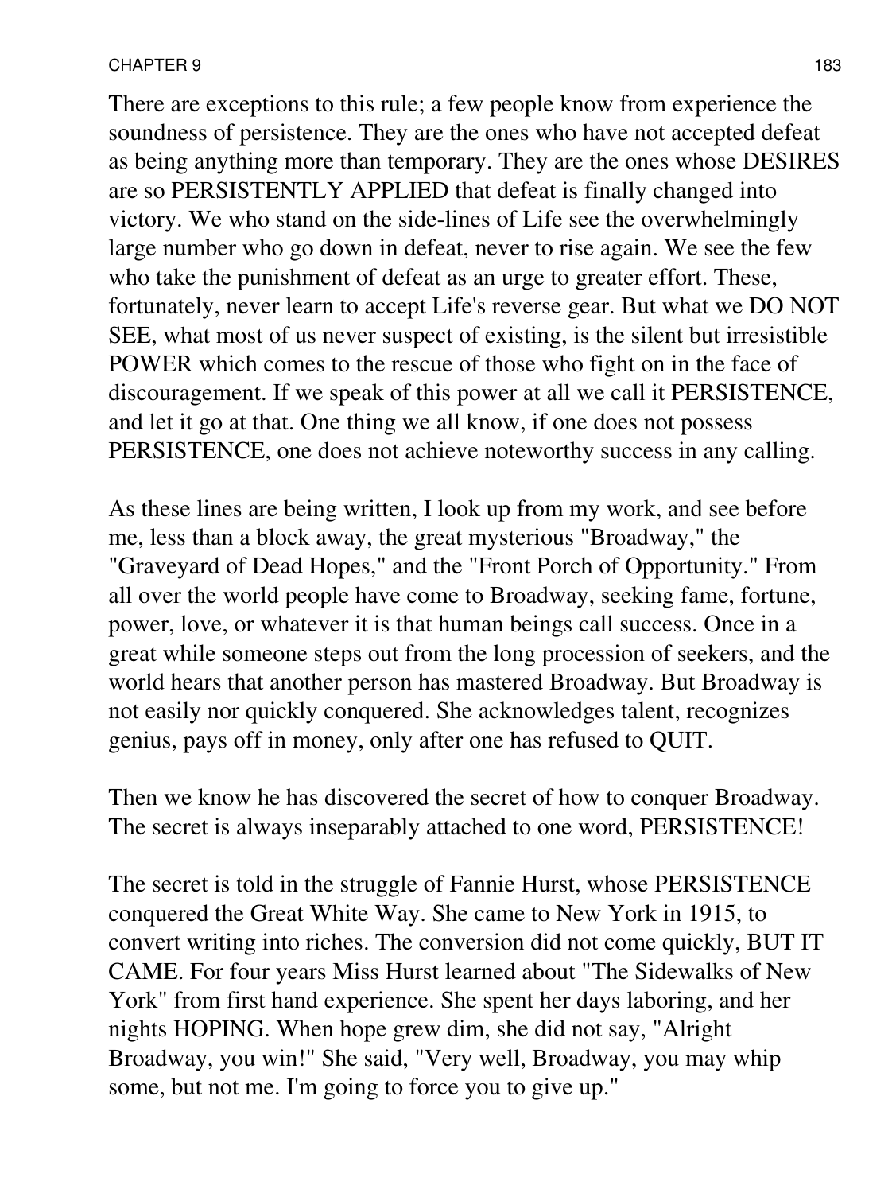There are exceptions to this rule; a few people know from experience the soundness of persistence. They are the ones who have not accepted defeat as being anything more than temporary. They are the ones whose DESIRES are so PERSISTENTLY APPLIED that defeat is finally changed into victory. We who stand on the side-lines of Life see the overwhelmingly large number who go down in defeat, never to rise again. We see the few who take the punishment of defeat as an urge to greater effort. These, fortunately, never learn to accept Life's reverse gear. But what we DO NOT SEE, what most of us never suspect of existing, is the silent but irresistible POWER which comes to the rescue of those who fight on in the face of discouragement. If we speak of this power at all we call it PERSISTENCE, and let it go at that. One thing we all know, if one does not possess PERSISTENCE, one does not achieve noteworthy success in any calling.

As these lines are being written, I look up from my work, and see before me, less than a block away, the great mysterious "Broadway," the "Graveyard of Dead Hopes," and the "Front Porch of Opportunity." From all over the world people have come to Broadway, seeking fame, fortune, power, love, or whatever it is that human beings call success. Once in a great while someone steps out from the long procession of seekers, and the world hears that another person has mastered Broadway. But Broadway is not easily nor quickly conquered. She acknowledges talent, recognizes genius, pays off in money, only after one has refused to QUIT.

Then we know he has discovered the secret of how to conquer Broadway. The secret is always inseparably attached to one word, PERSISTENCE!

The secret is told in the struggle of Fannie Hurst, whose PERSISTENCE conquered the Great White Way. She came to New York in 1915, to convert writing into riches. The conversion did not come quickly, BUT IT CAME. For four years Miss Hurst learned about "The Sidewalks of New York" from first hand experience. She spent her days laboring, and her nights HOPING. When hope grew dim, she did not say, "Alright Broadway, you win!" She said, "Very well, Broadway, you may whip some, but not me. I'm going to force you to give up."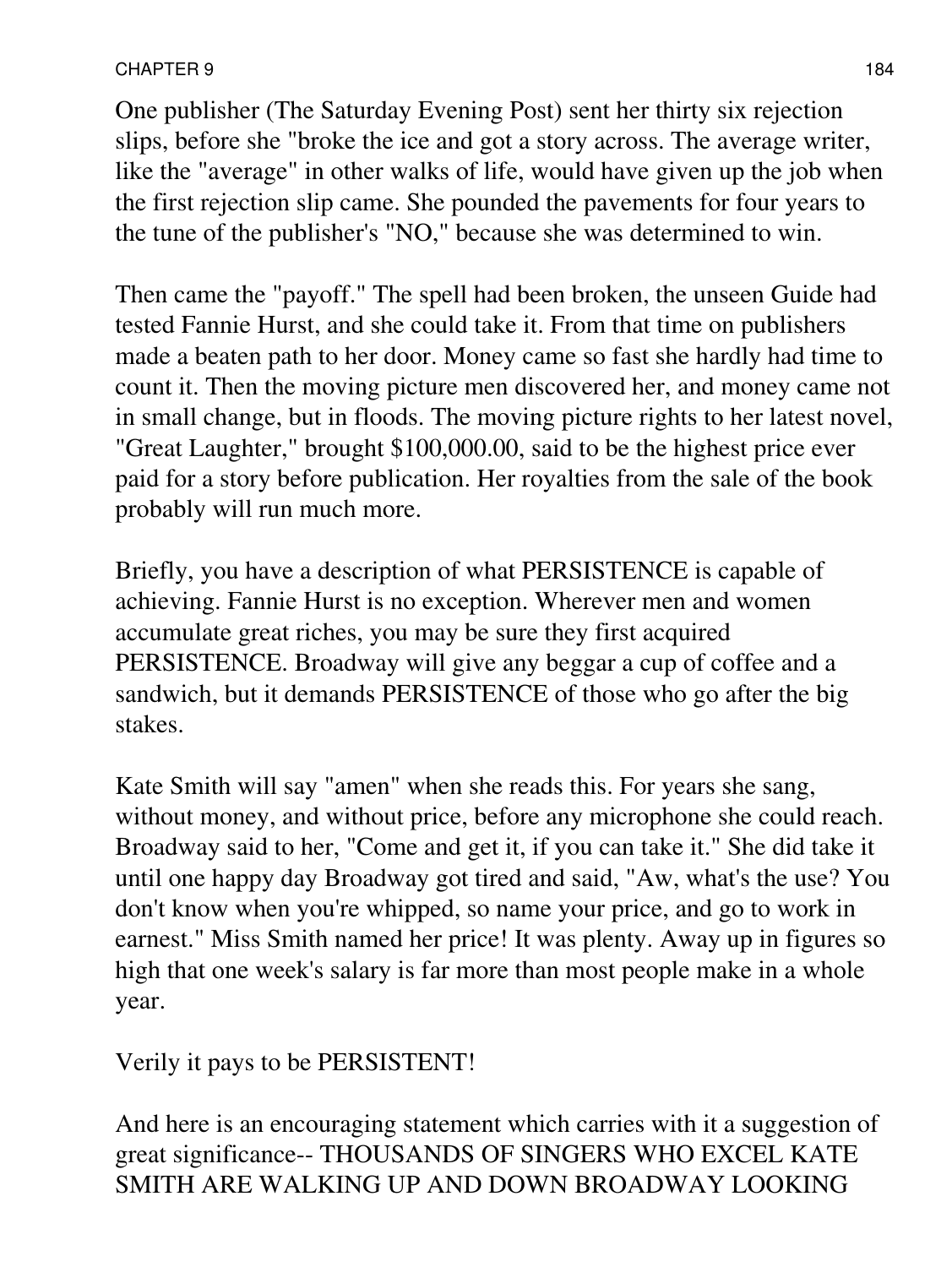One publisher (The Saturday Evening Post) sent her thirty six rejection slips, before she "broke the ice and got a story across. The average writer, like the "average" in other walks of life, would have given up the job when the first rejection slip came. She pounded the pavements for four years to the tune of the publisher's "NO," because she was determined to win.

Then came the "payoff." The spell had been broken, the unseen Guide had tested Fannie Hurst, and she could take it. From that time on publishers made a beaten path to her door. Money came so fast she hardly had time to count it. Then the moving picture men discovered her, and money came not in small change, but in floods. The moving picture rights to her latest novel, "Great Laughter," brought $100,000.00, said to be the highest price ever paid for a story before publication. Her royalties from the sale of the book probably will run much more.

Briefly, you have a description of what PERSISTENCE is capable of achieving. Fannie Hurst is no exception. Wherever men and women accumulate great riches, you may be sure they first acquired PERSISTENCE. Broadway will give any beggar a cup of coffee and a sandwich, but it demands PERSISTENCE of those who go after the big stakes.

Kate Smith will say "amen" when she reads this. For years she sang, without money, and without price, before any microphone she could reach. Broadway said to her, "Come and get it, if you can take it." She did take it until one happy day Broadway got tired and said, "Aw, what's the use? You don't know when you're whipped, so name your price, and go to work in earnest." Miss Smith named her price! It was plenty. Away up in figures so high that one week's salary is far more than most people make in a whole year.

Verily it pays to be PERSISTENT!

And here is an encouraging statement which carries with it a suggestion of great significance-- THOUSANDS OF SINGERS WHO EXCEL KATE SMITH ARE WALKING UP AND DOWN BROADWAY LOOKING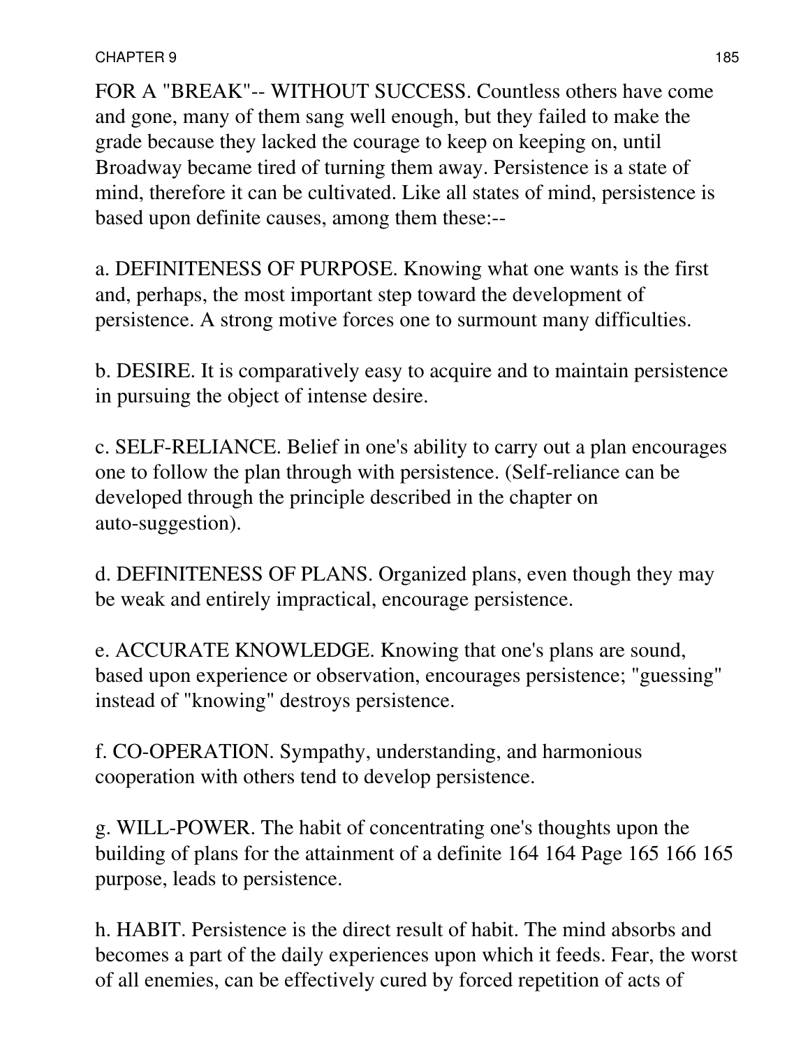FOR A "BREAK"-- WITHOUT SUCCESS. Countless others have come and gone, many of them sang well enough, but they failed to make the grade because they lacked the courage to keep on keeping on, until Broadway became tired of turning them away. Persistence is a state of mind, therefore it can be cultivated. Like all states of mind, persistence is based upon definite causes, among them these:--

a. DEFINITENESS OF PURPOSE. Knowing what one wants is the first and, perhaps, the most important step toward the development of persistence. A strong motive forces one to surmount many difficulties.

b. DESIRE. It is comparatively easy to acquire and to maintain persistence in pursuing the object of intense desire.

c. SELF-RELIANCE. Belief in one's ability to carry out a plan encourages one to follow the plan through with persistence. (Self-reliance can be developed through the principle described in the chapter on auto-suggestion).

d. DEFINITENESS OF PLANS. Organized plans, even though they may be weak and entirely impractical, encourage persistence.

e. ACCURATE KNOWLEDGE. Knowing that one's plans are sound, based upon experience or observation, encourages persistence; "guessing" instead of "knowing" destroys persistence.

f. CO-OPERATION. Sympathy, understanding, and harmonious cooperation with others tend to develop persistence.

g. WILL-POWER. The habit of concentrating one's thoughts upon the building of plans for the attainment of a definite 164 164 Page 165 166 165 purpose, leads to persistence.

h. HABIT. Persistence is the direct result of habit. The mind absorbs and becomes a part of the daily experiences upon which it feeds. Fear, the worst of all enemies, can be effectively cured by forced repetition of acts of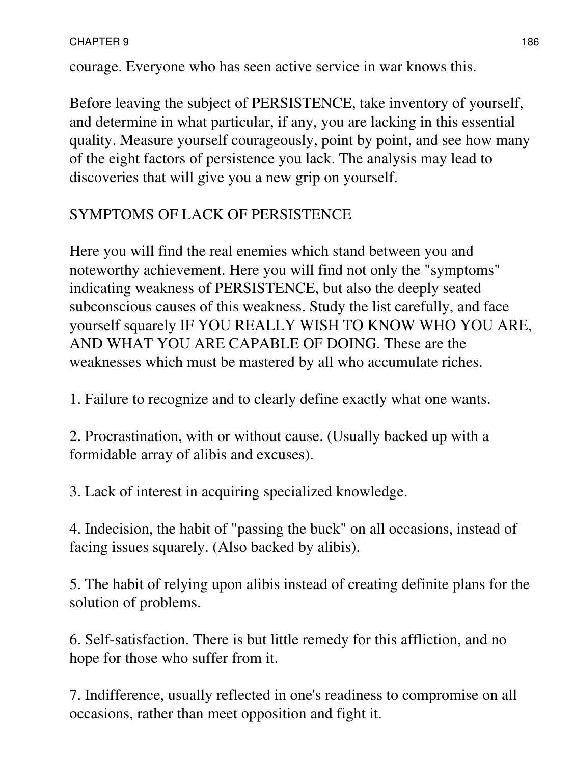courage. Everyone who has seen active service in war knows this.

Before leaving the subject of PERSISTENCE, take inventory of yourself, and determine in what particular, if any, you are lacking in this essential quality. Measure yourself courageously, point by point, and see how many of the eight factors of persistence you lack. The analysis may lead to discoveries that will give you a new grip on yourself.

## SYMPTOMS OF LACK OF PERSISTENCE

Here you will find the real enemies which stand between you and noteworthy achievement. Here you will find not only the "symptoms" indicating weakness of PERSISTENCE, but also the deeply seated subconscious causes of this weakness. Study the list carefully, and face yourself squarely IF YOU REALLY WISH TO KNOW WHO YOU ARE, AND WHAT YOU ARE CAPABLE OF DOING. These are the weaknesses which must be mastered by all who accumulate riches.

1. Failure to recognize and to clearly define exactly what one wants.

2. Procrastination, with or without cause. (Usually backed up with a formidable array of alibis and excuses).

3. Lack of interest in acquiring specialized knowledge.

4. Indecision, the habit of "passing the buck" on all occasions, instead of facing issues squarely. (Also backed by alibis).

5. The habit of relying upon alibis instead of creating definite plans for the solution of problems.

6. Self-satisfaction. There is but little remedy for this affliction, and no hope for those who suffer from it.

7. Indifference, usually reflected in one's readiness to compromise on all occasions, rather than meet opposition and fight it.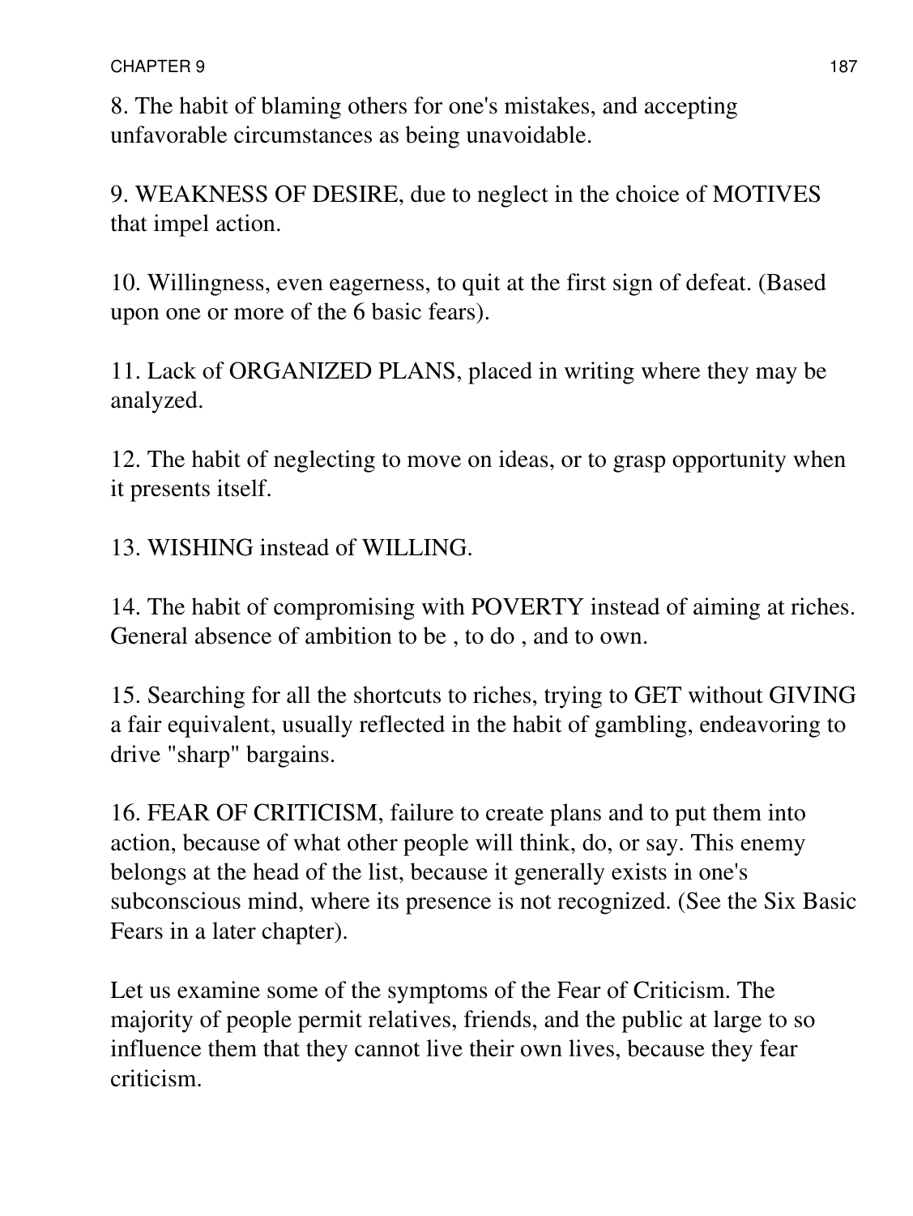8. The habit of blaming others for one's mistakes, and accepting unfavorable circumstances as being unavoidable.

9. WEAKNESS OF DESIRE, due to neglect in the choice of MOTIVES that impel action.

10. Willingness, even eagerness, to quit at the first sign of defeat. (Based upon one or more of the 6 basic fears).

11. Lack of ORGANIZED PLANS, placed in writing where they may be analyzed.

12. The habit of neglecting to move on ideas, or to grasp opportunity when it presents itself.

13. WISHING instead of WILLING.

14. The habit of compromising with POVERTY instead of aiming at riches. General absence of ambition to be , to do , and to own.

15. Searching for all the shortcuts to riches, trying to GET without GIVING a fair equivalent, usually reflected in the habit of gambling, endeavoring to drive "sharp" bargains.

16. FEAR OF CRITICISM, failure to create plans and to put them into action, because of what other people will think, do, or say. This enemy belongs at the head of the list, because it generally exists in one's subconscious mind, where its presence is not recognized. (See the Six Basic Fears in a later chapter).

Let us examine some of the symptoms of the Fear of Criticism. The majority of people permit relatives, friends, and the public at large to so influence them that they cannot live their own lives, because they fear criticism.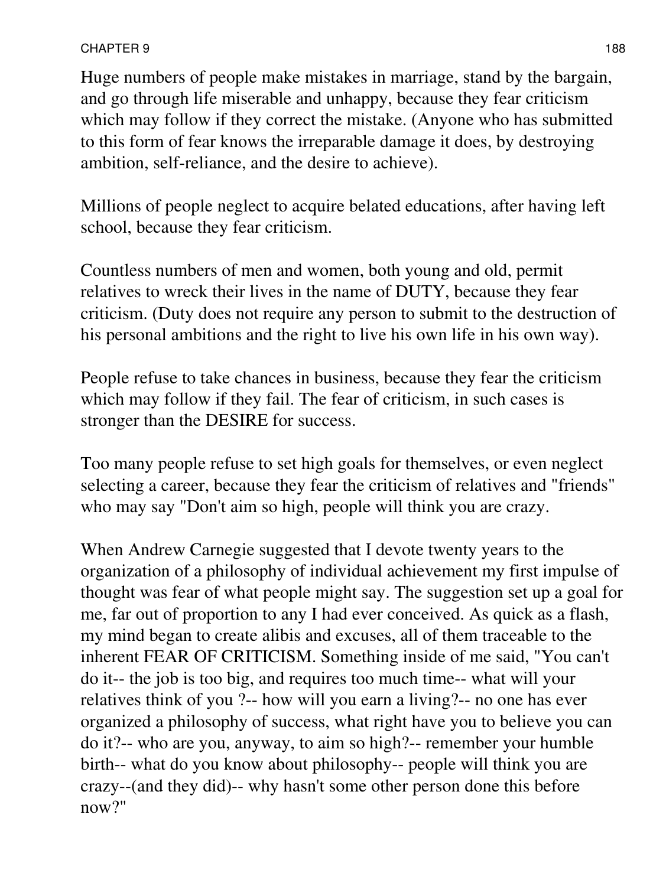Huge numbers of people make mistakes in marriage, stand by the bargain, and go through life miserable and unhappy, because they fear criticism which may follow if they correct the mistake. (Anyone who has submitted to this form of fear knows the irreparable damage it does, by destroying ambition, self-reliance, and the desire to achieve).

Millions of people neglect to acquire belated educations, after having left school, because they fear criticism.

Countless numbers of men and women, both young and old, permit relatives to wreck their lives in the name of DUTY, because they fear criticism. (Duty does not require any person to submit to the destruction of his personal ambitions and the right to live his own life in his own way).

People refuse to take chances in business, because they fear the criticism which may follow if they fail. The fear of criticism, in such cases is stronger than the DESIRE for success.

Too many people refuse to set high goals for themselves, or even neglect selecting a career, because they fear the criticism of relatives and "friends" who may say "Don't aim so high, people will think you are crazy.

When Andrew Carnegie suggested that I devote twenty years to the organization of a philosophy of individual achievement my first impulse of thought was fear of what people might say. The suggestion set up a goal for me, far out of proportion to any I had ever conceived. As quick as a flash, my mind began to create alibis and excuses, all of them traceable to the inherent FEAR OF CRITICISM. Something inside of me said, "You can't do it-- the job is too big, and requires too much time-- what will your relatives think of you ?-- how will you earn a living?-- no one has ever organized a philosophy of success, what right have you to believe you can do it?-- who are you, anyway, to aim so high?-- remember your humble birth-- what do you know about philosophy-- people will think you are crazy--(and they did)-- why hasn't some other person done this before now?"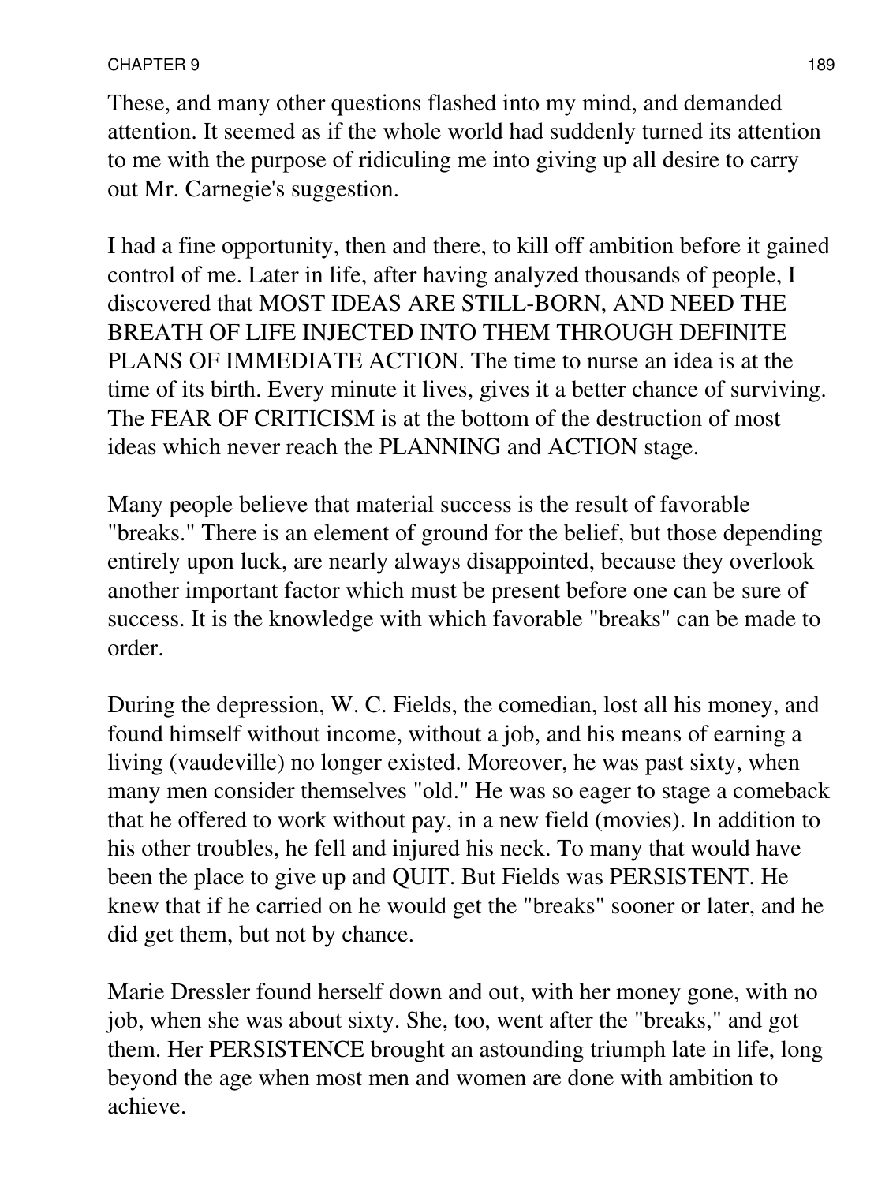These, and many other questions flashed into my mind, and demanded attention. It seemed as if the whole world had suddenly turned its attention to me with the purpose of ridiculing me into giving up all desire to carry out Mr. Carnegie's suggestion.

I had a fine opportunity, then and there, to kill off ambition before it gained control of me. Later in life, after having analyzed thousands of people, I discovered that MOST IDEAS ARE STILL-BORN, AND NEED THE BREATH OF LIFE INJECTED INTO THEM THROUGH DEFINITE PLANS OF IMMEDIATE ACTION. The time to nurse an idea is at the time of its birth. Every minute it lives, gives it a better chance of surviving. The FEAR OF CRITICISM is at the bottom of the destruction of most ideas which never reach the PLANNING and ACTION stage.

Many people believe that material success is the result of favorable "breaks." There is an element of ground for the belief, but those depending entirely upon luck, are nearly always disappointed, because they overlook another important factor which must be present before one can be sure of success. It is the knowledge with which favorable "breaks" can be made to order.

During the depression, W. C. Fields, the comedian, lost all his money, and found himself without income, without a job, and his means of earning a living (vaudeville) no longer existed. Moreover, he was past sixty, when many men consider themselves "old." He was so eager to stage a comeback that he offered to work without pay, in a new field (movies). In addition to his other troubles, he fell and injured his neck. To many that would have been the place to give up and QUIT. But Fields was PERSISTENT. He knew that if he carried on he would get the "breaks" sooner or later, and he did get them, but not by chance.

Marie Dressler found herself down and out, with her money gone, with no job, when she was about sixty. She, too, went after the "breaks," and got them. Her PERSISTENCE brought an astounding triumph late in life, long beyond the age when most men and women are done with ambition to achieve.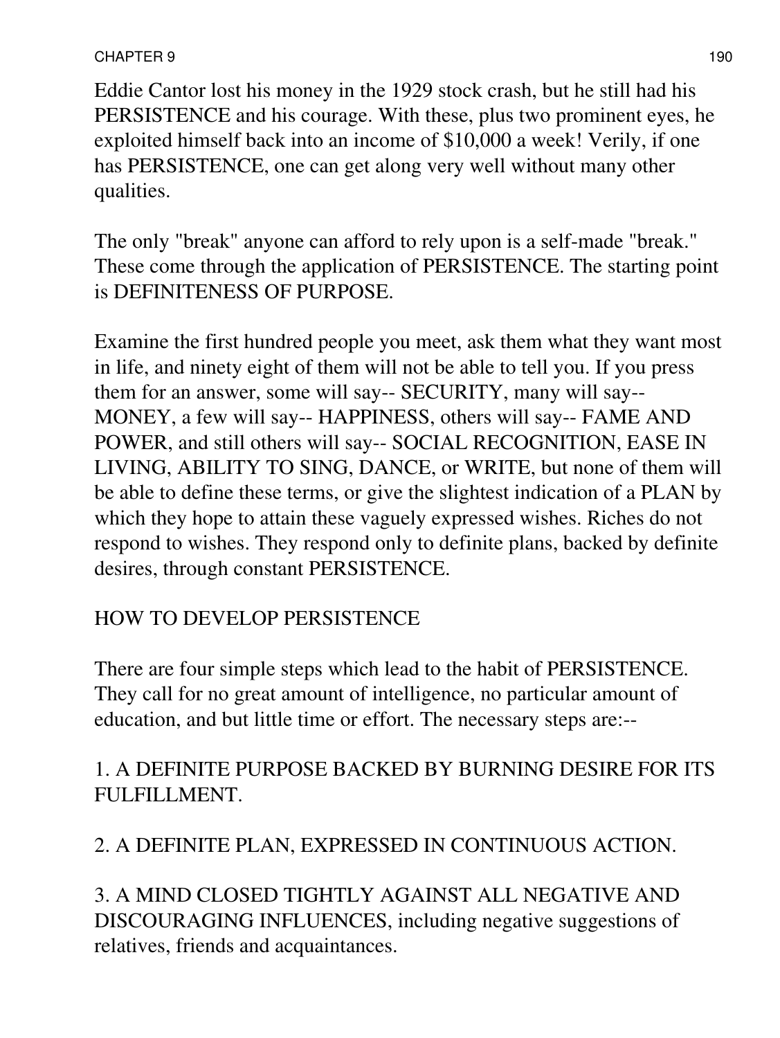Eddie Cantor lost his money in the 1929 stock crash, but he still had his PERSISTENCE and his courage. With these, plus two prominent eyes, he exploited himself back into an income of $10,000 a week! Verily, if one has PERSISTENCE, one can get along very well without many other qualities.

The only "break" anyone can afford to rely upon is a self-made "break." These come through the application of PERSISTENCE. The starting point is DEFINITENESS OF PURPOSE.

Examine the first hundred people you meet, ask them what they want most in life, and ninety eight of them will not be able to tell you. If you press them for an answer, some will say-- SECURITY, many will say-- MONEY, a few will say-- HAPPINESS, others will say-- FAME AND POWER, and still others will say-- SOCIAL RECOGNITION, EASE IN LIVING, ABILITY TO SING, DANCE, or WRITE, but none of them will be able to define these terms, or give the slightest indication of a PLAN by which they hope to attain these vaguely expressed wishes. Riches do not respond to wishes. They respond only to definite plans, backed by definite desires, through constant PERSISTENCE.

## HOW TO DEVELOP PERSISTENCE

There are four simple steps which lead to the habit of PERSISTENCE. They call for no great amount of intelligence, no particular amount of education, and but little time or effort. The necessary steps are:--

1. A DEFINITE PURPOSE BACKED BY BURNING DESIRE FOR ITS FULFILLMENT.

2. A DEFINITE PLAN, EXPRESSED IN CONTINUOUS ACTION.

3. A MIND CLOSED TIGHTLY AGAINST ALL NEGATIVE AND DISCOURAGING INFLUENCES, including negative suggestions of relatives, friends and acquaintances.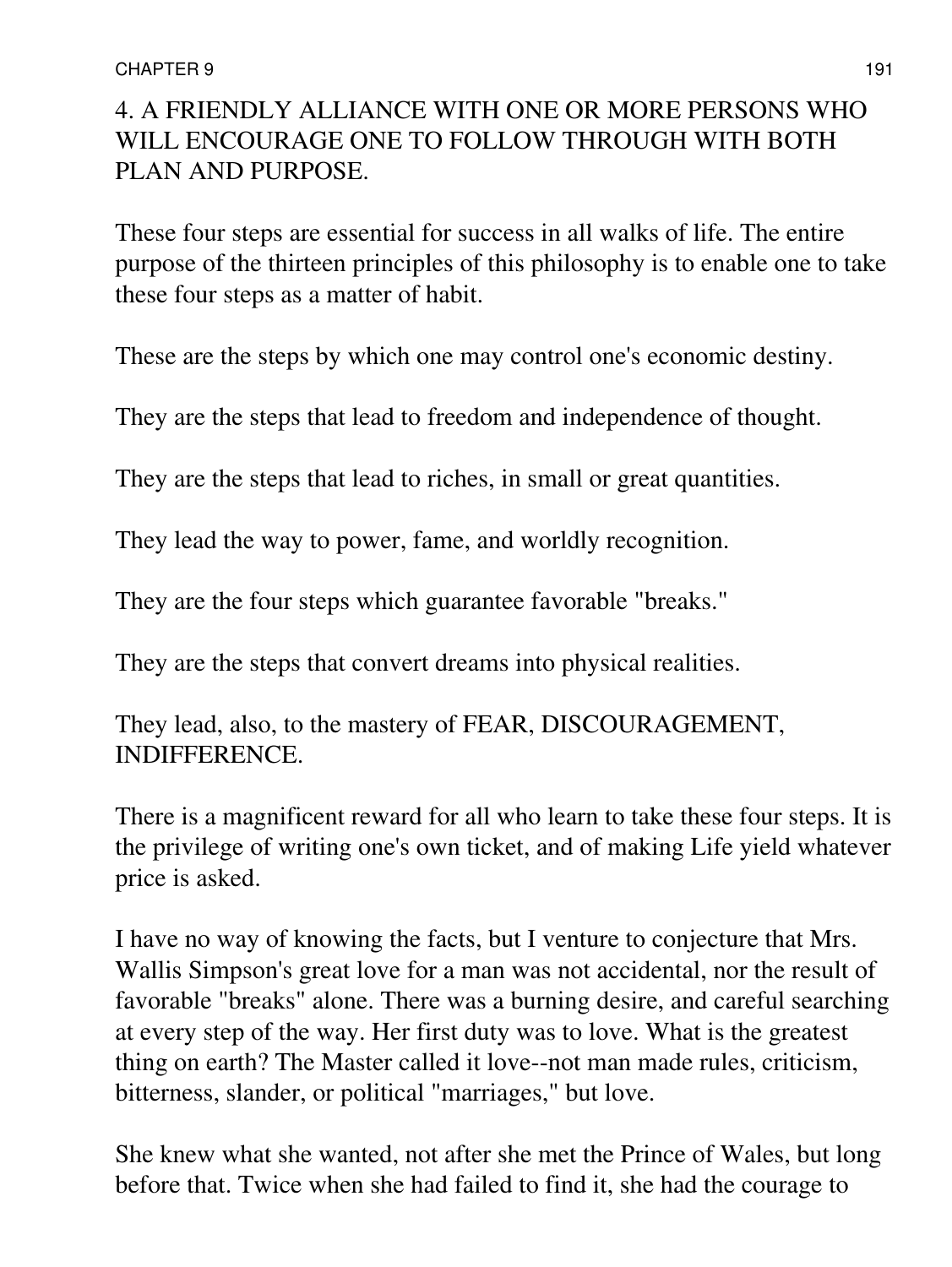4. A FRIENDLY ALLIANCE WITH ONE OR MORE PERSONS WHO WILL ENCOURAGE ONE TO FOLLOW THROUGH WITH BOTH PLAN AND PURPOSE.

These four steps are essential for success in all walks of life. The entire purpose of the thirteen principles of this philosophy is to enable one to take these four steps as a matter of habit.

These are the steps by which one may control one's economic destiny.

They are the steps that lead to freedom and independence of thought.

They are the steps that lead to riches, in small or great quantities.

They lead the way to power, fame, and worldly recognition.

They are the four steps which guarantee favorable "breaks."

They are the steps that convert dreams into physical realities.

They lead, also, to the mastery of FEAR, DISCOURAGEMENT, INDIFFERENCE.

There is a magnificent reward for all who learn to take these four steps. It is the privilege of writing one's own ticket, and of making Life yield whatever price is asked.

I have no way of knowing the facts, but I venture to conjecture that Mrs. Wallis Simpson's great love for a man was not accidental, nor the result of favorable "breaks" alone. There was a burning desire, and careful searching at every step of the way. Her first duty was to love. What is the greatest thing on earth? The Master called it love--not man made rules, criticism, bitterness, slander, or political "marriages," but love.

She knew what she wanted, not after she met the Prince of Wales, but long before that. Twice when she had failed to find it, she had the courage to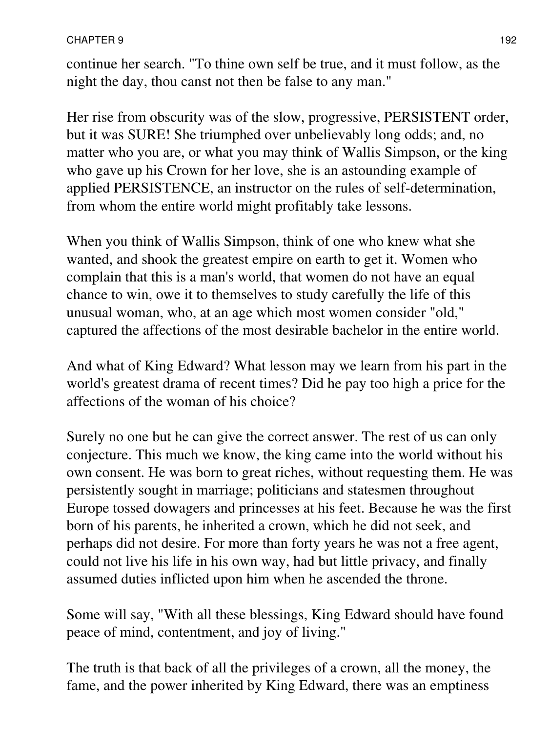continue her search. "To thine own self be true, and it must follow, as the night the day, thou canst not then be false to any man."

Her rise from obscurity was of the slow, progressive, PERSISTENT order, but it was SURE! She triumphed over unbelievably long odds; and, no matter who you are, or what you may think of Wallis Simpson, or the king who gave up his Crown for her love, she is an astounding example of applied PERSISTENCE, an instructor on the rules of self-determination, from whom the entire world might profitably take lessons.

When you think of Wallis Simpson, think of one who knew what she wanted, and shook the greatest empire on earth to get it. Women who complain that this is a man's world, that women do not have an equal chance to win, owe it to themselves to study carefully the life of this unusual woman, who, at an age which most women consider "old," captured the affections of the most desirable bachelor in the entire world.

And what of King Edward? What lesson may we learn from his part in the world's greatest drama of recent times? Did he pay too high a price for the affections of the woman of his choice?

Surely no one but he can give the correct answer. The rest of us can only conjecture. This much we know, the king came into the world without his own consent. He was born to great riches, without requesting them. He was persistently sought in marriage; politicians and statesmen throughout Europe tossed dowagers and princesses at his feet. Because he was the first born of his parents, he inherited a crown, which he did not seek, and perhaps did not desire. For more than forty years he was not a free agent, could not live his life in his own way, had but little privacy, and finally assumed duties inflicted upon him when he ascended the throne.

Some will say, "With all these blessings, King Edward should have found peace of mind, contentment, and joy of living."

The truth is that back of all the privileges of a crown, all the money, the fame, and the power inherited by King Edward, there was an emptiness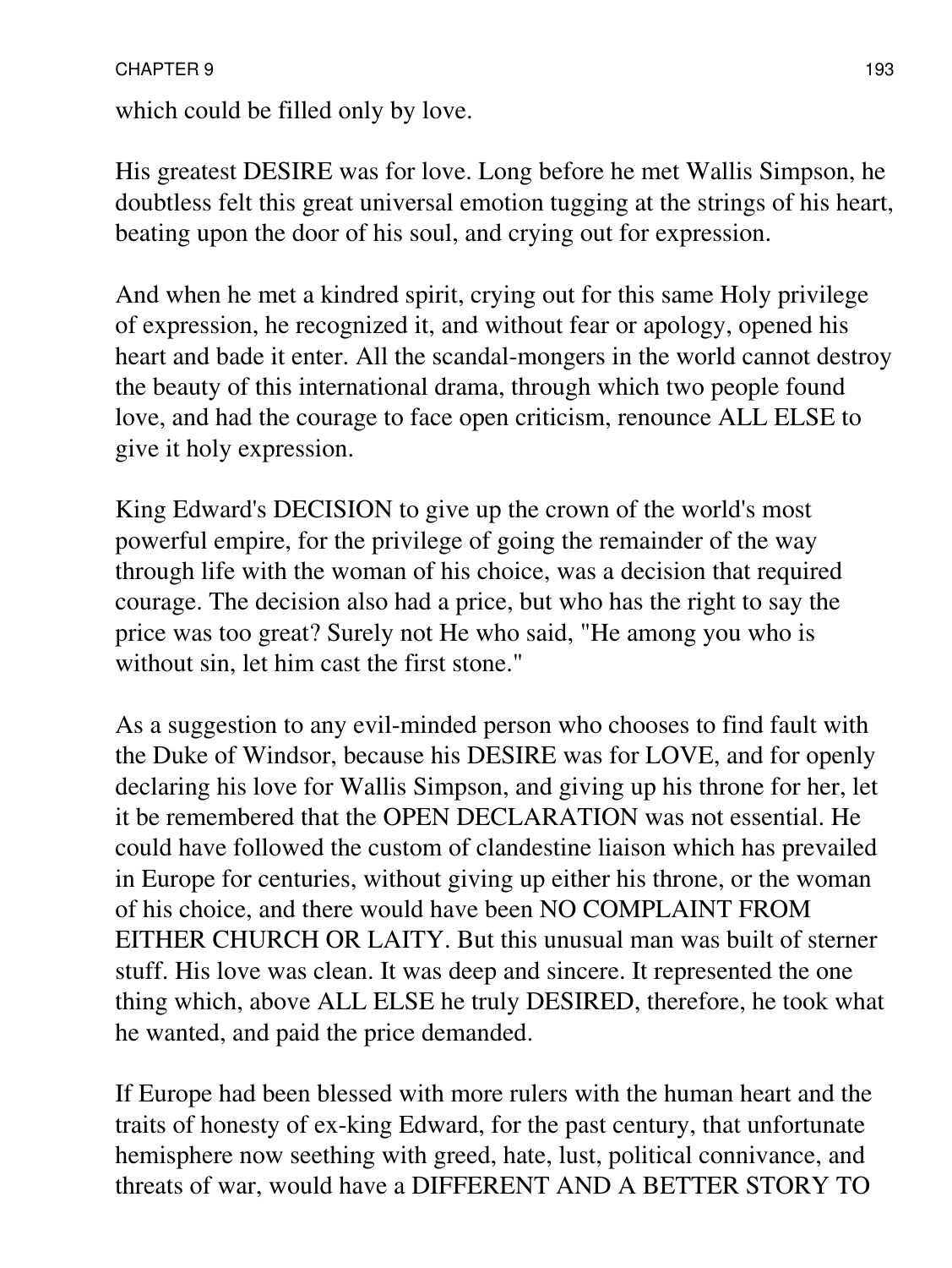which could be filled only by love.

His greatest DESIRE was for love. Long before he met Wallis Simpson, he doubtless felt this great universal emotion tugging at the strings of his heart, beating upon the door of his soul, and crying out for expression.

And when he met a kindred spirit, crying out for this same Holy privilege of expression, he recognized it, and without fear or apology, opened his heart and bade it enter. All the scandal-mongers in the world cannot destroy the beauty of this international drama, through which two people found love, and had the courage to face open criticism, renounce ALL ELSE to give it holy expression.

King Edward's DECISION to give up the crown of the world's most powerful empire, for the privilege of going the remainder of the way through life with the woman of his choice, was a decision that required courage. The decision also had a price, but who has the right to say the price was too great? Surely not He who said, "He among you who is without sin, let him cast the first stone."

As a suggestion to any evil-minded person who chooses to find fault with the Duke of Windsor, because his DESIRE was for LOVE, and for openly declaring his love for Wallis Simpson, and giving up his throne for her, let it be remembered that the OPEN DECLARATION was not essential. He could have followed the custom of clandestine liaison which has prevailed in Europe for centuries, without giving up either his throne, or the woman of his choice, and there would have been NO COMPLAINT FROM EITHER CHURCH OR LAITY. But this unusual man was built of sterner stuff. His love was clean. It was deep and sincere. It represented the one thing which, above ALL ELSE he truly DESIRED, therefore, he took what he wanted, and paid the price demanded.

If Europe had been blessed with more rulers with the human heart and the traits of honesty of ex-king Edward, for the past century, that unfortunate hemisphere now seething with greed, hate, lust, political connivance, and threats of war, would have a DIFFERENT AND A BETTER STORY TO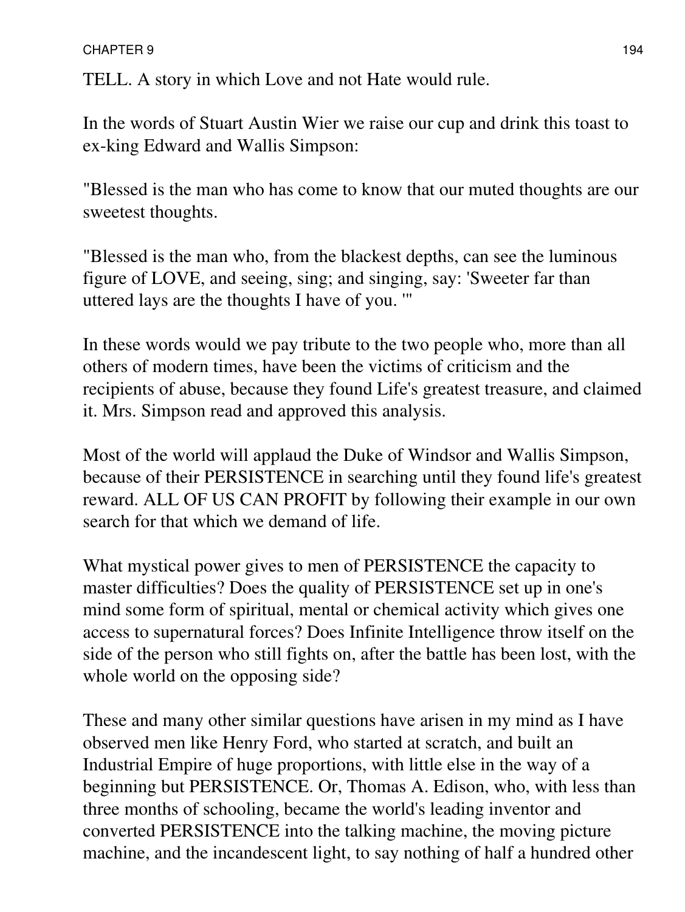TELL. A story in which Love and not Hate would rule.

In the words of Stuart Austin Wier we raise our cup and drink this toast to ex-king Edward and Wallis Simpson:

"Blessed is the man who has come to know that our muted thoughts are our sweetest thoughts.

"Blessed is the man who, from the blackest depths, can see the luminous figure of LOVE, and seeing, sing; and singing, say: 'Sweeter far than uttered lays are the thoughts I have of you. '"

In these words would we pay tribute to the two people who, more than all others of modern times, have been the victims of criticism and the recipients of abuse, because they found Life's greatest treasure, and claimed it. Mrs. Simpson read and approved this analysis.

Most of the world will applaud the Duke of Windsor and Wallis Simpson, because of their PERSISTENCE in searching until they found life's greatest reward. ALL OF US CAN PROFIT by following their example in our own search for that which we demand of life.

What mystical power gives to men of PERSISTENCE the capacity to master difficulties? Does the quality of PERSISTENCE set up in one's mind some form of spiritual, mental or chemical activity which gives one access to supernatural forces? Does Infinite Intelligence throw itself on the side of the person who still fights on, after the battle has been lost, with the whole world on the opposing side?

These and many other similar questions have arisen in my mind as I have observed men like Henry Ford, who started at scratch, and built an Industrial Empire of huge proportions, with little else in the way of a beginning but PERSISTENCE. Or, Thomas A. Edison, who, with less than three months of schooling, became the world's leading inventor and converted PERSISTENCE into the talking machine, the moving picture machine, and the incandescent light, to say nothing of half a hundred other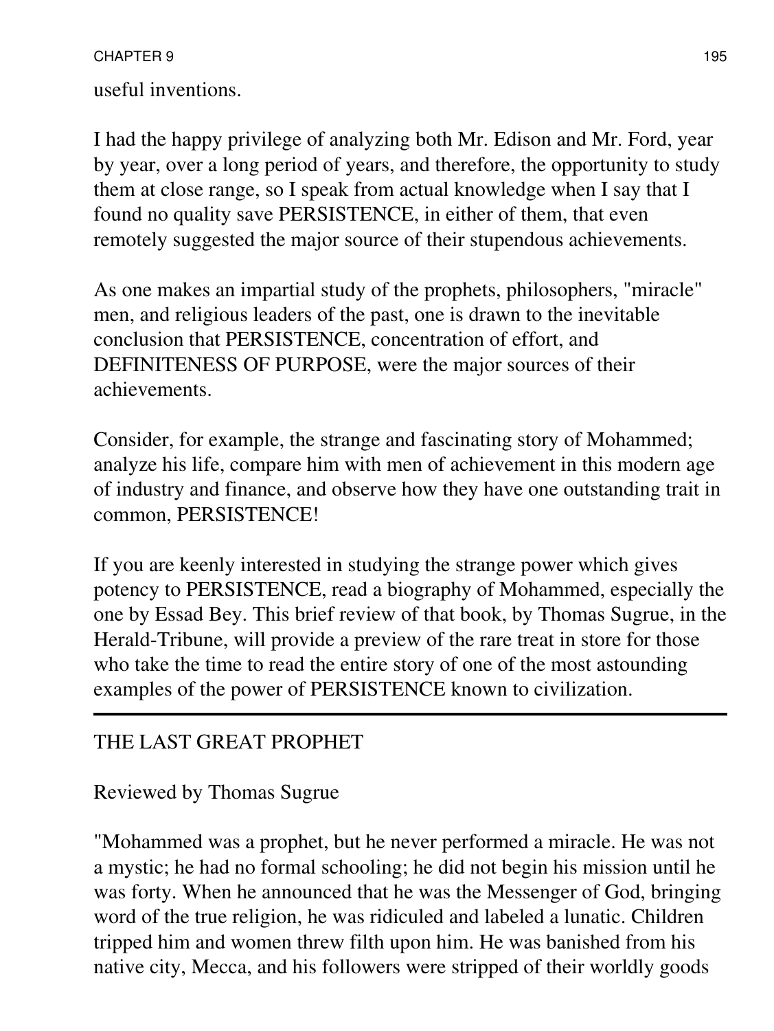useful inventions.

I had the happy privilege of analyzing both Mr. Edison and Mr. Ford, year by year, over a long period of years, and therefore, the opportunity to study them at close range, so I speak from actual knowledge when I say that I found no quality save PERSISTENCE, in either of them, that even remotely suggested the major source of their stupendous achievements.

As one makes an impartial study of the prophets, philosophers, "miracle" men, and religious leaders of the past, one is drawn to the inevitable conclusion that PERSISTENCE, concentration of effort, and DEFINITENESS OF PURPOSE, were the major sources of their achievements.

Consider, for example, the strange and fascinating story of Mohammed; analyze his life, compare him with men of achievement in this modern age of industry and finance, and observe how they have one outstanding trait in common, PERSISTENCE!

If you are keenly interested in studying the strange power which gives potency to PERSISTENCE, read a biography of Mohammed, especially the one by Essad Bey. This brief review of that book, by Thomas Sugrue, in the Herald-Tribune, will provide a preview of the rare treat in store for those who take the time to read the entire story of one of the most astounding examples of the power of PERSISTENCE known to civilization.

---

THE LAST GREAT PROPHET

Reviewed by Thomas Sugrue

"Mohammed was a prophet, but he never performed a miracle. He was not a mystic; he had no formal schooling; he did not begin his mission until he was forty. When he announced that he was the Messenger of God, bringing word of the true religion, he was ridiculed and labeled a lunatic. Children tripped him and women threw filth upon him. He was banished from his native city, Mecca, and his followers were stripped of their worldly goods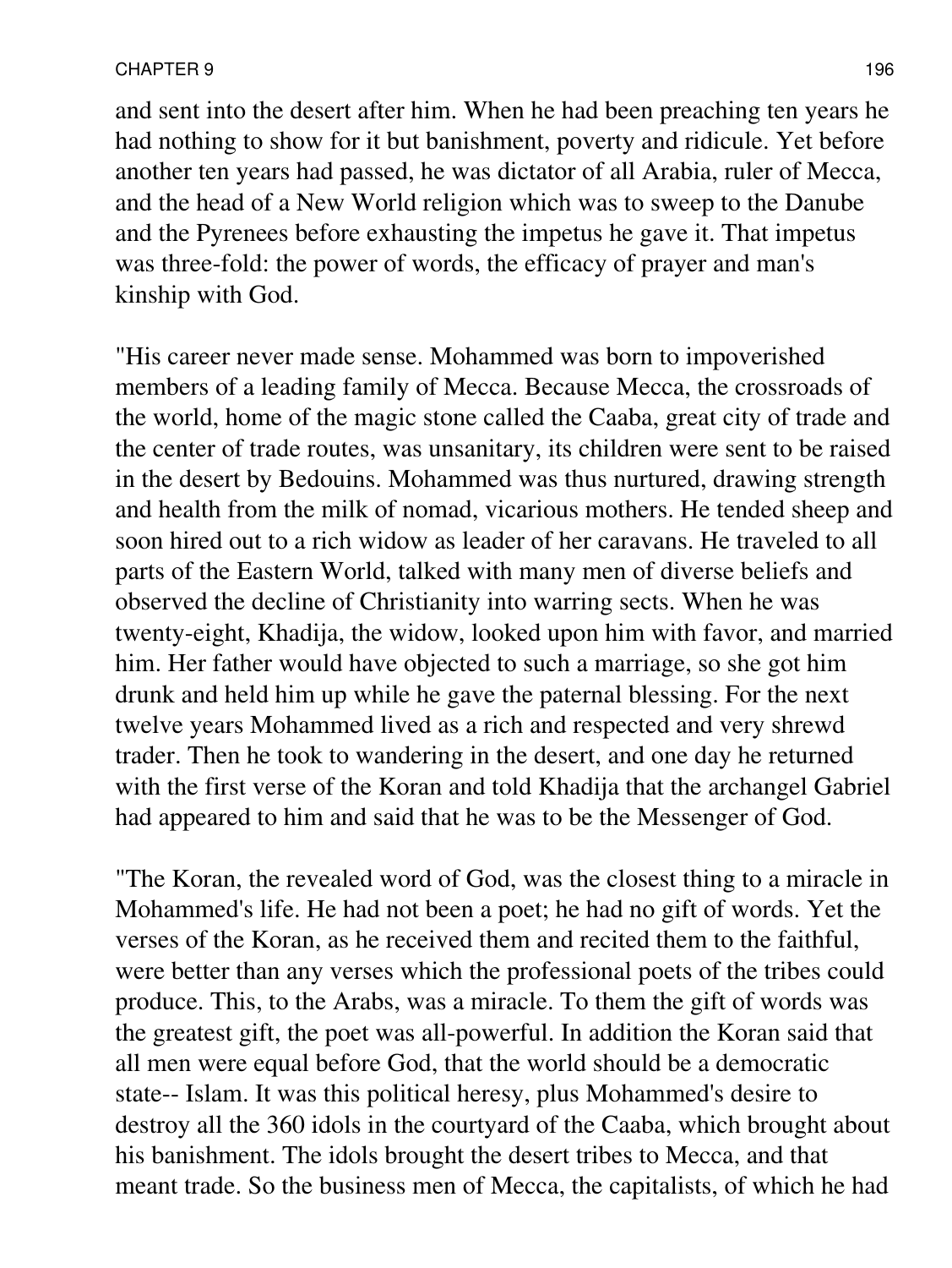and sent into the desert after him. When he had been preaching ten years he had nothing to show for it but banishment, poverty and ridicule. Yet before another ten years had passed, he was dictator of all Arabia, ruler of Mecca, and the head of a New World religion which was to sweep to the Danube and the Pyrenees before exhausting the impetus he gave it. That impetus was three-fold: the power of words, the efficacy of prayer and man's kinship with God.

"His career never made sense. Mohammed was born to impoverished members of a leading family of Mecca. Because Mecca, the crossroads of the world, home of the magic stone called the Caaba, great city of trade and the center of trade routes, was unsanitary, its children were sent to be raised in the desert by Bedouins. Mohammed was thus nurtured, drawing strength and health from the milk of nomad, vicarious mothers. He tended sheep and soon hired out to a rich widow as leader of her caravans. He traveled to all parts of the Eastern World, talked with many men of diverse beliefs and observed the decline of Christianity into warring sects. When he was twenty-eight, Khadija, the widow, looked upon him with favor, and married him. Her father would have objected to such a marriage, so she got him drunk and held him up while he gave the paternal blessing. For the next twelve years Mohammed lived as a rich and respected and very shrewd trader. Then he took to wandering in the desert, and one day he returned with the first verse of the Koran and told Khadija that the archangel Gabriel had appeared to him and said that he was to be the Messenger of God.

"The Koran, the revealed word of God, was the closest thing to a miracle in Mohammed's life. He had not been a poet; he had no gift of words. Yet the verses of the Koran, as he received them and recited them to the faithful, were better than any verses which the professional poets of the tribes could produce. This, to the Arabs, was a miracle. To them the gift of words was the greatest gift, the poet was all-powerful. In addition the Koran said that all men were equal before God, that the world should be a democratic state-- Islam. It was this political heresy, plus Mohammed's desire to destroy all the 360 idols in the courtyard of the Caaba, which brought about his banishment. The idols brought the desert tribes to Mecca, and that meant trade. So the business men of Mecca, the capitalists, of which he had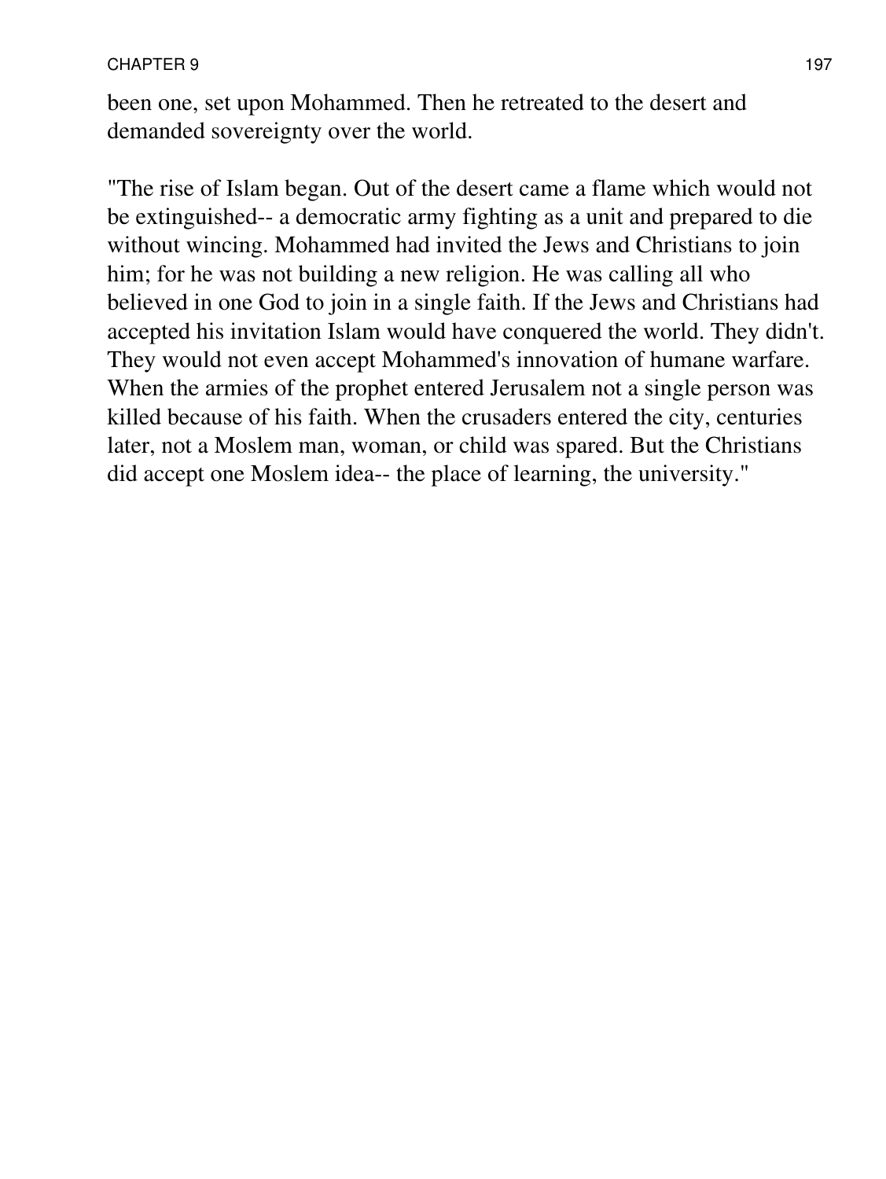been one, set upon Mohammed. Then he retreated to the desert and demanded sovereignty over the world.

"The rise of Islam began. Out of the desert came a flame which would not be extinguished-- a democratic army fighting as a unit and prepared to die without wincing. Mohammed had invited the Jews and Christians to join him; for he was not building a new religion. He was calling all who believed in one God to join in a single faith. If the Jews and Christians had accepted his invitation Islam would have conquered the world. They didn't. They would not even accept Mohammed's innovation of humane warfare. When the armies of the prophet entered Jerusalem not a single person was killed because of his faith. When the crusaders entered the city, centuries later, not a Moslem man, woman, or child was spared. But the Christians did accept one Moslem idea-- the place of learning, the university."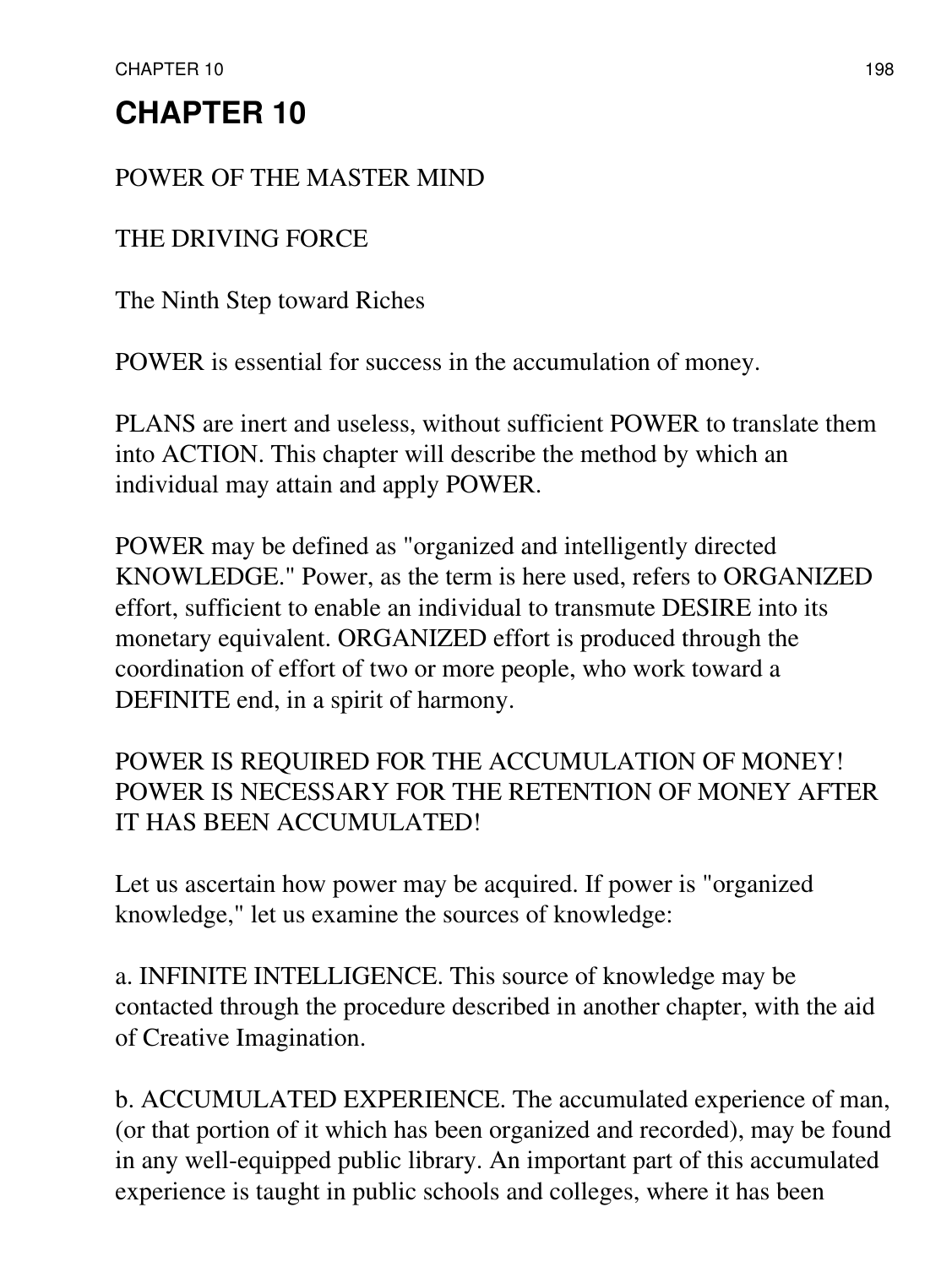# CHAPTER 10

POWER OF THE MASTER MIND

THE DRIVING FORCE

The Ninth Step toward Riches

POWER is essential for success in the accumulation of money.

PLANS are inert and useless, without sufficient POWER to translate them into ACTION. This chapter will describe the method by which an individual may attain and apply POWER.

POWER may be defined as "organized and intelligently directed KNOWLEDGE." Power, as the term is here used, refers to ORGANIZED effort, sufficient to enable an individual to transmute DESIRE into its monetary equivalent. ORGANIZED effort is produced through the coordination of effort of two or more people, who work toward a DEFINITE end, in a spirit of harmony.

POWER IS REQUIRED FOR THE ACCUMULATION OF MONEY! POWER IS NECESSARY FOR THE RETENTION OF MONEY AFTER IT HAS BEEN ACCUMULATED!

Let us ascertain how power may be acquired. If power is "organized knowledge," let us examine the sources of knowledge:

a. INFINITE INTELLIGENCE. This source of knowledge may be contacted through the procedure described in another chapter, with the aid of Creative Imagination.

b. ACCUMULATED EXPERIENCE. The accumulated experience of man, (or that portion of it which has been organized and recorded), may be found in any well-equipped public library. An important part of this accumulated experience is taught in public schools and colleges, where it has been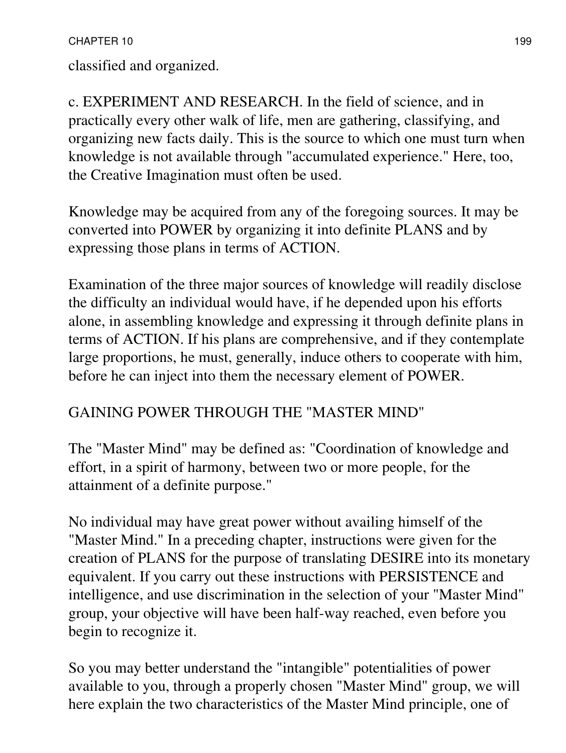classified and organized.

c. EXPERIMENT AND RESEARCH. In the field of science, and in practically every other walk of life, men are gathering, classifying, and organizing new facts daily. This is the source to which one must turn when knowledge is not available through "accumulated experience." Here, too, the Creative Imagination must often be used.

Knowledge may be acquired from any of the foregoing sources. It may be converted into POWER by organizing it into definite PLANS and by expressing those plans in terms of ACTION.

Examination of the three major sources of knowledge will readily disclose the difficulty an individual would have, if he depended upon his efforts alone, in assembling knowledge and expressing it through definite plans in terms of ACTION. If his plans are comprehensive, and if they contemplate large proportions, he must, generally, induce others to cooperate with him, before he can inject into them the necessary element of POWER.

## GAINING POWER THROUGH THE "MASTER MIND"

The "Master Mind" may be defined as: "Coordination of knowledge and effort, in a spirit of harmony, between two or more people, for the attainment of a definite purpose."

No individual may have great power without availing himself of the "Master Mind." In a preceding chapter, instructions were given for the creation of PLANS for the purpose of translating DESIRE into its monetary equivalent. If you carry out these instructions with PERSISTENCE and intelligence, and use discrimination in the selection of your "Master Mind" group, your objective will have been half-way reached, even before you begin to recognize it.

So you may better understand the "intangible" potentialities of power available to you, through a properly chosen "Master Mind" group, we will here explain the two characteristics of the Master Mind principle, one of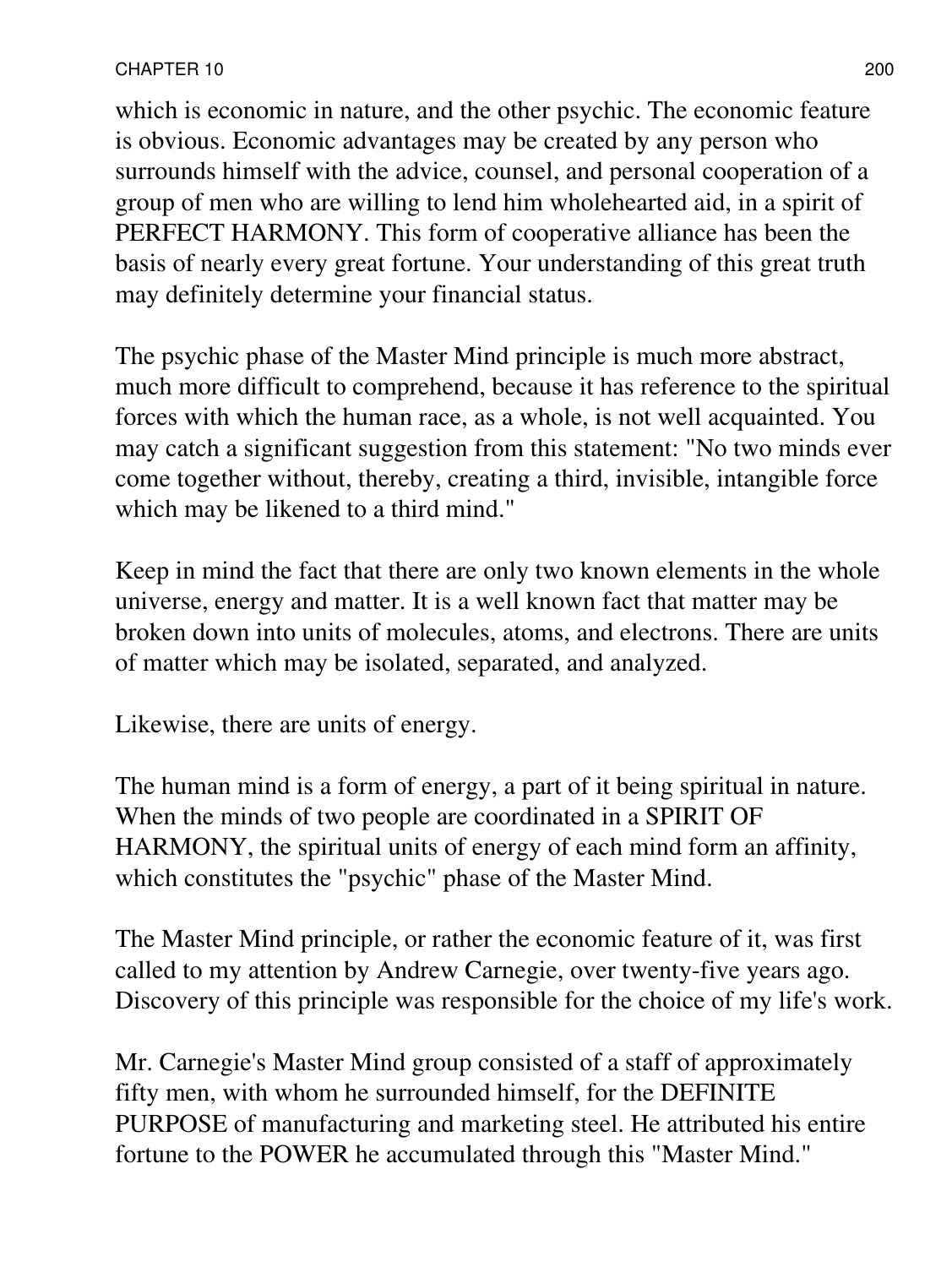which is economic in nature, and the other psychic. The economic feature is obvious. Economic advantages may be created by any person who surrounds himself with the advice, counsel, and personal cooperation of a group of men who are willing to lend him wholehearted aid, in a spirit of PERFECT HARMONY. This form of cooperative alliance has been the basis of nearly every great fortune. Your understanding of this great truth may definitely determine your financial status.

The psychic phase of the Master Mind principle is much more abstract, much more difficult to comprehend, because it has reference to the spiritual forces with which the human race, as a whole, is not well acquainted. You may catch a significant suggestion from this statement: "No two minds ever come together without, thereby, creating a third, invisible, intangible force which may be likened to a third mind."

Keep in mind the fact that there are only two known elements in the whole universe, energy and matter. It is a well known fact that matter may be broken down into units of molecules, atoms, and electrons. There are units of matter which may be isolated, separated, and analyzed.

Likewise, there are units of energy.

The human mind is a form of energy, a part of it being spiritual in nature. When the minds of two people are coordinated in a SPIRIT OF HARMONY, the spiritual units of energy of each mind form an affinity, which constitutes the "psychic" phase of the Master Mind.

The Master Mind principle, or rather the economic feature of it, was first called to my attention by Andrew Carnegie, over twenty-five years ago. Discovery of this principle was responsible for the choice of my life's work.

Mr. Carnegie's Master Mind group consisted of a staff of approximately fifty men, with whom he surrounded himself, for the DEFINITE PURPOSE of manufacturing and marketing steel. He attributed his entire fortune to the POWER he accumulated through this "Master Mind."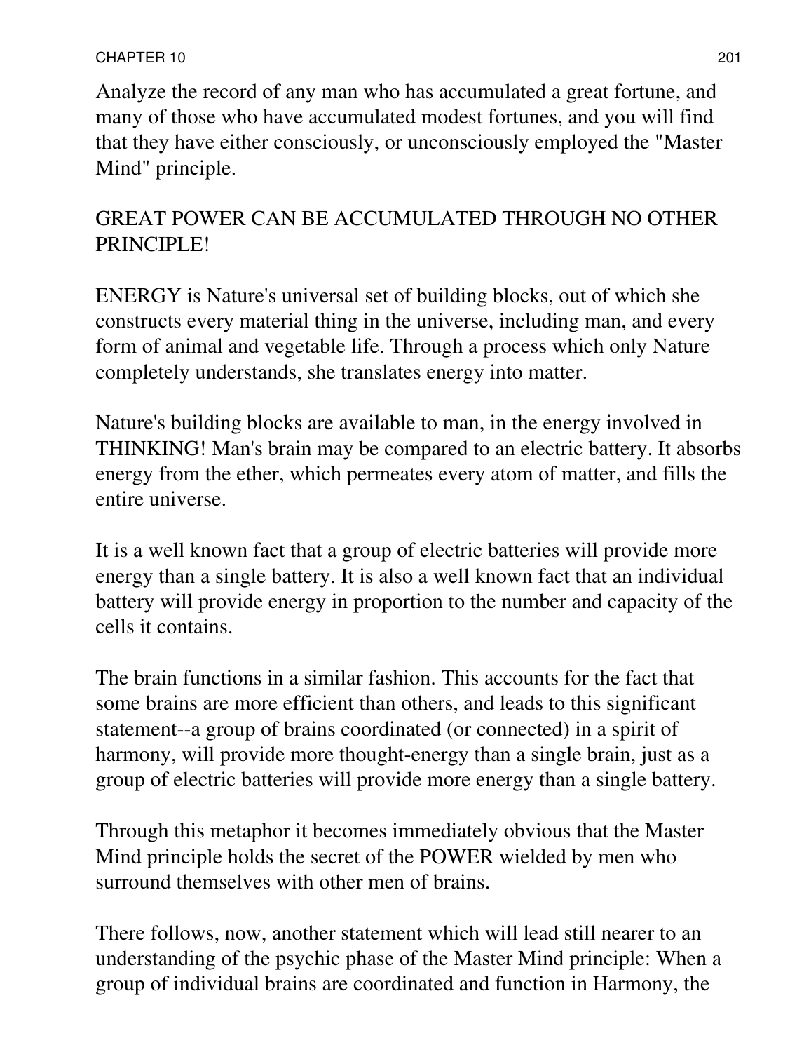Analyze the record of any man who has accumulated a great fortune, and many of those who have accumulated modest fortunes, and you will find that they have either consciously, or unconsciously employed the "Master Mind" principle.

GREAT POWER CAN BE ACCUMULATED THROUGH NO OTHER PRINCIPLE!

ENERGY is Nature's universal set of building blocks, out of which she constructs every material thing in the universe, including man, and every form of animal and vegetable life. Through a process which only Nature completely understands, she translates energy into matter.

Nature's building blocks are available to man, in the energy involved in THINKING! Man's brain may be compared to an electric battery. It absorbs energy from the ether, which permeates every atom of matter, and fills the entire universe.

It is a well known fact that a group of electric batteries will provide more energy than a single battery. It is also a well known fact that an individual battery will provide energy in proportion to the number and capacity of the cells it contains.

The brain functions in a similar fashion. This accounts for the fact that some brains are more efficient than others, and leads to this significant statement--a group of brains coordinated (or connected) in a spirit of harmony, will provide more thought-energy than a single brain, just as a group of electric batteries will provide more energy than a single battery.

Through this metaphor it becomes immediately obvious that the Master Mind principle holds the secret of the POWER wielded by men who surround themselves with other men of brains.

There follows, now, another statement which will lead still nearer to an understanding of the psychic phase of the Master Mind principle: When a group of individual brains are coordinated and function in Harmony, the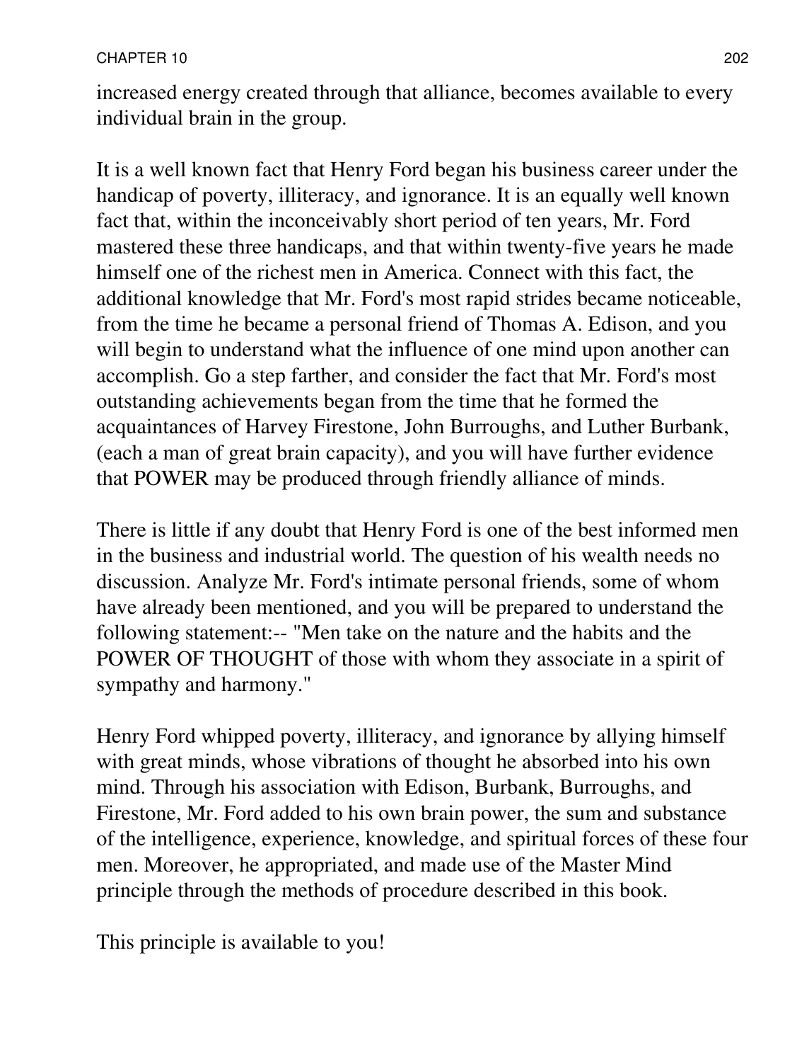increased energy created through that alliance, becomes available to every individual brain in the group.

It is a well known fact that Henry Ford began his business career under the handicap of poverty, illiteracy, and ignorance. It is an equally well known fact that, within the inconceivably short period of ten years, Mr. Ford mastered these three handicaps, and that within twenty-five years he made himself one of the richest men in America. Connect with this fact, the additional knowledge that Mr. Ford's most rapid strides became noticeable, from the time he became a personal friend of Thomas A. Edison, and you will begin to understand what the influence of one mind upon another can accomplish. Go a step farther, and consider the fact that Mr. Ford's most outstanding achievements began from the time that he formed the acquaintances of Harvey Firestone, John Burroughs, and Luther Burbank, (each a man of great brain capacity), and you will have further evidence that POWER may be produced through friendly alliance of minds.

There is little if any doubt that Henry Ford is one of the best informed men in the business and industrial world. The question of his wealth needs no discussion. Analyze Mr. Ford's intimate personal friends, some of whom have already been mentioned, and you will be prepared to understand the following statement:-- "Men take on the nature and the habits and the POWER OF THOUGHT of those with whom they associate in a spirit of sympathy and harmony."

Henry Ford whipped poverty, illiteracy, and ignorance by allying himself with great minds, whose vibrations of thought he absorbed into his own mind. Through his association with Edison, Burbank, Burroughs, and Firestone, Mr. Ford added to his own brain power, the sum and substance of the intelligence, experience, knowledge, and spiritual forces of these four men. Moreover, he appropriated, and made use of the Master Mind principle through the methods of procedure described in this book.

This principle is available to you!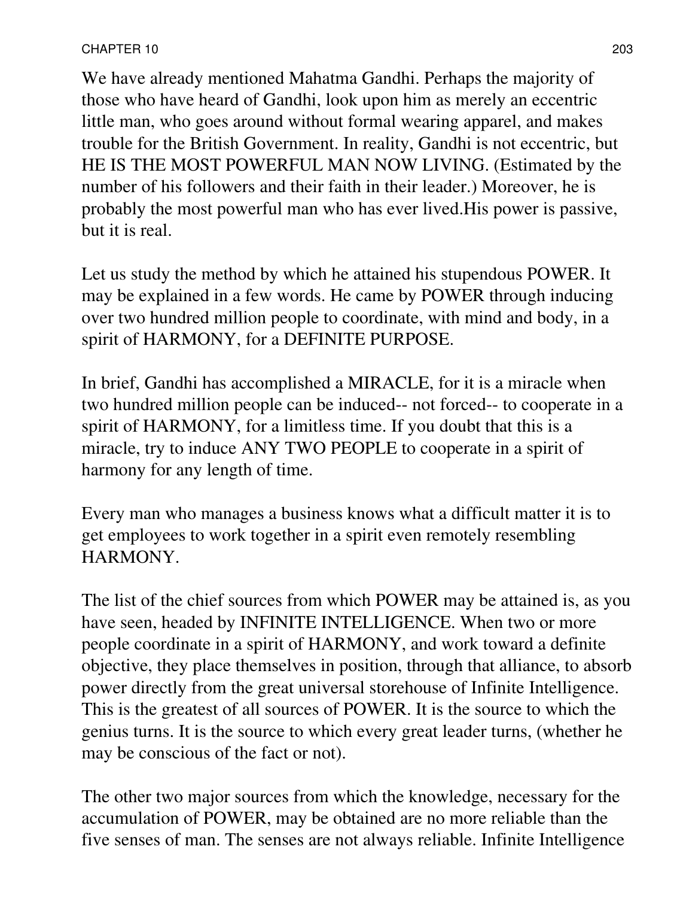We have already mentioned Mahatma Gandhi. Perhaps the majority of those who have heard of Gandhi, look upon him as merely an eccentric little man, who goes around without formal wearing apparel, and makes trouble for the British Government. In reality, Gandhi is not eccentric, but HE IS THE MOST POWERFUL MAN NOW LIVING. (Estimated by the number of his followers and their faith in their leader.) Moreover, he is probably the most powerful man who has ever lived.His power is passive, but it is real.

Let us study the method by which he attained his stupendous POWER. It may be explained in a few words. He came by POWER through inducing over two hundred million people to coordinate, with mind and body, in a spirit of HARMONY, for a DEFINITE PURPOSE.

In brief, Gandhi has accomplished a MIRACLE, for it is a miracle when two hundred million people can be induced-- not forced-- to cooperate in a spirit of HARMONY, for a limitless time. If you doubt that this is a miracle, try to induce ANY TWO PEOPLE to cooperate in a spirit of harmony for any length of time.

Every man who manages a business knows what a difficult matter it is to get employees to work together in a spirit even remotely resembling HARMONY.

The list of the chief sources from which POWER may be attained is, as you have seen, headed by INFINITE INTELLIGENCE. When two or more people coordinate in a spirit of HARMONY, and work toward a definite objective, they place themselves in position, through that alliance, to absorb power directly from the great universal storehouse of Infinite Intelligence. This is the greatest of all sources of POWER. It is the source to which the genius turns. It is the source to which every great leader turns, (whether he may be conscious of the fact or not).

The other two major sources from which the knowledge, necessary for the accumulation of POWER, may be obtained are no more reliable than the five senses of man. The senses are not always reliable. Infinite Intelligence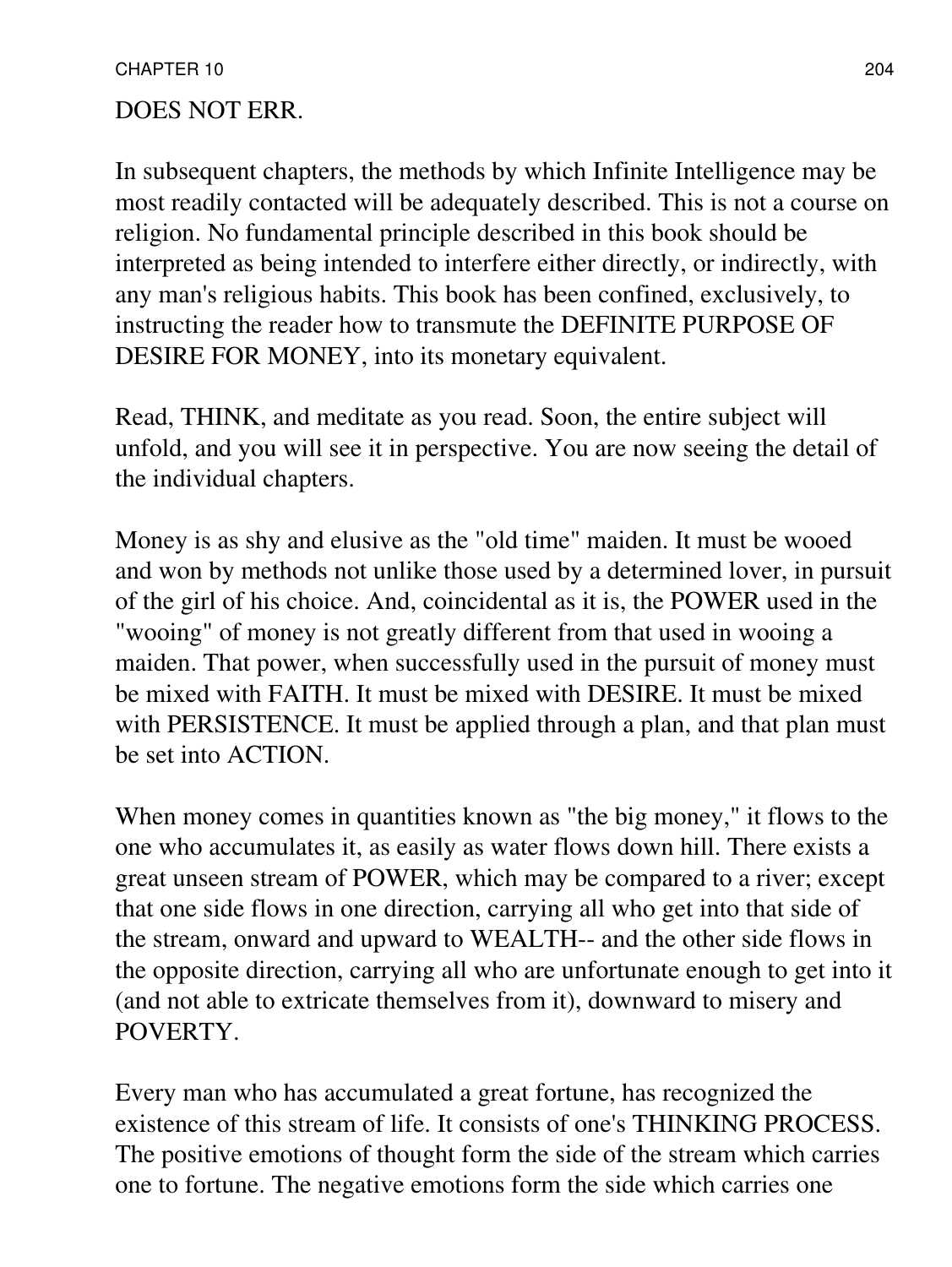DOES NOT ERR.

In subsequent chapters, the methods by which Infinite Intelligence may be most readily contacted will be adequately described. This is not a course on religion. No fundamental principle described in this book should be interpreted as being intended to interfere either directly, or indirectly, with any man's religious habits. This book has been confined, exclusively, to instructing the reader how to transmute the DEFINITE PURPOSE OF DESIRE FOR MONEY, into its monetary equivalent.

Read, THINK, and meditate as you read. Soon, the entire subject will unfold, and you will see it in perspective. You are now seeing the detail of the individual chapters.

Money is as shy and elusive as the "old time" maiden. It must be wooed and won by methods not unlike those used by a determined lover, in pursuit of the girl of his choice. And, coincidental as it is, the POWER used in the "wooing" of money is not greatly different from that used in wooing a maiden. That power, when successfully used in the pursuit of money must be mixed with FAITH. It must be mixed with DESIRE. It must be mixed with PERSISTENCE. It must be applied through a plan, and that plan must be set into ACTION.

When money comes in quantities known as "the big money," it flows to the one who accumulates it, as easily as water flows down hill. There exists a great unseen stream of POWER, which may be compared to a river; except that one side flows in one direction, carrying all who get into that side of the stream, onward and upward to WEALTH-- and the other side flows in the opposite direction, carrying all who are unfortunate enough to get into it (and not able to extricate themselves from it), downward to misery and POVERTY.

Every man who has accumulated a great fortune, has recognized the existence of this stream of life. It consists of one's THINKING PROCESS. The positive emotions of thought form the side of the stream which carries one to fortune. The negative emotions form the side which carries one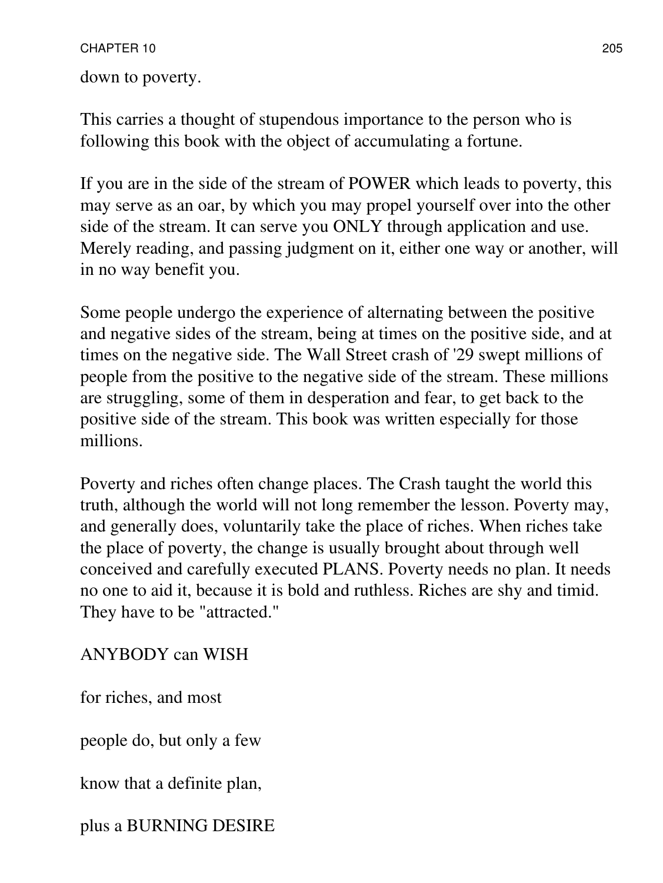down to poverty.

This carries a thought of stupendous importance to the person who is following this book with the object of accumulating a fortune.

If you are in the side of the stream of POWER which leads to poverty, this may serve as an oar, by which you may propel yourself over into the other side of the stream. It can serve you ONLY through application and use. Merely reading, and passing judgment on it, either one way or another, will in no way benefit you.

Some people undergo the experience of alternating between the positive and negative sides of the stream, being at times on the positive side, and at times on the negative side. The Wall Street crash of '29 swept millions of people from the positive to the negative side of the stream. These millions are struggling, some of them in desperation and fear, to get back to the positive side of the stream. This book was written especially for those millions.

Poverty and riches often change places. The Crash taught the world this truth, although the world will not long remember the lesson. Poverty may, and generally does, voluntarily take the place of riches. When riches take the place of poverty, the change is usually brought about through well conceived and carefully executed PLANS. Poverty needs no plan. It needs no one to aid it, because it is bold and ruthless. Riches are shy and timid. They have to be "attracted."

ANYBODY can WISH

for riches, and most

people do, but only a few

know that a definite plan,

plus a BURNING DESIRE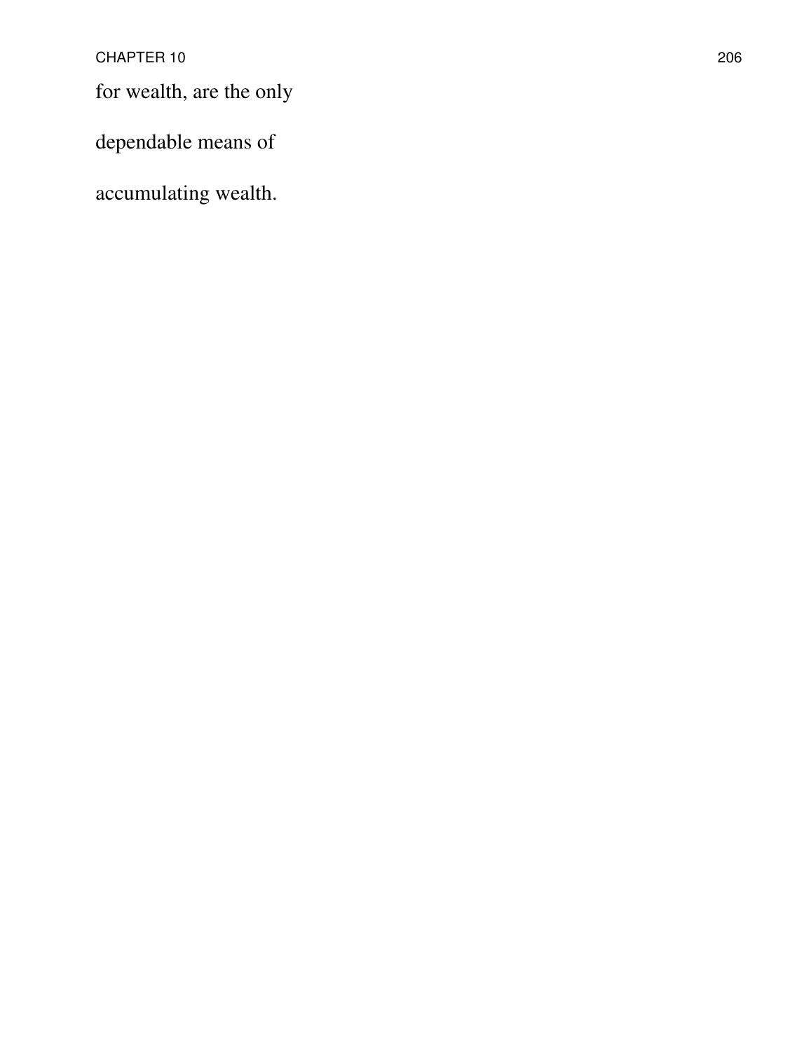for wealth, are the only

dependable means of

accumulating wealth.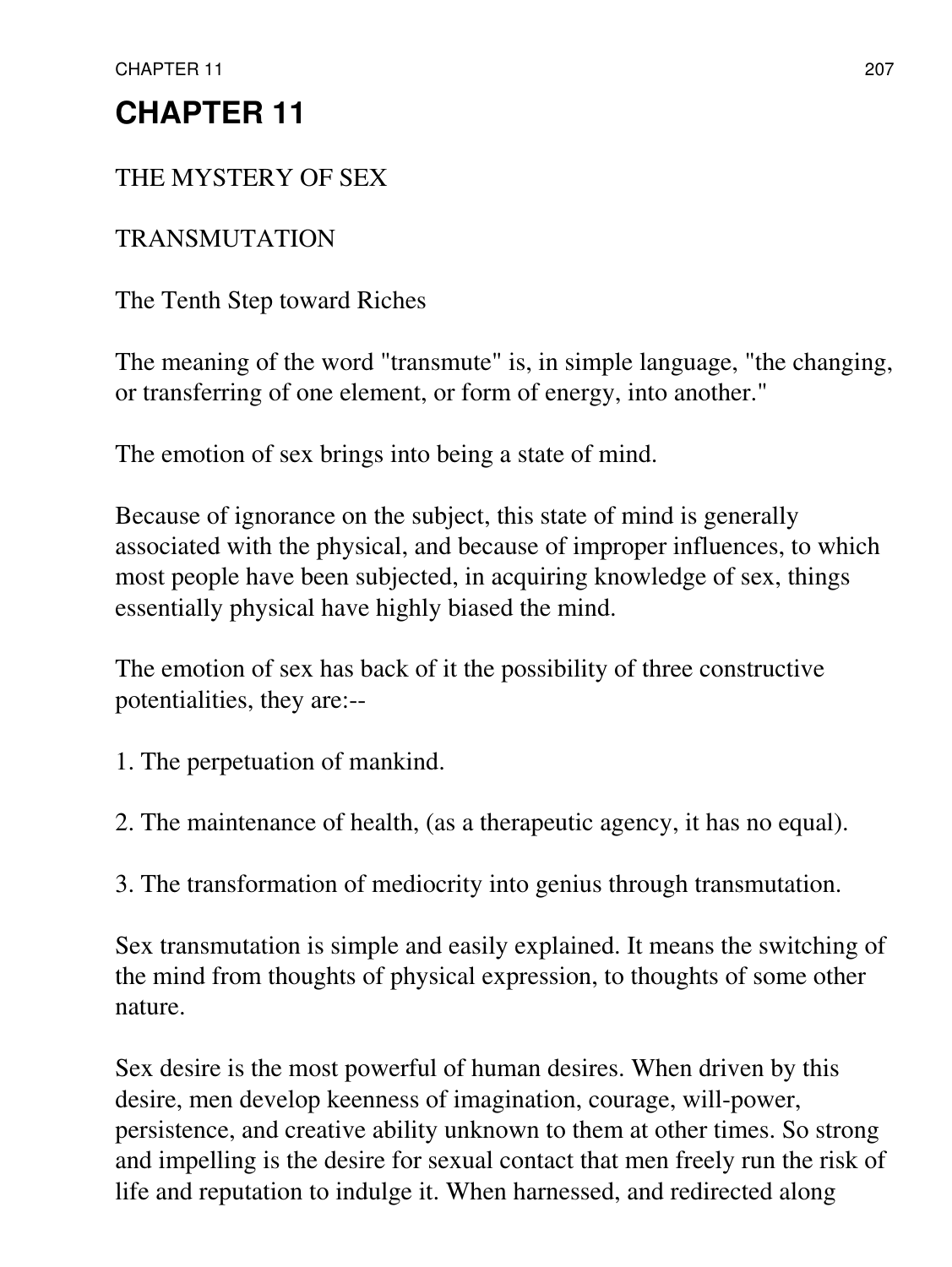# CHAPTER 11

THE MYSTERY OF SEX

TRANSMUTATION

The Tenth Step toward Riches

The meaning of the word "transmute" is, in simple language, "the changing, or transferring of one element, or form of energy, into another."

The emotion of sex brings into being a state of mind.

Because of ignorance on the subject, this state of mind is generally associated with the physical, and because of improper influences, to which most people have been subjected, in acquiring knowledge of sex, things essentially physical have highly biased the mind.

The emotion of sex has back of it the possibility of three constructive potentialities, they are:--

1. The perpetuation of mankind.

2. The maintenance of health, (as a therapeutic agency, it has no equal).

3. The transformation of mediocrity into genius through transmutation.

Sex transmutation is simple and easily explained. It means the switching of the mind from thoughts of physical expression, to thoughts of some other nature.

Sex desire is the most powerful of human desires. When driven by this desire, men develop keenness of imagination, courage, will-power, persistence, and creative ability unknown to them at other times. So strong and impelling is the desire for sexual contact that men freely run the risk of life and reputation to indulge it. When harnessed, and redirected along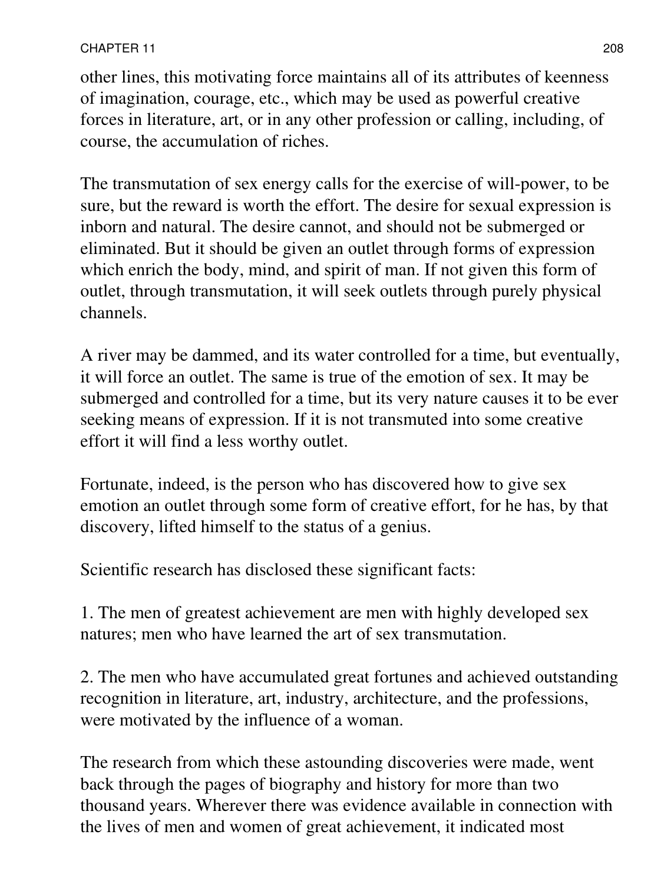other lines, this motivating force maintains all of its attributes of keenness of imagination, courage, etc., which may be used as powerful creative forces in literature, art, or in any other profession or calling, including, of course, the accumulation of riches.

The transmutation of sex energy calls for the exercise of will-power, to be sure, but the reward is worth the effort. The desire for sexual expression is inborn and natural. The desire cannot, and should not be submerged or eliminated. But it should be given an outlet through forms of expression which enrich the body, mind, and spirit of man. If not given this form of outlet, through transmutation, it will seek outlets through purely physical channels.

A river may be dammed, and its water controlled for a time, but eventually, it will force an outlet. The same is true of the emotion of sex. It may be submerged and controlled for a time, but its very nature causes it to be ever seeking means of expression. If it is not transmuted into some creative effort it will find a less worthy outlet.

Fortunate, indeed, is the person who has discovered how to give sex emotion an outlet through some form of creative effort, for he has, by that discovery, lifted himself to the status of a genius.

Scientific research has disclosed these significant facts:

1. The men of greatest achievement are men with highly developed sex natures; men who have learned the art of sex transmutation.

2. The men who have accumulated great fortunes and achieved outstanding recognition in literature, art, industry, architecture, and the professions, were motivated by the influence of a woman.

The research from which these astounding discoveries were made, went back through the pages of biography and history for more than two thousand years. Wherever there was evidence available in connection with the lives of men and women of great achievement, it indicated most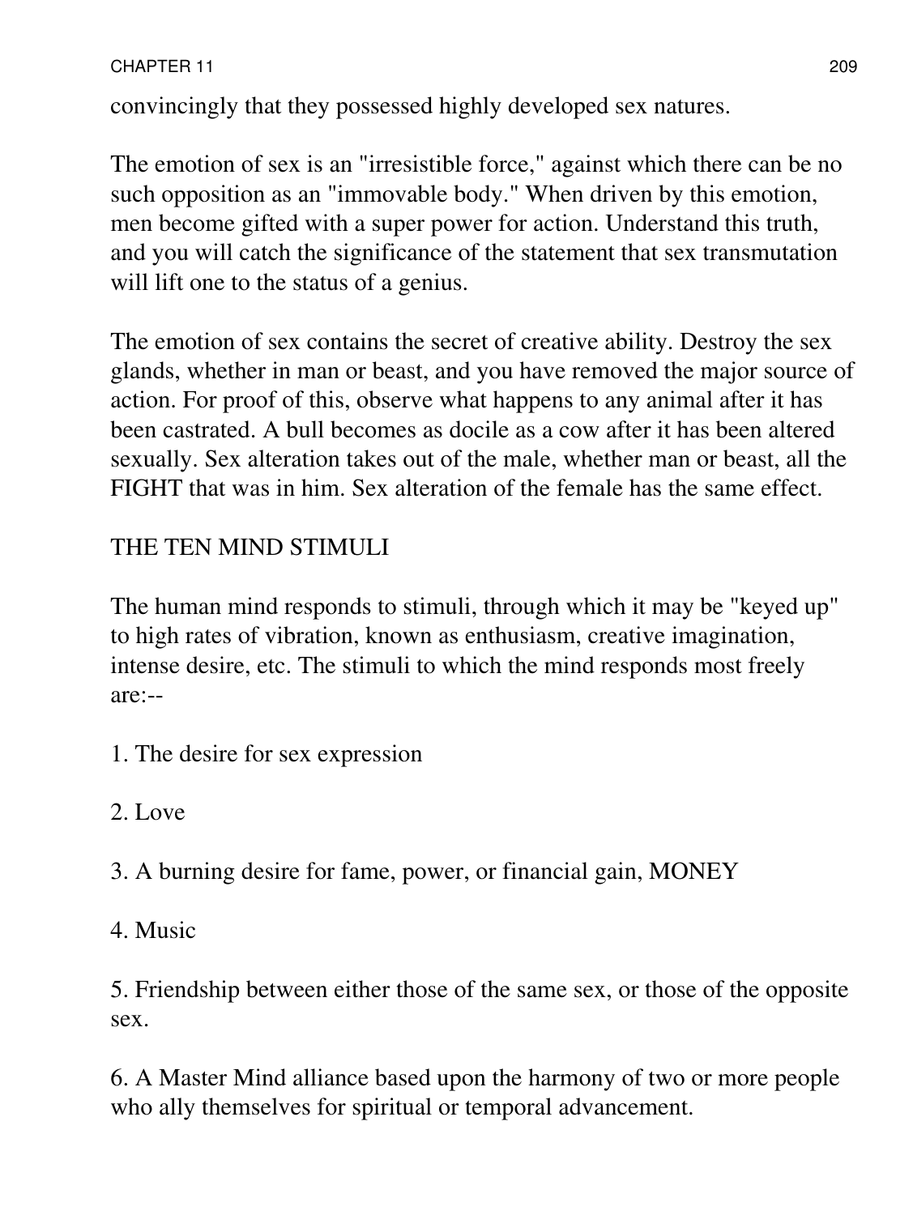convincingly that they possessed highly developed sex natures.

The emotion of sex is an "irresistible force," against which there can be no such opposition as an "immovable body." When driven by this emotion, men become gifted with a super power for action. Understand this truth, and you will catch the significance of the statement that sex transmutation will lift one to the status of a genius.

The emotion of sex contains the secret of creative ability. Destroy the sex glands, whether in man or beast, and you have removed the major source of action. For proof of this, observe what happens to any animal after it has been castrated. A bull becomes as docile as a cow after it has been altered sexually. Sex alteration takes out of the male, whether man or beast, all the FIGHT that was in him. Sex alteration of the female has the same effect.

## THE TEN MIND STIMULI

The human mind responds to stimuli, through which it may be "keyed up" to high rates of vibration, known as enthusiasm, creative imagination, intense desire, etc. The stimuli to which the mind responds most freely are:--

1. The desire for sex expression

2. Love

3. A burning desire for fame, power, or financial gain, MONEY

4. Music

5. Friendship between either those of the same sex, or those of the opposite sex.

6. A Master Mind alliance based upon the harmony of two or more people who ally themselves for spiritual or temporal advancement.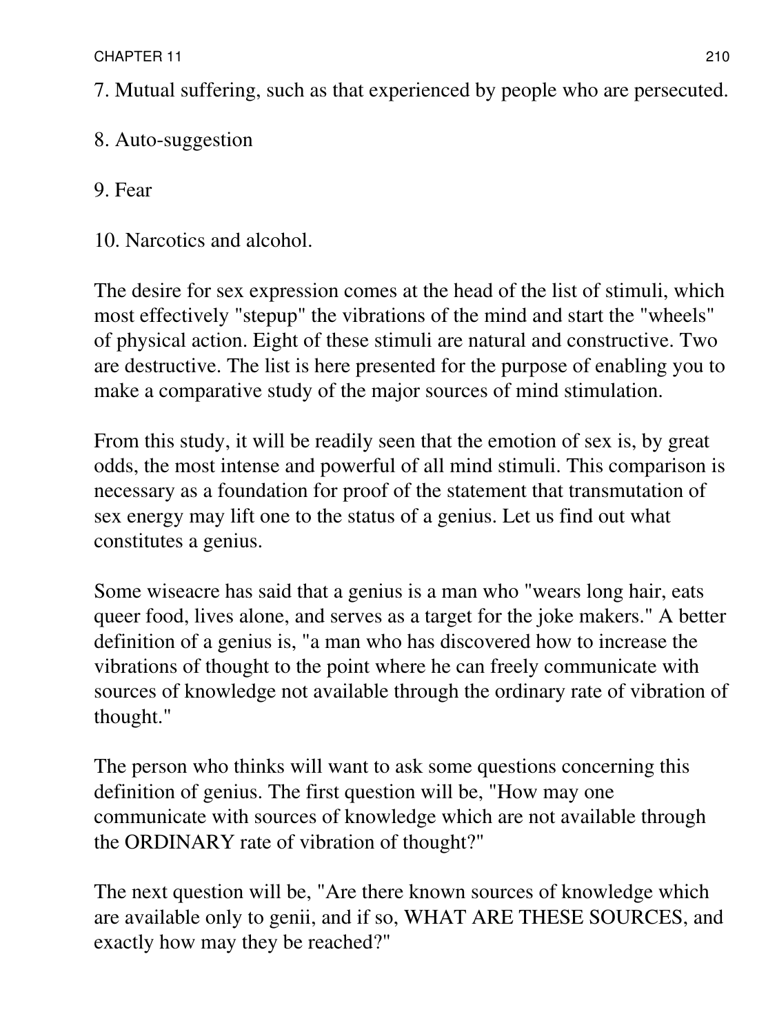7. Mutual suffering, such as that experienced by people who are persecuted.

8. Auto-suggestion

9. Fear

10. Narcotics and alcohol.

The desire for sex expression comes at the head of the list of stimuli, which most effectively "stepup" the vibrations of the mind and start the "wheels" of physical action. Eight of these stimuli are natural and constructive. Two are destructive. The list is here presented for the purpose of enabling you to make a comparative study of the major sources of mind stimulation.

From this study, it will be readily seen that the emotion of sex is, by great odds, the most intense and powerful of all mind stimuli. This comparison is necessary as a foundation for proof of the statement that transmutation of sex energy may lift one to the status of a genius. Let us find out what constitutes a genius.

Some wiseacre has said that a genius is a man who "wears long hair, eats queer food, lives alone, and serves as a target for the joke makers." A better definition of a genius is, "a man who has discovered how to increase the vibrations of thought to the point where he can freely communicate with sources of knowledge not available through the ordinary rate of vibration of thought."

The person who thinks will want to ask some questions concerning this definition of genius. The first question will be, "How may one communicate with sources of knowledge which are not available through the ORDINARY rate of vibration of thought?"

The next question will be, "Are there known sources of knowledge which are available only to genii, and if so, WHAT ARE THESE SOURCES, and exactly how may they be reached?"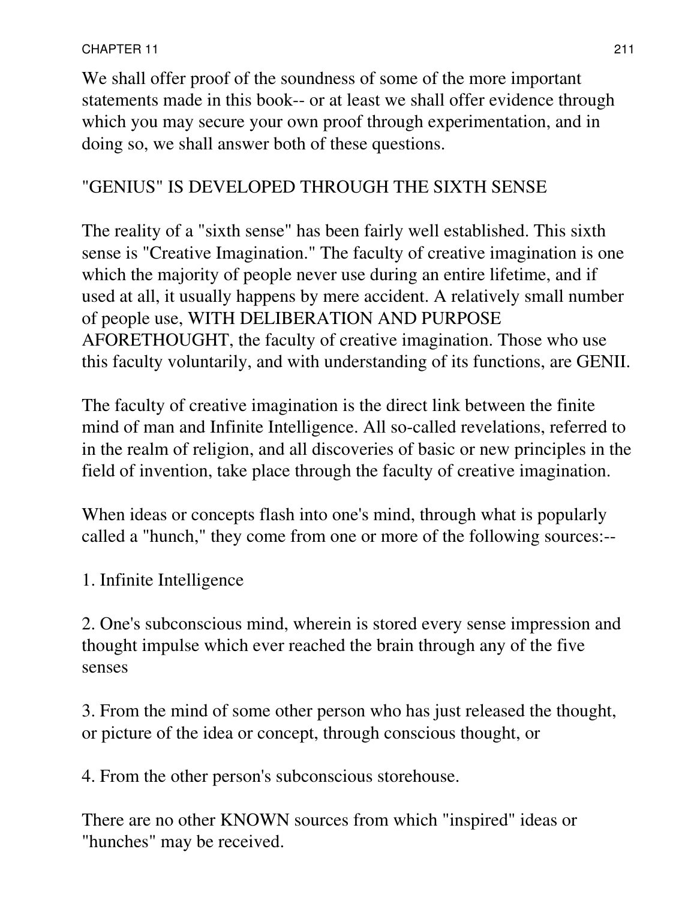We shall offer proof of the soundness of some of the more important statements made in this book-- or at least we shall offer evidence through which you may secure your own proof through experimentation, and in doing so, we shall answer both of these questions.

## "GENIUS" IS DEVELOPED THROUGH THE SIXTH SENSE

The reality of a "sixth sense" has been fairly well established. This sixth sense is "Creative Imagination." The faculty of creative imagination is one which the majority of people never use during an entire lifetime, and if used at all, it usually happens by mere accident. A relatively small number of people use, WITH DELIBERATION AND PURPOSE AFORETHOUGHT, the faculty of creative imagination. Those who use this faculty voluntarily, and with understanding of its functions, are GENII.

The faculty of creative imagination is the direct link between the finite mind of man and Infinite Intelligence. All so-called revelations, referred to in the realm of religion, and all discoveries of basic or new principles in the field of invention, take place through the faculty of creative imagination.

When ideas or concepts flash into one's mind, through what is popularly called a "hunch," they come from one or more of the following sources:--

1. Infinite Intelligence

2. One's subconscious mind, wherein is stored every sense impression and thought impulse which ever reached the brain through any of the five senses

3. From the mind of some other person who has just released the thought, or picture of the idea or concept, through conscious thought, or

4. From the other person's subconscious storehouse.

There are no other KNOWN sources from which "inspired" ideas or "hunches" may be received.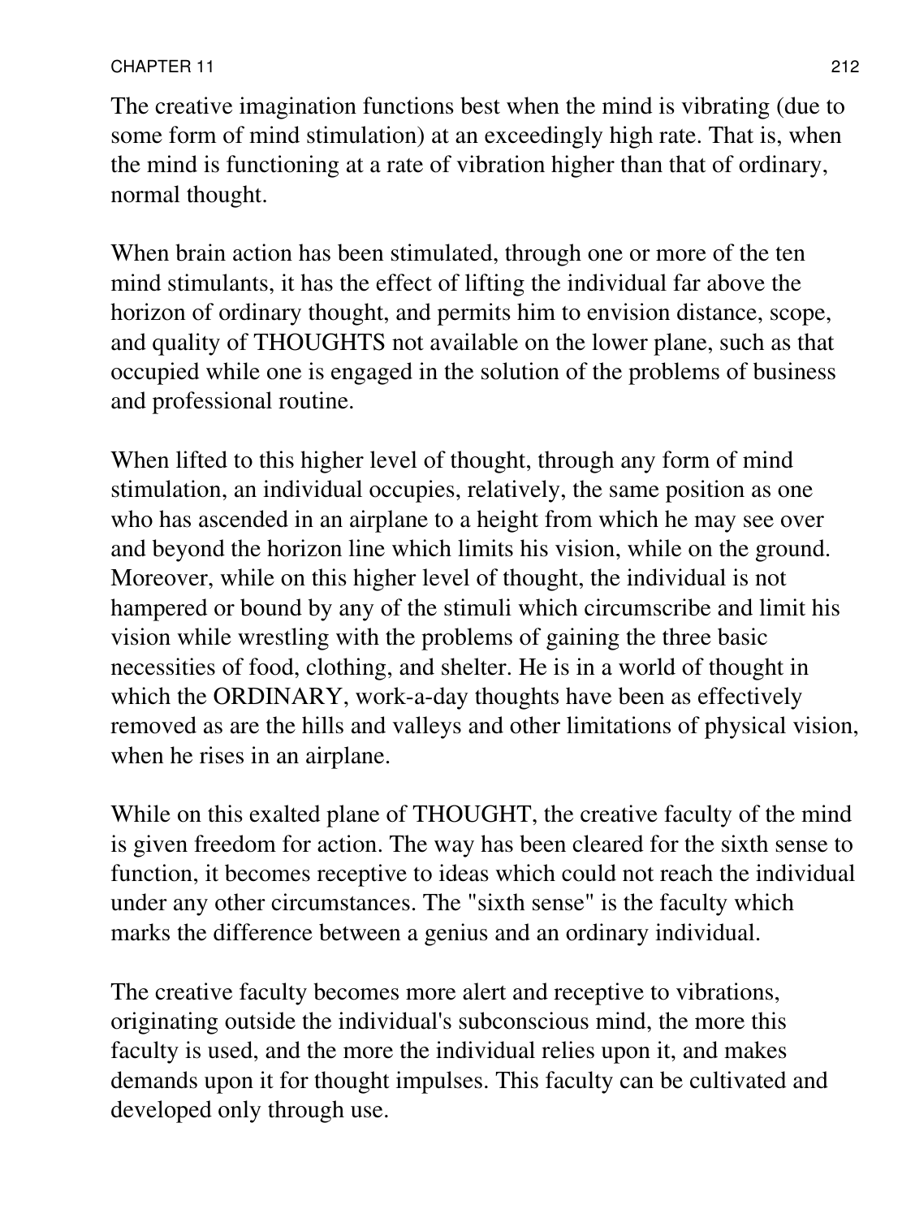The creative imagination functions best when the mind is vibrating (due to some form of mind stimulation) at an exceedingly high rate. That is, when the mind is functioning at a rate of vibration higher than that of ordinary, normal thought.

When brain action has been stimulated, through one or more of the ten mind stimulants, it has the effect of lifting the individual far above the horizon of ordinary thought, and permits him to envision distance, scope, and quality of THOUGHTS not available on the lower plane, such as that occupied while one is engaged in the solution of the problems of business and professional routine.

When lifted to this higher level of thought, through any form of mind stimulation, an individual occupies, relatively, the same position as one who has ascended in an airplane to a height from which he may see over and beyond the horizon line which limits his vision, while on the ground. Moreover, while on this higher level of thought, the individual is not hampered or bound by any of the stimuli which circumscribe and limit his vision while wrestling with the problems of gaining the three basic necessities of food, clothing, and shelter. He is in a world of thought in which the ORDINARY, work-a-day thoughts have been as effectively removed as are the hills and valleys and other limitations of physical vision, when he rises in an airplane.

While on this exalted plane of THOUGHT, the creative faculty of the mind is given freedom for action. The way has been cleared for the sixth sense to function, it becomes receptive to ideas which could not reach the individual under any other circumstances. The "sixth sense" is the faculty which marks the difference between a genius and an ordinary individual.

The creative faculty becomes more alert and receptive to vibrations, originating outside the individual's subconscious mind, the more this faculty is used, and the more the individual relies upon it, and makes demands upon it for thought impulses. This faculty can be cultivated and developed only through use.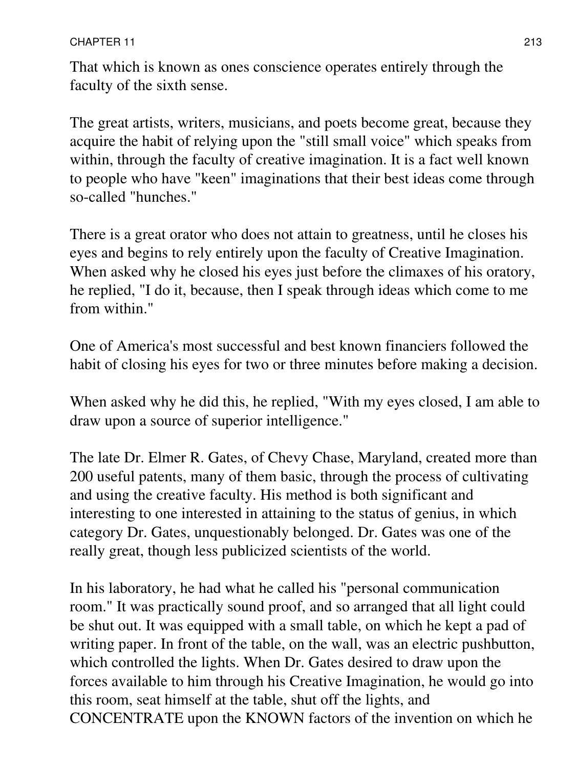That which is known as ones conscience operates entirely through the faculty of the sixth sense.

The great artists, writers, musicians, and poets become great, because they acquire the habit of relying upon the "still small voice" which speaks from within, through the faculty of creative imagination. It is a fact well known to people who have "keen" imaginations that their best ideas come through so-called "hunches."

There is a great orator who does not attain to greatness, until he closes his eyes and begins to rely entirely upon the faculty of Creative Imagination. When asked why he closed his eyes just before the climaxes of his oratory, he replied, "I do it, because, then I speak through ideas which come to me from within."

One of America's most successful and best known financiers followed the habit of closing his eyes for two or three minutes before making a decision.

When asked why he did this, he replied, "With my eyes closed, I am able to draw upon a source of superior intelligence."

The late Dr. Elmer R. Gates, of Chevy Chase, Maryland, created more than 200 useful patents, many of them basic, through the process of cultivating and using the creative faculty. His method is both significant and interesting to one interested in attaining to the status of genius, in which category Dr. Gates, unquestionably belonged. Dr. Gates was one of the really great, though less publicized scientists of the world.

In his laboratory, he had what he called his "personal communication room." It was practically sound proof, and so arranged that all light could be shut out. It was equipped with a small table, on which he kept a pad of writing paper. In front of the table, on the wall, was an electric pushbutton, which controlled the lights. When Dr. Gates desired to draw upon the forces available to him through his Creative Imagination, he would go into this room, seat himself at the table, shut off the lights, and CONCENTRATE upon the KNOWN factors of the invention on which he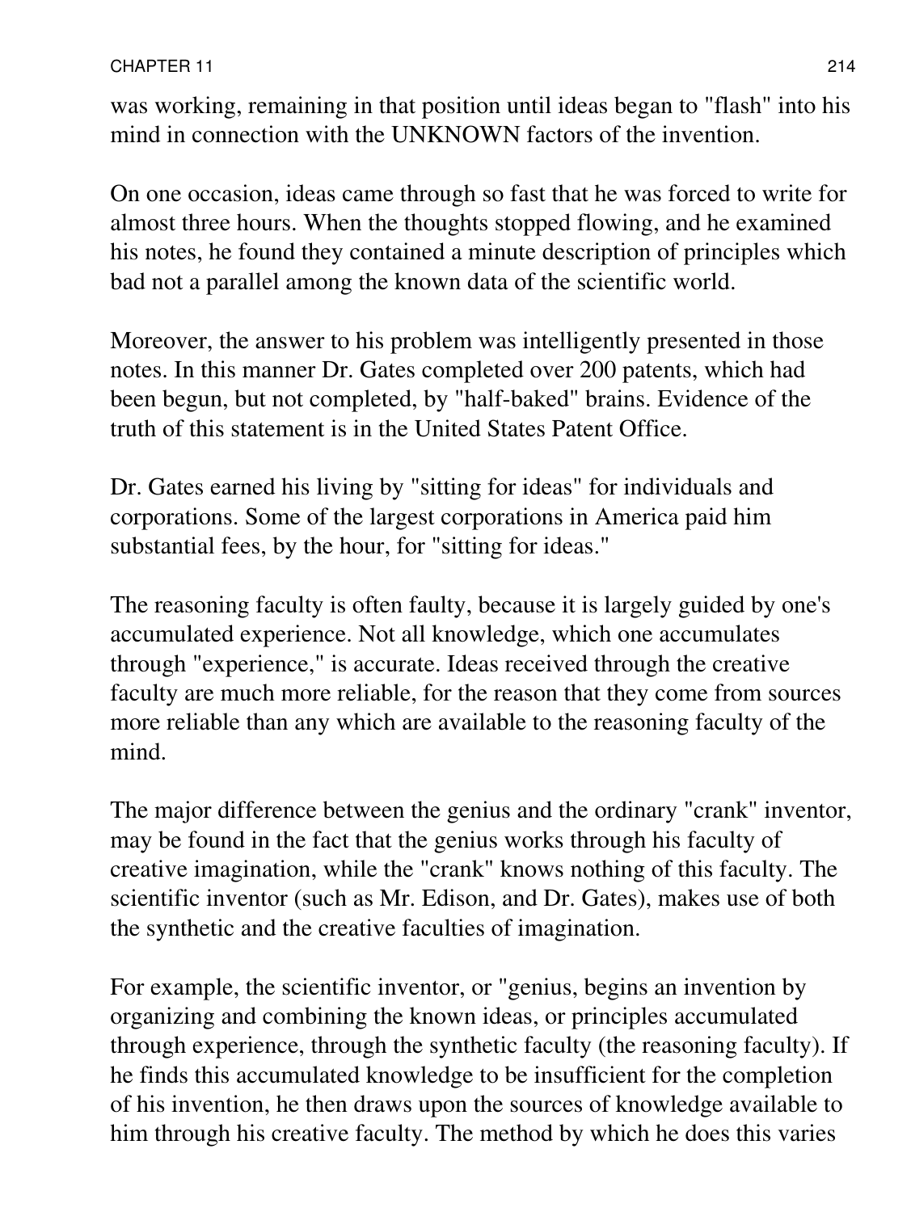was working, remaining in that position until ideas began to "flash" into his mind in connection with the UNKNOWN factors of the invention.

On one occasion, ideas came through so fast that he was forced to write for almost three hours. When the thoughts stopped flowing, and he examined his notes, he found they contained a minute description of principles which bad not a parallel among the known data of the scientific world.

Moreover, the answer to his problem was intelligently presented in those notes. In this manner Dr. Gates completed over 200 patents, which had been begun, but not completed, by "half-baked" brains. Evidence of the truth of this statement is in the United States Patent Office.

Dr. Gates earned his living by "sitting for ideas" for individuals and corporations. Some of the largest corporations in America paid him substantial fees, by the hour, for "sitting for ideas."

The reasoning faculty is often faulty, because it is largely guided by one's accumulated experience. Not all knowledge, which one accumulates through "experience," is accurate. Ideas received through the creative faculty are much more reliable, for the reason that they come from sources more reliable than any which are available to the reasoning faculty of the mind.

The major difference between the genius and the ordinary "crank" inventor, may be found in the fact that the genius works through his faculty of creative imagination, while the "crank" knows nothing of this faculty. The scientific inventor (such as Mr. Edison, and Dr. Gates), makes use of both the synthetic and the creative faculties of imagination.

For example, the scientific inventor, or "genius, begins an invention by organizing and combining the known ideas, or principles accumulated through experience, through the synthetic faculty (the reasoning faculty). If he finds this accumulated knowledge to be insufficient for the completion of his invention, he then draws upon the sources of knowledge available to him through his creative faculty. The method by which he does this varies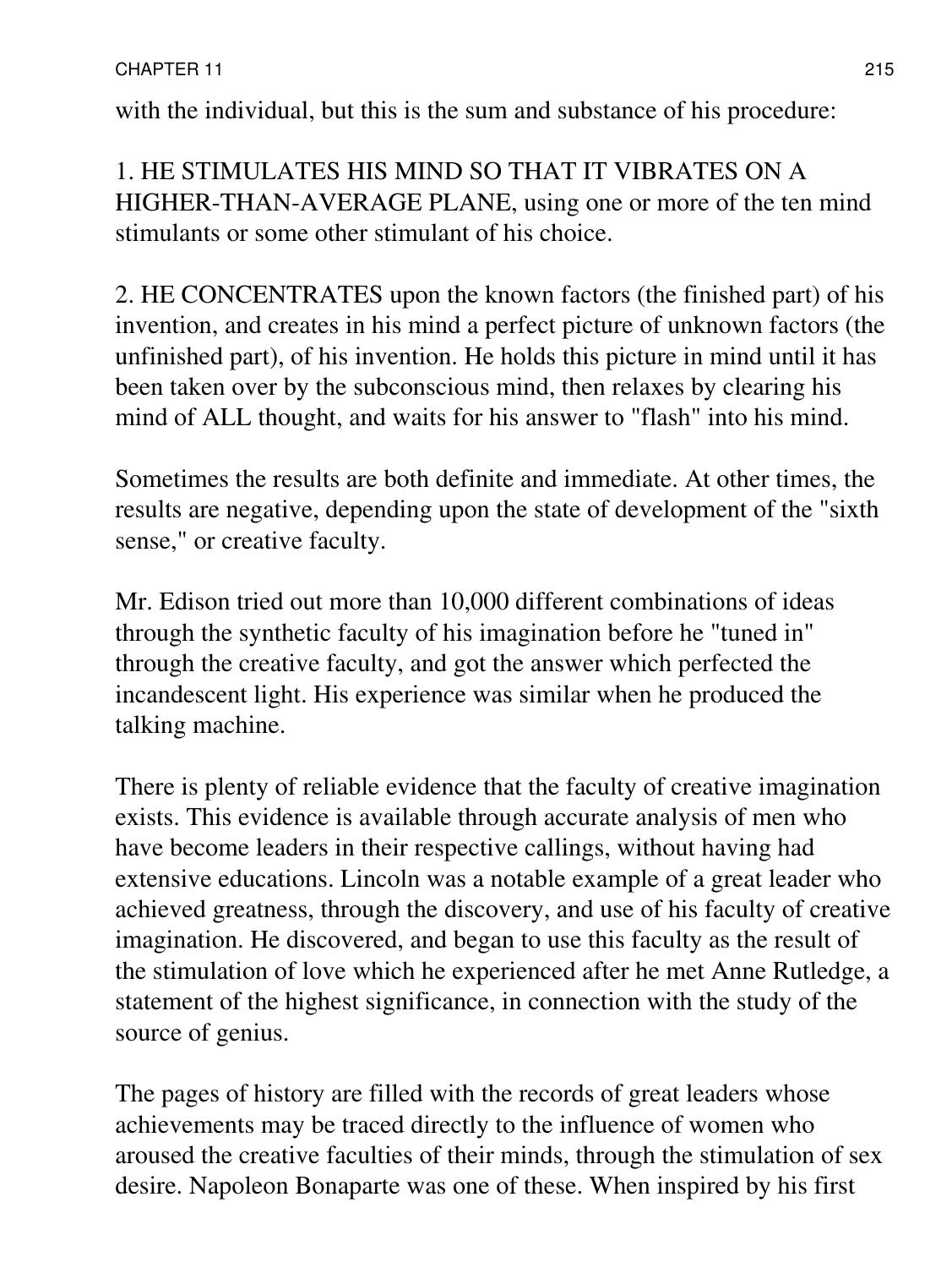with the individual, but this is the sum and substance of his procedure:

1. HE STIMULATES HIS MIND SO THAT IT VIBRATES ON A HIGHER-THAN-AVERAGE PLANE, using one or more of the ten mind stimulants or some other stimulant of his choice.

2. HE CONCENTRATES upon the known factors (the finished part) of his invention, and creates in his mind a perfect picture of unknown factors (the unfinished part), of his invention. He holds this picture in mind until it has been taken over by the subconscious mind, then relaxes by clearing his mind of ALL thought, and waits for his answer to "flash" into his mind.

Sometimes the results are both definite and immediate. At other times, the results are negative, depending upon the state of development of the "sixth sense," or creative faculty.

Mr. Edison tried out more than 10,000 different combinations of ideas through the synthetic faculty of his imagination before he "tuned in" through the creative faculty, and got the answer which perfected the incandescent light. His experience was similar when he produced the talking machine.

There is plenty of reliable evidence that the faculty of creative imagination exists. This evidence is available through accurate analysis of men who have become leaders in their respective callings, without having had extensive educations. Lincoln was a notable example of a great leader who achieved greatness, through the discovery, and use of his faculty of creative imagination. He discovered, and began to use this faculty as the result of the stimulation of love which he experienced after he met Anne Rutledge, a statement of the highest significance, in connection with the study of the source of genius.

The pages of history are filled with the records of great leaders whose achievements may be traced directly to the influence of women who aroused the creative faculties of their minds, through the stimulation of sex desire. Napoleon Bonaparte was one of these. When inspired by his first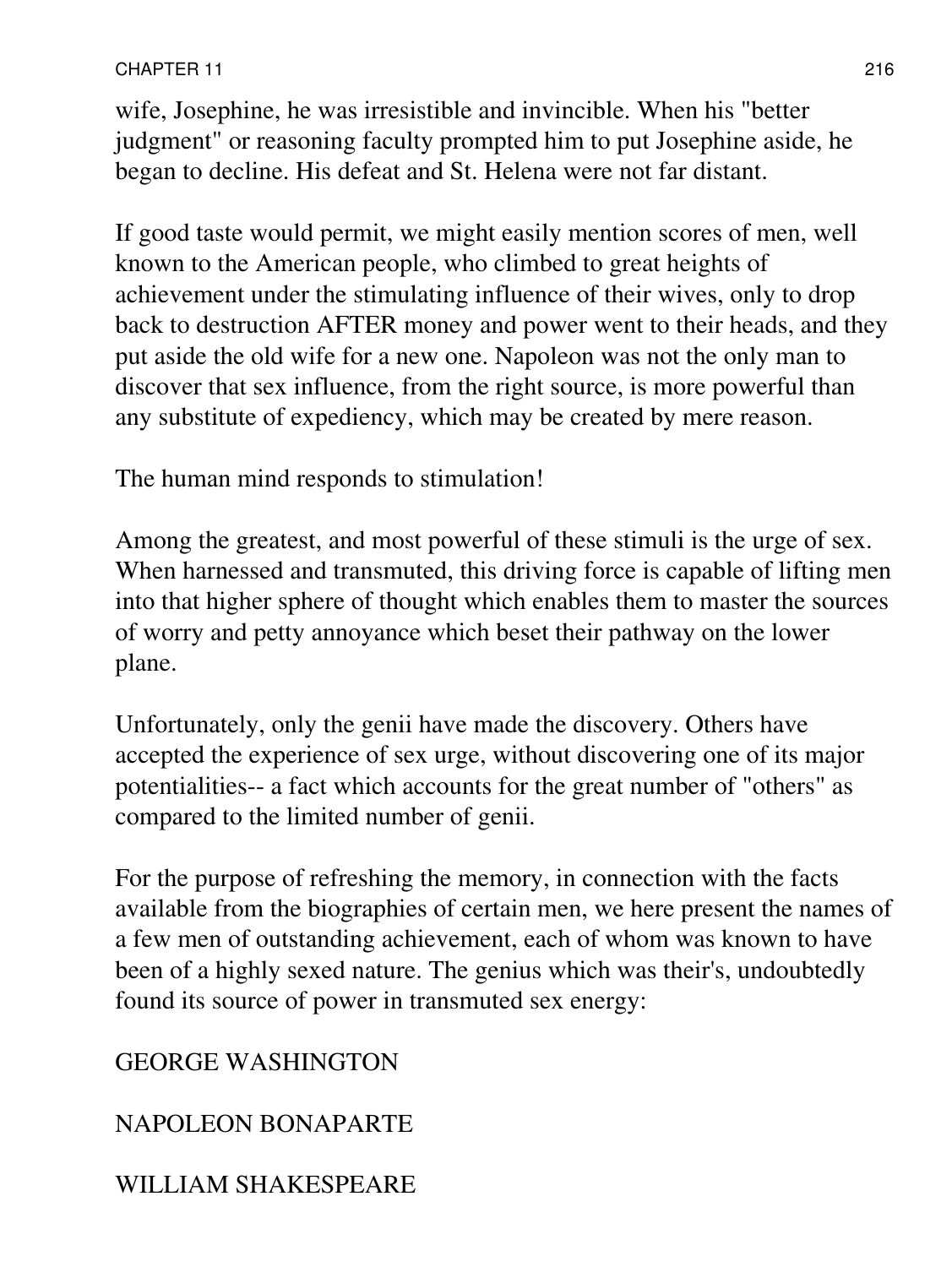wife, Josephine, he was irresistible and invincible. When his "better judgment" or reasoning faculty prompted him to put Josephine aside, he began to decline. His defeat and St. Helena were not far distant.

If good taste would permit, we might easily mention scores of men, well known to the American people, who climbed to great heights of achievement under the stimulating influence of their wives, only to drop back to destruction AFTER money and power went to their heads, and they put aside the old wife for a new one. Napoleon was not the only man to discover that sex influence, from the right source, is more powerful than any substitute of expediency, which may be created by mere reason.

The human mind responds to stimulation!

Among the greatest, and most powerful of these stimuli is the urge of sex. When harnessed and transmuted, this driving force is capable of lifting men into that higher sphere of thought which enables them to master the sources of worry and petty annoyance which beset their pathway on the lower plane.

Unfortunately, only the genii have made the discovery. Others have accepted the experience of sex urge, without discovering one of its major potentialities-- a fact which accounts for the great number of "others" as compared to the limited number of genii.

For the purpose of refreshing the memory, in connection with the facts available from the biographies of certain men, we here present the names of a few men of outstanding achievement, each of whom was known to have been of a highly sexed nature. The genius which was their's, undoubtedly found its source of power in transmuted sex energy:

GEORGE WASHINGTON

NAPOLEON BONAPARTE

WILLIAM SHAKESPEARE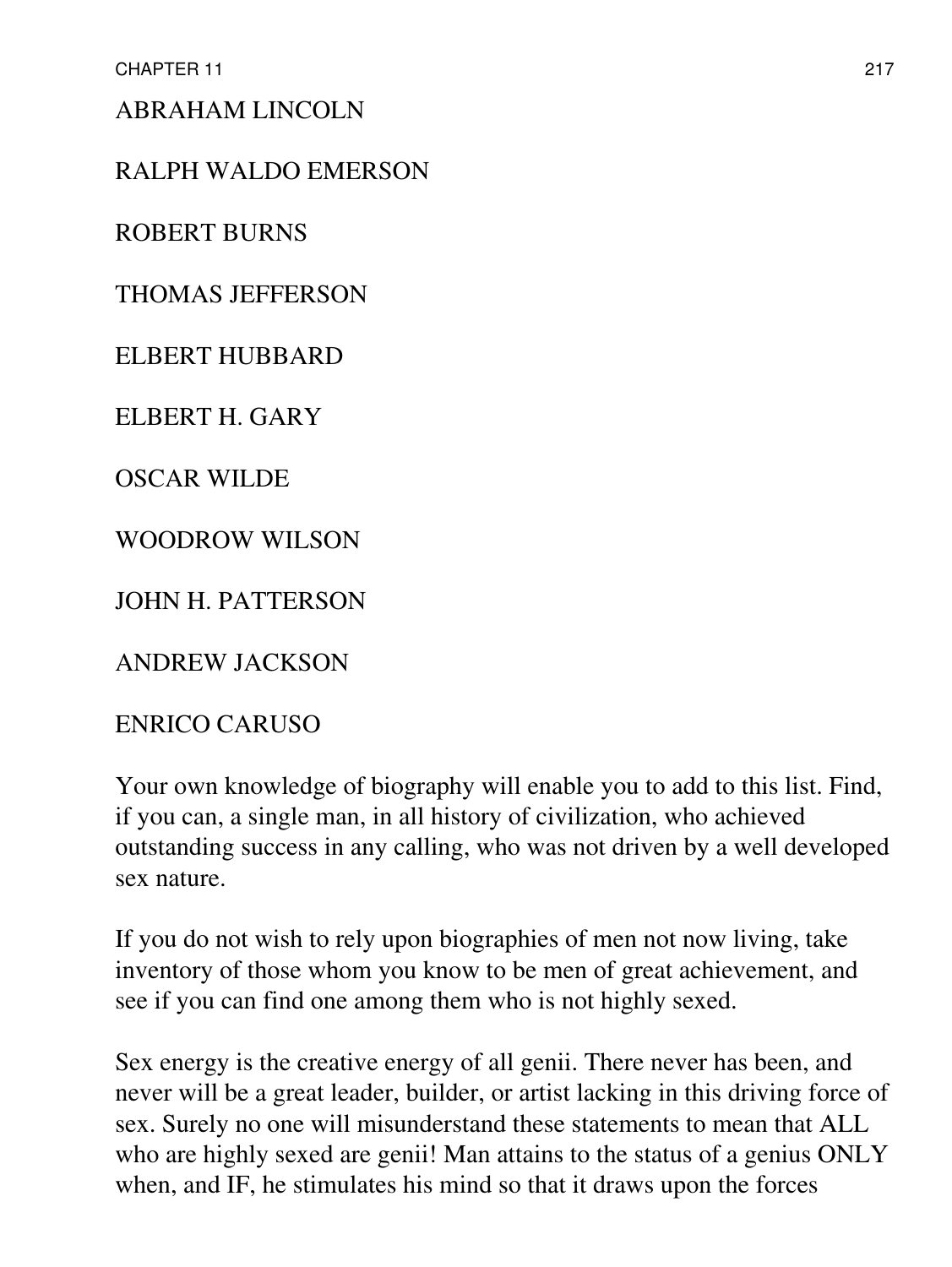ABRAHAM LINCOLN

RALPH WALDO EMERSON

ROBERT BURNS

THOMAS JEFFERSON

ELBERT HUBBARD

ELBERT H. GARY

OSCAR WILDE

WOODROW WILSON

JOHN H. PATTERSON

ANDREW JACKSON

ENRICO CARUSO

Your own knowledge of biography will enable you to add to this list. Find, if you can, a single man, in all history of civilization, who achieved outstanding success in any calling, who was not driven by a well developed sex nature.

If you do not wish to rely upon biographies of men not now living, take inventory of those whom you know to be men of great achievement, and see if you can find one among them who is not highly sexed.

Sex energy is the creative energy of all genii. There never has been, and never will be a great leader, builder, or artist lacking in this driving force of sex. Surely no one will misunderstand these statements to mean that ALL who are highly sexed are genii! Man attains to the status of a genius ONLY when, and IF, he stimulates his mind so that it draws upon the forces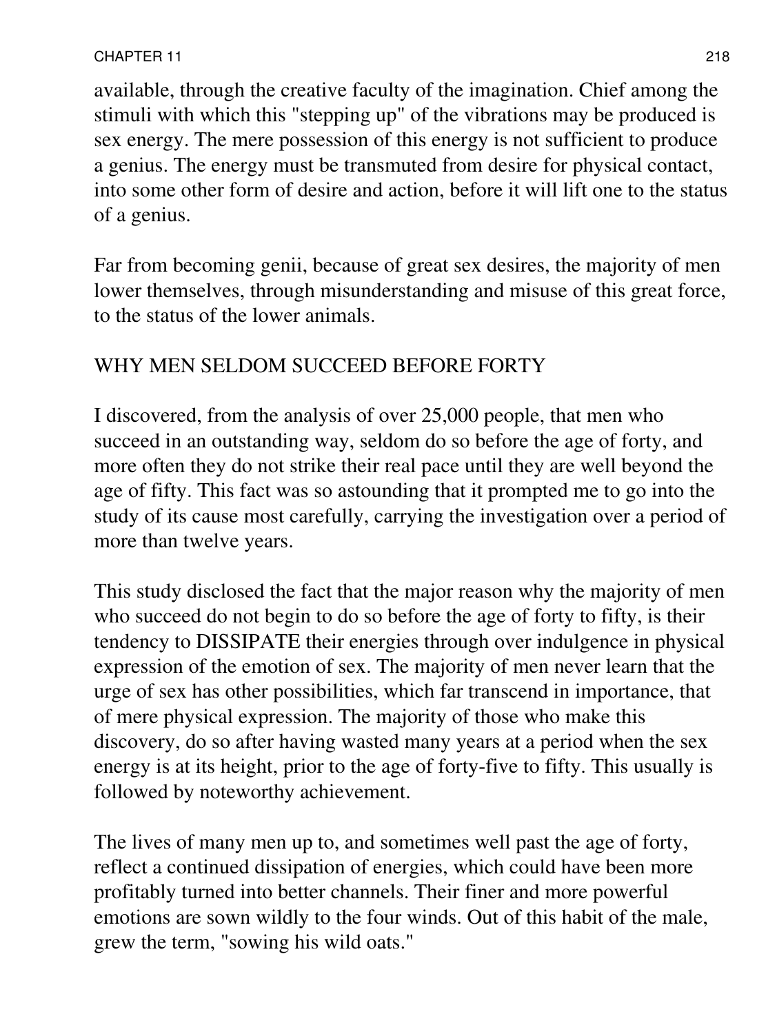available, through the creative faculty of the imagination. Chief among the stimuli with which this "stepping up" of the vibrations may be produced is sex energy. The mere possession of this energy is not sufficient to produce a genius. The energy must be transmuted from desire for physical contact, into some other form of desire and action, before it will lift one to the status of a genius.

Far from becoming genii, because of great sex desires, the majority of men lower themselves, through misunderstanding and misuse of this great force, to the status of the lower animals.

## WHY MEN SELDOM SUCCEED BEFORE FORTY

I discovered, from the analysis of over 25,000 people, that men who succeed in an outstanding way, seldom do so before the age of forty, and more often they do not strike their real pace until they are well beyond the age of fifty. This fact was so astounding that it prompted me to go into the study of its cause most carefully, carrying the investigation over a period of more than twelve years.

This study disclosed the fact that the major reason why the majority of men who succeed do not begin to do so before the age of forty to fifty, is their tendency to DISSIPATE their energies through over indulgence in physical expression of the emotion of sex. The majority of men never learn that the urge of sex has other possibilities, which far transcend in importance, that of mere physical expression. The majority of those who make this discovery, do so after having wasted many years at a period when the sex energy is at its height, prior to the age of forty-five to fifty. This usually is followed by noteworthy achievement.

The lives of many men up to, and sometimes well past the age of forty, reflect a continued dissipation of energies, which could have been more profitably turned into better channels. Their finer and more powerful emotions are sown wildly to the four winds. Out of this habit of the male, grew the term, "sowing his wild oats."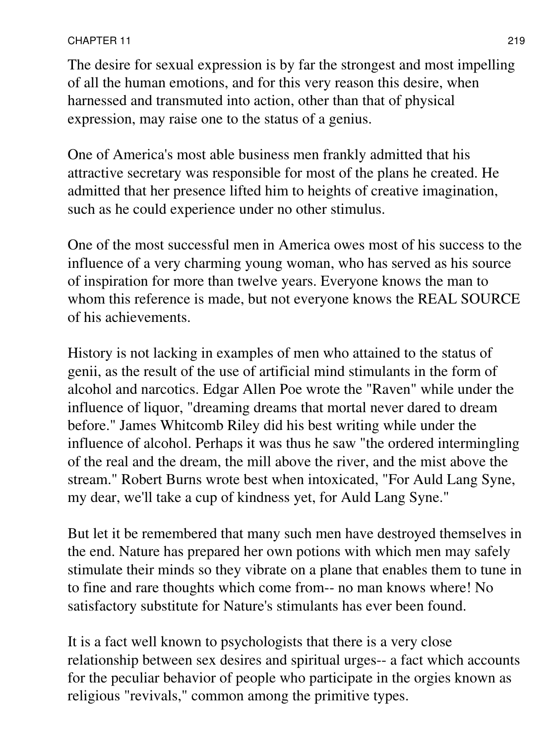The desire for sexual expression is by far the strongest and most impelling of all the human emotions, and for this very reason this desire, when harnessed and transmuted into action, other than that of physical expression, may raise one to the status of a genius.

One of America's most able business men frankly admitted that his attractive secretary was responsible for most of the plans he created. He admitted that her presence lifted him to heights of creative imagination, such as he could experience under no other stimulus.

One of the most successful men in America owes most of his success to the influence of a very charming young woman, who has served as his source of inspiration for more than twelve years. Everyone knows the man to whom this reference is made, but not everyone knows the REAL SOURCE of his achievements.

History is not lacking in examples of men who attained to the status of genii, as the result of the use of artificial mind stimulants in the form of alcohol and narcotics. Edgar Allen Poe wrote the "Raven" while under the influence of liquor, "dreaming dreams that mortal never dared to dream before." James Whitcomb Riley did his best writing while under the influence of alcohol. Perhaps it was thus he saw "the ordered intermingling of the real and the dream, the mill above the river, and the mist above the stream." Robert Burns wrote best when intoxicated, "For Auld Lang Syne, my dear, we'll take a cup of kindness yet, for Auld Lang Syne."

But let it be remembered that many such men have destroyed themselves in the end. Nature has prepared her own potions with which men may safely stimulate their minds so they vibrate on a plane that enables them to tune in to fine and rare thoughts which come from-- no man knows where! No satisfactory substitute for Nature's stimulants has ever been found.

It is a fact well known to psychologists that there is a very close relationship between sex desires and spiritual urges-- a fact which accounts for the peculiar behavior of people who participate in the orgies known as religious "revivals," common among the primitive types.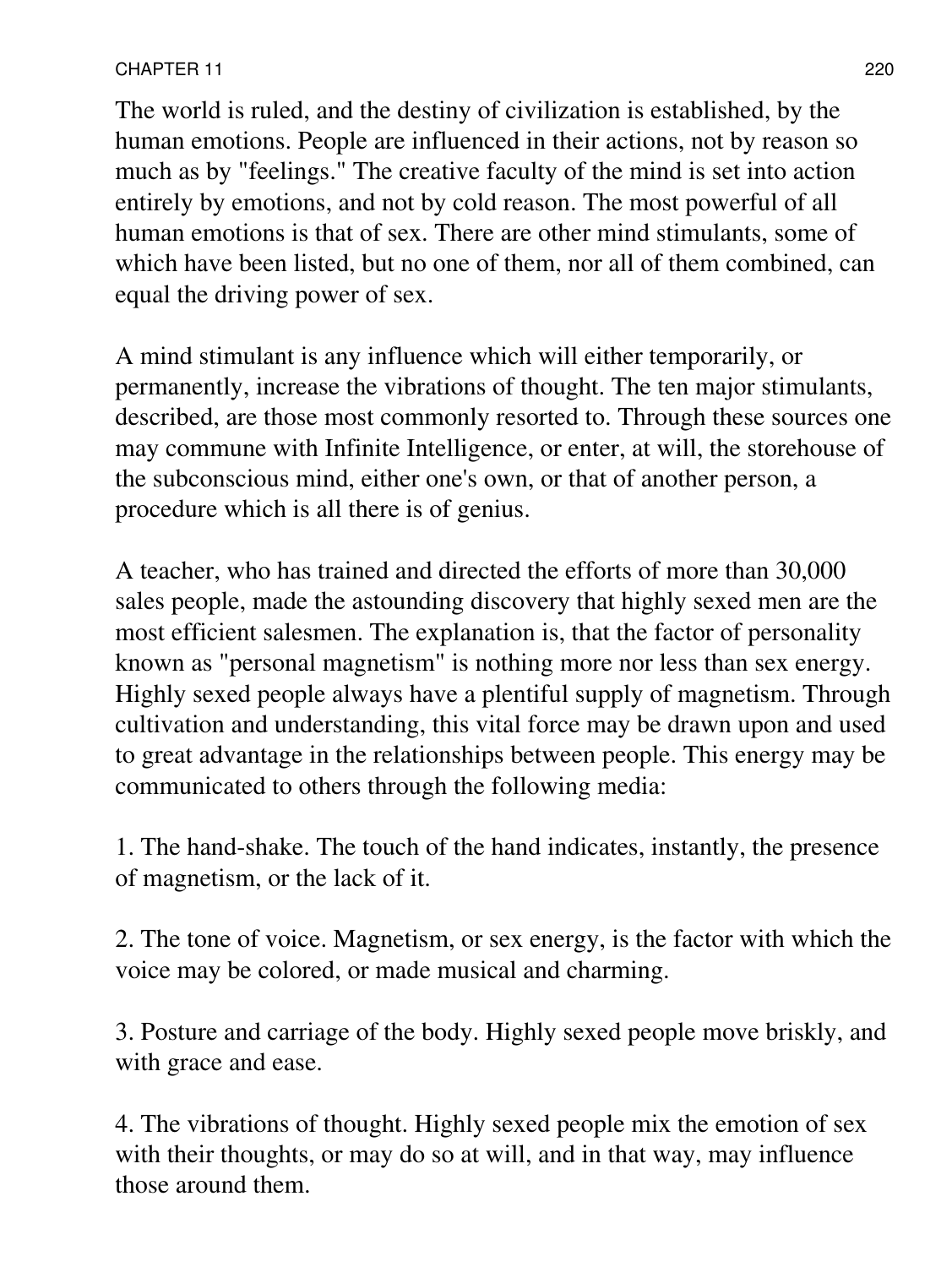The world is ruled, and the destiny of civilization is established, by the human emotions. People are influenced in their actions, not by reason so much as by "feelings." The creative faculty of the mind is set into action entirely by emotions, and not by cold reason. The most powerful of all human emotions is that of sex. There are other mind stimulants, some of which have been listed, but no one of them, nor all of them combined, can equal the driving power of sex.

A mind stimulant is any influence which will either temporarily, or permanently, increase the vibrations of thought. The ten major stimulants, described, are those most commonly resorted to. Through these sources one may commune with Infinite Intelligence, or enter, at will, the storehouse of the subconscious mind, either one's own, or that of another person, a procedure which is all there is of genius.

A teacher, who has trained and directed the efforts of more than 30,000 sales people, made the astounding discovery that highly sexed men are the most efficient salesmen. The explanation is, that the factor of personality known as "personal magnetism" is nothing more nor less than sex energy. Highly sexed people always have a plentiful supply of magnetism. Through cultivation and understanding, this vital force may be drawn upon and used to great advantage in the relationships between people. This energy may be communicated to others through the following media:

1. The hand-shake. The touch of the hand indicates, instantly, the presence of magnetism, or the lack of it.

2. The tone of voice. Magnetism, or sex energy, is the factor with which the voice may be colored, or made musical and charming.

3. Posture and carriage of the body. Highly sexed people move briskly, and with grace and ease.

4. The vibrations of thought. Highly sexed people mix the emotion of sex with their thoughts, or may do so at will, and in that way, may influence those around them.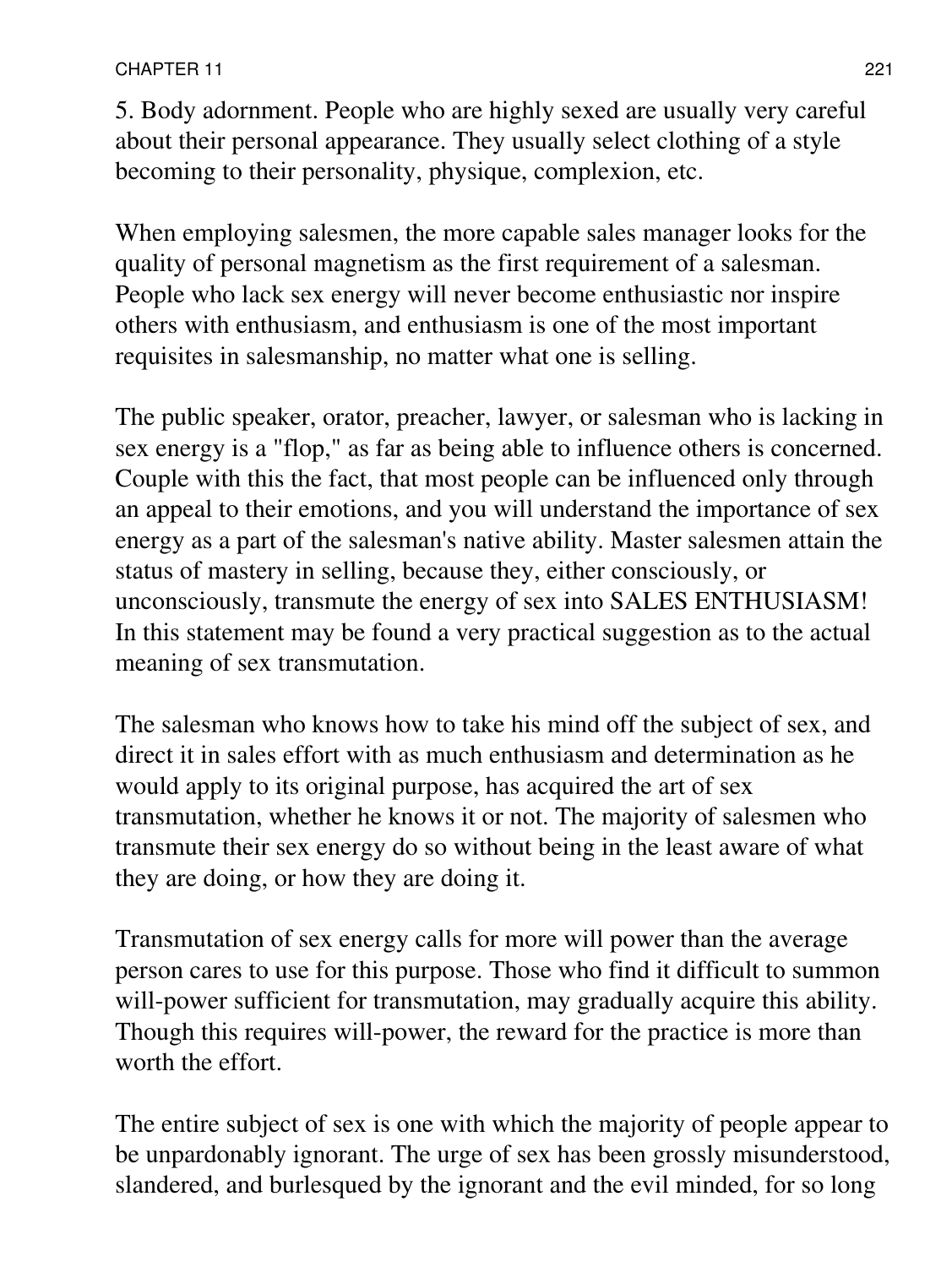5. Body adornment. People who are highly sexed are usually very careful about their personal appearance. They usually select clothing of a style becoming to their personality, physique, complexion, etc.

When employing salesmen, the more capable sales manager looks for the quality of personal magnetism as the first requirement of a salesman. People who lack sex energy will never become enthusiastic nor inspire others with enthusiasm, and enthusiasm is one of the most important requisites in salesmanship, no matter what one is selling.

The public speaker, orator, preacher, lawyer, or salesman who is lacking in sex energy is a "flop," as far as being able to influence others is concerned. Couple with this the fact, that most people can be influenced only through an appeal to their emotions, and you will understand the importance of sex energy as a part of the salesman's native ability. Master salesmen attain the status of mastery in selling, because they, either consciously, or unconsciously, transmute the energy of sex into SALES ENTHUSIASM! In this statement may be found a very practical suggestion as to the actual meaning of sex transmutation.

The salesman who knows how to take his mind off the subject of sex, and direct it in sales effort with as much enthusiasm and determination as he would apply to its original purpose, has acquired the art of sex transmutation, whether he knows it or not. The majority of salesmen who transmute their sex energy do so without being in the least aware of what they are doing, or how they are doing it.

Transmutation of sex energy calls for more will power than the average person cares to use for this purpose. Those who find it difficult to summon will-power sufficient for transmutation, may gradually acquire this ability. Though this requires will-power, the reward for the practice is more than worth the effort.

The entire subject of sex is one with which the majority of people appear to be unpardonably ignorant. The urge of sex has been grossly misunderstood, slandered, and burlesqued by the ignorant and the evil minded, for so long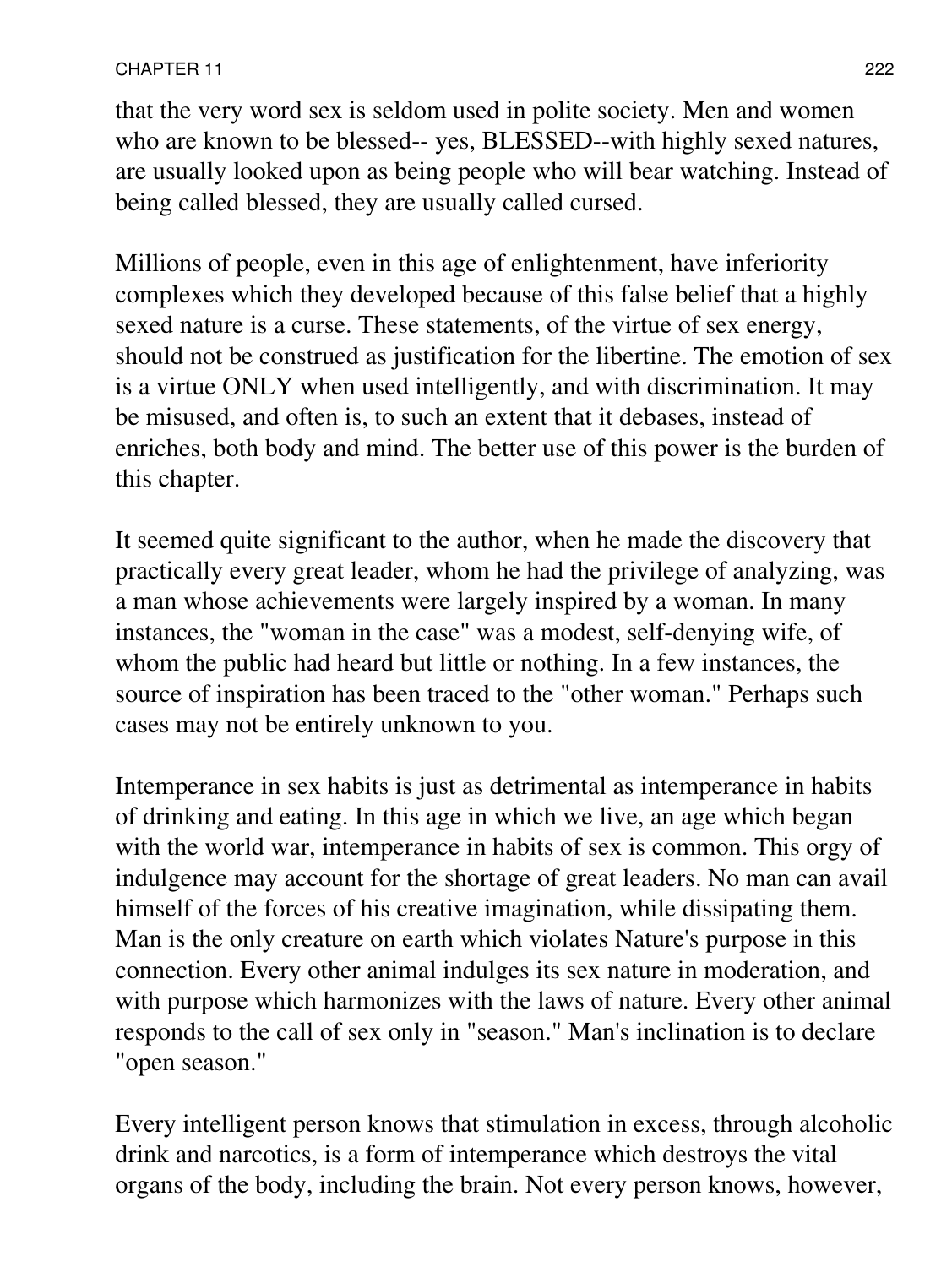that the very word sex is seldom used in polite society. Men and women who are known to be blessed-- yes, BLESSED--with highly sexed natures, are usually looked upon as being people who will bear watching. Instead of being called blessed, they are usually called cursed.

Millions of people, even in this age of enlightenment, have inferiority complexes which they developed because of this false belief that a highly sexed nature is a curse. These statements, of the virtue of sex energy, should not be construed as justification for the libertine. The emotion of sex is a virtue ONLY when used intelligently, and with discrimination. It may be misused, and often is, to such an extent that it debases, instead of enriches, both body and mind. The better use of this power is the burden of this chapter.

It seemed quite significant to the author, when he made the discovery that practically every great leader, whom he had the privilege of analyzing, was a man whose achievements were largely inspired by a woman. In many instances, the "woman in the case" was a modest, self-denying wife, of whom the public had heard but little or nothing. In a few instances, the source of inspiration has been traced to the "other woman." Perhaps such cases may not be entirely unknown to you.

Intemperance in sex habits is just as detrimental as intemperance in habits of drinking and eating. In this age in which we live, an age which began with the world war, intemperance in habits of sex is common. This orgy of indulgence may account for the shortage of great leaders. No man can avail himself of the forces of his creative imagination, while dissipating them. Man is the only creature on earth which violates Nature's purpose in this connection. Every other animal indulges its sex nature in moderation, and with purpose which harmonizes with the laws of nature. Every other animal responds to the call of sex only in "season." Man's inclination is to declare "open season."

Every intelligent person knows that stimulation in excess, through alcoholic drink and narcotics, is a form of intemperance which destroys the vital organs of the body, including the brain. Not every person knows, however,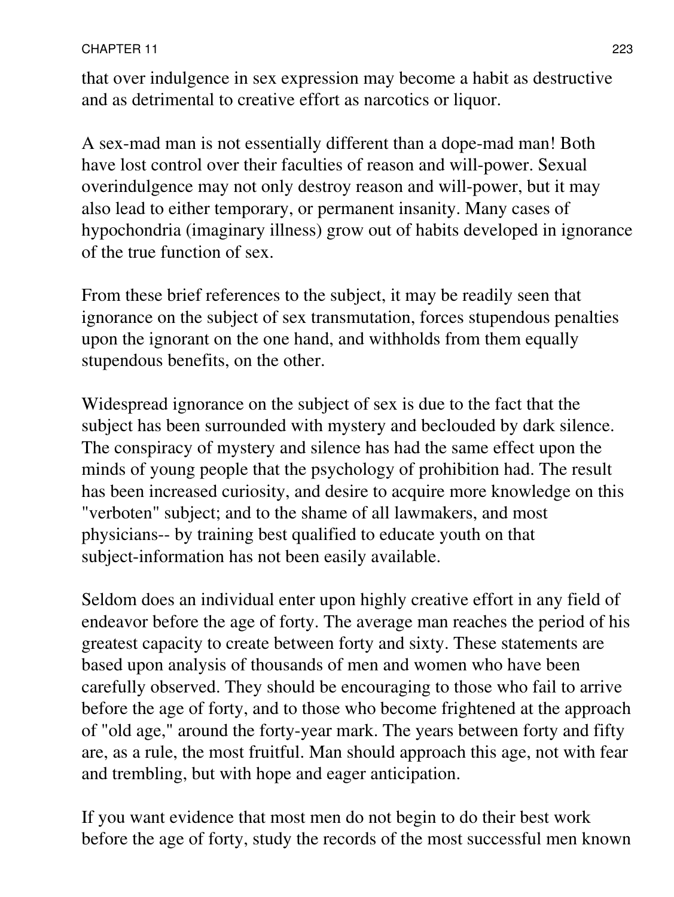that over indulgence in sex expression may become a habit as destructive and as detrimental to creative effort as narcotics or liquor.

A sex-mad man is not essentially different than a dope-mad man! Both have lost control over their faculties of reason and will-power. Sexual overindulgence may not only destroy reason and will-power, but it may also lead to either temporary, or permanent insanity. Many cases of hypochondria (imaginary illness) grow out of habits developed in ignorance of the true function of sex.

From these brief references to the subject, it may be readily seen that ignorance on the subject of sex transmutation, forces stupendous penalties upon the ignorant on the one hand, and withholds from them equally stupendous benefits, on the other.

Widespread ignorance on the subject of sex is due to the fact that the subject has been surrounded with mystery and beclouded by dark silence. The conspiracy of mystery and silence has had the same effect upon the minds of young people that the psychology of prohibition had. The result has been increased curiosity, and desire to acquire more knowledge on this "verboten" subject; and to the shame of all lawmakers, and most physicians-- by training best qualified to educate youth on that subject-information has not been easily available.

Seldom does an individual enter upon highly creative effort in any field of endeavor before the age of forty. The average man reaches the period of his greatest capacity to create between forty and sixty. These statements are based upon analysis of thousands of men and women who have been carefully observed. They should be encouraging to those who fail to arrive before the age of forty, and to those who become frightened at the approach of "old age," around the forty-year mark. The years between forty and fifty are, as a rule, the most fruitful. Man should approach this age, not with fear and trembling, but with hope and eager anticipation.

If you want evidence that most men do not begin to do their best work before the age of forty, study the records of the most successful men known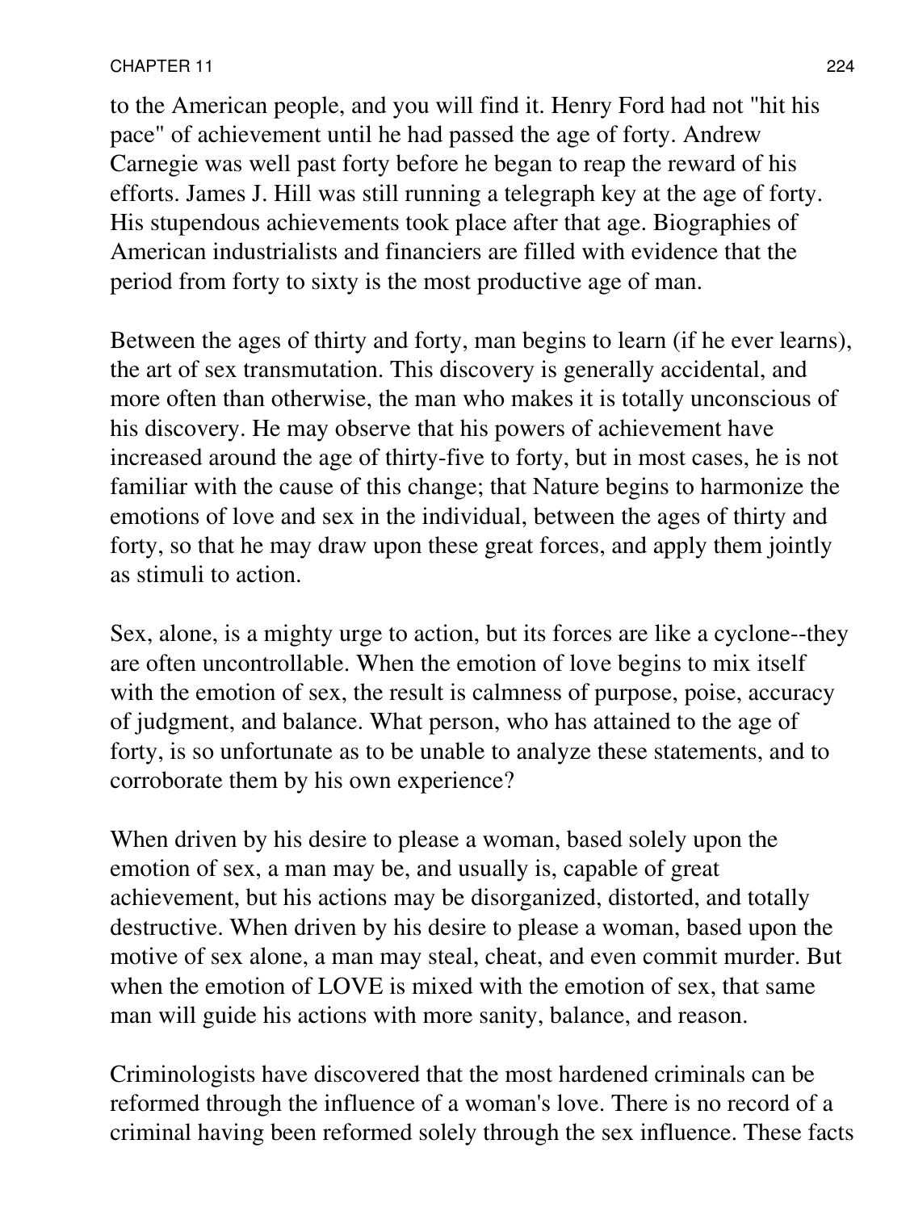to the American people, and you will find it. Henry Ford had not "hit his pace" of achievement until he had passed the age of forty. Andrew Carnegie was well past forty before he began to reap the reward of his efforts. James J. Hill was still running a telegraph key at the age of forty. His stupendous achievements took place after that age. Biographies of American industrialists and financiers are filled with evidence that the period from forty to sixty is the most productive age of man.

Between the ages of thirty and forty, man begins to learn (if he ever learns), the art of sex transmutation. This discovery is generally accidental, and more often than otherwise, the man who makes it is totally unconscious of his discovery. He may observe that his powers of achievement have increased around the age of thirty-five to forty, but in most cases, he is not familiar with the cause of this change; that Nature begins to harmonize the emotions of love and sex in the individual, between the ages of thirty and forty, so that he may draw upon these great forces, and apply them jointly as stimuli to action.

Sex, alone, is a mighty urge to action, but its forces are like a cyclone--they are often uncontrollable. When the emotion of love begins to mix itself with the emotion of sex, the result is calmness of purpose, poise, accuracy of judgment, and balance. What person, who has attained to the age of forty, is so unfortunate as to be unable to analyze these statements, and to corroborate them by his own experience?

When driven by his desire to please a woman, based solely upon the emotion of sex, a man may be, and usually is, capable of great achievement, but his actions may be disorganized, distorted, and totally destructive. When driven by his desire to please a woman, based upon the motive of sex alone, a man may steal, cheat, and even commit murder. But when the emotion of LOVE is mixed with the emotion of sex, that same man will guide his actions with more sanity, balance, and reason.

Criminologists have discovered that the most hardened criminals can be reformed through the influence of a woman's love. There is no record of a criminal having been reformed solely through the sex influence. These facts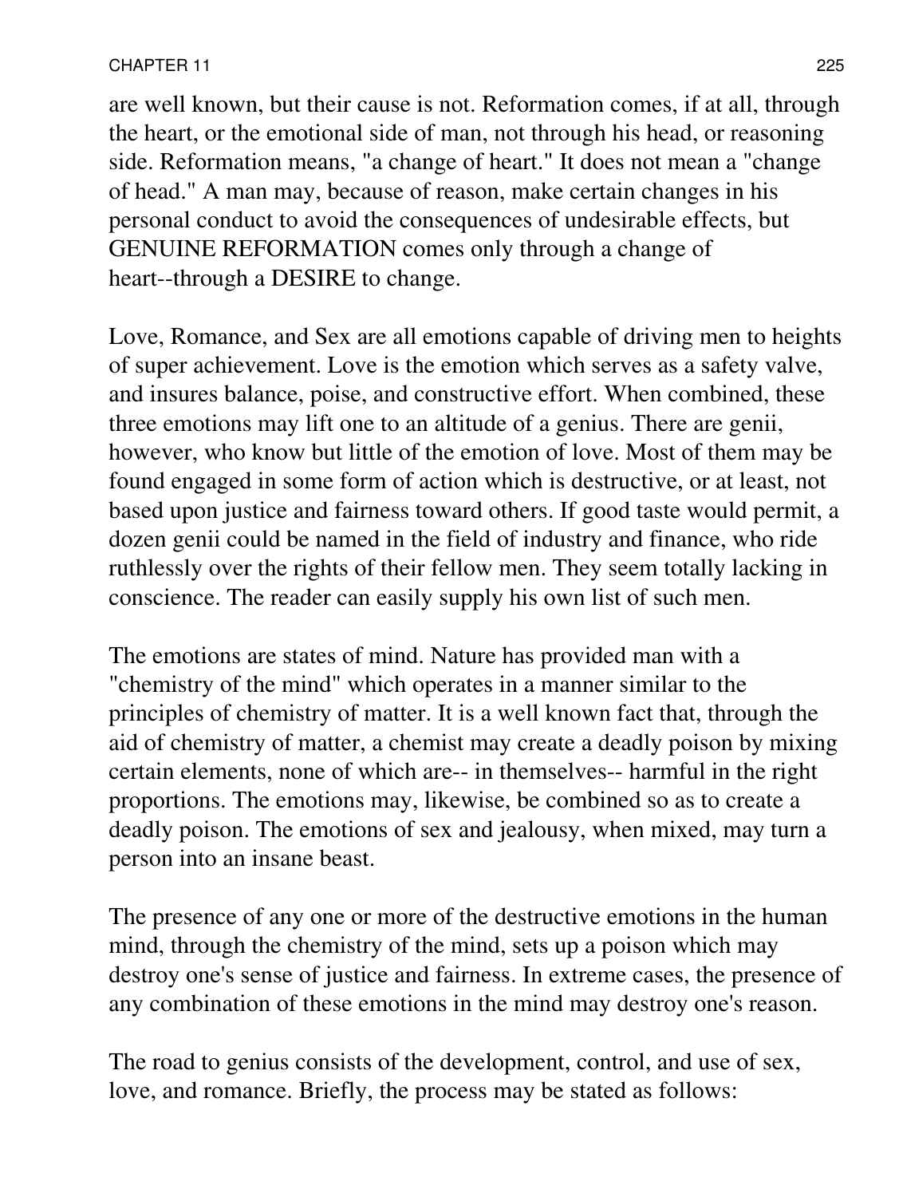are well known, but their cause is not. Reformation comes, if at all, through the heart, or the emotional side of man, not through his head, or reasoning side. Reformation means, "a change of heart." It does not mean a "change of head." A man may, because of reason, make certain changes in his personal conduct to avoid the consequences of undesirable effects, but GENUINE REFORMATION comes only through a change of heart--through a DESIRE to change.

Love, Romance, and Sex are all emotions capable of driving men to heights of super achievement. Love is the emotion which serves as a safety valve, and insures balance, poise, and constructive effort. When combined, these three emotions may lift one to an altitude of a genius. There are genii, however, who know but little of the emotion of love. Most of them may be found engaged in some form of action which is destructive, or at least, not based upon justice and fairness toward others. If good taste would permit, a dozen genii could be named in the field of industry and finance, who ride ruthlessly over the rights of their fellow men. They seem totally lacking in conscience. The reader can easily supply his own list of such men.

The emotions are states of mind. Nature has provided man with a "chemistry of the mind" which operates in a manner similar to the principles of chemistry of matter. It is a well known fact that, through the aid of chemistry of matter, a chemist may create a deadly poison by mixing certain elements, none of which are-- in themselves-- harmful in the right proportions. The emotions may, likewise, be combined so as to create a deadly poison. The emotions of sex and jealousy, when mixed, may turn a person into an insane beast.

The presence of any one or more of the destructive emotions in the human mind, through the chemistry of the mind, sets up a poison which may destroy one's sense of justice and fairness. In extreme cases, the presence of any combination of these emotions in the mind may destroy one's reason.

The road to genius consists of the development, control, and use of sex, love, and romance. Briefly, the process may be stated as follows: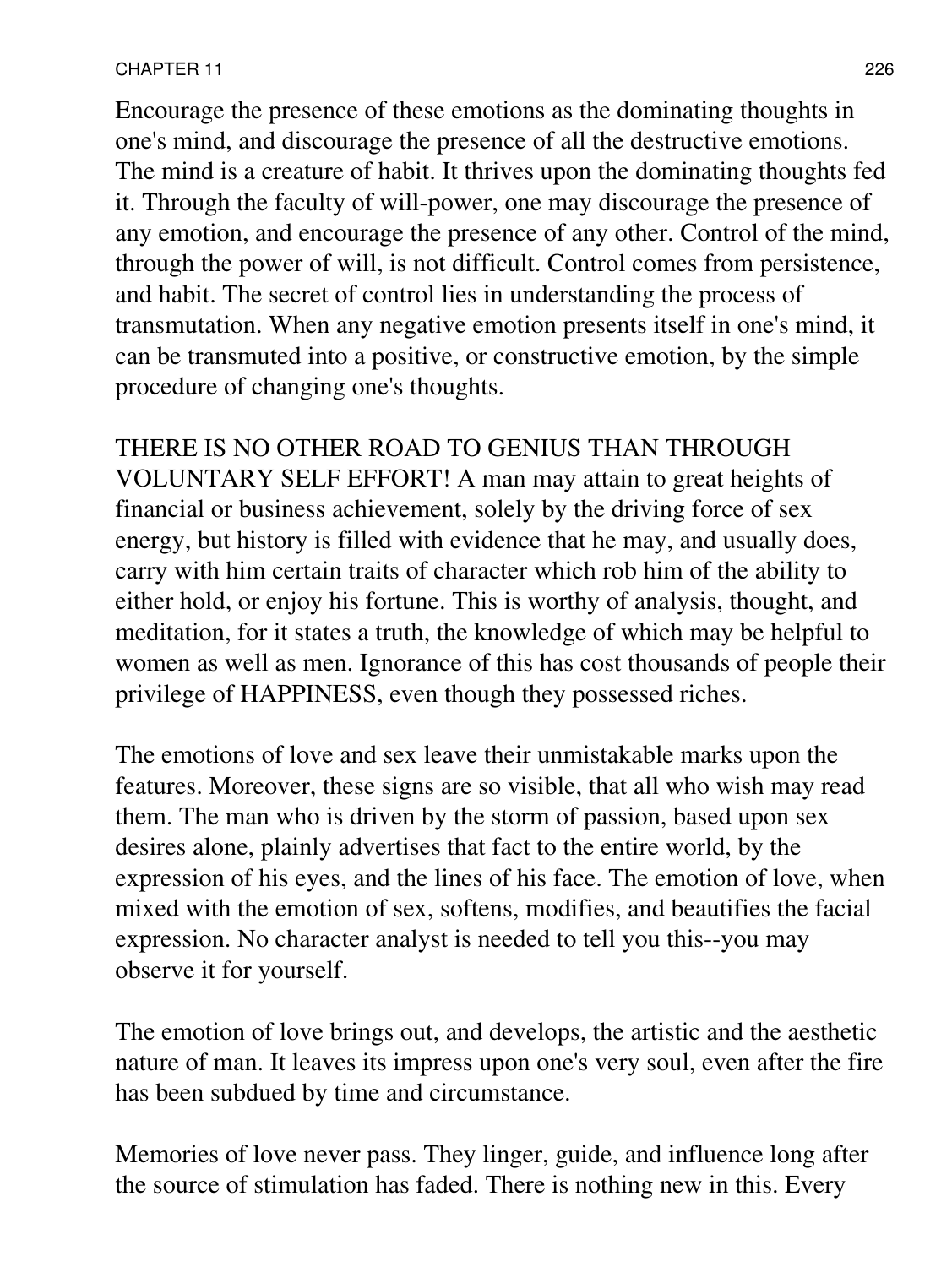Encourage the presence of these emotions as the dominating thoughts in one's mind, and discourage the presence of all the destructive emotions. The mind is a creature of habit. It thrives upon the dominating thoughts fed it. Through the faculty of will-power, one may discourage the presence of any emotion, and encourage the presence of any other. Control of the mind, through the power of will, is not difficult. Control comes from persistence, and habit. The secret of control lies in understanding the process of transmutation. When any negative emotion presents itself in one's mind, it can be transmuted into a positive, or constructive emotion, by the simple procedure of changing one's thoughts.

THERE IS NO OTHER ROAD TO GENIUS THAN THROUGH VOLUNTARY SELF EFFORT! A man may attain to great heights of financial or business achievement, solely by the driving force of sex energy, but history is filled with evidence that he may, and usually does, carry with him certain traits of character which rob him of the ability to either hold, or enjoy his fortune. This is worthy of analysis, thought, and meditation, for it states a truth, the knowledge of which may be helpful to women as well as men. Ignorance of this has cost thousands of people their privilege of HAPPINESS, even though they possessed riches.

The emotions of love and sex leave their unmistakable marks upon the features. Moreover, these signs are so visible, that all who wish may read them. The man who is driven by the storm of passion, based upon sex desires alone, plainly advertises that fact to the entire world, by the expression of his eyes, and the lines of his face. The emotion of love, when mixed with the emotion of sex, softens, modifies, and beautifies the facial expression. No character analyst is needed to tell you this--you may observe it for yourself.

The emotion of love brings out, and develops, the artistic and the aesthetic nature of man. It leaves its impress upon one's very soul, even after the fire has been subdued by time and circumstance.

Memories of love never pass. They linger, guide, and influence long after the source of stimulation has faded. There is nothing new in this. Every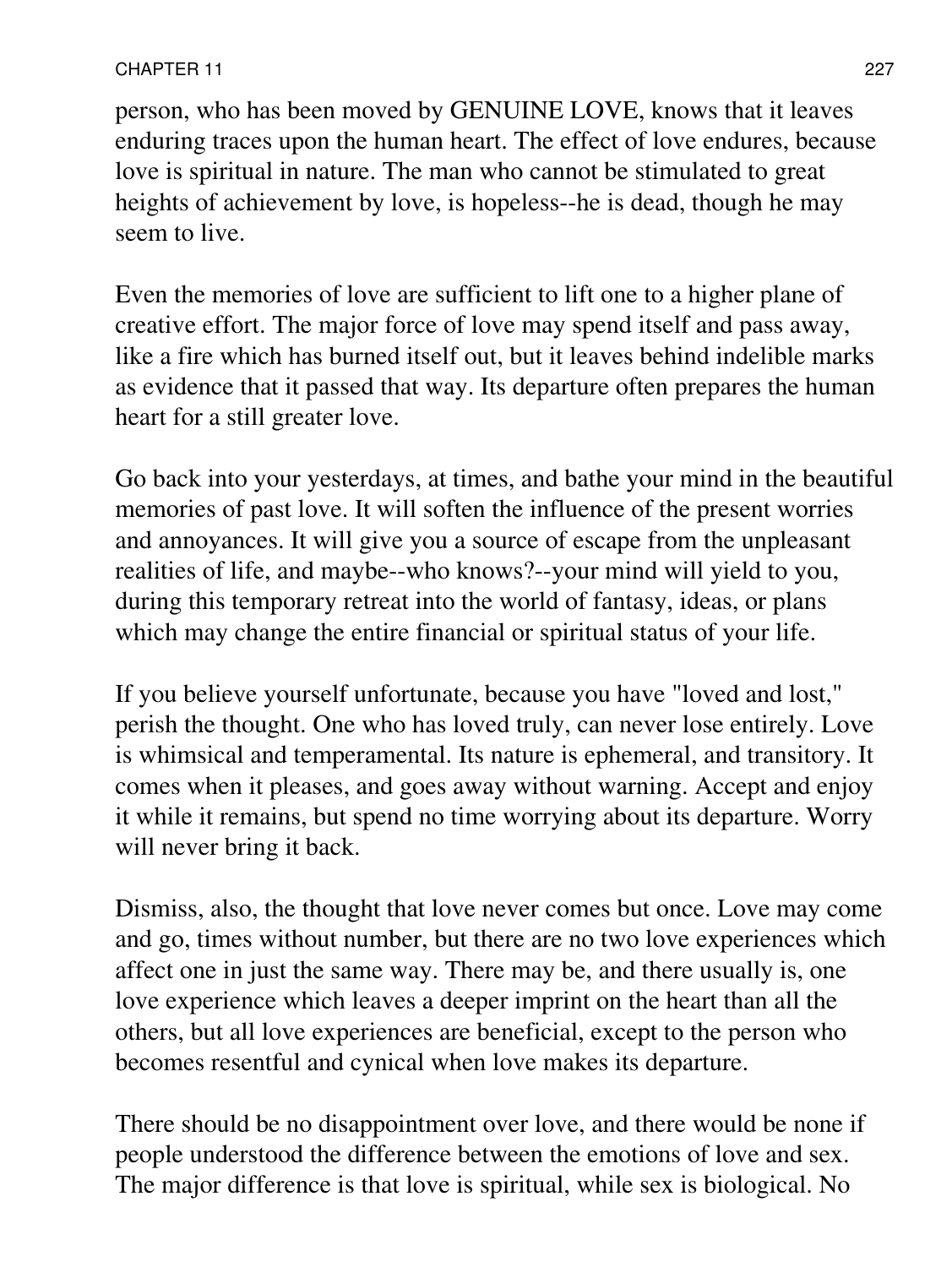person, who has been moved by GENUINE LOVE, knows that it leaves enduring traces upon the human heart. The effect of love endures, because love is spiritual in nature. The man who cannot be stimulated to great heights of achievement by love, is hopeless--he is dead, though he may seem to live.

Even the memories of love are sufficient to lift one to a higher plane of creative effort. The major force of love may spend itself and pass away, like a fire which has burned itself out, but it leaves behind indelible marks as evidence that it passed that way. Its departure often prepares the human heart for a still greater love.

Go back into your yesterdays, at times, and bathe your mind in the beautiful memories of past love. It will soften the influence of the present worries and annoyances. It will give you a source of escape from the unpleasant realities of life, and maybe--who knows?--your mind will yield to you, during this temporary retreat into the world of fantasy, ideas, or plans which may change the entire financial or spiritual status of your life.

If you believe yourself unfortunate, because you have "loved and lost," perish the thought. One who has loved truly, can never lose entirely. Love is whimsical and temperamental. Its nature is ephemeral, and transitory. It comes when it pleases, and goes away without warning. Accept and enjoy it while it remains, but spend no time worrying about its departure. Worry will never bring it back.

Dismiss, also, the thought that love never comes but once. Love may come and go, times without number, but there are no two love experiences which affect one in just the same way. There may be, and there usually is, one love experience which leaves a deeper imprint on the heart than all the others, but all love experiences are beneficial, except to the person who becomes resentful and cynical when love makes its departure.

There should be no disappointment over love, and there would be none if people understood the difference between the emotions of love and sex. The major difference is that love is spiritual, while sex is biological. No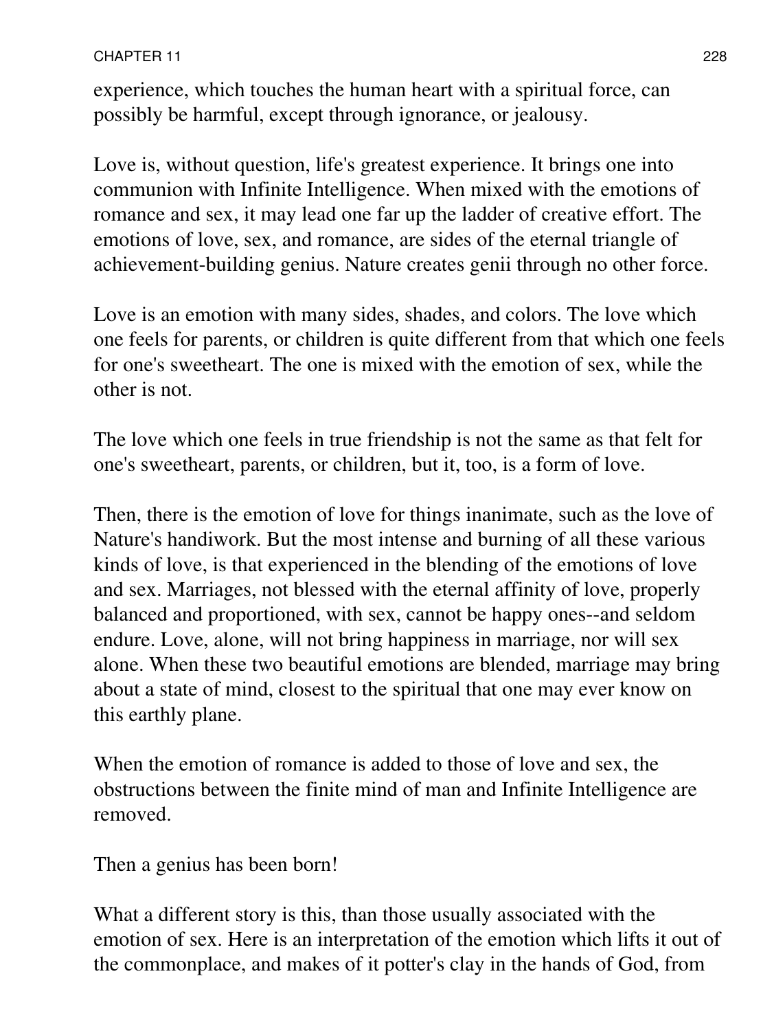experience, which touches the human heart with a spiritual force, can possibly be harmful, except through ignorance, or jealousy.

Love is, without question, life's greatest experience. It brings one into communion with Infinite Intelligence. When mixed with the emotions of romance and sex, it may lead one far up the ladder of creative effort. The emotions of love, sex, and romance, are sides of the eternal triangle of achievement-building genius. Nature creates genii through no other force.

Love is an emotion with many sides, shades, and colors. The love which one feels for parents, or children is quite different from that which one feels for one's sweetheart. The one is mixed with the emotion of sex, while the other is not.

The love which one feels in true friendship is not the same as that felt for one's sweetheart, parents, or children, but it, too, is a form of love.

Then, there is the emotion of love for things inanimate, such as the love of Nature's handiwork. But the most intense and burning of all these various kinds of love, is that experienced in the blending of the emotions of love and sex. Marriages, not blessed with the eternal affinity of love, properly balanced and proportioned, with sex, cannot be happy ones--and seldom endure. Love, alone, will not bring happiness in marriage, nor will sex alone. When these two beautiful emotions are blended, marriage may bring about a state of mind, closest to the spiritual that one may ever know on this earthly plane.

When the emotion of romance is added to those of love and sex, the obstructions between the finite mind of man and Infinite Intelligence are removed.

Then a genius has been born!

What a different story is this, than those usually associated with the emotion of sex. Here is an interpretation of the emotion which lifts it out of the commonplace, and makes of it potter's clay in the hands of God, from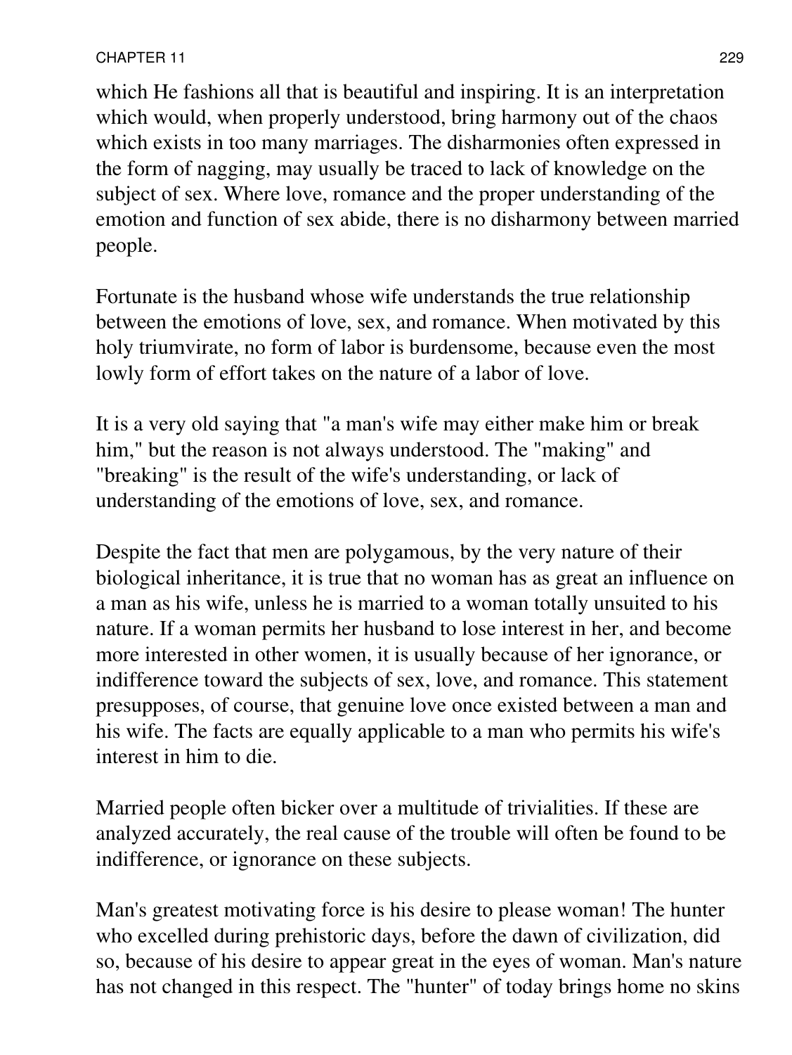which He fashions all that is beautiful and inspiring. It is an interpretation which would, when properly understood, bring harmony out of the chaos which exists in too many marriages. The disharmonies often expressed in the form of nagging, may usually be traced to lack of knowledge on the subject of sex. Where love, romance and the proper understanding of the emotion and function of sex abide, there is no disharmony between married people.

Fortunate is the husband whose wife understands the true relationship between the emotions of love, sex, and romance. When motivated by this holy triumvirate, no form of labor is burdensome, because even the most lowly form of effort takes on the nature of a labor of love.

It is a very old saying that "a man's wife may either make him or break him," but the reason is not always understood. The "making" and "breaking" is the result of the wife's understanding, or lack of understanding of the emotions of love, sex, and romance.

Despite the fact that men are polygamous, by the very nature of their biological inheritance, it is true that no woman has as great an influence on a man as his wife, unless he is married to a woman totally unsuited to his nature. If a woman permits her husband to lose interest in her, and become more interested in other women, it is usually because of her ignorance, or indifference toward the subjects of sex, love, and romance. This statement presupposes, of course, that genuine love once existed between a man and his wife. The facts are equally applicable to a man who permits his wife's interest in him to die.

Married people often bicker over a multitude of trivialities. If these are analyzed accurately, the real cause of the trouble will often be found to be indifference, or ignorance on these subjects.

Man's greatest motivating force is his desire to please woman! The hunter who excelled during prehistoric days, before the dawn of civilization, did so, because of his desire to appear great in the eyes of woman. Man's nature has not changed in this respect. The "hunter" of today brings home no skins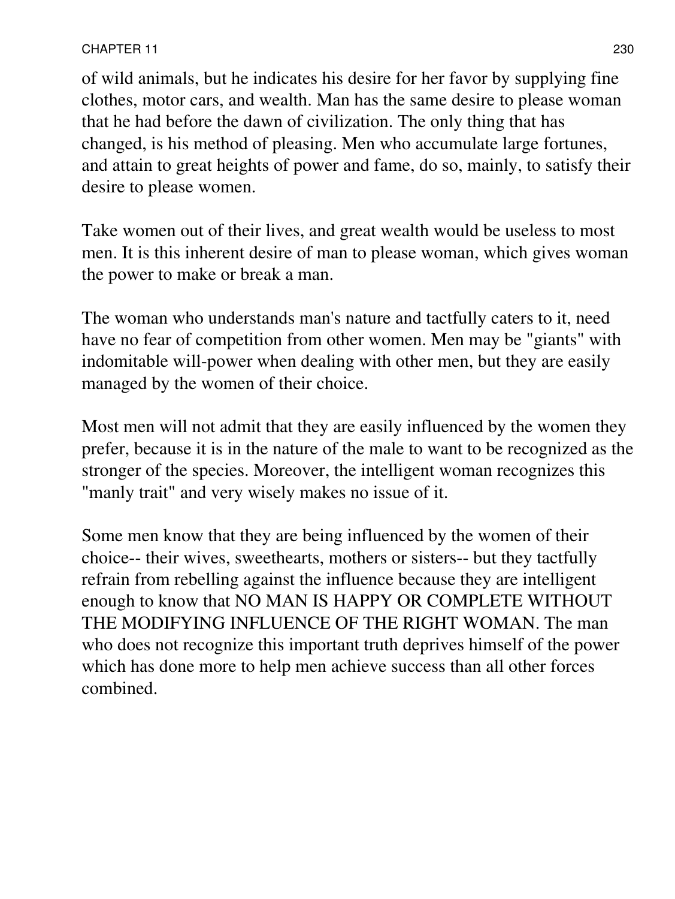of wild animals, but he indicates his desire for her favor by supplying fine clothes, motor cars, and wealth. Man has the same desire to please woman that he had before the dawn of civilization. The only thing that has changed, is his method of pleasing. Men who accumulate large fortunes, and attain to great heights of power and fame, do so, mainly, to satisfy their desire to please women.

Take women out of their lives, and great wealth would be useless to most men. It is this inherent desire of man to please woman, which gives woman the power to make or break a man.

The woman who understands man's nature and tactfully caters to it, need have no fear of competition from other women. Men may be "giants" with indomitable will-power when dealing with other men, but they are easily managed by the women of their choice.

Most men will not admit that they are easily influenced by the women they prefer, because it is in the nature of the male to want to be recognized as the stronger of the species. Moreover, the intelligent woman recognizes this "manly trait" and very wisely makes no issue of it.

Some men know that they are being influenced by the women of their choice-- their wives, sweethearts, mothers or sisters-- but they tactfully refrain from rebelling against the influence because they are intelligent enough to know that NO MAN IS HAPPY OR COMPLETE WITHOUT THE MODIFYING INFLUENCE OF THE RIGHT WOMAN. The man who does not recognize this important truth deprives himself of the power which has done more to help men achieve success than all other forces combined.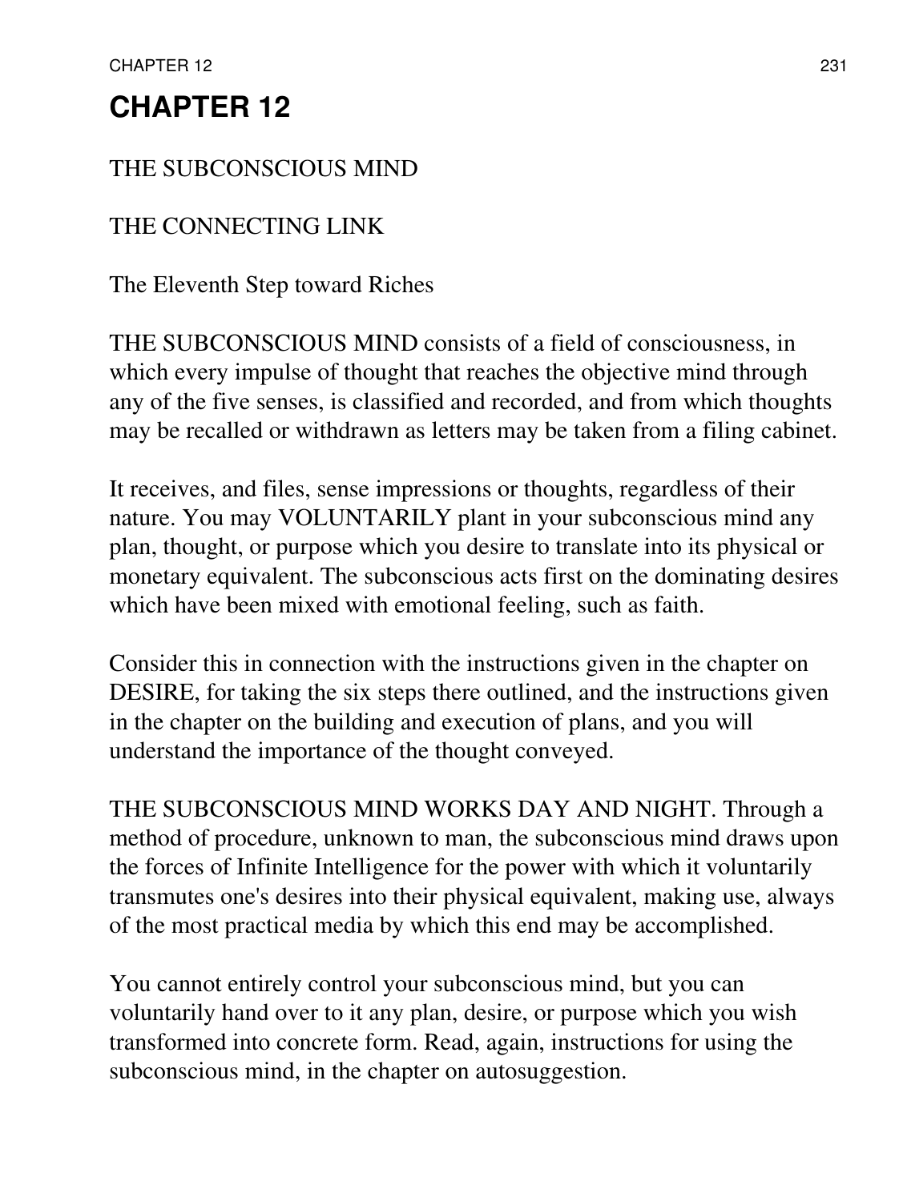# CHAPTER 12

THE SUBCONSCIOUS MIND

THE CONNECTING LINK

The Eleventh Step toward Riches

THE SUBCONSCIOUS MIND consists of a field of consciousness, in which every impulse of thought that reaches the objective mind through any of the five senses, is classified and recorded, and from which thoughts may be recalled or withdrawn as letters may be taken from a filing cabinet.

It receives, and files, sense impressions or thoughts, regardless of their nature. You may VOLUNTARILY plant in your subconscious mind any plan, thought, or purpose which you desire to translate into its physical or monetary equivalent. The subconscious acts first on the dominating desires which have been mixed with emotional feeling, such as faith.

Consider this in connection with the instructions given in the chapter on DESIRE, for taking the six steps there outlined, and the instructions given in the chapter on the building and execution of plans, and you will understand the importance of the thought conveyed.

THE SUBCONSCIOUS MIND WORKS DAY AND NIGHT. Through a method of procedure, unknown to man, the subconscious mind draws upon the forces of Infinite Intelligence for the power with which it voluntarily transmutes one's desires into their physical equivalent, making use, always of the most practical media by which this end may be accomplished.

You cannot entirely control your subconscious mind, but you can voluntarily hand over to it any plan, desire, or purpose which you wish transformed into concrete form. Read, again, instructions for using the subconscious mind, in the chapter on autosuggestion.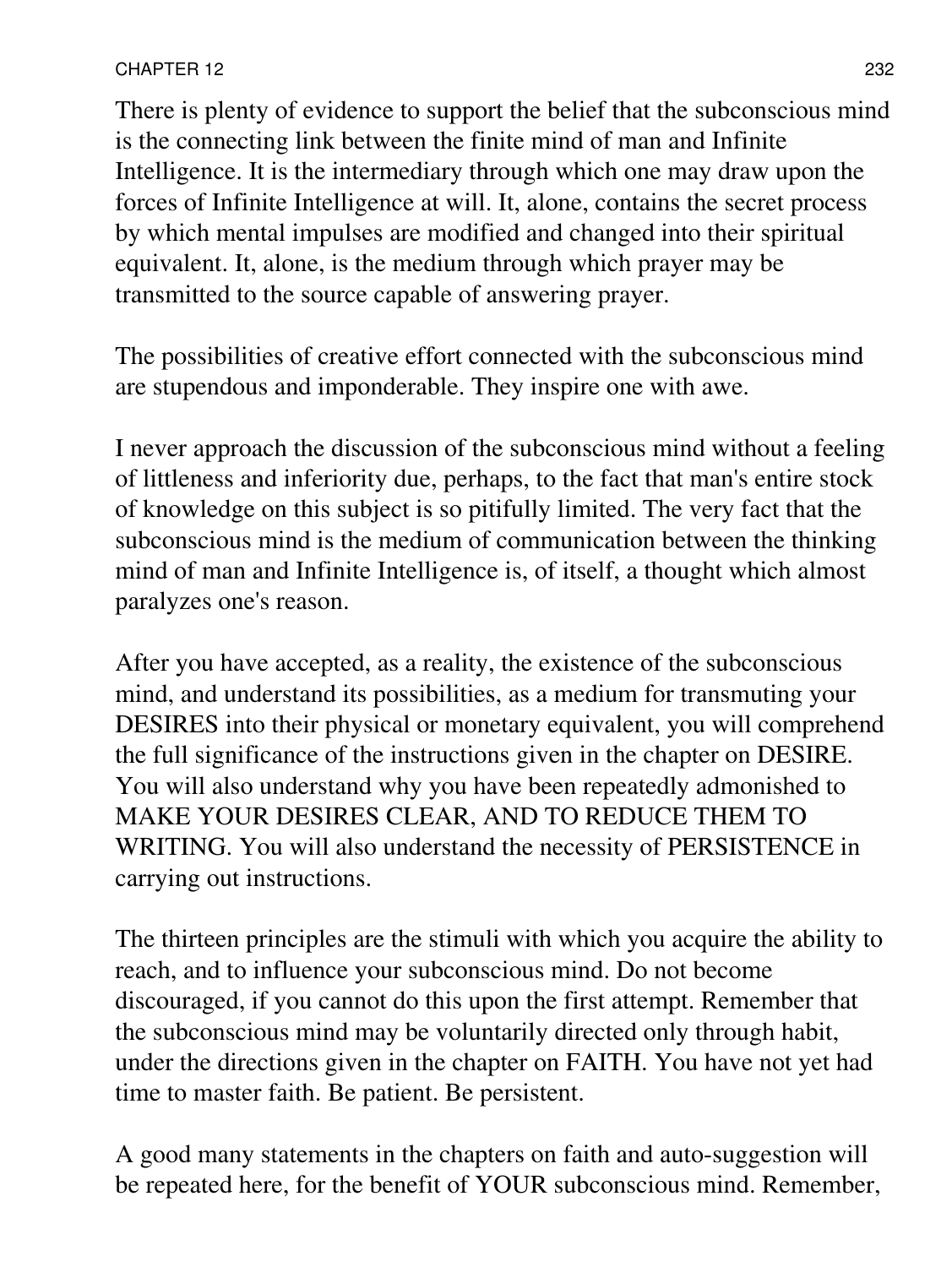There is plenty of evidence to support the belief that the subconscious mind is the connecting link between the finite mind of man and Infinite Intelligence. It is the intermediary through which one may draw upon the forces of Infinite Intelligence at will. It, alone, contains the secret process by which mental impulses are modified and changed into their spiritual equivalent. It, alone, is the medium through which prayer may be transmitted to the source capable of answering prayer.

The possibilities of creative effort connected with the subconscious mind are stupendous and imponderable. They inspire one with awe.

I never approach the discussion of the subconscious mind without a feeling of littleness and inferiority due, perhaps, to the fact that man's entire stock of knowledge on this subject is so pitifully limited. The very fact that the subconscious mind is the medium of communication between the thinking mind of man and Infinite Intelligence is, of itself, a thought which almost paralyzes one's reason.

After you have accepted, as a reality, the existence of the subconscious mind, and understand its possibilities, as a medium for transmuting your DESIRES into their physical or monetary equivalent, you will comprehend the full significance of the instructions given in the chapter on DESIRE. You will also understand why you have been repeatedly admonished to MAKE YOUR DESIRES CLEAR, AND TO REDUCE THEM TO WRITING. You will also understand the necessity of PERSISTENCE in carrying out instructions.

The thirteen principles are the stimuli with which you acquire the ability to reach, and to influence your subconscious mind. Do not become discouraged, if you cannot do this upon the first attempt. Remember that the subconscious mind may be voluntarily directed only through habit, under the directions given in the chapter on FAITH. You have not yet had time to master faith. Be patient. Be persistent.

A good many statements in the chapters on faith and auto-suggestion will be repeated here, for the benefit of YOUR subconscious mind. Remember,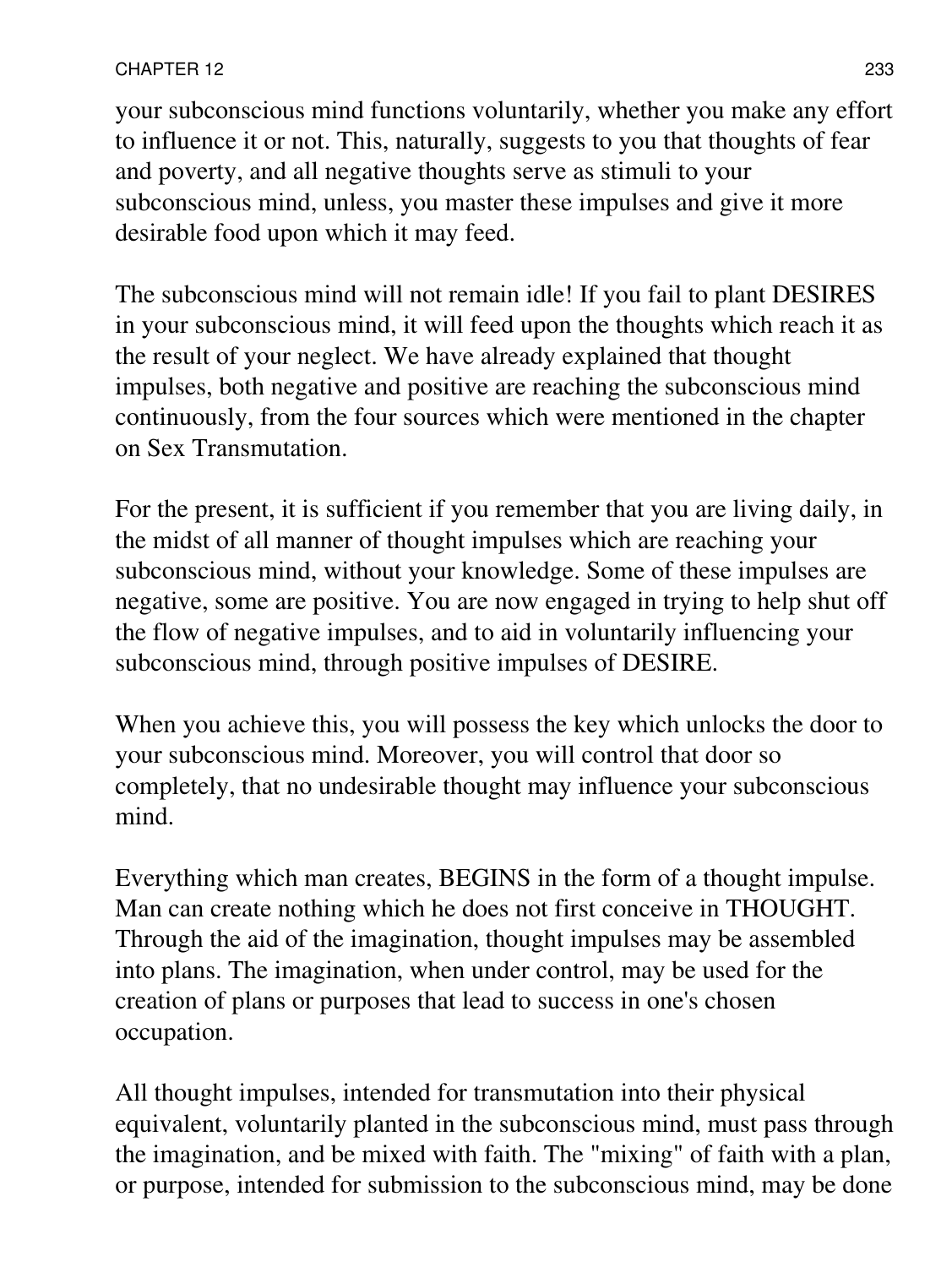your subconscious mind functions voluntarily, whether you make any effort to influence it or not. This, naturally, suggests to you that thoughts of fear and poverty, and all negative thoughts serve as stimuli to your subconscious mind, unless, you master these impulses and give it more desirable food upon which it may feed.

The subconscious mind will not remain idle! If you fail to plant DESIRES in your subconscious mind, it will feed upon the thoughts which reach it as the result of your neglect. We have already explained that thought impulses, both negative and positive are reaching the subconscious mind continuously, from the four sources which were mentioned in the chapter on Sex Transmutation.

For the present, it is sufficient if you remember that you are living daily, in the midst of all manner of thought impulses which are reaching your subconscious mind, without your knowledge. Some of these impulses are negative, some are positive. You are now engaged in trying to help shut off the flow of negative impulses, and to aid in voluntarily influencing your subconscious mind, through positive impulses of DESIRE.

When you achieve this, you will possess the key which unlocks the door to your subconscious mind. Moreover, you will control that door so completely, that no undesirable thought may influence your subconscious mind.

Everything which man creates, BEGINS in the form of a thought impulse. Man can create nothing which he does not first conceive in THOUGHT. Through the aid of the imagination, thought impulses may be assembled into plans. The imagination, when under control, may be used for the creation of plans or purposes that lead to success in one's chosen occupation.

All thought impulses, intended for transmutation into their physical equivalent, voluntarily planted in the subconscious mind, must pass through the imagination, and be mixed with faith. The "mixing" of faith with a plan, or purpose, intended for submission to the subconscious mind, may be done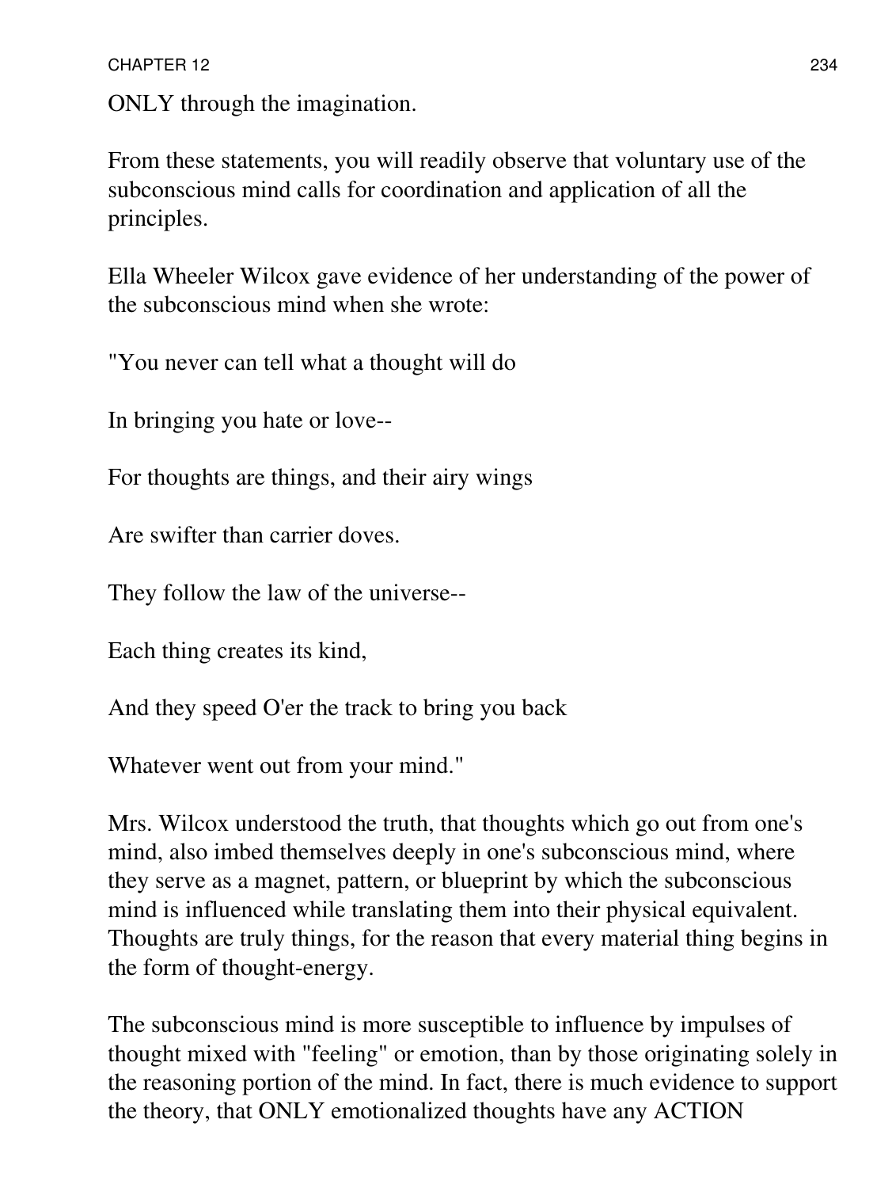ONLY through the imagination.

From these statements, you will readily observe that voluntary use of the subconscious mind calls for coordination and application of all the principles.

Ella Wheeler Wilcox gave evidence of her understanding of the power of the subconscious mind when she wrote:

"You never can tell what a thought will do

In bringing you hate or love--

For thoughts are things, and their airy wings

Are swifter than carrier doves.

They follow the law of the universe--

Each thing creates its kind,

And they speed O'er the track to bring you back

Whatever went out from your mind."

Mrs. Wilcox understood the truth, that thoughts which go out from one's mind, also imbed themselves deeply in one's subconscious mind, where they serve as a magnet, pattern, or blueprint by which the subconscious mind is influenced while translating them into their physical equivalent. Thoughts are truly things, for the reason that every material thing begins in the form of thought-energy.

The subconscious mind is more susceptible to influence by impulses of thought mixed with "feeling" or emotion, than by those originating solely in the reasoning portion of the mind. In fact, there is much evidence to support the theory, that ONLY emotionalized thoughts have any ACTION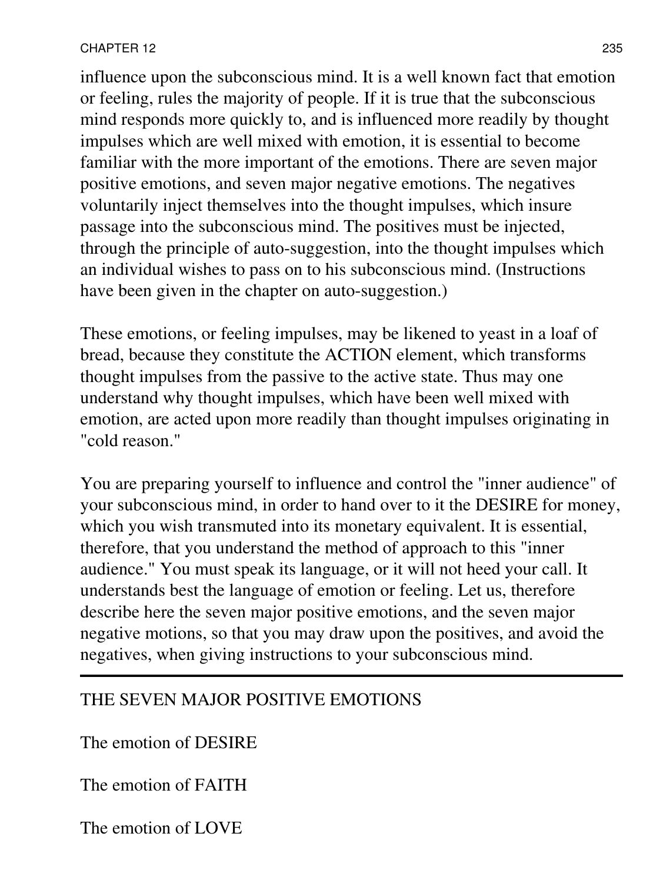influence upon the subconscious mind. It is a well known fact that emotion or feeling, rules the majority of people. If it is true that the subconscious mind responds more quickly to, and is influenced more readily by thought impulses which are well mixed with emotion, it is essential to become familiar with the more important of the emotions. There are seven major positive emotions, and seven major negative emotions. The negatives voluntarily inject themselves into the thought impulses, which insure passage into the subconscious mind. The positives must be injected, through the principle of auto-suggestion, into the thought impulses which an individual wishes to pass on to his subconscious mind. (Instructions have been given in the chapter on auto-suggestion.)

These emotions, or feeling impulses, may be likened to yeast in a loaf of bread, because they constitute the ACTION element, which transforms thought impulses from the passive to the active state. Thus may one understand why thought impulses, which have been well mixed with emotion, are acted upon more readily than thought impulses originating in "cold reason."

You are preparing yourself to influence and control the "inner audience" of your subconscious mind, in order to hand over to it the DESIRE for money, which you wish transmuted into its monetary equivalent. It is essential, therefore, that you understand the method of approach to this "inner audience." You must speak its language, or it will not heed your call. It understands best the language of emotion or feeling. Let us, therefore describe here the seven major positive emotions, and the seven major negative motions, so that you may draw upon the positives, and avoid the negatives, when giving instructions to your subconscious mind.

---

## THE SEVEN MAJOR POSITIVE EMOTIONS

The emotion of DESIRE

The emotion of FAITH

The emotion of LOVE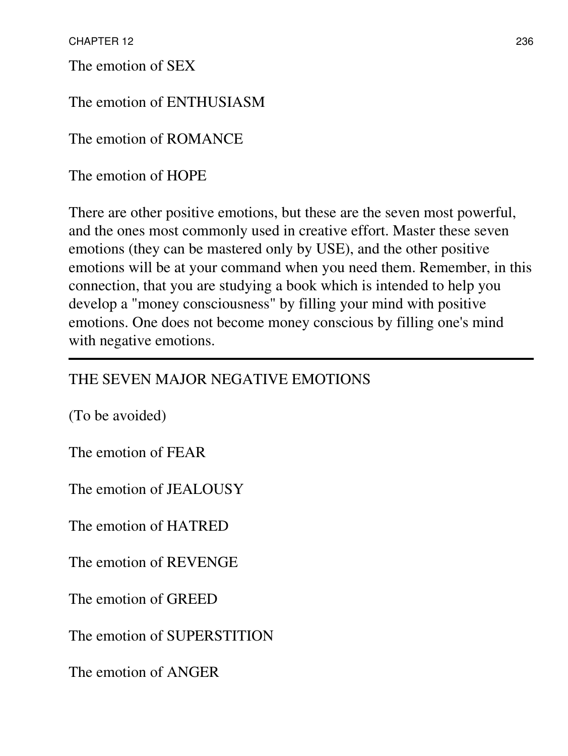The emotion of SEX

The emotion of ENTHUSIASM

The emotion of ROMANCE

The emotion of HOPE

There are other positive emotions, but these are the seven most powerful, and the ones most commonly used in creative effort. Master these seven emotions (they can be mastered only by USE), and the other positive emotions will be at your command when you need them. Remember, in this connection, that you are studying a book which is intended to help you develop a "money consciousness" by filling your mind with positive emotions. One does not become money conscious by filling one's mind with negative emotions.

---

## THE SEVEN MAJOR NEGATIVE EMOTIONS

(To be avoided)

The emotion of FEAR

The emotion of JEALOUSY

The emotion of HATRED

The emotion of REVENGE

The emotion of GREED

The emotion of SUPERSTITION

The emotion of ANGER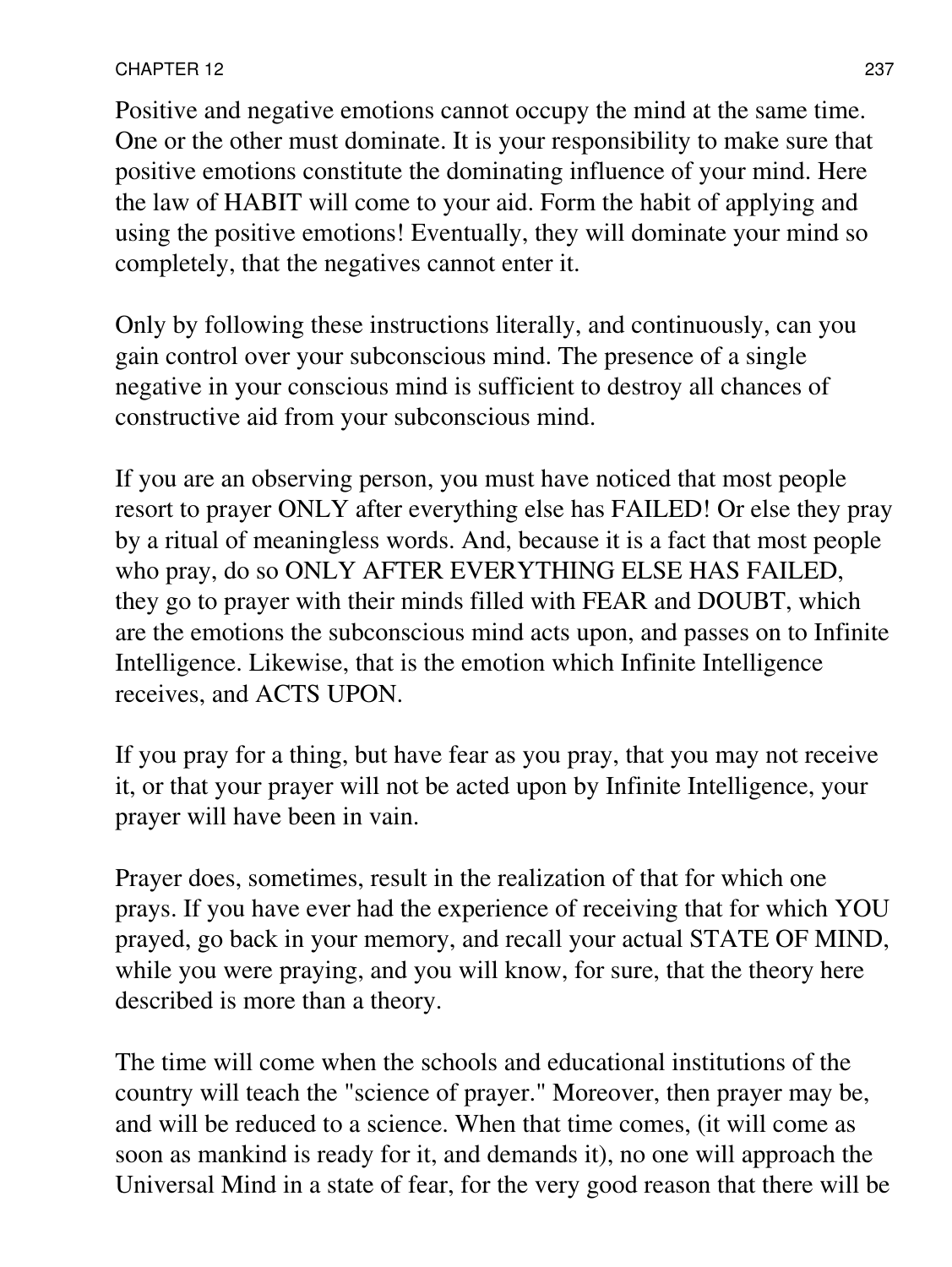Positive and negative emotions cannot occupy the mind at the same time. One or the other must dominate. It is your responsibility to make sure that positive emotions constitute the dominating influence of your mind. Here the law of HABIT will come to your aid. Form the habit of applying and using the positive emotions! Eventually, they will dominate your mind so completely, that the negatives cannot enter it.

Only by following these instructions literally, and continuously, can you gain control over your subconscious mind. The presence of a single negative in your conscious mind is sufficient to destroy all chances of constructive aid from your subconscious mind.

If you are an observing person, you must have noticed that most people resort to prayer ONLY after everything else has FAILED! Or else they pray by a ritual of meaningless words. And, because it is a fact that most people who pray, do so ONLY AFTER EVERYTHING ELSE HAS FAILED, they go to prayer with their minds filled with FEAR and DOUBT, which are the emotions the subconscious mind acts upon, and passes on to Infinite Intelligence. Likewise, that is the emotion which Infinite Intelligence receives, and ACTS UPON.

If you pray for a thing, but have fear as you pray, that you may not receive it, or that your prayer will not be acted upon by Infinite Intelligence, your prayer will have been in vain.

Prayer does, sometimes, result in the realization of that for which one prays. If you have ever had the experience of receiving that for which YOU prayed, go back in your memory, and recall your actual STATE OF MIND, while you were praying, and you will know, for sure, that the theory here described is more than a theory.

The time will come when the schools and educational institutions of the country will teach the "science of prayer." Moreover, then prayer may be, and will be reduced to a science. When that time comes, (it will come as soon as mankind is ready for it, and demands it), no one will approach the Universal Mind in a state of fear, for the very good reason that there will be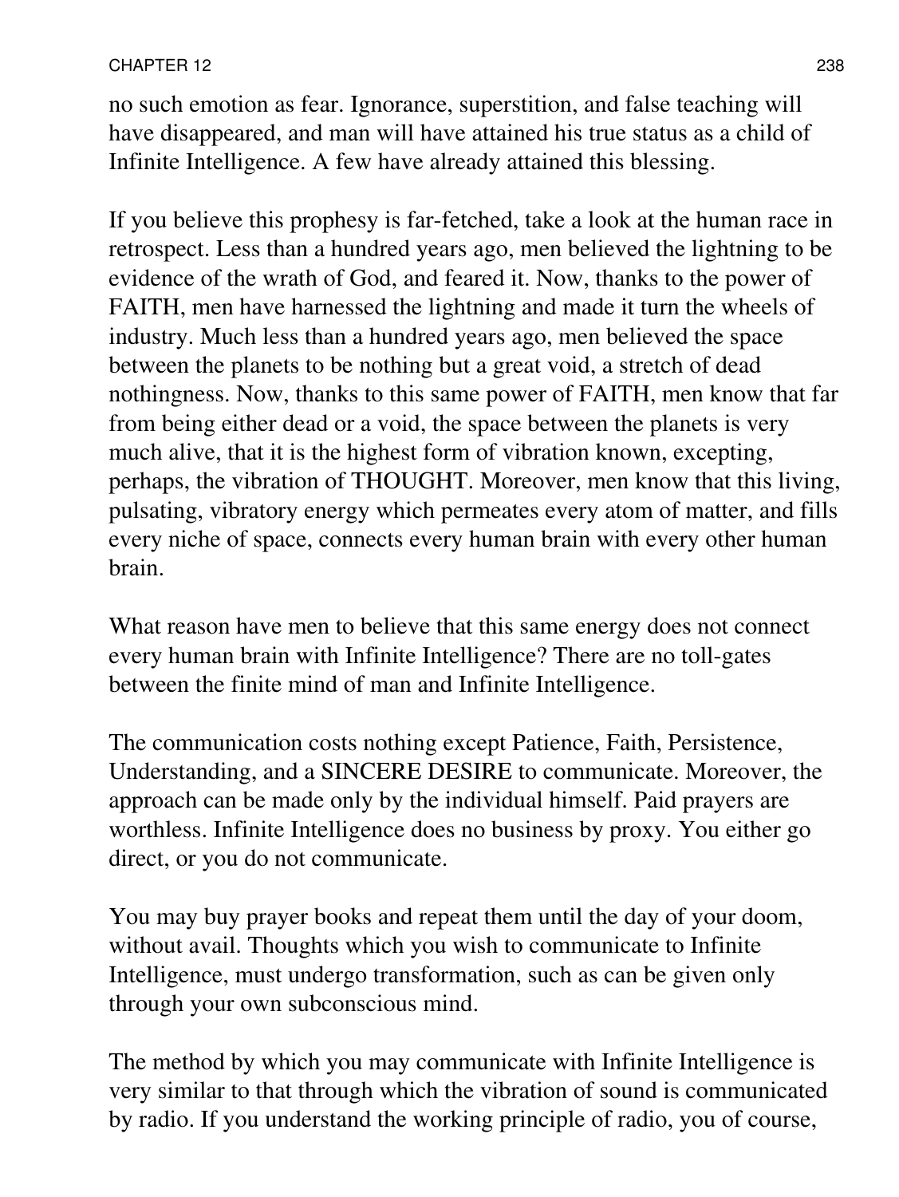no such emotion as fear. Ignorance, superstition, and false teaching will have disappeared, and man will have attained his true status as a child of Infinite Intelligence. A few have already attained this blessing.

If you believe this prophesy is far-fetched, take a look at the human race in retrospect. Less than a hundred years ago, men believed the lightning to be evidence of the wrath of God, and feared it. Now, thanks to the power of FAITH, men have harnessed the lightning and made it turn the wheels of industry. Much less than a hundred years ago, men believed the space between the planets to be nothing but a great void, a stretch of dead nothingness. Now, thanks to this same power of FAITH, men know that far from being either dead or a void, the space between the planets is very much alive, that it is the highest form of vibration known, excepting, perhaps, the vibration of THOUGHT. Moreover, men know that this living, pulsating, vibratory energy which permeates every atom of matter, and fills every niche of space, connects every human brain with every other human brain.

What reason have men to believe that this same energy does not connect every human brain with Infinite Intelligence? There are no toll-gates between the finite mind of man and Infinite Intelligence.

The communication costs nothing except Patience, Faith, Persistence, Understanding, and a SINCERE DESIRE to communicate. Moreover, the approach can be made only by the individual himself. Paid prayers are worthless. Infinite Intelligence does no business by proxy. You either go direct, or you do not communicate.

You may buy prayer books and repeat them until the day of your doom, without avail. Thoughts which you wish to communicate to Infinite Intelligence, must undergo transformation, such as can be given only through your own subconscious mind.

The method by which you may communicate with Infinite Intelligence is very similar to that through which the vibration of sound is communicated by radio. If you understand the working principle of radio, you of course,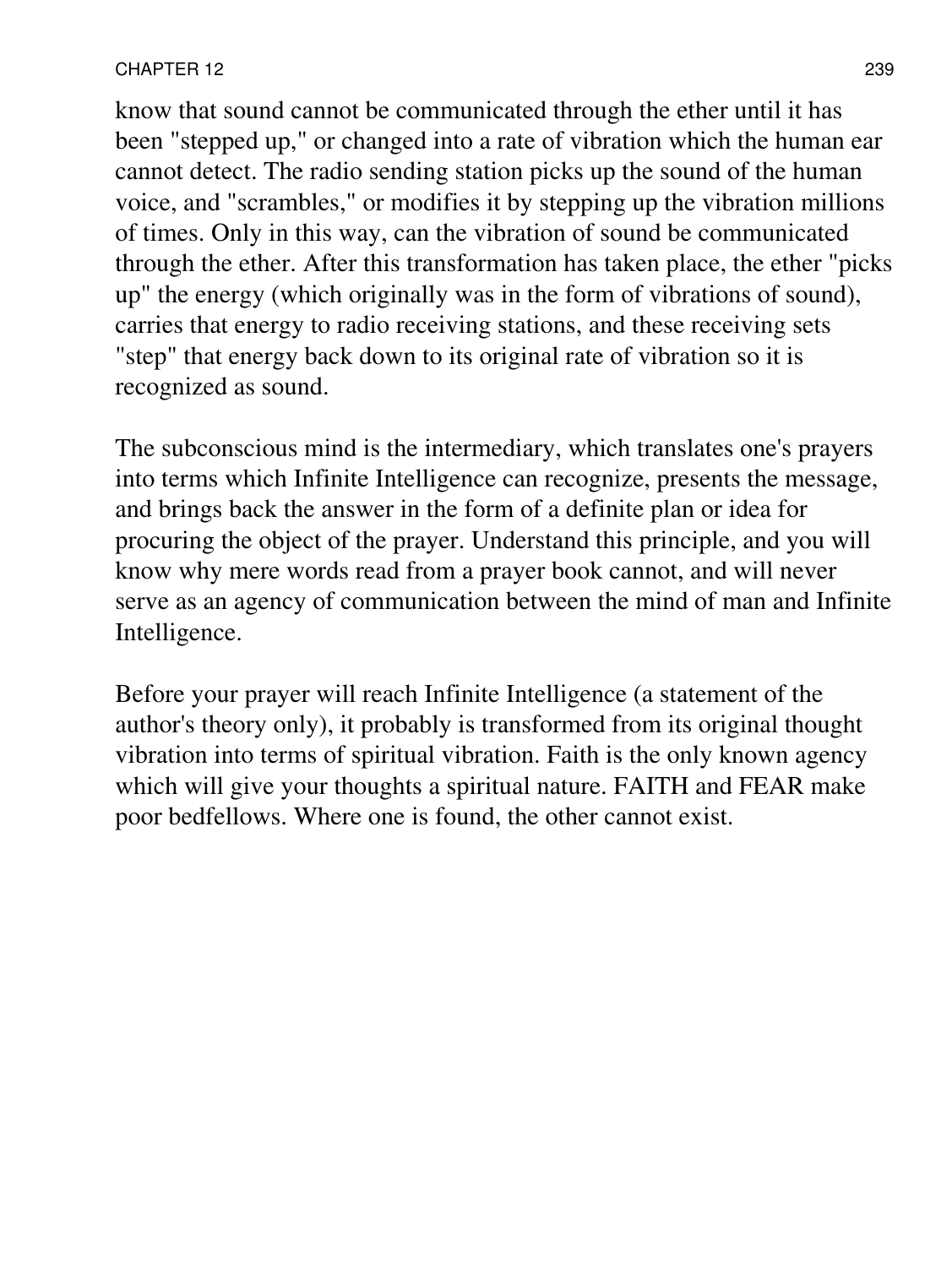know that sound cannot be communicated through the ether until it has been "stepped up," or changed into a rate of vibration which the human ear cannot detect. The radio sending station picks up the sound of the human voice, and "scrambles," or modifies it by stepping up the vibration millions of times. Only in this way, can the vibration of sound be communicated through the ether. After this transformation has taken place, the ether "picks up" the energy (which originally was in the form of vibrations of sound), carries that energy to radio receiving stations, and these receiving sets "step" that energy back down to its original rate of vibration so it is recognized as sound.

The subconscious mind is the intermediary, which translates one's prayers into terms which Infinite Intelligence can recognize, presents the message, and brings back the answer in the form of a definite plan or idea for procuring the object of the prayer. Understand this principle, and you will know why mere words read from a prayer book cannot, and will never serve as an agency of communication between the mind of man and Infinite Intelligence.

Before your prayer will reach Infinite Intelligence (a statement of the author's theory only), it probably is transformed from its original thought vibration into terms of spiritual vibration. Faith is the only known agency which will give your thoughts a spiritual nature. FAITH and FEAR make poor bedfellows. Where one is found, the other cannot exist.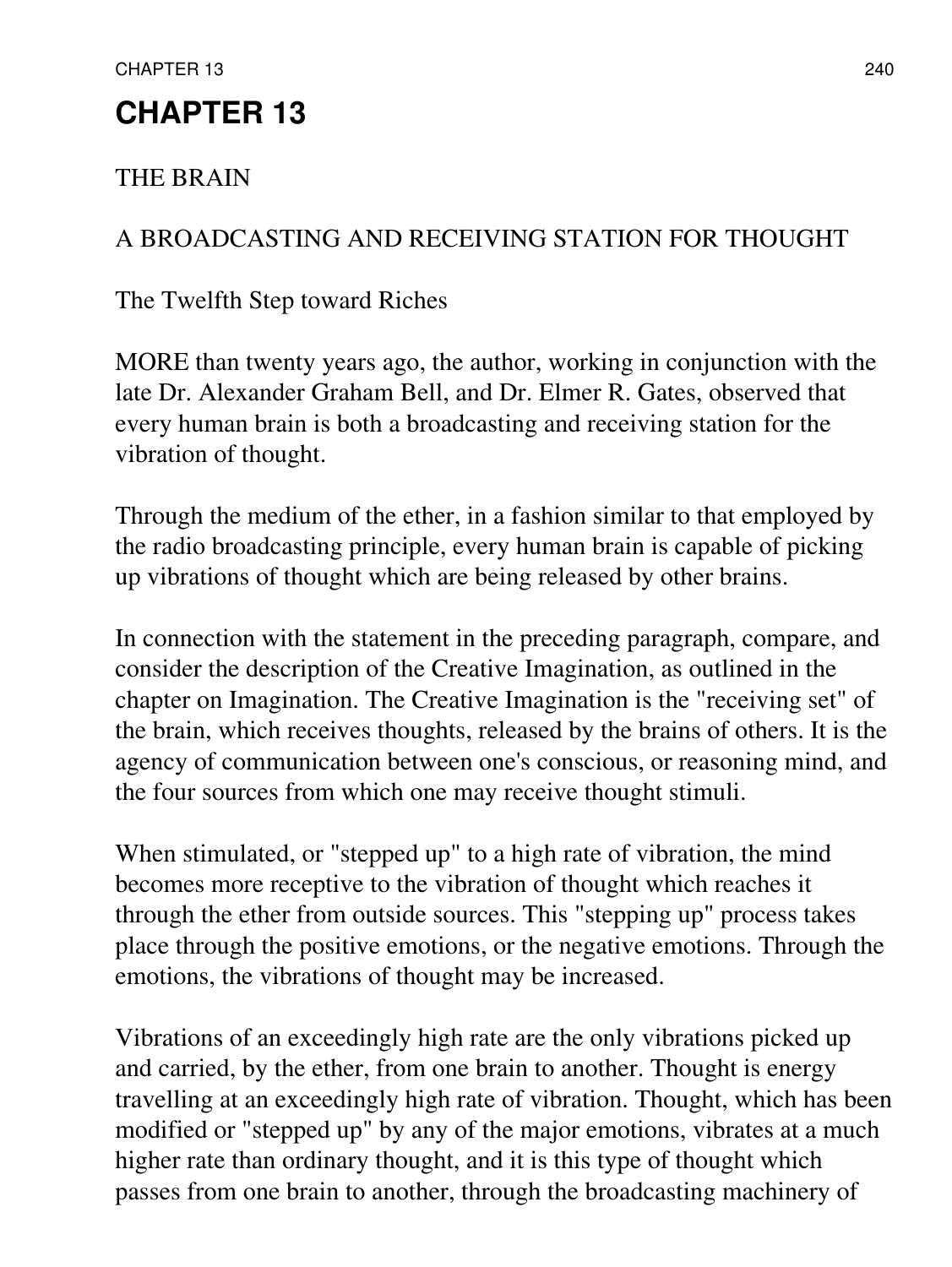# CHAPTER 13

THE BRAIN

A BROADCASTING AND RECEIVING STATION FOR THOUGHT

The Twelfth Step toward Riches

MORE than twenty years ago, the author, working in conjunction with the late Dr. Alexander Graham Bell, and Dr. Elmer R. Gates, observed that every human brain is both a broadcasting and receiving station for the vibration of thought.

Through the medium of the ether, in a fashion similar to that employed by the radio broadcasting principle, every human brain is capable of picking up vibrations of thought which are being released by other brains.

In connection with the statement in the preceding paragraph, compare, and consider the description of the Creative Imagination, as outlined in the chapter on Imagination. The Creative Imagination is the "receiving set" of the brain, which receives thoughts, released by the brains of others. It is the agency of communication between one's conscious, or reasoning mind, and the four sources from which one may receive thought stimuli.

When stimulated, or "stepped up" to a high rate of vibration, the mind becomes more receptive to the vibration of thought which reaches it through the ether from outside sources. This "stepping up" process takes place through the positive emotions, or the negative emotions. Through the emotions, the vibrations of thought may be increased.

Vibrations of an exceedingly high rate are the only vibrations picked up and carried, by the ether, from one brain to another. Thought is energy travelling at an exceedingly high rate of vibration. Thought, which has been modified or "stepped up" by any of the major emotions, vibrates at a much higher rate than ordinary thought, and it is this type of thought which passes from one brain to another, through the broadcasting machinery of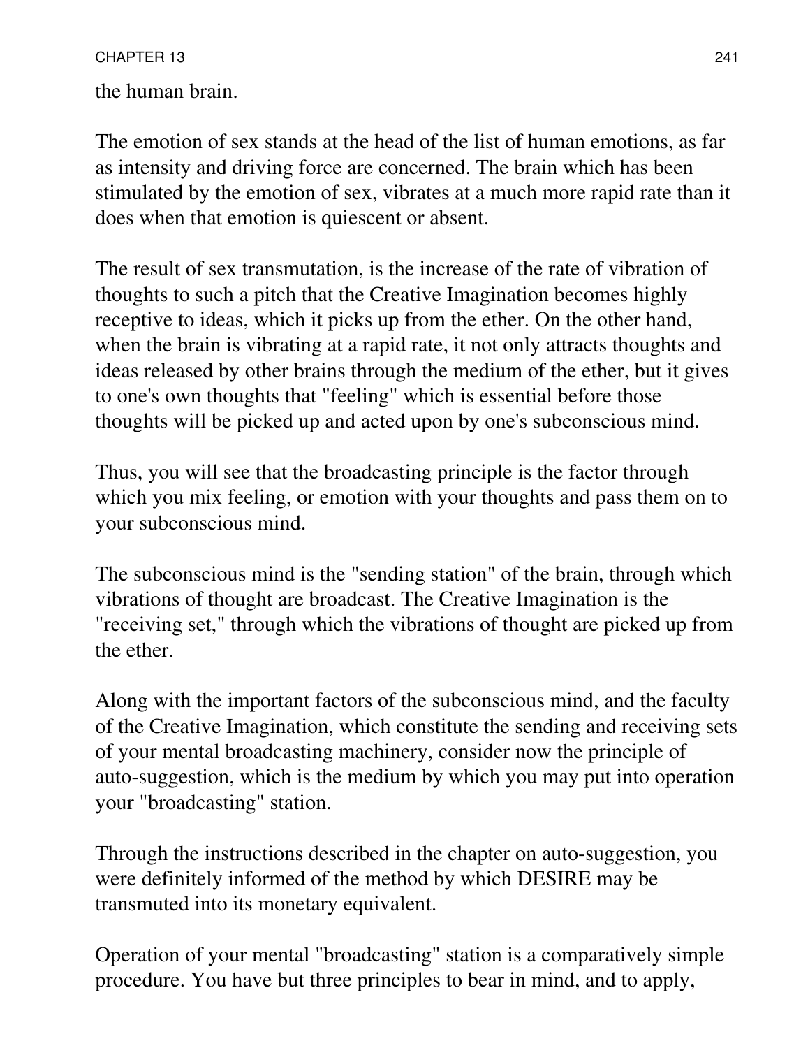the human brain.

The emotion of sex stands at the head of the list of human emotions, as far as intensity and driving force are concerned. The brain which has been stimulated by the emotion of sex, vibrates at a much more rapid rate than it does when that emotion is quiescent or absent.

The result of sex transmutation, is the increase of the rate of vibration of thoughts to such a pitch that the Creative Imagination becomes highly receptive to ideas, which it picks up from the ether. On the other hand, when the brain is vibrating at a rapid rate, it not only attracts thoughts and ideas released by other brains through the medium of the ether, but it gives to one's own thoughts that "feeling" which is essential before those thoughts will be picked up and acted upon by one's subconscious mind.

Thus, you will see that the broadcasting principle is the factor through which you mix feeling, or emotion with your thoughts and pass them on to your subconscious mind.

The subconscious mind is the "sending station" of the brain, through which vibrations of thought are broadcast. The Creative Imagination is the "receiving set," through which the vibrations of thought are picked up from the ether.

Along with the important factors of the subconscious mind, and the faculty of the Creative Imagination, which constitute the sending and receiving sets of your mental broadcasting machinery, consider now the principle of auto-suggestion, which is the medium by which you may put into operation your "broadcasting" station.

Through the instructions described in the chapter on auto-suggestion, you were definitely informed of the method by which DESIRE may be transmuted into its monetary equivalent.

Operation of your mental "broadcasting" station is a comparatively simple procedure. You have but three principles to bear in mind, and to apply,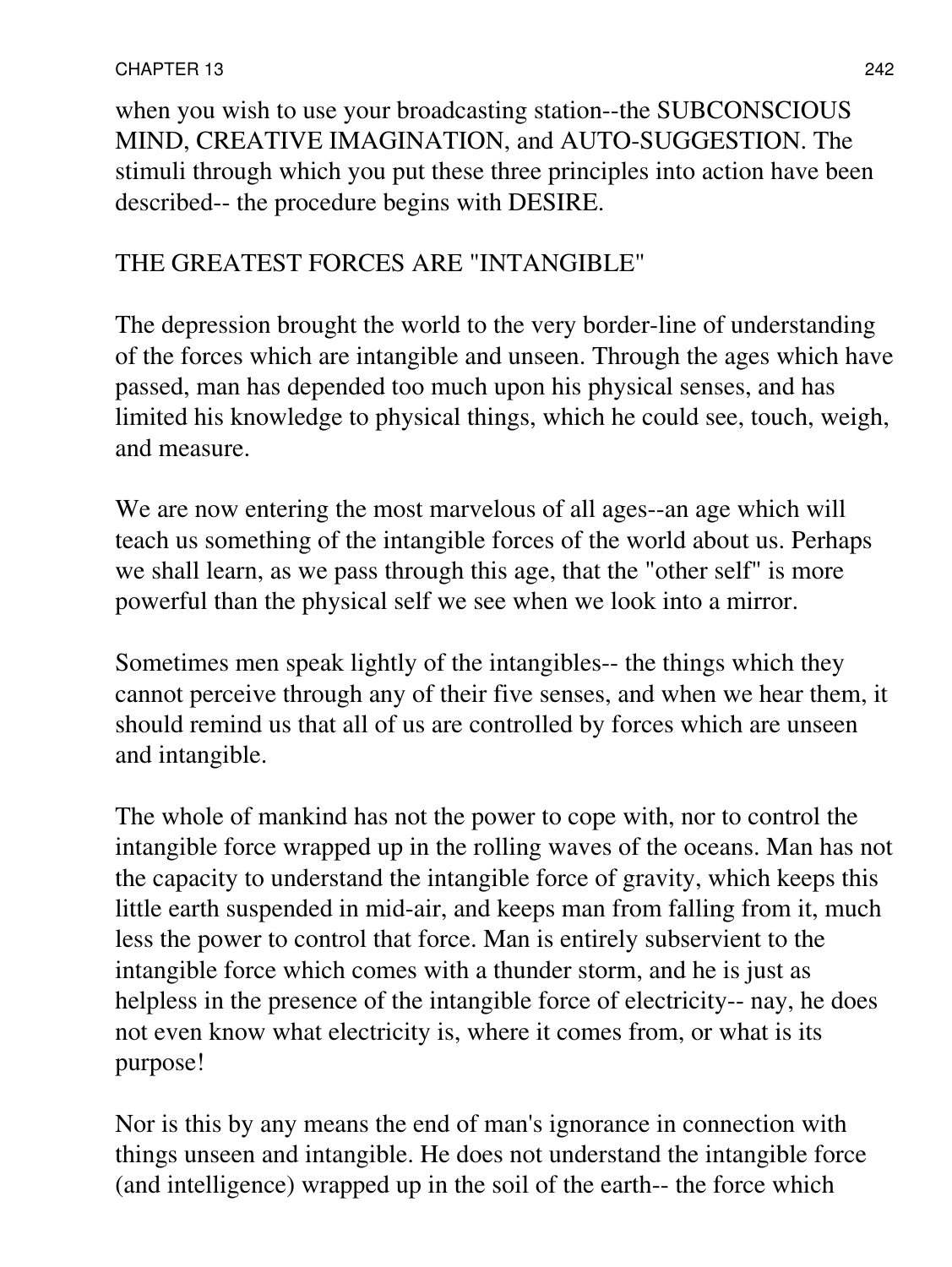when you wish to use your broadcasting station--the SUBCONSCIOUS MIND, CREATIVE IMAGINATION, and AUTO-SUGGESTION. The stimuli through which you put these three principles into action have been described-- the procedure begins with DESIRE.

## THE GREATEST FORCES ARE "INTANGIBLE"

The depression brought the world to the very border-line of understanding of the forces which are intangible and unseen. Through the ages which have passed, man has depended too much upon his physical senses, and has limited his knowledge to physical things, which he could see, touch, weigh, and measure.

We are now entering the most marvelous of all ages--an age which will teach us something of the intangible forces of the world about us. Perhaps we shall learn, as we pass through this age, that the "other self" is more powerful than the physical self we see when we look into a mirror.

Sometimes men speak lightly of the intangibles-- the things which they cannot perceive through any of their five senses, and when we hear them, it should remind us that all of us are controlled by forces which are unseen and intangible.

The whole of mankind has not the power to cope with, nor to control the intangible force wrapped up in the rolling waves of the oceans. Man has not the capacity to understand the intangible force of gravity, which keeps this little earth suspended in mid-air, and keeps man from falling from it, much less the power to control that force. Man is entirely subservient to the intangible force which comes with a thunder storm, and he is just as helpless in the presence of the intangible force of electricity-- nay, he does not even know what electricity is, where it comes from, or what is its purpose!

Nor is this by any means the end of man's ignorance in connection with things unseen and intangible. He does not understand the intangible force (and intelligence) wrapped up in the soil of the earth-- the force which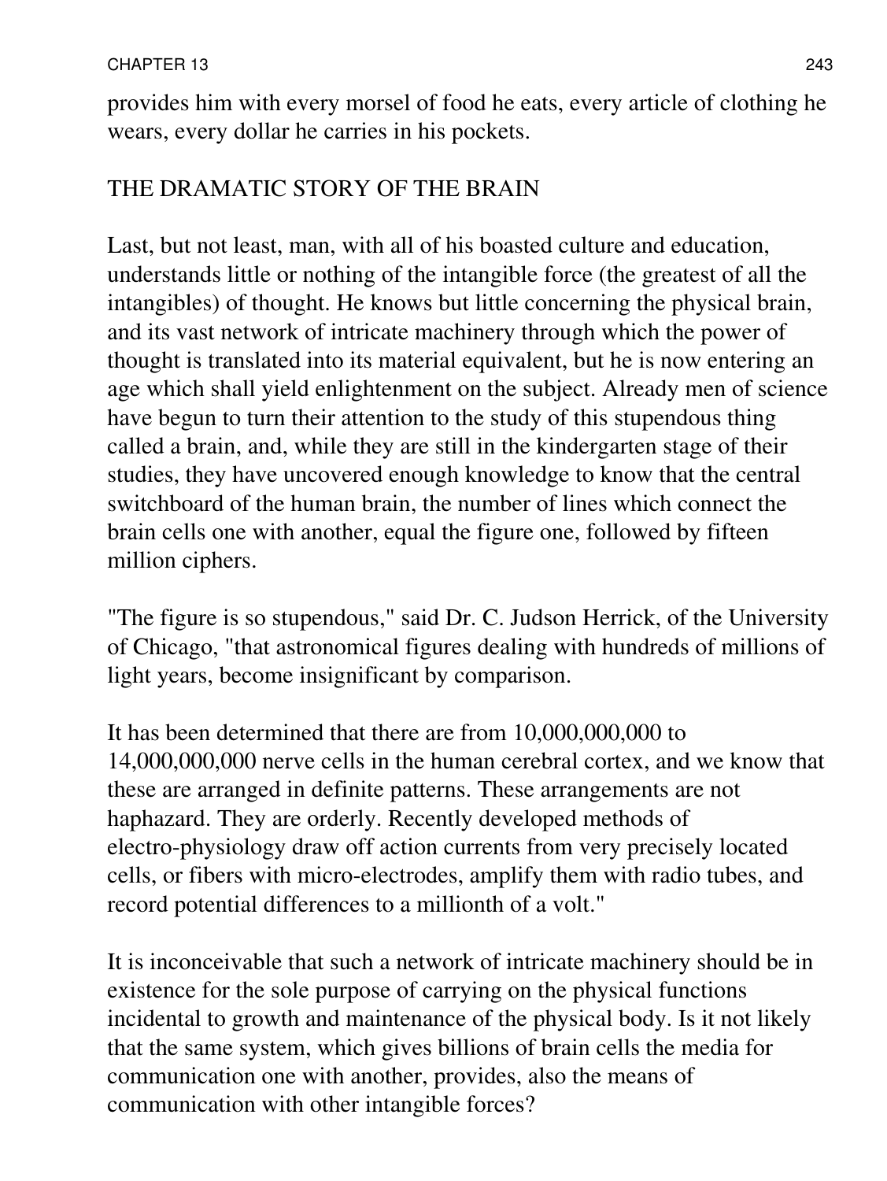provides him with every morsel of food he eats, every article of clothing he wears, every dollar he carries in his pockets.

## THE DRAMATIC STORY OF THE BRAIN

Last, but not least, man, with all of his boasted culture and education, understands little or nothing of the intangible force (the greatest of all the intangibles) of thought. He knows but little concerning the physical brain, and its vast network of intricate machinery through which the power of thought is translated into its material equivalent, but he is now entering an age which shall yield enlightenment on the subject. Already men of science have begun to turn their attention to the study of this stupendous thing called a brain, and, while they are still in the kindergarten stage of their studies, they have uncovered enough knowledge to know that the central switchboard of the human brain, the number of lines which connect the brain cells one with another, equal the figure one, followed by fifteen million ciphers.

"The figure is so stupendous," said Dr. C. Judson Herrick, of the University of Chicago, "that astronomical figures dealing with hundreds of millions of light years, become insignificant by comparison.

It has been determined that there are from 10,000,000,000 to 14,000,000,000 nerve cells in the human cerebral cortex, and we know that these are arranged in definite patterns. These arrangements are not haphazard. They are orderly. Recently developed methods of electro-physiology draw off action currents from very precisely located cells, or fibers with micro-electrodes, amplify them with radio tubes, and record potential differences to a millionth of a volt."

It is inconceivable that such a network of intricate machinery should be in existence for the sole purpose of carrying on the physical functions incidental to growth and maintenance of the physical body. Is it not likely that the same system, which gives billions of brain cells the media for communication one with another, provides, also the means of communication with other intangible forces?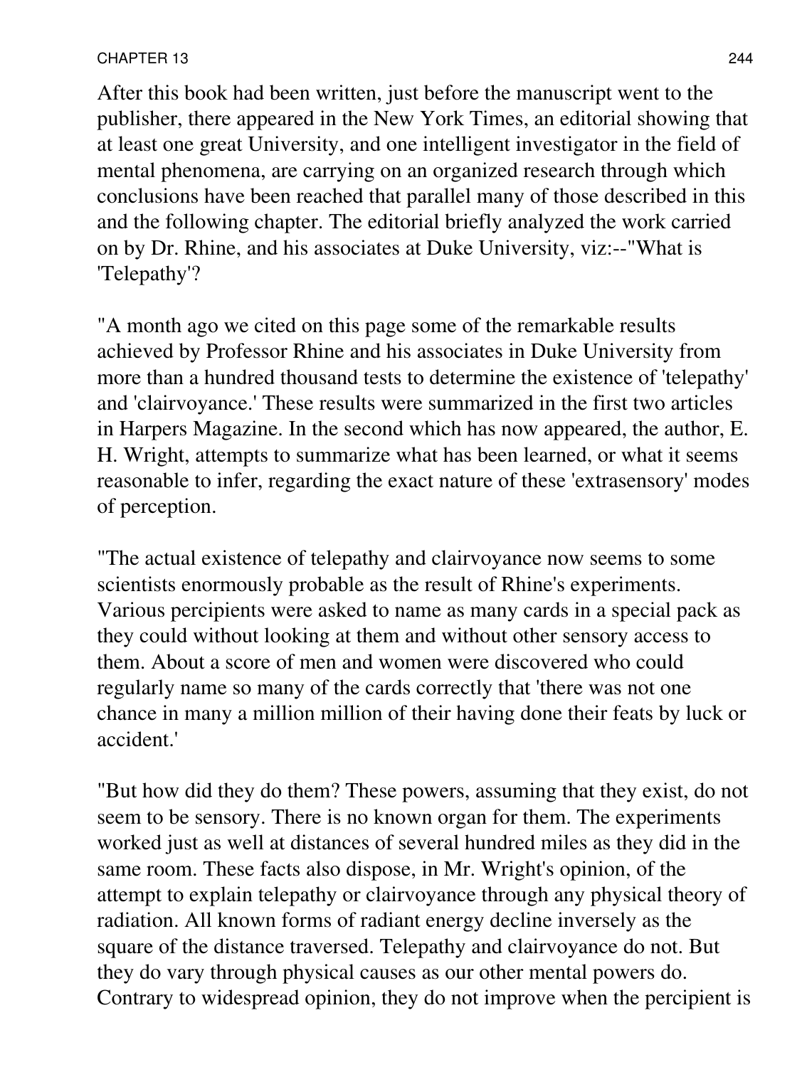After this book had been written, just before the manuscript went to the publisher, there appeared in the New York Times, an editorial showing that at least one great University, and one intelligent investigator in the field of mental phenomena, are carrying on an organized research through which conclusions have been reached that parallel many of those described in this and the following chapter. The editorial briefly analyzed the work carried on by Dr. Rhine, and his associates at Duke University, viz:--"What is 'Telepathy'?

"A month ago we cited on this page some of the remarkable results achieved by Professor Rhine and his associates in Duke University from more than a hundred thousand tests to determine the existence of 'telepathy' and 'clairvoyance.' These results were summarized in the first two articles in Harpers Magazine. In the second which has now appeared, the author, E. H. Wright, attempts to summarize what has been learned, or what it seems reasonable to infer, regarding the exact nature of these 'extrasensory' modes of perception.

"The actual existence of telepathy and clairvoyance now seems to some scientists enormously probable as the result of Rhine's experiments. Various percipients were asked to name as many cards in a special pack as they could without looking at them and without other sensory access to them. About a score of men and women were discovered who could regularly name so many of the cards correctly that 'there was not one chance in many a million million of their having done their feats by luck or accident.'

"But how did they do them? These powers, assuming that they exist, do not seem to be sensory. There is no known organ for them. The experiments worked just as well at distances of several hundred miles as they did in the same room. These facts also dispose, in Mr. Wright's opinion, of the attempt to explain telepathy or clairvoyance through any physical theory of radiation. All known forms of radiant energy decline inversely as the square of the distance traversed. Telepathy and clairvoyance do not. But they do vary through physical causes as our other mental powers do. Contrary to widespread opinion, they do not improve when the percipient is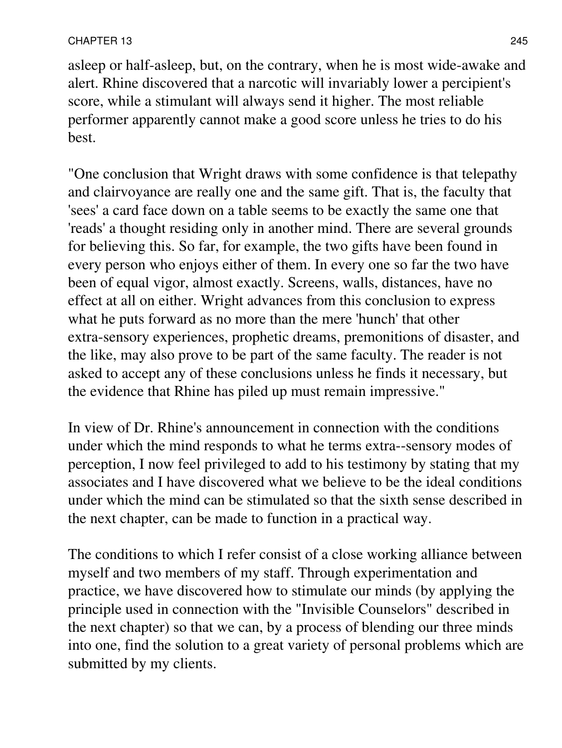asleep or half-asleep, but, on the contrary, when he is most wide-awake and alert. Rhine discovered that a narcotic will invariably lower a percipient's score, while a stimulant will always send it higher. The most reliable performer apparently cannot make a good score unless he tries to do his best.

"One conclusion that Wright draws with some confidence is that telepathy and clairvoyance are really one and the same gift. That is, the faculty that 'sees' a card face down on a table seems to be exactly the same one that 'reads' a thought residing only in another mind. There are several grounds for believing this. So far, for example, the two gifts have been found in every person who enjoys either of them. In every one so far the two have been of equal vigor, almost exactly. Screens, walls, distances, have no effect at all on either. Wright advances from this conclusion to express what he puts forward as no more than the mere 'hunch' that other extra-sensory experiences, prophetic dreams, premonitions of disaster, and the like, may also prove to be part of the same faculty. The reader is not asked to accept any of these conclusions unless he finds it necessary, but the evidence that Rhine has piled up must remain impressive."

In view of Dr. Rhine's announcement in connection with the conditions under which the mind responds to what he terms extra--sensory modes of perception, I now feel privileged to add to his testimony by stating that my associates and I have discovered what we believe to be the ideal conditions under which the mind can be stimulated so that the sixth sense described in the next chapter, can be made to function in a practical way.

The conditions to which I refer consist of a close working alliance between myself and two members of my staff. Through experimentation and practice, we have discovered how to stimulate our minds (by applying the principle used in connection with the "Invisible Counselors" described in the next chapter) so that we can, by a process of blending our three minds into one, find the solution to a great variety of personal problems which are submitted by my clients.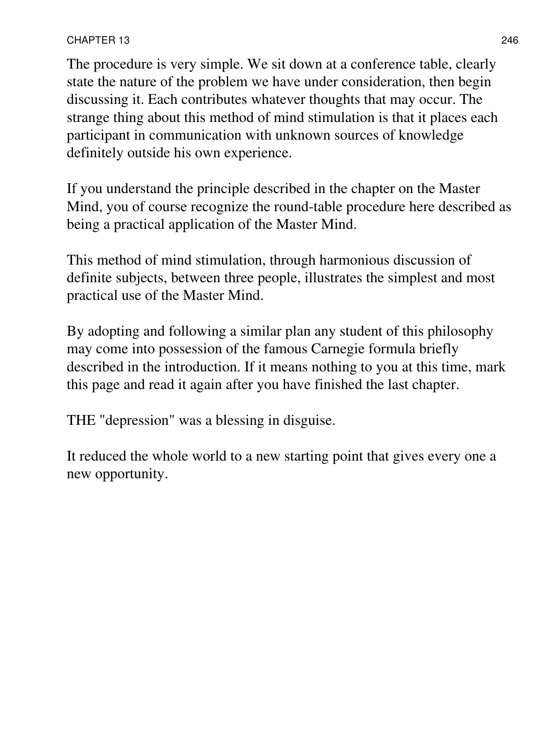The procedure is very simple. We sit down at a conference table, clearly state the nature of the problem we have under consideration, then begin discussing it. Each contributes whatever thoughts that may occur. The strange thing about this method of mind stimulation is that it places each participant in communication with unknown sources of knowledge definitely outside his own experience.

If you understand the principle described in the chapter on the Master Mind, you of course recognize the round-table procedure here described as being a practical application of the Master Mind.

This method of mind stimulation, through harmonious discussion of definite subjects, between three people, illustrates the simplest and most practical use of the Master Mind.

By adopting and following a similar plan any student of this philosophy may come into possession of the famous Carnegie formula briefly described in the introduction. If it means nothing to you at this time, mark this page and read it again after you have finished the last chapter.

THE "depression" was a blessing in disguise.

It reduced the whole world to a new starting point that gives every one a new opportunity.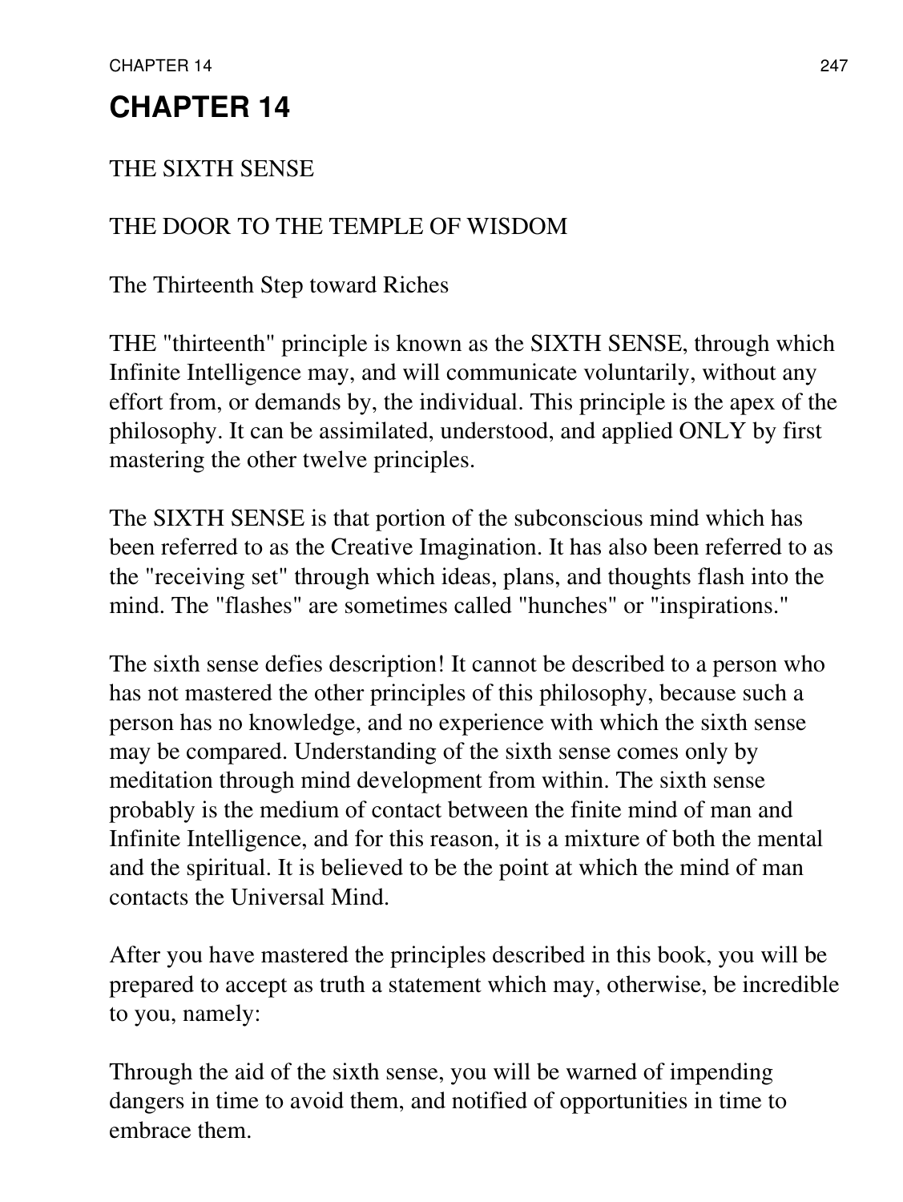# CHAPTER 14

THE SIXTH SENSE

THE DOOR TO THE TEMPLE OF WISDOM

The Thirteenth Step toward Riches

THE "thirteenth" principle is known as the SIXTH SENSE, through which Infinite Intelligence may, and will communicate voluntarily, without any effort from, or demands by, the individual. This principle is the apex of the philosophy. It can be assimilated, understood, and applied ONLY by first mastering the other twelve principles.

The SIXTH SENSE is that portion of the subconscious mind which has been referred to as the Creative Imagination. It has also been referred to as the "receiving set" through which ideas, plans, and thoughts flash into the mind. The "flashes" are sometimes called "hunches" or "inspirations."

The sixth sense defies description! It cannot be described to a person who has not mastered the other principles of this philosophy, because such a person has no knowledge, and no experience with which the sixth sense may be compared. Understanding of the sixth sense comes only by meditation through mind development from within. The sixth sense probably is the medium of contact between the finite mind of man and Infinite Intelligence, and for this reason, it is a mixture of both the mental and the spiritual. It is believed to be the point at which the mind of man contacts the Universal Mind.

After you have mastered the principles described in this book, you will be prepared to accept as truth a statement which may, otherwise, be incredible to you, namely:

Through the aid of the sixth sense, you will be warned of impending dangers in time to avoid them, and notified of opportunities in time to embrace them.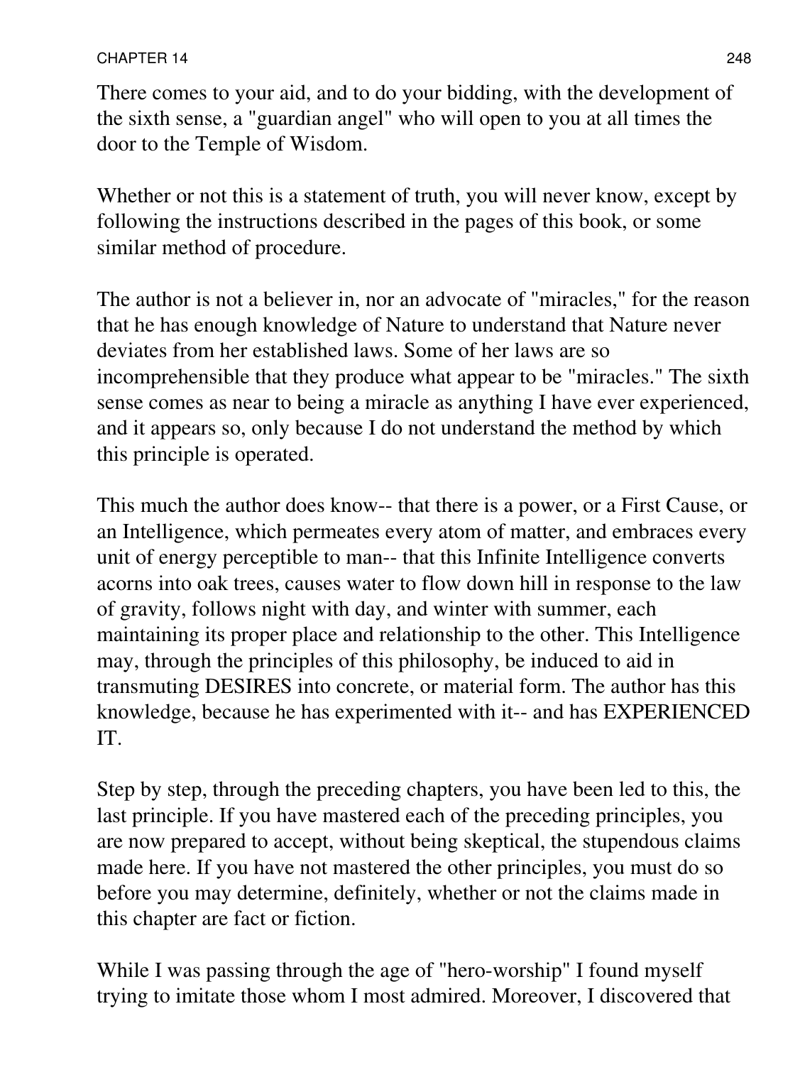There comes to your aid, and to do your bidding, with the development of the sixth sense, a "guardian angel" who will open to you at all times the door to the Temple of Wisdom.

Whether or not this is a statement of truth, you will never know, except by following the instructions described in the pages of this book, or some similar method of procedure.

The author is not a believer in, nor an advocate of "miracles," for the reason that he has enough knowledge of Nature to understand that Nature never deviates from her established laws. Some of her laws are so incomprehensible that they produce what appear to be "miracles." The sixth sense comes as near to being a miracle as anything I have ever experienced, and it appears so, only because I do not understand the method by which this principle is operated.

This much the author does know-- that there is a power, or a First Cause, or an Intelligence, which permeates every atom of matter, and embraces every unit of energy perceptible to man-- that this Infinite Intelligence converts acorns into oak trees, causes water to flow down hill in response to the law of gravity, follows night with day, and winter with summer, each maintaining its proper place and relationship to the other. This Intelligence may, through the principles of this philosophy, be induced to aid in transmuting DESIRES into concrete, or material form. The author has this knowledge, because he has experimented with it-- and has EXPERIENCED IT.

Step by step, through the preceding chapters, you have been led to this, the last principle. If you have mastered each of the preceding principles, you are now prepared to accept, without being skeptical, the stupendous claims made here. If you have not mastered the other principles, you must do so before you may determine, definitely, whether or not the claims made in this chapter are fact or fiction.

While I was passing through the age of "hero-worship" I found myself trying to imitate those whom I most admired. Moreover, I discovered that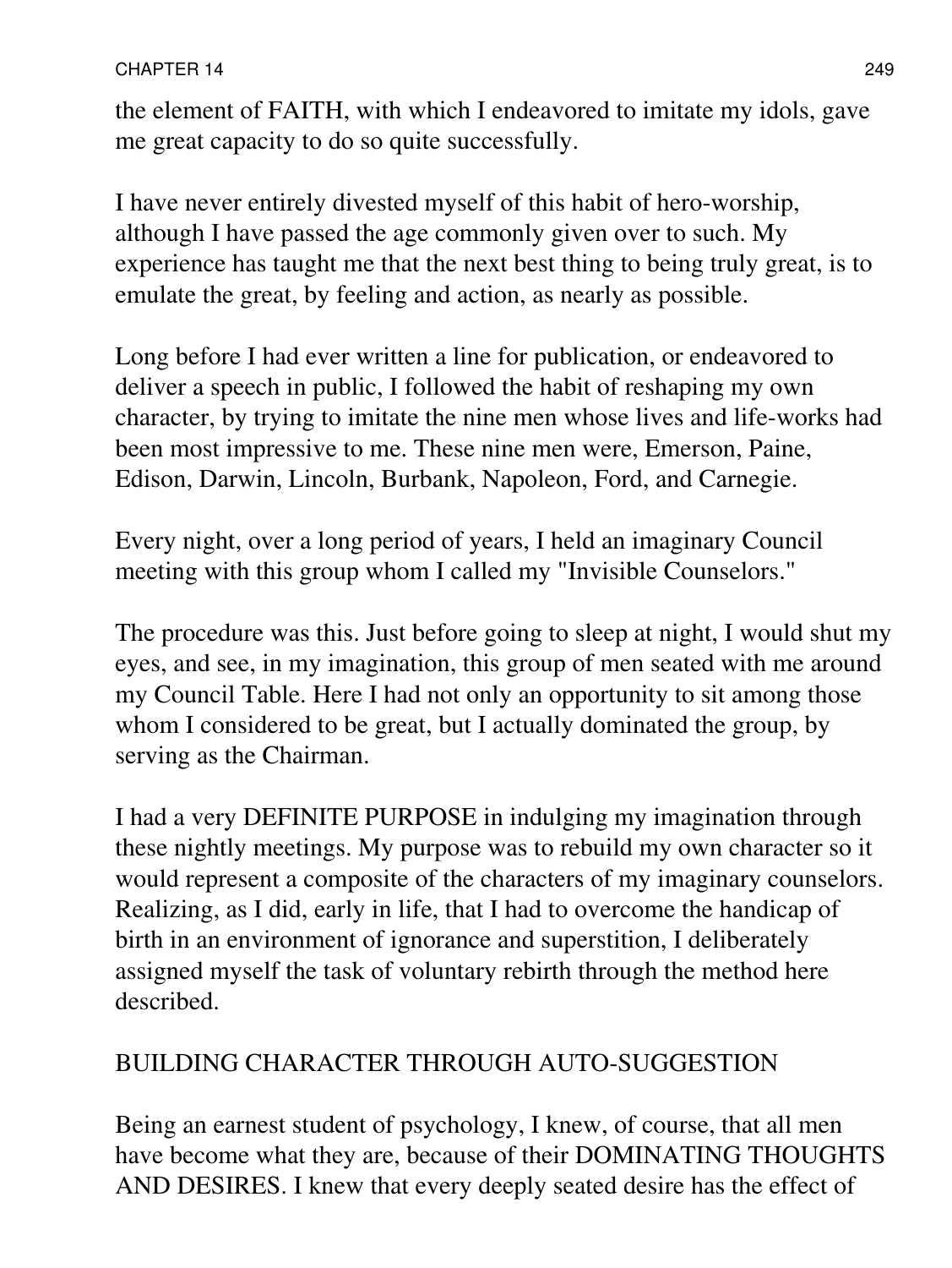the element of FAITH, with which I endeavored to imitate my idols, gave me great capacity to do so quite successfully.

I have never entirely divested myself of this habit of hero-worship, although I have passed the age commonly given over to such. My experience has taught me that the next best thing to being truly great, is to emulate the great, by feeling and action, as nearly as possible.

Long before I had ever written a line for publication, or endeavored to deliver a speech in public, I followed the habit of reshaping my own character, by trying to imitate the nine men whose lives and life-works had been most impressive to me. These nine men were, Emerson, Paine, Edison, Darwin, Lincoln, Burbank, Napoleon, Ford, and Carnegie.

Every night, over a long period of years, I held an imaginary Council meeting with this group whom I called my "Invisible Counselors."

The procedure was this. Just before going to sleep at night, I would shut my eyes, and see, in my imagination, this group of men seated with me around my Council Table. Here I had not only an opportunity to sit among those whom I considered to be great, but I actually dominated the group, by serving as the Chairman.

I had a very DEFINITE PURPOSE in indulging my imagination through these nightly meetings. My purpose was to rebuild my own character so it would represent a composite of the characters of my imaginary counselors. Realizing, as I did, early in life, that I had to overcome the handicap of birth in an environment of ignorance and superstition, I deliberately assigned myself the task of voluntary rebirth through the method here described.

## BUILDING CHARACTER THROUGH AUTO-SUGGESTION

Being an earnest student of psychology, I knew, of course, that all men have become what they are, because of their DOMINATING THOUGHTS AND DESIRES. I knew that every deeply seated desire has the effect of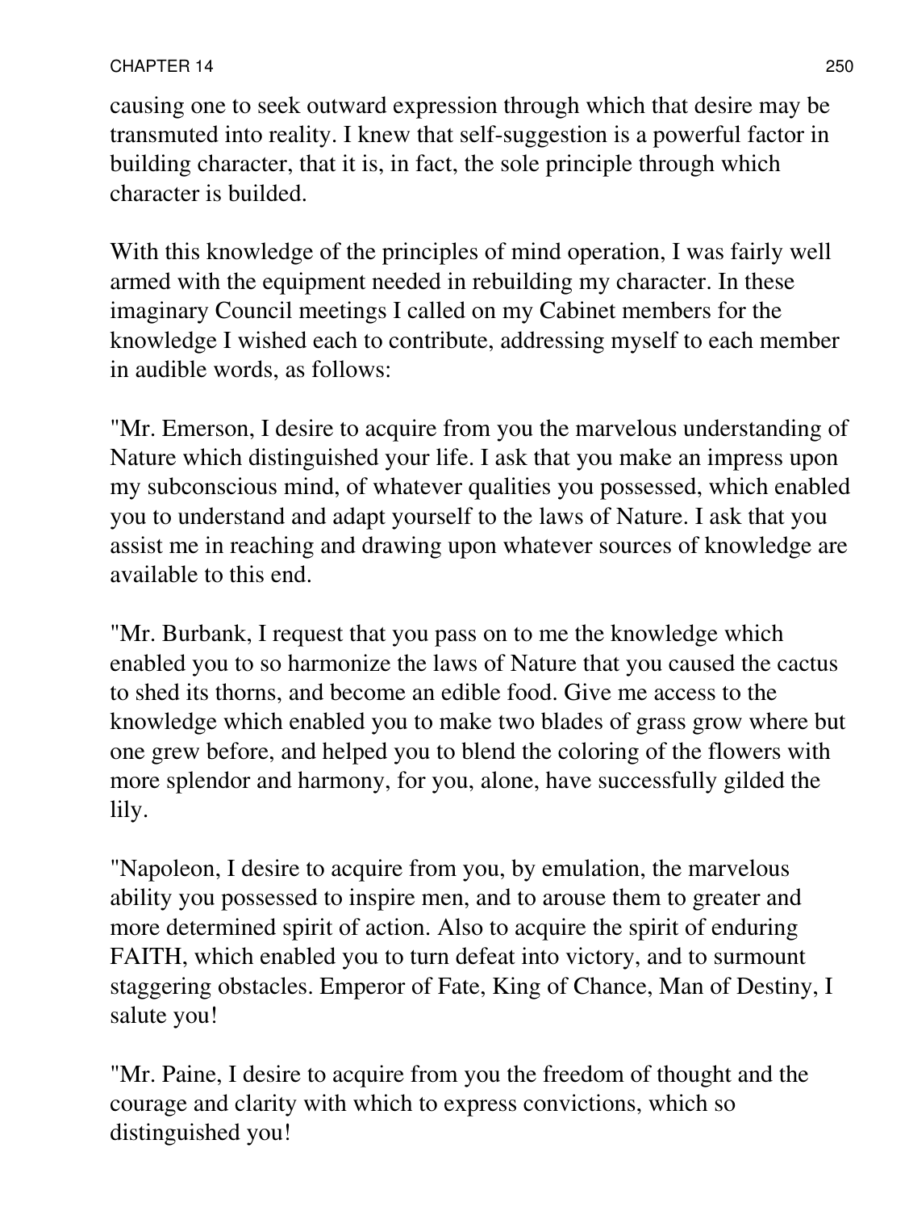causing one to seek outward expression through which that desire may be transmuted into reality. I knew that self-suggestion is a powerful factor in building character, that it is, in fact, the sole principle through which character is builded.

With this knowledge of the principles of mind operation, I was fairly well armed with the equipment needed in rebuilding my character. In these imaginary Council meetings I called on my Cabinet members for the knowledge I wished each to contribute, addressing myself to each member in audible words, as follows:

"Mr. Emerson, I desire to acquire from you the marvelous understanding of Nature which distinguished your life. I ask that you make an impress upon my subconscious mind, of whatever qualities you possessed, which enabled you to understand and adapt yourself to the laws of Nature. I ask that you assist me in reaching and drawing upon whatever sources of knowledge are available to this end.

"Mr. Burbank, I request that you pass on to me the knowledge which enabled you to so harmonize the laws of Nature that you caused the cactus to shed its thorns, and become an edible food. Give me access to the knowledge which enabled you to make two blades of grass grow where but one grew before, and helped you to blend the coloring of the flowers with more splendor and harmony, for you, alone, have successfully gilded the lily.

"Napoleon, I desire to acquire from you, by emulation, the marvelous ability you possessed to inspire men, and to arouse them to greater and more determined spirit of action. Also to acquire the spirit of enduring FAITH, which enabled you to turn defeat into victory, and to surmount staggering obstacles. Emperor of Fate, King of Chance, Man of Destiny, I salute you!

"Mr. Paine, I desire to acquire from you the freedom of thought and the courage and clarity with which to express convictions, which so distinguished you!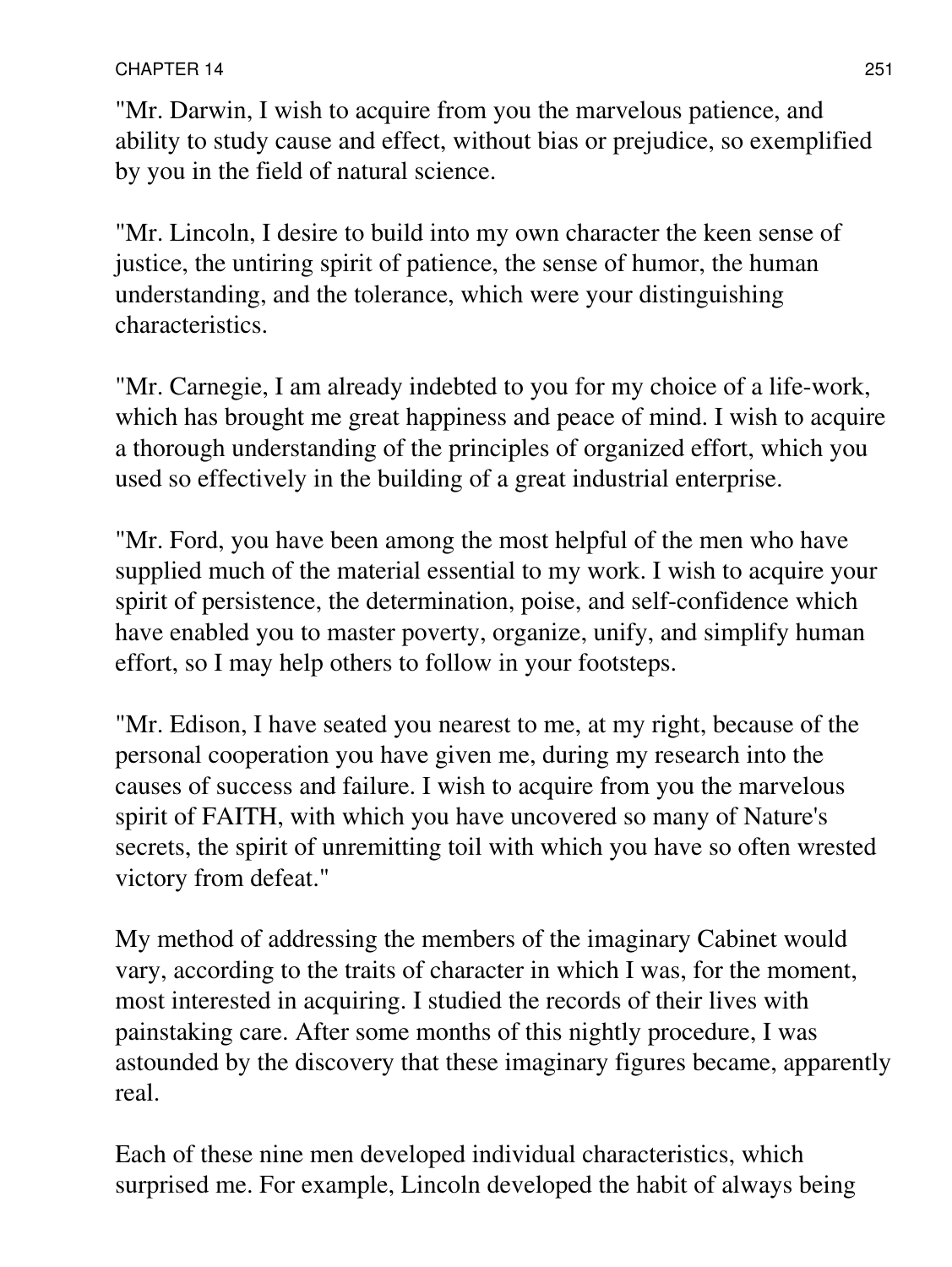"Mr. Darwin, I wish to acquire from you the marvelous patience, and ability to study cause and effect, without bias or prejudice, so exemplified by you in the field of natural science.

"Mr. Lincoln, I desire to build into my own character the keen sense of justice, the untiring spirit of patience, the sense of humor, the human understanding, and the tolerance, which were your distinguishing characteristics.

"Mr. Carnegie, I am already indebted to you for my choice of a life-work, which has brought me great happiness and peace of mind. I wish to acquire a thorough understanding of the principles of organized effort, which you used so effectively in the building of a great industrial enterprise.

"Mr. Ford, you have been among the most helpful of the men who have supplied much of the material essential to my work. I wish to acquire your spirit of persistence, the determination, poise, and self-confidence which have enabled you to master poverty, organize, unify, and simplify human effort, so I may help others to follow in your footsteps.

"Mr. Edison, I have seated you nearest to me, at my right, because of the personal cooperation you have given me, during my research into the causes of success and failure. I wish to acquire from you the marvelous spirit of FAITH, with which you have uncovered so many of Nature's secrets, the spirit of unremitting toil with which you have so often wrested victory from defeat."

My method of addressing the members of the imaginary Cabinet would vary, according to the traits of character in which I was, for the moment, most interested in acquiring. I studied the records of their lives with painstaking care. After some months of this nightly procedure, I was astounded by the discovery that these imaginary figures became, apparently real.

Each of these nine men developed individual characteristics, which surprised me. For example, Lincoln developed the habit of always being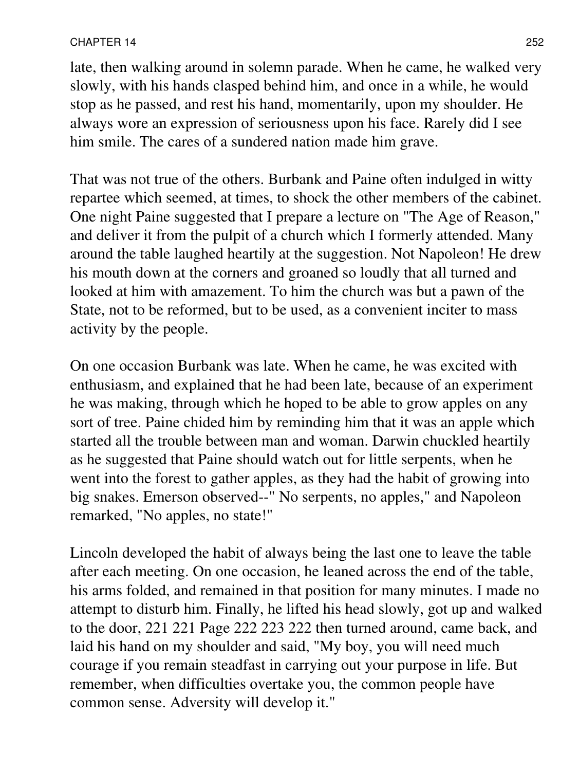late, then walking around in solemn parade. When he came, he walked very slowly, with his hands clasped behind him, and once in a while, he would stop as he passed, and rest his hand, momentarily, upon my shoulder. He always wore an expression of seriousness upon his face. Rarely did I see him smile. The cares of a sundered nation made him grave.

That was not true of the others. Burbank and Paine often indulged in witty repartee which seemed, at times, to shock the other members of the cabinet. One night Paine suggested that I prepare a lecture on "The Age of Reason," and deliver it from the pulpit of a church which I formerly attended. Many around the table laughed heartily at the suggestion. Not Napoleon! He drew his mouth down at the corners and groaned so loudly that all turned and looked at him with amazement. To him the church was but a pawn of the State, not to be reformed, but to be used, as a convenient inciter to mass activity by the people.

On one occasion Burbank was late. When he came, he was excited with enthusiasm, and explained that he had been late, because of an experiment he was making, through which he hoped to be able to grow apples on any sort of tree. Paine chided him by reminding him that it was an apple which started all the trouble between man and woman. Darwin chuckled heartily as he suggested that Paine should watch out for little serpents, when he went into the forest to gather apples, as they had the habit of growing into big snakes. Emerson observed--" No serpents, no apples," and Napoleon remarked, "No apples, no state!"

Lincoln developed the habit of always being the last one to leave the table after each meeting. On one occasion, he leaned across the end of the table, his arms folded, and remained in that position for many minutes. I made no attempt to disturb him. Finally, he lifted his head slowly, got up and walked to the door, 221 221 Page 222 223 222 then turned around, came back, and laid his hand on my shoulder and said, "My boy, you will need much courage if you remain steadfast in carrying out your purpose in life. But remember, when difficulties overtake you, the common people have common sense. Adversity will develop it."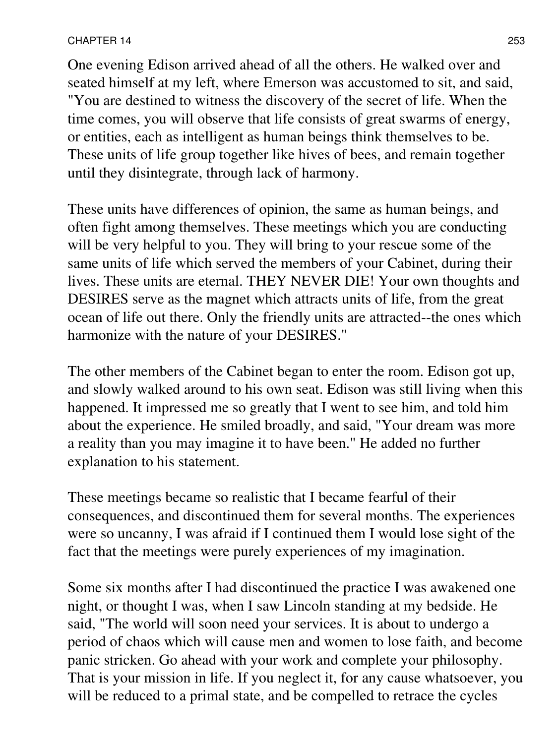One evening Edison arrived ahead of all the others. He walked over and seated himself at my left, where Emerson was accustomed to sit, and said, "You are destined to witness the discovery of the secret of life. When the time comes, you will observe that life consists of great swarms of energy, or entities, each as intelligent as human beings think themselves to be. These units of life group together like hives of bees, and remain together until they disintegrate, through lack of harmony.

These units have differences of opinion, the same as human beings, and often fight among themselves. These meetings which you are conducting will be very helpful to you. They will bring to your rescue some of the same units of life which served the members of your Cabinet, during their lives. These units are eternal. THEY NEVER DIE! Your own thoughts and DESIRES serve as the magnet which attracts units of life, from the great ocean of life out there. Only the friendly units are attracted--the ones which harmonize with the nature of your DESIRES."

The other members of the Cabinet began to enter the room. Edison got up, and slowly walked around to his own seat. Edison was still living when this happened. It impressed me so greatly that I went to see him, and told him about the experience. He smiled broadly, and said, "Your dream was more a reality than you may imagine it to have been." He added no further explanation to his statement.

These meetings became so realistic that I became fearful of their consequences, and discontinued them for several months. The experiences were so uncanny, I was afraid if I continued them I would lose sight of the fact that the meetings were purely experiences of my imagination.

Some six months after I had discontinued the practice I was awakened one night, or thought I was, when I saw Lincoln standing at my bedside. He said, "The world will soon need your services. It is about to undergo a period of chaos which will cause men and women to lose faith, and become panic stricken. Go ahead with your work and complete your philosophy. That is your mission in life. If you neglect it, for any cause whatsoever, you will be reduced to a primal state, and be compelled to retrace the cycles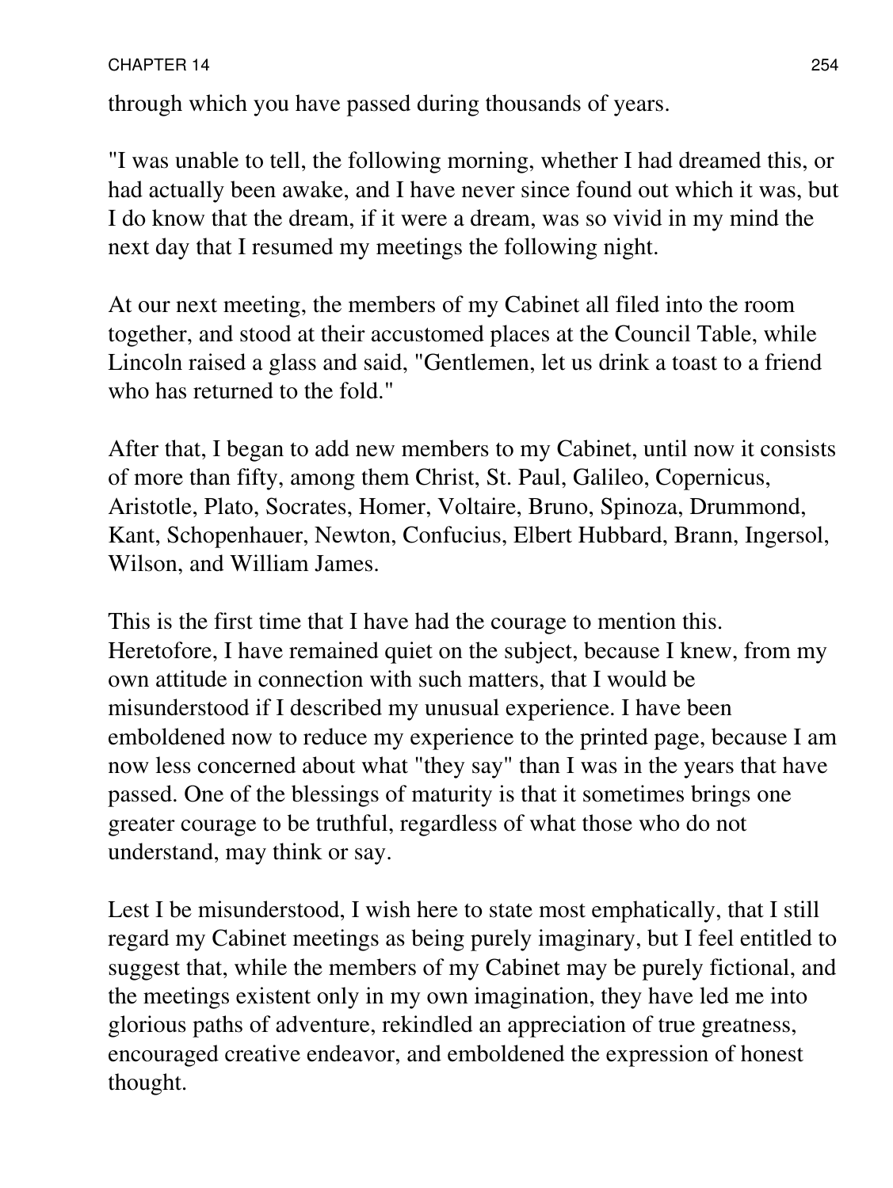through which you have passed during thousands of years.

"I was unable to tell, the following morning, whether I had dreamed this, or had actually been awake, and I have never since found out which it was, but I do know that the dream, if it were a dream, was so vivid in my mind the next day that I resumed my meetings the following night.

At our next meeting, the members of my Cabinet all filed into the room together, and stood at their accustomed places at the Council Table, while Lincoln raised a glass and said, "Gentlemen, let us drink a toast to a friend who has returned to the fold."

After that, I began to add new members to my Cabinet, until now it consists of more than fifty, among them Christ, St. Paul, Galileo, Copernicus, Aristotle, Plato, Socrates, Homer, Voltaire, Bruno, Spinoza, Drummond, Kant, Schopenhauer, Newton, Confucius, Elbert Hubbard, Brann, Ingersol, Wilson, and William James.

This is the first time that I have had the courage to mention this. Heretofore, I have remained quiet on the subject, because I knew, from my own attitude in connection with such matters, that I would be misunderstood if I described my unusual experience. I have been emboldened now to reduce my experience to the printed page, because I am now less concerned about what "they say" than I was in the years that have passed. One of the blessings of maturity is that it sometimes brings one greater courage to be truthful, regardless of what those who do not understand, may think or say.

Lest I be misunderstood, I wish here to state most emphatically, that I still regard my Cabinet meetings as being purely imaginary, but I feel entitled to suggest that, while the members of my Cabinet may be purely fictional, and the meetings existent only in my own imagination, they have led me into glorious paths of adventure, rekindled an appreciation of true greatness, encouraged creative endeavor, and emboldened the expression of honest thought.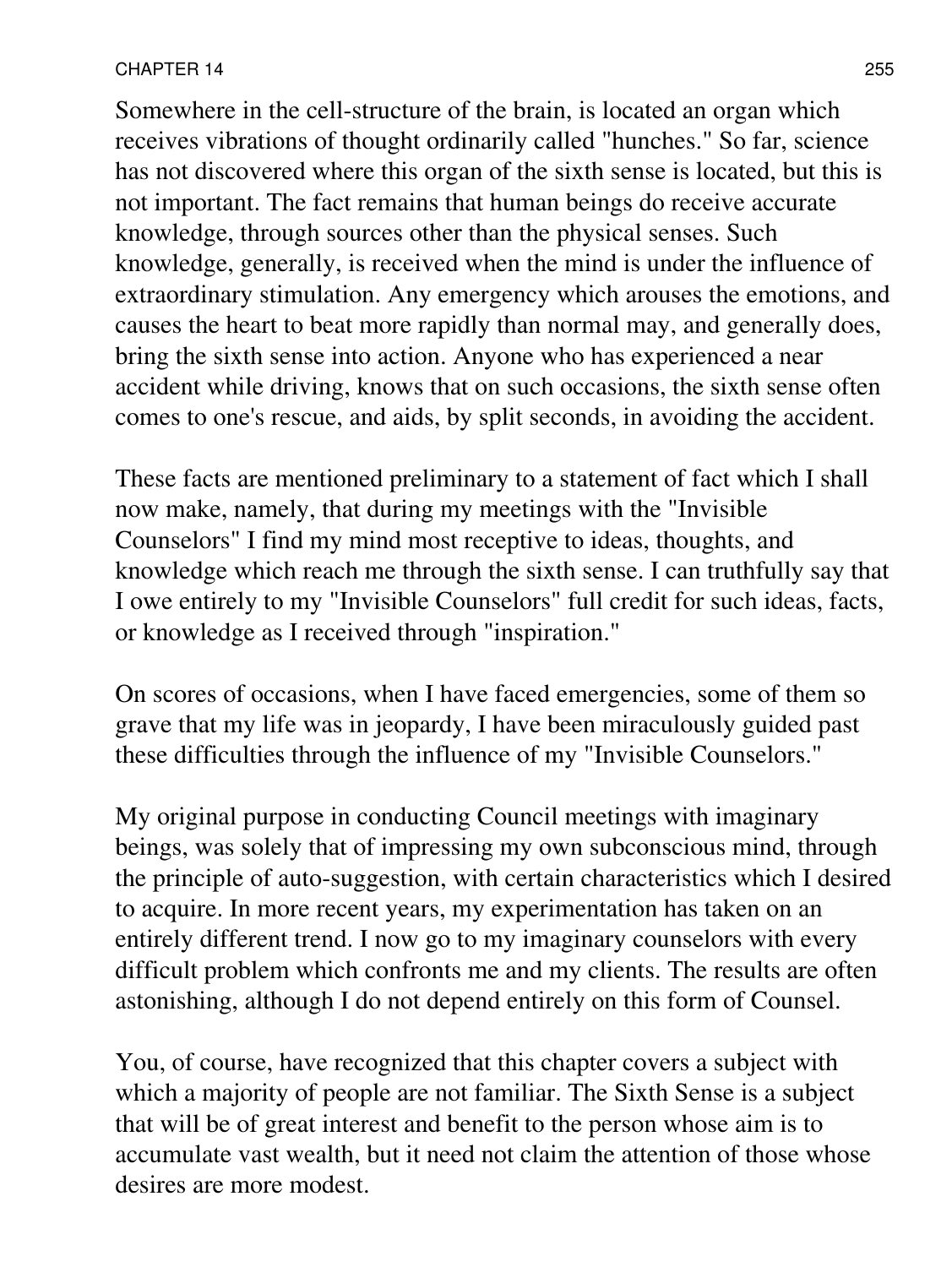Somewhere in the cell-structure of the brain, is located an organ which receives vibrations of thought ordinarily called "hunches." So far, science has not discovered where this organ of the sixth sense is located, but this is not important. The fact remains that human beings do receive accurate knowledge, through sources other than the physical senses. Such knowledge, generally, is received when the mind is under the influence of extraordinary stimulation. Any emergency which arouses the emotions, and causes the heart to beat more rapidly than normal may, and generally does, bring the sixth sense into action. Anyone who has experienced a near accident while driving, knows that on such occasions, the sixth sense often comes to one's rescue, and aids, by split seconds, in avoiding the accident.

These facts are mentioned preliminary to a statement of fact which I shall now make, namely, that during my meetings with the "Invisible Counselors" I find my mind most receptive to ideas, thoughts, and knowledge which reach me through the sixth sense. I can truthfully say that I owe entirely to my "Invisible Counselors" full credit for such ideas, facts, or knowledge as I received through "inspiration."

On scores of occasions, when I have faced emergencies, some of them so grave that my life was in jeopardy, I have been miraculously guided past these difficulties through the influence of my "Invisible Counselors."

My original purpose in conducting Council meetings with imaginary beings, was solely that of impressing my own subconscious mind, through the principle of auto-suggestion, with certain characteristics which I desired to acquire. In more recent years, my experimentation has taken on an entirely different trend. I now go to my imaginary counselors with every difficult problem which confronts me and my clients. The results are often astonishing, although I do not depend entirely on this form of Counsel.

You, of course, have recognized that this chapter covers a subject with which a majority of people are not familiar. The Sixth Sense is a subject that will be of great interest and benefit to the person whose aim is to accumulate vast wealth, but it need not claim the attention of those whose desires are more modest.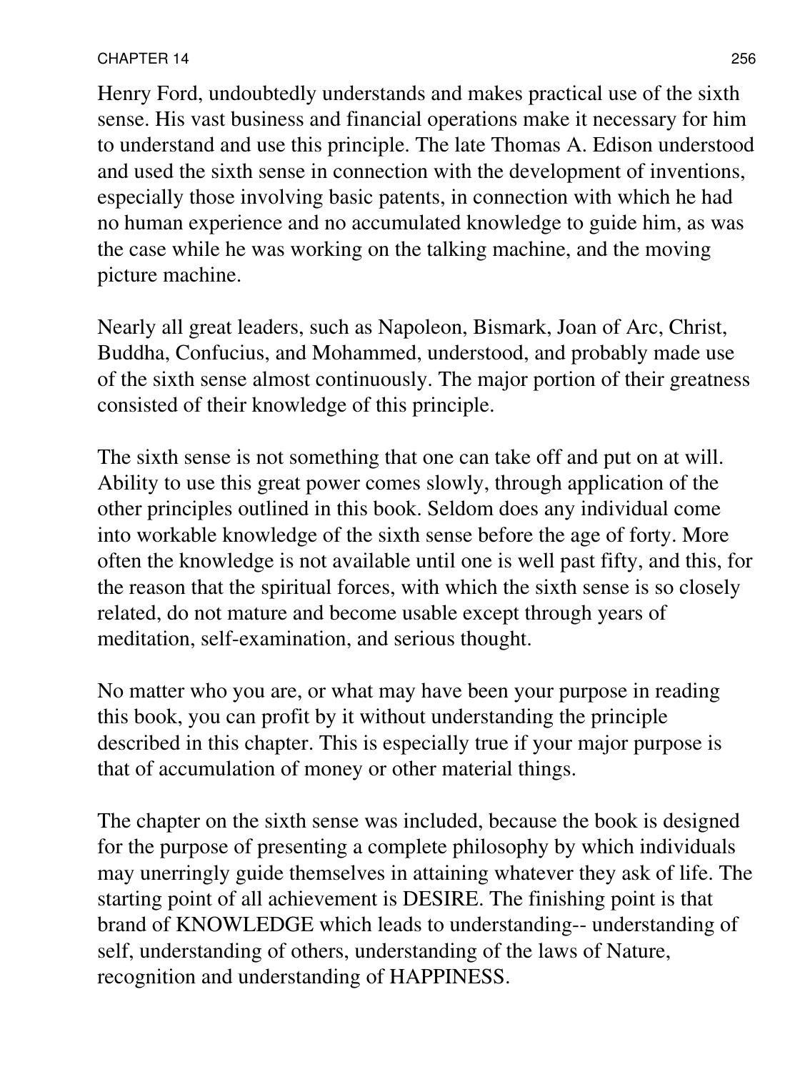Henry Ford, undoubtedly understands and makes practical use of the sixth sense. His vast business and financial operations make it necessary for him to understand and use this principle. The late Thomas A. Edison understood and used the sixth sense in connection with the development of inventions, especially those involving basic patents, in connection with which he had no human experience and no accumulated knowledge to guide him, as was the case while he was working on the talking machine, and the moving picture machine.

Nearly all great leaders, such as Napoleon, Bismark, Joan of Arc, Christ, Buddha, Confucius, and Mohammed, understood, and probably made use of the sixth sense almost continuously. The major portion of their greatness consisted of their knowledge of this principle.

The sixth sense is not something that one can take off and put on at will. Ability to use this great power comes slowly, through application of the other principles outlined in this book. Seldom does any individual come into workable knowledge of the sixth sense before the age of forty. More often the knowledge is not available until one is well past fifty, and this, for the reason that the spiritual forces, with which the sixth sense is so closely related, do not mature and become usable except through years of meditation, self-examination, and serious thought.

No matter who you are, or what may have been your purpose in reading this book, you can profit by it without understanding the principle described in this chapter. This is especially true if your major purpose is that of accumulation of money or other material things.

The chapter on the sixth sense was included, because the book is designed for the purpose of presenting a complete philosophy by which individuals may unerringly guide themselves in attaining whatever they ask of life. The starting point of all achievement is DESIRE. The finishing point is that brand of KNOWLEDGE which leads to understanding-- understanding of self, understanding of others, understanding of the laws of Nature, recognition and understanding of HAPPINESS.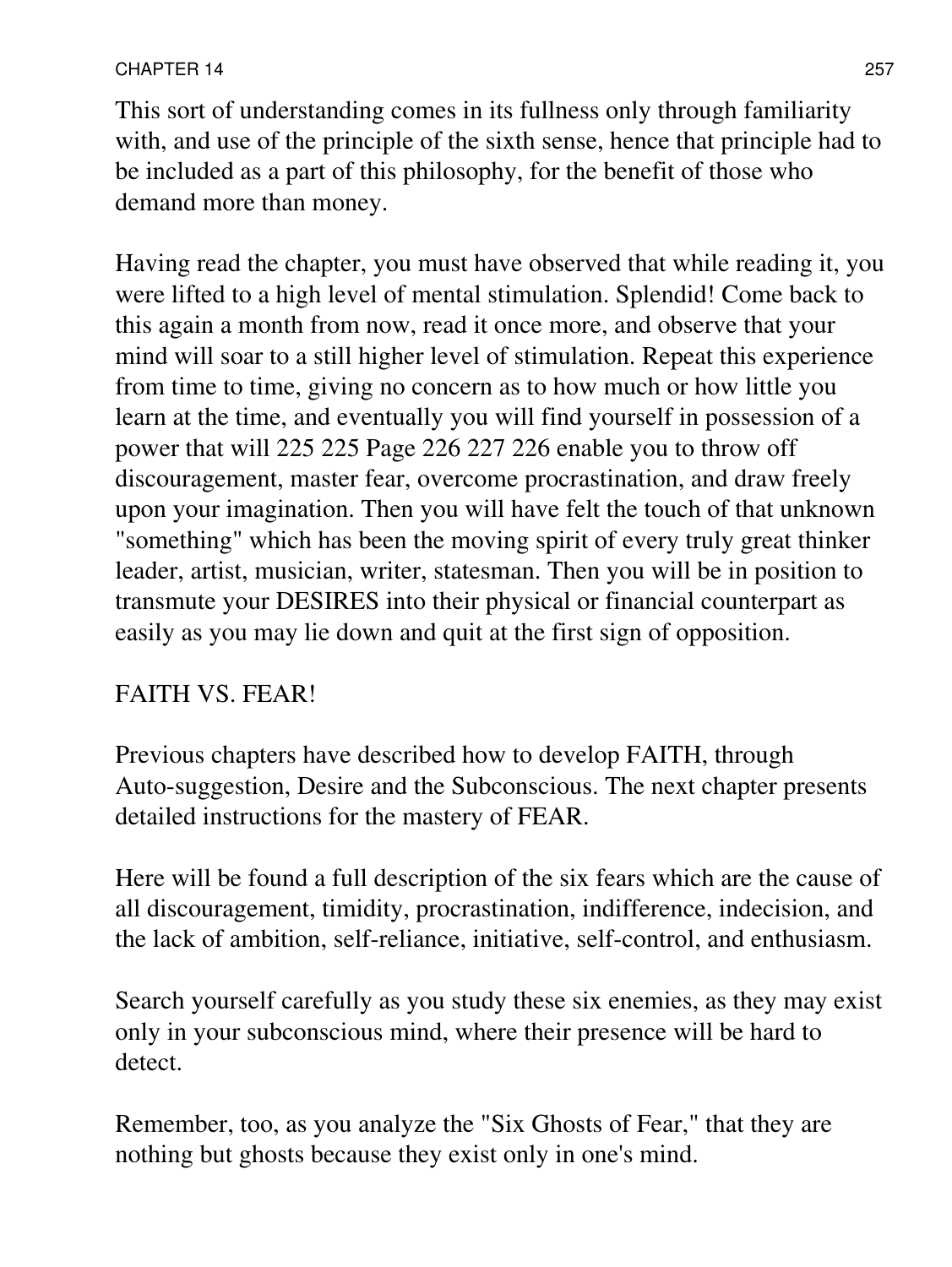This sort of understanding comes in its fullness only through familiarity with, and use of the principle of the sixth sense, hence that principle had to be included as a part of this philosophy, for the benefit of those who demand more than money.

Having read the chapter, you must have observed that while reading it, you were lifted to a high level of mental stimulation. Splendid! Come back to this again a month from now, read it once more, and observe that your mind will soar to a still higher level of stimulation. Repeat this experience from time to time, giving no concern as to how much or how little you learn at the time, and eventually you will find yourself in possession of a power that will 225 225 Page 226 227 226 enable you to throw off discouragement, master fear, overcome procrastination, and draw freely upon your imagination. Then you will have felt the touch of that unknown "something" which has been the moving spirit of every truly great thinker leader, artist, musician, writer, statesman. Then you will be in position to transmute your DESIRES into their physical or financial counterpart as easily as you may lie down and quit at the first sign of opposition.

## FAITH VS. FEAR!

Previous chapters have described how to develop FAITH, through Auto-suggestion, Desire and the Subconscious. The next chapter presents detailed instructions for the mastery of FEAR.

Here will be found a full description of the six fears which are the cause of all discouragement, timidity, procrastination, indifference, indecision, and the lack of ambition, self-reliance, initiative, self-control, and enthusiasm.

Search yourself carefully as you study these six enemies, as they may exist only in your subconscious mind, where their presence will be hard to detect.

Remember, too, as you analyze the "Six Ghosts of Fear," that they are nothing but ghosts because they exist only in one's mind.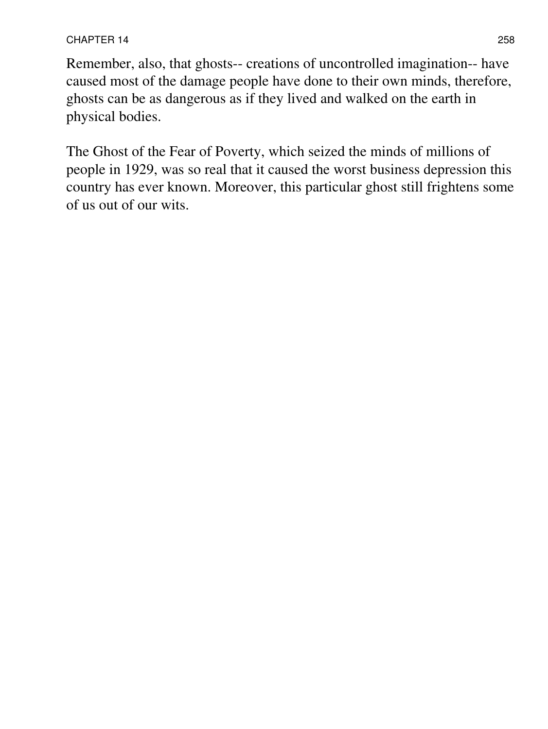Remember, also, that ghosts-- creations of uncontrolled imagination-- have caused most of the damage people have done to their own minds, therefore, ghosts can be as dangerous as if they lived and walked on the earth in physical bodies.

The Ghost of the Fear of Poverty, which seized the minds of millions of people in 1929, was so real that it caused the worst business depression this country has ever known. Moreover, this particular ghost still frightens some of us out of our wits.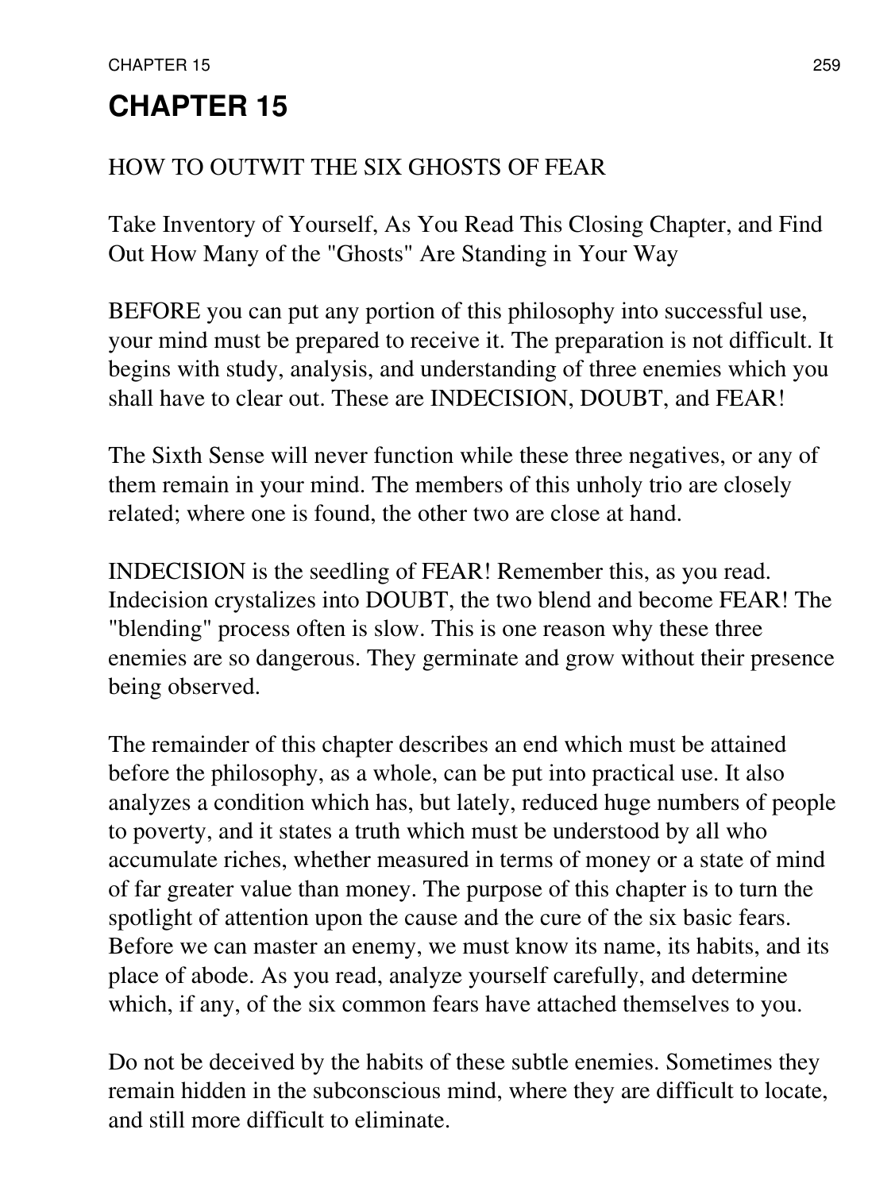# CHAPTER 15

HOW TO OUTWIT THE SIX GHOSTS OF FEAR

Take Inventory of Yourself, As You Read This Closing Chapter, and Find Out How Many of the "Ghosts" Are Standing in Your Way

BEFORE you can put any portion of this philosophy into successful use, your mind must be prepared to receive it. The preparation is not difficult. It begins with study, analysis, and understanding of three enemies which you shall have to clear out. These are INDECISION, DOUBT, and FEAR!

The Sixth Sense will never function while these three negatives, or any of them remain in your mind. The members of this unholy trio are closely related; where one is found, the other two are close at hand.

INDECISION is the seedling of FEAR! Remember this, as you read. Indecision crystalizes into DOUBT, the two blend and become FEAR! The "blending" process often is slow. This is one reason why these three enemies are so dangerous. They germinate and grow without their presence being observed.

The remainder of this chapter describes an end which must be attained before the philosophy, as a whole, can be put into practical use. It also analyzes a condition which has, but lately, reduced huge numbers of people to poverty, and it states a truth which must be understood by all who accumulate riches, whether measured in terms of money or a state of mind of far greater value than money. The purpose of this chapter is to turn the spotlight of attention upon the cause and the cure of the six basic fears. Before we can master an enemy, we must know its name, its habits, and its place of abode. As you read, analyze yourself carefully, and determine which, if any, of the six common fears have attached themselves to you.

Do not be deceived by the habits of these subtle enemies. Sometimes they remain hidden in the subconscious mind, where they are difficult to locate, and still more difficult to eliminate.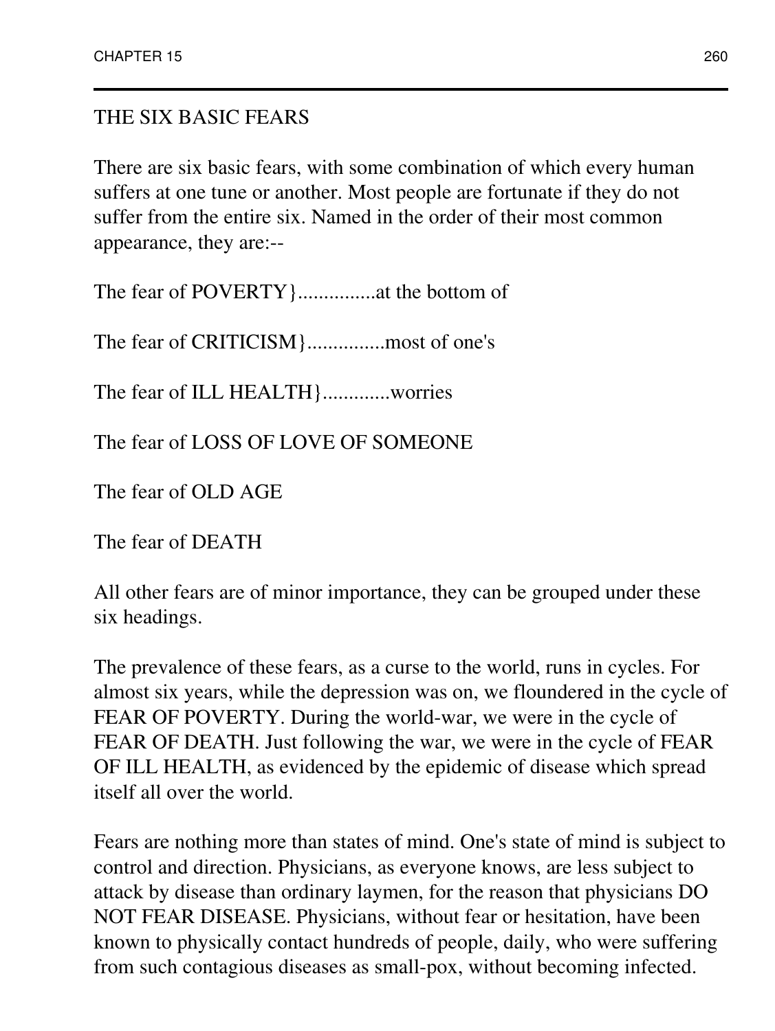## THE SIX BASIC FEARS

There are six basic fears, with some combination of which every human suffers at one tune or another. Most people are fortunate if they do not suffer from the entire six. Named in the order of their most common appearance, they are:--

The fear of POVERTY}...............at the bottom of

The fear of CRITICISM}...............most of one's

The fear of ILL HEALTH}.............worries

The fear of LOSS OF LOVE OF SOMEONE

The fear of OLD AGE

The fear of DEATH

All other fears are of minor importance, they can be grouped under these six headings.

The prevalence of these fears, as a curse to the world, runs in cycles. For almost six years, while the depression was on, we floundered in the cycle of FEAR OF POVERTY. During the world-war, we were in the cycle of FEAR OF DEATH. Just following the war, we were in the cycle of FEAR OF ILL HEALTH, as evidenced by the epidemic of disease which spread itself all over the world.

Fears are nothing more than states of mind. One's state of mind is subject to control and direction. Physicians, as everyone knows, are less subject to attack by disease than ordinary laymen, for the reason that physicians DO NOT FEAR DISEASE. Physicians, without fear or hesitation, have been known to physically contact hundreds of people, daily, who were suffering from such contagious diseases as small-pox, without becoming infected.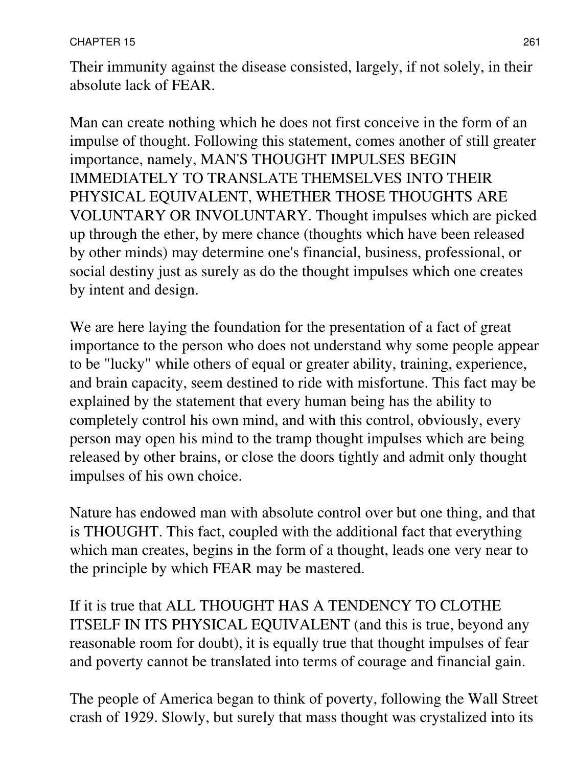Their immunity against the disease consisted, largely, if not solely, in their absolute lack of FEAR.

Man can create nothing which he does not first conceive in the form of an impulse of thought. Following this statement, comes another of still greater importance, namely, MAN'S THOUGHT IMPULSES BEGIN IMMEDIATELY TO TRANSLATE THEMSELVES INTO THEIR PHYSICAL EQUIVALENT, WHETHER THOSE THOUGHTS ARE VOLUNTARY OR INVOLUNTARY. Thought impulses which are picked up through the ether, by mere chance (thoughts which have been released by other minds) may determine one's financial, business, professional, or social destiny just as surely as do the thought impulses which one creates by intent and design.

We are here laying the foundation for the presentation of a fact of great importance to the person who does not understand why some people appear to be "lucky" while others of equal or greater ability, training, experience, and brain capacity, seem destined to ride with misfortune. This fact may be explained by the statement that every human being has the ability to completely control his own mind, and with this control, obviously, every person may open his mind to the tramp thought impulses which are being released by other brains, or close the doors tightly and admit only thought impulses of his own choice.

Nature has endowed man with absolute control over but one thing, and that is THOUGHT. This fact, coupled with the additional fact that everything which man creates, begins in the form of a thought, leads one very near to the principle by which FEAR may be mastered.

If it is true that ALL THOUGHT HAS A TENDENCY TO CLOTHE ITSELF IN ITS PHYSICAL EQUIVALENT (and this is true, beyond any reasonable room for doubt), it is equally true that thought impulses of fear and poverty cannot be translated into terms of courage and financial gain.

The people of America began to think of poverty, following the Wall Street crash of 1929. Slowly, but surely that mass thought was crystalized into its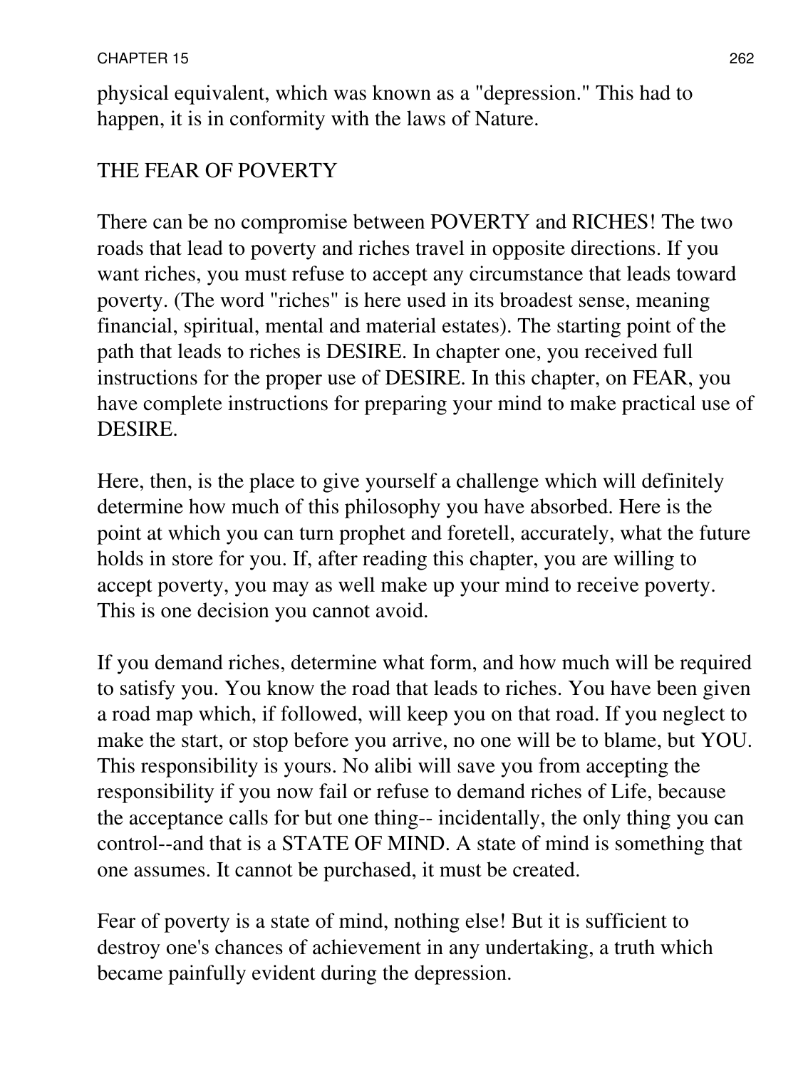physical equivalent, which was known as a "depression." This had to happen, it is in conformity with the laws of Nature.

## THE FEAR OF POVERTY

There can be no compromise between POVERTY and RICHES! The two roads that lead to poverty and riches travel in opposite directions. If you want riches, you must refuse to accept any circumstance that leads toward poverty. (The word "riches" is here used in its broadest sense, meaning financial, spiritual, mental and material estates). The starting point of the path that leads to riches is DESIRE. In chapter one, you received full instructions for the proper use of DESIRE. In this chapter, on FEAR, you have complete instructions for preparing your mind to make practical use of DESIRE.

Here, then, is the place to give yourself a challenge which will definitely determine how much of this philosophy you have absorbed. Here is the point at which you can turn prophet and foretell, accurately, what the future holds in store for you. If, after reading this chapter, you are willing to accept poverty, you may as well make up your mind to receive poverty. This is one decision you cannot avoid.

If you demand riches, determine what form, and how much will be required to satisfy you. You know the road that leads to riches. You have been given a road map which, if followed, will keep you on that road. If you neglect to make the start, or stop before you arrive, no one will be to blame, but YOU. This responsibility is yours. No alibi will save you from accepting the responsibility if you now fail or refuse to demand riches of Life, because the acceptance calls for but one thing-- incidentally, the only thing you can control--and that is a STATE OF MIND. A state of mind is something that one assumes. It cannot be purchased, it must be created.

Fear of poverty is a state of mind, nothing else! But it is sufficient to destroy one's chances of achievement in any undertaking, a truth which became painfully evident during the depression.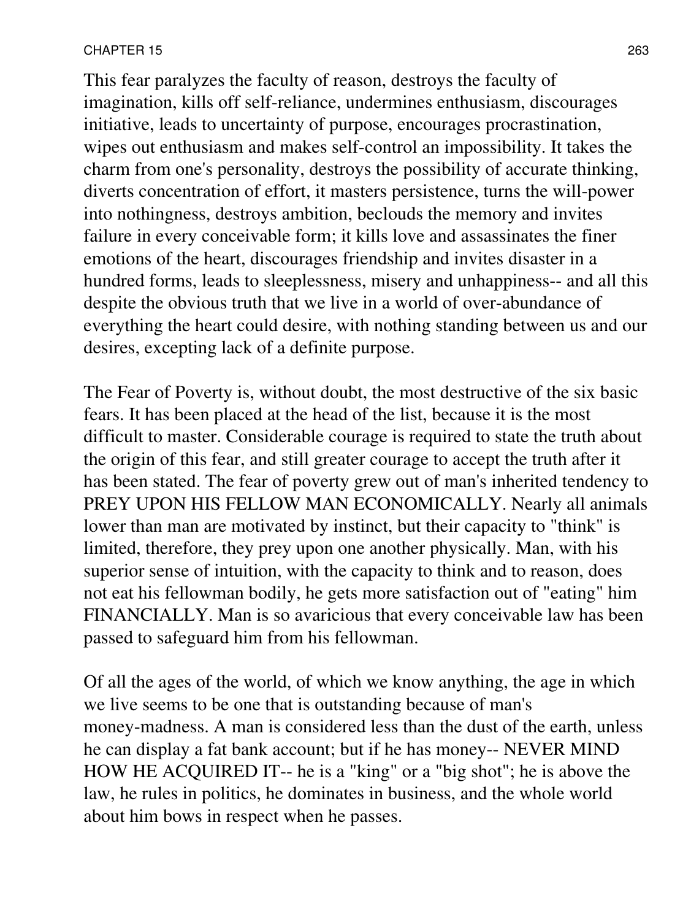This fear paralyzes the faculty of reason, destroys the faculty of imagination, kills off self-reliance, undermines enthusiasm, discourages initiative, leads to uncertainty of purpose, encourages procrastination, wipes out enthusiasm and makes self-control an impossibility. It takes the charm from one's personality, destroys the possibility of accurate thinking, diverts concentration of effort, it masters persistence, turns the will-power into nothingness, destroys ambition, beclouds the memory and invites failure in every conceivable form; it kills love and assassinates the finer emotions of the heart, discourages friendship and invites disaster in a hundred forms, leads to sleeplessness, misery and unhappiness-- and all this despite the obvious truth that we live in a world of over-abundance of everything the heart could desire, with nothing standing between us and our desires, excepting lack of a definite purpose.

The Fear of Poverty is, without doubt, the most destructive of the six basic fears. It has been placed at the head of the list, because it is the most difficult to master. Considerable courage is required to state the truth about the origin of this fear, and still greater courage to accept the truth after it has been stated. The fear of poverty grew out of man's inherited tendency to PREY UPON HIS FELLOW MAN ECONOMICALLY. Nearly all animals lower than man are motivated by instinct, but their capacity to "think" is limited, therefore, they prey upon one another physically. Man, with his superior sense of intuition, with the capacity to think and to reason, does not eat his fellowman bodily, he gets more satisfaction out of "eating" him FINANCIALLY. Man is so avaricious that every conceivable law has been passed to safeguard him from his fellowman.

Of all the ages of the world, of which we know anything, the age in which we live seems to be one that is outstanding because of man's money-madness. A man is considered less than the dust of the earth, unless he can display a fat bank account; but if he has money-- NEVER MIND HOW HE ACQUIRED IT-- he is a "king" or a "big shot"; he is above the law, he rules in politics, he dominates in business, and the whole world about him bows in respect when he passes.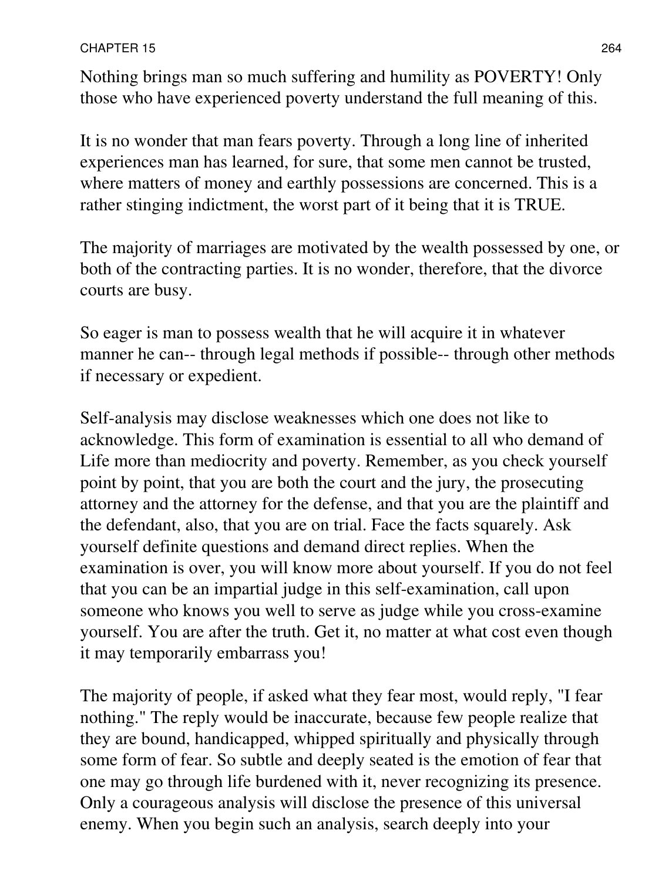Nothing brings man so much suffering and humility as POVERTY! Only those who have experienced poverty understand the full meaning of this.

It is no wonder that man fears poverty. Through a long line of inherited experiences man has learned, for sure, that some men cannot be trusted, where matters of money and earthly possessions are concerned. This is a rather stinging indictment, the worst part of it being that it is TRUE.

The majority of marriages are motivated by the wealth possessed by one, or both of the contracting parties. It is no wonder, therefore, that the divorce courts are busy.

So eager is man to possess wealth that he will acquire it in whatever manner he can-- through legal methods if possible-- through other methods if necessary or expedient.

Self-analysis may disclose weaknesses which one does not like to acknowledge. This form of examination is essential to all who demand of Life more than mediocrity and poverty. Remember, as you check yourself point by point, that you are both the court and the jury, the prosecuting attorney and the attorney for the defense, and that you are the plaintiff and the defendant, also, that you are on trial. Face the facts squarely. Ask yourself definite questions and demand direct replies. When the examination is over, you will know more about yourself. If you do not feel that you can be an impartial judge in this self-examination, call upon someone who knows you well to serve as judge while you cross-examine yourself. You are after the truth. Get it, no matter at what cost even though it may temporarily embarrass you!

The majority of people, if asked what they fear most, would reply, "I fear nothing." The reply would be inaccurate, because few people realize that they are bound, handicapped, whipped spiritually and physically through some form of fear. So subtle and deeply seated is the emotion of fear that one may go through life burdened with it, never recognizing its presence. Only a courageous analysis will disclose the presence of this universal enemy. When you begin such an analysis, search deeply into your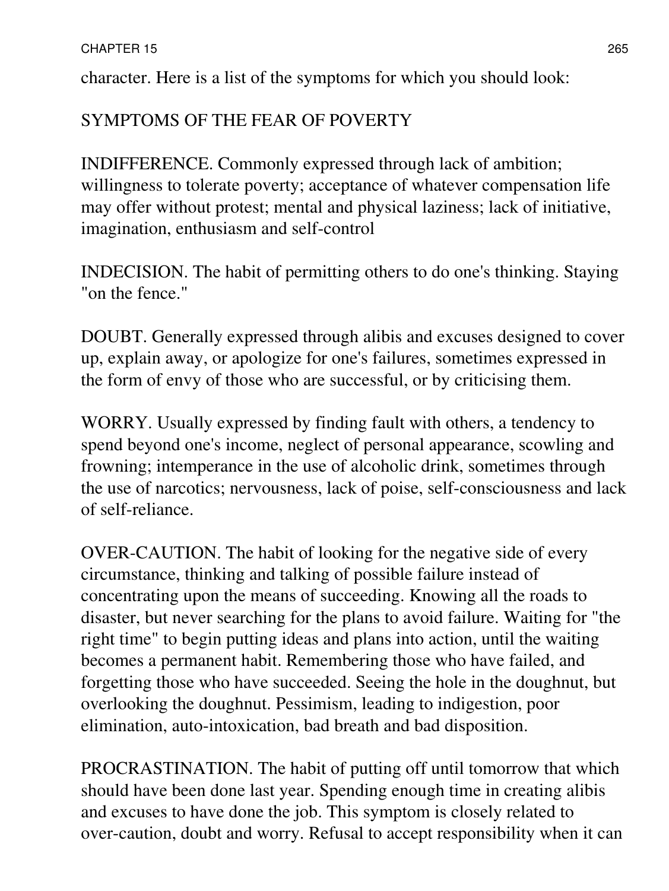character. Here is a list of the symptoms for which you should look:

## SYMPTOMS OF THE FEAR OF POVERTY

INDIFFERENCE. Commonly expressed through lack of ambition; willingness to tolerate poverty; acceptance of whatever compensation life may offer without protest; mental and physical laziness; lack of initiative, imagination, enthusiasm and self-control

INDECISION. The habit of permitting others to do one's thinking. Staying "on the fence."

DOUBT. Generally expressed through alibis and excuses designed to cover up, explain away, or apologize for one's failures, sometimes expressed in the form of envy of those who are successful, or by criticising them.

WORRY. Usually expressed by finding fault with others, a tendency to spend beyond one's income, neglect of personal appearance, scowling and frowning; intemperance in the use of alcoholic drink, sometimes through the use of narcotics; nervousness, lack of poise, self-consciousness and lack of self-reliance.

OVER-CAUTION. The habit of looking for the negative side of every circumstance, thinking and talking of possible failure instead of concentrating upon the means of succeeding. Knowing all the roads to disaster, but never searching for the plans to avoid failure. Waiting for "the right time" to begin putting ideas and plans into action, until the waiting becomes a permanent habit. Remembering those who have failed, and forgetting those who have succeeded. Seeing the hole in the doughnut, but overlooking the doughnut. Pessimism, leading to indigestion, poor elimination, auto-intoxication, bad breath and bad disposition.

PROCRASTINATION. The habit of putting off until tomorrow that which should have been done last year. Spending enough time in creating alibis and excuses to have done the job. This symptom is closely related to over-caution, doubt and worry. Refusal to accept responsibility when it can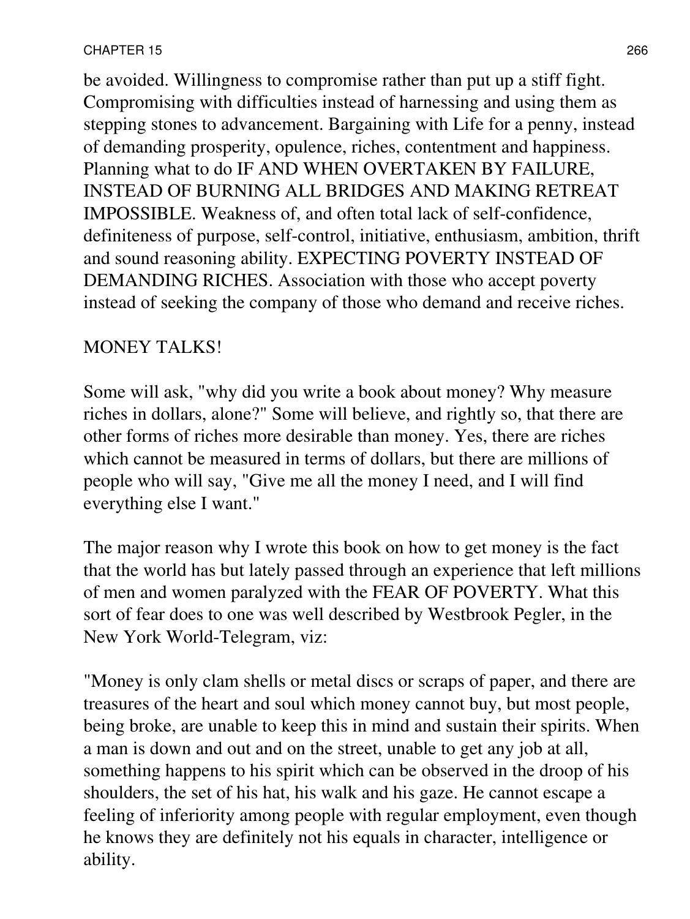be avoided. Willingness to compromise rather than put up a stiff fight. Compromising with difficulties instead of harnessing and using them as stepping stones to advancement. Bargaining with Life for a penny, instead of demanding prosperity, opulence, riches, contentment and happiness. Planning what to do IF AND WHEN OVERTAKEN BY FAILURE, INSTEAD OF BURNING ALL BRIDGES AND MAKING RETREAT IMPOSSIBLE. Weakness of, and often total lack of self-confidence, definiteness of purpose, self-control, initiative, enthusiasm, ambition, thrift and sound reasoning ability. EXPECTING POVERTY INSTEAD OF DEMANDING RICHES. Association with those who accept poverty instead of seeking the company of those who demand and receive riches.

MONEY TALKS!

Some will ask, "why did you write a book about money? Why measure riches in dollars, alone?" Some will believe, and rightly so, that there are other forms of riches more desirable than money. Yes, there are riches which cannot be measured in terms of dollars, but there are millions of people who will say, "Give me all the money I need, and I will find everything else I want."

The major reason why I wrote this book on how to get money is the fact that the world has but lately passed through an experience that left millions of men and women paralyzed with the FEAR OF POVERTY. What this sort of fear does to one was well described by Westbrook Pegler, in the New York World-Telegram, viz:

"Money is only clam shells or metal discs or scraps of paper, and there are treasures of the heart and soul which money cannot buy, but most people, being broke, are unable to keep this in mind and sustain their spirits. When a man is down and out and on the street, unable to get any job at all, something happens to his spirit which can be observed in the droop of his shoulders, the set of his hat, his walk and his gaze. He cannot escape a feeling of inferiority among people with regular employment, even though he knows they are definitely not his equals in character, intelligence or ability.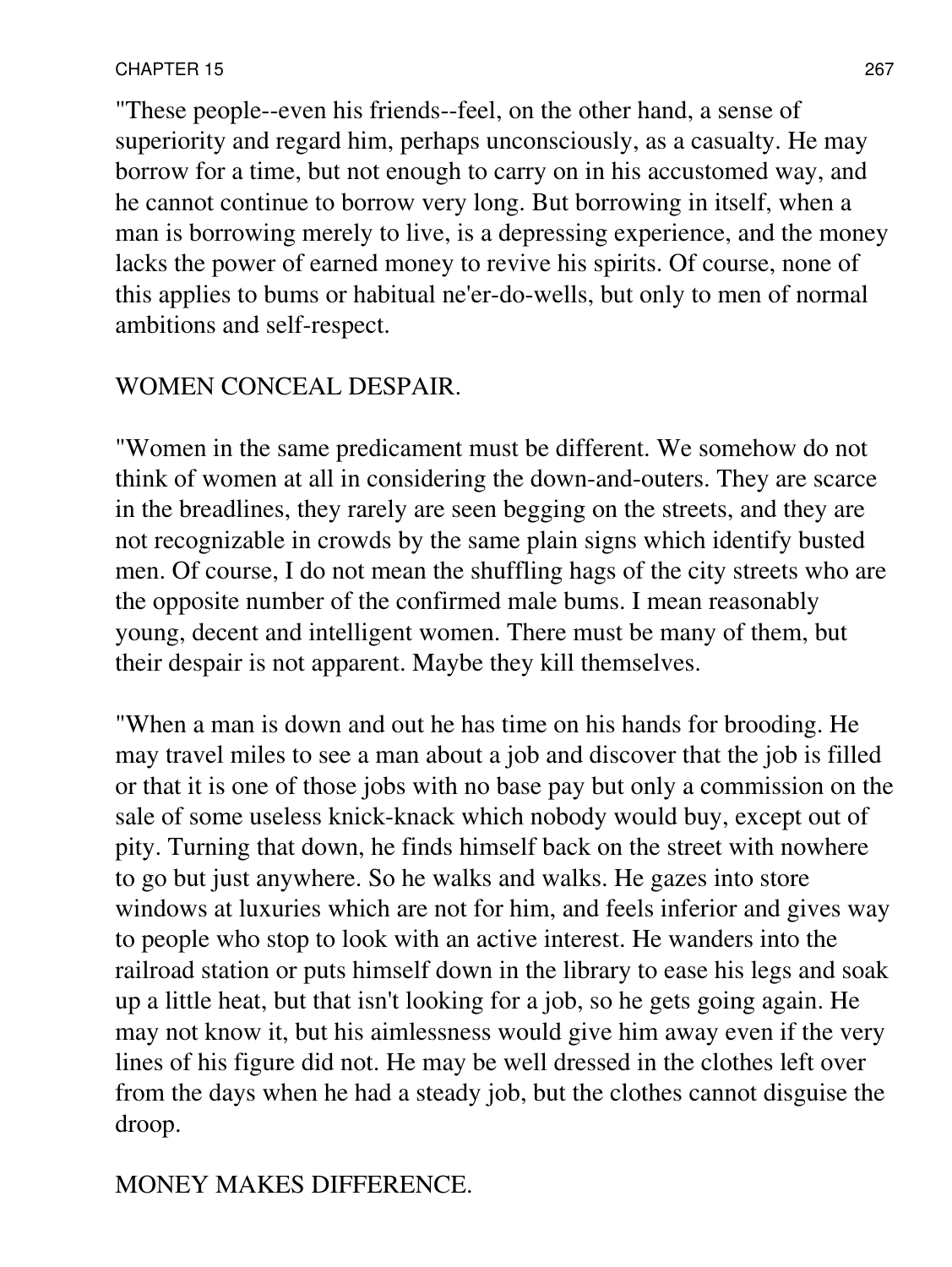"These people--even his friends--feel, on the other hand, a sense of superiority and regard him, perhaps unconsciously, as a casualty. He may borrow for a time, but not enough to carry on in his accustomed way, and he cannot continue to borrow very long. But borrowing in itself, when a man is borrowing merely to live, is a depressing experience, and the money lacks the power of earned money to revive his spirits. Of course, none of this applies to bums or habitual ne'er-do-wells, but only to men of normal ambitions and self-respect.

WOMEN CONCEAL DESPAIR.

"Women in the same predicament must be different. We somehow do not think of women at all in considering the down-and-outers. They are scarce in the breadlines, they rarely are seen begging on the streets, and they are not recognizable in crowds by the same plain signs which identify busted men. Of course, I do not mean the shuffling hags of the city streets who are the opposite number of the confirmed male bums. I mean reasonably young, decent and intelligent women. There must be many of them, but their despair is not apparent. Maybe they kill themselves.

"When a man is down and out he has time on his hands for brooding. He may travel miles to see a man about a job and discover that the job is filled or that it is one of those jobs with no base pay but only a commission on the sale of some useless knick-knack which nobody would buy, except out of pity. Turning that down, he finds himself back on the street with nowhere to go but just anywhere. So he walks and walks. He gazes into store windows at luxuries which are not for him, and feels inferior and gives way to people who stop to look with an active interest. He wanders into the railroad station or puts himself down in the library to ease his legs and soak up a little heat, but that isn't looking for a job, so he gets going again. He may not know it, but his aimlessness would give him away even if the very lines of his figure did not. He may be well dressed in the clothes left over from the days when he had a steady job, but the clothes cannot disguise the droop.

MONEY MAKES DIFFERENCE.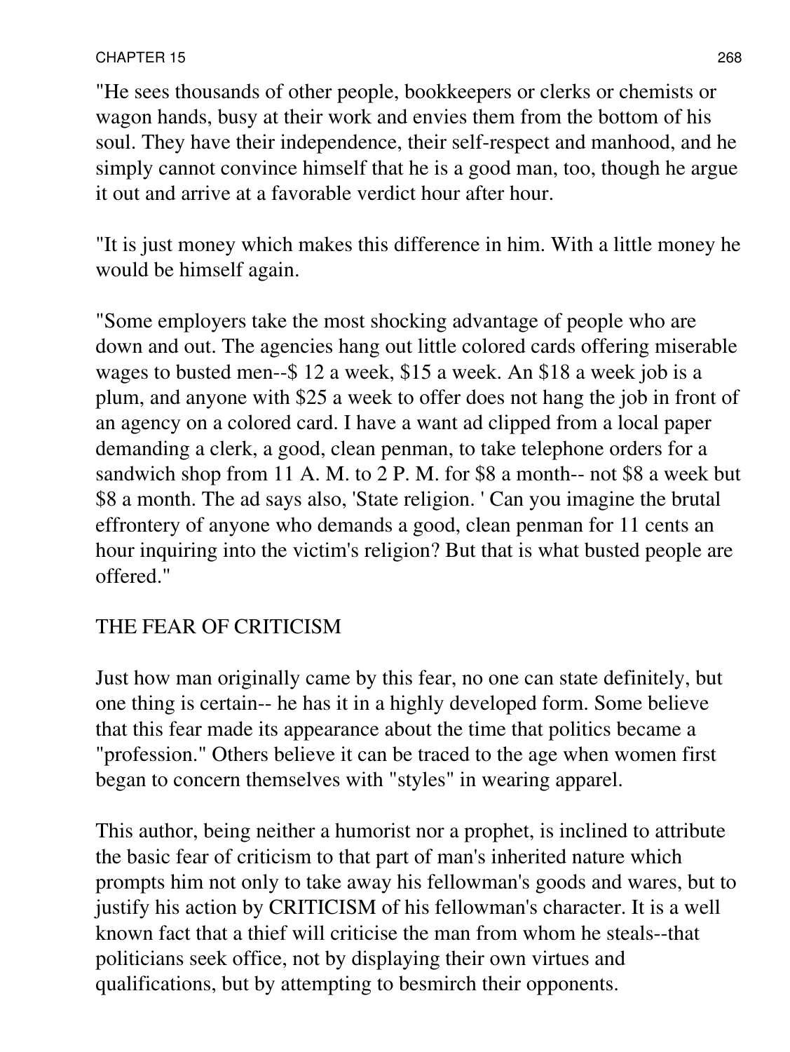"He sees thousands of other people, bookkeepers or clerks or chemists or wagon hands, busy at their work and envies them from the bottom of his soul. They have their independence, their self-respect and manhood, and he simply cannot convince himself that he is a good man, too, though he argue it out and arrive at a favorable verdict hour after hour.

"It is just money which makes this difference in him. With a little money he would be himself again.

"Some employers take the most shocking advantage of people who are down and out. The agencies hang out little colored cards offering miserable wages to busted men--$ 12 a week, $15 a week. An $18 a week job is a plum, and anyone with $25 a week to offer does not hang the job in front of an agency on a colored card. I have a want ad clipped from a local paper demanding a clerk, a good, clean penman, to take telephone orders for a sandwich shop from 11 A. M. to 2 P. M. for $8 a month-- not $8 a week but $8 a month. The ad says also, 'State religion. ' Can you imagine the brutal effrontery of anyone who demands a good, clean penman for 11 cents an hour inquiring into the victim's religion? But that is what busted people are offered."

## THE FEAR OF CRITICISM

Just how man originally came by this fear, no one can state definitely, but one thing is certain-- he has it in a highly developed form. Some believe that this fear made its appearance about the time that politics became a "profession." Others believe it can be traced to the age when women first began to concern themselves with "styles" in wearing apparel.

This author, being neither a humorist nor a prophet, is inclined to attribute the basic fear of criticism to that part of man's inherited nature which prompts him not only to take away his fellowman's goods and wares, but to justify his action by CRITICISM of his fellowman's character. It is a well known fact that a thief will criticise the man from whom he steals--that politicians seek office, not by displaying their own virtues and qualifications, but by attempting to besmirch their opponents.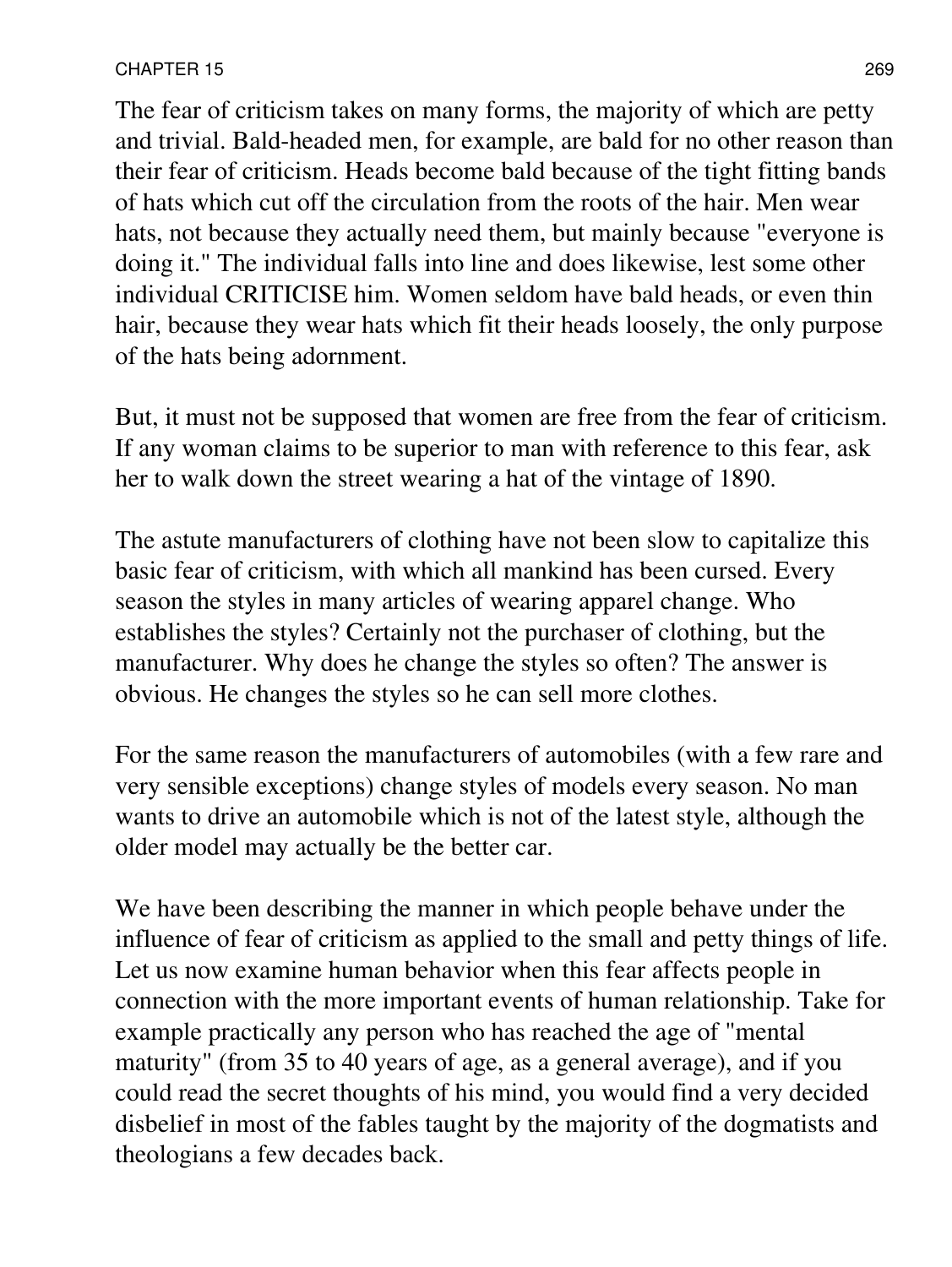The fear of criticism takes on many forms, the majority of which are petty and trivial. Bald-headed men, for example, are bald for no other reason than their fear of criticism. Heads become bald because of the tight fitting bands of hats which cut off the circulation from the roots of the hair. Men wear hats, not because they actually need them, but mainly because "everyone is doing it." The individual falls into line and does likewise, lest some other individual CRITICISE him. Women seldom have bald heads, or even thin hair, because they wear hats which fit their heads loosely, the only purpose of the hats being adornment.

But, it must not be supposed that women are free from the fear of criticism. If any woman claims to be superior to man with reference to this fear, ask her to walk down the street wearing a hat of the vintage of 1890.

The astute manufacturers of clothing have not been slow to capitalize this basic fear of criticism, with which all mankind has been cursed. Every season the styles in many articles of wearing apparel change. Who establishes the styles? Certainly not the purchaser of clothing, but the manufacturer. Why does he change the styles so often? The answer is obvious. He changes the styles so he can sell more clothes.

For the same reason the manufacturers of automobiles (with a few rare and very sensible exceptions) change styles of models every season. No man wants to drive an automobile which is not of the latest style, although the older model may actually be the better car.

We have been describing the manner in which people behave under the influence of fear of criticism as applied to the small and petty things of life. Let us now examine human behavior when this fear affects people in connection with the more important events of human relationship. Take for example practically any person who has reached the age of "mental maturity" (from 35 to 40 years of age, as a general average), and if you could read the secret thoughts of his mind, you would find a very decided disbelief in most of the fables taught by the majority of the dogmatists and theologians a few decades back.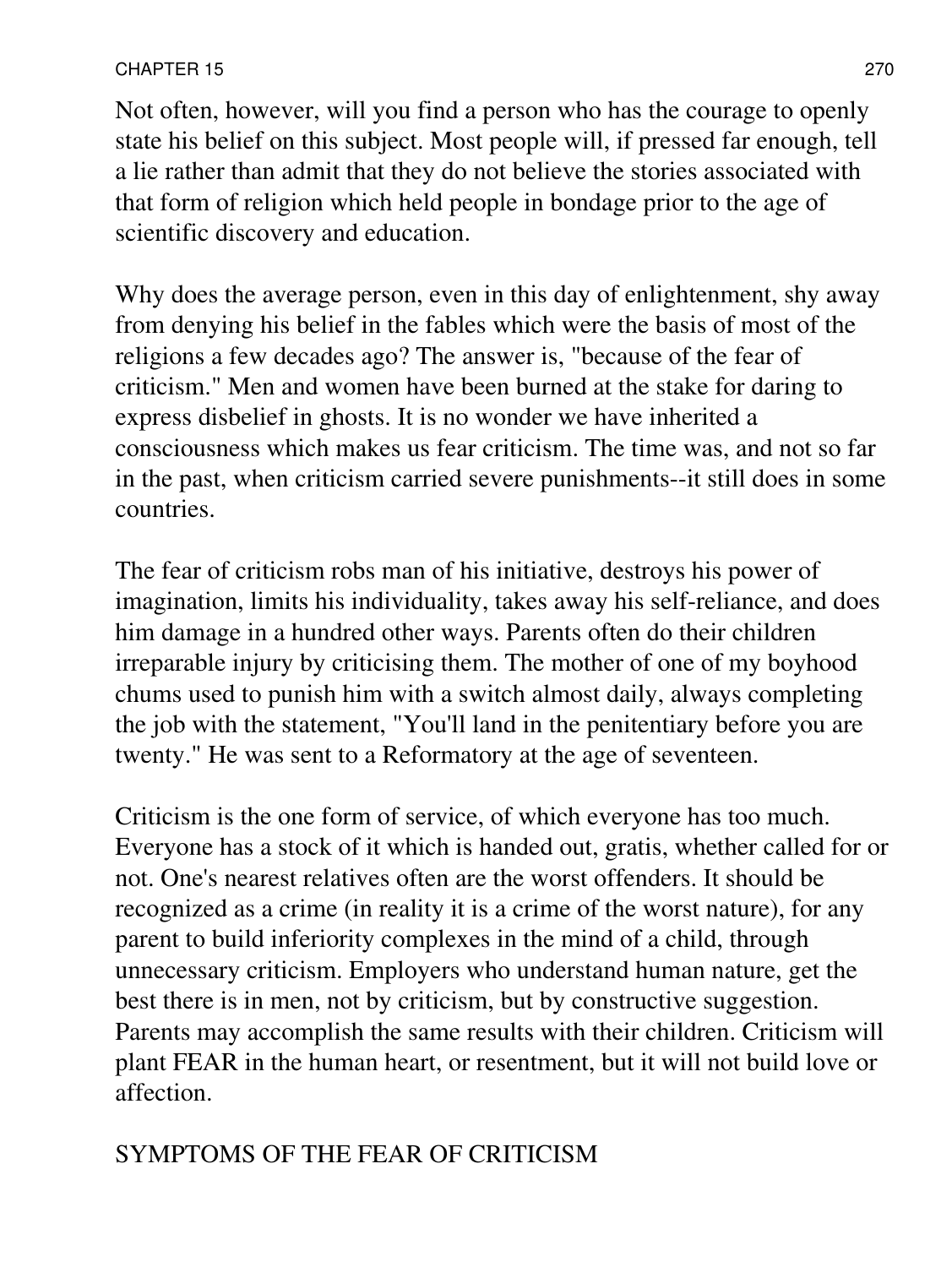Not often, however, will you find a person who has the courage to openly state his belief on this subject. Most people will, if pressed far enough, tell a lie rather than admit that they do not believe the stories associated with that form of religion which held people in bondage prior to the age of scientific discovery and education.

Why does the average person, even in this day of enlightenment, shy away from denying his belief in the fables which were the basis of most of the religions a few decades ago? The answer is, "because of the fear of criticism." Men and women have been burned at the stake for daring to express disbelief in ghosts. It is no wonder we have inherited a consciousness which makes us fear criticism. The time was, and not so far in the past, when criticism carried severe punishments--it still does in some countries.

The fear of criticism robs man of his initiative, destroys his power of imagination, limits his individuality, takes away his self-reliance, and does him damage in a hundred other ways. Parents often do their children irreparable injury by criticising them. The mother of one of my boyhood chums used to punish him with a switch almost daily, always completing the job with the statement, "You'll land in the penitentiary before you are twenty." He was sent to a Reformatory at the age of seventeen.

Criticism is the one form of service, of which everyone has too much. Everyone has a stock of it which is handed out, gratis, whether called for or not. One's nearest relatives often are the worst offenders. It should be recognized as a crime (in reality it is a crime of the worst nature), for any parent to build inferiority complexes in the mind of a child, through unnecessary criticism. Employers who understand human nature, get the best there is in men, not by criticism, but by constructive suggestion. Parents may accomplish the same results with their children. Criticism will plant FEAR in the human heart, or resentment, but it will not build love or affection.

## SYMPTOMS OF THE FEAR OF CRITICISM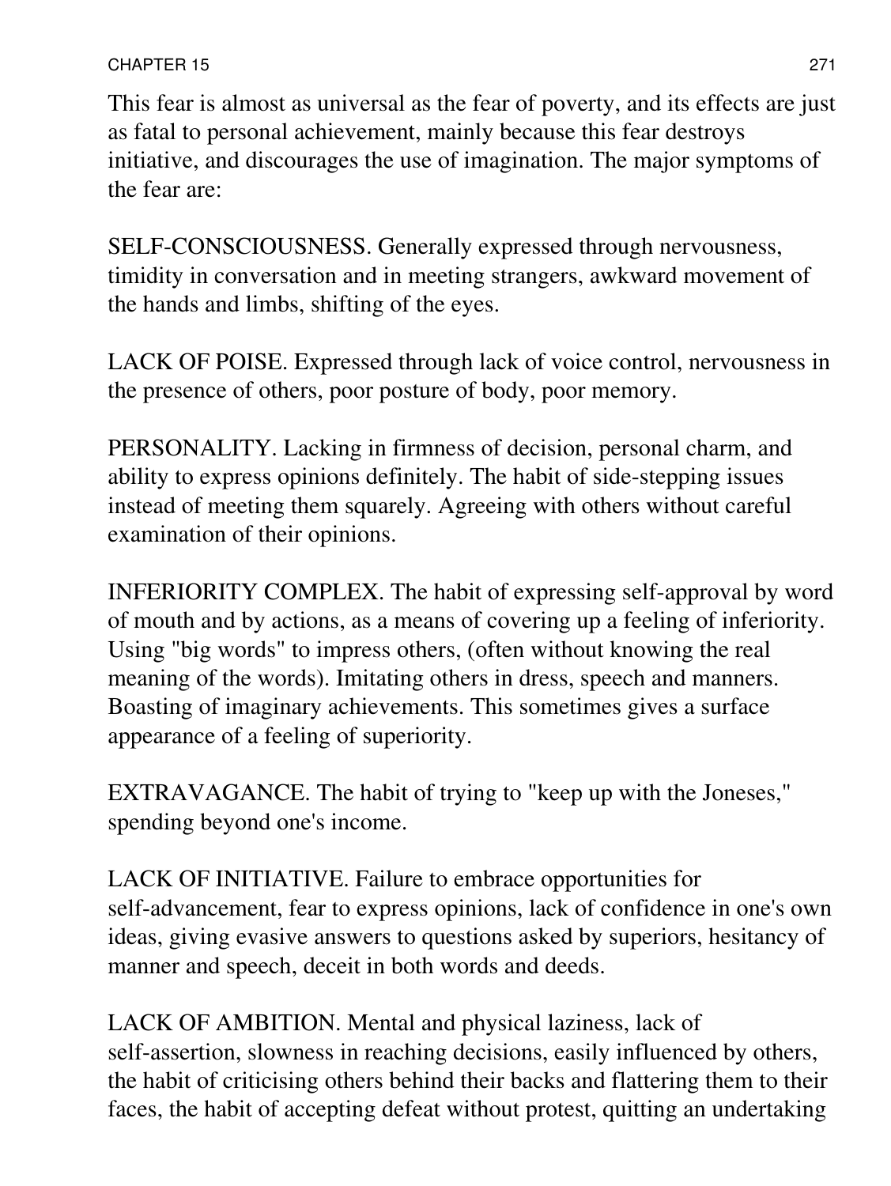This fear is almost as universal as the fear of poverty, and its effects are just as fatal to personal achievement, mainly because this fear destroys initiative, and discourages the use of imagination. The major symptoms of the fear are:

SELF-CONSCIOUSNESS. Generally expressed through nervousness, timidity in conversation and in meeting strangers, awkward movement of the hands and limbs, shifting of the eyes.

LACK OF POISE. Expressed through lack of voice control, nervousness in the presence of others, poor posture of body, poor memory.

PERSONALITY. Lacking in firmness of decision, personal charm, and ability to express opinions definitely. The habit of side-stepping issues instead of meeting them squarely. Agreeing with others without careful examination of their opinions.

INFERIORITY COMPLEX. The habit of expressing self-approval by word of mouth and by actions, as a means of covering up a feeling of inferiority. Using "big words" to impress others, (often without knowing the real meaning of the words). Imitating others in dress, speech and manners. Boasting of imaginary achievements. This sometimes gives a surface appearance of a feeling of superiority.

EXTRAVAGANCE. The habit of trying to "keep up with the Joneses," spending beyond one's income.

LACK OF INITIATIVE. Failure to embrace opportunities for self-advancement, fear to express opinions, lack of confidence in one's own ideas, giving evasive answers to questions asked by superiors, hesitancy of manner and speech, deceit in both words and deeds.

LACK OF AMBITION. Mental and physical laziness, lack of self-assertion, slowness in reaching decisions, easily influenced by others, the habit of criticising others behind their backs and flattering them to their faces, the habit of accepting defeat without protest, quitting an undertaking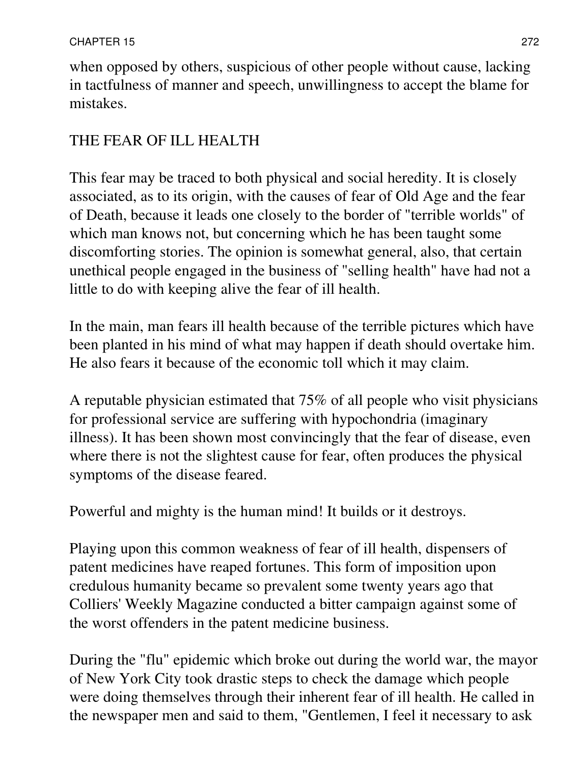when opposed by others, suspicious of other people without cause, lacking in tactfulness of manner and speech, unwillingness to accept the blame for mistakes.

## THE FEAR OF ILL HEALTH

This fear may be traced to both physical and social heredity. It is closely associated, as to its origin, with the causes of fear of Old Age and the fear of Death, because it leads one closely to the border of "terrible worlds" of which man knows not, but concerning which he has been taught some discomforting stories. The opinion is somewhat general, also, that certain unethical people engaged in the business of "selling health" have had not a little to do with keeping alive the fear of ill health.

In the main, man fears ill health because of the terrible pictures which have been planted in his mind of what may happen if death should overtake him. He also fears it because of the economic toll which it may claim.

A reputable physician estimated that 75% of all people who visit physicians for professional service are suffering with hypochondria (imaginary illness). It has been shown most convincingly that the fear of disease, even where there is not the slightest cause for fear, often produces the physical symptoms of the disease feared.

Powerful and mighty is the human mind! It builds or it destroys.

Playing upon this common weakness of fear of ill health, dispensers of patent medicines have reaped fortunes. This form of imposition upon credulous humanity became so prevalent some twenty years ago that Colliers' Weekly Magazine conducted a bitter campaign against some of the worst offenders in the patent medicine business.

During the "flu" epidemic which broke out during the world war, the mayor of New York City took drastic steps to check the damage which people were doing themselves through their inherent fear of ill health. He called in the newspaper men and said to them, "Gentlemen, I feel it necessary to ask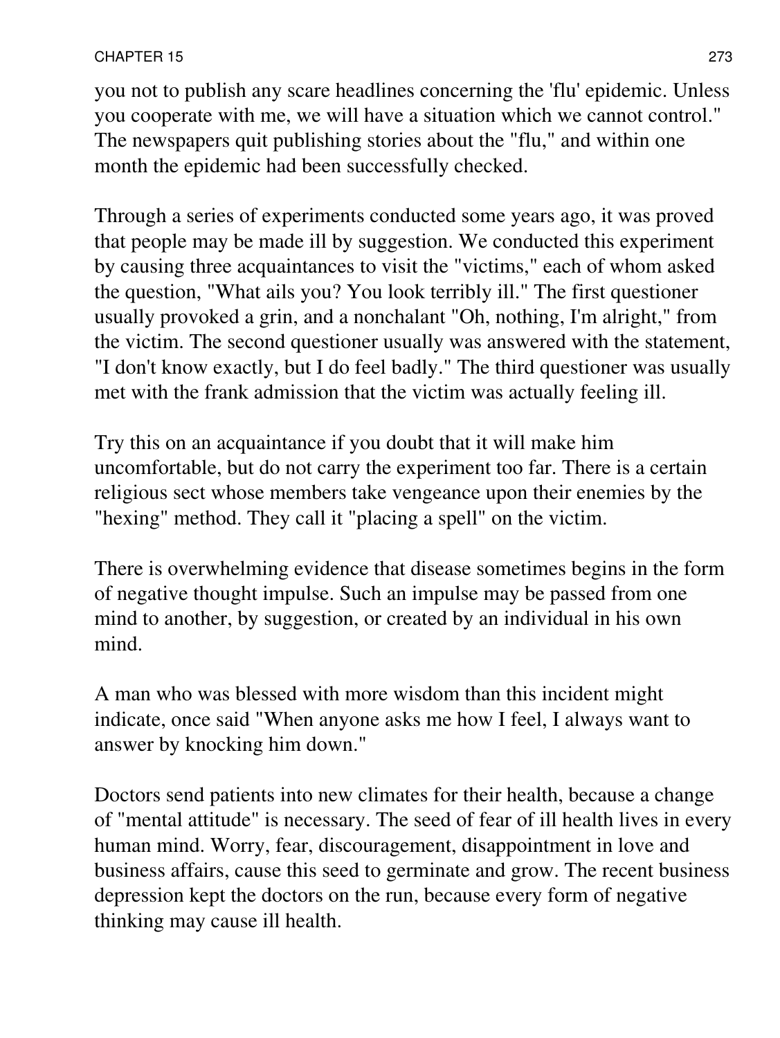you not to publish any scare headlines concerning the 'flu' epidemic. Unless you cooperate with me, we will have a situation which we cannot control." The newspapers quit publishing stories about the "flu," and within one month the epidemic had been successfully checked.

Through a series of experiments conducted some years ago, it was proved that people may be made ill by suggestion. We conducted this experiment by causing three acquaintances to visit the "victims," each of whom asked the question, "What ails you? You look terribly ill." The first questioner usually provoked a grin, and a nonchalant "Oh, nothing, I'm alright," from the victim. The second questioner usually was answered with the statement, "I don't know exactly, but I do feel badly." The third questioner was usually met with the frank admission that the victim was actually feeling ill.

Try this on an acquaintance if you doubt that it will make him uncomfortable, but do not carry the experiment too far. There is a certain religious sect whose members take vengeance upon their enemies by the "hexing" method. They call it "placing a spell" on the victim.

There is overwhelming evidence that disease sometimes begins in the form of negative thought impulse. Such an impulse may be passed from one mind to another, by suggestion, or created by an individual in his own mind.

A man who was blessed with more wisdom than this incident might indicate, once said "When anyone asks me how I feel, I always want to answer by knocking him down."

Doctors send patients into new climates for their health, because a change of "mental attitude" is necessary. The seed of fear of ill health lives in every human mind. Worry, fear, discouragement, disappointment in love and business affairs, cause this seed to germinate and grow. The recent business depression kept the doctors on the run, because every form of negative thinking may cause ill health.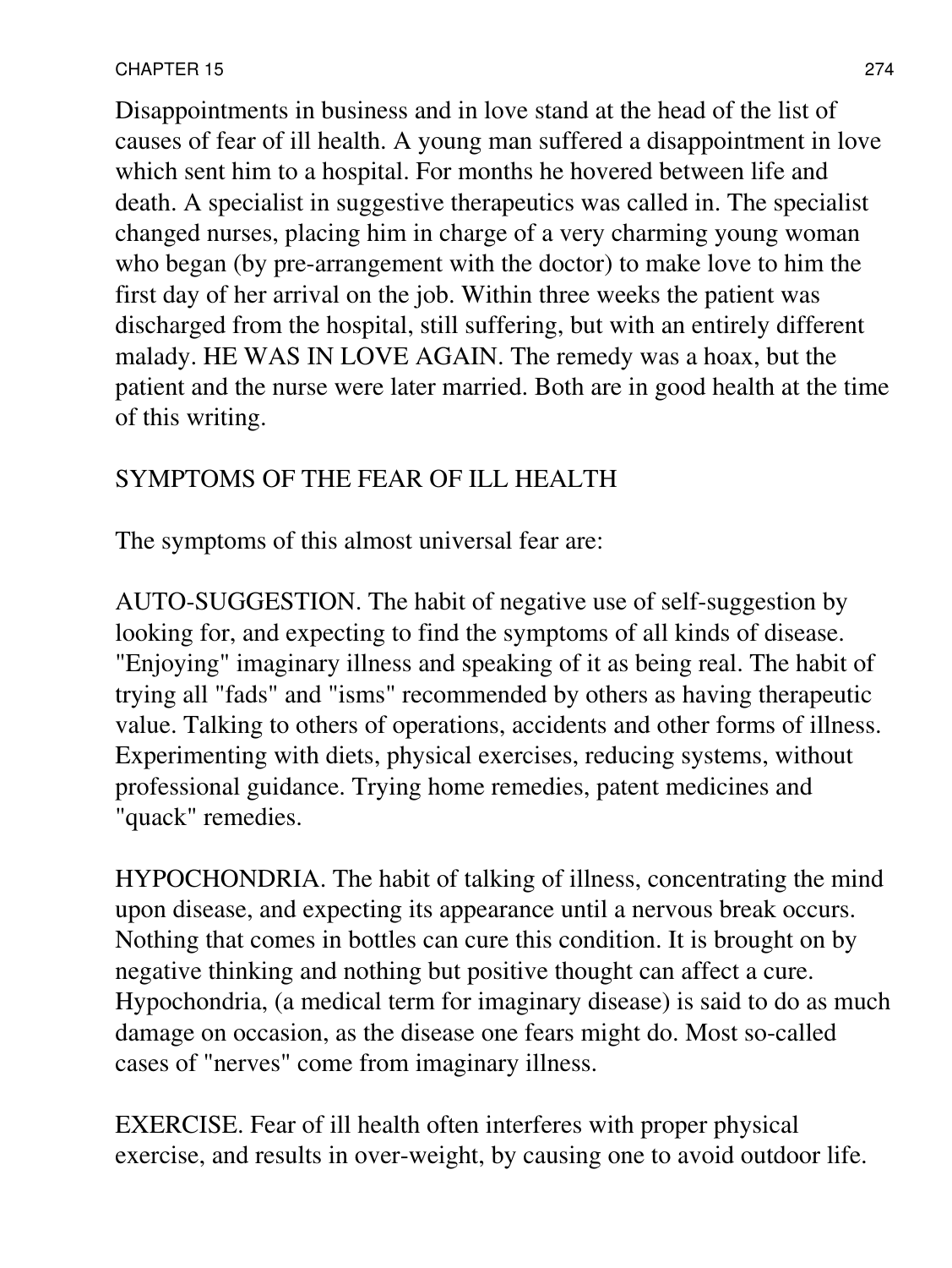Disappointments in business and in love stand at the head of the list of causes of fear of ill health. A young man suffered a disappointment in love which sent him to a hospital. For months he hovered between life and death. A specialist in suggestive therapeutics was called in. The specialist changed nurses, placing him in charge of a very charming young woman who began (by pre-arrangement with the doctor) to make love to him the first day of her arrival on the job. Within three weeks the patient was discharged from the hospital, still suffering, but with an entirely different malady. HE WAS IN LOVE AGAIN. The remedy was a hoax, but the patient and the nurse were later married. Both are in good health at the time of this writing.

## SYMPTOMS OF THE FEAR OF ILL HEALTH

The symptoms of this almost universal fear are:

AUTO-SUGGESTION. The habit of negative use of self-suggestion by looking for, and expecting to find the symptoms of all kinds of disease. "Enjoying" imaginary illness and speaking of it as being real. The habit of trying all "fads" and "isms" recommended by others as having therapeutic value. Talking to others of operations, accidents and other forms of illness. Experimenting with diets, physical exercises, reducing systems, without professional guidance. Trying home remedies, patent medicines and "quack" remedies.

HYPOCHONDRIA. The habit of talking of illness, concentrating the mind upon disease, and expecting its appearance until a nervous break occurs. Nothing that comes in bottles can cure this condition. It is brought on by negative thinking and nothing but positive thought can affect a cure. Hypochondria, (a medical term for imaginary disease) is said to do as much damage on occasion, as the disease one fears might do. Most so-called cases of "nerves" come from imaginary illness.

EXERCISE. Fear of ill health often interferes with proper physical exercise, and results in over-weight, by causing one to avoid outdoor life.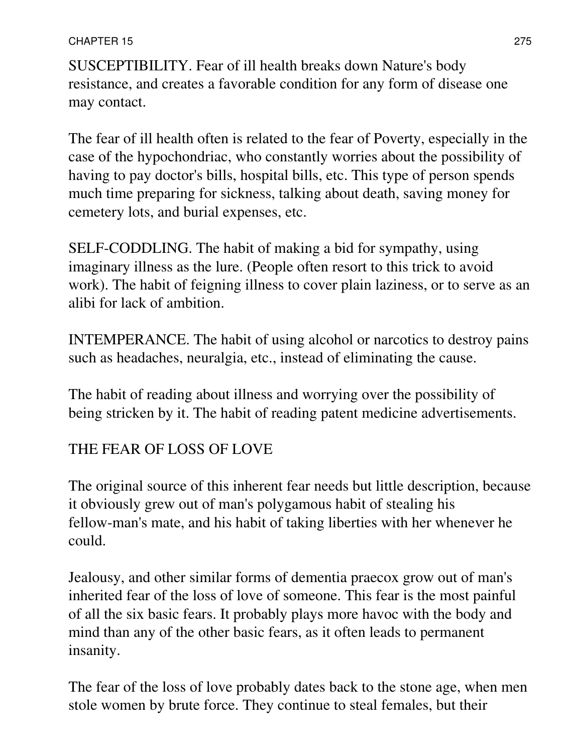SUSCEPTIBILITY. Fear of ill health breaks down Nature's body resistance, and creates a favorable condition for any form of disease one may contact.

The fear of ill health often is related to the fear of Poverty, especially in the case of the hypochondriac, who constantly worries about the possibility of having to pay doctor's bills, hospital bills, etc. This type of person spends much time preparing for sickness, talking about death, saving money for cemetery lots, and burial expenses, etc.

SELF-CODDLING. The habit of making a bid for sympathy, using imaginary illness as the lure. (People often resort to this trick to avoid work). The habit of feigning illness to cover plain laziness, or to serve as an alibi for lack of ambition.

INTEMPERANCE. The habit of using alcohol or narcotics to destroy pains such as headaches, neuralgia, etc., instead of eliminating the cause.

The habit of reading about illness and worrying over the possibility of being stricken by it. The habit of reading patent medicine advertisements.

## THE FEAR OF LOSS OF LOVE

The original source of this inherent fear needs but little description, because it obviously grew out of man's polygamous habit of stealing his fellow-man's mate, and his habit of taking liberties with her whenever he could.

Jealousy, and other similar forms of dementia praecox grow out of man's inherited fear of the loss of love of someone. This fear is the most painful of all the six basic fears. It probably plays more havoc with the body and mind than any of the other basic fears, as it often leads to permanent insanity.

The fear of the loss of love probably dates back to the stone age, when men stole women by brute force. They continue to steal females, but their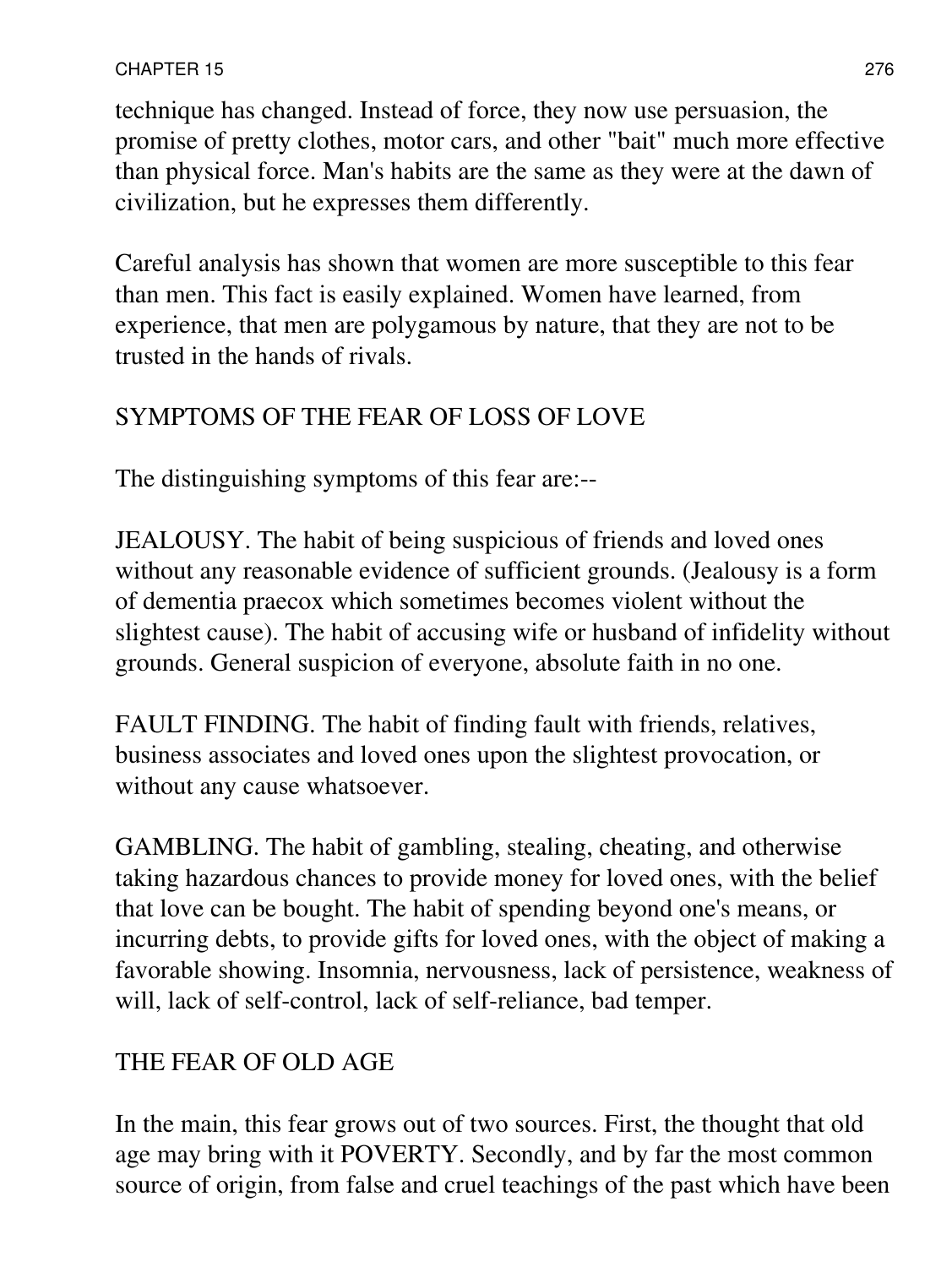technique has changed. Instead of force, they now use persuasion, the promise of pretty clothes, motor cars, and other "bait" much more effective than physical force. Man's habits are the same as they were at the dawn of civilization, but he expresses them differently.

Careful analysis has shown that women are more susceptible to this fear than men. This fact is easily explained. Women have learned, from experience, that men are polygamous by nature, that they are not to be trusted in the hands of rivals.

## SYMPTOMS OF THE FEAR OF LOSS OF LOVE

The distinguishing symptoms of this fear are:--

JEALOUSY. The habit of being suspicious of friends and loved ones without any reasonable evidence of sufficient grounds. (Jealousy is a form of dementia praecox which sometimes becomes violent without the slightest cause). The habit of accusing wife or husband of infidelity without grounds. General suspicion of everyone, absolute faith in no one.

FAULT FINDING. The habit of finding fault with friends, relatives, business associates and loved ones upon the slightest provocation, or without any cause whatsoever.

GAMBLING. The habit of gambling, stealing, cheating, and otherwise taking hazardous chances to provide money for loved ones, with the belief that love can be bought. The habit of spending beyond one's means, or incurring debts, to provide gifts for loved ones, with the object of making a favorable showing. Insomnia, nervousness, lack of persistence, weakness of will, lack of self-control, lack of self-reliance, bad temper.

## THE FEAR OF OLD AGE

In the main, this fear grows out of two sources. First, the thought that old age may bring with it POVERTY. Secondly, and by far the most common source of origin, from false and cruel teachings of the past which have been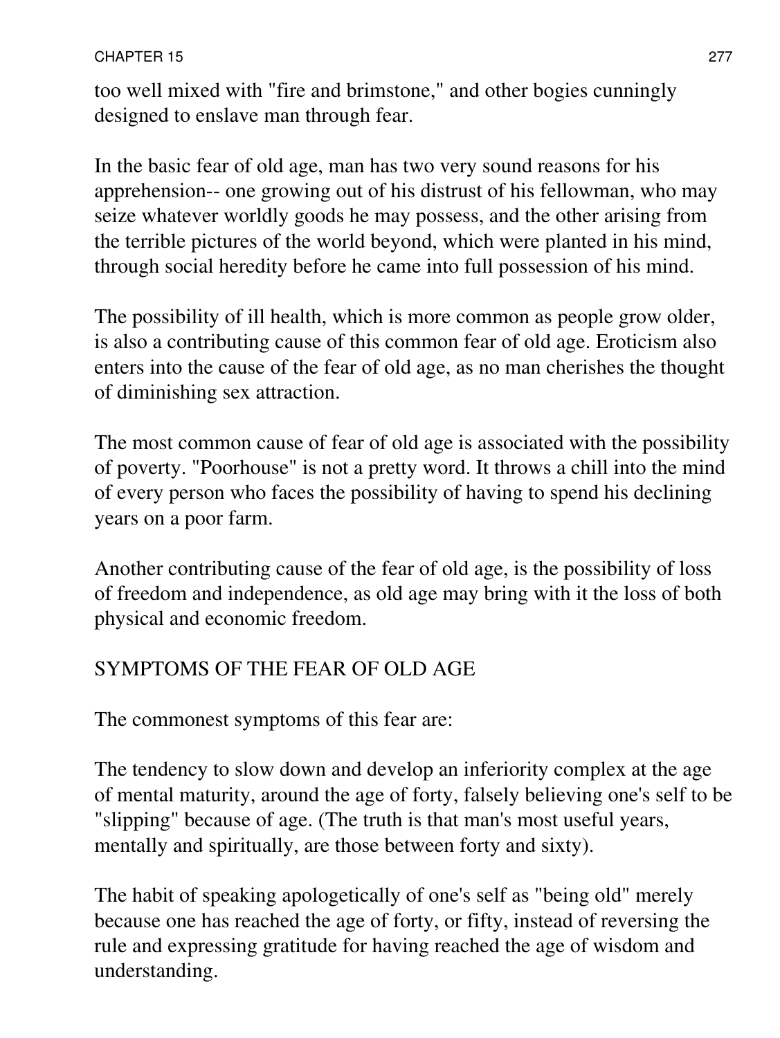too well mixed with "fire and brimstone," and other bogies cunningly designed to enslave man through fear.

In the basic fear of old age, man has two very sound reasons for his apprehension-- one growing out of his distrust of his fellowman, who may seize whatever worldly goods he may possess, and the other arising from the terrible pictures of the world beyond, which were planted in his mind, through social heredity before he came into full possession of his mind.

The possibility of ill health, which is more common as people grow older, is also a contributing cause of this common fear of old age. Eroticism also enters into the cause of the fear of old age, as no man cherishes the thought of diminishing sex attraction.

The most common cause of fear of old age is associated with the possibility of poverty. "Poorhouse" is not a pretty word. It throws a chill into the mind of every person who faces the possibility of having to spend his declining years on a poor farm.

Another contributing cause of the fear of old age, is the possibility of loss of freedom and independence, as old age may bring with it the loss of both physical and economic freedom.

## SYMPTOMS OF THE FEAR OF OLD AGE

The commonest symptoms of this fear are:

The tendency to slow down and develop an inferiority complex at the age of mental maturity, around the age of forty, falsely believing one's self to be "slipping" because of age. (The truth is that man's most useful years, mentally and spiritually, are those between forty and sixty).

The habit of speaking apologetically of one's self as "being old" merely because one has reached the age of forty, or fifty, instead of reversing the rule and expressing gratitude for having reached the age of wisdom and understanding.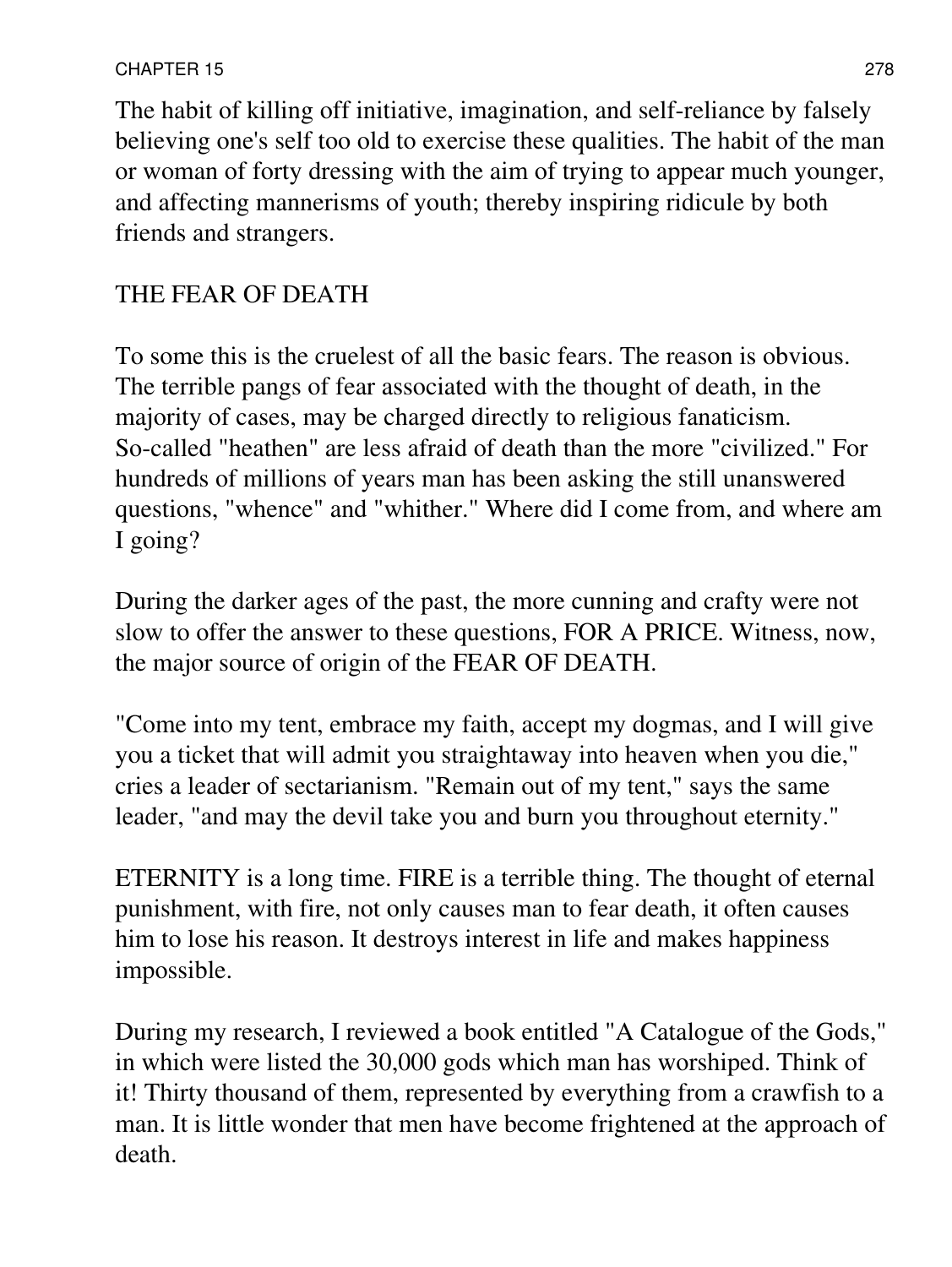The habit of killing off initiative, imagination, and self-reliance by falsely believing one's self too old to exercise these qualities. The habit of the man or woman of forty dressing with the aim of trying to appear much younger, and affecting mannerisms of youth; thereby inspiring ridicule by both friends and strangers.

## THE FEAR OF DEATH

To some this is the cruelest of all the basic fears. The reason is obvious. The terrible pangs of fear associated with the thought of death, in the majority of cases, may be charged directly to religious fanaticism. So-called "heathen" are less afraid of death than the more "civilized." For hundreds of millions of years man has been asking the still unanswered questions, "whence" and "whither." Where did I come from, and where am I going?

During the darker ages of the past, the more cunning and crafty were not slow to offer the answer to these questions, FOR A PRICE. Witness, now, the major source of origin of the FEAR OF DEATH.

"Come into my tent, embrace my faith, accept my dogmas, and I will give you a ticket that will admit you straightaway into heaven when you die," cries a leader of sectarianism. "Remain out of my tent," says the same leader, "and may the devil take you and burn you throughout eternity."

ETERNITY is a long time. FIRE is a terrible thing. The thought of eternal punishment, with fire, not only causes man to fear death, it often causes him to lose his reason. It destroys interest in life and makes happiness impossible.

During my research, I reviewed a book entitled "A Catalogue of the Gods," in which were listed the 30,000 gods which man has worshiped. Think of it! Thirty thousand of them, represented by everything from a crawfish to a man. It is little wonder that men have become frightened at the approach of death.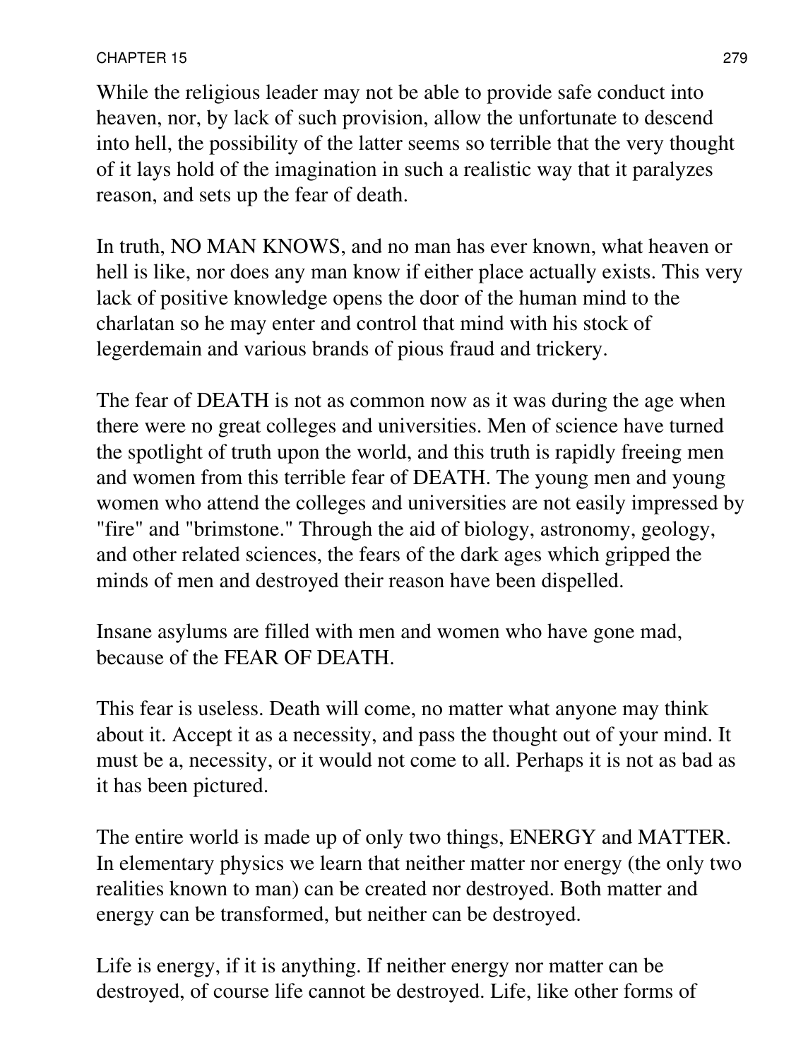While the religious leader may not be able to provide safe conduct into heaven, nor, by lack of such provision, allow the unfortunate to descend into hell, the possibility of the latter seems so terrible that the very thought of it lays hold of the imagination in such a realistic way that it paralyzes reason, and sets up the fear of death.

In truth, NO MAN KNOWS, and no man has ever known, what heaven or hell is like, nor does any man know if either place actually exists. This very lack of positive knowledge opens the door of the human mind to the charlatan so he may enter and control that mind with his stock of legerdemain and various brands of pious fraud and trickery.

The fear of DEATH is not as common now as it was during the age when there were no great colleges and universities. Men of science have turned the spotlight of truth upon the world, and this truth is rapidly freeing men and women from this terrible fear of DEATH. The young men and young women who attend the colleges and universities are not easily impressed by "fire" and "brimstone." Through the aid of biology, astronomy, geology, and other related sciences, the fears of the dark ages which gripped the minds of men and destroyed their reason have been dispelled.

Insane asylums are filled with men and women who have gone mad, because of the FEAR OF DEATH.

This fear is useless. Death will come, no matter what anyone may think about it. Accept it as a necessity, and pass the thought out of your mind. It must be a, necessity, or it would not come to all. Perhaps it is not as bad as it has been pictured.

The entire world is made up of only two things, ENERGY and MATTER. In elementary physics we learn that neither matter nor energy (the only two realities known to man) can be created nor destroyed. Both matter and energy can be transformed, but neither can be destroyed.

Life is energy, if it is anything. If neither energy nor matter can be destroyed, of course life cannot be destroyed. Life, like other forms of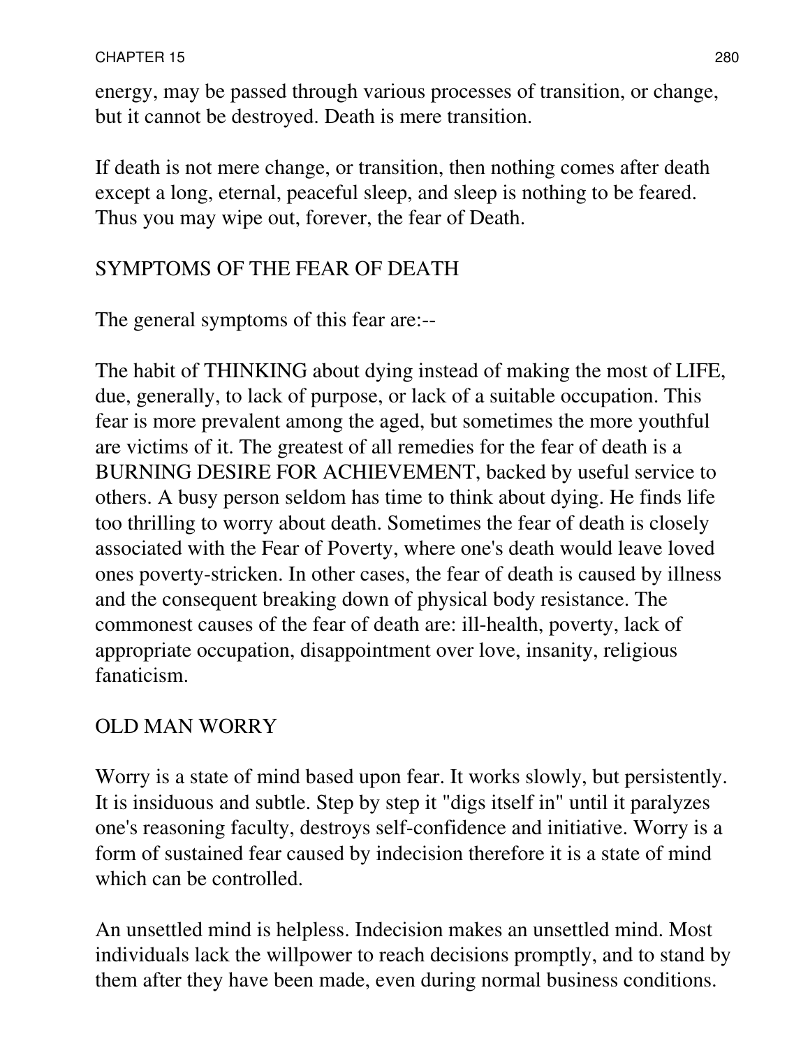energy, may be passed through various processes of transition, or change, but it cannot be destroyed. Death is mere transition.

If death is not mere change, or transition, then nothing comes after death except a long, eternal, peaceful sleep, and sleep is nothing to be feared. Thus you may wipe out, forever, the fear of Death.

## SYMPTOMS OF THE FEAR OF DEATH

The general symptoms of this fear are:--

The habit of THINKING about dying instead of making the most of LIFE, due, generally, to lack of purpose, or lack of a suitable occupation. This fear is more prevalent among the aged, but sometimes the more youthful are victims of it. The greatest of all remedies for the fear of death is a BURNING DESIRE FOR ACHIEVEMENT, backed by useful service to others. A busy person seldom has time to think about dying. He finds life too thrilling to worry about death. Sometimes the fear of death is closely associated with the Fear of Poverty, where one's death would leave loved ones poverty-stricken. In other cases, the fear of death is caused by illness and the consequent breaking down of physical body resistance. The commonest causes of the fear of death are: ill-health, poverty, lack of appropriate occupation, disappointment over love, insanity, religious fanaticism.

## OLD MAN WORRY

Worry is a state of mind based upon fear. It works slowly, but persistently. It is insiduous and subtle. Step by step it "digs itself in" until it paralyzes one's reasoning faculty, destroys self-confidence and initiative. Worry is a form of sustained fear caused by indecision therefore it is a state of mind which can be controlled.

An unsettled mind is helpless. Indecision makes an unsettled mind. Most individuals lack the willpower to reach decisions promptly, and to stand by them after they have been made, even during normal business conditions.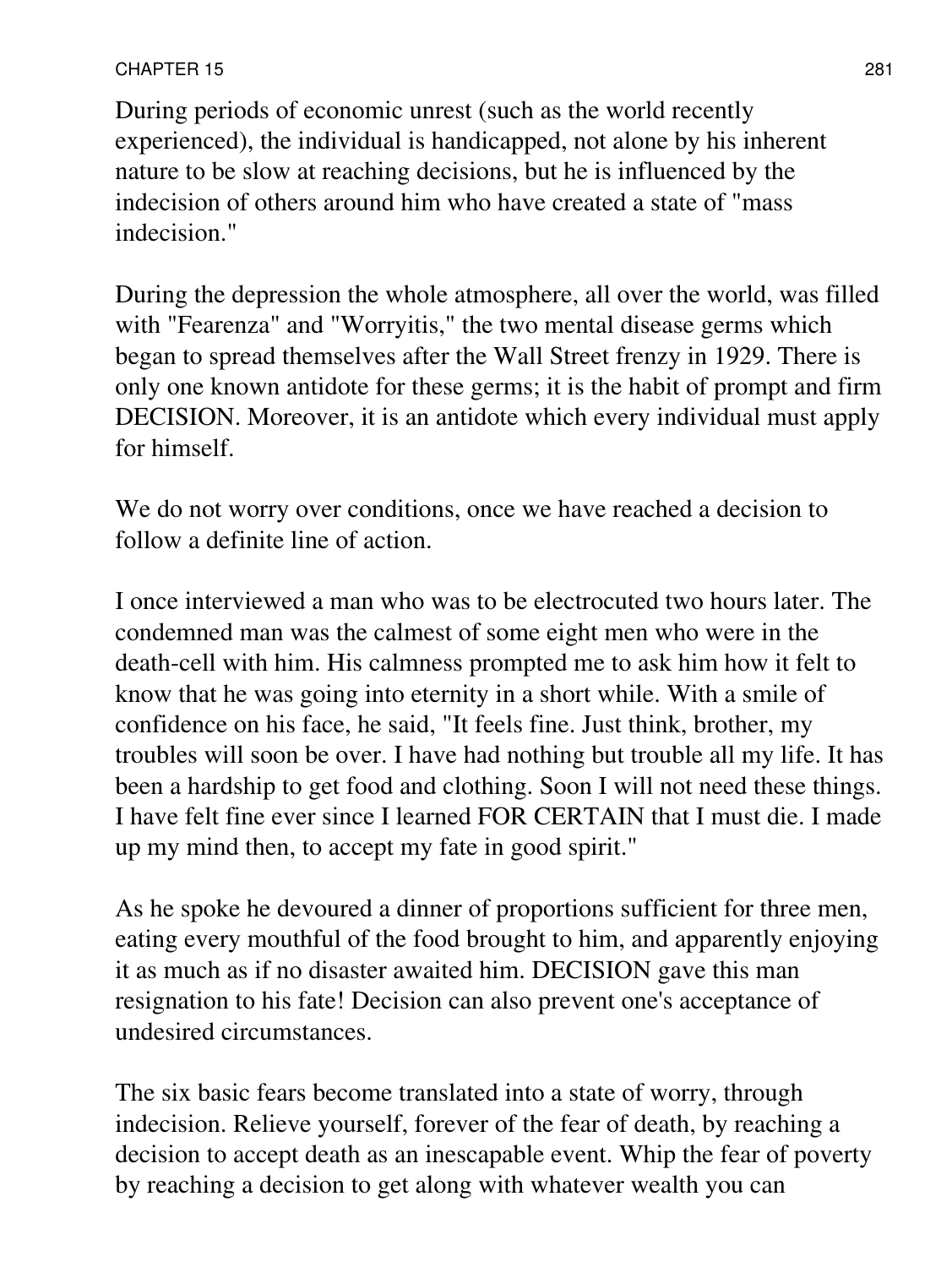During periods of economic unrest (such as the world recently experienced), the individual is handicapped, not alone by his inherent nature to be slow at reaching decisions, but he is influenced by the indecision of others around him who have created a state of "mass indecision."

During the depression the whole atmosphere, all over the world, was filled with "Fearenza" and "Worryitis," the two mental disease germs which began to spread themselves after the Wall Street frenzy in 1929. There is only one known antidote for these germs; it is the habit of prompt and firm DECISION. Moreover, it is an antidote which every individual must apply for himself.

We do not worry over conditions, once we have reached a decision to follow a definite line of action.

I once interviewed a man who was to be electrocuted two hours later. The condemned man was the calmest of some eight men who were in the death-cell with him. His calmness prompted me to ask him how it felt to know that he was going into eternity in a short while. With a smile of confidence on his face, he said, "It feels fine. Just think, brother, my troubles will soon be over. I have had nothing but trouble all my life. It has been a hardship to get food and clothing. Soon I will not need these things. I have felt fine ever since I learned FOR CERTAIN that I must die. I made up my mind then, to accept my fate in good spirit."

As he spoke he devoured a dinner of proportions sufficient for three men, eating every mouthful of the food brought to him, and apparently enjoying it as much as if no disaster awaited him. DECISION gave this man resignation to his fate! Decision can also prevent one's acceptance of undesired circumstances.

The six basic fears become translated into a state of worry, through indecision. Relieve yourself, forever of the fear of death, by reaching a decision to accept death as an inescapable event. Whip the fear of poverty by reaching a decision to get along with whatever wealth you can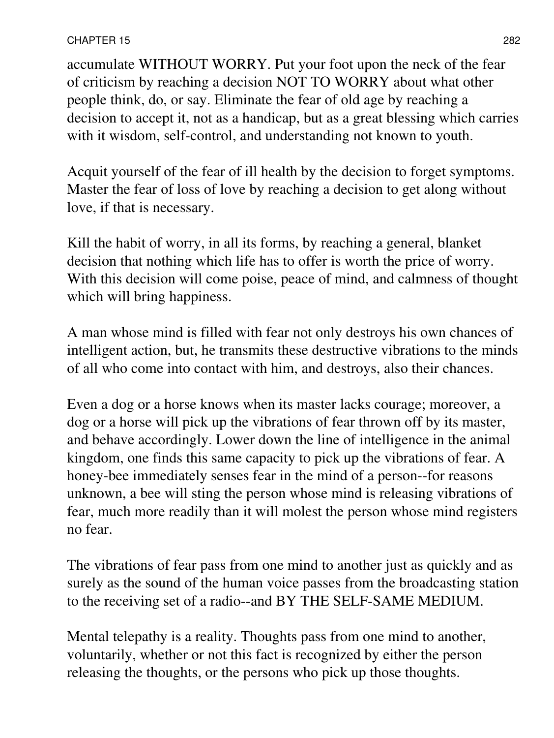accumulate WITHOUT WORRY. Put your foot upon the neck of the fear of criticism by reaching a decision NOT TO WORRY about what other people think, do, or say. Eliminate the fear of old age by reaching a decision to accept it, not as a handicap, but as a great blessing which carries with it wisdom, self-control, and understanding not known to youth.

Acquit yourself of the fear of ill health by the decision to forget symptoms. Master the fear of loss of love by reaching a decision to get along without love, if that is necessary.

Kill the habit of worry, in all its forms, by reaching a general, blanket decision that nothing which life has to offer is worth the price of worry. With this decision will come poise, peace of mind, and calmness of thought which will bring happiness.

A man whose mind is filled with fear not only destroys his own chances of intelligent action, but, he transmits these destructive vibrations to the minds of all who come into contact with him, and destroys, also their chances.

Even a dog or a horse knows when its master lacks courage; moreover, a dog or a horse will pick up the vibrations of fear thrown off by its master, and behave accordingly. Lower down the line of intelligence in the animal kingdom, one finds this same capacity to pick up the vibrations of fear. A honey-bee immediately senses fear in the mind of a person--for reasons unknown, a bee will sting the person whose mind is releasing vibrations of fear, much more readily than it will molest the person whose mind registers no fear.

The vibrations of fear pass from one mind to another just as quickly and as surely as the sound of the human voice passes from the broadcasting station to the receiving set of a radio--and BY THE SELF-SAME MEDIUM.

Mental telepathy is a reality. Thoughts pass from one mind to another, voluntarily, whether or not this fact is recognized by either the person releasing the thoughts, or the persons who pick up those thoughts.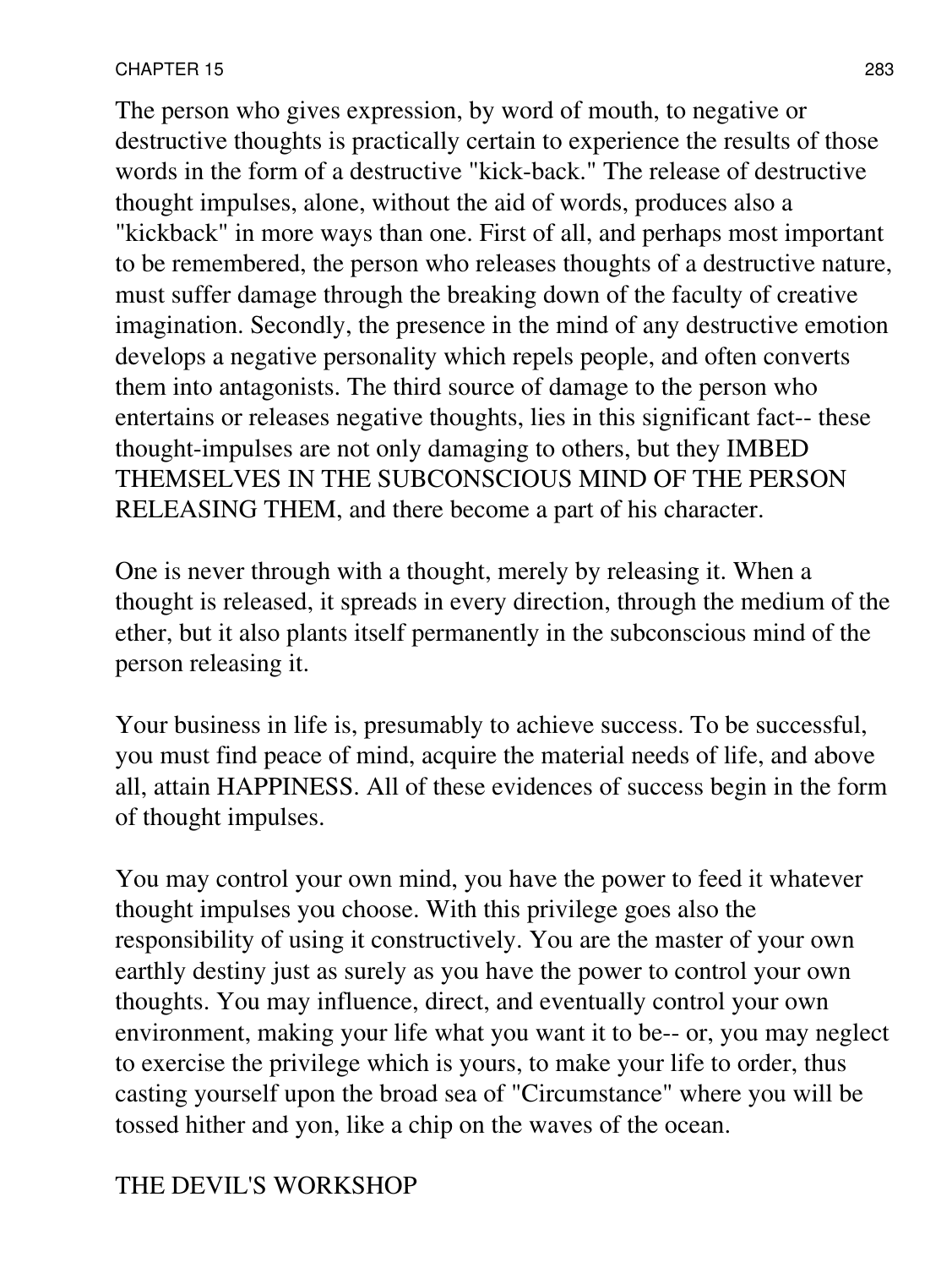The person who gives expression, by word of mouth, to negative or destructive thoughts is practically certain to experience the results of those words in the form of a destructive "kick-back." The release of destructive thought impulses, alone, without the aid of words, produces also a "kickback" in more ways than one. First of all, and perhaps most important to be remembered, the person who releases thoughts of a destructive nature, must suffer damage through the breaking down of the faculty of creative imagination. Secondly, the presence in the mind of any destructive emotion develops a negative personality which repels people, and often converts them into antagonists. The third source of damage to the person who entertains or releases negative thoughts, lies in this significant fact-- these thought-impulses are not only damaging to others, but they IMBED THEMSELVES IN THE SUBCONSCIOUS MIND OF THE PERSON RELEASING THEM, and there become a part of his character.

One is never through with a thought, merely by releasing it. When a thought is released, it spreads in every direction, through the medium of the ether, but it also plants itself permanently in the subconscious mind of the person releasing it.

Your business in life is, presumably to achieve success. To be successful, you must find peace of mind, acquire the material needs of life, and above all, attain HAPPINESS. All of these evidences of success begin in the form of thought impulses.

You may control your own mind, you have the power to feed it whatever thought impulses you choose. With this privilege goes also the responsibility of using it constructively. You are the master of your own earthly destiny just as surely as you have the power to control your own thoughts. You may influence, direct, and eventually control your own environment, making your life what you want it to be-- or, you may neglect to exercise the privilege which is yours, to make your life to order, thus casting yourself upon the broad sea of "Circumstance" where you will be tossed hither and yon, like a chip on the waves of the ocean.

## THE DEVIL'S WORKSHOP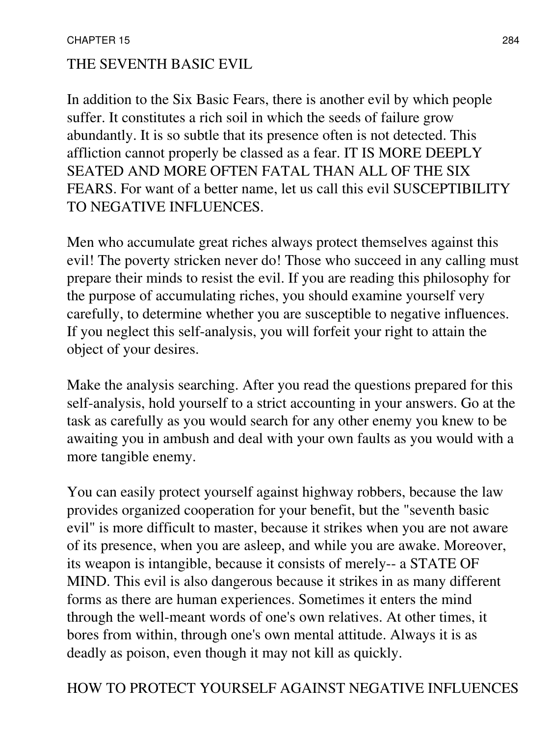## THE SEVENTH BASIC EVIL

In addition to the Six Basic Fears, there is another evil by which people suffer. It constitutes a rich soil in which the seeds of failure grow abundantly. It is so subtle that its presence often is not detected. This affliction cannot properly be classed as a fear. IT IS MORE DEEPLY SEATED AND MORE OFTEN FATAL THAN ALL OF THE SIX FEARS. For want of a better name, let us call this evil SUSCEPTIBILITY TO NEGATIVE INFLUENCES.

Men who accumulate great riches always protect themselves against this evil! The poverty stricken never do! Those who succeed in any calling must prepare their minds to resist the evil. If you are reading this philosophy for the purpose of accumulating riches, you should examine yourself very carefully, to determine whether you are susceptible to negative influences. If you neglect this self-analysis, you will forfeit your right to attain the object of your desires.

Make the analysis searching. After you read the questions prepared for this self-analysis, hold yourself to a strict accounting in your answers. Go at the task as carefully as you would search for any other enemy you knew to be awaiting you in ambush and deal with your own faults as you would with a more tangible enemy.

You can easily protect yourself against highway robbers, because the law provides organized cooperation for your benefit, but the "seventh basic evil" is more difficult to master, because it strikes when you are not aware of its presence, when you are asleep, and while you are awake. Moreover, its weapon is intangible, because it consists of merely-- a STATE OF MIND. This evil is also dangerous because it strikes in as many different forms as there are human experiences. Sometimes it enters the mind through the well-meant words of one's own relatives. At other times, it bores from within, through one's own mental attitude. Always it is as deadly as poison, even though it may not kill as quickly.

## HOW TO PROTECT YOURSELF AGAINST NEGATIVE INFLUENCES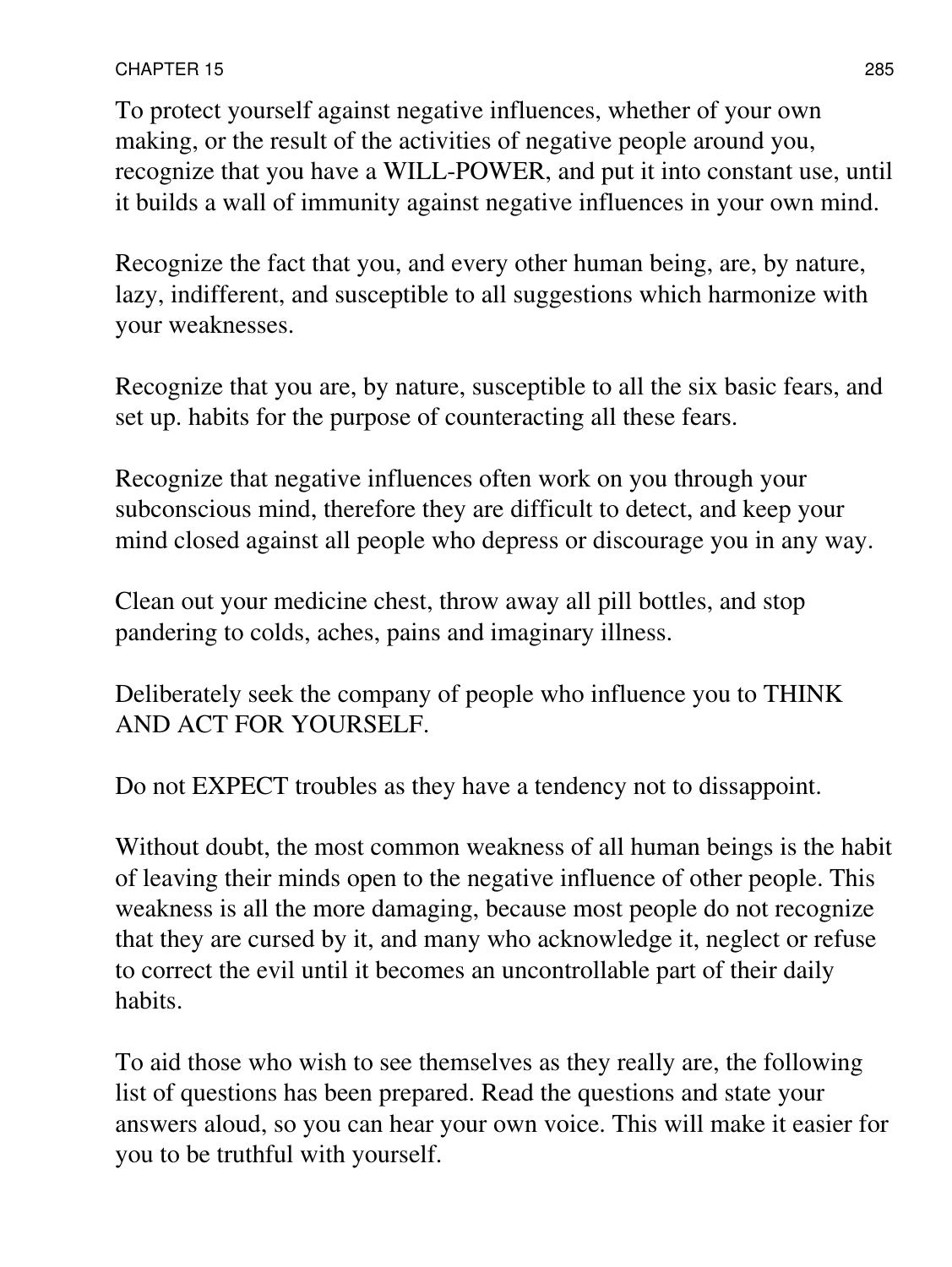To protect yourself against negative influences, whether of your own making, or the result of the activities of negative people around you, recognize that you have a WILL-POWER, and put it into constant use, until it builds a wall of immunity against negative influences in your own mind.

Recognize the fact that you, and every other human being, are, by nature, lazy, indifferent, and susceptible to all suggestions which harmonize with your weaknesses.

Recognize that you are, by nature, susceptible to all the six basic fears, and set up. habits for the purpose of counteracting all these fears.

Recognize that negative influences often work on you through your subconscious mind, therefore they are difficult to detect, and keep your mind closed against all people who depress or discourage you in any way.

Clean out your medicine chest, throw away all pill bottles, and stop pandering to colds, aches, pains and imaginary illness.

Deliberately seek the company of people who influence you to THINK AND ACT FOR YOURSELF.

Do not EXPECT troubles as they have a tendency not to dissappoint.

Without doubt, the most common weakness of all human beings is the habit of leaving their minds open to the negative influence of other people. This weakness is all the more damaging, because most people do not recognize that they are cursed by it, and many who acknowledge it, neglect or refuse to correct the evil until it becomes an uncontrollable part of their daily habits.

To aid those who wish to see themselves as they really are, the following list of questions has been prepared. Read the questions and state your answers aloud, so you can hear your own voice. This will make it easier for you to be truthful with yourself.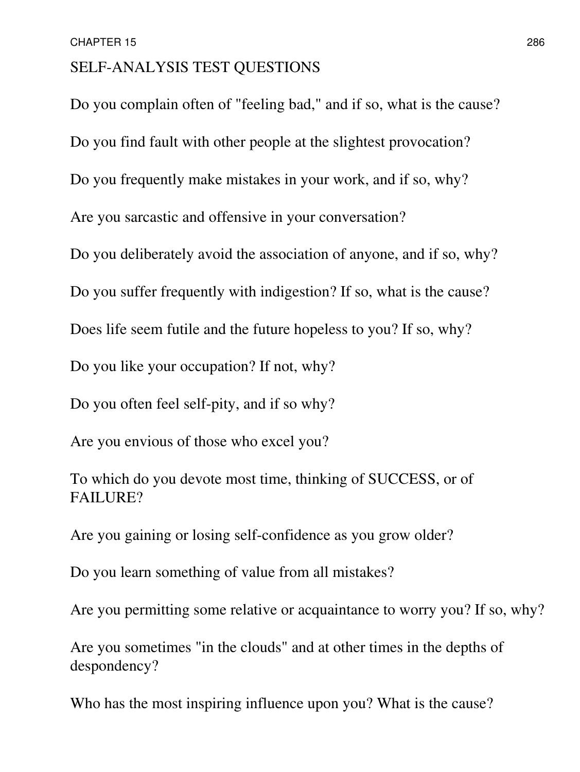## SELF-ANALYSIS TEST QUESTIONS

Do you complain often of "feeling bad," and if so, what is the cause?

Do you find fault with other people at the slightest provocation?

Do you frequently make mistakes in your work, and if so, why?

Are you sarcastic and offensive in your conversation?

Do you deliberately avoid the association of anyone, and if so, why?

Do you suffer frequently with indigestion? If so, what is the cause?

Does life seem futile and the future hopeless to you? If so, why?

Do you like your occupation? If not, why?

Do you often feel self-pity, and if so why?

Are you envious of those who excel you?

To which do you devote most time, thinking of SUCCESS, or of FAILURE?

Are you gaining or losing self-confidence as you grow older?

Do you learn something of value from all mistakes?

Are you permitting some relative or acquaintance to worry you? If so, why?

Are you sometimes "in the clouds" and at other times in the depths of despondency?

Who has the most inspiring influence upon you? What is the cause?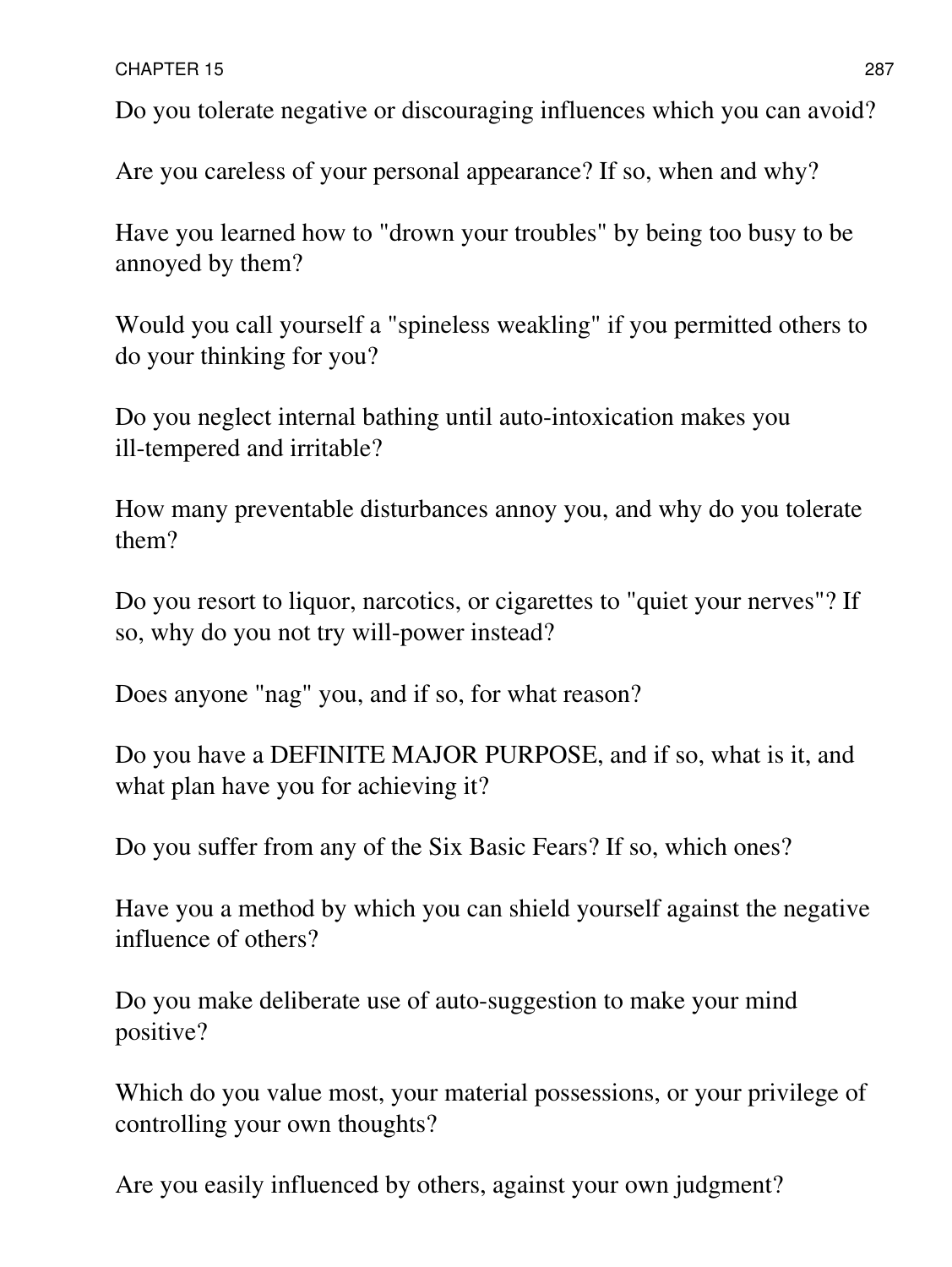Do you tolerate negative or discouraging influences which you can avoid?

Are you careless of your personal appearance? If so, when and why?

Have you learned how to "drown your troubles" by being too busy to be annoyed by them?

Would you call yourself a "spineless weakling" if you permitted others to do your thinking for you?

Do you neglect internal bathing until auto-intoxication makes you ill-tempered and irritable?

How many preventable disturbances annoy you, and why do you tolerate them?

Do you resort to liquor, narcotics, or cigarettes to "quiet your nerves"? If so, why do you not try will-power instead?

Does anyone "nag" you, and if so, for what reason?

Do you have a DEFINITE MAJOR PURPOSE, and if so, what is it, and what plan have you for achieving it?

Do you suffer from any of the Six Basic Fears? If so, which ones?

Have you a method by which you can shield yourself against the negative influence of others?

Do you make deliberate use of auto-suggestion to make your mind positive?

Which do you value most, your material possessions, or your privilege of controlling your own thoughts?

Are you easily influenced by others, against your own judgment?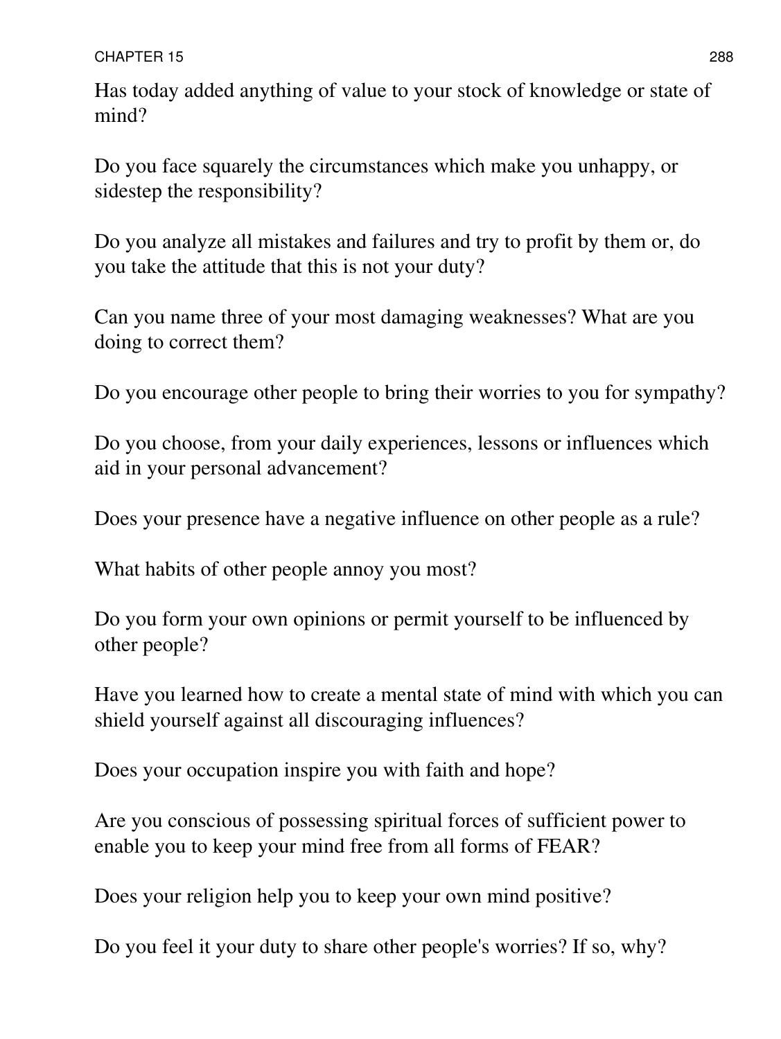Has today added anything of value to your stock of knowledge or state of mind?

Do you face squarely the circumstances which make you unhappy, or sidestep the responsibility?

Do you analyze all mistakes and failures and try to profit by them or, do you take the attitude that this is not your duty?

Can you name three of your most damaging weaknesses? What are you doing to correct them?

Do you encourage other people to bring their worries to you for sympathy?

Do you choose, from your daily experiences, lessons or influences which aid in your personal advancement?

Does your presence have a negative influence on other people as a rule?

What habits of other people annoy you most?

Do you form your own opinions or permit yourself to be influenced by other people?

Have you learned how to create a mental state of mind with which you can shield yourself against all discouraging influences?

Does your occupation inspire you with faith and hope?

Are you conscious of possessing spiritual forces of sufficient power to enable you to keep your mind free from all forms of FEAR?

Does your religion help you to keep your own mind positive?

Do you feel it your duty to share other people's worries? If so, why?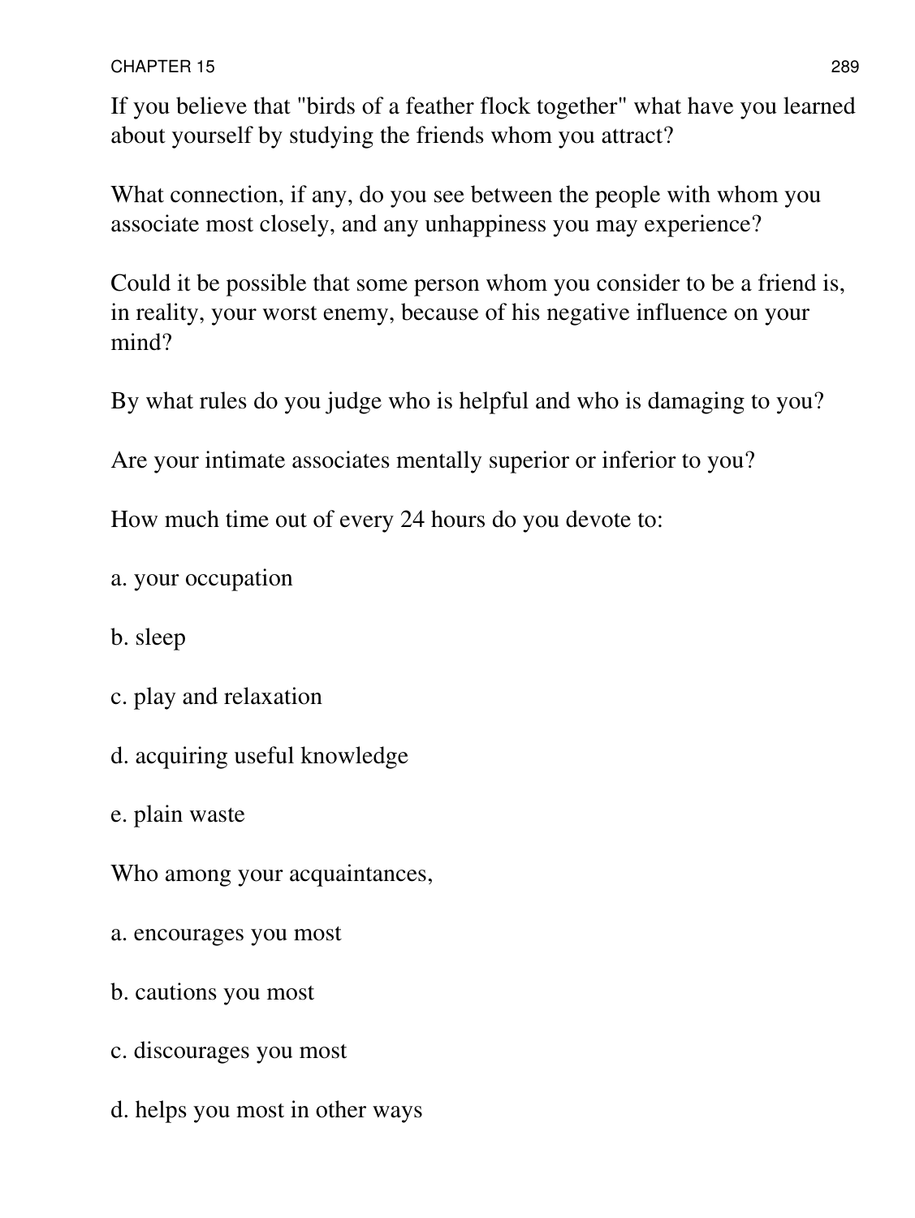If you believe that "birds of a feather flock together" what have you learned about yourself by studying the friends whom you attract?

What connection, if any, do you see between the people with whom you associate most closely, and any unhappiness you may experience?

Could it be possible that some person whom you consider to be a friend is, in reality, your worst enemy, because of his negative influence on your mind?

By what rules do you judge who is helpful and who is damaging to you?

Are your intimate associates mentally superior or inferior to you?

How much time out of every 24 hours do you devote to:

a. your occupation

b. sleep

c. play and relaxation

d. acquiring useful knowledge

e. plain waste

Who among your acquaintances,

a. encourages you most

b. cautions you most

c. discourages you most

d. helps you most in other ways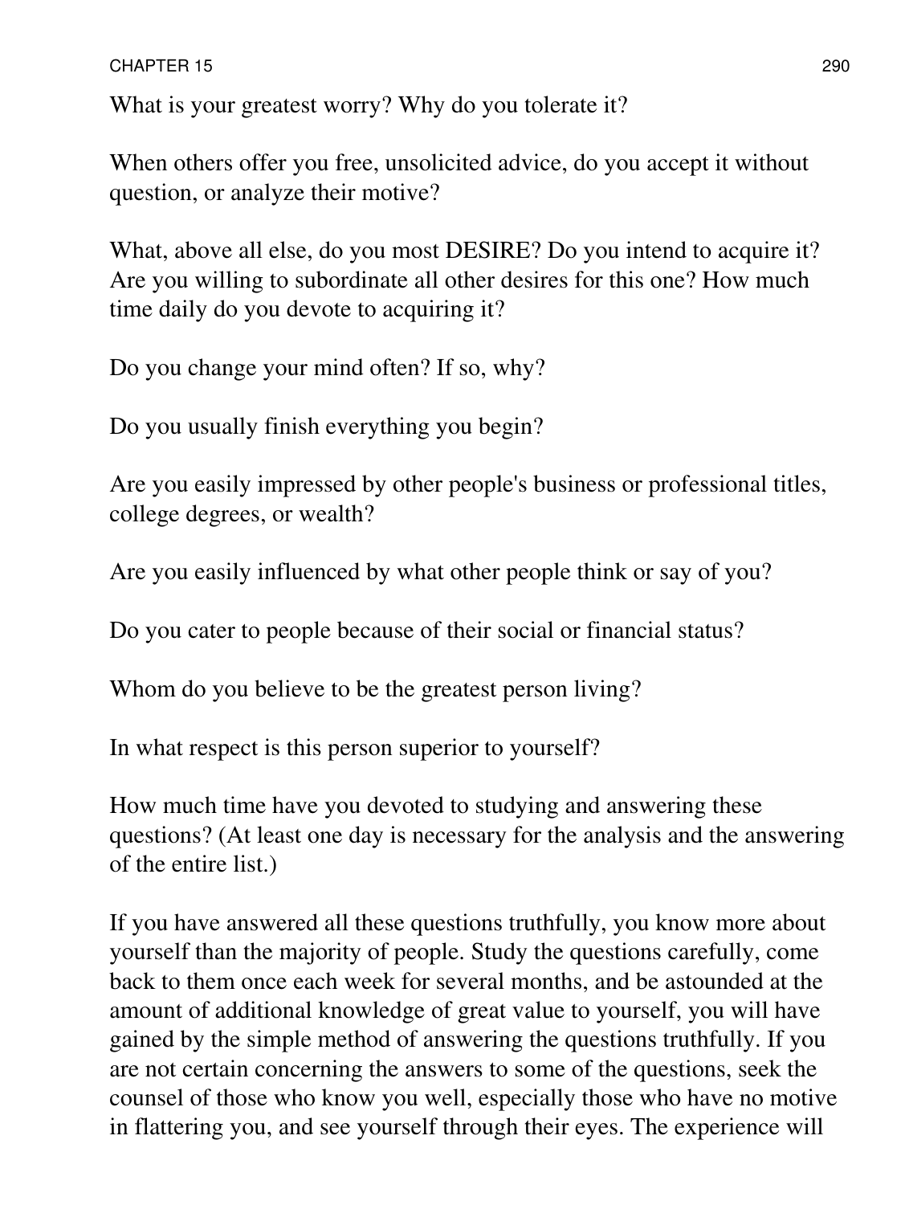What is your greatest worry? Why do you tolerate it?

When others offer you free, unsolicited advice, do you accept it without question, or analyze their motive?

What, above all else, do you most DESIRE? Do you intend to acquire it? Are you willing to subordinate all other desires for this one? How much time daily do you devote to acquiring it?

Do you change your mind often? If so, why?

Do you usually finish everything you begin?

Are you easily impressed by other people's business or professional titles, college degrees, or wealth?

Are you easily influenced by what other people think or say of you?

Do you cater to people because of their social or financial status?

Whom do you believe to be the greatest person living?

In what respect is this person superior to yourself?

How much time have you devoted to studying and answering these questions? (At least one day is necessary for the analysis and the answering of the entire list.)

If you have answered all these questions truthfully, you know more about yourself than the majority of people. Study the questions carefully, come back to them once each week for several months, and be astounded at the amount of additional knowledge of great value to yourself, you will have gained by the simple method of answering the questions truthfully. If you are not certain concerning the answers to some of the questions, seek the counsel of those who know you well, especially those who have no motive in flattering you, and see yourself through their eyes. The experience will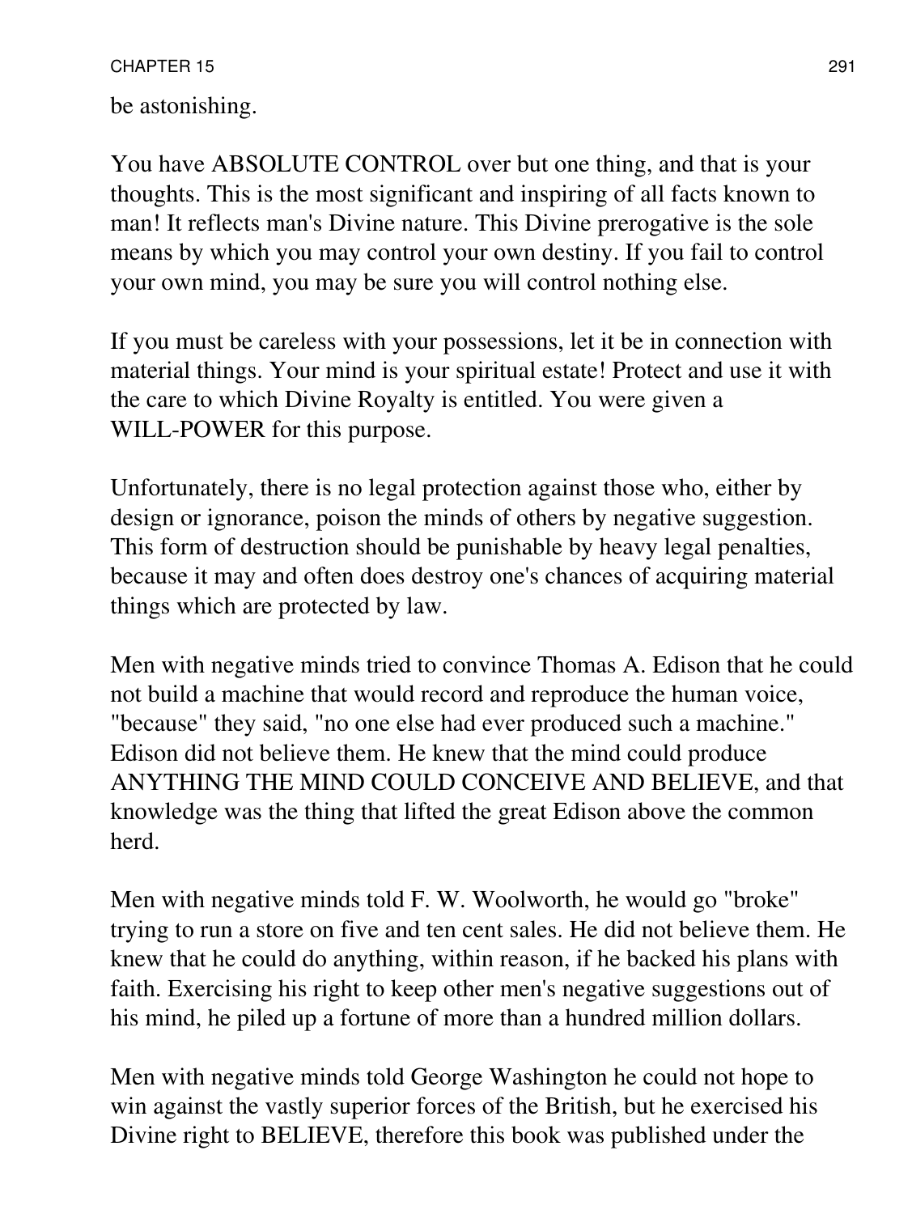be astonishing.

You have ABSOLUTE CONTROL over but one thing, and that is your thoughts. This is the most significant and inspiring of all facts known to man! It reflects man's Divine nature. This Divine prerogative is the sole means by which you may control your own destiny. If you fail to control your own mind, you may be sure you will control nothing else.

If you must be careless with your possessions, let it be in connection with material things. Your mind is your spiritual estate! Protect and use it with the care to which Divine Royalty is entitled. You were given a WILL-POWER for this purpose.

Unfortunately, there is no legal protection against those who, either by design or ignorance, poison the minds of others by negative suggestion. This form of destruction should be punishable by heavy legal penalties, because it may and often does destroy one's chances of acquiring material things which are protected by law.

Men with negative minds tried to convince Thomas A. Edison that he could not build a machine that would record and reproduce the human voice, "because" they said, "no one else had ever produced such a machine." Edison did not believe them. He knew that the mind could produce ANYTHING THE MIND COULD CONCEIVE AND BELIEVE, and that knowledge was the thing that lifted the great Edison above the common herd.

Men with negative minds told F. W. Woolworth, he would go "broke" trying to run a store on five and ten cent sales. He did not believe them. He knew that he could do anything, within reason, if he backed his plans with faith. Exercising his right to keep other men's negative suggestions out of his mind, he piled up a fortune of more than a hundred million dollars.

Men with negative minds told George Washington he could not hope to win against the vastly superior forces of the British, but he exercised his Divine right to BELIEVE, therefore this book was published under the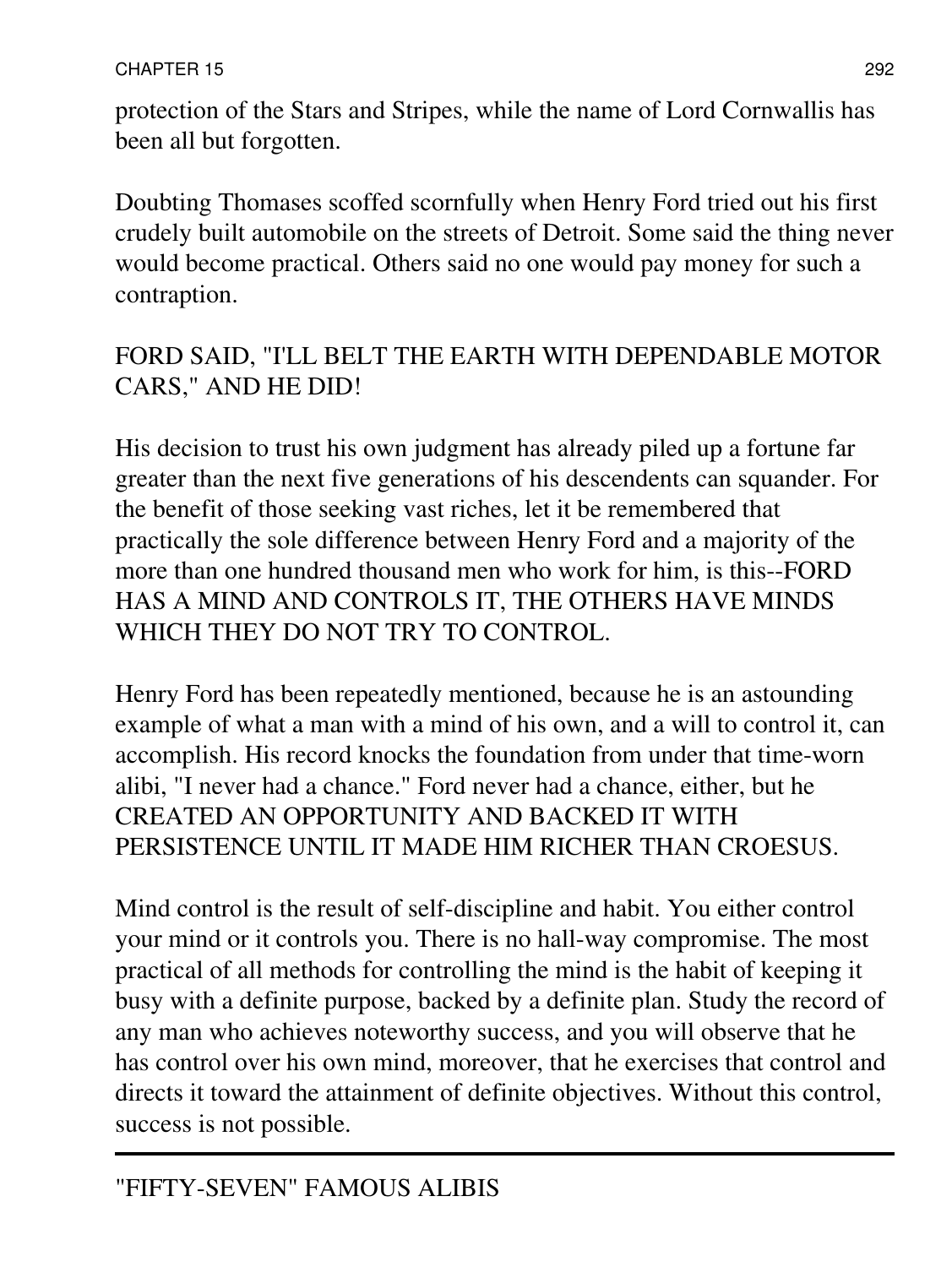protection of the Stars and Stripes, while the name of Lord Cornwallis has been all but forgotten.

Doubting Thomases scoffed scornfully when Henry Ford tried out his first crudely built automobile on the streets of Detroit. Some said the thing never would become practical. Others said no one would pay money for such a contraption.

FORD SAID, "I'LL BELT THE EARTH WITH DEPENDABLE MOTOR CARS," AND HE DID!

His decision to trust his own judgment has already piled up a fortune far greater than the next five generations of his descendents can squander. For the benefit of those seeking vast riches, let it be remembered that practically the sole difference between Henry Ford and a majority of the more than one hundred thousand men who work for him, is this--FORD HAS A MIND AND CONTROLS IT, THE OTHERS HAVE MINDS WHICH THEY DO NOT TRY TO CONTROL.

Henry Ford has been repeatedly mentioned, because he is an astounding example of what a man with a mind of his own, and a will to control it, can accomplish. His record knocks the foundation from under that time-worn alibi, "I never had a chance." Ford never had a chance, either, but he CREATED AN OPPORTUNITY AND BACKED IT WITH PERSISTENCE UNTIL IT MADE HIM RICHER THAN CROESUS.

Mind control is the result of self-discipline and habit. You either control your mind or it controls you. There is no hall-way compromise. The most practical of all methods for controlling the mind is the habit of keeping it busy with a definite purpose, backed by a definite plan. Study the record of any man who achieves noteworthy success, and you will observe that he has control over his own mind, moreover, that he exercises that control and directs it toward the attainment of definite objectives. Without this control, success is not possible.

---

"FIFTY-SEVEN" FAMOUS ALIBIS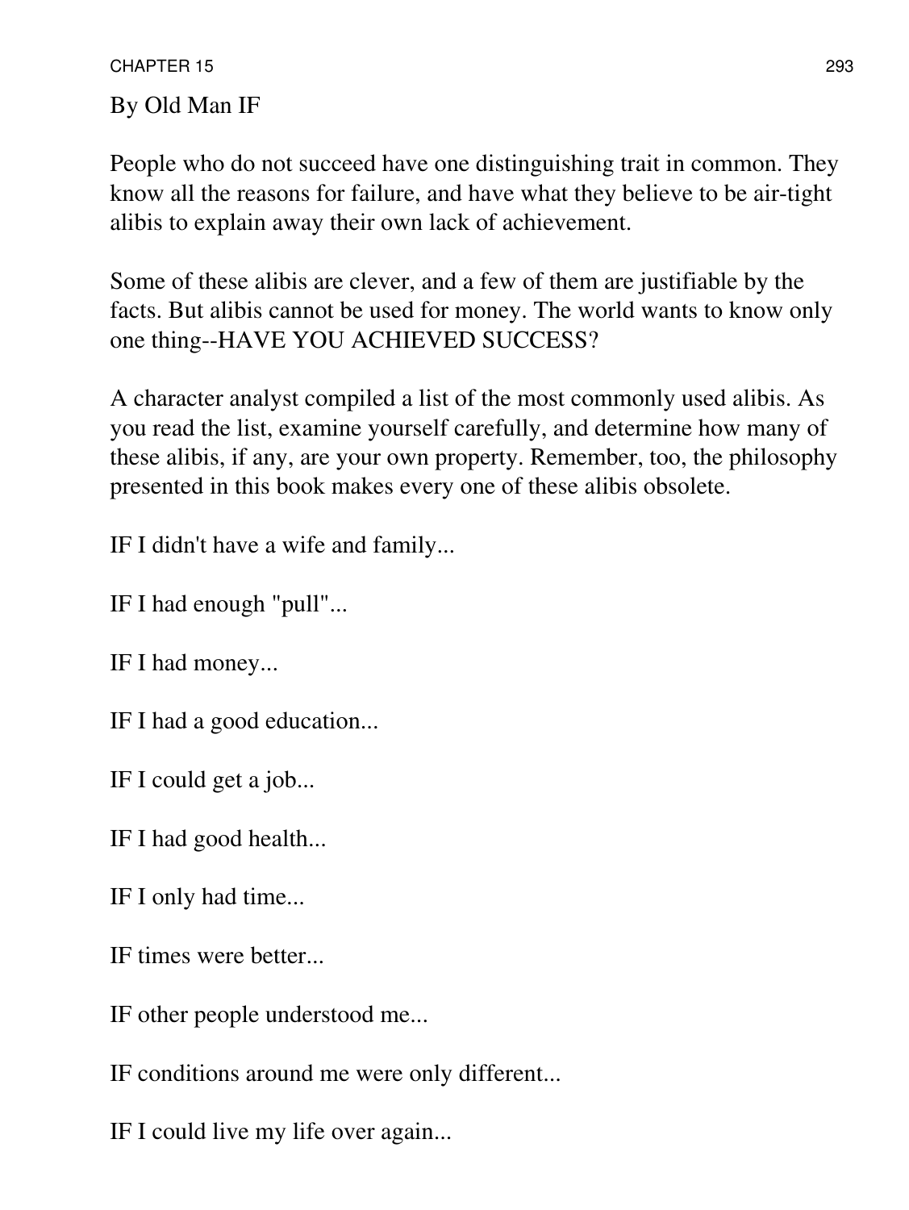By Old Man IF

People who do not succeed have one distinguishing trait in common. They know all the reasons for failure, and have what they believe to be air-tight alibis to explain away their own lack of achievement.

Some of these alibis are clever, and a few of them are justifiable by the facts. But alibis cannot be used for money. The world wants to know only one thing--HAVE YOU ACHIEVED SUCCESS?

A character analyst compiled a list of the most commonly used alibis. As you read the list, examine yourself carefully, and determine how many of these alibis, if any, are your own property. Remember, too, the philosophy presented in this book makes every one of these alibis obsolete.

IF I didn't have a wife and family...

IF I had enough "pull"...

IF I had money...

IF I had a good education...

IF I could get a job...

IF I had good health...

IF I only had time...

IF times were better...

IF other people understood me...

IF conditions around me were only different...

IF I could live my life over again...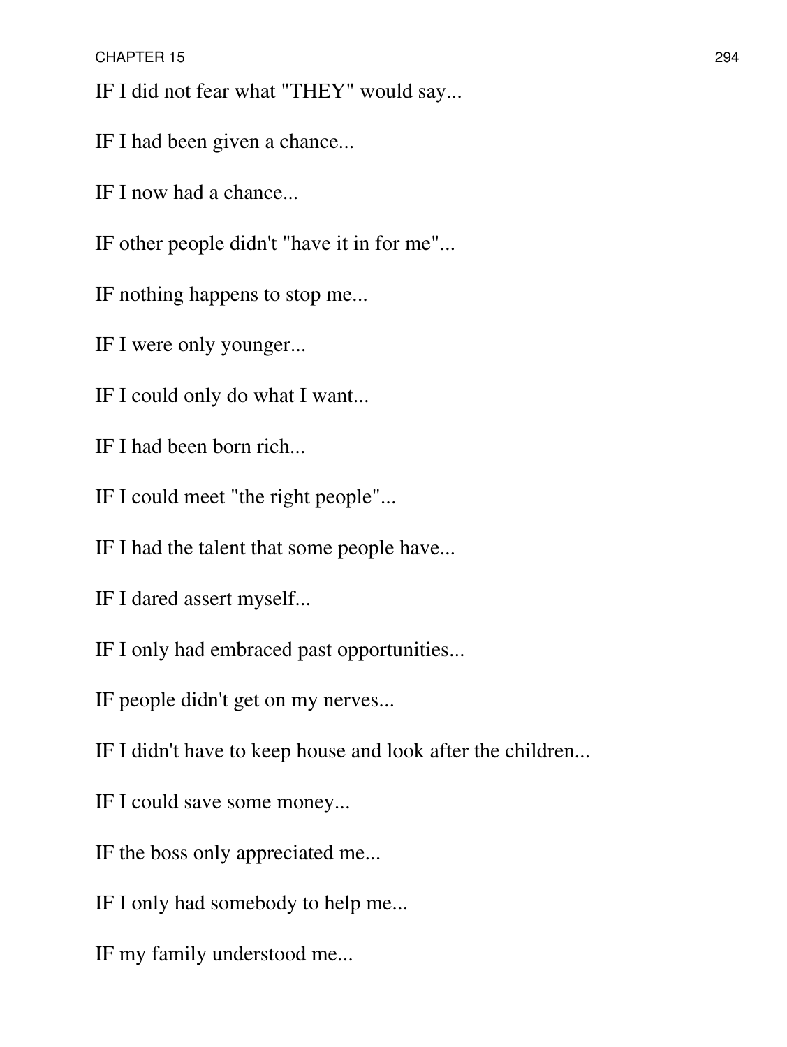IF I did not fear what "THEY" would say...

IF I had been given a chance...

IF I now had a chance...

IF other people didn't "have it in for me"...

IF nothing happens to stop me...

IF I were only younger...

IF I could only do what I want...

IF I had been born rich...

IF I could meet "the right people"...

IF I had the talent that some people have...

IF I dared assert myself...

IF I only had embraced past opportunities...

IF people didn't get on my nerves...

IF I didn't have to keep house and look after the children...

IF I could save some money...

IF the boss only appreciated me...

IF I only had somebody to help me...

IF my family understood me...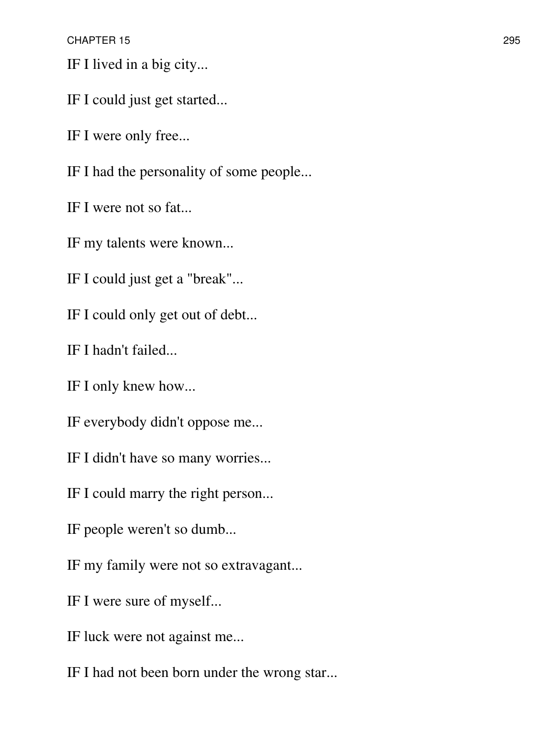IF I lived in a big city...

IF I could just get started...

IF I were only free...

IF I had the personality of some people...

IF I were not so fat...

IF my talents were known...

IF I could just get a "break"...

IF I could only get out of debt...

IF I hadn't failed...

IF I only knew how...

IF everybody didn't oppose me...

IF I didn't have so many worries...

IF I could marry the right person...

IF people weren't so dumb...

IF my family were not so extravagant...

IF I were sure of myself...

IF luck were not against me...

IF I had not been born under the wrong star...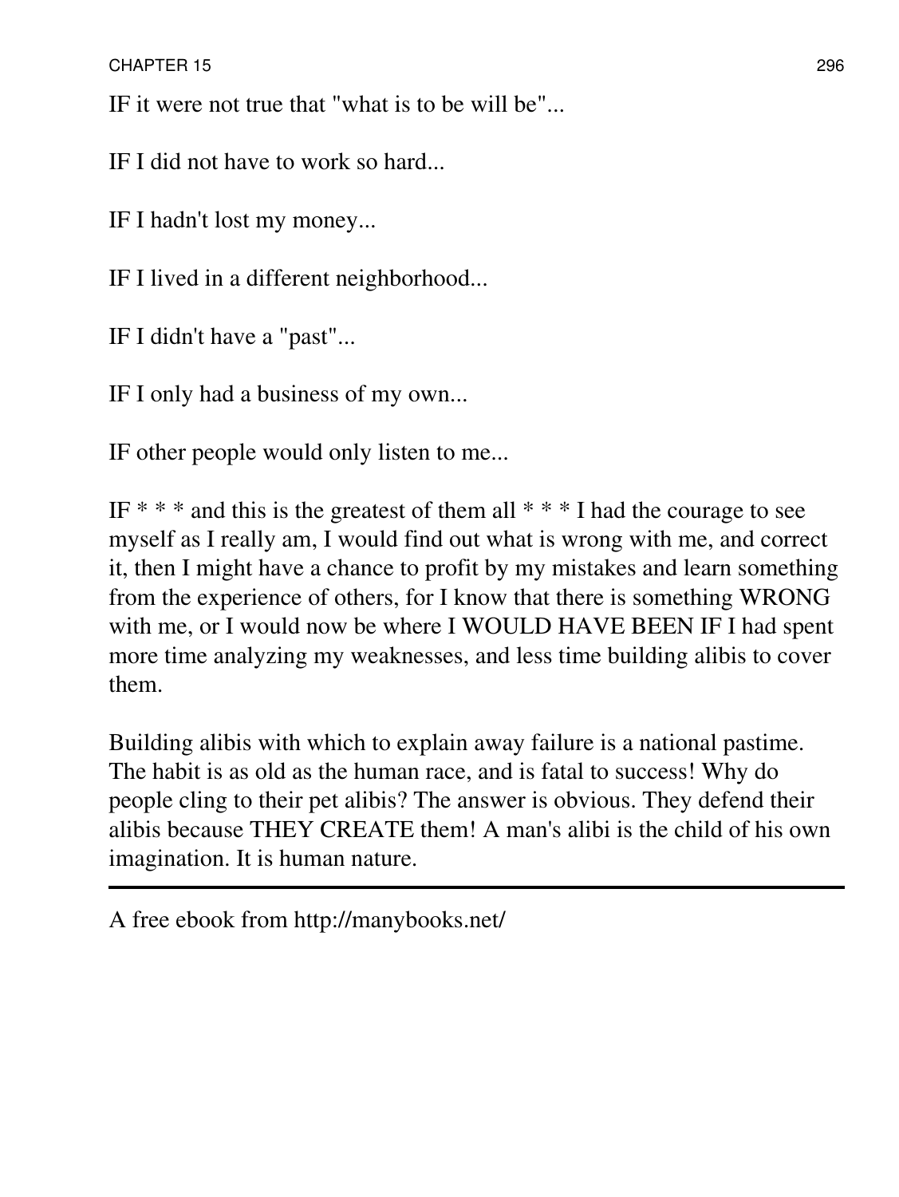IF it were not true that "what is to be will be"...

IF I did not have to work so hard...

IF I hadn't lost my money...

IF I lived in a different neighborhood...

IF I didn't have a "past"...

IF I only had a business of my own...

IF other people would only listen to me...

IF * * * and this is the greatest of them all * * * I had the courage to see myself as I really am, I would find out what is wrong with me, and correct it, then I might have a chance to profit by my mistakes and learn something from the experience of others, for I know that there is something WRONG with me, or I would now be where I WOULD HAVE BEEN IF I had spent more time analyzing my weaknesses, and less time building alibis to cover them.

Building alibis with which to explain away failure is a national pastime. The habit is as old as the human race, and is fatal to success! Why do people cling to their pet alibis? The answer is obvious. They defend their alibis because THEY CREATE them! A man's alibi is the child of his own imagination. It is human nature.

---

A free ebook from http://manybooks.net/